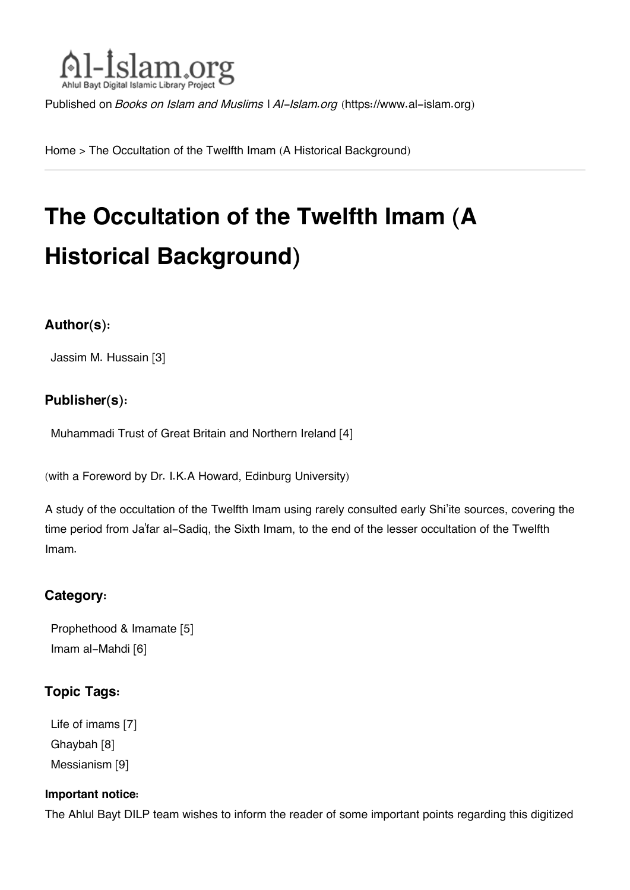Al-Islam.org
Ahlul Bayt Digital Islamic Library Project

Published on *Books on Islam and Muslims | Al-Islam.org* (https://www.al-islam.org)

Home > The Occultation of the Twelfth Imam (A Historical Background)

# The Occultation of the Twelfth Imam (A Historical Background)

### Author(s):

Jassim M. Hussain [3]

### Publisher(s):

Muhammadi Trust of Great Britain and Northern Ireland [4]

(with a Foreword by Dr. I.K.A Howard, Edinburg University)

A study of the occultation of the Twelfth Imam using rarely consulted early Shi'ite sources, covering the time period from Ja'far al-Sadiq, the Sixth Imam, to the end of the lesser occultation of the Twelfth Imam.

### Category:

Prophethood & Imamate [5]
Imam al-Mahdi [6]

### Topic Tags:

Life of imams [7]
Ghaybah [8]
Messianism [9]

**Important notice:**

The Ahlul Bayt DILP team wishes to inform the reader of some important points regarding this digitized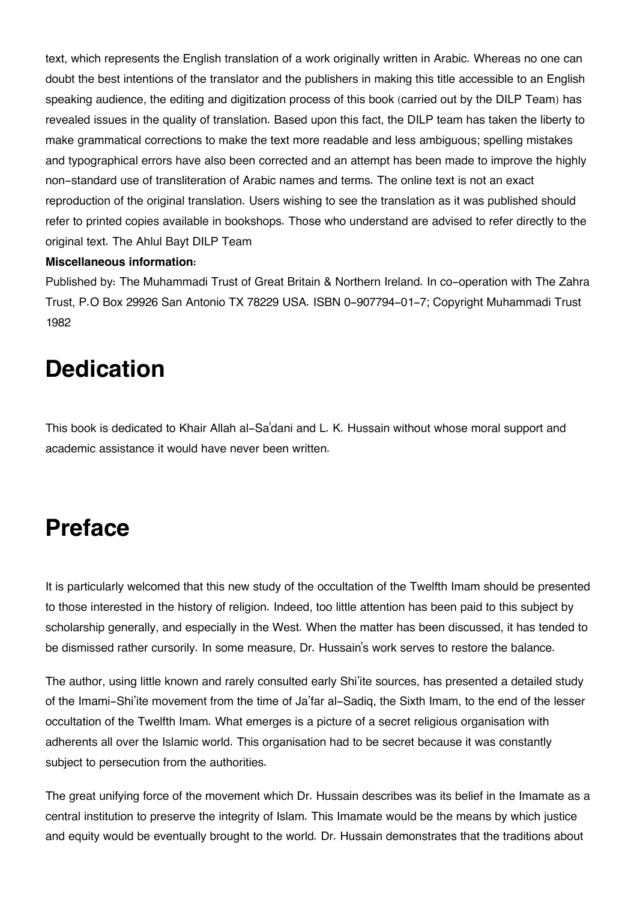text, which represents the English translation of a work originally written in Arabic. Whereas no one can doubt the best intentions of the translator and the publishers in making this title accessible to an English speaking audience, the editing and digitization process of this book (carried out by the DILP Team) has revealed issues in the quality of translation. Based upon this fact, the DILP team has taken the liberty to make grammatical corrections to make the text more readable and less ambiguous; spelling mistakes and typographical errors have also been corrected and an attempt has been made to improve the highly non-standard use of transliteration of Arabic names and terms. The online text is not an exact reproduction of the original translation. Users wishing to see the translation as it was published should refer to printed copies available in bookshops. Those who understand are advised to refer directly to the original text. The Ahlul Bayt DILP Team

**Miscellaneous information:**

Published by: The Muhammadi Trust of Great Britain & Northern Ireland. In co-operation with The Zahra Trust, P.O Box 29926 San Antonio TX 78229 USA. ISBN 0-907794-01-7; Copyright Muhammadi Trust 1982

# Dedication

This book is dedicated to Khair Allah al-Sa'dani and L. K. Hussain without whose moral support and academic assistance it would have never been written.

# Preface

It is particularly welcomed that this new study of the occultation of the Twelfth Imam should be presented to those interested in the history of religion. Indeed, too little attention has been paid to this subject by scholarship generally, and especially in the West. When the matter has been discussed, it has tended to be dismissed rather cursorily. In some measure, Dr. Hussain's work serves to restore the balance.

The author, using little known and rarely consulted early Shi'ite sources, has presented a detailed study of the Imami-Shi'ite movement from the time of Ja'far al-Sadiq, the Sixth Imam, to the end of the lesser occultation of the Twelfth Imam. What emerges is a picture of a secret religious organisation with adherents all over the Islamic world. This organisation had to be secret because it was constantly subject to persecution from the authorities.

The great unifying force of the movement which Dr. Hussain describes was its belief in the Imamate as a central institution to preserve the integrity of Islam. This Imamate would be the means by which justice and equity would be eventually brought to the world. Dr. Hussain demonstrates that the traditions about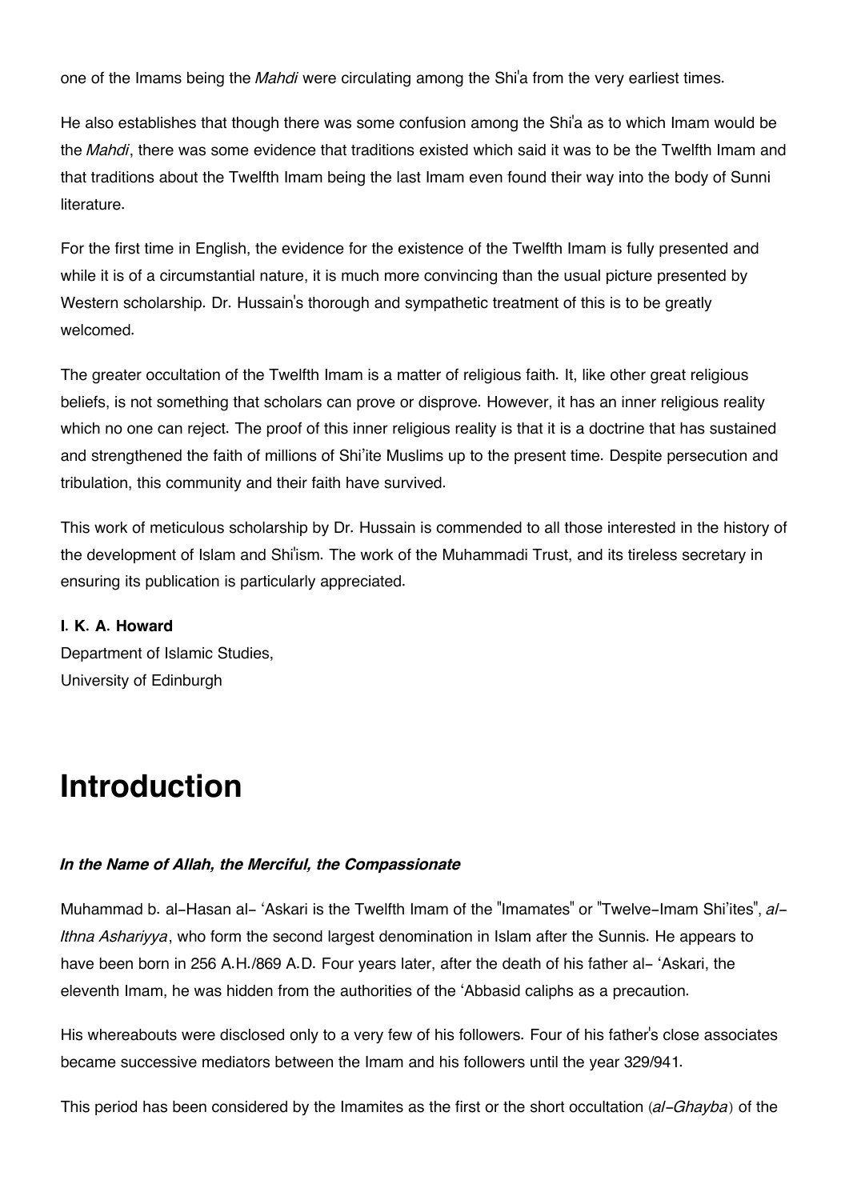one of the Imams being the *Mahdi* were circulating among the Shi'a from the very earliest times.

He also establishes that though there was some confusion among the Shi'a as to which Imam would be the *Mahdi*, there was some evidence that traditions existed which said it was to be the Twelfth Imam and that traditions about the Twelfth Imam being the last Imam even found their way into the body of Sunni literature.

For the first time in English, the evidence for the existence of the Twelfth Imam is fully presented and while it is of a circumstantial nature, it is much more convincing than the usual picture presented by Western scholarship. Dr. Hussain's thorough and sympathetic treatment of this is to be greatly welcomed.

The greater occultation of the Twelfth Imam is a matter of religious faith. It, like other great religious beliefs, is not something that scholars can prove or disprove. However, it has an inner religious reality which no one can reject. The proof of this inner religious reality is that it is a doctrine that has sustained and strengthened the faith of millions of Shi'ite Muslims up to the present time. Despite persecution and tribulation, this community and their faith have survived.

This work of meticulous scholarship by Dr. Hussain is commended to all those interested in the history of the development of Islam and Shi'ism. The work of the Muhammadi Trust, and its tireless secretary in ensuring its publication is particularly appreciated.

**I. K. A. Howard**
Department of Islamic Studies,
University of Edinburgh

# Introduction

***In the Name of Allah, the Merciful, the Compassionate***

Muhammad b. al-Hasan al- 'Askari is the Twelfth Imam of the "Imamates" or "Twelve-Imam Shi'ites", *al-Ithna Ashariyya*, who form the second largest denomination in Islam after the Sunnis. He appears to have been born in 256 A.H./869 A.D. Four years later, after the death of his father al- 'Askari, the eleventh Imam, he was hidden from the authorities of the 'Abbasid caliphs as a precaution.

His whereabouts were disclosed only to a very few of his followers. Four of his father's close associates became successive mediators between the Imam and his followers until the year 329/941.

This period has been considered by the Imamites as the first or the short occultation (*al-Ghayba*) of the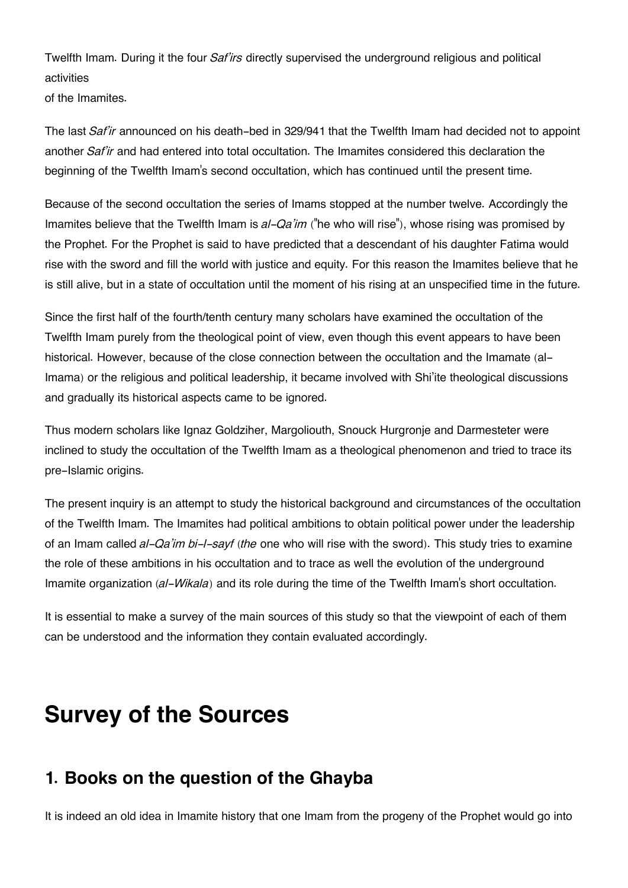Twelfth Imam. During it the four *Saf'irs* directly supervised the underground religious and political activities
of the Imamites.

The last *Saf'ir* announced on his death-bed in 329/941 that the Twelfth Imam had decided not to appoint another *Saf'ir* and had entered into total occultation. The Imamites considered this declaration the beginning of the Twelfth Imam's second occultation, which has continued until the present time.

Because of the second occultation the series of Imams stopped at the number twelve. Accordingly the Imamites believe that the Twelfth Imam is *al-Qa'im* ("he who will rise"), whose rising was promised by the Prophet. For the Prophet is said to have predicted that a descendant of his daughter Fatima would rise with the sword and fill the world with justice and equity. For this reason the Imamites believe that he is still alive, but in a state of occultation until the moment of his rising at an unspecified time in the future.

Since the first half of the fourth/tenth century many scholars have examined the occultation of the Twelfth Imam purely from the theological point of view, even though this event appears to have been historical. However, because of the close connection between the occultation and the Imamate (al-Imama) or the religious and political leadership, it became involved with Shi'ite theological discussions and gradually its historical aspects came to be ignored.

Thus modern scholars like Ignaz Goldziher, Margoliouth, Snouck Hurgronje and Darmesteter were inclined to study the occultation of the Twelfth Imam as a theological phenomenon and tried to trace its pre-Islamic origins.

The present inquiry is an attempt to study the historical background and circumstances of the occultation of the Twelfth Imam. The Imamites had political ambitions to obtain political power under the leadership of an Imam called *al-Qa'im bi-l-sayf* (*the* one who will rise with the sword). This study tries to examine the role of these ambitions in his occultation and to trace as well the evolution of the underground Imamite organization (*al-Wikala*) and its role during the time of the Twelfth Imam's short occultation.

It is essential to make a survey of the main sources of this study so that the viewpoint of each of them can be understood and the information they contain evaluated accordingly.

# Survey of the Sources

## 1. Books on the question of the Ghayba

It is indeed an old idea in Imamite history that one Imam from the progeny of the Prophet would go into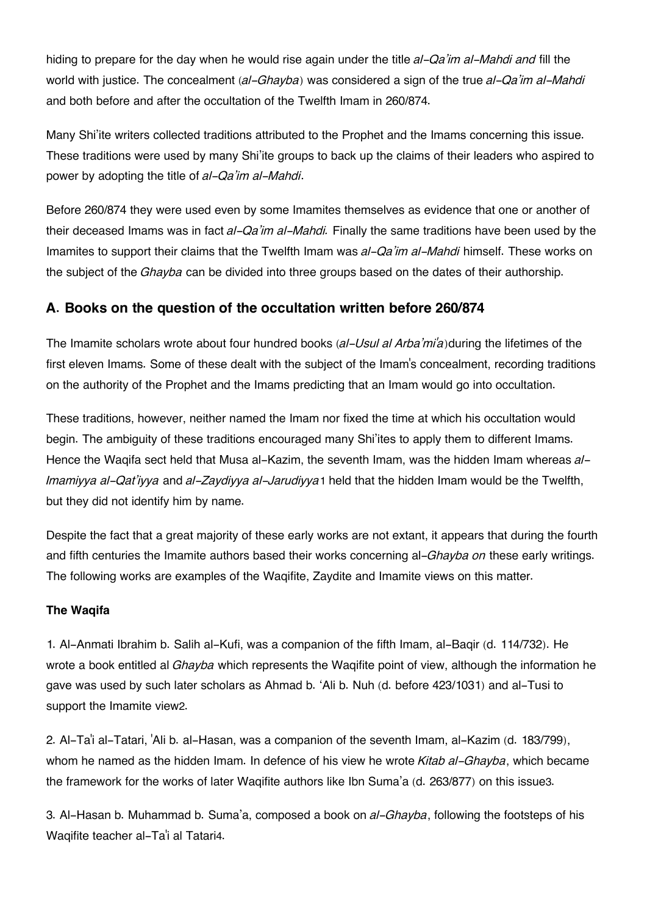hiding to prepare for the day when he would rise again under the title *al-Qa'im al-Mahdi and* fill the world with justice. The concealment (*al-Ghayba*) was considered a sign of the true *al-Qa'im al-Mahdi* and both before and after the occultation of the Twelfth Imam in 260/874.

Many Shi'ite writers collected traditions attributed to the Prophet and the Imams concerning this issue. These traditions were used by many Shi'ite groups to back up the claims of their leaders who aspired to power by adopting the title of *al-Qa'im al-Mahdi*.

Before 260/874 they were used even by some Imamites themselves as evidence that one or another of their deceased Imams was in fact *al-Qa'im al-Mahdi.* Finally the same traditions have been used by the Imamites to support their claims that the Twelfth Imam was *al-Qa'im al-Mahdi* himself. These works on the subject of the *Ghayba* can be divided into three groups based on the dates of their authorship.

## A. Books on the question of the occultation written before 260/874

The Imamite scholars wrote about four hundred books (*al-Usul al Arba'mi'a*)during the lifetimes of the first eleven Imams. Some of these dealt with the subject of the Imam's concealment, recording traditions on the authority of the Prophet and the Imams predicting that an Imam would go into occultation.

These traditions, however, neither named the Imam nor fixed the time at which his occultation would begin. The ambiguity of these traditions encouraged many Shi'ites to apply them to different Imams. Hence the Waqifa sect held that Musa al-Kazim, the seventh Imam, was the hidden Imam whereas *al-Imamiyya al-Qat'iyya* and *al-Zaydiyya al-Jarudiyya*[1] held that the hidden Imam would be the Twelfth, but they did not identify him by name.

Despite the fact that a great majority of these early works are not extant, it appears that during the fourth and fifth centuries the Imamite authors based their works concerning al-*Ghayba on* these early writings. The following works are examples of the Waqifite, Zaydite and Imamite views on this matter.

#### The Waqifa

1. Al-Anmati Ibrahim b. Salih al-Kufi, was a companion of the fifth Imam, al-Baqir (d. 114/732). He wrote a book entitled al *Ghayba* which represents the Waqifite point of view, although the information he gave was used by such later scholars as Ahmad b. 'Ali b. Nuh (d. before 423/1031) and al-Tusi to support the Imamite view[2].

2. Al-Ta'i al-Tatari, 'Ali b. al-Hasan, was a companion of the seventh Imam, al-Kazim (d. 183/799), whom he named as the hidden Imam. In defence of his view he wrote *Kitab al-Ghayba*, which became the framework for the works of later Waqifite authors like Ibn Suma'a (d. 263/877) on this issue[3].

3. Al-Hasan b. Muhammad b. Suma'a, composed a book on *al-Ghayba*, following the footsteps of his Waqifite teacher al-Ta'i al Tatari[4].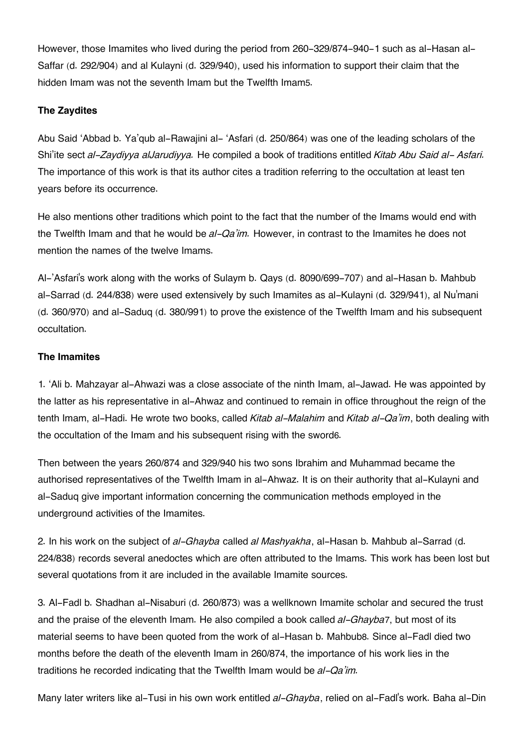However, those Imamites who lived during the period from 260-329/874-940-1 such as al-Hasan al-Saffar (d. 292/904) and al Kulayni (d. 329/940), used his information to support their claim that the hidden Imam was not the seventh Imam but the Twelfth Imam[5].

#### The Zaydites

Abu Said 'Abbad b. Ya'qub al-Rawajini al- 'Asfari (d. 250/864) was one of the leading scholars of the Shi'ite sect *al-Zaydiyya alJarudiyya*. He compiled a book of traditions entitled *Kitab Abu Said al- Asfari.* The importance of this work is that its author cites a tradition referring to the occultation at least ten years before its occurrence.

He also mentions other traditions which point to the fact that the number of the Imams would end with the Twelfth Imam and that he would be *al-Qa'im.* However, in contrast to the Imamites he does not mention the names of the twelve Imams.

Al-'Asfari's work along with the works of Sulaym b. Qays (d. 8090/699-707) and al-Hasan b. Mahbub al-Sarrad (d. 244/838) were used extensively by such Imamites as al-Kulayni (d. 329/941), al Nu'mani (d. 360/970) and al-Saduq (d. 380/991) to prove the existence of the Twelfth Imam and his subsequent occultation.

#### The Imamites

1. 'Ali b. Mahzayar al-Ahwazi was a close associate of the ninth Imam, al-Jawad. He was appointed by the latter as his representative in al-Ahwaz and continued to remain in office throughout the reign of the tenth Imam, al-Hadi. He wrote two books, called *Kitab al-Malahim* and *Kitab al-Qa'im*, both dealing with the occultation of the Imam and his subsequent rising with the sword[6].

Then between the years 260/874 and 329/940 his two sons Ibrahim and Muhammad became the authorised representatives of the Twelfth Imam in al-Ahwaz. It is on their authority that al-Kulayni and al-Saduq give important information concerning the communication methods employed in the underground activities of the Imamites.

2. In his work on the subject of *al-Ghayba* called *al Mashyakha*, al-Hasan b. Mahbub al-Sarrad (d. 224/838) records several anedoctes which are often attributed to the Imams. This work has been lost but several quotations from it are included in the available Imamite sources.

3. Al-Fadl b. Shadhan al-Nisaburi (d. 260/873) was a wellknown Imamite scholar and secured the trust and the praise of the eleventh Imam. He also compiled a book called *al-Ghayba*[7], but most of its material seems to have been quoted from the work of al-Hasan b. Mahbub[8]. Since al-Fadl died two months before the death of the eleventh Imam in 260/874, the importance of his work lies in the traditions he recorded indicating that the Twelfth Imam would be *al-Qa'im.*

Many later writers like al-Tusi in his own work entitled *al-Ghayba*, relied on al-Fadl's work. Baha al-Din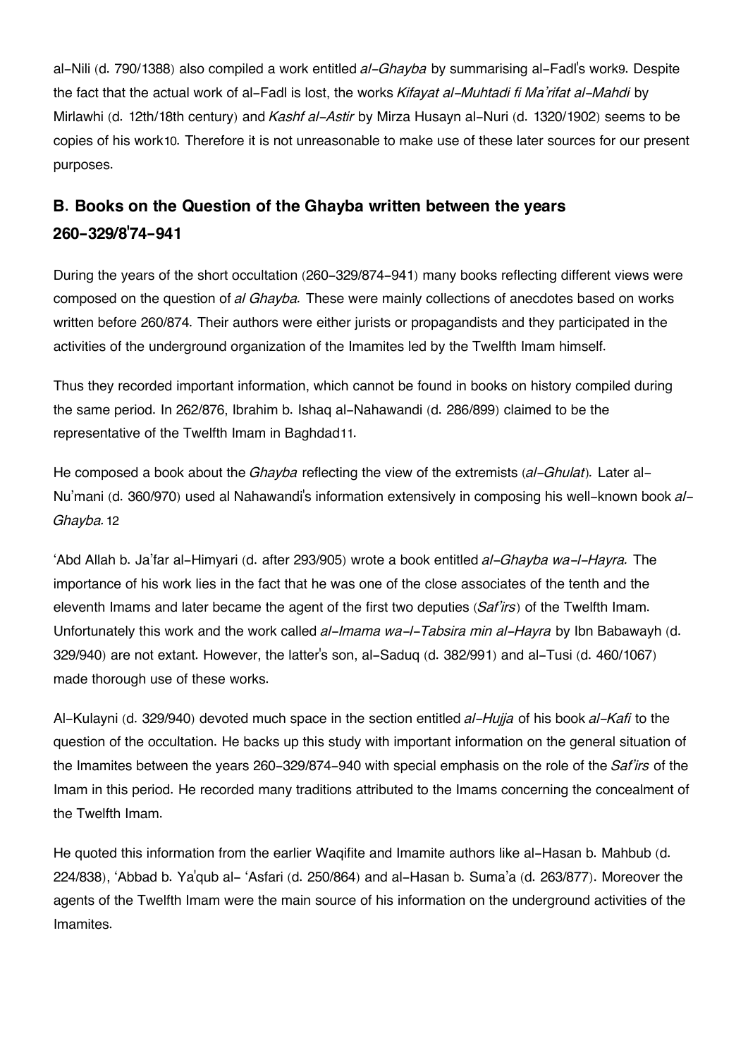al-Nili (d. 790/1388) also compiled a work entitled *al-Ghayba* by summarising al-Fadl's work[9]. Despite the fact that the actual work of al-Fadl is lost, the works *Kifayat al-Muhtadi fi Ma'rifat al-Mahdi* by Mirlawhi (d. 12th/18th century) and *Kashf al-Astir* by Mirza Husayn al-Nuri (d. 1320/1902) seems to be copies of his work[10]. Therefore it is not unreasonable to make use of these later sources for our present purposes.

## B. Books on the Question of the Ghayba written between the years 260-329/8'74-941

During the years of the short occultation (260-329/874-941) many books reflecting different views were composed on the question of *al Ghayba.* These were mainly collections of anecdotes based on works written before 260/874. Their authors were either jurists or propagandists and they participated in the activities of the underground organization of the Imamites led by the Twelfth Imam himself.

Thus they recorded important information, which cannot be found in books on history compiled during the same period. In 262/876, Ibrahim b. Ishaq al-Nahawandi (d. 286/899) claimed to be the representative of the Twelfth Imam in Baghdad[11].

He composed a book about the *Ghayba* reflecting the view of the extremists (*al-Ghulat*). Later al-Nu'mani (d. 360/970) used al Nahawandi's information extensively in composing his well-known book *al-Ghayba.*[12]

'Abd Allah b. Ja'far al-Himyari (d. after 293/905) wrote a book entitled *al-Ghayba wa-l-Hayra.* The importance of his work lies in the fact that he was one of the close associates of the tenth and the eleventh Imams and later became the agent of the first two deputies (*Saf'irs*) of the Twelfth Imam. Unfortunately this work and the work called *al-Imama wa-l-Tabsira min al-Hayra* by Ibn Babawayh (d. 329/940) are not extant. However, the latter's son, al-Saduq (d. 382/991) and al-Tusi (d. 460/1067) made thorough use of these works.

Al-Kulayni (d. 329/940) devoted much space in the section entitled *al-Hujja* of his book *al-Kafi* to the question of the occultation. He backs up this study with important information on the general situation of the Imamites between the years 260-329/874-940 with special emphasis on the role of the *Saf'irs* of the Imam in this period. He recorded many traditions attributed to the Imams concerning the concealment of the Twelfth Imam.

He quoted this information from the earlier Waqifite and Imamite authors like al-Hasan b. Mahbub (d. 224/838), 'Abbad b. Ya'qub al- 'Asfari (d. 250/864) and al-Hasan b. Suma'a (d. 263/877). Moreover the agents of the Twelfth Imam were the main source of his information on the underground activities of the Imamites.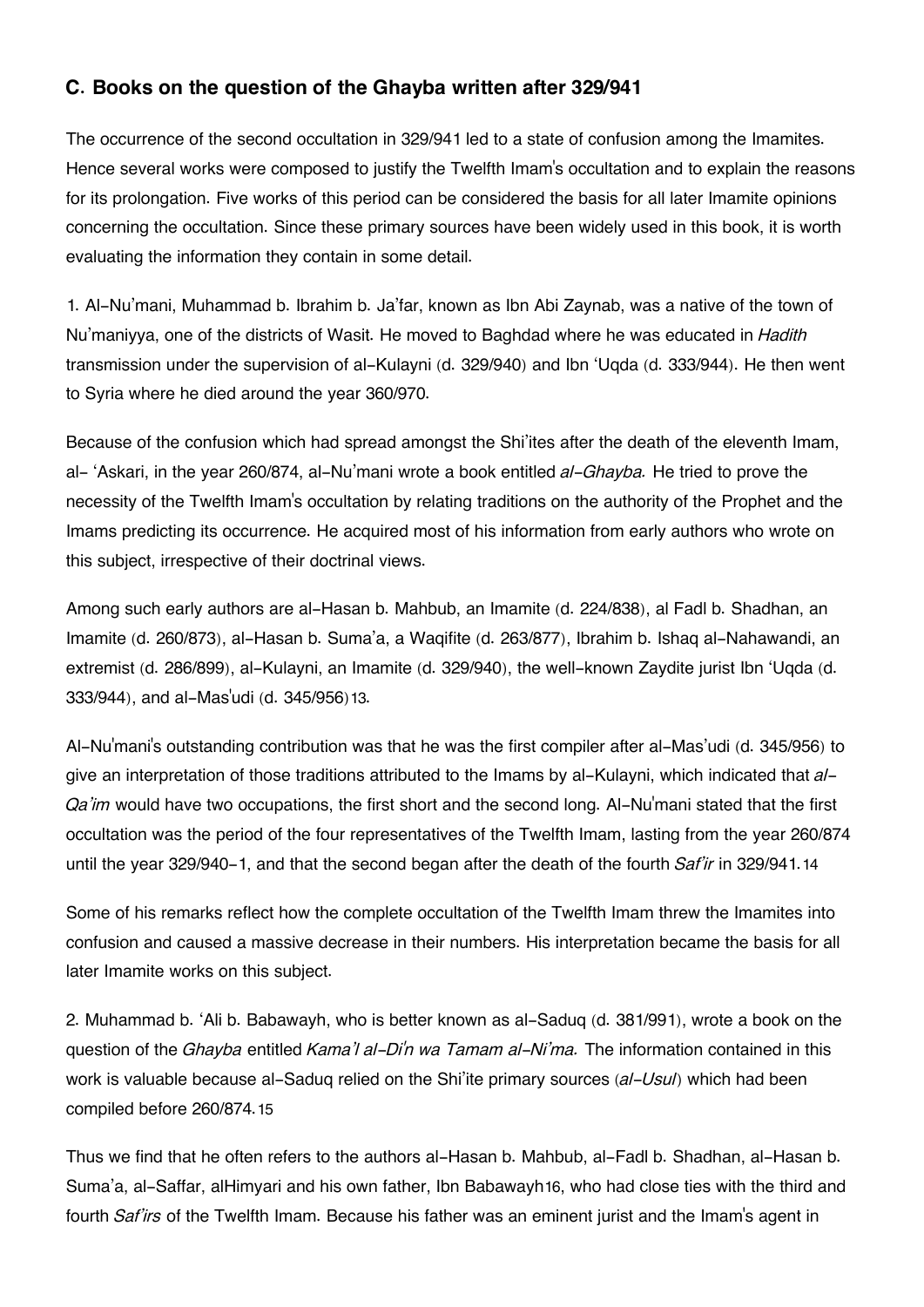### C. Books on the question of the Ghayba written after 329/941

The occurrence of the second occultation in 329/941 led to a state of confusion among the Imamites. Hence several works were composed to justify the Twelfth Imam's occultation and to explain the reasons for its prolongation. Five works of this period can be considered the basis for all later Imamite opinions concerning the occultation. Since these primary sources have been widely used in this book, it is worth evaluating the information they contain in some detail.

1. Al-Nu'mani, Muhammad b. Ibrahim b. Ja'far, known as Ibn Abi Zaynab, was a native of the town of Nu'maniyya, one of the districts of Wasit. He moved to Baghdad where he was educated in *Hadith* transmission under the supervision of al-Kulayni (d. 329/940) and Ibn 'Uqda (d. 333/944). He then went to Syria where he died around the year 360/970.

Because of the confusion which had spread amongst the Shi'ites after the death of the eleventh Imam, al- 'Askari, in the year 260/874, al-Nu'mani wrote a book entitled *al-Ghayba*. He tried to prove the necessity of the Twelfth Imam's occultation by relating traditions on the authority of the Prophet and the Imams predicting its occurrence. He acquired most of his information from early authors who wrote on this subject, irrespective of their doctrinal views.

Among such early authors are al-Hasan b. Mahbub, an Imamite (d. 224/838), al Fadl b. Shadhan, an Imamite (d. 260/873), al-Hasan b. Suma'a, a Waqifite (d. 263/877), Ibrahim b. Ishaq al-Nahawandi, an extremist (d. 286/899), al-Kulayni, an Imamite (d. 329/940), the well-known Zaydite jurist Ibn 'Uqda (d. 333/944), and al-Mas'udi (d. 345/956)[13].

Al-Nu'mani's outstanding contribution was that he was the first compiler after al-Mas'udi (d. 345/956) to give an interpretation of those traditions attributed to the Imams by al-Kulayni, which indicated that *al-Qa'im* would have two occupations, the first short and the second long. Al-Nu'mani stated that the first occultation was the period of the four representatives of the Twelfth Imam, lasting from the year 260/874 until the year 329/940-1, and that the second began after the death of the fourth *Saf'ir* in 329/941.[14]

Some of his remarks reflect how the complete occultation of the Twelfth Imam threw the Imamites into confusion and caused a massive decrease in their numbers. His interpretation became the basis for all later Imamite works on this subject.

2. Muhammad b. 'Ali b. Babawayh, who is better known as al-Saduq (d. 381/991), wrote a book on the question of the *Ghayba* entitled *Kama'l al-Di'n wa Tamam al-Ni'ma.* The information contained in this work is valuable because al-Saduq relied on the Shi'ite primary sources (*al-Usul*) which had been compiled before 260/874.[15]

Thus we find that he often refers to the authors al-Hasan b. Mahbub, al-Fadl b. Shadhan, al-Hasan b. Suma'a, al-Saffar, alHimyari and his own father, Ibn Babawayh[16], who had close ties with the third and fourth *Saf'irs* of the Twelfth Imam. Because his father was an eminent jurist and the Imam's agent in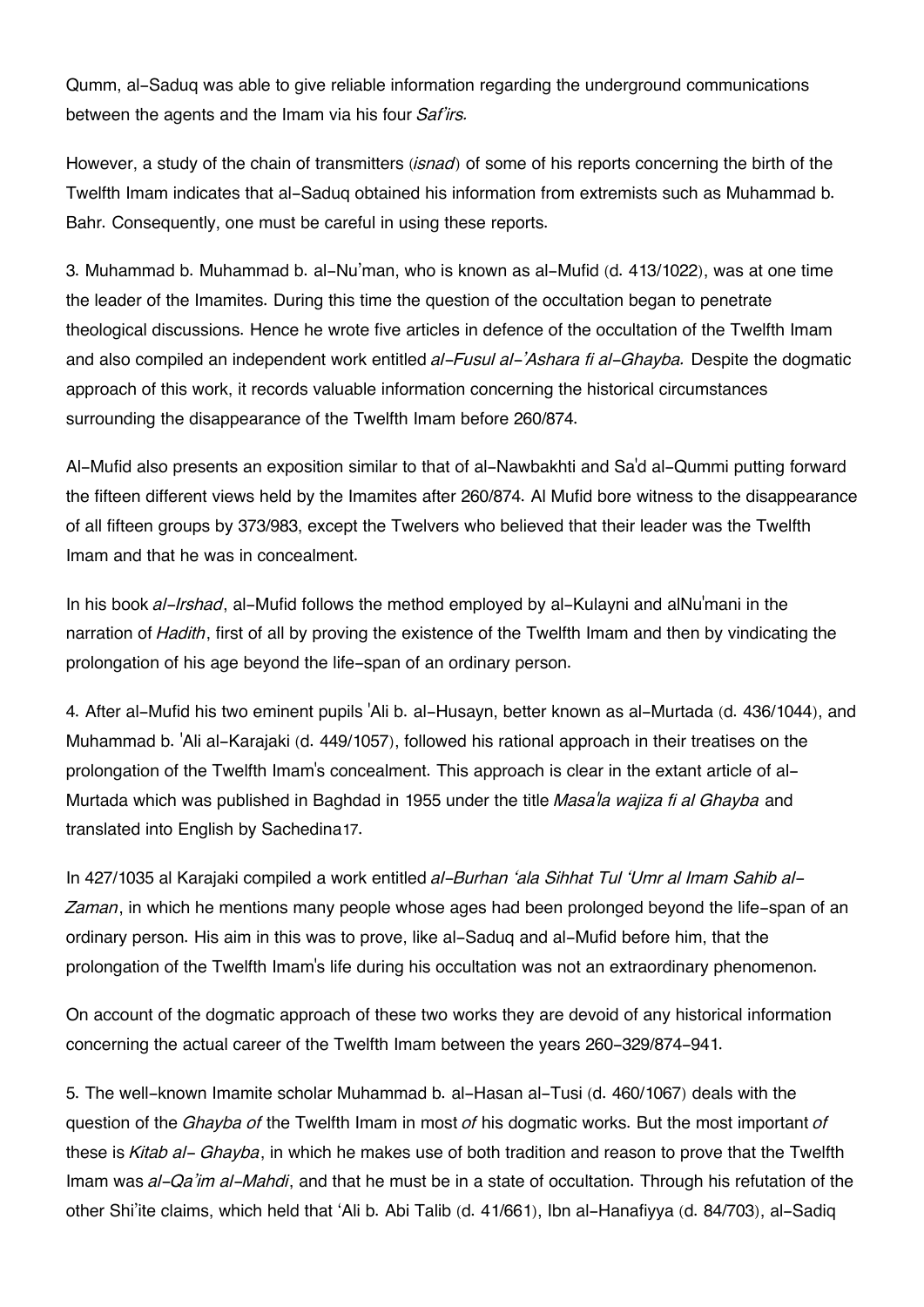Qumm, al-Saduq was able to give reliable information regarding the underground communications between the agents and the Imam via his four *Saf'irs.*

However, a study of the chain of transmitters (*isnad*) of some of his reports concerning the birth of the Twelfth Imam indicates that al-Saduq obtained his information from extremists such as Muhammad b. Bahr. Consequently, one must be careful in using these reports.

3. Muhammad b. Muhammad b. al-Nu'man, who is known as al-Mufid (d. 413/1022), was at one time the leader of the Imamites. During this time the question of the occultation began to penetrate theological discussions. Hence he wrote five articles in defence of the occultation of the Twelfth Imam and also compiled an independent work entitled *al-Fusul al-'Ashara fi al-Ghayba.* Despite the dogmatic approach of this work, it records valuable information concerning the historical circumstances surrounding the disappearance of the Twelfth Imam before 260/874.

Al-Mufid also presents an exposition similar to that of al-Nawbakhti and Sa'd al-Qummi putting forward the fifteen different views held by the Imamites after 260/874. Al Mufid bore witness to the disappearance of all fifteen groups by 373/983, except the Twelvers who believed that their leader was the Twelfth Imam and that he was in concealment.

In his book *al-Irshad*, al-Mufid follows the method employed by al-Kulayni and alNu'mani in the narration of *Hadith*, first of all by proving the existence of the Twelfth Imam and then by vindicating the prolongation of his age beyond the life-span of an ordinary person.

4. After al-Mufid his two eminent pupils 'Ali b. al-Husayn, better known as al-Murtada (d. 436/1044), and Muhammad b. 'Ali al-Karajaki (d. 449/1057), followed his rational approach in their treatises on the prolongation of the Twelfth Imam's concealment. This approach is clear in the extant article of al-Murtada which was published in Baghdad in 1955 under the title *Masa'la wajiza fi al Ghayba* and translated into English by Sachedina[17].

In 427/1035 al Karajaki compiled a work entitled *al-Burhan 'ala Sihhat Tul 'Umr al Imam Sahib al-Zaman*, in which he mentions many people whose ages had been prolonged beyond the life-span of an ordinary person. His aim in this was to prove, like al-Saduq and al-Mufid before him, that the prolongation of the Twelfth Imam's life during his occultation was not an extraordinary phenomenon.

On account of the dogmatic approach of these two works they are devoid of any historical information concerning the actual career of the Twelfth Imam between the years 260-329/874-941.

5. The well-known Imamite scholar Muhammad b. al-Hasan al-Tusi (d. 460/1067) deals with the question of the *Ghayba of* the Twelfth Imam in most *of* his dogmatic works. But the most important *of* these is *Kitab al- Ghayba*, in which he makes use of both tradition and reason to prove that the Twelfth Imam was *al-Qa'im al-Mahdi*, and that he must be in a state of occultation. Through his refutation of the other Shi'ite claims, which held that 'Ali b. Abi Talib (d. 41/661), Ibn al-Hanafiyya (d. 84/703), al-Sadiq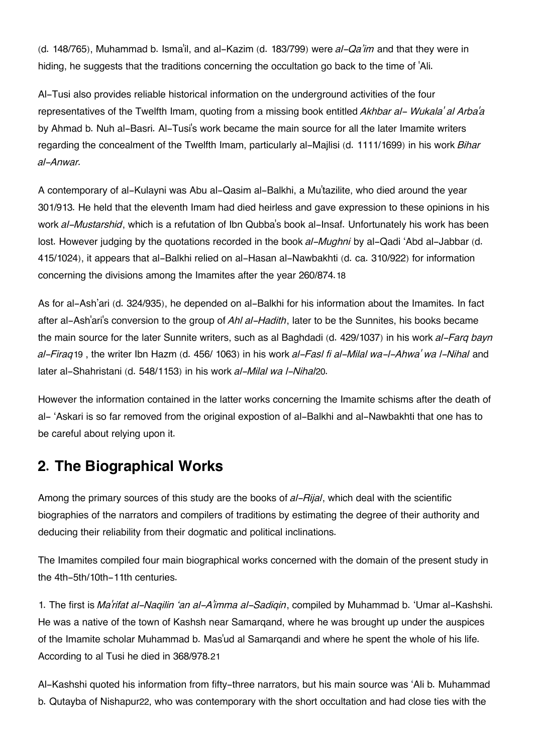(d. 148/765), Muhammad b. Isma'il, and al-Kazim (d. 183/799) were *al-Qa'im* and that they were in hiding, he suggests that the traditions concerning the occultation go back to the time of 'Ali.

Al-Tusi also provides reliable historical information on the underground activities of the four representatives of the Twelfth Imam, quoting from a missing book entitled *Akhbar al- Wukala' al Arba'a* by Ahmad b. Nuh al-Basri. Al-Tusi's work became the main source for all the later Imamite writers regarding the concealment of the Twelfth Imam, particularly al-Majlisi (d. 1111/1699) in his work *Bihar al-Anwar.*

A contemporary of al-Kulayni was Abu al-Qasim al-Balkhi, a Mu'tazilite, who died around the year 301/913. He held that the eleventh Imam had died heirless and gave expression to these opinions in his work *al-Mustarshid*, which is a refutation of Ibn Qubba's book al-Insaf. Unfortunately his work has been lost. However judging by the quotations recorded in the book *al-Mughni* by al-Qadi 'Abd al-Jabbar (d. 415/1024), it appears that al-Balkhi relied on al-Hasan al-Nawbakhti (d. ca. 310/922) for information concerning the divisions among the Imamites after the year 260/874.[18]

As for al-Ash'ari (d. 324/935), he depended on al-Balkhi for his information about the Imamites. In fact after al-Ash'ari's conversion to the group of *Ahl al-Hadith*, later to be the Sunnites, his books became the main source for the later Sunnite writers, such as al Baghdadi (d. 429/1037) in his work *al-Farq bayn al-Firaq*[19] , the writer Ibn Hazm (d. 456/ 1063) in his work *al-Fasl fi al-Milal wa-l-Ahwa' wa l-Nihal* and later al-Shahristani (d. 548/1153) in his work *al-Milal wa l-Nihal*[20].

However the information contained in the latter works concerning the Imamite schisms after the death of al- 'Askari is so far removed from the original expostion of al-Balkhi and al-Nawbakhti that one has to be careful about relying upon it.

## 2. The Biographical Works

Among the primary sources of this study are the books of *al-Rijal*, which deal with the scientific biographies of the narrators and compilers of traditions by estimating the degree of their authority and deducing their reliability from their dogmatic and political inclinations.

The Imamites compiled four main biographical works concerned with the domain of the present study in the 4th-5th/10th-11th centuries.

1. The first is *Ma'rifat al-Naqilin 'an al-A'imma al-Sadiqin*, compiled by Muhammad b. 'Umar al-Kashshi. He was a native of the town of Kashsh near Samarqand, where he was brought up under the auspices of the Imamite scholar Muhammad b. Mas'ud al Samarqandi and where he spent the whole of his life. According to al Tusi he died in 368/978.[21]

Al-Kashshi quoted his information from fifty-three narrators, but his main source was 'Ali b. Muhammad b. Qutayba of Nishapur[22], who was contemporary with the short occultation and had close ties with the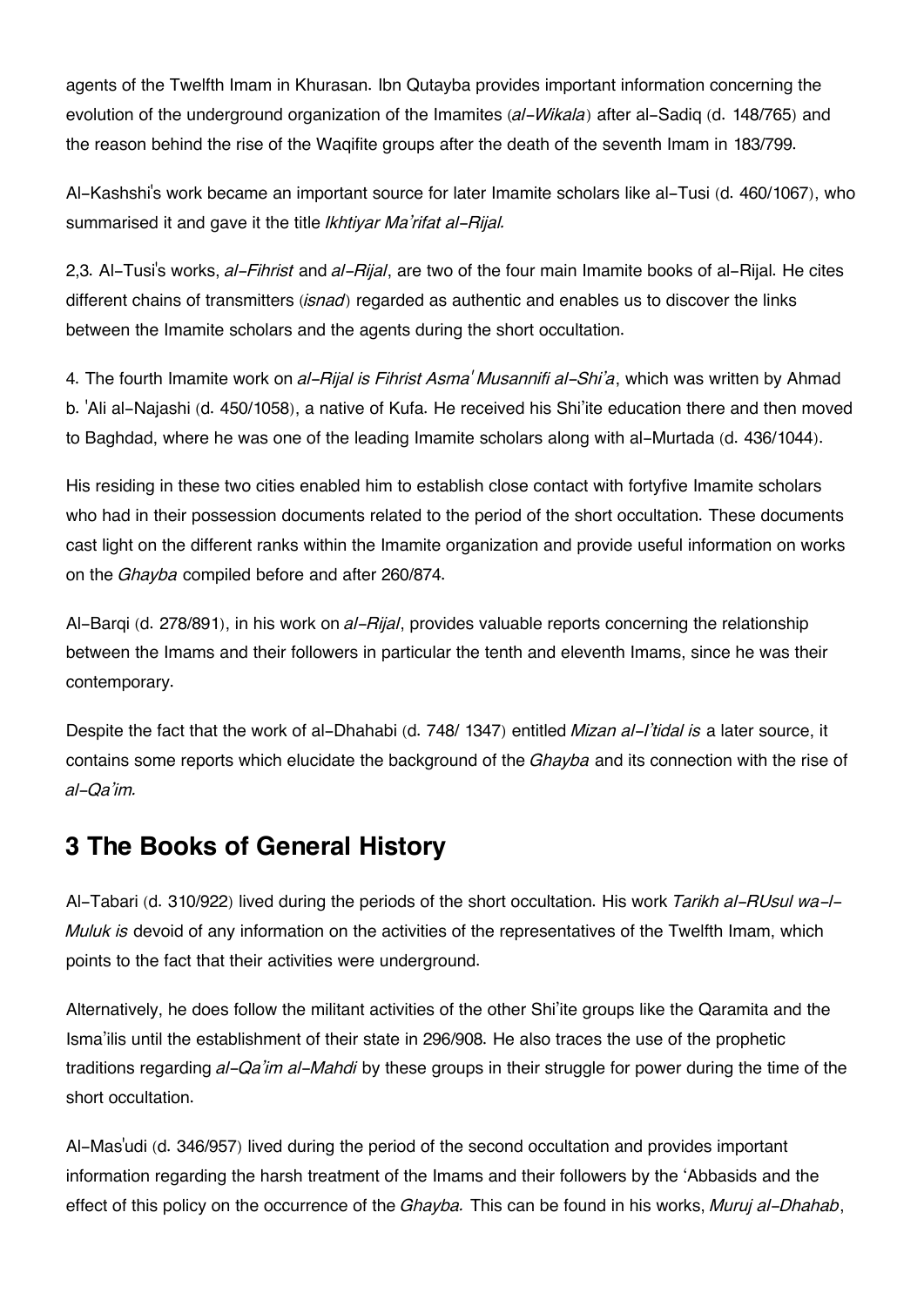agents of the Twelfth Imam in Khurasan. Ibn Qutayba provides important information concerning the evolution of the underground organization of the Imamites (*al-Wikala*) after al-Sadiq (d. 148/765) and the reason behind the rise of the Waqifite groups after the death of the seventh Imam in 183/799.

Al-Kashshi's work became an important source for later Imamite scholars like al-Tusi (d. 460/1067), who summarised it and gave it the title *Ikhtiyar Ma'rifat al-Rijal.*

2,3. Al-Tusi's works, *al-Fihrist* and *al-Rijal*, are two of the four main Imamite books of al-Rijal. He cites different chains of transmitters (*isnad*) regarded as authentic and enables us to discover the links between the Imamite scholars and the agents during the short occultation.

4. The fourth Imamite work on *al-Rijal is Fihrist Asma' Musannifi al-Shi'a*, which was written by Ahmad b. 'Ali al-Najashi (d. 450/1058), a native of Kufa. He received his Shi'ite education there and then moved to Baghdad, where he was one of the leading Imamite scholars along with al-Murtada (d. 436/1044).

His residing in these two cities enabled him to establish close contact with fortyfive Imamite scholars who had in their possession documents related to the period of the short occultation. These documents cast light on the different ranks within the Imamite organization and provide useful information on works on the *Ghayba* compiled before and after 260/874.

Al-Barqi (d. 278/891), in his work on *al-Rijal*, provides valuable reports concerning the relationship between the Imams and their followers in particular the tenth and eleventh Imams, since he was their contemporary.

Despite the fact that the work of al-Dhahabi (d. 748/ 1347) entitled *Mizan al-I'tidal is* a later source, it contains some reports which elucidate the background of the *Ghayba* and its connection with the rise of *al-Qa'im.*

## 3 The Books of General History

Al-Tabari (d. 310/922) lived during the periods of the short occultation. His work *Tarikh al-RUsul wa-l-Muluk is* devoid of any information on the activities of the representatives of the Twelfth Imam, which points to the fact that their activities were underground.

Alternatively, he does follow the militant activities of the other Shi'ite groups like the Qaramita and the Isma'ilis until the establishment of their state in 296/908. He also traces the use of the prophetic traditions regarding *al-Qa'im al-Mahdi* by these groups in their struggle for power during the time of the short occultation.

Al-Mas'udi (d. 346/957) lived during the period of the second occultation and provides important information regarding the harsh treatment of the Imams and their followers by the 'Abbasids and the effect of this policy on the occurrence of the *Ghayba.* This can be found in his works, *Muruj al-Dhahab*,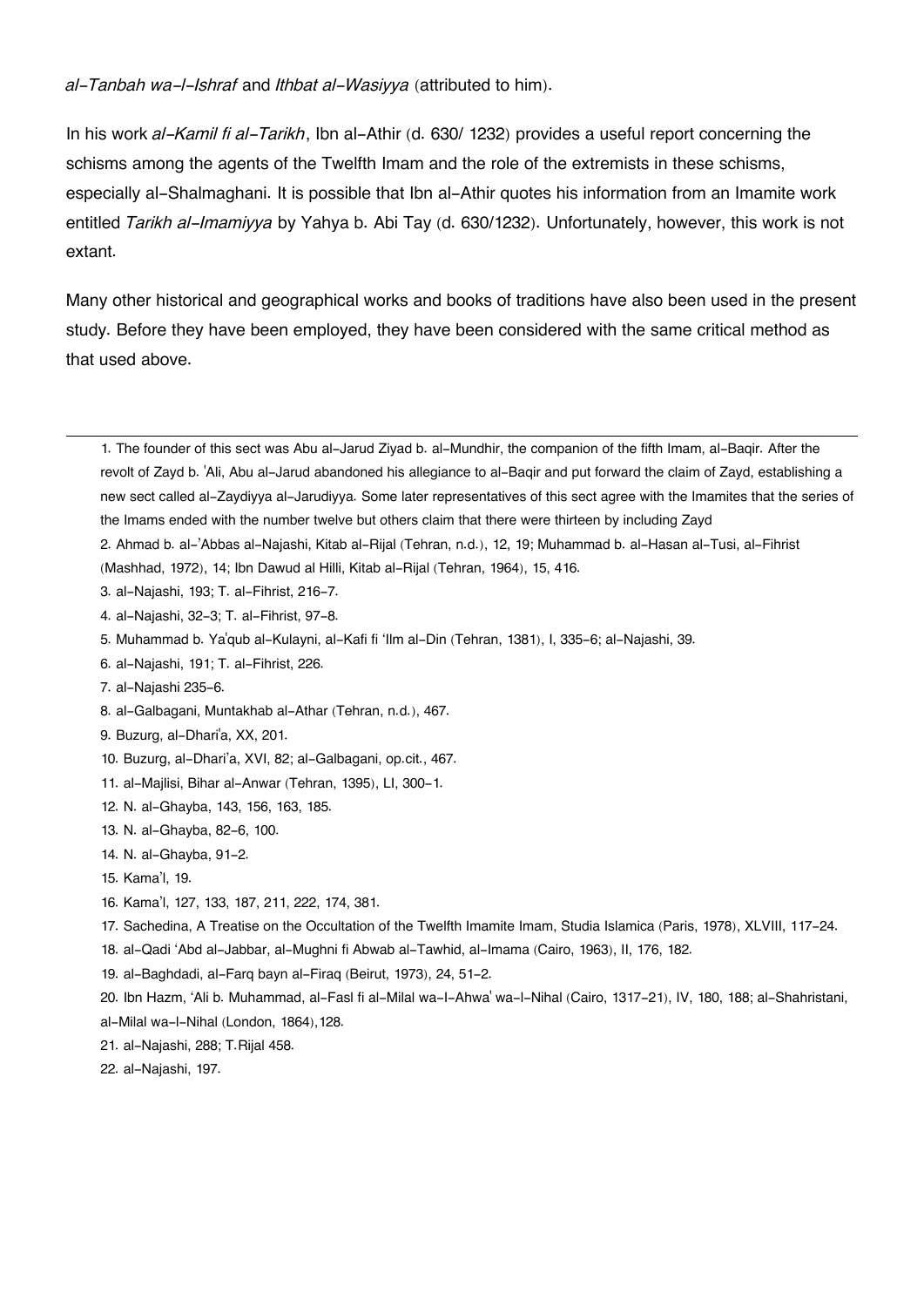*al-Tanbah wa-l-Ishraf* and *Ithbat al-Wasiyya* (attributed to him).

In his work *al-Kamil fi al-Tarikh*, Ibn al-Athir (d. 630/ 1232) provides a useful report concerning the schisms among the agents of the Twelfth Imam and the role of the extremists in these schisms, especially al-Shalmaghani. It is possible that Ibn al-Athir quotes his information from an Imamite work entitled *Tarikh al-Imamiyya* by Yahya b. Abi Tay (d. 630/1232). Unfortunately, however, this work is not extant.

Many other historical and geographical works and books of traditions have also been used in the present study. Before they have been employed, they have been considered with the same critical method as that used above.

---

1. The founder of this sect was Abu al-Jarud Ziyad b. al-Mundhir, the companion of the fifth Imam, al-Baqir. After the revolt of Zayd b. 'Ali, Abu al-Jarud abandoned his allegiance to al-Baqir and put forward the claim of Zayd, establishing a new sect called al-Zaydiyya al-Jarudiyya. Some later representatives of this sect agree with the Imamites that the series of the Imams ended with the number twelve but others claim that there were thirteen by including Zayd
2. Ahmad b. al-'Abbas al-Najashi, Kitab al-Rijal (Tehran, n.d.), 12, 19; Muhammad b. al-Hasan al-Tusi, al-Fihrist (Mashhad, 1972), 14; Ibn Dawud al Hilli, Kitab al-Rijal (Tehran, 1964), 15, 416.
3. al-Najashi, 193; T. al-Fihrist, 216-7.
4. al-Najashi, 32-3; T. al-Fihrist, 97-8.
5. Muhammad b. Ya'qub al-Kulayni, al-Kafi fi 'Ilm al-Din (Tehran, 1381), I, 335-6; al-Najashi, 39.
6. al-Najashi, 191; T. al-Fihrist, 226.
7. al-Najashi 235-6.
8. al-Galbagani, Muntakhab al-Athar (Tehran, n.d.), 467.
9. Buzurg, al-Dhari'a, XX, 201.
10. Buzurg, al-Dhari'a, XVI, 82; al-Galbagani, op.cit., 467.
11. al-Majlisi, Bihar al-Anwar (Tehran, 1395), LI, 300-1.
12. N. al-Ghayba, 143, 156, 163, 185.
13. N. al-Ghayba, 82-6, 100.
14. N. al-Ghayba, 91-2.
15. Kama'l, 19.
16. Kama'l, 127, 133, 187, 211, 222, 174, 381.
17. Sachedina, A Treatise on the Occultation of the Twelfth Imamite Imam, Studia Islamica (Paris, 1978), XLVIII, 117-24.
18. al-Qadi 'Abd al-Jabbar, al-Mughni fi Abwab al-Tawhid, al-Imama (Cairo, 1963), II, 176, 182.
19. al-Baghdadi, al-Farq bayn al-Firaq (Beirut, 1973), 24, 51-2.
20. Ibn Hazm, 'Ali b. Muhammad, al-Fasl fi al-Milal wa-l-Ahwa' wa-l-Nihal (Cairo, 1317-21), IV, 180, 188; al-Shahristani, al-Milal wa-l-Nihal (London, 1864),128.
21. al-Najashi, 288; T.Rijal 458.
22. al-Najashi, 197.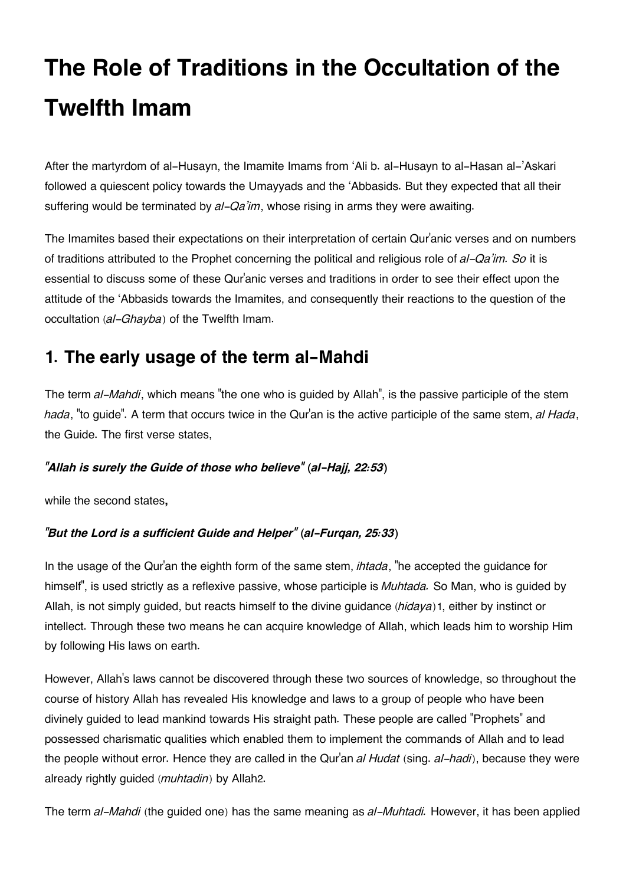# The Role of Traditions in the Occultation of the Twelfth Imam

After the martyrdom of al-Husayn, the Imamite Imams from ʻAli b. al-Husayn to al-Hasan al-'Askari followed a quiescent policy towards the Umayyads and the ʻAbbasids. But they expected that all their suffering would be terminated by *al-Qa'im*, whose rising in arms they were awaiting.

The Imamites based their expectations on their interpretation of certain Qur'anic verses and on numbers of traditions attributed to the Prophet concerning the political and religious role of *al-Qa'im. So* it is essential to discuss some of these Qur'anic verses and traditions in order to see their effect upon the attitude of the ʻAbbasids towards the Imamites, and consequently their reactions to the question of the occultation (*al-Ghayba*) of the Twelfth Imam.

## 1. The early usage of the term al-Mahdi

The term *al-Mahdi*, which means "the one who is guided by Allah", is the passive participle of the stem *hada*, "to guide". A term that occurs twice in the Qur'an is the active participle of the same stem, *al Hada*, the Guide. The first verse states,

***"Allah is surely the Guide of those who believe" (al-Hajj, 22:53)***

while the second states**,**

***"But the Lord is a sufficient Guide and Helper" (al-Furqan, 25:33)***

In the usage of the Qur'an the eighth form of the same stem, *ihtada*, "he accepted the guidance for himself", is used strictly as a reflexive passive, whose participle is *Muhtada.* So Man, who is guided by Allah, is not simply guided, but reacts himself to the divine guidance (*hidaya*)[1], either by instinct or intellect. Through these two means he can acquire knowledge of Allah, which leads him to worship Him by following His laws on earth.

However, Allah's laws cannot be discovered through these two sources of knowledge, so throughout the course of history Allah has revealed His knowledge and laws to a group of people who have been divinely guided to lead mankind towards His straight path. These people are called "Prophets" and possessed charismatic qualities which enabled them to implement the commands of Allah and to lead the people without error. Hence they are called in the Qur'an *al Hudat* (sing. *al-hadi*), because they were already rightly guided (*muhtadin*) by Allah[2].

The term *al-Mahdi* (the guided one) has the same meaning as *al-Muhtadi.* However, it has been applied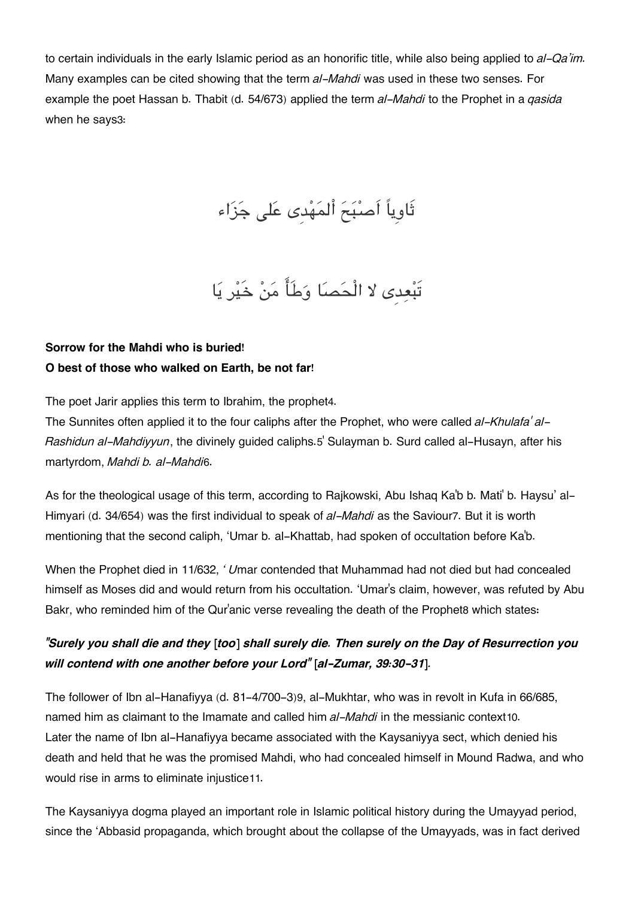to certain individuals in the early Islamic period as an honorific title, while also being applied to *al-Qa'im*. Many examples can be cited showing that the term *al-Mahdi* was used in these two senses. For example the poet Hassan b. Thabit (d. 54/673) applied the term *al-Mahdi* to the Prophet in a *qasida* when he says[3]:

ثَاوِياً اَصْبَحَ اَلْمَهْدِى عَلى جَزَاء

تَبْعِدِى لا الْحَصَا وَطَأَ مَنْ خَيْر يَا

**Sorrow for the Mahdi who is buried!**
**O best of those who walked on Earth, be not far!**

The poet Jarir applies this term to Ibrahim, the prophet[4].
The Sunnites often applied it to the four caliphs after the Prophet, who were called *al-Khulafa' al-Rashidun al-Mahdiyyun*, the divinely guided caliphs.[5] Sulayman b. Surd called al-Husayn, after his martyrdom, *Mahdi b. al-Mahdi*[6].

As for the theological usage of this term, according to Rajkowski, Abu Ishaq Ka'b b. Mati' b. Haysu' al-Himyari (d. 34/654) was the first individual to speak of *al-Mahdi* as the Saviour[7]. But it is worth mentioning that the second caliph, 'Umar b. al-Khattab, had spoken of occultation before Ka'b.

When the Prophet died in 11/632, *'U*mar contended that Muhammad had not died but had concealed himself as Moses did and would return from his occultation. 'Umar's claim, however, was refuted by Abu Bakr, who reminded him of the Qur'anic verse revealing the death of the Prophet[8] which states:

***"Surely you shall die and they [too] shall surely die. Then surely on the Day of Resurrection you will contend with one another before your Lord" [al-Zumar, 39:30-31].***

The follower of Ibn al-Hanafiyya (d. 81-4/700-3)[9], al-Mukhtar, who was in revolt in Kufa in 66/685, named him as claimant to the Imamate and called him *al-Mahdi* in the messianic context[10].
Later the name of Ibn al-Hanafiyya became associated with the Kaysaniyya sect, which denied his death and held that he was the promised Mahdi, who had concealed himself in Mound Radwa, and who would rise in arms to eliminate injustice[11].

The Kaysaniyya dogma played an important role in Islamic political history during the Umayyad period, since the 'Abbasid propaganda, which brought about the collapse of the Umayyads, was in fact derived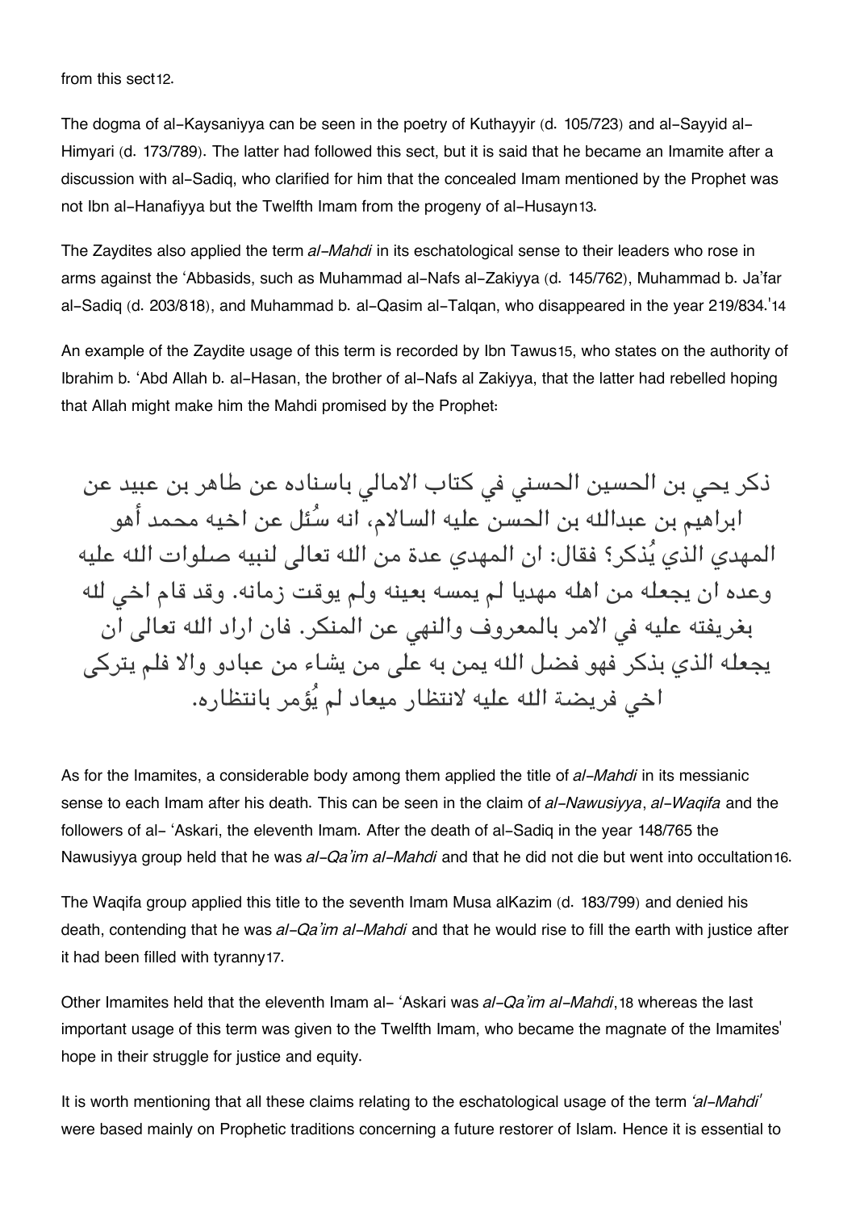from this sect[12].

The dogma of al-Kaysaniyya can be seen in the poetry of Kuthayyir (d. 105/723) and al-Sayyid al-Himyari (d. 173/789). The latter had followed this sect, but it is said that he became an Imamite after a discussion with al-Sadiq, who clarified for him that the concealed Imam mentioned by the Prophet was not Ibn al-Hanafiyya but the Twelfth Imam from the progeny of al-Husayn[13].

The Zaydites also applied the term *al-Mahdi* in its eschatological sense to their leaders who rose in arms against the 'Abbasids, such as Muhammad al-Nafs al-Zakiyya (d. 145/762), Muhammad b. Ja'far al-Sadiq (d. 203/818), and Muhammad b. al-Qasim al-Talqan, who disappeared in the year 219/834.'[14]

An example of the Zaydite usage of this term is recorded by Ibn Tawus[15], who states on the authority of Ibrahim b. 'Abd Allah b. al-Hasan, the brother of al-Nafs al Zakiyya, that the latter had rebelled hoping that Allah might make him the Mahdi promised by the Prophet:

ذكر يحي بن الحسين الحسني في كتاب الامالي باسناده عن طاهر بن عبيد عن ابراهيم بن عبدالله بن الحسن عليه السالام، انه سُئل عن اخيه محمد أهو المهدي الذي يُذكر؟ فقال: ان المهدي عدة من الله تعالى لنبيه صلوات الله عليه وعده ان يجعله من اهله مهديا لم يمسه بعينه ولم يوقت زمانه. وقد قام اخي لله بغريفته عليه في الامر بالمعروف والنهي عن المنكر. فان اراد الله تعالى ان يجعله الذي بذكر فهو فضل الله يمن به على من يشاء من عبادو والا فلم يتركى اخي فريضة الله عليه لانتظار ميعاد لم يُؤمر بانتظاره.

As for the Imamites, a considerable body among them applied the title of *al-Mahdi* in its messianic sense to each Imam after his death. This can be seen in the claim of *al-Nawusiyya*, *al-Waqifa* and the followers of al- 'Askari, the eleventh Imam. After the death of al-Sadiq in the year 148/765 the Nawusiyya group held that he was *al-Qa'im al-Mahdi* and that he did not die but went into occultation[16].

The Waqifa group applied this title to the seventh Imam Musa alKazim (d. 183/799) and denied his death, contending that he was *al-Qa'im al-Mahdi* and that he would rise to fill the earth with justice after it had been filled with tyranny[17].

Other Imamites held that the eleventh Imam al- 'Askari was *al-Qa'im al-Mahdi*,[18] whereas the last important usage of this term was given to the Twelfth Imam, who became the magnate of the Imamites' hope in their struggle for justice and equity.

It is worth mentioning that all these claims relating to the eschatological usage of the term *'al-Mahdi'* were based mainly on Prophetic traditions concerning a future restorer of Islam. Hence it is essential to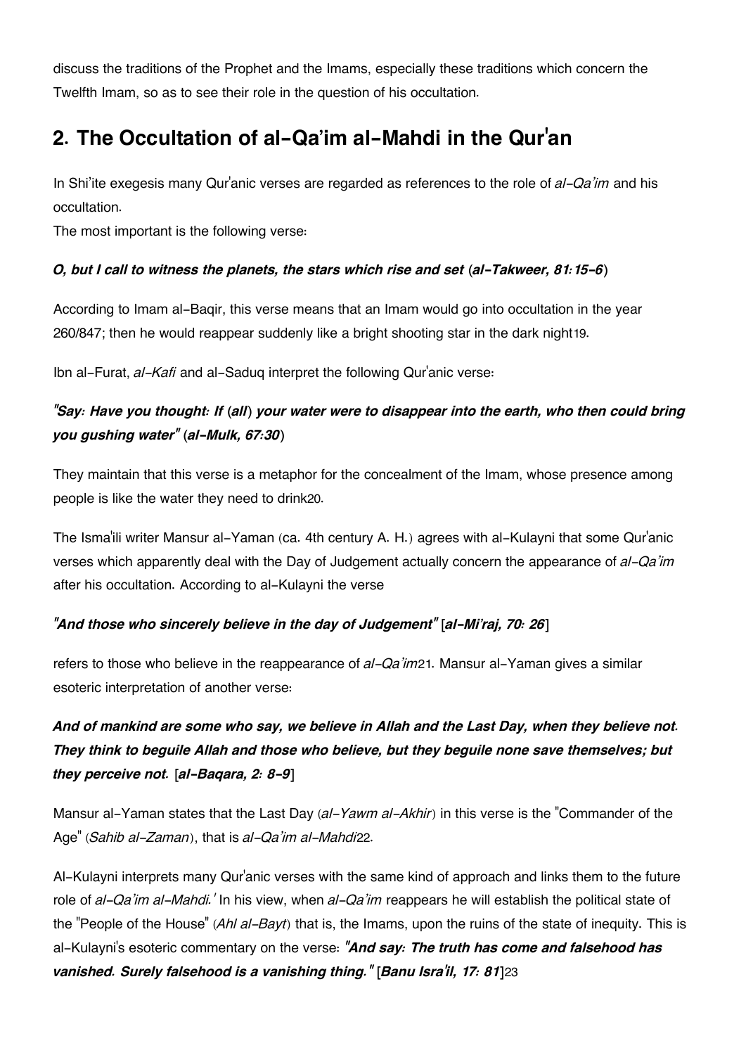discuss the traditions of the Prophet and the Imams, especially these traditions which concern the Twelfth Imam, so as to see their role in the question of his occultation.

## 2. The Occultation of al-Qa'im al-Mahdi in the Qur'an

In Shi'ite exegesis many Qur'anic verses are regarded as references to the role of *al-Qa'im* and his occultation.
The most important is the following verse:

***O, but I call to witness the planets, the stars which rise and set (al-Takweer, 81:15-6)***

According to Imam al-Baqir, this verse means that an Imam would go into occultation in the year 260/847; then he would reappear suddenly like a bright shooting star in the dark night19.

Ibn al-Furat, *al-Kafi* and al-Saduq interpret the following Qur'anic verse:

***"Say: Have you thought: If (all) your water were to disappear into the earth, who then could bring you gushing water" (al-Mulk, 67:30)***

They maintain that this verse is a metaphor for the concealment of the Imam, whose presence among people is like the water they need to drink20.

The Isma'ili writer Mansur al-Yaman (ca. 4th century A. H.) agrees with al-Kulayni that some Qur'anic verses which apparently deal with the Day of Judgement actually concern the appearance of *al-Qa'im* after his occultation. According to al-Kulayni the verse

***"And those who sincerely believe in the day of Judgement" [al-Mi'raj, 70: 26]***

refers to those who believe in the reappearance of *al-Qa'im*21. Mansur al-Yaman gives a similar esoteric interpretation of another verse:

***And of mankind are some who say, we believe in Allah and the Last Day, when they believe not. They think to beguile Allah and those who believe, but they beguile none save themselves; but they perceive not. [al-Baqara, 2: 8-9]***

Mansur al-Yaman states that the Last Day (*al-Yawm al-Akhir*) in this verse is the "Commander of the Age" (*Sahib al-Zaman*), that is *al-Qa'im al-Mahdi*22.

Al-Kulayni interprets many Qur'anic verses with the same kind of approach and links them to the future role of *al-Qa'im al-Mahdi.'* In his view, when *al-Qa'im* reappears he will establish the political state of the "People of the House" (*Ahl al-Bayt*) that is, the Imams, upon the ruins of the state of inequity. This is al-Kulayni's esoteric commentary on the verse: ***"And say: The truth has come and falsehood has vanished. Surely falsehood is a vanishing thing." [Banu Isra'il, 17: 81]***23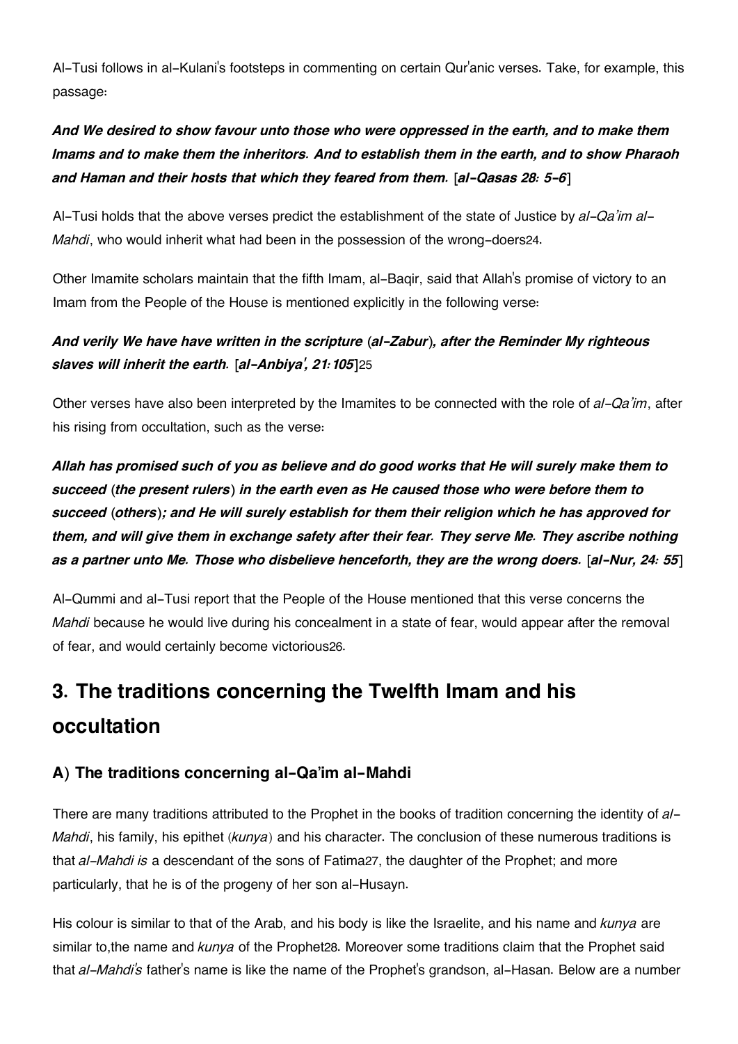Al-Tusi follows in al-Kulani's footsteps in commenting on certain Qur'anic verses. Take, for example, this passage:

***And We desired to show favour unto those who were oppressed in the earth, and to make them Imams and to make them the inheritors. And to establish them in the earth, and to show Pharaoh and Haman and their hosts that which they feared from them.* [*al-Qasas 28: 5-6*]**

Al-Tusi holds that the above verses predict the establishment of the state of Justice by *al-Qa'im al-Mahdi*, who would inherit what had been in the possession of the wrong-doers[24].

Other Imamite scholars maintain that the fifth Imam, al-Baqir, said that Allah's promise of victory to an Imam from the People of the House is mentioned explicitly in the following verse:

***And verily We have have written in the scripture (al-Zabur), after the Reminder My righteous slaves will inherit the earth.* [*al-Anbiya', 21:105*]**[25]

Other verses have also been interpreted by the Imamites to be connected with the role of *al-Qa'im*, after his rising from occultation, such as the verse:

***Allah has promised such of you as believe and do good works that He will surely make them to succeed (the present rulers) in the earth even as He caused those who were before them to succeed (others); and He will surely establish for them their religion which he has approved for them, and will give them in exchange safety after their fear. They serve Me. They ascribe nothing as a partner unto Me. Those who disbelieve henceforth, they are the wrong doers.* [*al-Nur, 24: 55*]**

Al-Qummi and al-Tusi report that the People of the House mentioned that this verse concerns the *Mahdi* because he would live during his concealment in a state of fear, would appear after the removal of fear, and would certainly become victorious[26].

## 3. The traditions concerning the Twelfth Imam and his occultation

### A) The traditions concerning al-Qa'im al-Mahdi

There are many traditions attributed to the Prophet in the books of tradition concerning the identity of *al-Mahdi*, his family, his epithet (*kunya*) and his character. The conclusion of these numerous traditions is that *al-Mahdi is* a descendant of the sons of Fatima[27], the daughter of the Prophet; and more particularly, that he is of the progeny of her son al-Husayn.

His colour is similar to that of the Arab, and his body is like the Israelite, and his name and *kunya* are similar to,the name and *kunya* of the Prophet[28]. Moreover some traditions claim that the Prophet said that *al-Mahdi's* father's name is like the name of the Prophet's grandson, al-Hasan. Below are a number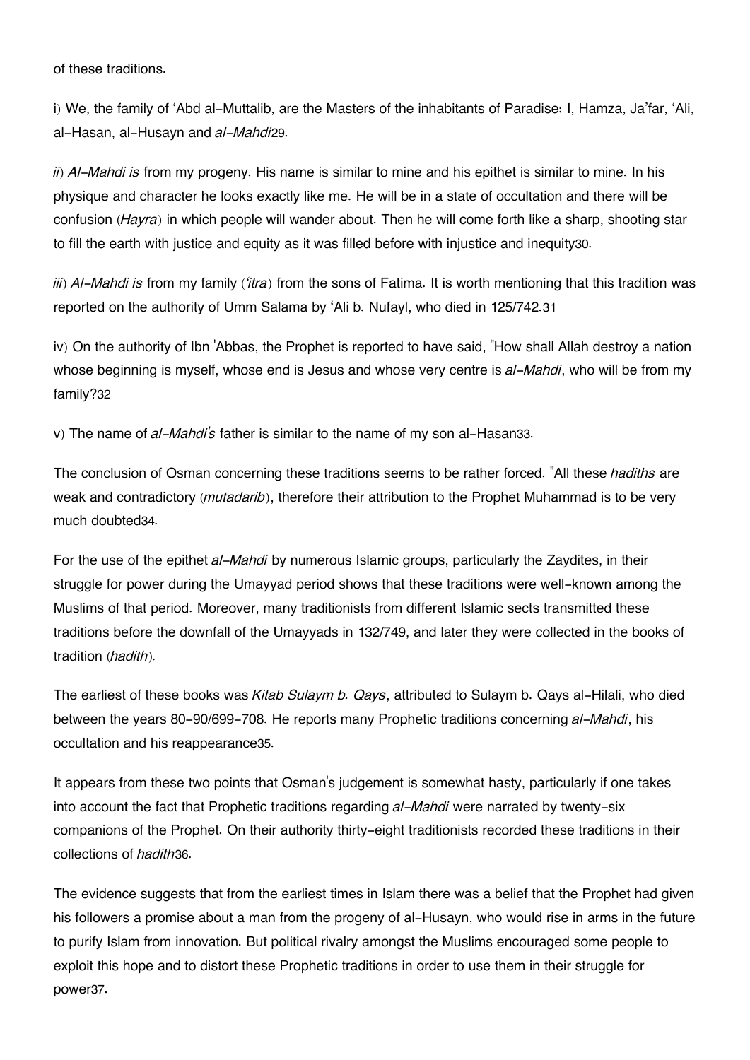of these traditions.

i) We, the family of 'Abd al-Muttalib, are the Masters of the inhabitants of Paradise: I, Hamza, Ja'far, 'Ali, al-Hasan, al-Husayn and *al-Mahdi*[29].

*ii*) *Al-Mahdi is* from my progeny. His name is similar to mine and his epithet is similar to mine. In his physique and character he looks exactly like me. He will be in a state of occultation and there will be confusion (*Hayra*) in which people will wander about. Then he will come forth like a sharp, shooting star to fill the earth with justice and equity as it was filled before with injustice and inequity[30].

*iii*) *Al-Mahdi is* from my family (*'itra*) from the sons of Fatima. It is worth mentioning that this tradition was reported on the authority of Umm Salama by 'Ali b. Nufayl, who died in 125/742.[31]

iv) On the authority of Ibn 'Abbas, the Prophet is reported to have said, "How shall Allah destroy a nation whose beginning is myself, whose end is Jesus and whose very centre is *al-Mahdi*, who will be from my family?[32]

v) The name of *al-Mahdi's* father is similar to the name of my son al-Hasan[33].

The conclusion of Osman concerning these traditions seems to be rather forced. "All these *hadiths* are weak and contradictory (*mutadarib*), therefore their attribution to the Prophet Muhammad is to be very much doubted[34].

For the use of the epithet *al-Mahdi* by numerous Islamic groups, particularly the Zaydites, in their struggle for power during the Umayyad period shows that these traditions were well-known among the Muslims of that period. Moreover, many traditionists from different Islamic sects transmitted these traditions before the downfall of the Umayyads in 132/749, and later they were collected in the books of tradition (*hadith*).

The earliest of these books was *Kitab Sulaym b. Qays*, attributed to Sulaym b. Qays al-Hilali, who died between the years 80-90/699-708. He reports many Prophetic traditions concerning *al-Mahdi*, his occultation and his reappearance[35].

It appears from these two points that Osman's judgement is somewhat hasty, particularly if one takes into account the fact that Prophetic traditions regarding *al-Mahdi* were narrated by twenty-six companions of the Prophet. On their authority thirty-eight traditionists recorded these traditions in their collections of *hadith*[36].

The evidence suggests that from the earliest times in Islam there was a belief that the Prophet had given his followers a promise about a man from the progeny of al-Husayn, who would rise in arms in the future to purify Islam from innovation. But political rivalry amongst the Muslims encouraged some people to exploit this hope and to distort these Prophetic traditions in order to use them in their struggle for power[37].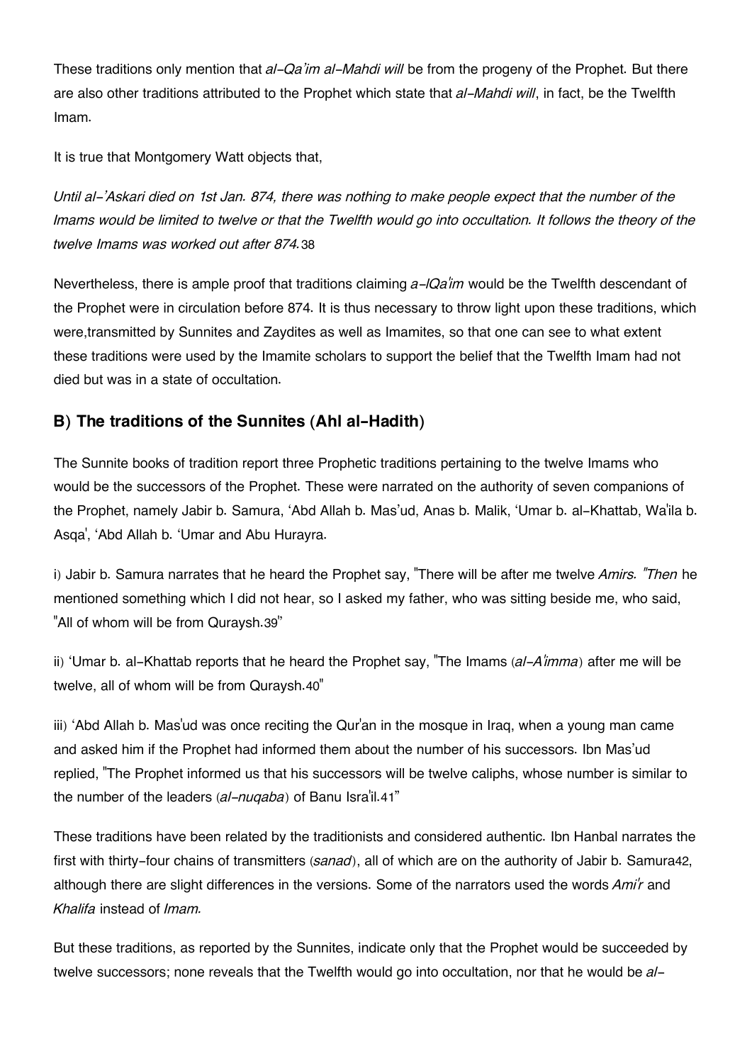These traditions only mention that *al-Qa'im al-Mahdi will* be from the progeny of the Prophet. But there are also other traditions attributed to the Prophet which state that *al-Mahdi will*, in fact, be the Twelfth Imam.

It is true that Montgomery Watt objects that,

*Until al-'Askari died on 1st Jan. 874, there was nothing to make people expect that the number of the Imams would be limited to twelve or that the Twelfth would go into occultation. It follows the theory of the twelve Imams was worked out after 874.*[38]

Nevertheless, there is ample proof that traditions claiming *a-lQa'im* would be the Twelfth descendant of the Prophet were in circulation before 874. It is thus necessary to throw light upon these traditions, which were,transmitted by Sunnites and Zaydites as well as Imamites, so that one can see to what extent these traditions were used by the Imamite scholars to support the belief that the Twelfth Imam had not died but was in a state of occultation.

## B) The traditions of the Sunnites (Ahl al-Hadith)

The Sunnite books of tradition report three Prophetic traditions pertaining to the twelve Imams who would be the successors of the Prophet. These were narrated on the authority of seven companions of the Prophet, namely Jabir b. Samura, 'Abd Allah b. Mas'ud, Anas b. Malik, 'Umar b. al-Khattab, Wa'ila b. Asqa', 'Abd Allah b. 'Umar and Abu Hurayra.

i) Jabir b. Samura narrates that he heard the Prophet say, "There will be after me twelve *Amirs. "Then* he mentioned something which I did not hear, so I asked my father, who was sitting beside me, who said, "All of whom will be from Quraysh.[39]"

ii) 'Umar b. al-Khattab reports that he heard the Prophet say, "The Imams (*al-A'imma*) after me will be twelve, all of whom will be from Quraysh.[40]"

iii) 'Abd Allah b. Mas'ud was once reciting the Qur'an in the mosque in Iraq, when a young man came and asked him if the Prophet had informed them about the number of his successors. Ibn Mas'ud replied, "The Prophet informed us that his successors will be twelve caliphs, whose number is similar to the number of the leaders (*al-nuqaba*) of Banu Isra'il.[41]"

These traditions have been related by the traditionists and considered authentic. Ibn Hanbal narrates the first with thirty-four chains of transmitters (*sanad*), all of which are on the authority of Jabir b. Samura[42], although there are slight differences in the versions. Some of the narrators used the words *Ami'r* and *Khalifa* instead of *Imam.*

But these traditions, as reported by the Sunnites, indicate only that the Prophet would be succeeded by twelve successors; none reveals that the Twelfth would go into occultation, nor that he would be *al-*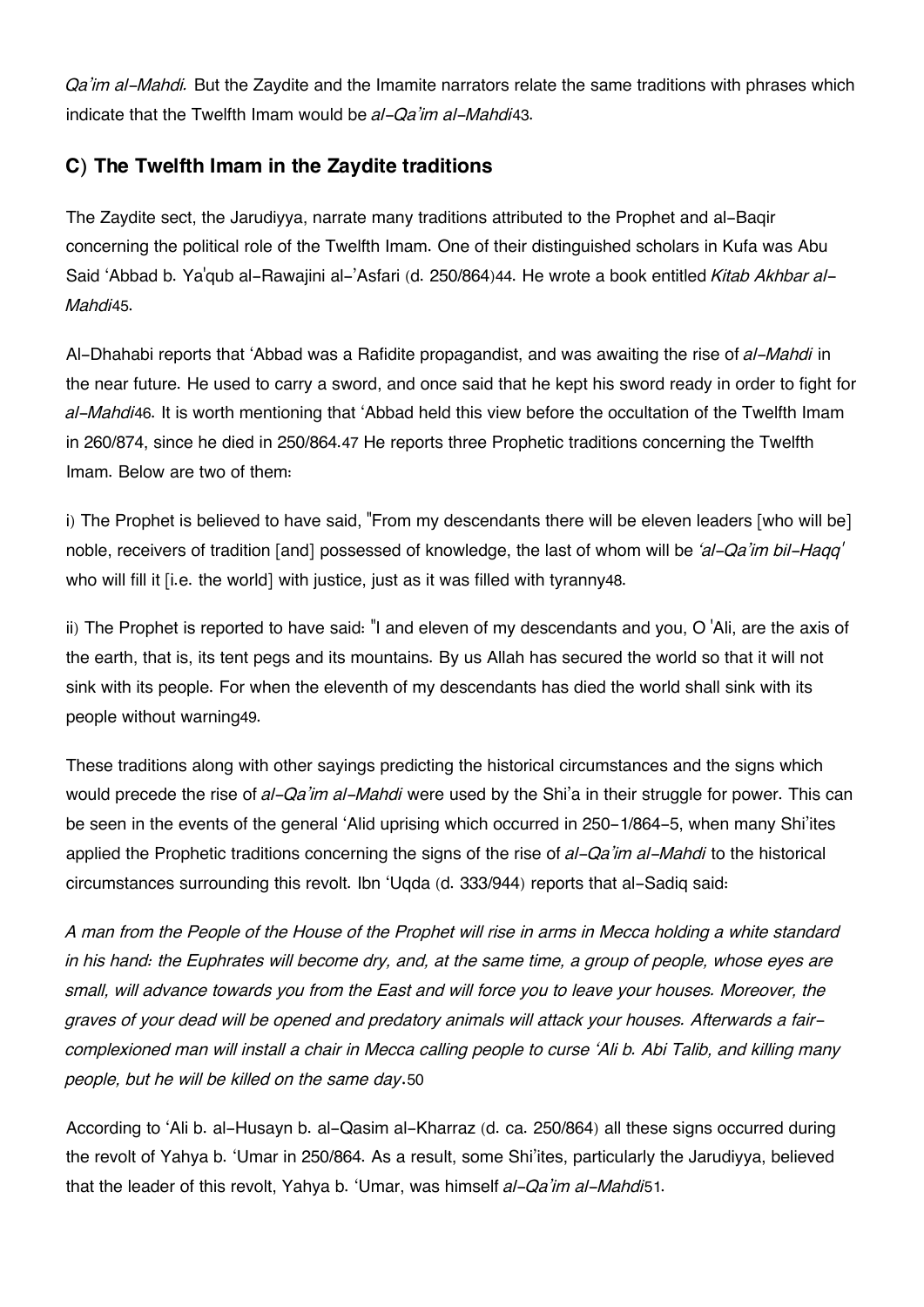*Qa'im al-Mahdi.* But the Zaydite and the Imamite narrators relate the same traditions with phrases which indicate that the Twelfth Imam would be *al-Qa'im al-Mahdi*[43].

### C) The Twelfth Imam in the Zaydite traditions

The Zaydite sect, the Jarudiyya, narrate many traditions attributed to the Prophet and al-Baqir concerning the political role of the Twelfth Imam. One of their distinguished scholars in Kufa was Abu Said 'Abbad b. Ya'qub al-Rawajini al-'Asfari (d. 250/864)[44]. He wrote a book entitled *Kitab Akhbar al-Mahdi*[45].

Al-Dhahabi reports that 'Abbad was a Rafidite propagandist, and was awaiting the rise of *al-Mahdi* in the near future. He used to carry a sword, and once said that he kept his sword ready in order to fight for *al-Mahdi*[46]. It is worth mentioning that 'Abbad held this view before the occultation of the Twelfth Imam in 260/874, since he died in 250/864.[47] He reports three Prophetic traditions concerning the Twelfth Imam. Below are two of them:

i) The Prophet is believed to have said, "From my descendants there will be eleven leaders [who will be] noble, receivers of tradition [and] possessed of knowledge, the last of whom will be *'al-Qa'im bil-Haqq'* who will fill it [i.e. the world] with justice, just as it was filled with tyranny[48].

ii) The Prophet is reported to have said: "I and eleven of my descendants and you, O 'Ali, are the axis of the earth, that is, its tent pegs and its mountains. By us Allah has secured the world so that it will not sink with its people. For when the eleventh of my descendants has died the world shall sink with its people without warning[49].

These traditions along with other sayings predicting the historical circumstances and the signs which would precede the rise of *al-Qa'im al-Mahdi* were used by the Shi'a in their struggle for power. This can be seen in the events of the general 'Alid uprising which occurred in 250-1/864-5, when many Shi'ites applied the Prophetic traditions concerning the signs of the rise of *al-Qa'im al-Mahdi* to the historical circumstances surrounding this revolt. Ibn 'Uqda (d. 333/944) reports that al-Sadiq said:

*A man from the People of the House of the Prophet will rise in arms in Mecca holding a white standard in his hand: the Euphrates will become dry, and, at the same time, a group of people, whose eyes are small, will advance towards you from the East and will force you to leave your houses. Moreover, the graves of your dead will be opened and predatory animals will attack your houses. Afterwards a fair-complexioned man will install a chair in Mecca calling people to curse 'Ali b. Abi Talib, and killing many people, but he will be killed on the same day.*[50]

According to 'Ali b. al-Husayn b. al-Qasim al-Kharraz (d. ca. 250/864) all these signs occurred during the revolt of Yahya b. 'Umar in 250/864. As a result, some Shi'ites, particularly the Jarudiyya, believed that the leader of this revolt, Yahya b. 'Umar, was himself *al-Qa'im al-Mahdi*[51].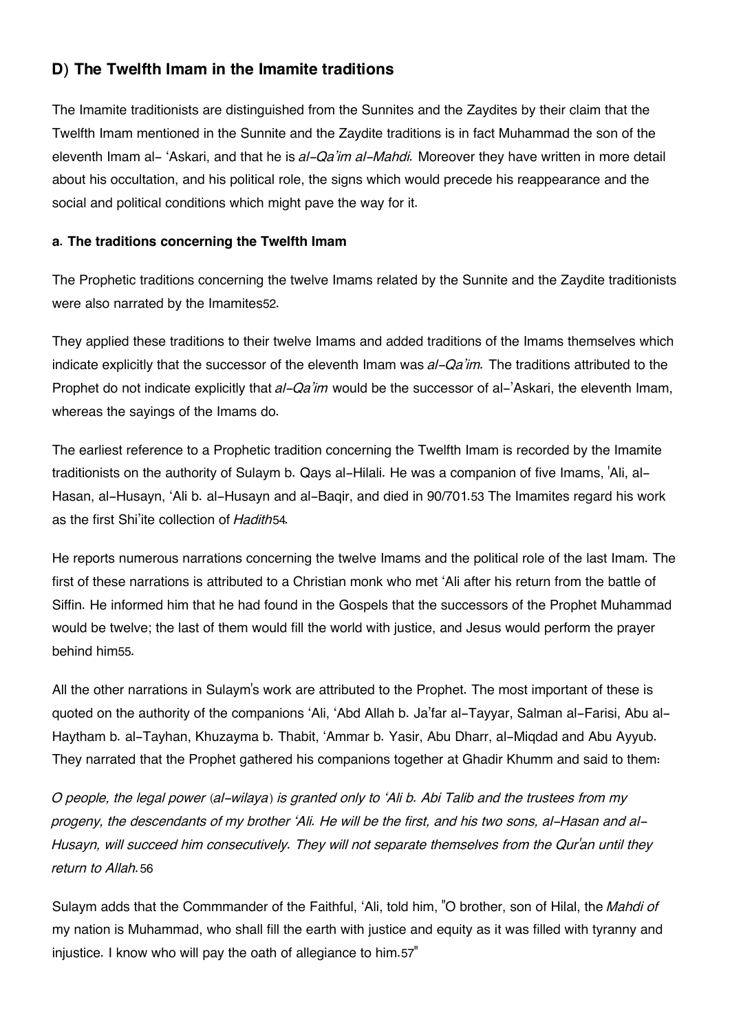## D) The Twelfth Imam in the Imamite traditions

The Imamite traditionists are distinguished from the Sunnites and the Zaydites by their claim that the Twelfth Imam mentioned in the Sunnite and the Zaydite traditions is in fact Muhammad the son of the eleventh Imam al- 'Askari, and that he is *al-Qa'im al-Mahdi.* Moreover they have written in more detail about his occultation, and his political role, the signs which would precede his reappearance and the social and political conditions which might pave the way for it.

### a. The traditions concerning the Twelfth Imam

The Prophetic traditions concerning the twelve Imams related by the Sunnite and the Zaydite traditionists were also narrated by the Imamites[52].

They applied these traditions to their twelve Imams and added traditions of the Imams themselves which indicate explicitly that the successor of the eleventh Imam was *al-Qa'im.* The traditions attributed to the Prophet do not indicate explicitly that *al-Qa'im* would be the successor of al-'Askari, the eleventh Imam, whereas the sayings of the Imams do.

The earliest reference to a Prophetic tradition concerning the Twelfth Imam is recorded by the Imamite traditionists on the authority of Sulaym b. Qays al-Hilali. He was a companion of five Imams, 'Ali, al-Hasan, al-Husayn, 'Ali b. al-Husayn and al-Baqir, and died in 90/701.[53] The Imamites regard his work as the first Shi'ite collection of *Hadith*[54].

He reports numerous narrations concerning the twelve Imams and the political role of the last Imam. The first of these narrations is attributed to a Christian monk who met 'Ali after his return from the battle of Siffin. He informed him that he had found in the Gospels that the successors of the Prophet Muhammad would be twelve; the last of them would fill the world with justice, and Jesus would perform the prayer behind him[55].

All the other narrations in Sulaym's work are attributed to the Prophet. The most important of these is quoted on the authority of the companions 'Ali, 'Abd Allah b. Ja'far al-Tayyar, Salman al-Farisi, Abu al-Haytham b. al-Tayhan, Khuzayma b. Thabit, 'Ammar b. Yasir, Abu Dharr, al-Miqdad and Abu Ayyub. They narrated that the Prophet gathered his companions together at Ghadir Khumm and said to them:

*O people, the legal power (al-wilaya) is granted only to 'Ali b. Abi Talib and the trustees from my progeny, the descendants of my brother 'Ali. He will be the first, and his two sons, al-Hasan and al-Husayn, will succeed him consecutively. They will not separate themselves from the Qur'an until they return to Allah.*[56]

Sulaym adds that the Commmander of the Faithful, 'Ali, told him, "O brother, son of Hilal, the *Mahdi of* my nation is Muhammad, who shall fill the earth with justice and equity as it was filled with tyranny and injustice. I know who will pay the oath of allegiance to him.[57]"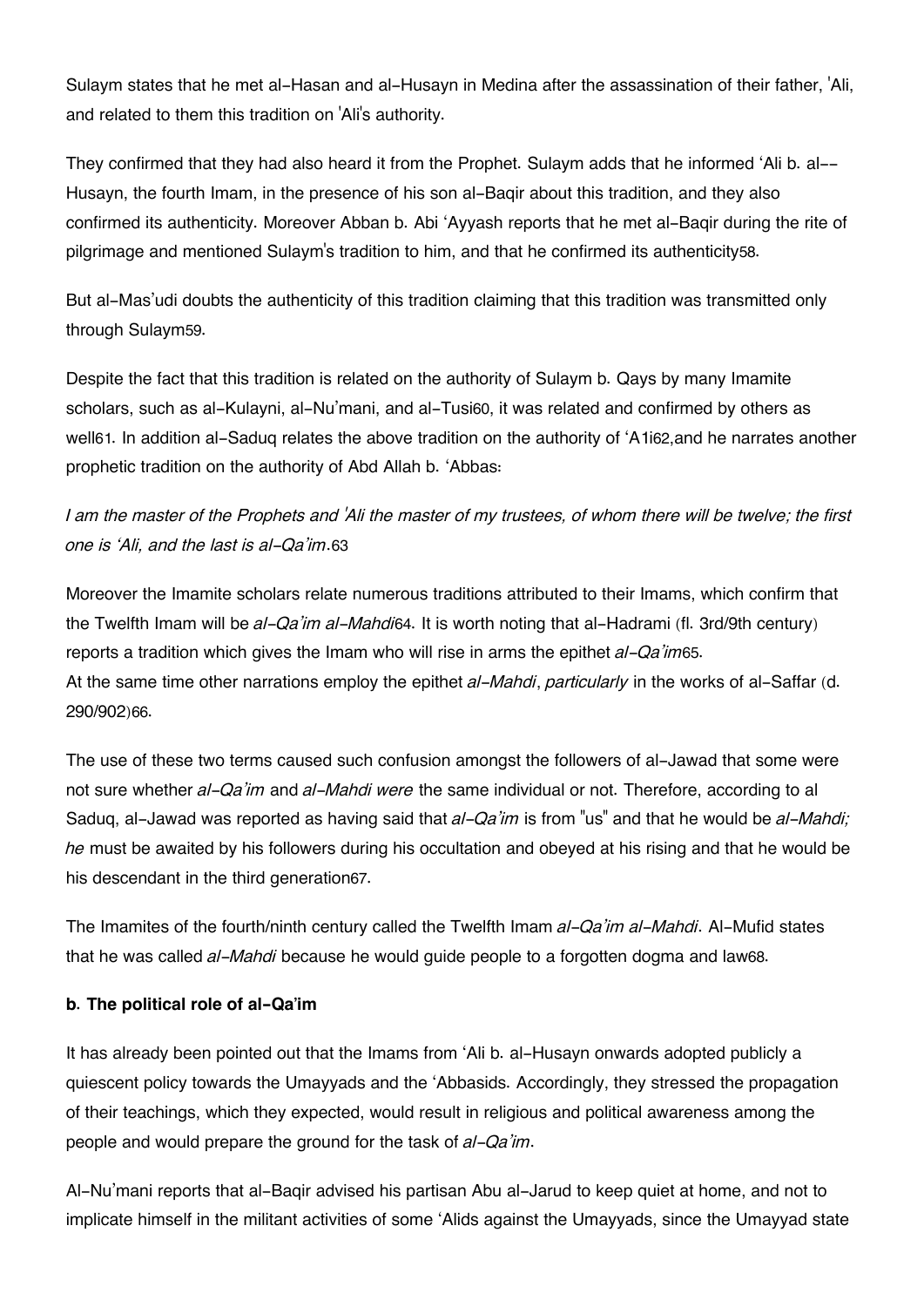Sulaym states that he met al-Hasan and al-Husayn in Medina after the assassination of their father, 'Ali, and related to them this tradition on 'Ali's authority.

They confirmed that they had also heard it from the Prophet. Sulaym adds that he informed 'Ali b. al--Husayn, the fourth Imam, in the presence of his son al-Baqir about this tradition, and they also confirmed its authenticity. Moreover Abban b. Abi 'Ayyash reports that he met al-Baqir during the rite of pilgrimage and mentioned Sulaym's tradition to him, and that he confirmed its authenticity[58].

But al-Mas'udi doubts the authenticity of this tradition claiming that this tradition was transmitted only through Sulaym[59].

Despite the fact that this tradition is related on the authority of Sulaym b. Qays by many Imamite scholars, such as al-Kulayni, al-Nu'mani, and al-Tusi[60], it was related and confirmed by others as well[61]. In addition al-Saduq relates the above tradition on the authority of 'A1i[62],and he narrates another prophetic tradition on the authority of Abd Allah b. 'Abbas:

*I am the master of the Prophets and 'Ali the master of my trustees, of whom there will be twelve; the first one is 'Ali, and the last is al-Qa'im.*[63]

Moreover the Imamite scholars relate numerous traditions attributed to their Imams, which confirm that the Twelfth Imam will be *al-Qa'im al-Mahdi*[64]. It is worth noting that al-Hadrami (fl. 3rd/9th century) reports a tradition which gives the Imam who will rise in arms the epithet *al-Qa'im*[65].
At the same time other narrations employ the epithet *al-Mahdi*, *particularly* in the works of al-Saffar (d. 290/902)[66].

The use of these two terms caused such confusion amongst the followers of al-Jawad that some were not sure whether *al-Qa'im* and *al-Mahdi were* the same individual or not. Therefore, according to al Saduq, al-Jawad was reported as having said that *al-Qa'im* is from "us" and that he would be *al-Mahdi; he* must be awaited by his followers during his occultation and obeyed at his rising and that he would be his descendant in the third generation[67].

The Imamites of the fourth/ninth century called the Twelfth Imam *al-Qa'im al-Mahdi*. Al-Mufid states that he was called *al-Mahdi* because he would guide people to a forgotten dogma and law[68].

**b. The political role of al-Qa'im**

It has already been pointed out that the Imams from 'Ali b. al-Husayn onwards adopted publicly a quiescent policy towards the Umayyads and the 'Abbasids. Accordingly, they stressed the propagation of their teachings, which they expected, would result in religious and political awareness among the people and would prepare the ground for the task of *al-Qa'im*.

Al-Nu'mani reports that al-Baqir advised his partisan Abu al-Jarud to keep quiet at home, and not to implicate himself in the militant activities of some 'Alids against the Umayyads, since the Umayyad state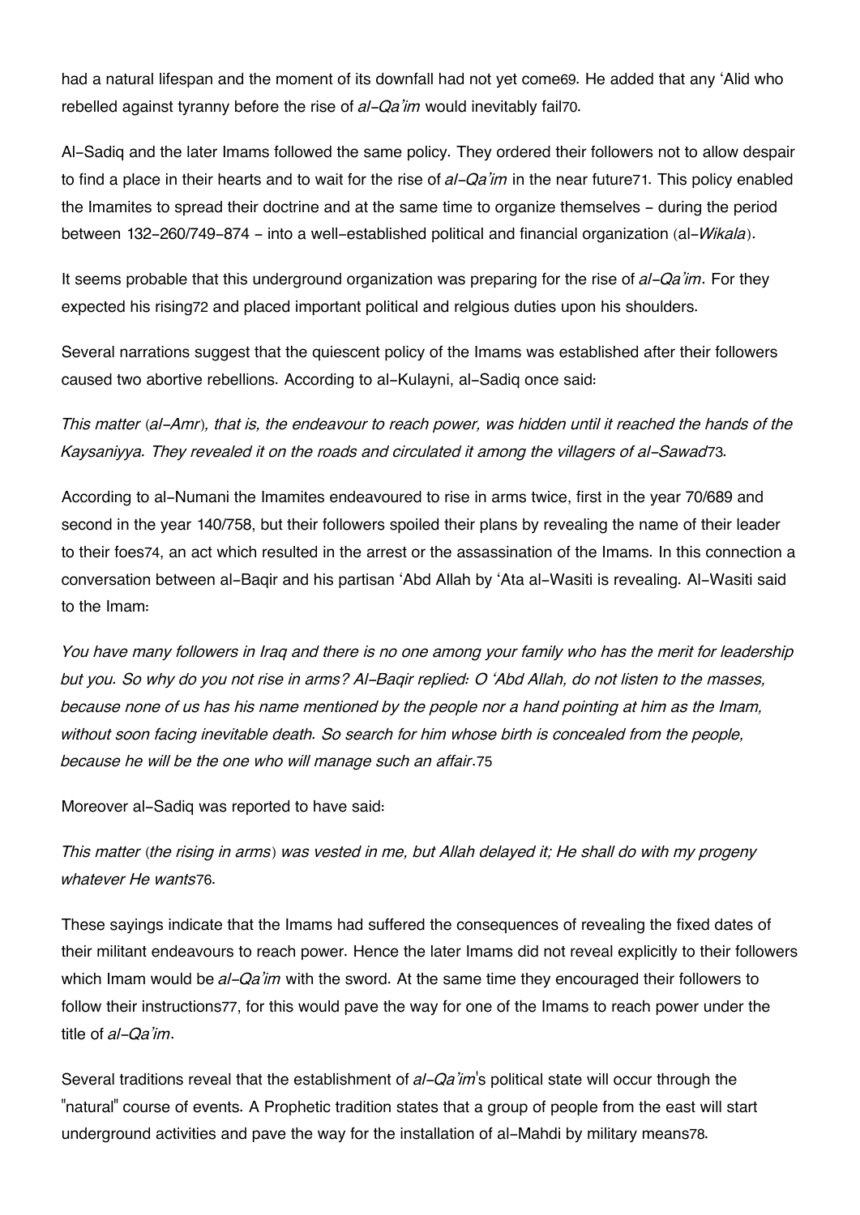had a natural lifespan and the moment of its downfall had not yet come[69]. He added that any 'Alid who rebelled against tyranny before the rise of *al-Qa'im* would inevitably fail[70].

Al-Sadiq and the later Imams followed the same policy. They ordered their followers not to allow despair to find a place in their hearts and to wait for the rise of *al-Qa'im* in the near future[71]. This policy enabled the Imamites to spread their doctrine and at the same time to organize themselves - during the period between 132-260/749-874 - into a well-established political and financial organization (al-*Wikala*).

It seems probable that this underground organization was preparing for the rise of *al-Qa'im*. For they expected his rising[72] and placed important political and relgious duties upon his shoulders.

Several narrations suggest that the quiescent policy of the Imams was established after their followers caused two abortive rebellions. According to al-Kulayni, al-Sadiq once said:

*This matter (al-Amr), that is, the endeavour to reach power, was hidden until it reached the hands of the Kaysaniyya. They revealed it on the roads and circulated it among the villagers of al-Sawad*[73].

According to al-Numani the Imamites endeavoured to rise in arms twice, first in the year 70/689 and second in the year 140/758, but their followers spoiled their plans by revealing the name of their leader to their foes[74], an act which resulted in the arrest or the assassination of the Imams. In this connection a conversation between al-Baqir and his partisan 'Abd Allah by 'Ata al-Wasiti is revealing. Al-Wasiti said to the Imam:

*You have many followers in Iraq and there is no one among your family who has the merit for leadership but you. So why do you not rise in arms? Al-Baqir replied: O 'Abd Allah, do not listen to the masses, because none of us has his name mentioned by the people nor a hand pointing at him as the Imam, without soon facing inevitable death. So search for him whose birth is concealed from the people, because he will be the one who will manage such an affair*.[75]

Moreover al-Sadiq was reported to have said:

*This matter (the rising in arms) was vested in me, but Allah delayed it; He shall do with my progeny whatever He wants*[76].

These sayings indicate that the Imams had suffered the consequences of revealing the fixed dates of their militant endeavours to reach power. Hence the later Imams did not reveal explicitly to their followers which Imam would be *al-Qa'im* with the sword. At the same time they encouraged their followers to follow their instructions[77], for this would pave the way for one of the Imams to reach power under the title of *al-Qa'im*.

Several traditions reveal that the establishment of *al-Qa'im*'s political state will occur through the "natural" course of events. A Prophetic tradition states that a group of people from the east will start underground activities and pave the way for the installation of al-Mahdi by military means[78].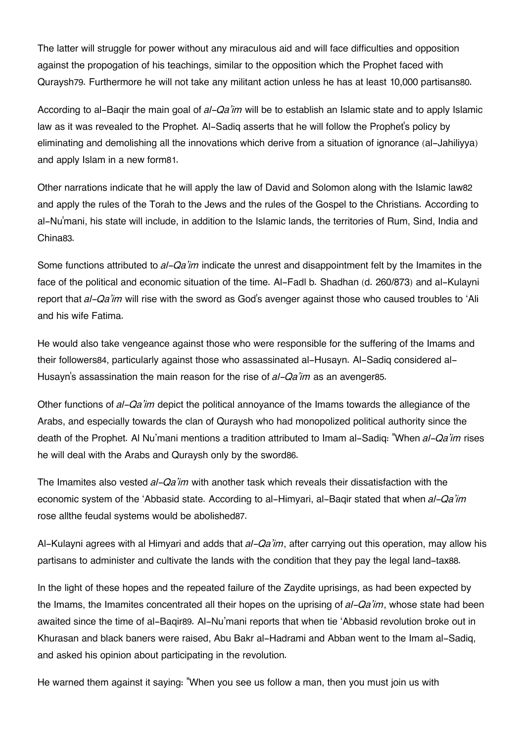The latter will struggle for power without any miraculous aid and will face difficulties and opposition against the propogation of his teachings, similar to the opposition which the Prophet faced with Quraysh[79]. Furthermore he will not take any militant action unless he has at least 10,000 partisans[80].

According to al-Baqir the main goal of *al-Qa'im* will be to establish an Islamic state and to apply Islamic law as it was revealed to the Prophet. Al-Sadiq asserts that he will follow the Prophet's policy by eliminating and demolishing all the innovations which derive from a situation of ignorance (al-Jahiliyya) and apply Islam in a new form[81].

Other narrations indicate that he will apply the law of David and Solomon along with the Islamic law[82] and apply the rules of the Torah to the Jews and the rules of the Gospel to the Christians. According to al-Nu'mani, his state will include, in addition to the Islamic lands, the territories of Rum, Sind, India and China[83].

Some functions attributed to *al-Qa'im* indicate the unrest and disappointment felt by the Imamites in the face of the political and economic situation of the time. Al-Fadl b. Shadhan (d. 260/873) and al-Kulayni report that *al-Qa'im* will rise with the sword as God's avenger against those who caused troubles to 'Ali and his wife Fatima.

He would also take vengeance against those who were responsible for the suffering of the Imams and their followers[84], particularly against those who assassinated al-Husayn. Al-Sadiq considered al-Husayn's assassination the main reason for the rise of *al-Qa'im* as an avenger[85].

Other functions of *al-Qa'im* depict the political annoyance of the Imams towards the allegiance of the Arabs, and especially towards the clan of Quraysh who had monopolized political authority since the death of the Prophet. Al Nu'mani mentions a tradition attributed to Imam al-Sadiq: "When *al-Qa'im* rises he will deal with the Arabs and Quraysh only by the sword[86].

The Imamites also vested *al-Qa'im* with another task which reveals their dissatisfaction with the economic system of the 'Abbasid state. According to al-Himyari, al-Baqir stated that when *al-Qa'im* rose allthe feudal systems would be abolished[87].

Al-Kulayni agrees with al Himyari and adds that *al-Qa'im*, after carrying out this operation, may allow his partisans to administer and cultivate the lands with the condition that they pay the legal land-tax[88].

In the light of these hopes and the repeated failure of the Zaydite uprisings, as had been expected by the Imams, the Imamites concentrated all their hopes on the uprising of *al-Qa'im*, whose state had been awaited since the time of al-Baqir[89]. Al-Nu'mani reports that when tie 'Abbasid revolution broke out in Khurasan and black baners were raised, Abu Bakr al-Hadrami and Abban went to the Imam al-Sadiq, and asked his opinion about participating in the revolution.

He warned them against it saying: "When you see us follow a man, then you must join us with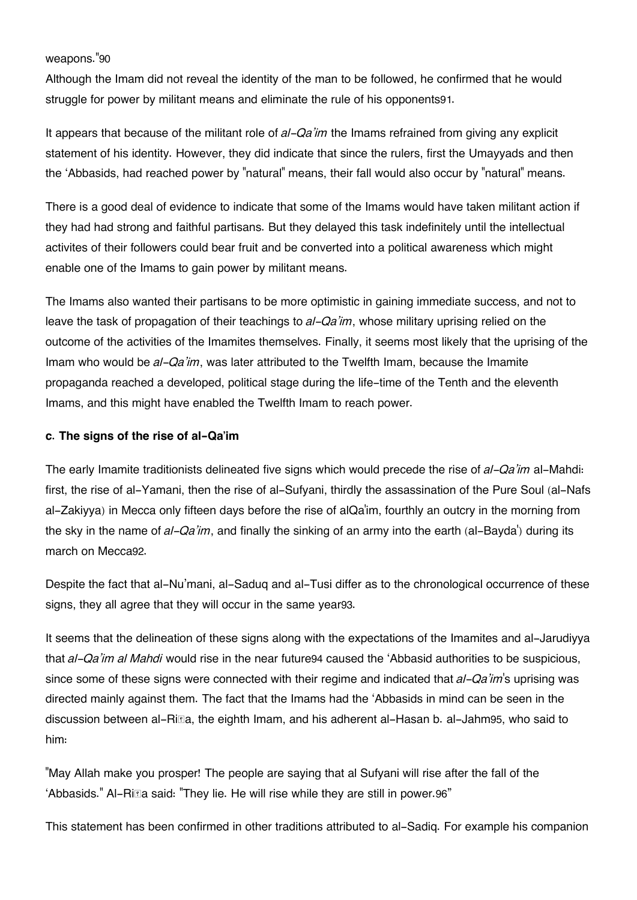weapons."[90]

Although the Imam did not reveal the identity of the man to be followed, he confirmed that he would struggle for power by militant means and eliminate the rule of his opponents[91].

It appears that because of the militant role of *al-Qa'im* the Imams refrained from giving any explicit statement of his identity. However, they did indicate that since the rulers, first the Umayyads and then the 'Abbasids, had reached power by "natural" means, their fall would also occur by "natural" means.

There is a good deal of evidence to indicate that some of the Imams would have taken militant action if they had had strong and faithful partisans. But they delayed this task indefinitely until the intellectual activites of their followers could bear fruit and be converted into a political awareness which might enable one of the Imams to gain power by militant means.

The Imams also wanted their partisans to be more optimistic in gaining immediate success, and not to leave the task of propagation of their teachings to *al-Qa'im*, whose military uprising relied on the outcome of the activities of the Imamites themselves. Finally, it seems most likely that the uprising of the Imam who would be *al-Qa'im*, was later attributed to the Twelfth Imam, because the Imamite propaganda reached a developed, political stage during the life-time of the Tenth and the eleventh Imams, and this might have enabled the Twelfth Imam to reach power.

#### c. The signs of the rise of al-Qa'im

The early Imamite traditionists delineated five signs which would precede the rise of *al-Qa'im* al-Mahdi: first, the rise of al-Yamani, then the rise of al-Sufyani, thirdly the assassination of the Pure Soul (al-Nafs al-Zakiyya) in Mecca only fifteen days before the rise of alQa'im, fourthly an outcry in the morning from the sky in the name of *al-Qa'im*, and finally the sinking of an army into the earth (al-Bayda') during its march on Mecca[92].

Despite the fact that al-Nu'mani, al-Saduq and al-Tusi differ as to the chronological occurrence of these signs, they all agree that they will occur in the same year[93].

It seems that the delineation of these signs along with the expectations of the Imamites and al-Jarudiyya that *al-Qa'im al Mahdi* would rise in the near future[94] caused the 'Abbasid authorities to be suspicious, since some of these signs were connected with their regime and indicated that *al-Qa'im*'s uprising was directed mainly against them. The fact that the Imams had the 'Abbasids in mind can be seen in the discussion between al-Riḍa, the eighth Imam, and his adherent al-Hasan b. al-Jahm[95], who said to him:

"May Allah make you prosper! The people are saying that al Sufyani will rise after the fall of the 'Abbasids." Al-Riḍa said: "They lie. He will rise while they are still in power.[96]"

This statement has been confirmed in other traditions attributed to al-Sadiq. For example his companion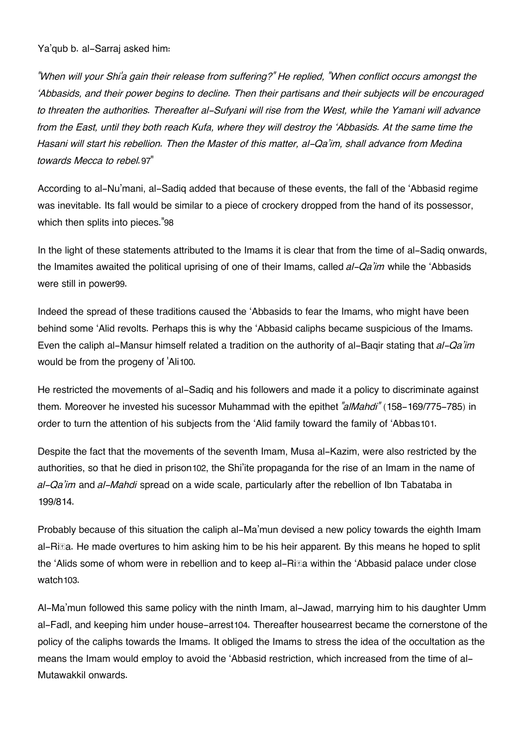Ya'qub b. al-Sarraj asked him:

*"When will your Shi'a gain their release from suffering?" He replied, "When conflict occurs amongst the 'Abbasids, and their power begins to decline. Then their partisans and their subjects will be encouraged to threaten the authorities. Thereafter al-Sufyani will rise from the West, while the Yamani will advance from the East, until they both reach Kufa, where they will destroy the 'Abbasids. At the same time the Hasani will start his rebellion. Then the Master of this matter, al-Qa'im, shall advance from Medina towards Mecca to rebel.*[97]"

According to al-Nu'mani, al-Sadiq added that because of these events, the fall of the 'Abbasid regime was inevitable. Its fall would be similar to a piece of crockery dropped from the hand of its possessor, which then splits into pieces."[98]

In the light of these statements attributed to the Imams it is clear that from the time of al-Sadiq onwards, the Imamites awaited the political uprising of one of their Imams, called *al-Qa'im* while the 'Abbasids were still in power[99].

Indeed the spread of these traditions caused the 'Abbasids to fear the Imams, who might have been behind some 'Alid revolts. Perhaps this is why the 'Abbasid caliphs became suspicious of the Imams. Even the caliph al-Mansur himself related a tradition on the authority of al-Baqir stating that *al-Qa'im* would be from the progeny of 'Ali[100].

He restricted the movements of al-Sadiq and his followers and made it a policy to discriminate against them. Moreover he invested his sucessor Muhammad with the epithet *"alMahdi"* (158-169/775-785) in order to turn the attention of his subjects from the 'Alid family toward the family of 'Abbas[101].

Despite the fact that the movements of the seventh Imam, Musa al-Kazim, were also restricted by the authorities, so that he died in prison[102], the Shi'ite propaganda for the rise of an Imam in the name of *al-Qa'im* and *al-Mahdi* spread on a wide scale, particularly after the rebellion of Ibn Tabataba in 199/814.

Probably because of this situation the caliph al-Ma'mun devised a new policy towards the eighth Imam al-Riḍa. He made overtures to him asking him to be his heir apparent. By this means he hoped to split the 'Alids some of whom were in rebellion and to keep al-Riḍa within the 'Abbasid palace under close watch[103].

Al-Ma'mun followed this same policy with the ninth Imam, al-Jawad, marrying him to his daughter Umm al-Fadl, and keeping him under house-arrest[104]. Thereafter housearrest became the cornerstone of the policy of the caliphs towards the Imams. It obliged the Imams to stress the idea of the occultation as the means the Imam would employ to avoid the 'Abbasid restriction, which increased from the time of al-Mutawakkil onwards.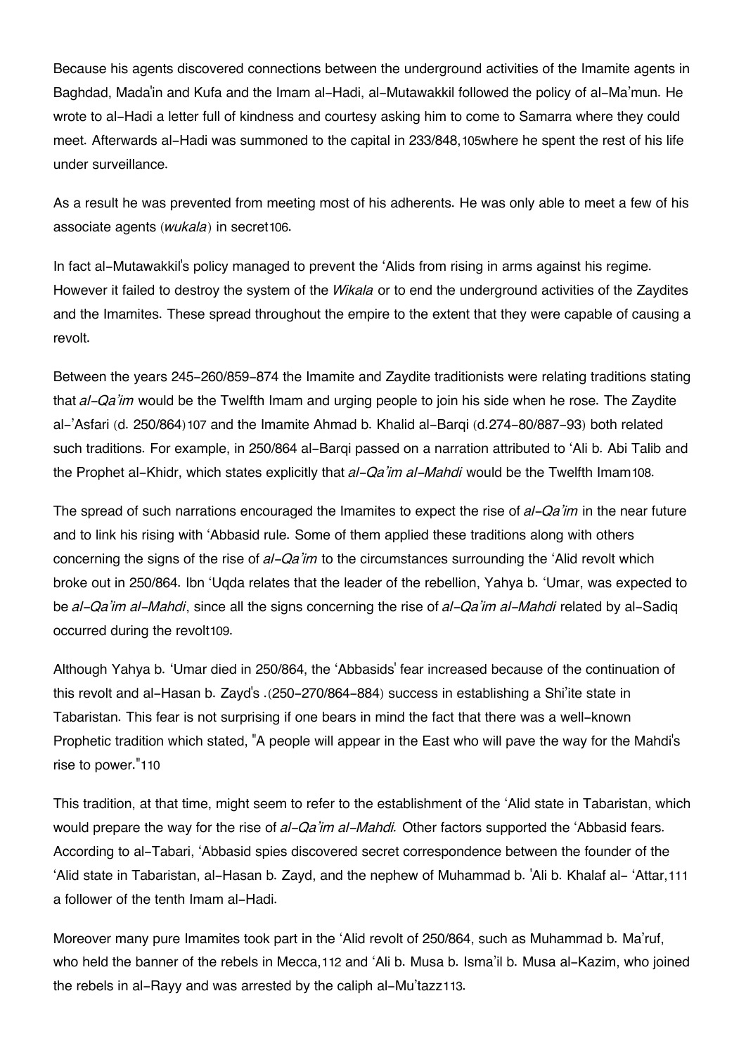Because his agents discovered connections between the underground activities of the Imamite agents in Baghdad, Mada'in and Kufa and the Imam al-Hadi, al-Mutawakkil followed the policy of al-Ma'mun. He wrote to al-Hadi a letter full of kindness and courtesy asking him to come to Samarra where they could meet. Afterwards al-Hadi was summoned to the capital in 233/848,[105] where he spent the rest of his life under surveillance.

As a result he was prevented from meeting most of his adherents. He was only able to meet a few of his associate agents (*wukala*) in secret[106].

In fact al-Mutawakkil's policy managed to prevent the 'Alids from rising in arms against his regime. However it failed to destroy the system of the *Wikala* or to end the underground activities of the Zaydites and the Imamites. These spread throughout the empire to the extent that they were capable of causing a revolt.

Between the years 245-260/859-874 the Imamite and Zaydite traditionists were relating traditions stating that *al-Qa'im* would be the Twelfth Imam and urging people to join his side when he rose. The Zaydite al-'Asfari (d. 250/864)[107] and the Imamite Ahmad b. Khalid al-Barqi (d.274-80/887-93) both related such traditions. For example, in 250/864 al-Barqi passed on a narration attributed to 'Ali b. Abi Talib and the Prophet al-Khidr, which states explicitly that *al-Qa'im al-Mahdi* would be the Twelfth Imam[108].

The spread of such narrations encouraged the Imamites to expect the rise of *al-Qa'im* in the near future and to link his rising with 'Abbasid rule. Some of them applied these traditions along with others concerning the signs of the rise of *al-Qa'im* to the circumstances surrounding the 'Alid revolt which broke out in 250/864. Ibn 'Uqda relates that the leader of the rebellion, Yahya b. 'Umar, was expected to be *al-Qa'im al-Mahdi*, since all the signs concerning the rise of *al-Qa'im al-Mahdi* related by al-Sadiq occurred during the revolt[109].

Although Yahya b. 'Umar died in 250/864, the 'Abbasids' fear increased because of the continuation of this revolt and al-Hasan b. Zayd's .(250-270/864-884) success in establishing a Shi'ite state in Tabaristan. This fear is not surprising if one bears in mind the fact that there was a well-known Prophetic tradition which stated, "A people will appear in the East who will pave the way for the Mahdi's rise to power."[110]

This tradition, at that time, might seem to refer to the establishment of the 'Alid state in Tabaristan, which would prepare the way for the rise of *al-Qa'im al-Mahdi.* Other factors supported the 'Abbasid fears. According to al-Tabari, 'Abbasid spies discovered secret correspondence between the founder of the 'Alid state in Tabaristan, al-Hasan b. Zayd, and the nephew of Muhammad b. 'Ali b. Khalaf al- 'Attar,[111] a follower of the tenth Imam al-Hadi.

Moreover many pure Imamites took part in the 'Alid revolt of 250/864, such as Muhammad b. Ma'ruf, who held the banner of the rebels in Mecca,[112] and 'Ali b. Musa b. Isma'il b. Musa al-Kazim, who joined the rebels in al-Rayy and was arrested by the caliph al-Mu'tazz[113].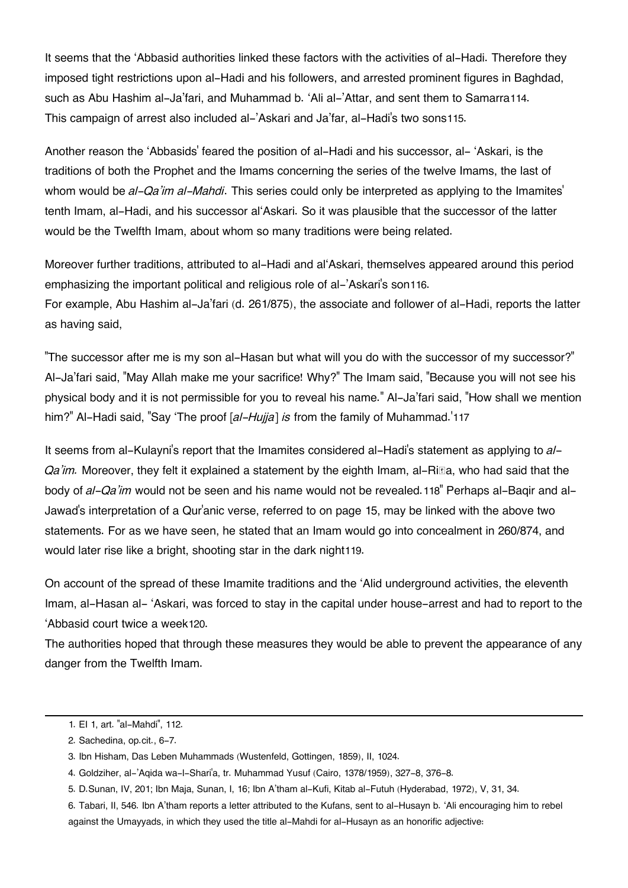It seems that the ‘Abbasid authorities linked these factors with the activities of al-Hadi. Therefore they imposed tight restrictions upon al-Hadi and his followers, and arrested prominent figures in Baghdad, such as Abu Hashim al-Ja’fari, and Muhammad b. ‘Ali al-’Attar, and sent them to Samarra114. This campaign of arrest also included al-’Askari and Ja’far, al-Hadi's two sons115.

Another reason the ‘Abbasids' feared the position of al-Hadi and his successor, al- ‘Askari, is the traditions of both the Prophet and the Imams concerning the series of the twelve Imams, the last of whom would be *al-Qa’im al-Mahdi*. This series could only be interpreted as applying to the Imamites' tenth Imam, al-Hadi, and his successor al‘Askari. So it was plausible that the successor of the latter would be the Twelfth Imam, about whom so many traditions were being related.

Moreover further traditions, attributed to al-Hadi and al‘Askari, themselves appeared around this period emphasizing the important political and religious role of al-’Askari's son116.
For example, Abu Hashim al-Ja’fari (d. 261/875), the associate and follower of al-Hadi, reports the latter as having said,

"The successor after me is my son al-Hasan but what will you do with the successor of my successor?" Al-Ja’fari said, "May Allah make me your sacrifice! Why?" The Imam said, "Because you will not see his physical body and it is not permissible for you to reveal his name." Al-Ja’fari said, "How shall we mention him?" Al-Hadi said, "Say ‘The proof [*al-Hujja*] *is* from the family of Muhammad.'117

It seems from al-Kulayni's report that the Imamites considered al-Hadi's statement as applying to *al-Qa’im.* Moreover, they felt it explained a statement by the eighth Imam, al-Riḍa, who had said that the body of *al-Qa’im* would not be seen and his name would not be revealed.118" Perhaps al-Baqir and al-Jawad's interpretation of a Qur'anic verse, referred to on page 15, may be linked with the above two statements. For as we have seen, he stated that an Imam would go into concealment in 260/874, and would later rise like a bright, shooting star in the dark night119.

On account of the spread of these Imamite traditions and the ‘Alid underground activities, the eleventh Imam, al-Hasan al- ‘Askari, was forced to stay in the capital under house-arrest and had to report to the ‘Abbasid court twice a week120.
The authorities hoped that through these measures they would be able to prevent the appearance of any danger from the Twelfth Imam.

---

1. EI 1, art. "al-Mahdi", 112.
2. Sachedina, op.cit., 6-7.
3. Ibn Hisham, Das Leben Muhammads (Wustenfeld, Gottingen, 1859), II, 1024.
4. Goldziher, al-’Aqida wa-l-Shari’a, tr. Muhammad Yusuf (Cairo, 1378/1959), 327-8, 376-8.
5. D.Sunan, IV, 201; Ibn Maja, Sunan, I, 16; Ibn A’tham al-Kufi, Kitab al-Futuh (Hyderabad, 1972), V, 31, 34.
6. Tabari, II, 546. Ibn A’tham reports a letter attributed to the Kufans, sent to al-Husayn b. ‘Ali encouraging him to rebel against the Umayyads, in which they used the title al-Mahdi for al-Husayn as an honorific adjective: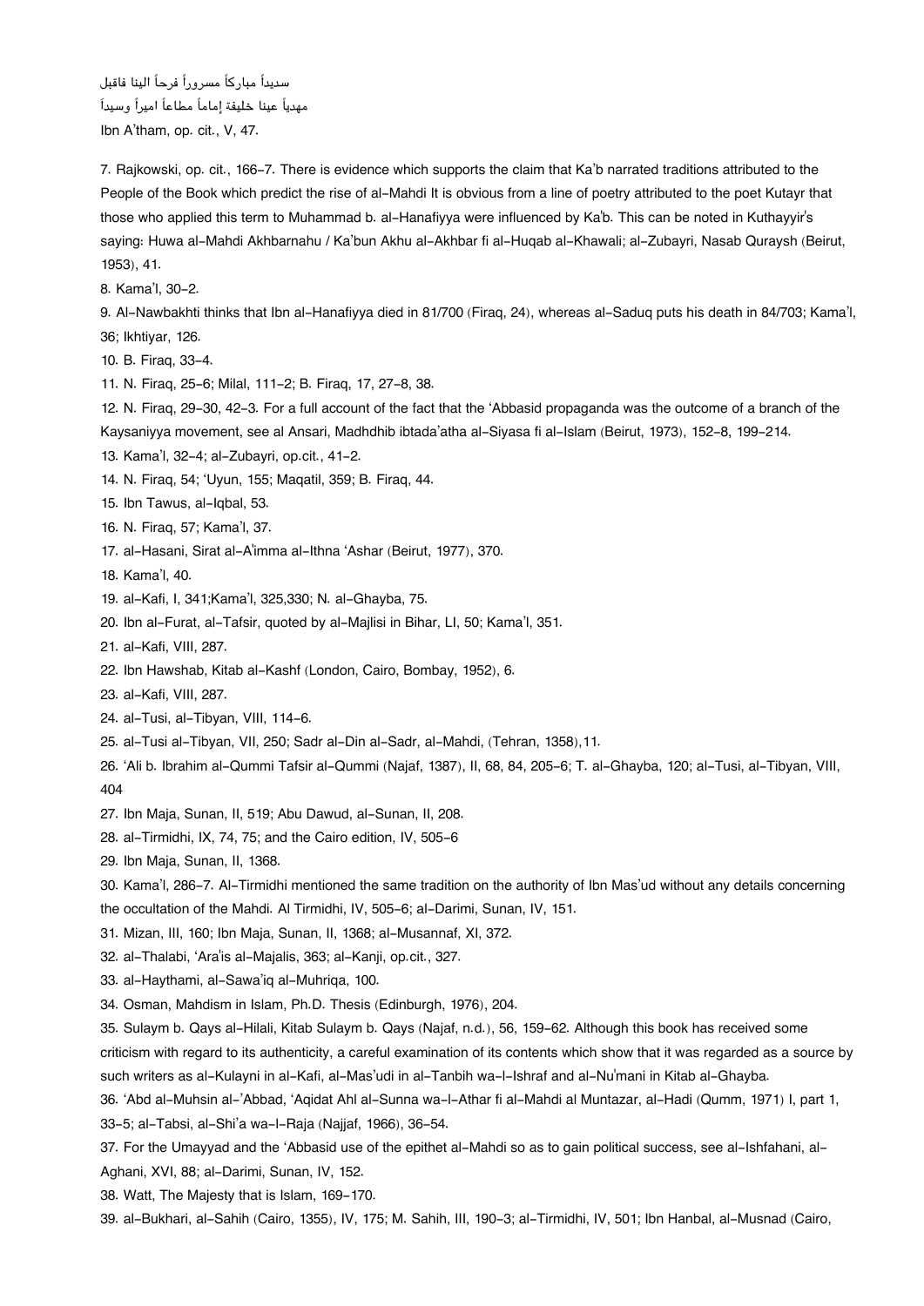سديداً مباركاً مسروراً فرحاً الينا فاقبل
مهدياً عينا خليفة إماماً مطاعاً اميراً وسيداً
Ibn A'tham, op. cit., V, 47.

7. Rajkowski, op. cit., 166-7. There is evidence which supports the claim that Ka'b narrated traditions attributed to the People of the Book which predict the rise of al-Mahdi It is obvious from a line of poetry attributed to the poet Kutayr that those who applied this term to Muhammad b. al-Hanafiyya were influenced by Ka'b. This can be noted in Kuthayyir's saying: Huwa al-Mahdi Akhbarnahu / Ka'bun Akhu al-Akhbar fi al-Huqab al-Khawali; al-Zubayri, Nasab Quraysh (Beirut, 1953), 41.
8. Kama'l, 30-2.
9. Al-Nawbakhti thinks that Ibn al-Hanafiyya died in 81/700 (Firaq, 24), whereas al-Saduq puts his death in 84/703; Kama'l, 36; Ikhtiyar, 126.
10. B. Firaq, 33-4.
11. N. Firaq, 25-6; Milal, 111-2; B. Firaq, 17, 27-8, 38.
12. N. Firaq, 29-30, 42-3. For a full account of the fact that the 'Abbasid propaganda was the outcome of a branch of the Kaysaniyya movement, see al Ansari, Madhdhib ibtada'atha al-Siyasa fi al-Islam (Beirut, 1973), 152-8, 199-214.
13. Kama'l, 32-4; al-Zubayri, op.cit., 41-2.
14. N. Firaq, 54; 'Uyun, 155; Maqatil, 359; B. Firaq, 44.
15. Ibn Tawus, al-Iqbal, 53.
16. N. Firaq, 57; Kama'l, 37.
17. al-Hasani, Sirat al-A'imma al-Ithna 'Ashar (Beirut, 1977), 370.
18. Kama'l, 40.
19. al-Kafi, I, 341;Kama'l, 325,330; N. al-Ghayba, 75.
20. Ibn al-Furat, al-Tafsir, quoted by al-Majlisi in Bihar, LI, 50; Kama'l, 351.
21. al-Kafi, VIII, 287.
22. Ibn Hawshab, Kitab al-Kashf (London, Cairo, Bombay, 1952), 6.
23. al-Kafi, VIII, 287.
24. al-Tusi, al-Tibyan, VIII, 114-6.
25. al-Tusi al-Tibyan, VII, 250; Sadr al-Din al-Sadr, al-Mahdi, (Tehran, 1358),11.
26. 'Ali b. Ibrahim al-Qummi Tafsir al-Qummi (Najaf, 1387), II, 68, 84, 205-6; T. al-Ghayba, 120; al-Tusi, al-Tibyan, VIII, 404
27. Ibn Maja, Sunan, II, 519; Abu Dawud, al-Sunan, II, 208.
28. al-Tirmidhi, IX, 74, 75; and the Cairo edition, IV, 505-6
29. Ibn Maja, Sunan, II, 1368.
30. Kama'l, 286-7. Al-Tirmidhi mentioned the same tradition on the authority of Ibn Mas'ud without any details concerning the occultation of the Mahdi. Al Tirmidhi, IV, 505-6; al-Darimi, Sunan, IV, 151.
31. Mizan, III, 160; Ibn Maja, Sunan, II, 1368; al-Musannaf, XI, 372.
32. al-Thalabi, 'Ara'is al-Majalis, 363; al-Kanji, op.cit., 327.
33. al-Haythami, al-Sawa'iq al-Muhriqa, 100.
34. Osman, Mahdism in Islam, Ph.D. Thesis (Edinburgh, 1976), 204.
35. Sulaym b. Qays al-Hilali, Kitab Sulaym b. Qays (Najaf, n.d.), 56, 159-62. Although this book has received some criticism with regard to its authenticity, a careful examination of its contents which show that it was regarded as a source by such writers as al-Kulayni in al-Kafi, al-Mas'udi in al-Tanbih wa-l-Ishraf and al-Nu'mani in Kitab al-Ghayba.
36. 'Abd al-Muhsin al-'Abbad, 'Aqidat Ahl al-Sunna wa-l-Athar fi al-Mahdi al Muntazar, al-Hadi (Qumm, 1971) I, part 1, 33-5; al-Tabsi, al-Shi'a wa-l-Raja (Najjaf, 1966), 36-54.
37. For the Umayyad and the 'Abbasid use of the epithet al-Mahdi so as to gain political success, see al-Ishfahani, al-Aghani, XVI, 88; al-Darimi, Sunan, IV, 152.
38. Watt, The Majesty that is Islam, 169-170.
39. al-Bukhari, al-Sahih (Cairo, 1355), IV, 175; M. Sahih, III, 190-3; al-Tirmidhi, IV, 501; Ibn Hanbal, al-Musnad (Cairo,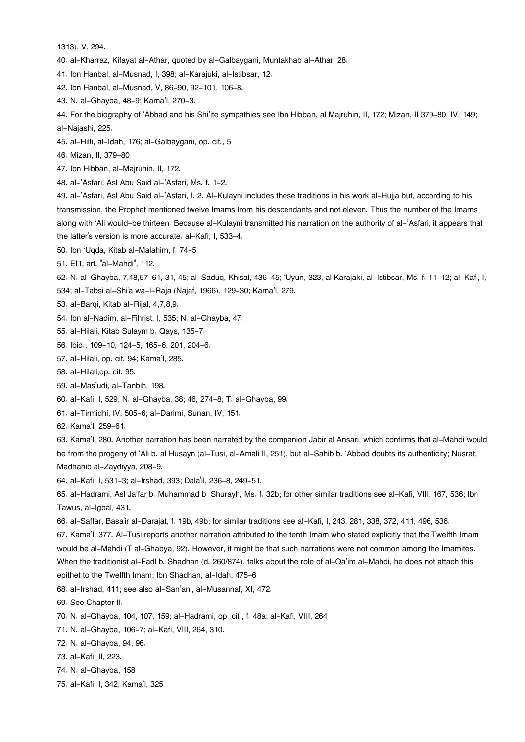1313), V, 294.

40. al-Kharraz, Kifayat al-Athar, quoted by al-Galbaygani, Muntakhab al-Athar, 28.

41. Ibn Hanbal, al-Musnad, I, 398; al-Karajuki, al-Istibsar, 12.

42. Ibn Hanbal, al-Musnad, V, 86-90, 92-101, 106-8.

43. N. al-Ghayba, 48-9; Kama'l, 270-3.

44. For the biography of 'Abbad and his Shi'ite sympathies see Ibn Hibban, al Majruhin, II, 172; Mizan, II 379-80, IV, 149; al-Najashi, 225.

45. al-Hilli, al-Idah, 176; al-Galbaygani, op. cit., 5

46. Mizan, II, 379-80

47. Ibn Hibban, al-Majruhin, II, 172.

48. al-'Asfari, Asl Abu Said al-'Asfari, Ms. f. 1-2.

49. al-'Asfari, Asl Abu Said al-'Asfari, f. 2. Al-Kulayni includes these traditions in his work al-Hujja but, according to his transmission, the Prophet mentioned twelve Imams from his descendants and not eleven. Thus the number of the Imams along with 'Ali would-be thirteen. Because al-Kulayni transmitted his narration on the authority of al-'Asfari, it appears that the latter's version is more accurate. al-Kafi, I, 533-4.

50. Ibn 'Uqda, Kitab al-Malahim, f. 74-5.

51. EI1, art. "al-Mahdi", 112.

52. N. al-Ghayba, 7,48,57-61, 31, 45; al-Saduq, Khisal, 436-45; 'Uyun, 323, al Karajaki, al-Istibsar, Ms. f. 11-12; al-Kafi, I, 534; al-Tabsi al-Shi'a wa-l-Raja (Najaf, 1966), 129-30; Kama'l, 279.

53. al-Barqi, Kitab al-Rijal, 4,7,8,9.

54. Ibn al-Nadim, al-Fihrist, I, 535; N. al-Ghayba, 47.

55. al-Hilali, Kitab Sulaym b. Qays, 135-7.

56. Ibid., 109-10, 124-5, 165-6, 201, 204-6.

57. al-Hilali, op. cit. 94; Kama'l, 285.

58. al-Hilali,op. cit. 95.

59. al-Mas'udi, al-Tanbih, 198.

60. al-Kafi, I, 529; N. al-Ghayba, 38; 46, 274-8; T. al-Ghayba, 99.

61. al-Tirmidhi, IV, 505-6; al-Darimi, Sunan, IV, 151.

62. Kama'l, 259-61.

63. Kama'l, 280. Another narration has been narrated by the companion Jabir al Ansari, which confirms that al-Mahdi would be from the progeny of 'Ali b. al Husayn (al-Tusi, al-Amali II, 251), but al-Sahib b. 'Abbad doubts its authenticity; Nusrat, Madhahib al-Zaydiyya, 208-9.

64. al-Kafi, I, 531-3; al-Irshad, 393; Dala'il, 236-8, 249-51.

65. al-Hadrami, Asl Ja'far b. Muhammad b. Shurayh, Ms. f. 32b; for other similar traditions see al-Kafi, VIII, 167, 536; Ibn Tawus, al-Iqbal, 431.

66. al-Saffar, Basa'ir al-Darajat, f. 19b, 49b; for similar traditions see al-Kafi, I, 243, 281, 338, 372, 411, 496, 536.

67. Kama'l, 377. Al-Tusi reports another narration attributed to the tenth Imam who stated explicitly that the Twelfth Imam would be al-Mahdi (T al-Ghabya, 92). However, it might be that such narrations were not common among the Imamites. When the traditionist al-Fadl b. Shadhan (d. 260/874), talks about the role of al-Qa'im al-Mahdi, he does not attach this epithet to the Twelfth Imam; Ibn Shadhan, al-Idah, 475-6

68. al-Irshad, 411; see also al-San'ani, al-Musannaf, XI, 472.

69. See Chapter II.

70. N. al-Ghayba, 104, 107, 159; al-Hadrami, op. cit., f. 48a; al-Kafi, VIII, 264

71. N. al-Ghayba, 106-7; al-Kafi, VIII, 264, 310.

72. N. al-Ghayba, 94, 96.

73. al-Kafi, II, 223.

74. N. al-Ghayba, 158

75. al-Kafi, I, 342; Kama'l, 325.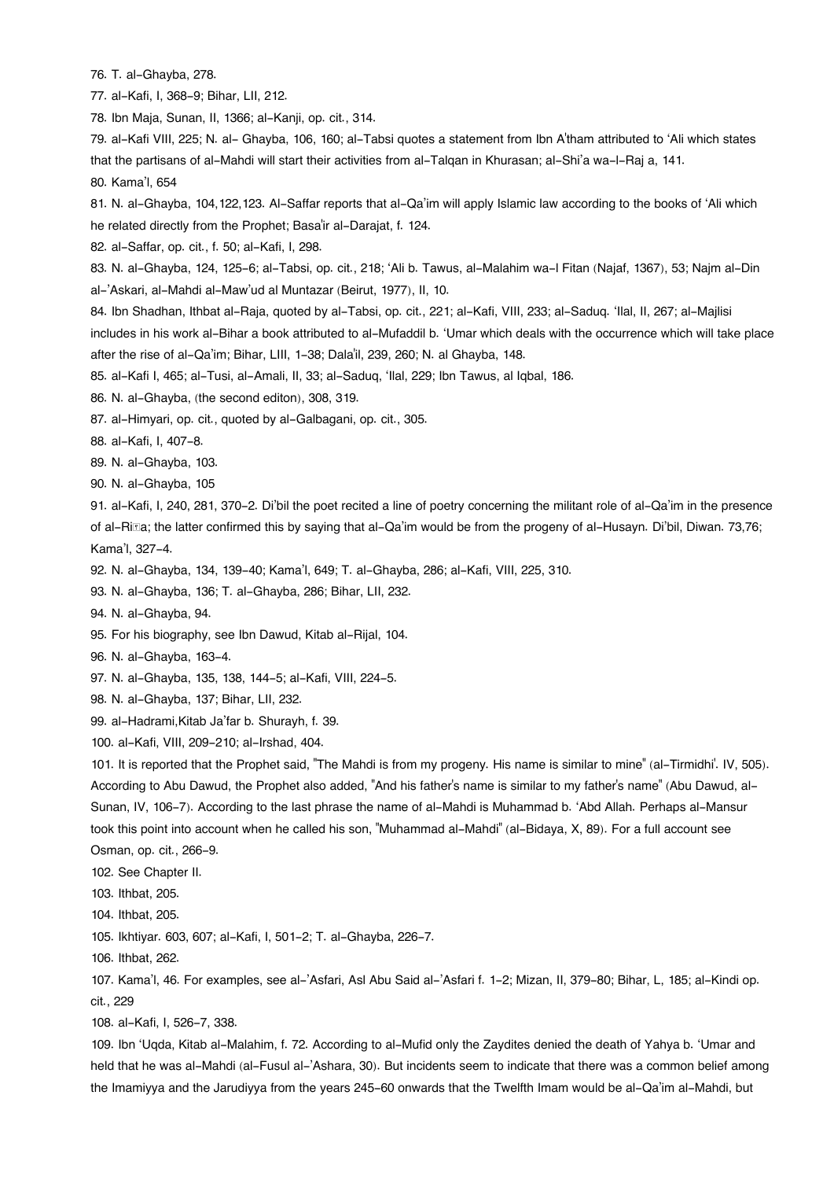76. T. al-Ghayba, 278.

77. al-Kafi, I, 368-9; Bihar, LII, 212.

78. Ibn Maja, Sunan, II, 1366; al-Kanji, op. cit., 314.

79. al-Kafi VIII, 225; N. al- Ghayba, 106, 160; al-Tabsi quotes a statement from Ibn A'tham attributed to 'Ali which states that the partisans of al-Mahdi will start their activities from al-Talqan in Khurasan; al-Shi'a wa-l-Raj a, 141.

80. Kama'l, 654

81. N. al-Ghayba, 104,122,123. Al-Saffar reports that al-Qa'im will apply Islamic law according to the books of 'Ali which he related directly from the Prophet; Basa'ir al-Darajat, f. 124.

82. al-Saffar, op. cit., f. 50; al-Kafi, I, 298.

83. N. al-Ghayba, 124, 125-6; al-Tabsi, op. cit., 218; 'Ali b. Tawus, al-Malahim wa-l Fitan (Najaf, 1367), 53; Najm al-Din al-'Askari, al-Mahdi al-Maw'ud al Muntazar (Beirut, 1977), II, 10.

84. Ibn Shadhan, Ithbat al-Raja, quoted by al-Tabsi, op. cit., 221; al-Kafi, VIII, 233; al-Saduq. 'Ilal, II, 267; al-Majlisi includes in his work al-Bihar a book attributed to al-Mufaddil b. 'Umar which deals with the occurrence which will take place after the rise of al-Qa'im; Bihar, LIII, 1-38; Dala'il, 239, 260; N. al Ghayba, 148.

85. al-Kafi I, 465; al-Tusi, al-Amali, II, 33; al-Saduq, 'Ilal, 229; Ibn Tawus, al Iqbal, 186.

86. N. al-Ghayba, (the second editon), 308, 319.

87. al-Himyari, op. cit., quoted by al-Galbagani, op. cit., 305.

88. al-Kafi, I, 407-8.

89. N. al-Ghayba, 103.

90. N. al-Ghayba, 105

91. al-Kafi, I, 240, 281, 370-2. Di'bil the poet recited a line of poetry concerning the militant role of al-Qa'im in the presence of al-Riḍa; the latter confirmed this by saying that al-Qa'im would be from the progeny of al-Husayn. Di'bil, Diwan. 73,76; Kama'l, 327-4.

92. N. al-Ghayba, 134, 139-40; Kama'l, 649; T. al-Ghayba, 286; al-Kafi, VIII, 225, 310.

93. N. al-Ghayba, 136; T. al-Ghayba, 286; Bihar, LII, 232.

94. N. al-Ghayba, 94.

95. For his biography, see Ibn Dawud, Kitab al-Rijal, 104.

96. N. al-Ghayba, 163-4.

97. N. al-Ghayba, 135, 138, 144-5; al-Kafi, VIII, 224-5.

98. N. al-Ghayba, 137; Bihar, LII, 232.

99. al-Hadrami,Kitab Ja'far b. Shurayh, f. 39.

100. al-Kafi, VIII, 209-210; al-Irshad, 404.

101. It is reported that the Prophet said, "The Mahdi is from my progeny. His name is similar to mine" (al-Tirmidhi'. IV, 505). According to Abu Dawud, the Prophet also added, "And his father's name is similar to my father's name" (Abu Dawud, al-Sunan, IV, 106-7). According to the last phrase the name of al-Mahdi is Muhammad b. 'Abd Allah. Perhaps al-Mansur took this point into account when he called his son, "Muhammad al-Mahdi" (al-Bidaya, X, 89). For a full account see Osman, op. cit., 266-9.

102. See Chapter II.

103. Ithbat, 205.

104. Ithbat, 205.

105. Ikhtiyar. 603, 607; al-Kafi, I, 501-2; T. al-Ghayba, 226-7.

106. Ithbat, 262.

107. Kama'l, 46. For examples, see al-'Asfari, Asl Abu Said al-'Asfari f. 1-2; Mizan, II, 379-80; Bihar, L, 185; al-Kindi op. cit., 229

108. al-Kafi, I, 526-7, 338.

109. Ibn 'Uqda, Kitab al-Malahim, f. 72. According to al-Mufid only the Zaydites denied the death of Yahya b. 'Umar and held that he was al-Mahdi (al-Fusul al-'Ashara, 30). But incidents seem to indicate that there was a common belief among the Imamiyya and the Jarudiyya from the years 245-60 onwards that the Twelfth Imam would be al-Qa'im al-Mahdi, but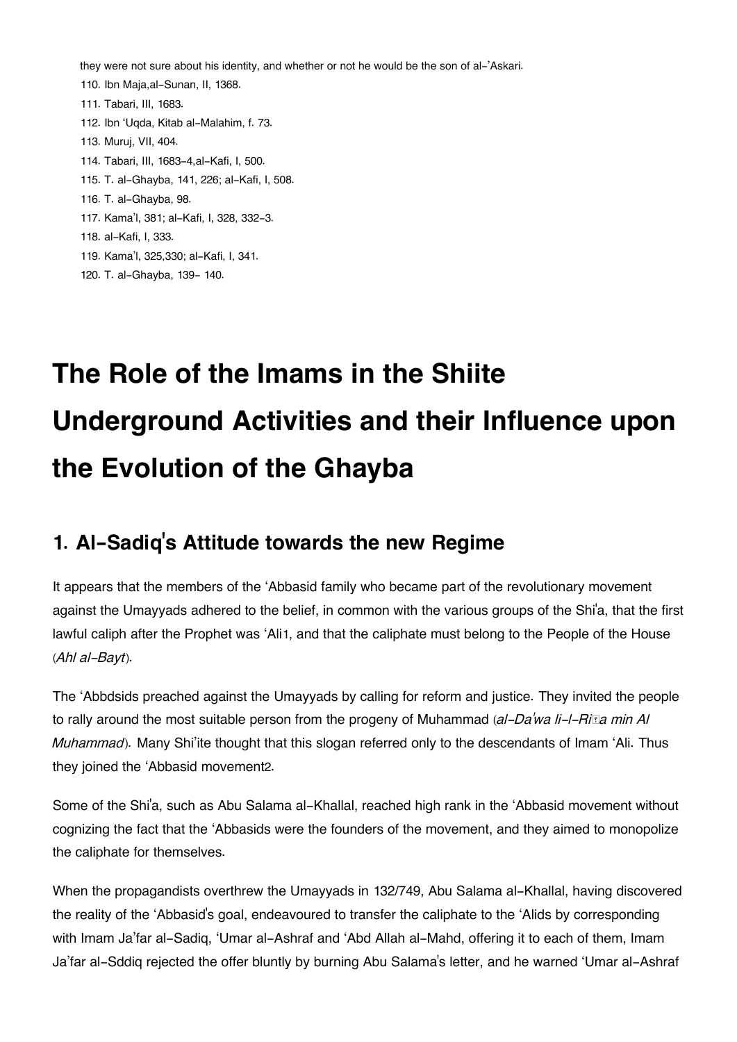they were not sure about his identity, and whether or not he would be the son of al-'Askari.

110. Ibn Maja,al-Sunan, II, 1368.
111. Tabari, III, 1683.
112. Ibn 'Uqda, Kitab al-Malahim, f. 73.
113. Muruj, VII, 404.
114. Tabari, III, 1683-4,al-Kafi, I, 500.
115. T. al-Ghayba, 141, 226; al-Kafi, I, 508.
116. T. al-Ghayba, 98.
117. Kama'l, 381; al-Kafi, I, 328, 332-3.
118. al-Kafi, I, 333.
119. Kama'l, 325,330; al-Kafi, I, 341.
120. T. al-Ghayba, 139- 140.

# The Role of the Imams in the Shiite Underground Activities and their Influence upon the Evolution of the Ghayba

## 1. Al-Sadiq's Attitude towards the new Regime

It appears that the members of the 'Abbasid family who became part of the revolutionary movement against the Umayyads adhered to the belief, in common with the various groups of the Shi'a, that the first lawful caliph after the Prophet was 'Ali[1], and that the caliphate must belong to the People of the House (*Ahl al-Bayt*).

The 'Abbdsids preached against the Umayyads by calling for reform and justice. They invited the people to rally around the most suitable person from the progeny of Muhammad (*al-Da'wa li-l-Riḍa min Al Muhammad*). Many Shi'ite thought that this slogan referred only to the descendants of Imam 'Ali. Thus they joined the 'Abbasid movement[2].

Some of the Shi'a, such as Abu Salama al-Khallal, reached high rank in the 'Abbasid movement without cognizing the fact that the 'Abbasids were the founders of the movement, and they aimed to monopolize the caliphate for themselves.

When the propagandists overthrew the Umayyads in 132/749, Abu Salama al-Khallal, having discovered the reality of the 'Abbasid's goal, endeavoured to transfer the caliphate to the 'Alids by corresponding with Imam Ja'far al-Sadiq, 'Umar al-Ashraf and 'Abd Allah al-Mahd, offering it to each of them, Imam Ja'far al-Sddiq rejected the offer bluntly by burning Abu Salama's letter, and he warned 'Umar al-Ashraf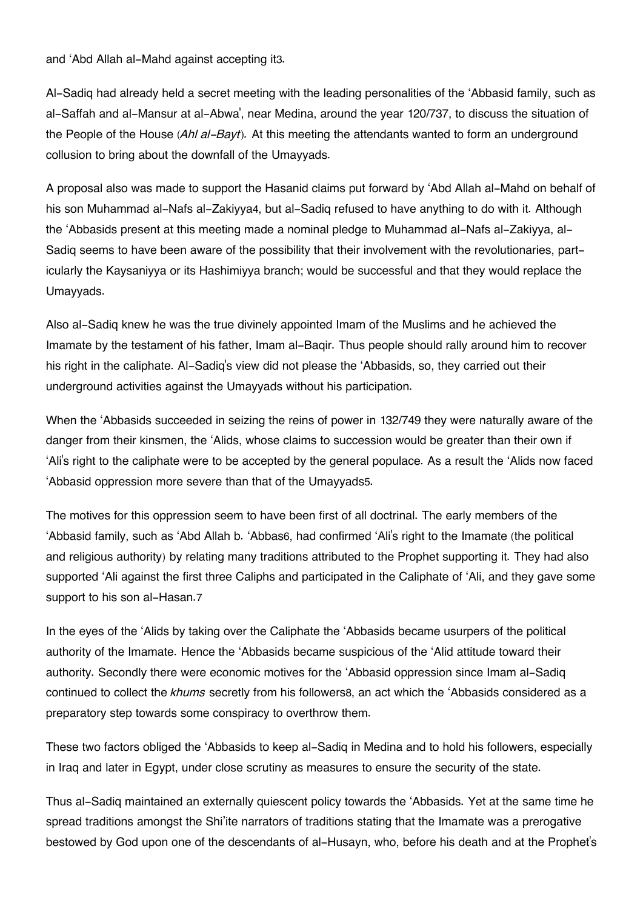and ʻAbd Allah al-Mahd against accepting it[3].

Al-Sadiq had already held a secret meeting with the leading personalities of the ʻAbbasid family, such as al-Saffah and al-Mansur at al-Abwa', near Medina, around the year 120/737, to discuss the situation of the People of the House (*Ahl al-Bayt*). At this meeting the attendants wanted to form an underground collusion to bring about the downfall of the Umayyads.

A proposal also was made to support the Hasanid claims put forward by ʻAbd Allah al-Mahd on behalf of his son Muhammad al-Nafs al-Zakiyya[4], but al-Sadiq refused to have anything to do with it. Although the ʻAbbasids present at this meeting made a nominal pledge to Muhammad al-Nafs al-Zakiyya, al-Sadiq seems to have been aware of the possibility that their involvement with the revolutionaries, particularly the Kaysaniyya or its Hashimiyya branch; would be successful and that they would replace the Umayyads.

Also al-Sadiq knew he was the true divinely appointed Imam of the Muslims and he achieved the Imamate by the testament of his father, Imam al-Baqir. Thus people should rally around him to recover his right in the caliphate. Al-Sadiq's view did not please the ʻAbbasids, so, they carried out their underground activities against the Umayyads without his participation.

When the ʻAbbasids succeeded in seizing the reins of power in 132/749 they were naturally aware of the danger from their kinsmen, the ʻAlids, whose claims to succession would be greater than their own if ʻAli's right to the caliphate were to be accepted by the general populace. As a result the ʻAlids now faced ʻAbbasid oppression more severe than that of the Umayyads[5].

The motives for this oppression seem to have been first of all doctrinal. The early members of the ʻAbbasid family, such as ʻAbd Allah b. ʻAbbas[6], had confirmed ʻAli's right to the Imamate (the political and religious authority) by relating many traditions attributed to the Prophet supporting it. They had also supported ʻAli against the first three Caliphs and participated in the Caliphate of ʻAli, and they gave some support to his son al-Hasan.[7]

In the eyes of the ʻAlids by taking over the Caliphate the ʻAbbasids became usurpers of the political authority of the Imamate. Hence the ʻAbbasids became suspicious of the ʻAlid attitude toward their authority. Secondly there were economic motives for the ʻAbbasid oppression since Imam al-Sadiq continued to collect the *khums* secretly from his followers[8], an act which the ʻAbbasids considered as a preparatory step towards some conspiracy to overthrow them.

These two factors obliged the ʻAbbasids to keep al-Sadiq in Medina and to hold his followers, especially in Iraq and later in Egypt, under close scrutiny as measures to ensure the security of the state.

Thus al-Sadiq maintained an externally quiescent policy towards the ʻAbbasids. Yet at the same time he spread traditions amongst the Shi'ite narrators of traditions stating that the Imamate was a prerogative bestowed by God upon one of the descendants of al-Husayn, who, before his death and at the Prophet's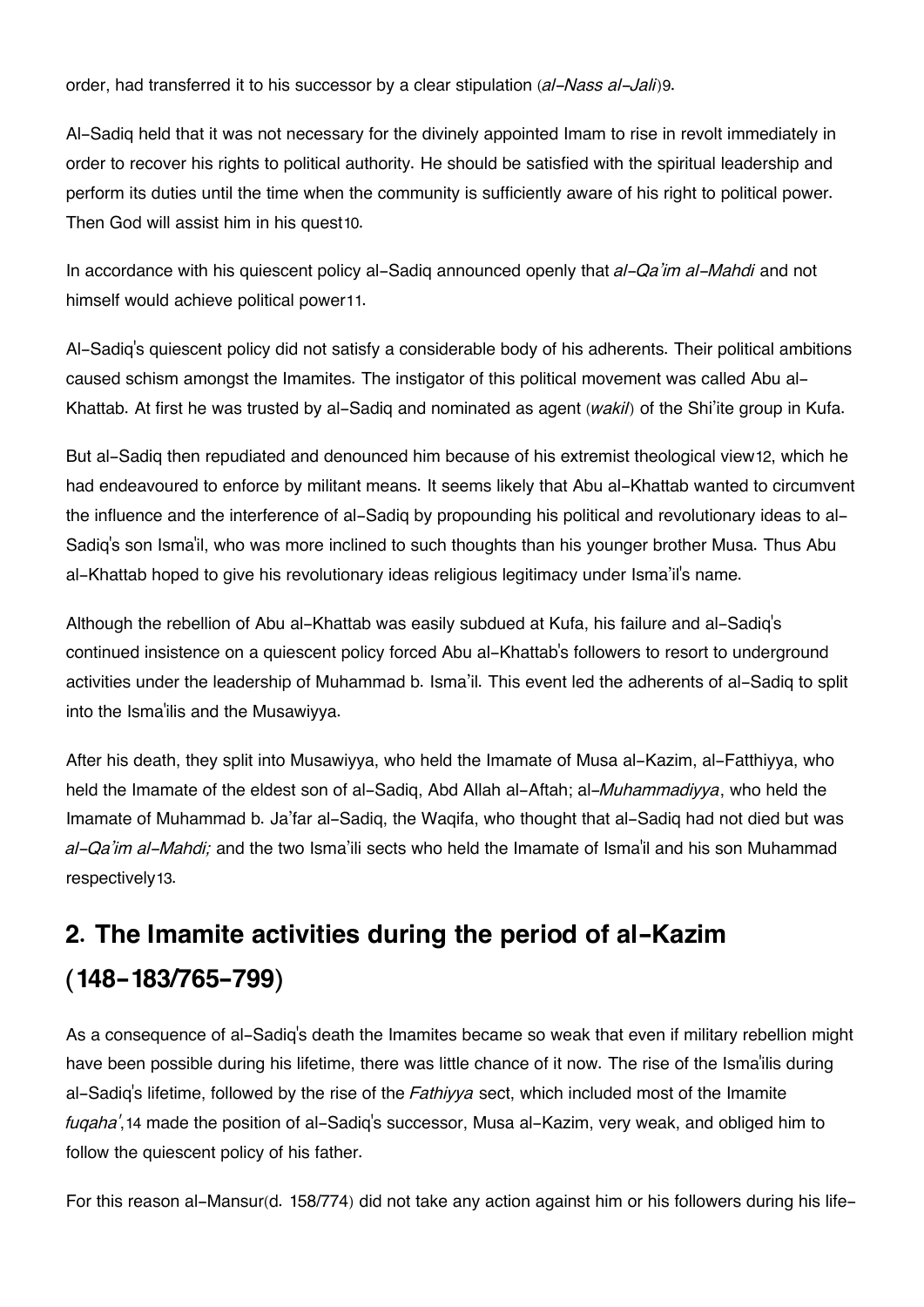order, had transferred it to his successor by a clear stipulation (*al-Nass al-Jali*)[9].

Al-Sadiq held that it was not necessary for the divinely appointed Imam to rise in revolt immediately in order to recover his rights to political authority. He should be satisfied with the spiritual leadership and perform its duties until the time when the community is sufficiently aware of his right to political power. Then God will assist him in his quest[10].

In accordance with his quiescent policy al-Sadiq announced openly that *al-Qa'im al-Mahdi* and not himself would achieve political power[11].

Al-Sadiq's quiescent policy did not satisfy a considerable body of his adherents. Their political ambitions caused schism amongst the Imamites. The instigator of this political movement was called Abu al-Khattab. At first he was trusted by al-Sadiq and nominated as agent (*wakil*) of the Shi'ite group in Kufa.

But al-Sadiq then repudiated and denounced him because of his extremist theological view[12], which he had endeavoured to enforce by militant means. It seems likely that Abu al-Khattab wanted to circumvent the influence and the interference of al-Sadiq by propounding his political and revolutionary ideas to al-Sadiq's son Isma'il, who was more inclined to such thoughts than his younger brother Musa. Thus Abu al-Khattab hoped to give his revolutionary ideas religious legitimacy under Isma'il's name.

Although the rebellion of Abu al-Khattab was easily subdued at Kufa, his failure and al-Sadiq's continued insistence on a quiescent policy forced Abu al-Khattab's followers to resort to underground activities under the leadership of Muhammad b. Isma'il. This event led the adherents of al-Sadiq to split into the Isma'ilis and the Musawiyya.

After his death, they split into Musawiyya, who held the Imamate of Musa al-Kazim, al-Fatthiyya, who held the Imamate of the eldest son of al-Sadiq, Abd Allah al-Aftah; al-*Muhammadiyya*, who held the Imamate of Muhammad b. Ja'far al-Sadiq, the Waqifa, who thought that al-Sadiq had not died but was *al-Qa'im al-Mahdi;* and the two Isma'ili sects who held the Imamate of Isma'il and his son Muhammad respectively[13].

## 2. The Imamite activities during the period of al-Kazim (148-183/765-799)

As a consequence of al-Sadiq's death the Imamites became so weak that even if military rebellion might have been possible during his lifetime, there was little chance of it now. The rise of the Isma'ilis during al-Sadiq's lifetime, followed by the rise of the *Fathiyya* sect, which included most of the Imamite *fuqaha'*,[14] made the position of al-Sadiq's successor, Musa al-Kazim, very weak, and obliged him to follow the quiescent policy of his father.

For this reason al-Mansur(d. 158/774) did not take any action against him or his followers during his life-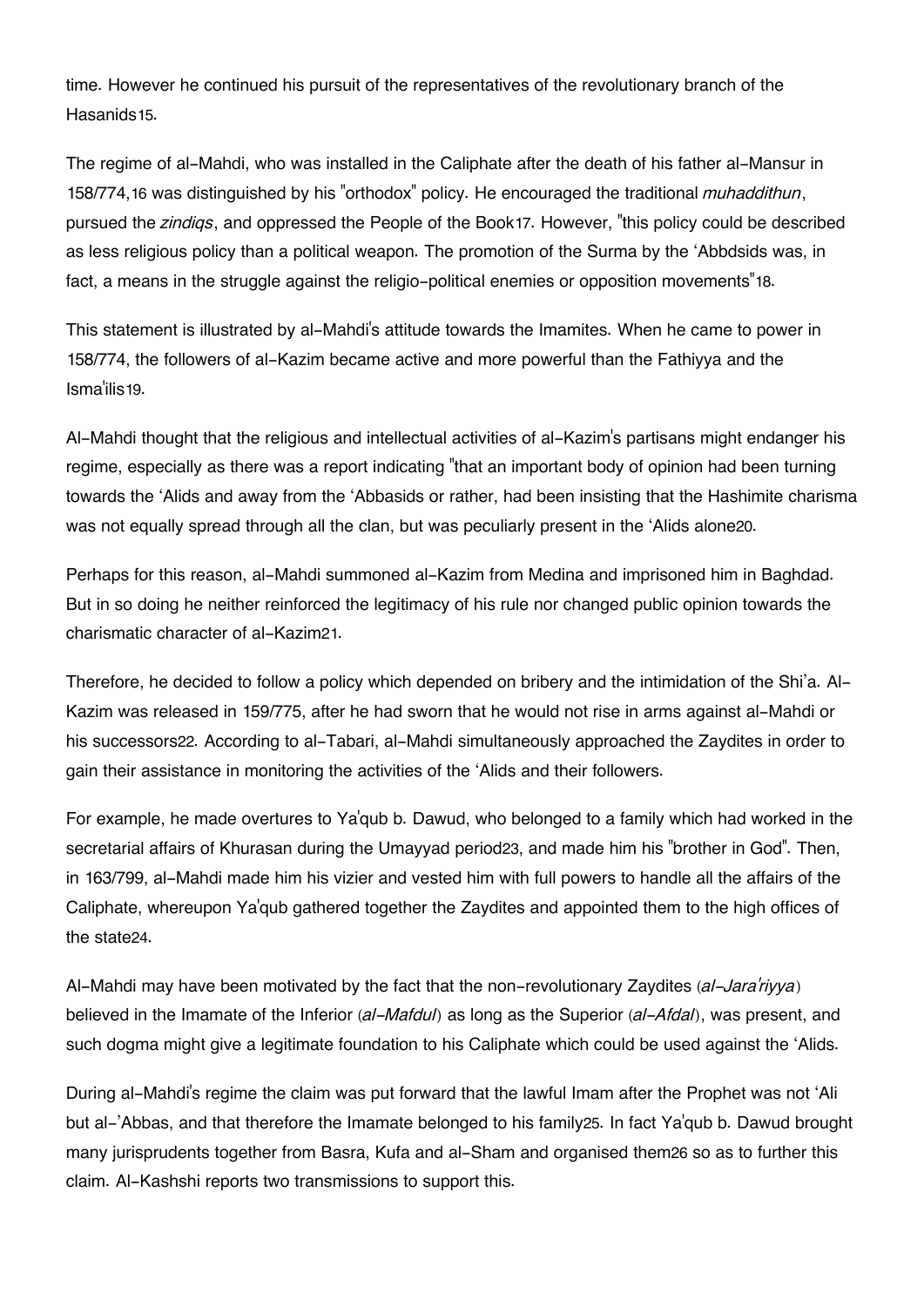time. However he continued his pursuit of the representatives of the revolutionary branch of the Hasanids[15].

The regime of al-Mahdi, who was installed in the Caliphate after the death of his father al-Mansur in 158/774,[16] was distinguished by his "orthodox" policy. He encouraged the traditional *muhaddithun*, pursued the *zindiqs*, and oppressed the People of the Book[17]. However, "this policy could be described as less religious policy than a political weapon. The promotion of the Surma by the 'Abbdsids was, in fact, a means in the struggle against the religio-political enemies or opposition movements"[18].

This statement is illustrated by al-Mahdi's attitude towards the Imamites. When he came to power in 158/774, the followers of al-Kazim became active and more powerful than the Fathiyya and the Isma'ilis[19].

Al-Mahdi thought that the religious and intellectual activities of al-Kazim's partisans might endanger his regime, especially as there was a report indicating "that an important body of opinion had been turning towards the 'Alids and away from the 'Abbasids or rather, had been insisting that the Hashimite charisma was not equally spread through all the clan, but was peculiarly present in the 'Alids alone[20].

Perhaps for this reason, al-Mahdi summoned al-Kazim from Medina and imprisoned him in Baghdad. But in so doing he neither reinforced the legitimacy of his rule nor changed public opinion towards the charismatic character of al-Kazim[21].

Therefore, he decided to follow a policy which depended on bribery and the intimidation of the Shi'a. Al-Kazim was released in 159/775, after he had sworn that he would not rise in arms against al-Mahdi or his successors[22]. According to al-Tabari, al-Mahdi simultaneously approached the Zaydites in order to gain their assistance in monitoring the activities of the 'Alids and their followers.

For example, he made overtures to Ya'qub b. Dawud, who belonged to a family which had worked in the secretarial affairs of Khurasan during the Umayyad period[23], and made him his "brother in God". Then, in 163/799, al-Mahdi made him his vizier and vested him with full powers to handle all the affairs of the Caliphate, whereupon Ya'qub gathered together the Zaydites and appointed them to the high offices of the state[24].

Al-Mahdi may have been motivated by the fact that the non-revolutionary Zaydites (*al-Jara'riyya*) believed in the Imamate of the Inferior (*al-Mafdul*) as long as the Superior (*al-Afdal*), was present, and such dogma might give a legitimate foundation to his Caliphate which could be used against the 'Alids.

During al-Mahdi's regime the claim was put forward that the lawful Imam after the Prophet was not 'Ali but al-'Abbas, and that therefore the Imamate belonged to his family[25]. In fact Ya'qub b. Dawud brought many jurisprudents together from Basra, Kufa and al-Sham and organised them[26] so as to further this claim. Al-Kashshi reports two transmissions to support this.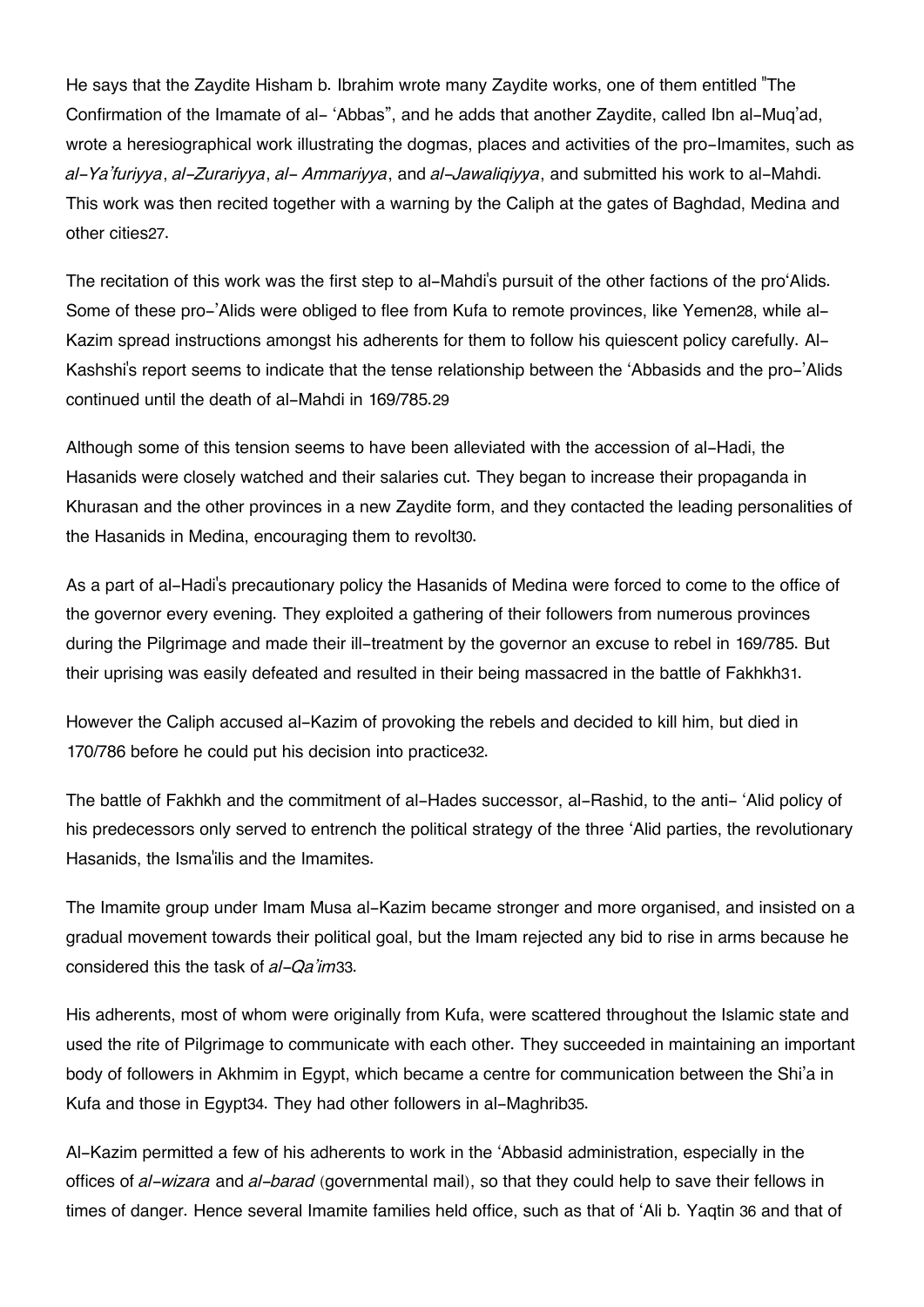He says that the Zaydite Hisham b. Ibrahim wrote many Zaydite works, one of them entitled "The Confirmation of the Imamate of al- 'Abbas", and he adds that another Zaydite, called Ibn al-Muq'ad, wrote a heresiographical work illustrating the dogmas, places and activities of the pro-Imamites, such as *al-Ya'furiyya*, *al-Zurariyya*, *al- Ammariyya*, and *al-Jawaliqiyya*, and submitted his work to al-Mahdi. This work was then recited together with a warning by the Caliph at the gates of Baghdad, Medina and other cities[27].

The recitation of this work was the first step to al-Mahdi's pursuit of the other factions of the pro'Alids. Some of these pro-'Alids were obliged to flee from Kufa to remote provinces, like Yemen[28], while al-Kazim spread instructions amongst his adherents for them to follow his quiescent policy carefully. Al-Kashshi's report seems to indicate that the tense relationship between the 'Abbasids and the pro-'Alids continued until the death of al-Mahdi in 169/785.[29]

Although some of this tension seems to have been alleviated with the accession of al-Hadi, the Hasanids were closely watched and their salaries cut. They began to increase their propaganda in Khurasan and the other provinces in a new Zaydite form, and they contacted the leading personalities of the Hasanids in Medina, encouraging them to revolt[30].

As a part of al-Hadi's precautionary policy the Hasanids of Medina were forced to come to the office of the governor every evening. They exploited a gathering of their followers from numerous provinces during the Pilgrimage and made their ill-treatment by the governor an excuse to rebel in 169/785. But their uprising was easily defeated and resulted in their being massacred in the battle of Fakhkh[31].

However the Caliph accused al-Kazim of provoking the rebels and decided to kill him, but died in 170/786 before he could put his decision into practice[32].

The battle of Fakhkh and the commitment of al-Hades successor, al-Rashid, to the anti- 'Alid policy of his predecessors only served to entrench the political strategy of the three 'Alid parties, the revolutionary Hasanids, the Isma'ilis and the Imamites.

The Imamite group under Imam Musa al-Kazim became stronger and more organised, and insisted on a gradual movement towards their political goal, but the Imam rejected any bid to rise in arms because he considered this the task of *al-Qa'im*[33].

His adherents, most of whom were originally from Kufa, were scattered throughout the Islamic state and used the rite of Pilgrimage to communicate with each other. They succeeded in maintaining an important body of followers in Akhmim in Egypt, which became a centre for communication between the Shi'a in Kufa and those in Egypt[34]. They had other followers in al-Maghrib[35].

Al-Kazim permitted a few of his adherents to work in the 'Abbasid administration, especially in the offices of *al-wizara* and *al-barad* (governmental mail), so that they could help to save their fellows in times of danger. Hence several Imamite families held office, such as that of 'Ali b. Yaqtin [36] and that of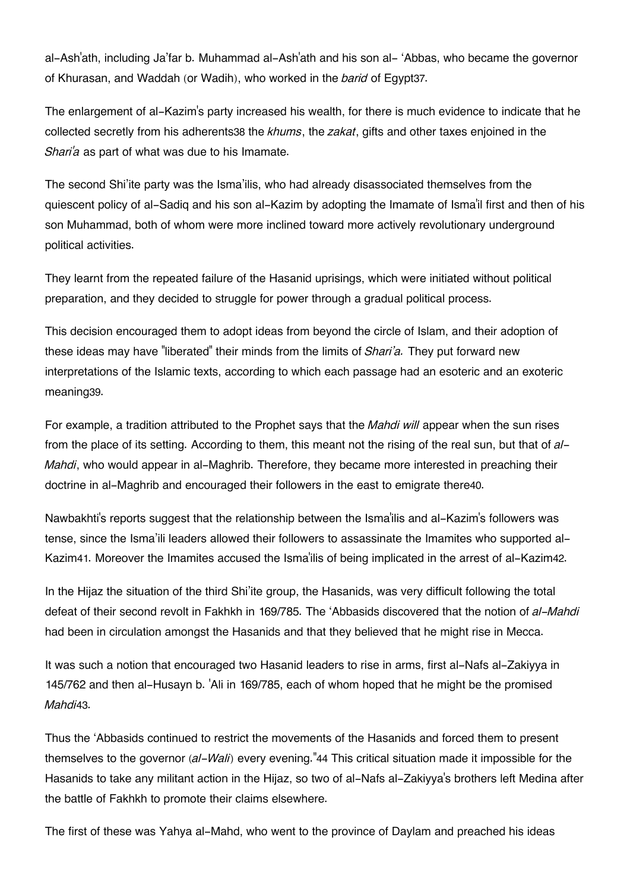al-Ash'ath, including Ja'far b. Muhammad al-Ash'ath and his son al- 'Abbas, who became the governor of Khurasan, and Waddah (or Wadih), who worked in the *barid* of Egypt[37].

The enlargement of al-Kazim's party increased his wealth, for there is much evidence to indicate that he collected secretly from his adherents[38] the *khums*, the *zakat*, gifts and other taxes enjoined in the *Shari'a* as part of what was due to his Imamate.

The second Shi'ite party was the Isma'ilis, who had already disassociated themselves from the quiescent policy of al-Sadiq and his son al-Kazim by adopting the Imamate of Isma'il first and then of his son Muhammad, both of whom were more inclined toward more actively revolutionary underground political activities.

They learnt from the repeated failure of the Hasanid uprisings, which were initiated without political preparation, and they decided to struggle for power through a gradual political process.

This decision encouraged them to adopt ideas from beyond the circle of Islam, and their adoption of these ideas may have "liberated" their minds from the limits of *Shari'a.* They put forward new interpretations of the Islamic texts, according to which each passage had an esoteric and an exoteric meaning[39].

For example, a tradition attributed to the Prophet says that the *Mahdi will* appear when the sun rises from the place of its setting. According to them, this meant not the rising of the real sun, but that of *al-Mahdi*, who would appear in al-Maghrib. Therefore, they became more interested in preaching their doctrine in al-Maghrib and encouraged their followers in the east to emigrate there[40].

Nawbakhti's reports suggest that the relationship between the Isma'ilis and al-Kazim's followers was tense, since the Isma'ili leaders allowed their followers to assassinate the Imamites who supported al-Kazim[41]. Moreover the Imamites accused the Isma'ilis of being implicated in the arrest of al-Kazim[42].

In the Hijaz the situation of the third Shi'ite group, the Hasanids, was very difficult following the total defeat of their second revolt in Fakhkh in 169/785. The 'Abbasids discovered that the notion of *al-Mahdi* had been in circulation amongst the Hasanids and that they believed that he might rise in Mecca.

It was such a notion that encouraged two Hasanid leaders to rise in arms, first al-Nafs al-Zakiyya in 145/762 and then al-Husayn b. 'Ali in 169/785, each of whom hoped that he might be the promised *Mahdi*[43].

Thus the 'Abbasids continued to restrict the movements of the Hasanids and forced them to present themselves to the governor (*al-Wali*) every evening."[44] This critical situation made it impossible for the Hasanids to take any militant action in the Hijaz, so two of al-Nafs al-Zakiyya's brothers left Medina after the battle of Fakhkh to promote their claims elsewhere.

The first of these was Yahya al-Mahd, who went to the province of Daylam and preached his ideas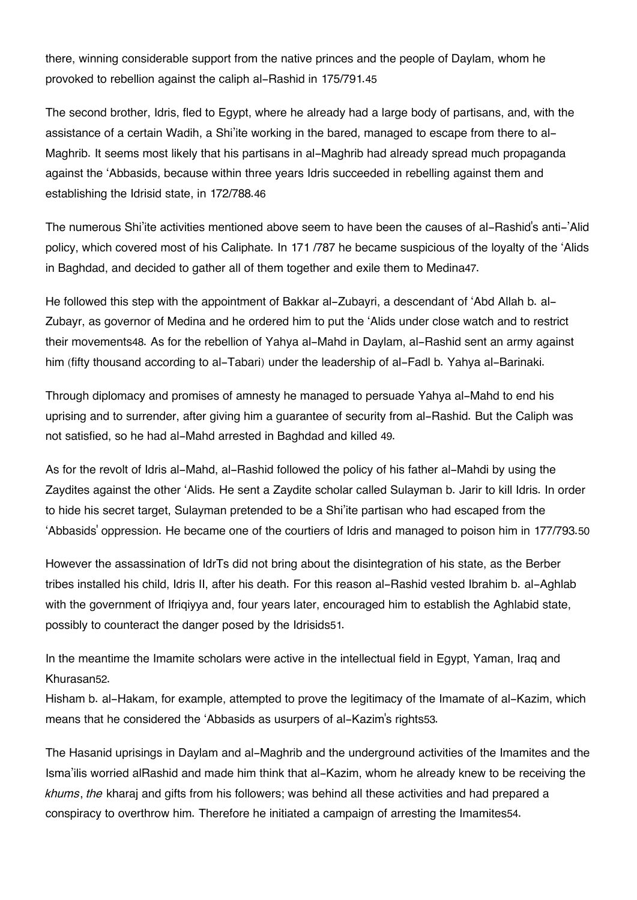there, winning considerable support from the native princes and the people of Daylam, whom he provoked to rebellion against the caliph al-Rashid in 175/791.[45]

The second brother, Idris, fled to Egypt, where he already had a large body of partisans, and, with the assistance of a certain Wadih, a Shi'ite working in the bared, managed to escape from there to al-Maghrib. It seems most likely that his partisans in al-Maghrib had already spread much propaganda against the 'Abbasids, because within three years Idris succeeded in rebelling against them and establishing the Idrisid state, in 172/788.[46]

The numerous Shi'ite activities mentioned above seem to have been the causes of al-Rashid's anti-'Alid policy, which covered most of his Caliphate. In 171 /787 he became suspicious of the loyalty of the 'Alids in Baghdad, and decided to gather all of them together and exile them to Medina[47].

He followed this step with the appointment of Bakkar al-Zubayri, a descendant of 'Abd Allah b. al-Zubayr, as governor of Medina and he ordered him to put the 'Alids under close watch and to restrict their movements[48]. As for the rebellion of Yahya al-Mahd in Daylam, al-Rashid sent an army against him (fifty thousand according to al-Tabari) under the leadership of al-Fadl b. Yahya al-Barinaki.

Through diplomacy and promises of amnesty he managed to persuade Yahya al-Mahd to end his uprising and to surrender, after giving him a guarantee of security from al-Rashid. But the Caliph was not satisfied, so he had al-Mahd arrested in Baghdad and killed [49].

As for the revolt of Idris al-Mahd, al-Rashid followed the policy of his father al-Mahdi by using the Zaydites against the other 'Alids. He sent a Zaydite scholar called Sulayman b. Jarir to kill Idris. In order to hide his secret target, Sulayman pretended to be a Shi'ite partisan who had escaped from the 'Abbasids' oppression. He became one of the courtiers of Idris and managed to poison him in 177/793.[50]

However the assassination of IdrTs did not bring about the disintegration of his state, as the Berber tribes installed his child, Idris II, after his death. For this reason al-Rashid vested Ibrahim b. al-Aghlab with the government of Ifriqiyya and, four years later, encouraged him to establish the Aghlabid state, possibly to counteract the danger posed by the Idrisids[51].

In the meantime the Imamite scholars were active in the intellectual field in Egypt, Yaman, Iraq and Khurasan[52].
Hisham b. al-Hakam, for example, attempted to prove the legitimacy of the Imamate of al-Kazim, which means that he considered the 'Abbasids as usurpers of al-Kazim's rights[53].

The Hasanid uprisings in Daylam and al-Maghrib and the underground activities of the Imamites and the Isma'ilis worried alRashid and made him think that al-Kazim, whom he already knew to be receiving the *khums*, *the* kharaj and gifts from his followers; was behind all these activities and had prepared a conspiracy to overthrow him. Therefore he initiated a campaign of arresting the Imamites[54].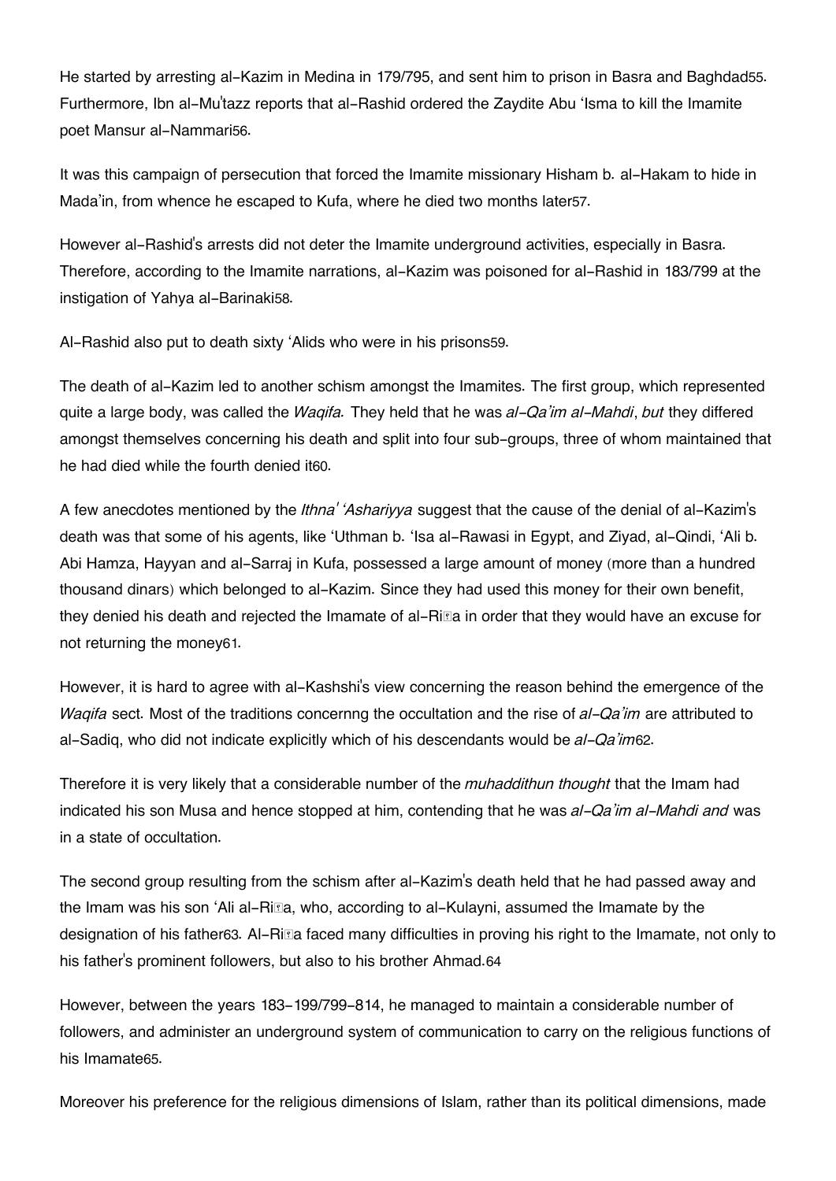He started by arresting al-Kazim in Medina in 179/795, and sent him to prison in Basra and Baghdad[55]. Furthermore, Ibn al-Mu'tazz reports that al-Rashid ordered the Zaydite Abu 'Isma to kill the Imamite poet Mansur al-Nammari[56].

It was this campaign of persecution that forced the Imamite missionary Hisham b. al-Hakam to hide in Mada'in, from whence he escaped to Kufa, where he died two months later[57].

However al-Rashid's arrests did not deter the Imamite underground activities, especially in Basra. Therefore, according to the Imamite narrations, al-Kazim was poisoned for al-Rashid in 183/799 at the instigation of Yahya al-Barinaki[58].

Al-Rashid also put to death sixty 'Alids who were in his prisons[59].

The death of al-Kazim led to another schism amongst the Imamites. The first group, which represented quite a large body, was called the *Waqifa.* They held that he was *al-Qa'im al-Mahdi*, *but* they differed amongst themselves concerning his death and split into four sub-groups, three of whom maintained that he had died while the fourth denied it[60].

A few anecdotes mentioned by the *Ithna' 'Ashariyya* suggest that the cause of the denial of al-Kazim's death was that some of his agents, like 'Uthman b. 'Isa al-Rawasi in Egypt, and Ziyad, al-Qindi, 'Ali b. Abi Hamza, Hayyan and al-Sarraj in Kufa, possessed a large amount of money (more than a hundred thousand dinars) which belonged to al-Kazim. Since they had used this money for their own benefit, they denied his death and rejected the Imamate of al-Riḍa in order that they would have an excuse for not returning the money[61].

However, it is hard to agree with al-Kashshi's view concerning the reason behind the emergence of the *Waqifa* sect. Most of the traditions concernng the occultation and the rise of *al-Qa'im* are attributed to al-Sadiq, who did not indicate explicitly which of his descendants would be *al-Qa'im*[62].

Therefore it is very likely that a considerable number of the *muhaddithun thought* that the Imam had indicated his son Musa and hence stopped at him, contending that he was *al-Qa'im al-Mahdi and* was in a state of occultation.

The second group resulting from the schism after al-Kazim's death held that he had passed away and the Imam was his son 'Ali al-Riḍa, who, according to al-Kulayni, assumed the Imamate by the designation of his father[63]. Al-Riḍa faced many difficulties in proving his right to the Imamate, not only to his father's prominent followers, but also to his brother Ahmad.[64]

However, between the years 183-199/799-814, he managed to maintain a considerable number of followers, and administer an underground system of communication to carry on the religious functions of his Imamate[65].

Moreover his preference for the religious dimensions of Islam, rather than its political dimensions, made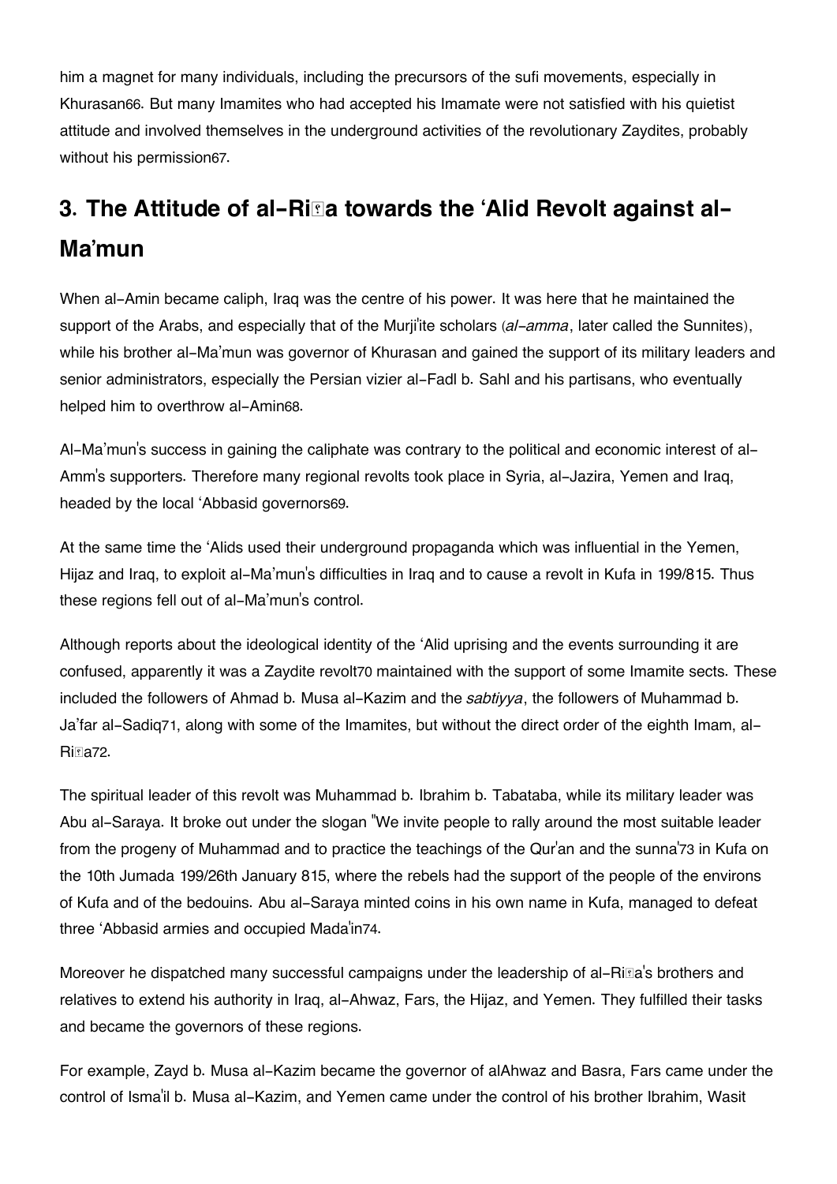him a magnet for many individuals, including the precursors of the sufi movements, especially in Khurasan[66]. But many Imamites who had accepted his Imamate were not satisfied with his quietist attitude and involved themselves in the underground activities of the revolutionary Zaydites, probably without his permission[67].

## 3. The Attitude of al-Riḍa towards the ‘Alid Revolt against al-Ma’mun

When al-Amin became caliph, Iraq was the centre of his power. It was here that he maintained the support of the Arabs, and especially that of the Murji'ite scholars (*al-amma*, later called the Sunnites), while his brother al-Ma’mun was governor of Khurasan and gained the support of its military leaders and senior administrators, especially the Persian vizier al-Fadl b. Sahl and his partisans, who eventually helped him to overthrow al-Amin[68].

Al-Ma’mun's success in gaining the caliphate was contrary to the political and economic interest of al-Amm's supporters. Therefore many regional revolts took place in Syria, al-Jazira, Yemen and Iraq, headed by the local ‘Abbasid governors[69].

At the same time the ‘Alids used their underground propaganda which was influential in the Yemen, Hijaz and Iraq, to exploit al-Ma’mun's difficulties in Iraq and to cause a revolt in Kufa in 199/815. Thus these regions fell out of al-Ma’mun's control.

Although reports about the ideological identity of the ‘Alid uprising and the events surrounding it are confused, apparently it was a Zaydite revolt[70] maintained with the support of some Imamite sects. These included the followers of Ahmad b. Musa al-Kazim and the *sabtiyya*, the followers of Muhammad b. Ja’far al-Sadiq[71], along with some of the Imamites, but without the direct order of the eighth Imam, al-Riḍa[72].

The spiritual leader of this revolt was Muhammad b. Ibrahim b. Tabataba, while its military leader was Abu al-Saraya. It broke out under the slogan "We invite people to rally around the most suitable leader from the progeny of Muhammad and to practice the teachings of the Qur'an and the sunna'[73] in Kufa on the 10th Jumada 199/26th January 815, where the rebels had the support of the people of the environs of Kufa and of the bedouins. Abu al-Saraya minted coins in his own name in Kufa, managed to defeat three ‘Abbasid armies and occupied Mada'in[74].

Moreover he dispatched many successful campaigns under the leadership of al-Riḍa's brothers and relatives to extend his authority in Iraq, al-Ahwaz, Fars, the Hijaz, and Yemen. They fulfilled their tasks and became the governors of these regions.

For example, Zayd b. Musa al-Kazim became the governor of alAhwaz and Basra, Fars came under the control of Isma'il b. Musa al-Kazim, and Yemen came under the control of his brother Ibrahim, Wasit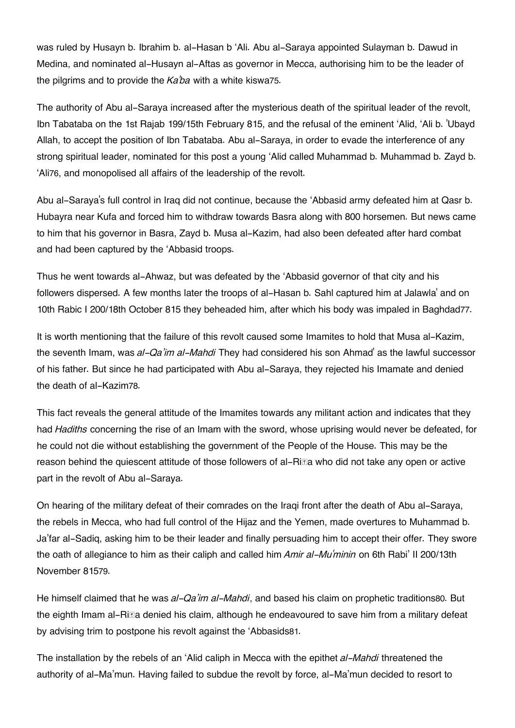was ruled by Husayn b. Ibrahim b. al-Hasan b ʻAli. Abu al-Saraya appointed Sulayman b. Dawud in Medina, and nominated al-Husayn al-Aftas as governor in Mecca, authorising him to be the leader of the pilgrims and to provide the *Kaʻba* with a white kiswa[75].

The authority of Abu al-Saraya increased after the mysterious death of the spiritual leader of the revolt, Ibn Tabataba on the 1st Rajab 199/15th February 815, and the refusal of the eminent ʻAlid, ʻAli b. ʻUbayd Allah, to accept the position of Ibn Tabataba. Abu al-Saraya, in order to evade the interference of any strong spiritual leader, nominated for this post a young ʻAlid called Muhammad b. Muhammad b. Zayd b. ʻAli[76], and monopolised all affairs of the leadership of the revolt.

Abu al-Saraya's full control in Iraq did not continue, because the ʻAbbasid army defeated him at Qasr b. Hubayra near Kufa and forced him to withdraw towards Basra along with 800 horsemen. But news came to him that his governor in Basra, Zayd b. Musa al-Kazim, had also been defeated after hard combat and had been captured by the ʻAbbasid troops.

Thus he went towards al-Ahwaz, but was defeated by the ʻAbbasid governor of that city and his followers dispersed. A few months later the troops of al-Hasan b. Sahl captured him at Jalawlaʾ and on 10th Rabic I 200/18th October 815 they beheaded him, after which his body was impaled in Baghdad[77].

It is worth mentioning that the failure of this revolt caused some Imamites to hold that Musa al-Kazim, the seventh Imam, was *al-Qaʼim al-Mahdi* They had considered his son Ahmadʾ as the lawful successor of his father. But since he had participated with Abu al-Saraya, they rejected his Imamate and denied the death of al-Kazim[78].

This fact reveals the general attitude of the Imamites towards any militant action and indicates that they had *Hadiths* concerning the rise of an Imam with the sword, whose uprising would never be defeated, for he could not die without establishing the government of the People of the House. This may be the reason behind the quiescent attitude of those followers of al-Riḍa who did not take any open or active part in the revolt of Abu al-Saraya.

On hearing of the military defeat of their comrades on the Iraqi front after the death of Abu al-Saraya, the rebels in Mecca, who had full control of the Hijaz and the Yemen, made overtures to Muhammad b. Jaʼfar al-Sadiq, asking him to be their leader and finally persuading him to accept their offer. They swore the oath of allegiance to him as their caliph and called him *Amir al-Muʼminin* on 6th Rabiʼ II 200/13th November 815[79].

He himself claimed that he was *al-Qaʼim al-Mahdi*, and based his claim on prophetic traditions[80]. But the eighth Imam al-Riḍa denied his claim, although he endeavoured to save him from a military defeat by advising trim to postpone his revolt against the ʻAbbasids[81].

The installation by the rebels of an ʻAlid caliph in Mecca with the epithet *al-Mahdi* threatened the authority of al-Maʼmun. Having failed to subdue the revolt by force, al-Maʼmun decided to resort to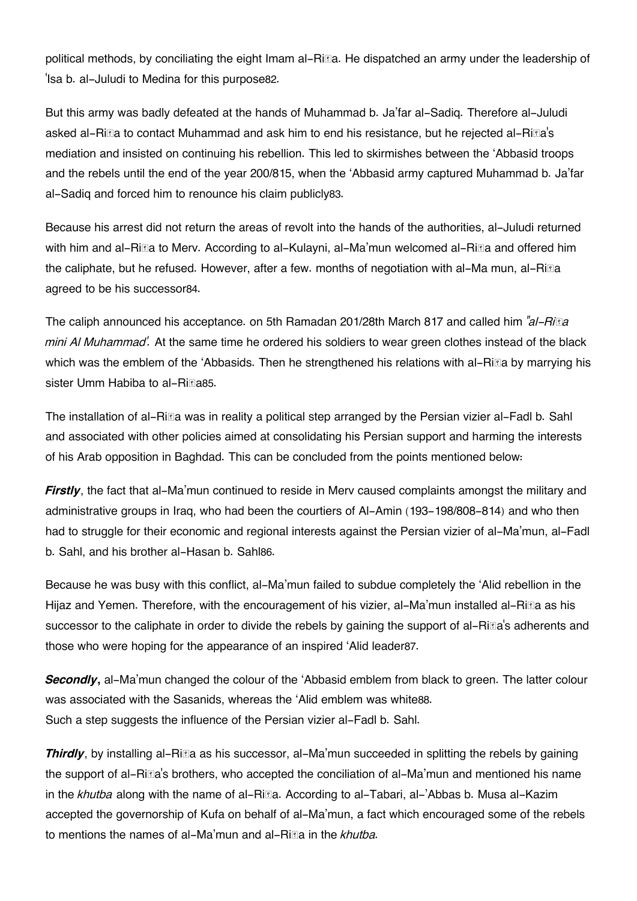political methods, by conciliating the eight Imam al-Riḍa. He dispatched an army under the leadership of 'Isa b. al-Juludi to Medina for this purpose82.

But this army was badly defeated at the hands of Muhammad b. Ja'far al-Sadiq. Therefore al-Juludi asked al-Riḍa to contact Muhammad and ask him to end his resistance, but he rejected al-Riḍa's mediation and insisted on continuing his rebellion. This led to skirmishes between the 'Abbasid troops and the rebels until the end of the year 200/815, when the 'Abbasid army captured Muhammad b. Ja'far al-Sadiq and forced him to renounce his claim publicly83.

Because his arrest did not return the areas of revolt into the hands of the authorities, al-Juludi returned with him and al-Riḍa to Merv. According to al-Kulayni, al-Ma'mun welcomed al-Riḍa and offered him the caliphate, but he refused. However, after a few. months of negotiation with al-Ma mun, al-Riḍa agreed to be his successor84.

The caliph announced his acceptance. on 5th Ramadan 201/28th March 817 and called him *"al-Riḍa mini Al Muhammad'.* At the same time he ordered his soldiers to wear green clothes instead of the black which was the emblem of the 'Abbasids. Then he strengthened his relations with al-Riḍa by marrying his sister Umm Habiba to al-Riḍa85.

The installation of al-Riḍa was in reality a political step arranged by the Persian vizier al-Fadl b. Sahl and associated with other policies aimed at consolidating his Persian support and harming the interests of his Arab opposition in Baghdad. This can be concluded from the points mentioned below:

***Firstly***, the fact that al-Ma'mun continued to reside in Merv caused complaints amongst the military and administrative groups in Iraq, who had been the courtiers of Al-Amin (193-198/808-814) and who then had to struggle for their economic and regional interests against the Persian vizier of al-Ma'mun, al-Fadl b. Sahl, and his brother al-Hasan b. Sahl86.

Because he was busy with this conflict, al-Ma'mun failed to subdue completely the 'Alid rebellion in the Hijaz and Yemen. Therefore, with the encouragement of his vizier, al-Ma'mun installed al-Riḍa as his successor to the caliphate in order to divide the rebels by gaining the support of al-Riḍa's adherents and those who were hoping for the appearance of an inspired 'Alid leader87.

***Secondly*,** al-Ma'mun changed the colour of the 'Abbasid emblem from black to green. The latter colour was associated with the Sasanids, whereas the 'Alid emblem was white88.
Such a step suggests the influence of the Persian vizier al-Fadl b. Sahl.

***Thirdly***, by installing al-Riḍa as his successor, al-Ma'mun succeeded in splitting the rebels by gaining the support of al-Riḍa's brothers, who accepted the conciliation of al-Ma'mun and mentioned his name in the *khutba* along with the name of al-Riḍa. According to al-Tabari, al-'Abbas b. Musa al-Kazim accepted the governorship of Kufa on behalf of al-Ma'mun, a fact which encouraged some of the rebels to mentions the names of al-Ma'mun and al-Riḍa in the *khutba.*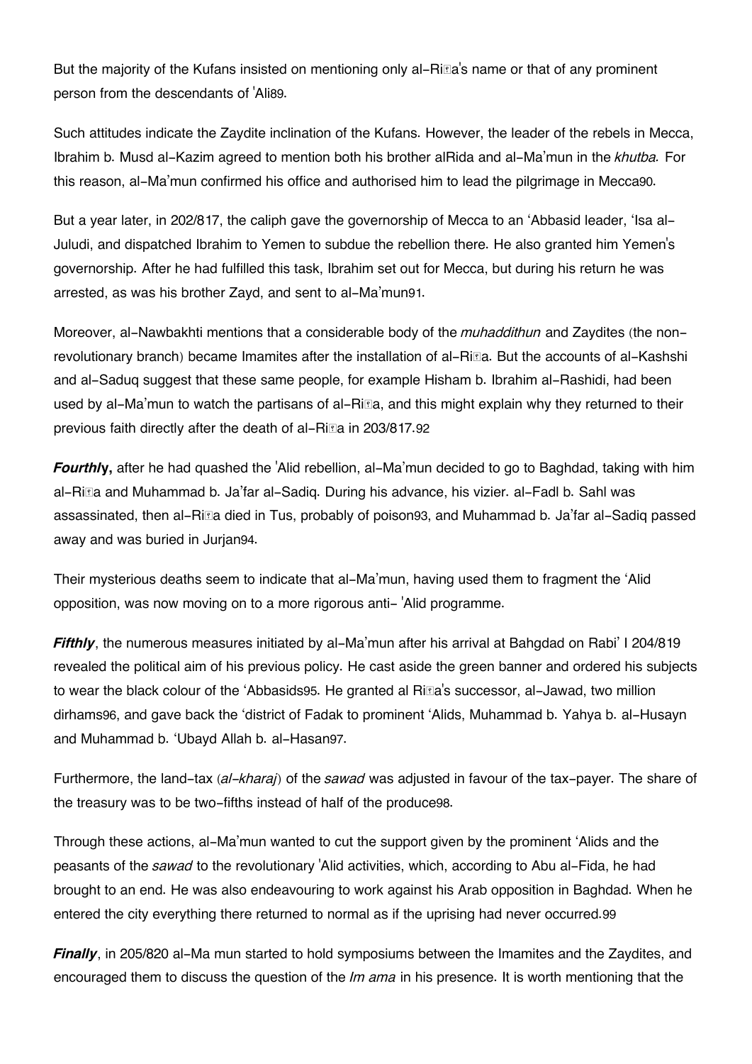But the majority of the Kufans insisted on mentioning only al-Riḍa's name or that of any prominent person from the descendants of 'Ali89.

Such attitudes indicate the Zaydite inclination of the Kufans. However, the leader of the rebels in Mecca, Ibrahim b. Musd al-Kazim agreed to mention both his brother alRida and al-Ma'mun in the *khutba.* For this reason, al-Ma'mun confirmed his office and authorised him to lead the pilgrimage in Mecca90.

But a year later, in 202/817, the caliph gave the governorship of Mecca to an 'Abbasid leader, 'Isa al-Juludi, and dispatched Ibrahim to Yemen to subdue the rebellion there. He also granted him Yemen's governorship. After he had fulfilled this task, Ibrahim set out for Mecca, but during his return he was arrested, as was his brother Zayd, and sent to al-Ma'mun91.

Moreover, al-Nawbakhti mentions that a considerable body of the *muhaddithun* and Zaydites (the non-revolutionary branch) became Imamites after the installation of al-Riḍa. But the accounts of al-Kashshi and al-Saduq suggest that these same people, for example Hisham b. Ibrahim al-Rashidi, had been used by al-Ma'mun to watch the partisans of al-Riḍa, and this might explain why they returned to their previous faith directly after the death of al-Riḍa in 203/817.92

***Fourthly*,** after he had quashed the 'Alid rebellion, al-Ma'mun decided to go to Baghdad, taking with him al-Riḍa and Muhammad b. Ja'far al-Sadiq. During his advance, his vizier. al-Fadl b. Sahl was assassinated, then al-Riḍa died in Tus, probably of poison93, and Muhammad b. Ja'far al-Sadiq passed away and was buried in Jurjan94.

Their mysterious deaths seem to indicate that al-Ma'mun, having used them to fragment the 'Alid opposition, was now moving on to a more rigorous anti- 'Alid programme.

***Fifthly***, the numerous measures initiated by al-Ma'mun after his arrival at Bahgdad on Rabi' I 204/819 revealed the political aim of his previous policy. He cast aside the green banner and ordered his subjects to wear the black colour of the 'Abbasids95. He granted al Riḍa's successor, al-Jawad, two million dirhams96, and gave back the 'district of Fadak to prominent 'Alids, Muhammad b. Yahya b. al-Husayn and Muhammad b. 'Ubayd Allah b. al-Hasan97.

Furthermore, the land-tax (*al-kharaj*) of the *sawad* was adjusted in favour of the tax-payer. The share of the treasury was to be two-fifths instead of half of the produce98.

Through these actions, al-Ma'mun wanted to cut the support given by the prominent 'Alids and the peasants of the *sawad* to the revolutionary 'Alid activities, which, according to Abu al-Fida, he had brought to an end. He was also endeavouring to work against his Arab opposition in Baghdad. When he entered the city everything there returned to normal as if the uprising had never occurred.99

***Finally***, in 205/820 al-Ma mun started to hold symposiums between the Imamites and the Zaydites, and encouraged them to discuss the question of the *Im ama* in his presence. It is worth mentioning that the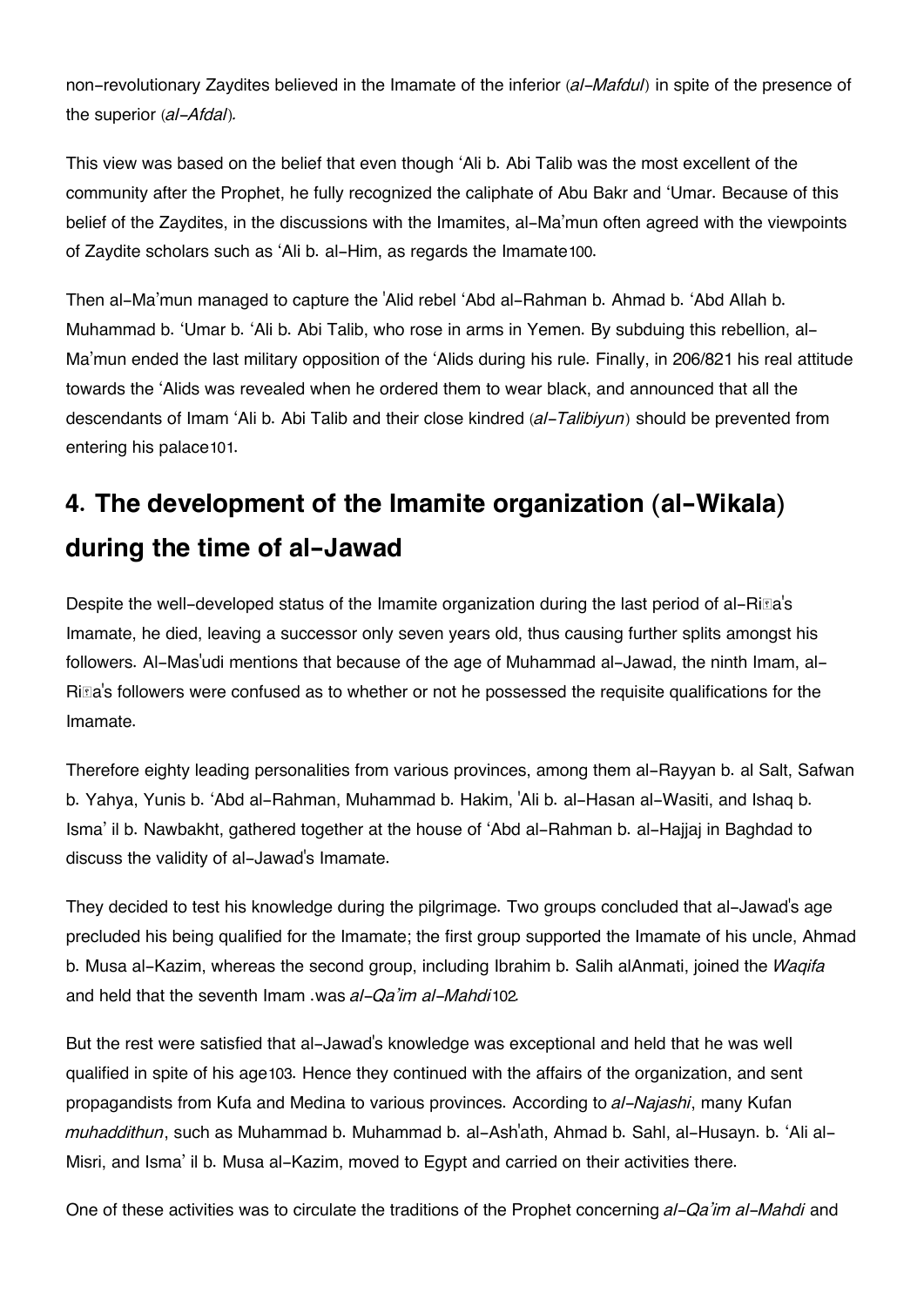non-revolutionary Zaydites believed in the Imamate of the inferior (*al-Mafdul*) in spite of the presence of the superior (*al-Afdal*).

This view was based on the belief that even though 'Ali b. Abi Talib was the most excellent of the community after the Prophet, he fully recognized the caliphate of Abu Bakr and 'Umar. Because of this belief of the Zaydites, in the discussions with the Imamites, al-Ma'mun often agreed with the viewpoints of Zaydite scholars such as 'Ali b. al-Him, as regards the Imamate[100].

Then al-Ma'mun managed to capture the 'Alid rebel 'Abd al-Rahman b. Ahmad b. 'Abd Allah b. Muhammad b. 'Umar b. 'Ali b. Abi Talib, who rose in arms in Yemen. By subduing this rebellion, al-Ma'mun ended the last military opposition of the 'Alids during his rule. Finally, in 206/821 his real attitude towards the 'Alids was revealed when he ordered them to wear black, and announced that all the descendants of Imam 'Ali b. Abi Talib and their close kindred (*al-Talibiyun*) should be prevented from entering his palace[101].

## 4. The development of the Imamite organization (al-Wikala) during the time of al-Jawad

Despite the well-developed status of the Imamite organization during the last period of al-Riḍa's Imamate, he died, leaving a successor only seven years old, thus causing further splits amongst his followers. Al-Mas'udi mentions that because of the age of Muhammad al-Jawad, the ninth Imam, al-Riḍa's followers were confused as to whether or not he possessed the requisite qualifications for the Imamate.

Therefore eighty leading personalities from various provinces, among them al-Rayyan b. al Salt, Safwan b. Yahya, Yunis b. 'Abd al-Rahman, Muhammad b. Hakim, 'Ali b. al-Hasan al-Wasiti, and Ishaq b. Isma' il b. Nawbakht, gathered together at the house of 'Abd al-Rahman b. al-Hajjaj in Baghdad to discuss the validity of al-Jawad's Imamate.

They decided to test his knowledge during the pilgrimage. Two groups concluded that al-Jawad's age precluded his being qualified for the Imamate; the first group supported the Imamate of his uncle, Ahmad b. Musa al-Kazim, whereas the second group, including Ibrahim b. Salih alAnmati, joined the *Waqifa* and held that the seventh Imam .was *al-Qa'im al-Mahdi*[102].

But the rest were satisfied that al-Jawad's knowledge was exceptional and held that he was well qualified in spite of his age[103]. Hence they continued with the affairs of the organization, and sent propagandists from Kufa and Medina to various provinces. According to *al-Najashi*, many Kufan *muhaddithun*, such as Muhammad b. Muhammad b. al-Ash'ath, Ahmad b. Sahl, al-Husayn. b. 'Ali al-Misri, and Isma' il b. Musa al-Kazim, moved to Egypt and carried on their activities there.

One of these activities was to circulate the traditions of the Prophet concerning *al-Qa'im al-Mahdi* and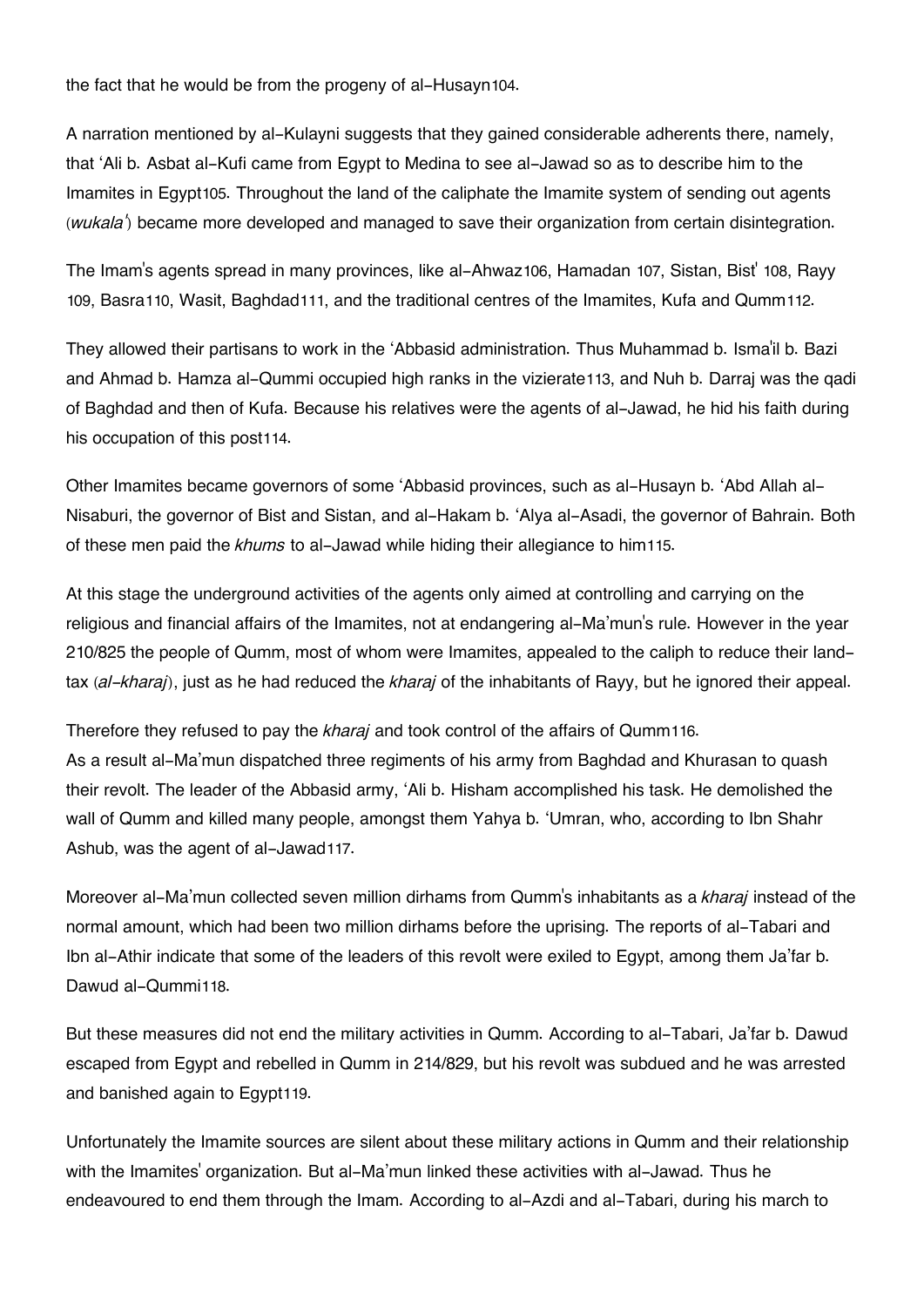the fact that he would be from the progeny of al-Husayn[104].

A narration mentioned by al-Kulayni suggests that they gained considerable adherents there, namely, that ʻAli b. Asbat al-Kufi came from Egypt to Medina to see al-Jawad so as to describe him to the Imamites in Egypt[105]. Throughout the land of the caliphate the Imamite system of sending out agents (*wukala'*) became more developed and managed to save their organization from certain disintegration.

The Imam's agents spread in many provinces, like al-Ahwaz[106], Hamadan [107], Sistan, Bist' [108], Rayy [109], Basra[110], Wasit, Baghdad[111], and the traditional centres of the Imamites, Kufa and Qumm[112].

They allowed their partisans to work in the ʻAbbasid administration. Thus Muhammad b. Isma'il b. Bazi and Ahmad b. Hamza al-Qummi occupied high ranks in the vizierate[113], and Nuh b. Darraj was the qadi of Baghdad and then of Kufa. Because his relatives were the agents of al-Jawad, he hid his faith during his occupation of this post[114].

Other Imamites became governors of some ʻAbbasid provinces, such as al-Husayn b. ʻAbd Allah al-Nisaburi, the governor of Bist and Sistan, and al-Hakam b. ʻAlya al-Asadi, the governor of Bahrain. Both of these men paid the *khums* to al-Jawad while hiding their allegiance to him[115].

At this stage the underground activities of the agents only aimed at controlling and carrying on the religious and financial affairs of the Imamites, not at endangering al-Ma'mun's rule. However in the year 210/825 the people of Qumm, most of whom were Imamites, appealed to the caliph to reduce their land-tax (*al-kharaj*), just as he had reduced the *kharaj* of the inhabitants of Rayy, but he ignored their appeal.

Therefore they refused to pay the *kharaj* and took control of the affairs of Qumm[116].
As a result al-Ma'mun dispatched three regiments of his army from Baghdad and Khurasan to quash their revolt. The leader of the Abbasid army, ʻAli b. Hisham accomplished his task. He demolished the wall of Qumm and killed many people, amongst them Yahya b. ʻUmran, who, according to Ibn Shahr Ashub, was the agent of al-Jawad[117].

Moreover al-Ma'mun collected seven million dirhams from Qumm's inhabitants as a *kharaj* instead of the normal amount, which had been two million dirhams before the uprising. The reports of al-Tabari and Ibn al-Athir indicate that some of the leaders of this revolt were exiled to Egypt, among them Ja'far b. Dawud al-Qummi[118].

But these measures did not end the military activities in Qumm. According to al-Tabari, Ja'far b. Dawud escaped from Egypt and rebelled in Qumm in 214/829, but his revolt was subdued and he was arrested and banished again to Egypt[119].

Unfortunately the Imamite sources are silent about these military actions in Qumm and their relationship with the Imamites' organization. But al-Ma'mun linked these activities with al-Jawad. Thus he endeavoured to end them through the Imam. According to al-Azdi and al-Tabari, during his march to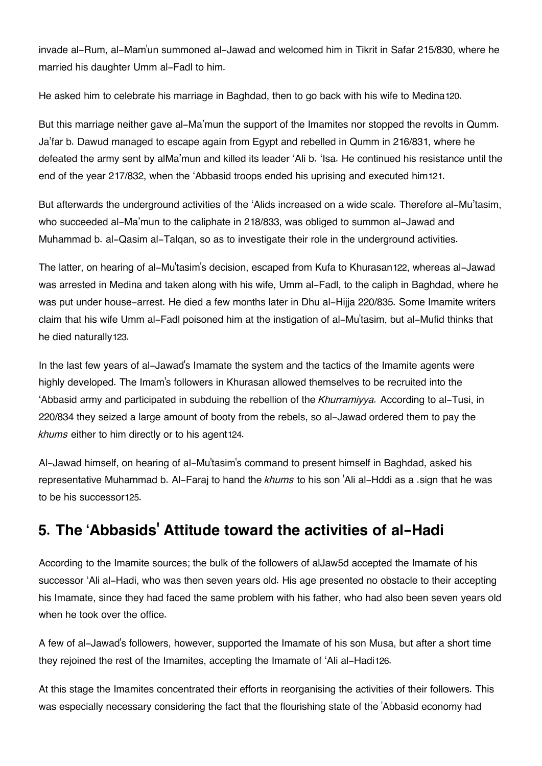invade al-Rum, al-Mam'un summoned al-Jawad and welcomed him in Tikrit in Safar 215/830, where he married his daughter Umm al-Fadl to him.

He asked him to celebrate his marriage in Baghdad, then to go back with his wife to Medina[120].

But this marriage neither gave al-Ma'mun the support of the Imamites nor stopped the revolts in Qumm. Ja'far b. Dawud managed to escape again from Egypt and rebelled in Qumm in 216/831, where he defeated the army sent by alMa'mun and killed its leader 'Ali b. 'Isa. He continued his resistance until the end of the year 217/832, when the 'Abbasid troops ended his uprising and executed him[121].

But afterwards the underground activities of the 'Alids increased on a wide scale. Therefore al-Mu'tasim, who succeeded al-Ma'mun to the caliphate in 218/833, was obliged to summon al-Jawad and Muhammad b. al-Qasim al-Talqan, so as to investigate their role in the underground activities.

The latter, on hearing of al-Mu'tasim's decision, escaped from Kufa to Khurasan[122], whereas al-Jawad was arrested in Medina and taken along with his wife, Umm al-Fadl, to the caliph in Baghdad, where he was put under house-arrest. He died a few months later in Dhu al-Hijja 220/835. Some Imamite writers claim that his wife Umm al-Fadl poisoned him at the instigation of al-Mu'tasim, but al-Mufid thinks that he died naturally[123].

In the last few years of al-Jawad's Imamate the system and the tactics of the Imamite agents were highly developed. The Imam's followers in Khurasan allowed themselves to be recruited into the 'Abbasid army and participated in subduing the rebellion of the *Khurramiyya.* According to al-Tusi, in 220/834 they seized a large amount of booty from the rebels, so al-Jawad ordered them to pay the *khums* either to him directly or to his agent[124].

Al-Jawad himself, on hearing of al-Mu'tasim's command to present himself in Baghdad, asked his representative Muhammad b. Al-Faraj to hand the *khums* to his son 'Ali al-Hddi as a .sign that he was to be his successor[125].

## 5. The 'Abbasids' Attitude toward the activities of al-Hadi

According to the Imamite sources; the bulk of the followers of alJaw5d accepted the Imamate of his successor 'Ali al-Hadi, who was then seven years old. His age presented no obstacle to their accepting his Imamate, since they had faced the same problem with his father, who had also been seven years old when he took over the office.

A few of al-Jawad's followers, however, supported the Imamate of his son Musa, but after a short time they rejoined the rest of the Imamites, accepting the Imamate of 'Ali al-Hadi[126].

At this stage the Imamites concentrated their efforts in reorganising the activities of their followers. This was especially necessary considering the fact that the flourishing state of the 'Abbasid economy had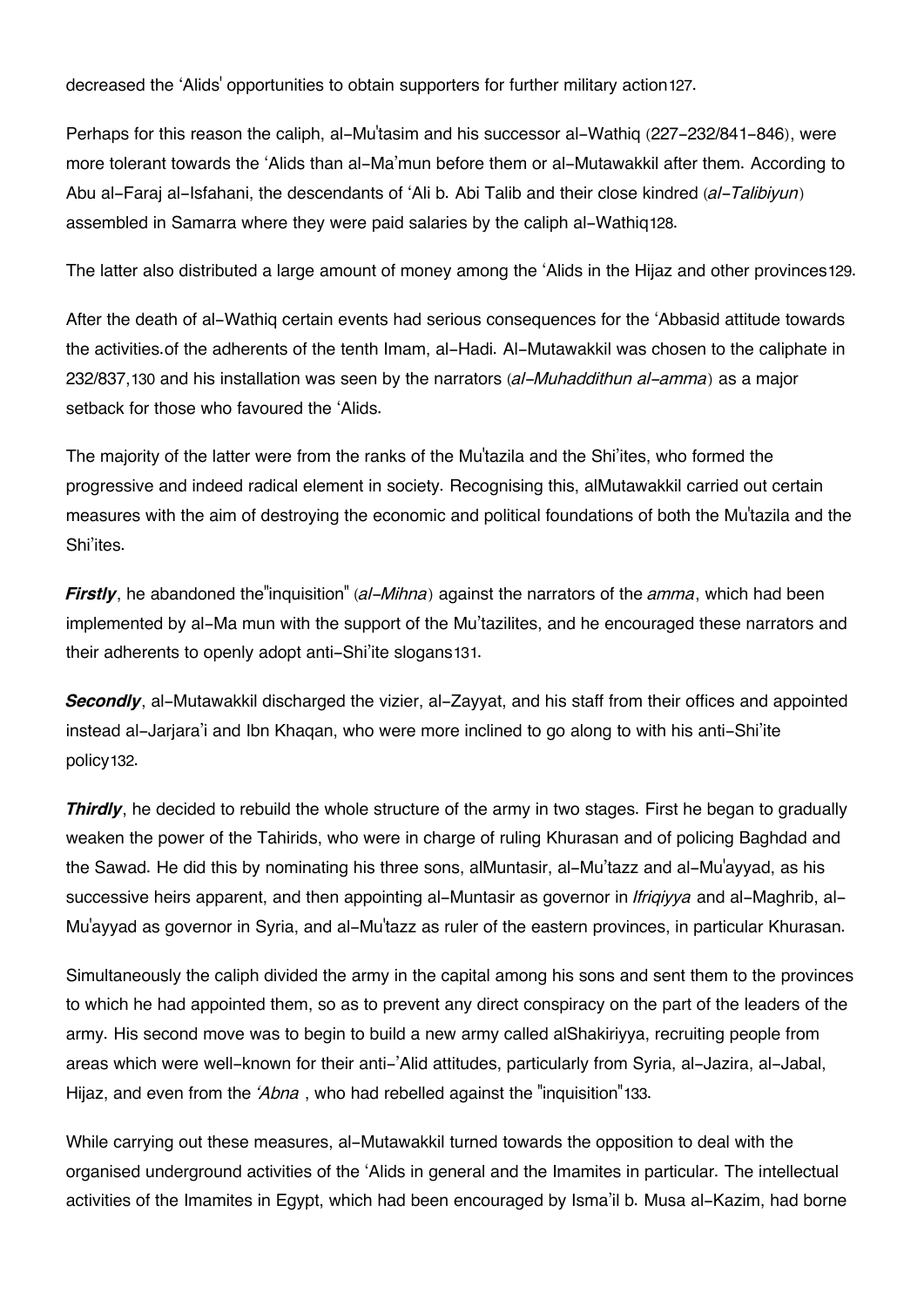decreased the 'Alids' opportunities to obtain supporters for further military action[127].

Perhaps for this reason the caliph, al-Mu'tasim and his successor al-Wathiq (227-232/841-846), were more tolerant towards the 'Alids than al-Ma'mun before them or al-Mutawakkil after them. According to Abu al-Faraj al-Isfahani, the descendants of 'Ali b. Abi Talib and their close kindred (*al-Talibiyun*) assembled in Samarra where they were paid salaries by the caliph al-Wathiq[128].

The latter also distributed a large amount of money among the 'Alids in the Hijaz and other provinces[129].

After the death of al-Wathiq certain events had serious consequences for the 'Abbasid attitude towards the activities.of the adherents of the tenth Imam, al-Hadi. Al-Mutawakkil was chosen to the caliphate in 232/837,[130] and his installation was seen by the narrators (*al-Muhaddithun al-amma*) as a major setback for those who favoured the 'Alids.

The majority of the latter were from the ranks of the Mu'tazila and the Shi'ites, who formed the progressive and indeed radical element in society. Recognising this, alMutawakkil carried out certain measures with the aim of destroying the economic and political foundations of both the Mu'tazila and the Shi'ites.

***Firstly***, he abandoned the"inquisition" (*al-Mihna*) against the narrators of the *amma*, which had been implemented by al-Ma mun with the support of the Mu'tazilites, and he encouraged these narrators and their adherents to openly adopt anti-Shi'ite slogans[131].

***Secondly***, al-Mutawakkil discharged the vizier, al-Zayyat, and his staff from their offices and appointed instead al-Jarjara'i and Ibn Khaqan, who were more inclined to go along to with his anti-Shi'ite policy[132].

***Thirdly***, he decided to rebuild the whole structure of the army in two stages. First he began to gradually weaken the power of the Tahirids, who were in charge of ruling Khurasan and of policing Baghdad and the Sawad. He did this by nominating his three sons, alMuntasir, al-Mu'tazz and al-Mu'ayyad, as his successive heirs apparent, and then appointing al-Muntasir as governor in *Ifriqiyya* and al-Maghrib, al-Mu'ayyad as governor in Syria, and al-Mu'tazz as ruler of the eastern provinces, in particular Khurasan.

Simultaneously the caliph divided the army in the capital among his sons and sent them to the provinces to which he had appointed them, so as to prevent any direct conspiracy on the part of the leaders of the army. His second move was to begin to build a new army called alShakiriyya, recruiting people from areas which were well-known for their anti-'Alid attitudes, particularly from Syria, al-Jazira, al-Jabal, Hijaz, and even from the *'Abna* , who had rebelled against the "inquisition"[133].

While carrying out these measures, al-Mutawakkil turned towards the opposition to deal with the organised underground activities of the 'Alids in general and the Imamites in particular. The intellectual activities of the Imamites in Egypt, which had been encouraged by Isma'il b. Musa al-Kazim, had borne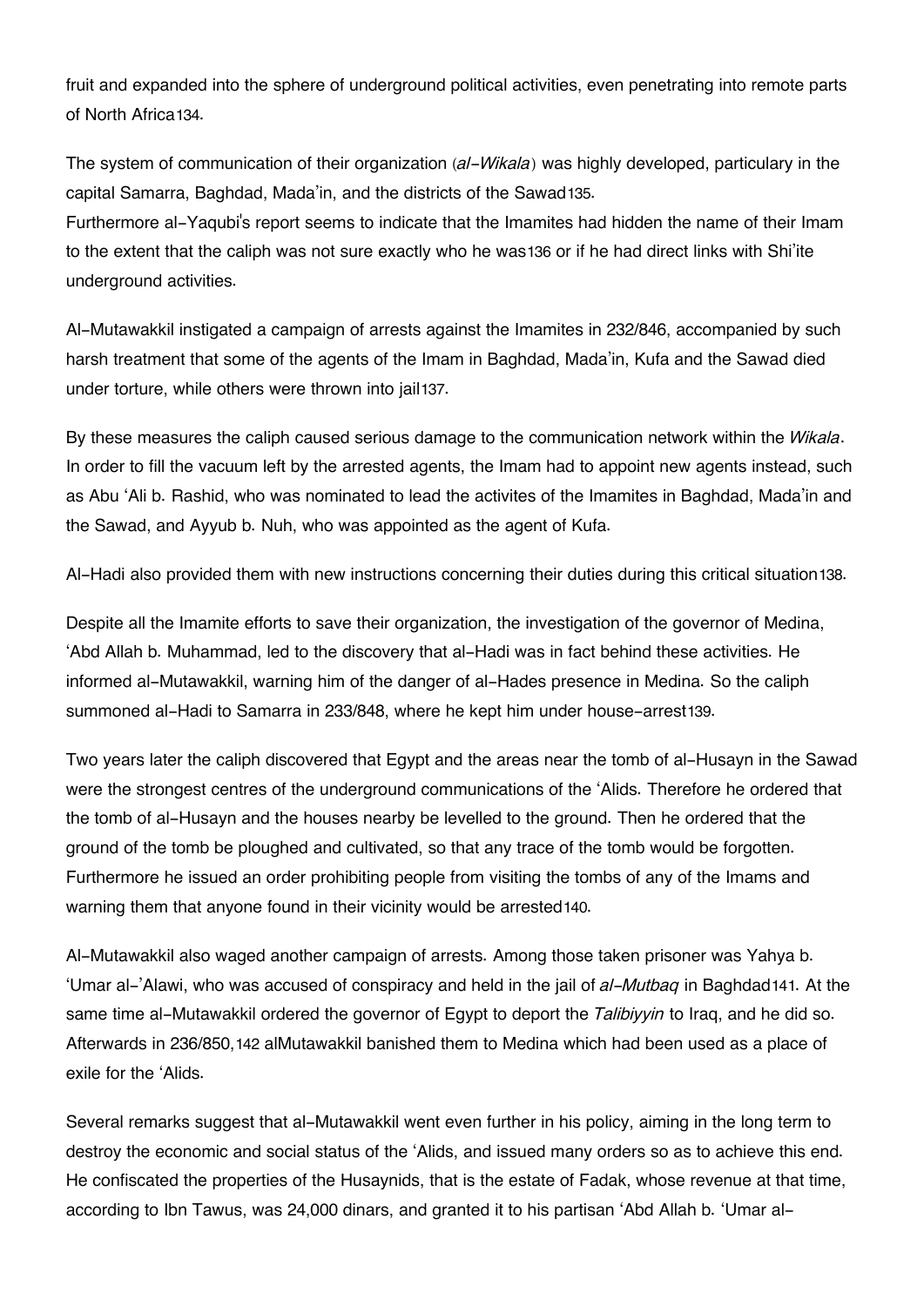fruit and expanded into the sphere of underground political activities, even penetrating into remote parts of North Africa[134].

The system of communication of their organization (*al-Wikala*) was highly developed, particulary in the capital Samarra, Baghdad, Mada'in, and the districts of the Sawad[135].
Furthermore al-Yaqubi's report seems to indicate that the Imamites had hidden the name of their Imam to the extent that the caliph was not sure exactly who he was[136] or if he had direct links with Shi'ite underground activities.

Al-Mutawakkil instigated a campaign of arrests against the Imamites in 232/846, accompanied by such harsh treatment that some of the agents of the Imam in Baghdad, Mada'in, Kufa and the Sawad died under torture, while others were thrown into jail[137].

By these measures the caliph caused serious damage to the communication network within the *Wikala*. In order to fill the vacuum left by the arrested agents, the Imam had to appoint new agents instead, such as Abu 'Ali b. Rashid, who was nominated to lead the activites of the Imamites in Baghdad, Mada'in and the Sawad, and Ayyub b. Nuh, who was appointed as the agent of Kufa.

Al-Hadi also provided them with new instructions concerning their duties during this critical situation[138].

Despite all the Imamite efforts to save their organization, the investigation of the governor of Medina, 'Abd Allah b. Muhammad, led to the discovery that al-Hadi was in fact behind these activities. He informed al-Mutawakkil, warning him of the danger of al-Hades presence in Medina. So the caliph summoned al-Hadi to Samarra in 233/848, where he kept him under house-arrest[139].

Two years later the caliph discovered that Egypt and the areas near the tomb of al-Husayn in the Sawad were the strongest centres of the underground communications of the 'Alids. Therefore he ordered that the tomb of al-Husayn and the houses nearby be levelled to the ground. Then he ordered that the ground of the tomb be ploughed and cultivated, so that any trace of the tomb would be forgotten. Furthermore he issued an order prohibiting people from visiting the tombs of any of the Imams and warning them that anyone found in their vicinity would be arrested[140].

Al-Mutawakkil also waged another campaign of arrests. Among those taken prisoner was Yahya b. 'Umar al-'Alawi, who was accused of conspiracy and held in the jail of *al-Mutbaq* in Baghdad[141]. At the same time al-Mutawakkil ordered the governor of Egypt to deport the *Talibiyyin* to Iraq, and he did so. Afterwards in 236/850,[142] alMutawakkil banished them to Medina which had been used as a place of exile for the 'Alids.

Several remarks suggest that al-Mutawakkil went even further in his policy, aiming in the long term to destroy the economic and social status of the 'Alids, and issued many orders so as to achieve this end. He confiscated the properties of the Husaynids, that is the estate of Fadak, whose revenue at that time, according to Ibn Tawus, was 24,000 dinars, and granted it to his partisan 'Abd Allah b. 'Umar al-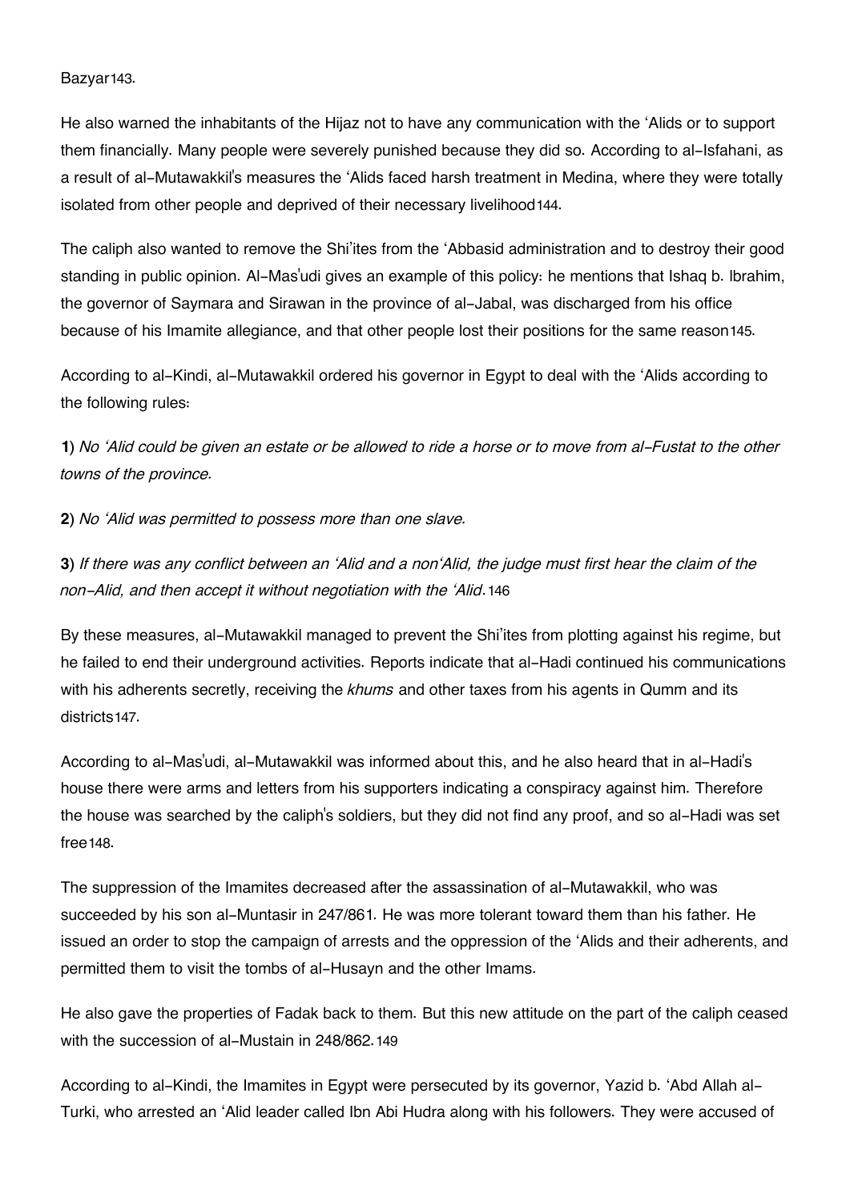Bazyar[143].

He also warned the inhabitants of the Hijaz not to have any communication with the ʿAlids or to support them financially. Many people were severely punished because they did so. According to al-Isfahani, as a result of al-Mutawakkil's measures the ʿAlids faced harsh treatment in Medina, where they were totally isolated from other people and deprived of their necessary livelihood[144].

The caliph also wanted to remove the Shiʾites from the ʿAbbasid administration and to destroy their good standing in public opinion. Al-Masʿudi gives an example of this policy: he mentions that Ishaq b. Ibrahim, the governor of Saymara and Sirawan in the province of al-Jabal, was discharged from his office because of his Imamite allegiance, and that other people lost their positions for the same reason[145].

According to al-Kindi, al-Mutawakkil ordered his governor in Egypt to deal with the ʿAlids according to the following rules:

**1**) *No ʿAlid could be given an estate or be allowed to ride a horse or to move from al-Fustat to the other towns of the province.*

**2**) *No ʿAlid was permitted to possess more than one slave.*

**3**) *If there was any conflict between an ʿAlid and a nonʿAlid, the judge must first hear the claim of the non-Alid, and then accept it without negotiation with the ʿAlid.*[146]

By these measures, al-Mutawakkil managed to prevent the Shiʾites from plotting against his regime, but he failed to end their underground activities. Reports indicate that al-Hadi continued his communications with his adherents secretly, receiving the *khums* and other taxes from his agents in Qumm and its districts[147].

According to al-Masʿudi, al-Mutawakkil was informed about this, and he also heard that in al-Hadi's house there were arms and letters from his supporters indicating a conspiracy against him. Therefore the house was searched by the caliph's soldiers, but they did not find any proof, and so al-Hadi was set free[148].

The suppression of the Imamites decreased after the assassination of al-Mutawakkil, who was succeeded by his son al-Muntasir in 247/861. He was more tolerant toward them than his father. He issued an order to stop the campaign of arrests and the oppression of the ʿAlids and their adherents, and permitted them to visit the tombs of al-Husayn and the other Imams.

He also gave the properties of Fadak back to them. But this new attitude on the part of the caliph ceased with the succession of al-Mustain in 248/862.[149]

According to al-Kindi, the Imamites in Egypt were persecuted by its governor, Yazid b. ʿAbd Allah al-Turki, who arrested an ʿAlid leader called Ibn Abi Hudra along with his followers. They were accused of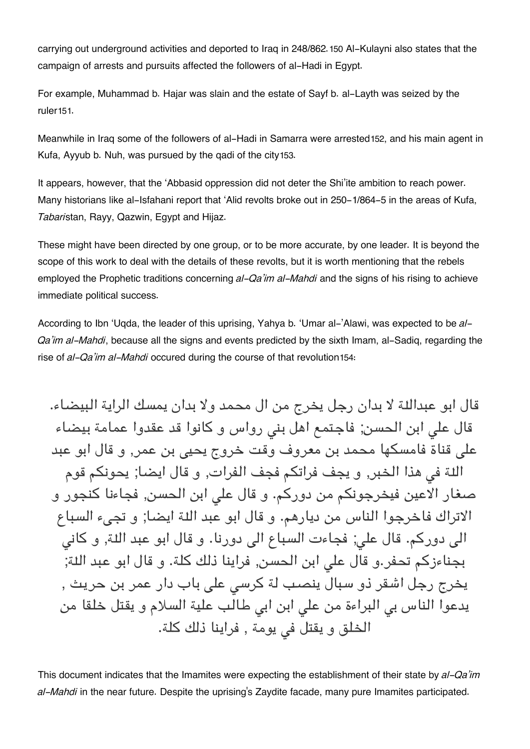carrying out underground activities and deported to Iraq in 248/862.[150] Al-Kulayni also states that the campaign of arrests and pursuits affected the followers of al-Hadi in Egypt.

For example, Muhammad b. Hajar was slain and the estate of Sayf b. al-Layth was seized by the ruler[151].

Meanwhile in Iraq some of the followers of al-Hadi in Samarra were arrested[152], and his main agent in Kufa, Ayyub b. Nuh, was pursued by the qadi of the city[153].

It appears, however, that the 'Abbasid oppression did not deter the Shi'ite ambition to reach power. Many historians like al-Isfahani report that 'Alid revolts broke out in 250-1/864-5 in the areas of Kufa, *Tabari*stan, Rayy, Qazwin, Egypt and Hijaz.

These might have been directed by one group, or to be more accurate, by one leader. It is beyond the scope of this work to deal with the details of these revolts, but it is worth mentioning that the rebels employed the Prophetic traditions concerning *al-Qa'im al-Mahdi* and the signs of his rising to achieve immediate political success.

According to Ibn 'Uqda, the leader of this uprising, Yahya b. 'Umar al-'Alawi, was expected to be *al-Qa'im al-Mahdi*, because all the signs and events predicted by the sixth Imam, al-Sadiq, regarding the rise of *al-Qa'im al-Mahdi* occured during the course of that revolution[154]:

قال ابو عبدالله لا بدان رجل يخرج من ال محمد ولا بدان يمسك الراية البيضاء. قال علي ابن الحسن; فاجتمع اهل بني رواس و كانوا قد عقدوا عمامة بيضاء على قناة فامسكها محمد بن معروف وقت خروج يحيى بن عمر, و قال ابو عبد اللة في هذا الخبر, و يجف فراتكم فجف الفرات, و قال ايضا; يحونكم قوم صغار الاعين فيخرجونكم من دوركم. و قال علي ابن الحسن, فجاءنا كنجور و الاتراك فاخرجوا الناس من ديارهم. و قال ابو عبد اللة ايضا; و تجىء السباع الى دوركم. قال علي; فجاءت السباع الى دورنا. و قال ابو عبد اللة, و كاني بجناءزكم تحفر.و قال علي ابن الحسن, فراينا ذلك كلة. و قال ابو عبد اللة; يخرج رجل اشقر ذو سبال ينصب لة كرسي على باب دار عمر بن حريث , يدعوا الناس بي البراءة من علي ابن ابي طالب علية السلام و يقتل خلقا من الخلق و يقتل في يومة , فراينا ذلك كلة.

This document indicates that the Imamites were expecting the establishment of their state by *al-Qa'im al-Mahdi* in the near future. Despite the uprising's Zaydite facade, many pure Imamites participated.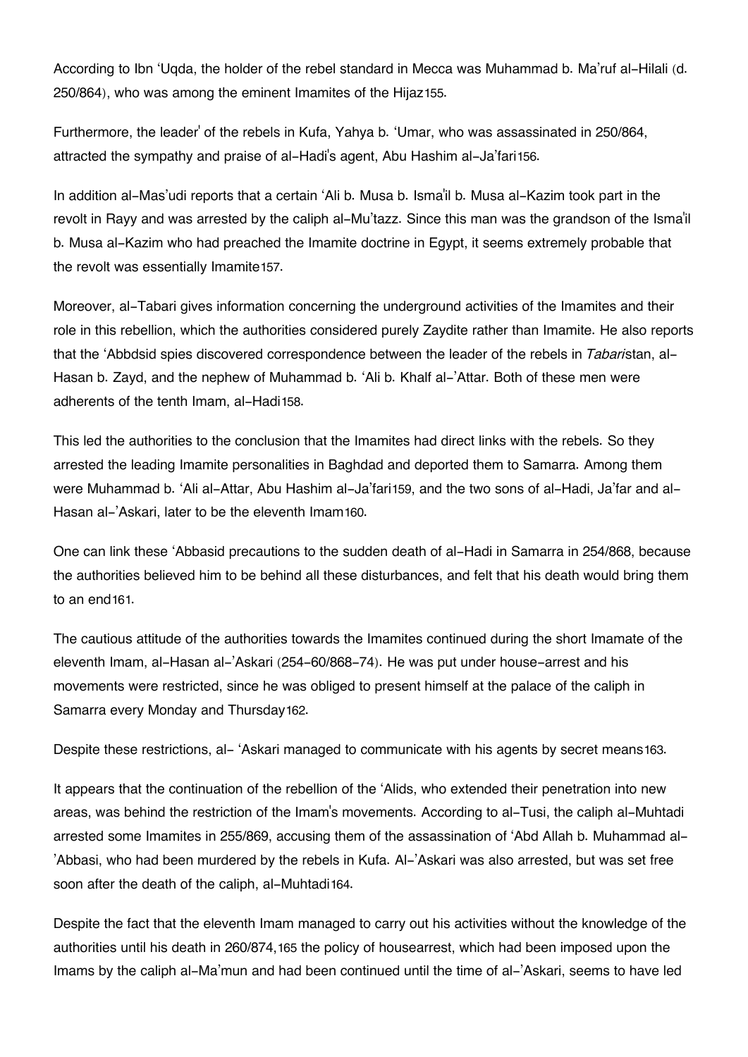According to Ibn 'Uqda, the holder of the rebel standard in Mecca was Muhammad b. Ma'ruf al-Hilali (d. 250/864), who was among the eminent Imamites of the Hijaz[155].

Furthermore, the leader' of the rebels in Kufa, Yahya b. 'Umar, who was assassinated in 250/864, attracted the sympathy and praise of al-Hadi's agent, Abu Hashim al-Ja'fari[156].

In addition al-Mas'udi reports that a certain 'Ali b. Musa b. Isma'il b. Musa al-Kazim took part in the revolt in Rayy and was arrested by the caliph al-Mu'tazz. Since this man was the grandson of the Isma'il b. Musa al-Kazim who had preached the Imamite doctrine in Egypt, it seems extremely probable that the revolt was essentially Imamite[157].

Moreover, al-Tabari gives information concerning the underground activities of the Imamites and their role in this rebellion, which the authorities considered purely Zaydite rather than Imamite. He also reports that the 'Abbdsid spies discovered correspondence between the leader of the rebels in *Tabari*stan, al-Hasan b. Zayd, and the nephew of Muhammad b. 'Ali b. Khalf al-'Attar. Both of these men were adherents of the tenth Imam, al-Hadi[158].

This led the authorities to the conclusion that the Imamites had direct links with the rebels. So they arrested the leading Imamite personalities in Baghdad and deported them to Samarra. Among them were Muhammad b. 'Ali al-Attar, Abu Hashim al-Ja'fari[159], and the two sons of al-Hadi, Ja'far and al-Hasan al-'Askari, later to be the eleventh Imam[160].

One can link these 'Abbasid precautions to the sudden death of al-Hadi in Samarra in 254/868, because the authorities believed him to be behind all these disturbances, and felt that his death would bring them to an end[161].

The cautious attitude of the authorities towards the Imamites continued during the short Imamate of the eleventh Imam, al-Hasan al-'Askari (254-60/868-74). He was put under house-arrest and his movements were restricted, since he was obliged to present himself at the palace of the caliph in Samarra every Monday and Thursday[162].

Despite these restrictions, al- 'Askari managed to communicate with his agents by secret means[163].

It appears that the continuation of the rebellion of the 'Alids, who extended their penetration into new areas, was behind the restriction of the Imam's movements. According to al-Tusi, the caliph al-Muhtadi arrested some Imamites in 255/869, accusing them of the assassination of 'Abd Allah b. Muhammad al-'Abbasi, who had been murdered by the rebels in Kufa. Al-'Askari was also arrested, but was set free soon after the death of the caliph, al-Muhtadi[164].

Despite the fact that the eleventh Imam managed to carry out his activities without the knowledge of the authorities until his death in 260/874,[165] the policy of housearrest, which had been imposed upon the Imams by the caliph al-Ma'mun and had been continued until the time of al-'Askari, seems to have led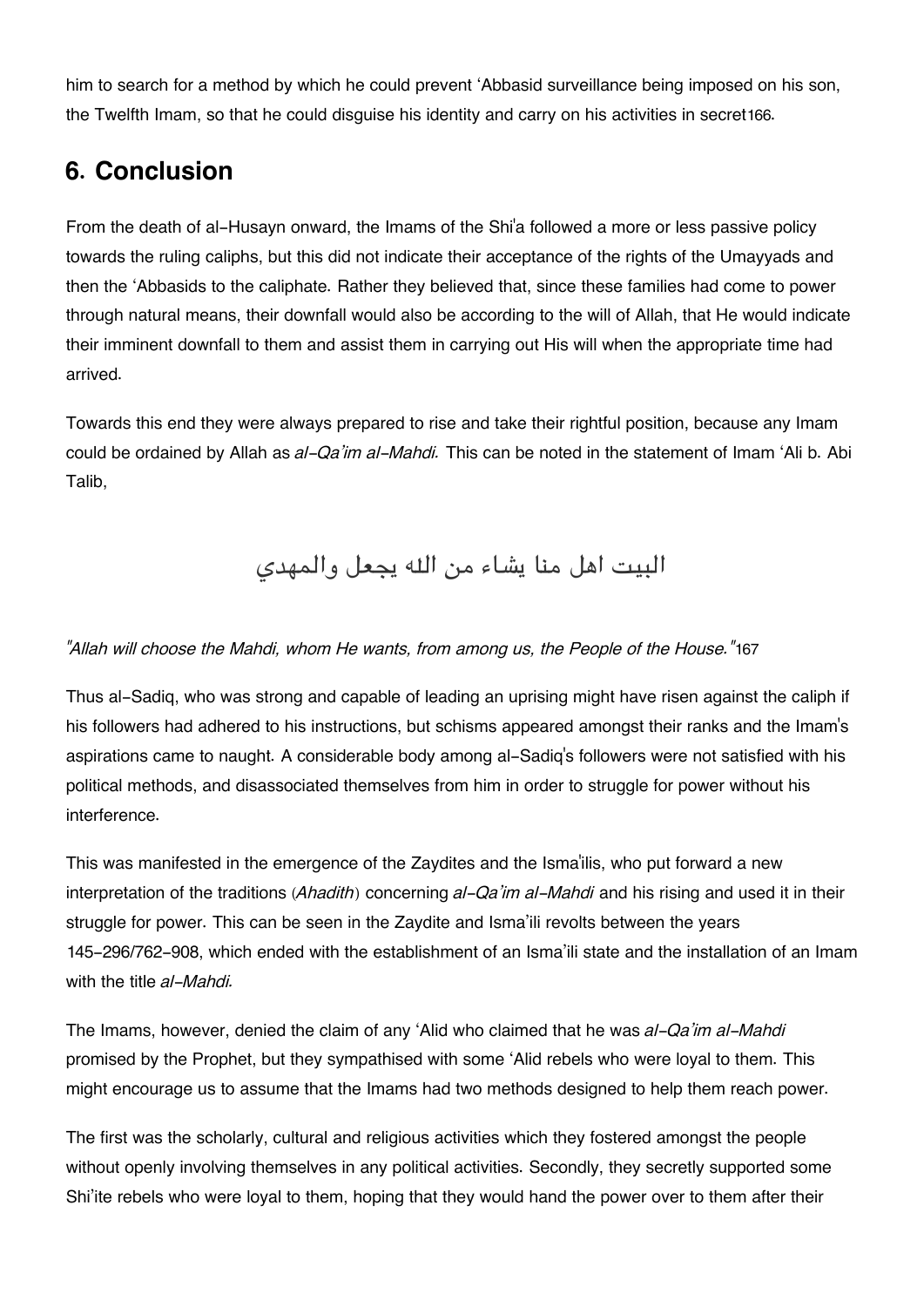him to search for a method by which he could prevent ʻAbbasid surveillance being imposed on his son, the Twelfth Imam, so that he could disguise his identity and carry on his activities in secret[166].

## 6. Conclusion

From the death of al-Husayn onward, the Imams of the Shi'a followed a more or less passive policy towards the ruling caliphs, but this did not indicate their acceptance of the rights of the Umayyads and then the ʻAbbasids to the caliphate. Rather they believed that, since these families had come to power through natural means, their downfall would also be according to the will of Allah, that He would indicate their imminent downfall to them and assist them in carrying out His will when the appropriate time had arrived.

Towards this end they were always prepared to rise and take their rightful position, because any Imam could be ordained by Allah as *al-Qa'im al-Mahdi.* This can be noted in the statement of Imam ʻAli b. Abi Talib,

المهدي يجعل الله من يشاء منا اهل البيت

*"Allah will choose the Mahdi, whom He wants, from among us, the People of the House."*[167]

Thus al-Sadiq, who was strong and capable of leading an uprising might have risen against the caliph if his followers had adhered to his instructions, but schisms appeared amongst their ranks and the Imam's aspirations came to naught. A considerable body among al-Sadiq's followers were not satisfied with his political methods, and disassociated themselves from him in order to struggle for power without his interference.

This was manifested in the emergence of the Zaydites and the Isma'ilis, who put forward a new interpretation of the traditions (*Ahadith*) concerning *al-Qa'im al-Mahdi* and his rising and used it in their struggle for power. This can be seen in the Zaydite and Isma'ili revolts between the years 145-296/762-908, which ended with the establishment of an Isma'ili state and the installation of an Imam with the title *al-Mahdi.*

The Imams, however, denied the claim of any ʻAlid who claimed that he was *al-Qa'im al-Mahdi* promised by the Prophet, but they sympathised with some ʻAlid rebels who were loyal to them. This might encourage us to assume that the Imams had two methods designed to help them reach power.

The first was the scholarly, cultural and religious activities which they fostered amongst the people without openly involving themselves in any political activities. Secondly, they secretly supported some Shi'ite rebels who were loyal to them, hoping that they would hand the power over to them after their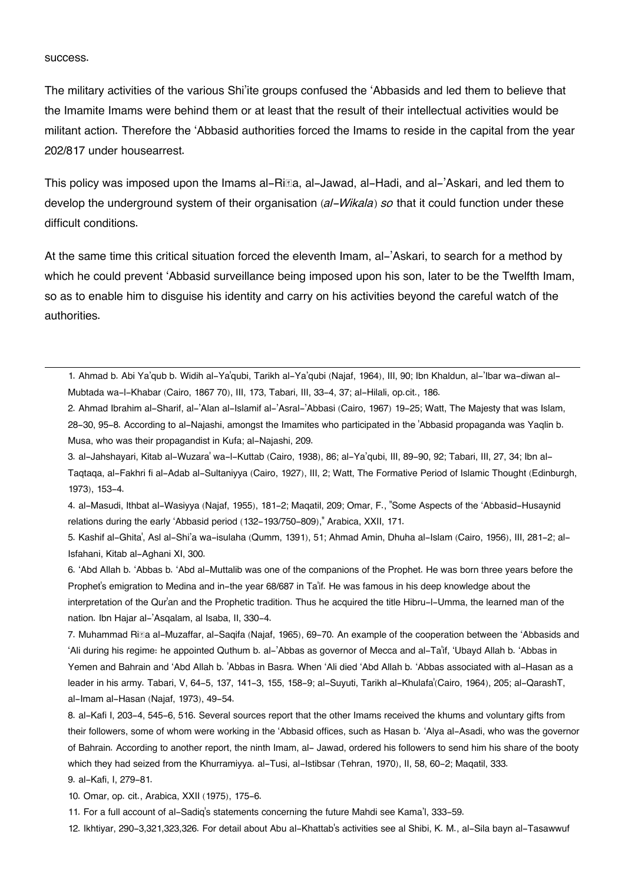success.

The military activities of the various Shi'ite groups confused the 'Abbasids and led them to believe that the Imamite Imams were behind them or at least that the result of their intellectual activities would be militant action. Therefore the 'Abbasid authorities forced the Imams to reside in the capital from the year 202/817 under housearrest.

This policy was imposed upon the Imams al-Riḍa, al-Jawad, al-Hadi, and al-'Askari, and led them to develop the underground system of their organisation (*al-Wikala*) *so* that it could function under these difficult conditions.

At the same time this critical situation forced the eleventh Imam, al-'Askari, to search for a method by which he could prevent 'Abbasid surveillance being imposed upon his son, later to be the Twelfth Imam, so as to enable him to disguise his identity and carry on his activities beyond the careful watch of the authorities.

---

1. Ahmad b. Abi Ya'qub b. Widih al-Ya'qubi, Tarikh al-Ya'qubi (Najaf, 1964), III, 90; Ibn Khaldun, al-'Ibar wa-diwan al-Mubtada wa-l-Khabar (Cairo, 1867 70), III, 173, Tabari, III, 33-4, 37; al-Hilali, op.cit., 186.
2. Ahmad Ibrahim al-Sharif, al-'Alan al-Islamif al-'Asral-'Abbasi (Cairo, 1967) 19-25; Watt, The Majesty that was Islam, 28-30, 95-8. According to al-Najashi, amongst the Imamites who participated in the 'Abbasid propaganda was Yaqlin b. Musa, who was their propagandist in Kufa; al-Najashi, 209.
3. al-Jahshayari, Kitab al-Wuzara' wa-l-Kuttab (Cairo, 1938), 86; al-Ya'qubi, III, 89-90, 92; Tabari, III, 27, 34; Ibn al-Taqtaqa, al-Fakhri fi al-Adab al-Sultaniyya (Cairo, 1927), III, 2; Watt, The Formative Period of Islamic Thought (Edinburgh, 1973), 153-4.
4. al-Masudi, Ithbat al-Wasiyya (Najaf, 1955), 181-2; Maqatil, 209; Omar, F., "Some Aspects of the 'Abbasid-Husaynid relations during the early 'Abbasid period (132-193/750-809)," Arabica, XXII, 171.
5. Kashif al-Ghita', Asl al-Shi'a wa-isulaha (Qumm, 1391), 51; Ahmad Amin, Dhuha al-Islam (Cairo, 1956), III, 281-2; al-Isfahani, Kitab al-Aghani XI, 300.
6. 'Abd Allah b. 'Abbas b. 'Abd al-Muttalib was one of the companions of the Prophet. He was born three years before the Prophet's emigration to Medina and in-the year 68/687 in Ta'if. He was famous in his deep knowledge about the interpretation of the Qur'an and the Prophetic tradition. Thus he acquired the title Hibru-l-Umma, the learned man of the nation. Ibn Hajar al-'Asqalam, al Isaba, II, 330-4.
7. Muhammad Riḍa al-Muzaffar, al-Saqifa (Najaf, 1965), 69-70. An example of the cooperation between the 'Abbasids and 'Ali during his regime: he appointed Quthum b. al-'Abbas as governor of Mecca and al-Ta'if, 'Ubayd Allah b. 'Abbas in Yemen and Bahrain and 'Abd Allah b. 'Abbas in Basra. When 'Ali died 'Abd Allah b. 'Abbas associated with al-Hasan as a leader in his army. Tabari, V, 64-5, 137, 141-3, 155, 158-9; al-Suyuti, Tarikh al-Khulafa'(Cairo, 1964), 205; al-QarashT, al-Imam al-Hasan (Najaf, 1973), 49-54.
8. al-Kafi I, 203-4, 545-6, 516. Several sources report that the other Imams received the khums and voluntary gifts from their followers, some of whom were working in the 'Abbasid offices, such as Hasan b. 'Alya al-Asadi, who was the governor of Bahrain. According to another report, the ninth Imam, al- Jawad, ordered his followers to send him his share of the booty which they had seized from the Khurramiyya. al-Tusi, al-Istibsar (Tehran, 1970), II, 58, 60-2; Maqatil, 333.
9. al-Kafi, I, 279-81.
10. Omar, op. cit., Arabica, XXII (1975), 175-6.
11. For a full account of al-Sadiq's statements concerning the future Mahdi see Kama'l, 333-59.
12. Ikhtiyar, 290-3,321,323,326. For detail about Abu al-Khattab's activities see al Shibi, K. M., al-Sila bayn al-Tasawwuf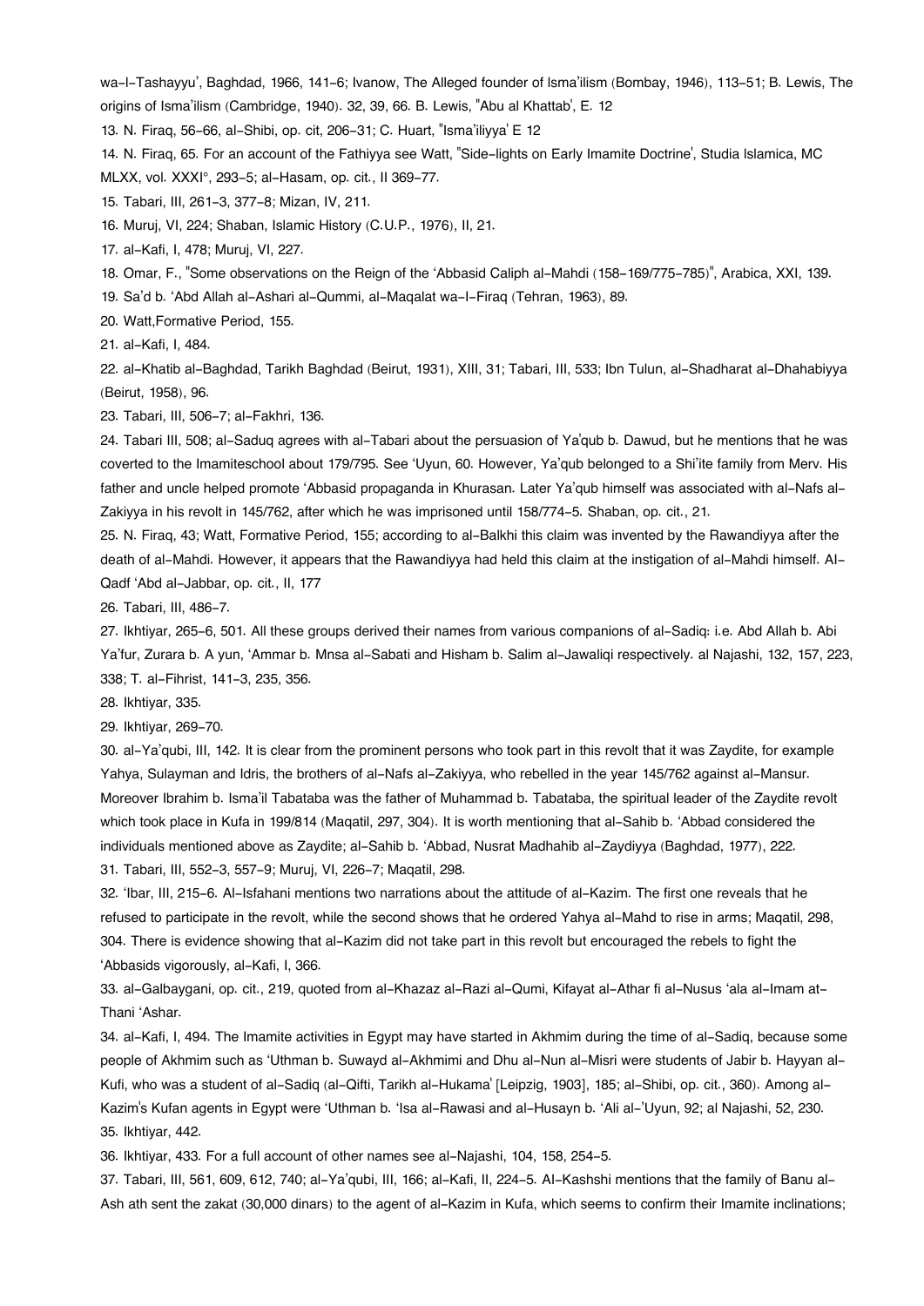wa-l-Tashayyu', Baghdad, 1966, 141-6; Ivanow, The Alleged founder of Isma'ilism (Bombay, 1946), 113-51; B. Lewis, The origins of Isma'ilism (Cambridge, 1940). 32, 39, 66. B. Lewis, "Abu al Khattab', E. 12

13. N. Firaq, 56-66, al-Shibi, op. cit, 206-31; C. Huart, "Isma'iliyya' E 12

14. N. Firaq, 65. For an account of the Fathiyya see Watt, "Side-lights on Early Imamite Doctrine', Studia Islamica, MC MLXX, vol. XXXI°, 293-5; al-Hasam, op. cit., II 369-77.

15. Tabari, III, 261-3, 377-8; Mizan, IV, 211.

16. Muruj, VI, 224; Shaban, Islamic History (C.U.P., 1976), II, 21.

17. al-Kafi, I, 478; Muruj, VI, 227.

18. Omar, F., "Some observations on the Reign of the 'Abbasid Caliph al-Mahdi (158-169/775-785)", Arabica, XXI, 139.

19. Sa'd b. 'Abd Allah al-Ashari al-Qummi, al-Maqalat wa-l-Firaq (Tehran, 1963), 89.

20. Watt,Formative Period, 155.

21. al-Kafi, I, 484.

22. al-Khatib al-Baghdad, Tarikh Baghdad (Beirut, 1931), XIII, 31; Tabari, III, 533; Ibn Tulun, al-Shadharat al-Dhahabiyya (Beirut, 1958), 96.

23. Tabari, III, 506-7; al-Fakhri, 136.

24. Tabari III, 508; al-Saduq agrees with al-Tabari about the persuasion of Ya'qub b. Dawud, but he mentions that he was coverted to the Imamiteschool about 179/795. See 'Uyun, 60. However, Ya'qub belonged to a Shi'ite family from Merv. His father and uncle helped promote 'Abbasid propaganda in Khurasan. Later Ya'qub himself was associated with al-Nafs al-Zakiyya in his revolt in 145/762, after which he was imprisoned until 158/774-5. Shaban, op. cit., 21.

25. N. Firaq, 43; Watt, Formative Period, 155; according to al-Balkhi this claim was invented by the Rawandiyya after the death of al-Mahdi. However, it appears that the Rawandiyya had held this claim at the instigation of al-Mahdi himself. Al-Qadf 'Abd al-Jabbar, op. cit., II, 177

26. Tabari, III, 486-7.

27. Ikhtiyar, 265-6, 501. All these groups derived their names from various companions of al-Sadiq: i.e. Abd Allah b. Abi Ya'fur, Zurara b. A yun, 'Ammar b. Mnsa al-Sabati and Hisham b. Salim al-Jawaliqi respectively. al Najashi, 132, 157, 223, 338; T. al-Fihrist, 141-3, 235, 356.

28. Ikhtiyar, 335.

29. Ikhtiyar, 269-70.

30. al-Ya'qubi, III, 142. It is clear from the prominent persons who took part in this revolt that it was Zaydite, for example Yahya, Sulayman and Idris, the brothers of al-Nafs al-Zakiyya, who rebelled in the year 145/762 against al-Mansur. Moreover Ibrahim b. Isma'il Tabataba was the father of Muhammad b. Tabataba, the spiritual leader of the Zaydite revolt which took place in Kufa in 199/814 (Maqatil, 297, 304). It is worth mentioning that al-Sahib b. 'Abbad considered the individuals mentioned above as Zaydite; al-Sahib b. 'Abbad, Nusrat Madhahib al-Zaydiyya (Baghdad, 1977), 222.

31. Tabari, III, 552-3, 557-9; Muruj, VI, 226-7; Maqatil, 298.

32. 'Ibar, III, 215-6. Al-Isfahani mentions two narrations about the attitude of al-Kazim. The first one reveals that he refused to participate in the revolt, while the second shows that he ordered Yahya al-Mahd to rise in arms; Maqatil, 298, 304. There is evidence showing that al-Kazim did not take part in this revolt but encouraged the rebels to fight the 'Abbasids vigorously, al-Kafi, I, 366.

33. al-Galbaygani, op. cit., 219, quoted from al-Khazaz al-Razi al-Qumi, Kifayat al-Athar fi al-Nusus 'ala al-Imam at-Thani 'Ashar.

34. al-Kafi, I, 494. The Imamite activities in Egypt may have started in Akhmim during the time of al-Sadiq, because some people of Akhmim such as 'Uthman b. Suwayd al-Akhmimi and Dhu al-Nun al-Misri were students of Jabir b. Hayyan al-Kufi, who was a student of al-Sadiq (al-Qifti, Tarikh al-Hukama' [Leipzig, 1903], 185; al-Shibi, op. cit., 360). Among al-Kazim's Kufan agents in Egypt were 'Uthman b. 'Isa al-Rawasi and al-Husayn b. 'Ali al-'Uyun, 92; al Najashi, 52, 230.

35. Ikhtiyar, 442.

36. Ikhtiyar, 433. For a full account of other names see al-Najashi, 104, 158, 254-5.

37. Tabari, III, 561, 609, 612, 740; al-Ya'qubi, III, 166; al-Kafi, II, 224-5. Al-Kashshi mentions that the family of Banu al-Ash ath sent the zakat (30,000 dinars) to the agent of al-Kazim in Kufa, which seems to confirm their Imamite inclinations;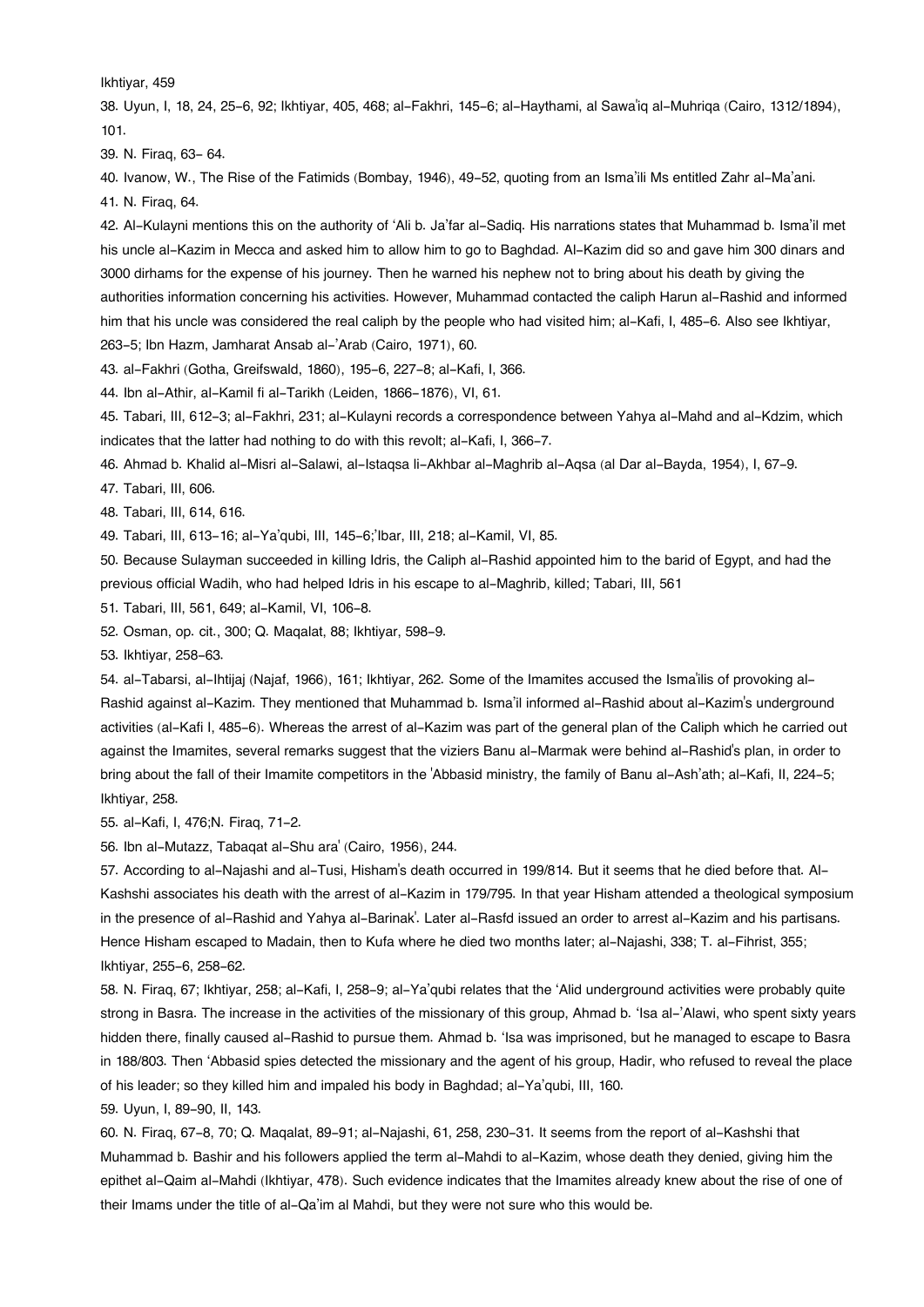Ikhtiyar, 459

38. Uyun, I, 18, 24, 25-6, 92; Ikhtiyar, 405, 468; al-Fakhri, 145-6; al-Haythami, al Sawa'iq al-Muhriqa (Cairo, 1312/1894), 101.

39. N. Firaq, 63- 64.

40. Ivanow, W., The Rise of the Fatimids (Bombay, 1946), 49-52, quoting from an Isma'ili Ms entitled Zahr al-Ma'ani.

41. N. Firaq, 64.

42. Al-Kulayni mentions this on the authority of 'Ali b. Ja'far al-Sadiq. His narrations states that Muhammad b. Isma'il met his uncle al-Kazim in Mecca and asked him to allow him to go to Baghdad. Al-Kazim did so and gave him 300 dinars and 3000 dirhams for the expense of his journey. Then he warned his nephew not to bring about his death by giving the authorities information concerning his activities. However, Muhammad contacted the caliph Harun al-Rashid and informed him that his uncle was considered the real caliph by the people who had visited him; al-Kafi, I, 485-6. Also see Ikhtiyar, 263-5; Ibn Hazm, Jamharat Ansab al-'Arab (Cairo, 1971), 60.

43. al-Fakhri (Gotha, Greifswald, 1860), 195-6, 227-8; al-Kafi, I, 366.

44. Ibn al-Athir, al-Kamil fi al-Tarikh (Leiden, 1866-1876), VI, 61.

45. Tabari, III, 612-3; al-Fakhri, 231; al-Kulayni records a correspondence between Yahya al-Mahd and al-Kdzim, which indicates that the latter had nothing to do with this revolt; al-Kafi, I, 366-7.

46. Ahmad b. Khalid al-Misri al-Salawi, al-Istaqsa li-Akhbar al-Maghrib al-Aqsa (al Dar al-Bayda, 1954), I, 67-9.

47. Tabari, III, 606.

48. Tabari, III, 614, 616.

49. Tabari, III, 613-16; al-Ya'qubi, III, 145-6;'Ibar, III, 218; al-Kamil, VI, 85.

50. Because Sulayman succeeded in killing Idris, the Caliph al-Rashid appointed him to the barid of Egypt, and had the previous official Wadih, who had helped Idris in his escape to al-Maghrib, killed; Tabari, III, 561

51. Tabari, III, 561, 649; al-Kamil, VI, 106-8.

52. Osman, op. cit., 300; Q. Maqalat, 88; Ikhtiyar, 598-9.

53. Ikhtiyar, 258-63.

54. al-Tabarsi, al-Ihtijaj (Najaf, 1966), 161; Ikhtiyar, 262. Some of the Imamites accused the Isma'ilis of provoking al-Rashid against al-Kazim. They mentioned that Muhammad b. Isma'il informed al-Rashid about al-Kazim's underground activities (al-Kafi I, 485-6). Whereas the arrest of al-Kazim was part of the general plan of the Caliph which he carried out against the Imamites, several remarks suggest that the viziers Banu al-Marmak were behind al-Rashid's plan, in order to bring about the fall of their Imamite competitors in the 'Abbasid ministry, the family of Banu al-Ash'ath; al-Kafi, II, 224-5; Ikhtiyar, 258.

55. al-Kafi, I, 476;N. Firaq, 71-2.

56. Ibn al-Mutazz, Tabaqat al-Shu ara' (Cairo, 1956), 244.

57. According to al-Najashi and al-Tusi, Hisham's death occurred in 199/814. But it seems that he died before that. Al-Kashshi associates his death with the arrest of al-Kazim in 179/795. In that year Hisham attended a theological symposium in the presence of al-Rashid and Yahya al-Barinak'. Later al-Rasfd issued an order to arrest al-Kazim and his partisans. Hence Hisham escaped to Madain, then to Kufa where he died two months later; al-Najashi, 338; T. al-Fihrist, 355; Ikhtiyar, 255-6, 258-62.

58. N. Firaq, 67; Ikhtiyar, 258; al-Kafi, I, 258-9; al-Ya'qubi relates that the 'Alid underground activities were probably quite strong in Basra. The increase in the activities of the missionary of this group, Ahmad b. 'Isa al-'Alawi, who spent sixty years hidden there, finally caused al-Rashid to pursue them. Ahmad b. 'Isa was imprisoned, but he managed to escape to Basra in 188/803. Then 'Abbasid spies detected the missionary and the agent of his group, Hadir, who refused to reveal the place of his leader; so they killed him and impaled his body in Baghdad; al-Ya'qubi, III, 160.

59. Uyun, I, 89-90, II, 143.

60. N. Firaq, 67-8, 70; Q. Maqalat, 89-91; al-Najashi, 61, 258, 230-31. It seems from the report of al-Kashshi that Muhammad b. Bashir and his followers applied the term al-Mahdi to al-Kazim, whose death they denied, giving him the epithet al-Qaim al-Mahdi (Ikhtiyar, 478). Such evidence indicates that the Imamites already knew about the rise of one of their Imams under the title of al-Qa'im al Mahdi, but they were not sure who this would be.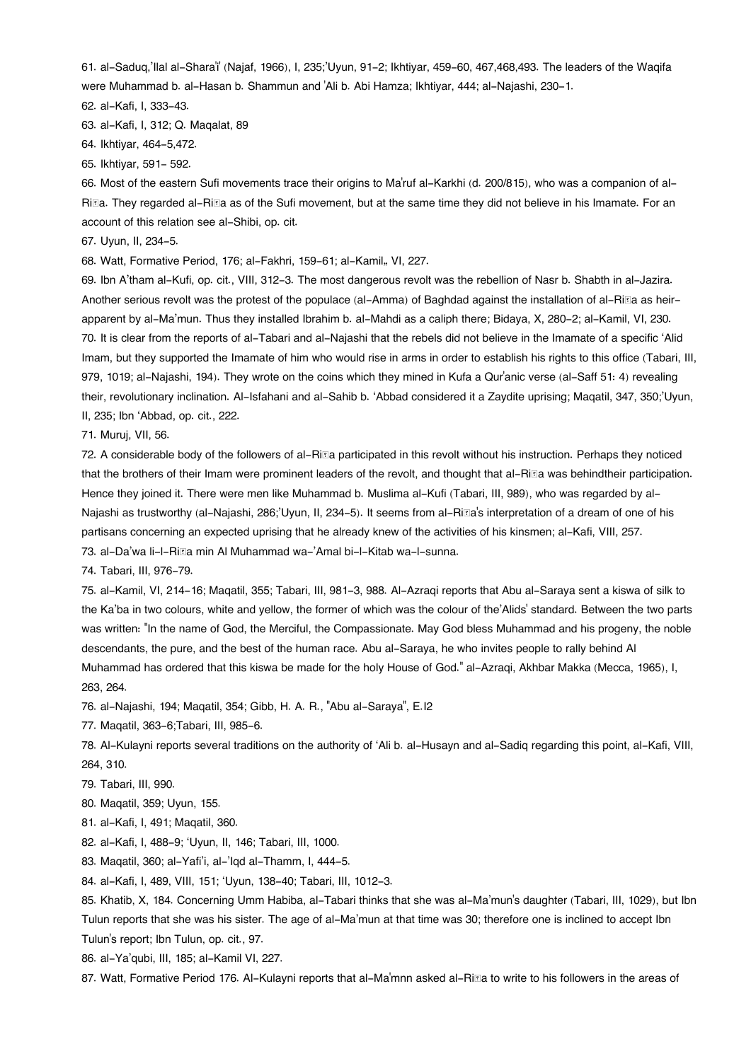61. al-Saduq,'Ilal al-Shara'i' (Najaf, 1966), I, 235;'Uyun, 91-2; Ikhtiyar, 459-60, 467,468,493. The leaders of the Waqifa were Muhammad b. al-Hasan b. Shammun and 'Ali b. Abi Hamza; Ikhtiyar, 444; al-Najashi, 230-1.

62. al-Kafi, I, 333-43.

63. al-Kafi, I, 312; Q. Maqalat, 89

64. Ikhtiyar, 464-5,472.

65. Ikhtiyar, 591- 592.

66. Most of the eastern Sufi movements trace their origins to Ma'ruf al-Karkhi (d. 200/815), who was a companion of al-Riḍa. They regarded al-Riḍa as of the Sufi movement, but at the same time they did not believe in his Imamate. For an account of this relation see al-Shibi, op. cit.

67. Uyun, II, 234-5.

68. Watt, Formative Period, 176; al-Fakhri, 159-61; al-Kamil" VI, 227.

69. Ibn A'tham al-Kufi, op. cit., VIII, 312-3. The most dangerous revolt was the rebellion of Nasr b. Shabth in al-Jazira. Another serious revolt was the protest of the populace (al-Amma) of Baghdad against the installation of al-Riḍa as heir-apparent by al-Ma'mun. Thus they installed Ibrahim b. al-Mahdi as a caliph there; Bidaya, X, 280-2; al-Kamil, VI, 230.

70. It is clear from the reports of al-Tabari and al-Najashi that the rebels did not believe in the Imamate of a specific 'Alid Imam, but they supported the Imamate of him who would rise in arms in order to establish his rights to this office (Tabari, III, 979, 1019; al-Najashi, 194). They wrote on the coins which they mined in Kufa a Qur'anic verse (al-Saff 51: 4) revealing their, revolutionary inclination. Al-Isfahani and al-Sahib b. 'Abbad considered it a Zaydite uprising; Maqatil, 347, 350;'Uyun, II, 235; Ibn 'Abbad, op. cit., 222.

71. Muruj, VII, 56.

72. A considerable body of the followers of al-Riḍa participated in this revolt without his instruction. Perhaps they noticed that the brothers of their Imam were prominent leaders of the revolt, and thought that al-Riḍa was behindtheir participation. Hence they joined it. There were men like Muhammad b. Muslima al-Kufi (Tabari, III, 989), who was regarded by al-Najashi as trustworthy (al-Najashi, 286;'Uyun, II, 234-5). It seems from al-Riḍa's interpretation of a dream of one of his partisans concerning an expected uprising that he already knew of the activities of his kinsmen; al-Kafi, VIII, 257.

73. al-Da'wa li-l-Riḍa min Al Muhammad wa-'Amal bi-l-Kitab wa-l-sunna.

74. Tabari, III, 976-79.

75. al-Kamil, VI, 214-16; Maqatil, 355; Tabari, III, 981-3, 988. Al-Azraqi reports that Abu al-Saraya sent a kiswa of silk to the Ka'ba in two colours, white and yellow, the former of which was the colour of the'Alids' standard. Between the two parts was written: "In the name of God, the Merciful, the Compassionate. May God bless Muhammad and his progeny, the noble descendants, the pure, and the best of the human race. Abu al-Saraya, he who invites people to rally behind Al Muhammad has ordered that this kiswa be made for the holy House of God." al-Azraqi, Akhbar Makka (Mecca, 1965), I, 263, 264.

76. al-Najashi, 194; Maqatil, 354; Gibb, H. A. R., "Abu al-Saraya", E.I2

77. Maqatil, 363-6;Tabari, III, 985-6.

78. Al-Kulayni reports several traditions on the authority of 'Ali b. al-Husayn and al-Sadiq regarding this point, al-Kafi, VIII, 264, 310.

79. Tabari, III, 990.

80. Maqatil, 359; Uyun, 155.

81. al-Kafi, I, 491; Maqatil, 360.

82. al-Kafi, I, 488-9; 'Uyun, II, 146; Tabari, III, 1000.

83. Maqatil, 360; al-Yafi'i, al-'Iqd al-Thamm, I, 444-5.

84. al-Kafi, I, 489, VIII, 151; 'Uyun, 138-40; Tabari, III, 1012-3.

85. Khatib, X, 184. Concerning Umm Habiba, al-Tabari thinks that she was al-Ma'mun's daughter (Tabari, III, 1029), but Ibn Tulun reports that she was his sister. The age of al-Ma'mun at that time was 30; therefore one is inclined to accept Ibn Tulun's report; Ibn Tulun, op. cit., 97.

86. al-Ya'qubi, III, 185; al-Kamil VI, 227.

87. Watt, Formative Period 176. Al-Kulayni reports that al-Ma'mnn asked al-Riḍa to write to his followers in the areas of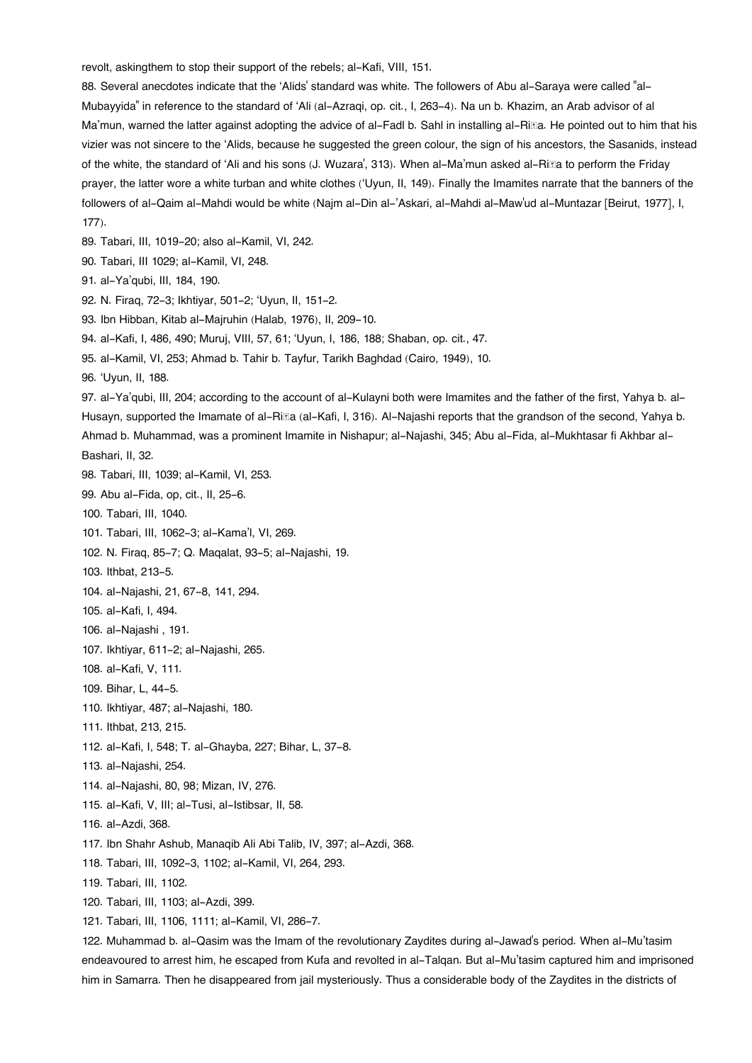revolt, askingthem to stop their support of the rebels; al-Kafi, VIII, 151.

88. Several anecdotes indicate that the 'Alids' standard was white. The followers of Abu al-Saraya were called "al-Mubayyida" in reference to the standard of 'Ali (al-Azraqi, op. cit., I, 263-4). Na un b. Khazim, an Arab advisor of al Ma'mun, warned the latter against adopting the advice of al-Fadl b. Sahl in installing al-Riḍa. He pointed out to him that his vizier was not sincere to the 'Alids, because he suggested the green colour, the sign of his ancestors, the Sasanids, instead of the white, the standard of 'Ali and his sons (J. Wuzara', 313). When al-Ma'mun asked al-Riḍa to perform the Friday prayer, the latter wore a white turban and white clothes ('Uyun, II, 149). Finally the Imamites narrate that the banners of the followers of al-Qaim al-Mahdi would be white (Najm al-Din al-'Askari, al-Mahdi al-Maw'ud al-Muntazar [Beirut, 1977], I, 177).

89. Tabari, III, 1019-20; also al-Kamil, VI, 242.

90. Tabari, III 1029; al-Kamil, VI, 248.

91. al-Ya'qubi, III, 184, 190.

92. N. Firaq, 72-3; Ikhtiyar, 501-2; 'Uyun, II, 151-2.

93. Ibn Hibban, Kitab al-Majruhin (Halab, 1976), II, 209-10.

94. al-Kafi, I, 486, 490; Muruj, VIII, 57, 61; 'Uyun, I, 186, 188; Shaban, op. cit., 47.

95. al-Kamil, VI, 253; Ahmad b. Tahir b. Tayfur, Tarikh Baghdad (Cairo, 1949), 10.

96. 'Uyun, II, 188.

97. al-Ya'qubi, III, 204; according to the account of al-Kulayni both were Imamites and the father of the first, Yahya b. al-Husayn, supported the Imamate of al-Riḍa (al-Kafi, I, 316). Al-Najashi reports that the grandson of the second, Yahya b. Ahmad b. Muhammad, was a prominent Imamite in Nishapur; al-Najashi, 345; Abu al-Fida, al-Mukhtasar fi Akhbar al-Bashari, II, 32.

98. Tabari, III, 1039; al-Kamil, VI, 253.

99. Abu al-Fida, op, cit., II, 25-6.

100. Tabari, III, 1040.

101. Tabari, III, 1062-3; al-Kama'l, VI, 269.

102. N. Firaq, 85-7; Q. Maqalat, 93-5; al-Najashi, 19.

103. Ithbat, 213-5.

104. al-Najashi, 21, 67-8, 141, 294.

105. al-Kafi, I, 494.

106. al-Najashi , 191.

107. Ikhtiyar, 611-2; al-Najashi, 265.

108. al-Kafi, V, 111.

109. Bihar, L, 44-5.

110. Ikhtiyar, 487; al-Najashi, 180.

111. Ithbat, 213, 215.

112. al-Kafi, I, 548; T. al-Ghayba, 227; Bihar, L, 37-8.

113. al-Najashi, 254.

114. al-Najashi, 80, 98; Mizan, IV, 276.

115. al-Kafi, V, III; al-Tusi, al-Istibsar, II, 58.

116. al-Azdi, 368.

117. Ibn Shahr Ashub, Manaqib Ali Abi Talib, IV, 397; al-Azdi, 368.

118. Tabari, III, 1092-3, 1102; al-Kamil, VI, 264, 293.

119. Tabari, III, 1102.

120. Tabari, III, 1103; al-Azdi, 399.

121. Tabari, III, 1106, 1111; al-Kamil, VI, 286-7.

122. Muhammad b. al-Qasim was the Imam of the revolutionary Zaydites during al-Jawad's period. When al-Mu'tasim endeavoured to arrest him, he escaped from Kufa and revolted in al-Talqan. But al-Mu'tasim captured him and imprisoned him in Samarra. Then he disappeared from jail mysteriously. Thus a considerable body of the Zaydites in the districts of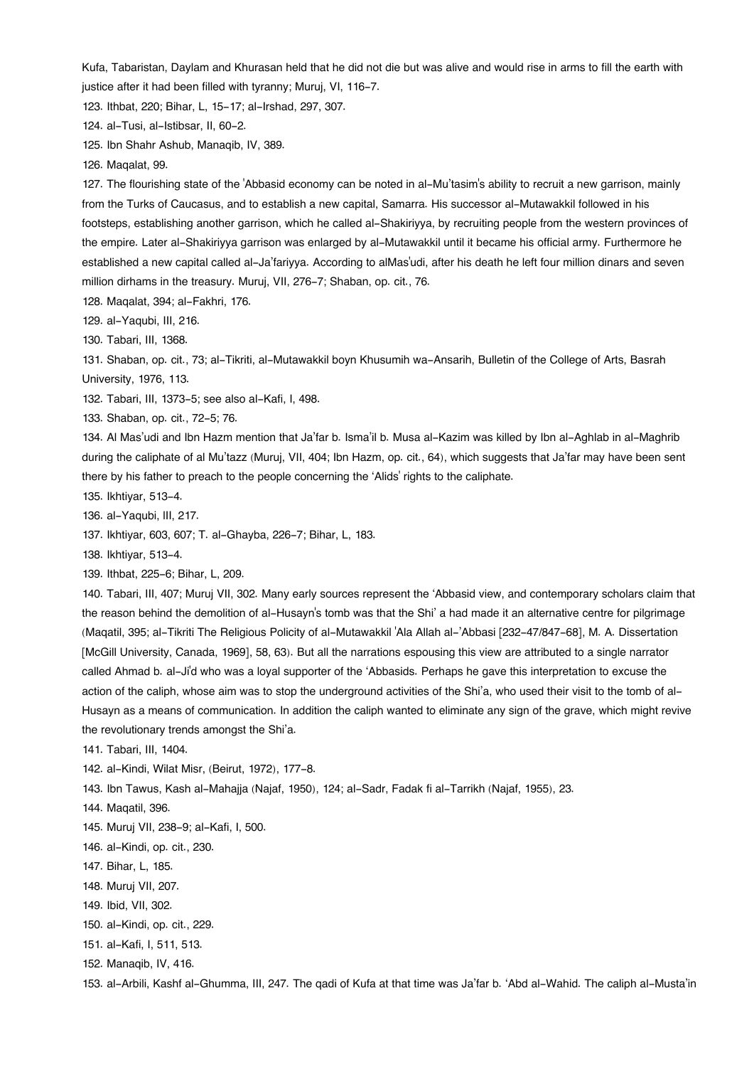Kufa, Tabaristan, Daylam and Khurasan held that he did not die but was alive and would rise in arms to fill the earth with justice after it had been filled with tyranny; Muruj, VI, 116-7.

123. Ithbat, 220; Bihar, L, 15-17; al-Irshad, 297, 307.

124. al-Tusi, al-Istibsar, II, 60-2.

125. Ibn Shahr Ashub, Manaqib, IV, 389.

126. Maqalat, 99.

127. The flourishing state of the 'Abbasid economy can be noted in al-Mu'tasim's ability to recruit a new garrison, mainly from the Turks of Caucasus, and to establish a new capital, Samarra. His successor al-Mutawakkil followed in his footsteps, establishing another garrison, which he called al-Shakiriyya, by recruiting people from the western provinces of the empire. Later al-Shakiriyya garrison was enlarged by al-Mutawakkil until it became his official army. Furthermore he established a new capital called al-Ja'fariyya. According to alMas'udi, after his death he left four million dinars and seven million dirhams in the treasury. Muruj, VII, 276-7; Shaban, op. cit., 76.

128. Maqalat, 394; al-Fakhri, 176.

129. al-Yaqubi, III, 216.

130. Tabari, III, 1368.

131. Shaban, op. cit., 73; al-Tikriti, al-Mutawakkil boyn Khusumih wa-Ansarih, Bulletin of the College of Arts, Basrah University, 1976, 113.

132. Tabari, III, 1373-5; see also al-Kafi, I, 498.

133. Shaban, op. cit., 72-5; 76.

134. Al Mas'udi and Ibn Hazm mention that Ja'far b. Isma'il b. Musa al-Kazim was killed by Ibn al-Aghlab in al-Maghrib during the caliphate of al Mu'tazz (Muruj, VII, 404; Ibn Hazm, op. cit., 64), which suggests that Ja'far may have been sent there by his father to preach to the people concerning the 'Alids' rights to the caliphate.

135. Ikhtiyar, 513-4.

136. al-Yaqubi, III, 217.

137. Ikhtiyar, 603, 607; T. al-Ghayba, 226-7; Bihar, L, 183.

138. Ikhtiyar, 513-4.

139. Ithbat, 225-6; Bihar, L, 209.

140. Tabari, III, 407; Muruj VII, 302. Many early sources represent the 'Abbasid view, and contemporary scholars claim that the reason behind the demolition of al-Husayn's tomb was that the Shi' a had made it an alternative centre for pilgrimage (Maqatil, 395; al-Tikriti The Religious Policity of al-Mutawakkil 'Ala Allah al-'Abbasi [232-47/847-68], M. A. Dissertation [McGill University, Canada, 1969], 58, 63). But all the narrations espousing this view are attributed to a single narrator called Ahmad b. al-Ji'd who was a loyal supporter of the 'Abbasids. Perhaps he gave this interpretation to excuse the action of the caliph, whose aim was to stop the underground activities of the Shi'a, who used their visit to the tomb of al-Husayn as a means of communication. In addition the caliph wanted to eliminate any sign of the grave, which might revive the revolutionary trends amongst the Shi'a.

141. Tabari, III, 1404.

142. al-Kindi, Wilat Misr, (Beirut, 1972), 177-8.

143. Ibn Tawus, Kash al-Mahajja (Najaf, 1950), 124; al-Sadr, Fadak fi al-Tarrikh (Najaf, 1955), 23.

144. Maqatil, 396.

145. Muruj VII, 238-9; al-Kafi, I, 500.

146. al-Kindi, op. cit., 230.

147. Bihar, L, 185.

148. Muruj VII, 207.

149. Ibid, VII, 302.

150. al-Kindi, op. cit., 229.

151. al-Kafi, I, 511, 513.

152. Manaqib, IV, 416.

153. al-Arbili, Kashf al-Ghumma, III, 247. The qadi of Kufa at that time was Ja'far b. 'Abd al-Wahid. The caliph al-Musta'in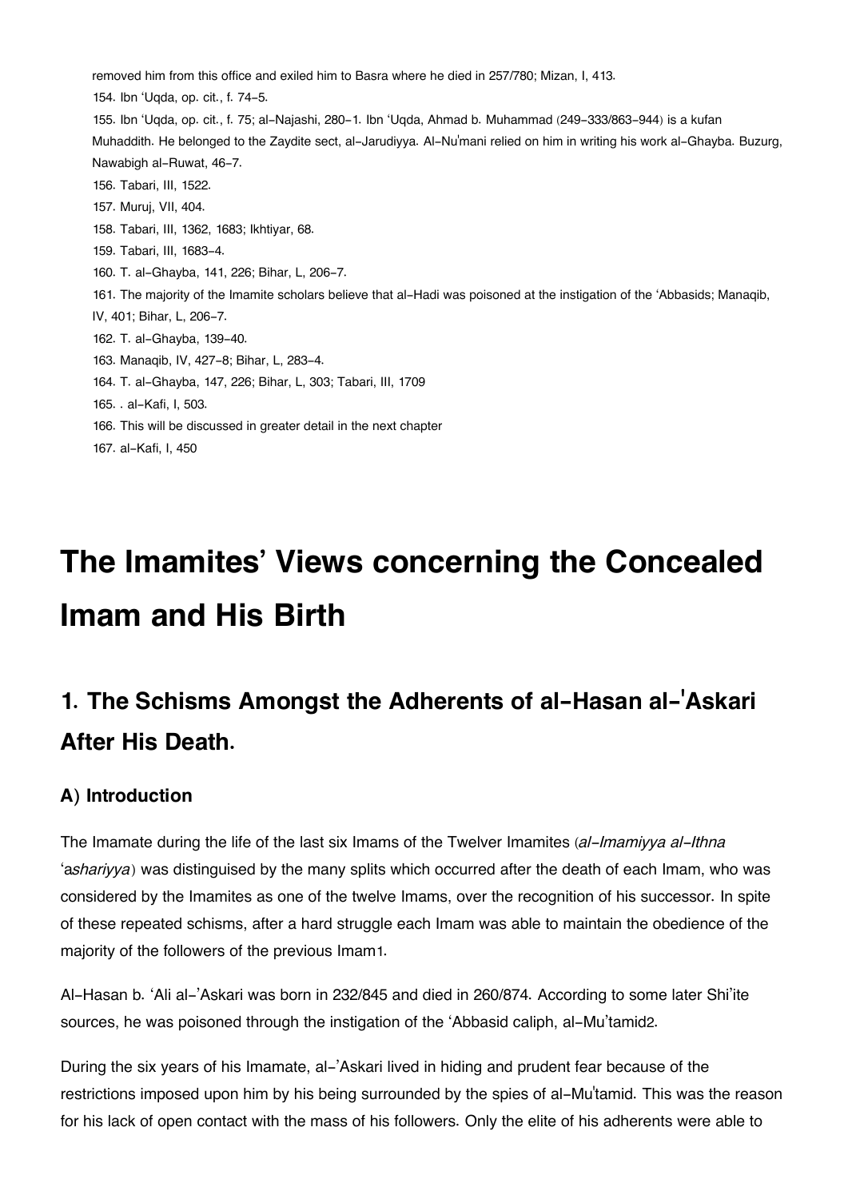removed him from this office and exiled him to Basra where he died in 257/780; Mizan, I, 413.

154. Ibn 'Uqda, op. cit., f. 74-5.

155. Ibn 'Uqda, op. cit., f. 75; al-Najashi, 280-1. Ibn 'Uqda, Ahmad b. Muhammad (249-333/863-944) is a kufan Muhaddith. He belonged to the Zaydite sect, al-Jarudiyya. Al-Nu'mani relied on him in writing his work al-Ghayba. Buzurg, Nawabigh al-Ruwat, 46-7.

156. Tabari, III, 1522.

157. Muruj, VII, 404.

158. Tabari, III, 1362, 1683; Ikhtiyar, 68.

159. Tabari, III, 1683-4.

160. T. al-Ghayba, 141, 226; Bihar, L, 206-7.

161. The majority of the Imamite scholars believe that al-Hadi was poisoned at the instigation of the 'Abbasids; Manaqib, IV, 401; Bihar, L, 206-7.

162. T. al-Ghayba, 139-40.

163. Manaqib, IV, 427-8; Bihar, L, 283-4.

164. T. al-Ghayba, 147, 226; Bihar, L, 303; Tabari, III, 1709

165. . al-Kafi, I, 503.

166. This will be discussed in greater detail in the next chapter

167. al-Kafi, I, 450

# The Imamites' Views concerning the Concealed Imam and His Birth

## 1. The Schisms Amongst the Adherents of al-Hasan al-'Askari After His Death.

### A) Introduction

The Imamate during the life of the last six Imams of the Twelver Imamites (*al-Imamiyya al-Ithna 'ashariyya*) was distinguised by the many splits which occurred after the death of each Imam, who was considered by the Imamites as one of the twelve Imams, over the recognition of his successor. In spite of these repeated schisms, after a hard struggle each Imam was able to maintain the obedience of the majority of the followers of the previous Imam1.

Al-Hasan b. 'Ali al-'Askari was born in 232/845 and died in 260/874. According to some later Shi'ite sources, he was poisoned through the instigation of the 'Abbasid caliph, al-Mu'tamid2.

During the six years of his Imamate, al-'Askari lived in hiding and prudent fear because of the restrictions imposed upon him by his being surrounded by the spies of al-Mu'tamid. This was the reason for his lack of open contact with the mass of his followers. Only the elite of his adherents were able to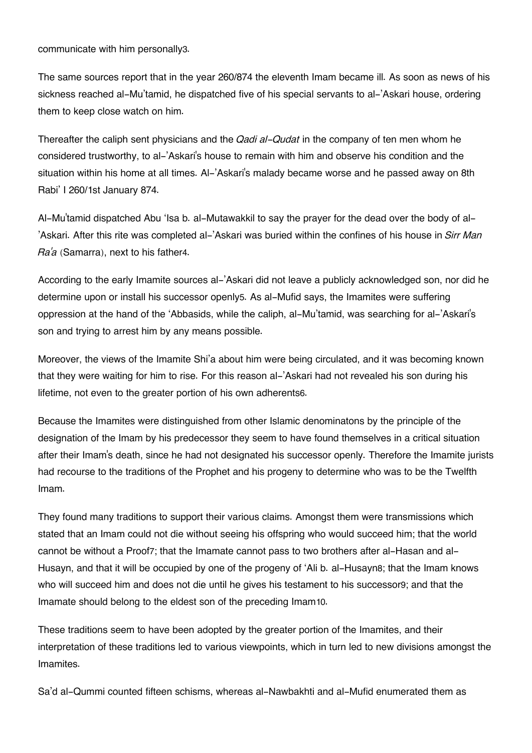communicate with him personally[3].

The same sources report that in the year 260/874 the eleventh Imam became ill. As soon as news of his sickness reached al-Mu'tamid, he dispatched five of his special servants to al-'Askari house, ordering them to keep close watch on him.

Thereafter the caliph sent physicians and the *Qadi al-Qudat* in the company of ten men whom he considered trustworthy, to al-'Askari's house to remain with him and observe his condition and the situation within his home at all times. Al-'Askari's malady became worse and he passed away on 8th Rabi' I 260/1st January 874.

Al-Mu'tamid dispatched Abu 'Isa b. al-Mutawakkil to say the prayer for the dead over the body of al-'Askari. After this rite was completed al-'Askari was buried within the confines of his house in *Sirr Man Ra'a* (Samarra), next to his father[4].

According to the early Imamite sources al-'Askari did not leave a publicly acknowledged son, nor did he determine upon or install his successor openly[5]. As al-Mufid says, the Imamites were suffering oppression at the hand of the 'Abbasids, while the caliph, al-Mu'tamid, was searching for al-'Askari's son and trying to arrest him by any means possible.

Moreover, the views of the Imamite Shi'a about him were being circulated, and it was becoming known that they were waiting for him to rise. For this reason al-'Askari had not revealed his son during his lifetime, not even to the greater portion of his own adherents[6].

Because the Imamites were distinguished from other Islamic denominatons by the principle of the designation of the Imam by his predecessor they seem to have found themselves in a critical situation after their Imam's death, since he had not designated his successor openly. Therefore the Imamite jurists had recourse to the traditions of the Prophet and his progeny to determine who was to be the Twelfth Imam.

They found many traditions to support their various claims. Amongst them were transmissions which stated that an Imam could not die without seeing his offspring who would succeed him; that the world cannot be without a Proof[7]; that the Imamate cannot pass to two brothers after al-Hasan and al-Husayn, and that it will be occupied by one of the progeny of 'Ali b. al-Husayn[8]; that the Imam knows who will succeed him and does not die until he gives his testament to his successor[9]; and that the Imamate should belong to the eldest son of the preceding Imam[10].

These traditions seem to have been adopted by the greater portion of the Imamites, and their interpretation of these traditions led to various viewpoints, which in turn led to new divisions amongst the Imamites.

Sa'd al-Qummi counted fifteen schisms, whereas al-Nawbakhti and al-Mufid enumerated them as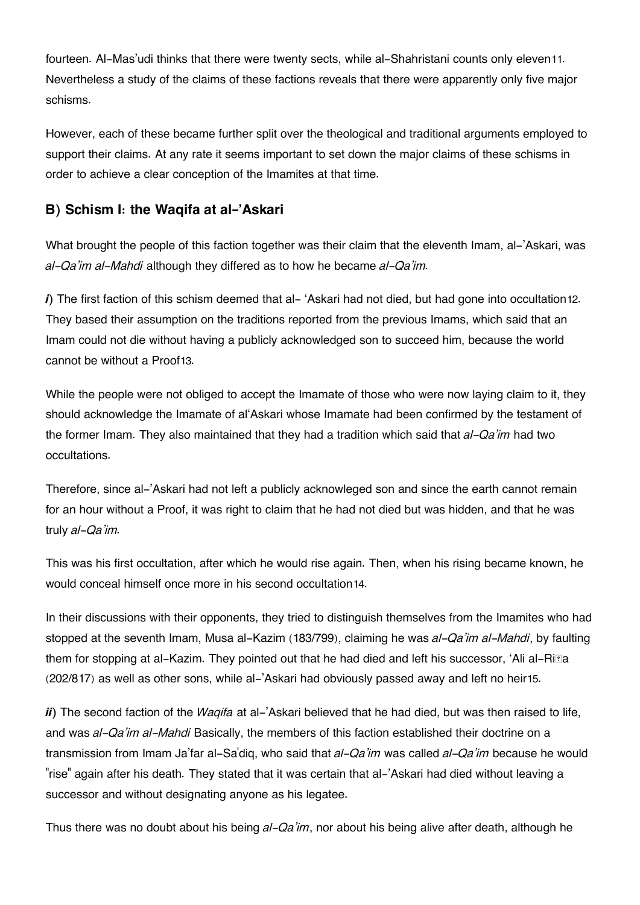fourteen. Al-Mas'udi thinks that there were twenty sects, while al-Shahristani counts only eleven[11]. Nevertheless a study of the claims of these factions reveals that there were apparently only five major schisms.

However, each of these became further split over the theological and traditional arguments employed to support their claims. At any rate it seems important to set down the major claims of these schisms in order to achieve a clear conception of the Imamites at that time.

### B) Schism I: the Waqifa at al-'Askari

What brought the people of this faction together was their claim that the eleventh Imam, al-'Askari, was *al-Qa'im al-Mahdi* although they differed as to how he became *al-Qa'im.*

***i***) The first faction of this schism deemed that al- 'Askari had not died, but had gone into occultation[12]. They based their assumption on the traditions reported from the previous Imams, which said that an Imam could not die without having a publicly acknowledged son to succeed him, because the world cannot be without a Proof[13].

While the people were not obliged to accept the Imamate of those who were now laying claim to it, they should acknowledge the Imamate of al'Askari whose Imamate had been confirmed by the testament of the former Imam. They also maintained that they had a tradition which said that *al-Qa'im* had two occultations.

Therefore, since al-'Askari had not left a publicly acknowleged son and since the earth cannot remain for an hour without a Proof, it was right to claim that he had not died but was hidden, and that he was truly *al-Qa'im.*

This was his first occultation, after which he would rise again. Then, when his rising became known, he would conceal himself once more in his second occultation[14].

In their discussions with their opponents, they tried to distinguish themselves from the Imamites who had stopped at the seventh Imam, Musa al-Kazim (183/799), claiming he was *al-Qa'im al-Mahdi*, by faulting them for stopping at al-Kazim. They pointed out that he had died and left his successor, 'Ali al-Riḍa (202/817) as well as other sons, while al-'Askari had obviously passed away and left no heir[15].

***ii***) The second faction of the *Waqifa* at al-'Askari believed that he had died, but was then raised to life, and was *al-Qa'im al-Mahdi* Basically, the members of this faction established their doctrine on a transmission from Imam Ja'far al-Sa'diq, who said that *al-Qa'im* was called *al-Qa'im* because he would "rise" again after his death. They stated that it was certain that al-'Askari had died without leaving a successor and without designating anyone as his legatee.

Thus there was no doubt about his being *al-Qa'im*, nor about his being alive after death, although he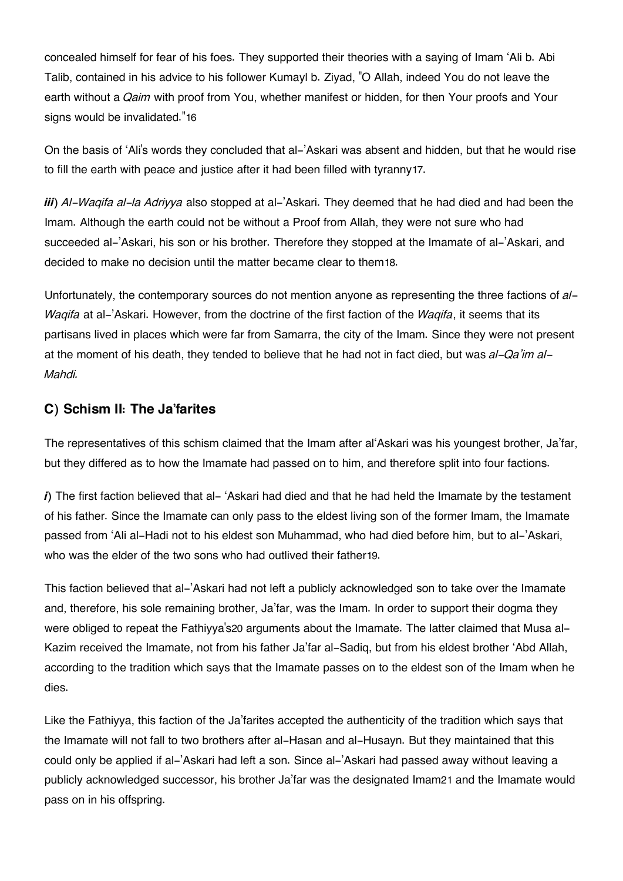concealed himself for fear of his foes. They supported their theories with a saying of Imam 'Ali b. Abi Talib, contained in his advice to his follower Kumayl b. Ziyad, "O Allah, indeed You do not leave the earth without a *Qaim* with proof from You, whether manifest or hidden, for then Your proofs and Your signs would be invalidated."[16]

On the basis of 'Ali's words they concluded that al-'Askari was absent and hidden, but that he would rise to fill the earth with peace and justice after it had been filled with tyranny[17].

***iii***) *Al-Waqifa al-la Adriyya* also stopped at al-'Askari. They deemed that he had died and had been the Imam. Although the earth could not be without a Proof from Allah, they were not sure who had succeeded al-'Askari, his son or his brother. Therefore they stopped at the Imamate of al-'Askari, and decided to make no decision until the matter became clear to them[18].

Unfortunately, the contemporary sources do not mention anyone as representing the three factions of *al-Waqifa* at al-'Askari. However, from the doctrine of the first faction of the *Waqifa*, it seems that its partisans lived in places which were far from Samarra, the city of the Imam. Since they were not present at the moment of his death, they tended to believe that he had not in fact died, but was *al-Qa'im al-Mahdi.*

### C) Schism II: The Ja'farites

The representatives of this schism claimed that the Imam after al'Askari was his youngest brother, Ja'far, but they differed as to how the Imamate had passed on to him, and therefore split into four factions.

***i***) The first faction believed that al- 'Askari had died and that he had held the Imamate by the testament of his father. Since the Imamate can only pass to the eldest living son of the former Imam, the Imamate passed from 'Ali al-Hadi not to his eldest son Muhammad, who had died before him, but to al-'Askari, who was the elder of the two sons who had outlived their father[19].

This faction believed that al-'Askari had not left a publicly acknowledged son to take over the Imamate and, therefore, his sole remaining brother, Ja'far, was the Imam. In order to support their dogma they were obliged to repeat the Fathiyya's[20] arguments about the Imamate. The latter claimed that Musa al-Kazim received the Imamate, not from his father Ja'far al-Sadiq, but from his eldest brother 'Abd Allah, according to the tradition which says that the Imamate passes on to the eldest son of the Imam when he dies.

Like the Fathiyya, this faction of the Ja'farites accepted the authenticity of the tradition which says that the Imamate will not fall to two brothers after al-Hasan and al-Husayn. But they maintained that this could only be applied if al-'Askari had left a son. Since al-'Askari had passed away without leaving a publicly acknowledged successor, his brother Ja'far was the designated Imam[21] and the Imamate would pass on in his offspring.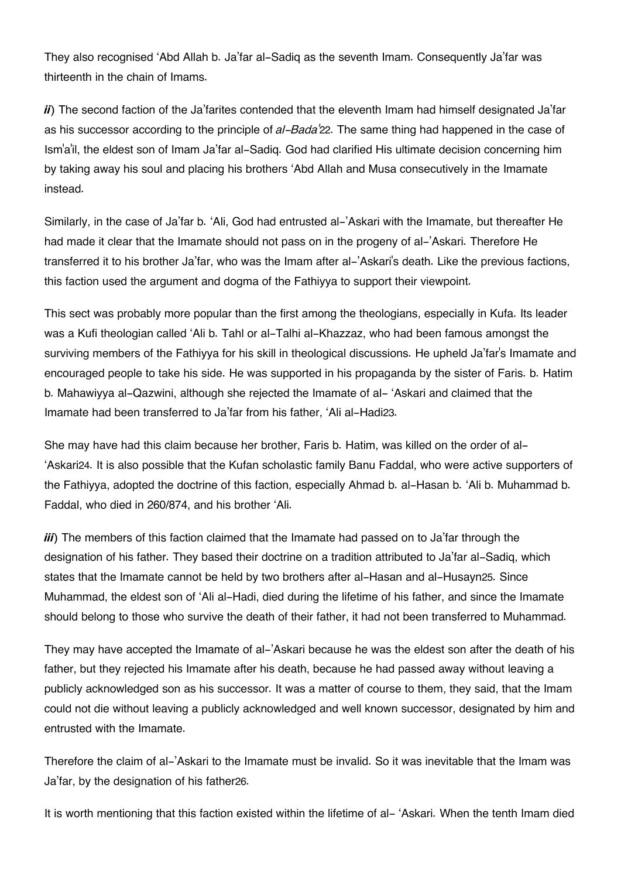They also recognised ʻAbd Allah b. Ja'far al-Sadiq as the seventh Imam. Consequently Ja'far was thirteenth in the chain of Imams.

***ii***) The second faction of the Ja'farites contended that the eleventh Imam had himself designated Ja'far as his successor according to the principle of *al-Bada'*[22]. The same thing had happened in the case of Ism'a'il, the eldest son of Imam Ja'far al-Sadiq. God had clarified His ultimate decision concerning him by taking away his soul and placing his brothers ʻAbd Allah and Musa consecutively in the Imamate instead.

Similarly, in the case of Ja'far b. ʻAli, God had entrusted al-'Askari with the Imamate, but thereafter He had made it clear that the Imamate should not pass on in the progeny of al-'Askari. Therefore He transferred it to his brother Ja'far, who was the Imam after al-'Askari's death. Like the previous factions, this faction used the argument and dogma of the Fathiyya to support their viewpoint.

This sect was probably more popular than the first among the theologians, especially in Kufa. Its leader was a Kufi theologian called ʻAli b. Tahl or al-Talhi al-Khazzaz, who had been famous amongst the surviving members of the Fathiyya for his skill in theological discussions. He upheld Ja'far's Imamate and encouraged people to take his side. He was supported in his propaganda by the sister of Faris. b. Hatim b. Mahawiyya al-Qazwini, although she rejected the Imamate of al- ʻAskari and claimed that the Imamate had been transferred to Ja'far from his father, ʻAli al-Hadi[23].

She may have had this claim because her brother, Faris b. Hatim, was killed on the order of al- ʻAskari[24]. It is also possible that the Kufan scholastic family Banu Faddal, who were active supporters of the Fathiyya, adopted the doctrine of this faction, especially Ahmad b. al-Hasan b. ʻAli b. Muhammad b. Faddal, who died in 260/874, and his brother ʻAli.

***iii***) The members of this faction claimed that the Imamate had passed on to Ja'far through the designation of his father. They based their doctrine on a tradition attributed to Ja'far al-Sadiq, which states that the Imamate cannot be held by two brothers after al-Hasan and al-Husayn[25]. Since Muhammad, the eldest son of ʻAli al-Hadi, died during the lifetime of his father, and since the Imamate should belong to those who survive the death of their father, it had not been transferred to Muhammad.

They may have accepted the Imamate of al-'Askari because he was the eldest son after the death of his father, but they rejected his Imamate after his death, because he had passed away without leaving a publicly acknowledged son as his successor. It was a matter of course to them, they said, that the Imam could not die without leaving a publicly acknowledged and well known successor, designated by him and entrusted with the Imamate.

Therefore the claim of al-'Askari to the Imamate must be invalid. So it was inevitable that the Imam was Ja'far, by the designation of his father[26].

It is worth mentioning that this faction existed within the lifetime of al- ʻAskari. When the tenth Imam died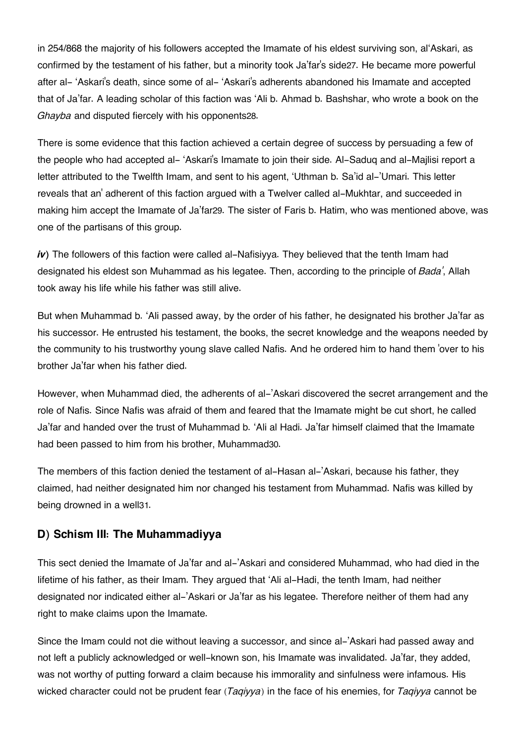in 254/868 the majority of his followers accepted the Imamate of his eldest surviving son, al'Askari, as confirmed by the testament of his father, but a minority took Ja'far's side[27]. He became more powerful after al- 'Askari's death, since some of al- 'Askari's adherents abandoned his Imamate and accepted that of Ja'far. A leading scholar of this faction was 'Ali b. Ahmad b. Bashshar, who wrote a book on the *Ghayba* and disputed fiercely with his opponents[28].

There is some evidence that this faction achieved a certain degree of success by persuading a few of the people who had accepted al- 'Askari's Imamate to join their side. Al-Saduq and al-Majlisi report a letter attributed to the Twelfth Imam, and sent to his agent, 'Uthman b. Sa'id al-'Umari. This letter reveals that an' adherent of this faction argued with a Twelver called al-Mukhtar, and succeeded in making him accept the Imamate of Ja'far[29]. The sister of Faris b. Hatim, who was mentioned above, was one of the partisans of this group.

***iv***) The followers of this faction were called al-Nafisiyya. They believed that the tenth Imam had designated his eldest son Muhammad as his legatee. Then, according to the principle of *Bada'*, Allah took away his life while his father was still alive.

But when Muhammad b. 'Ali passed away, by the order of his father, he designated his brother Ja'far as his successor. He entrusted his testament, the books, the secret knowledge and the weapons needed by the community to his trustworthy young slave called Nafis. And he ordered him to hand them 'over to his brother Ja'far when his father died.

However, when Muhammad died, the adherents of al-'Askari discovered the secret arrangement and the role of Nafis. Since Nafis was afraid of them and feared that the Imamate might be cut short, he called Ja'far and handed over the trust of Muhammad b. 'Ali al Hadi. Ja'far himself claimed that the Imamate had been passed to him from his brother, Muhammad[30].

The members of this faction denied the testament of al-Hasan al-'Askari, because his father, they claimed, had neither designated him nor changed his testament from Muhammad. Nafis was killed by being drowned in a well[31].

## D) Schism III: The Muhammadiyya

This sect denied the Imamate of Ja'far and al-'Askari and considered Muhammad, who had died in the lifetime of his father, as their Imam. They argued that 'Ali al-Hadi, the tenth Imam, had neither designated nor indicated either al-'Askari or Ja'far as his legatee. Therefore neither of them had any right to make claims upon the Imamate.

Since the Imam could not die without leaving a successor, and since al-'Askari had passed away and not left a publicly acknowledged or well-known son, his Imamate was invalidated. Ja'far, they added, was not worthy of putting forward a claim because his immorality and sinfulness were infamous. His wicked character could not be prudent fear (*Taqiyya*) in the face of his enemies, for *Taqiyya* cannot be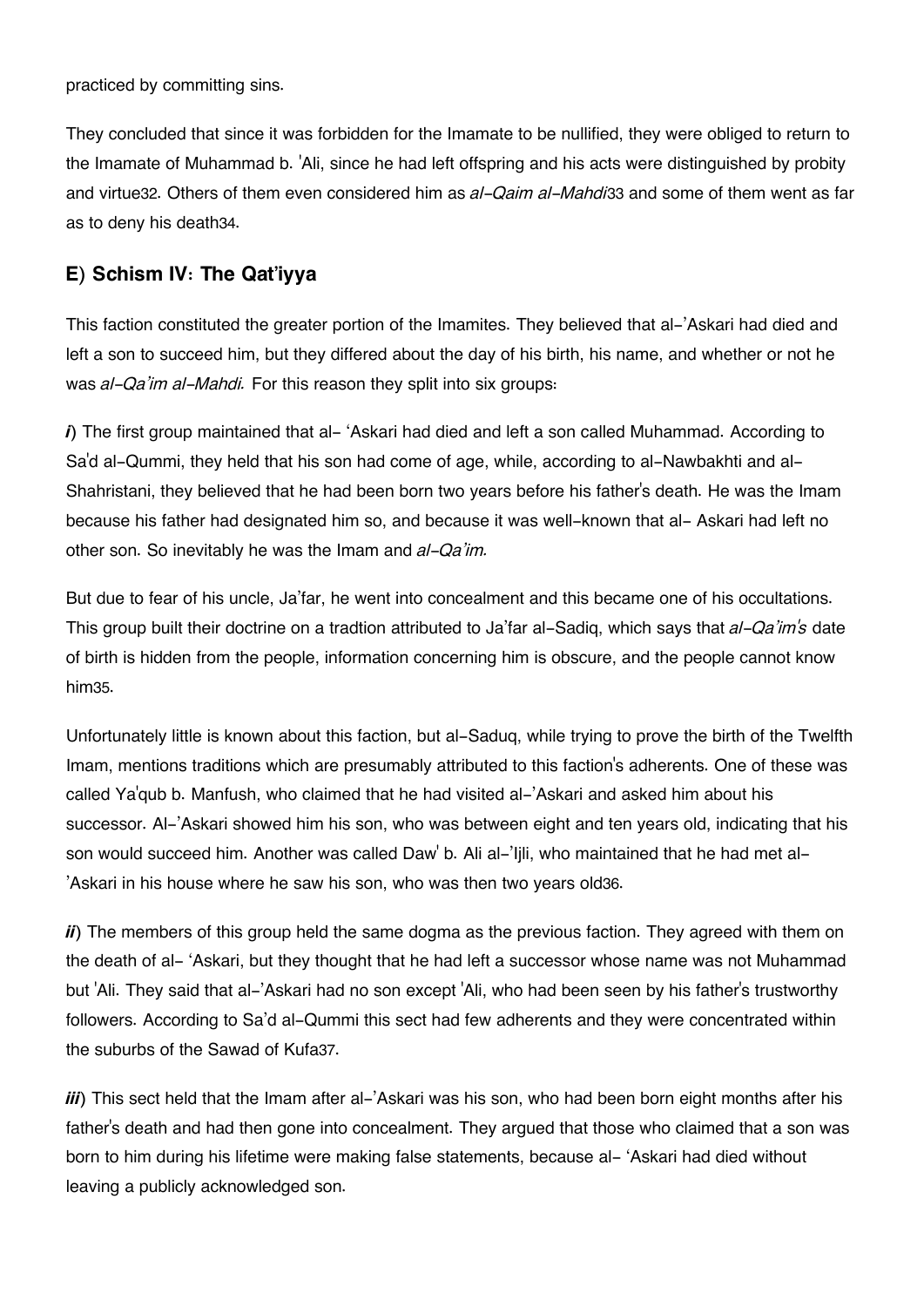practiced by committing sins.

They concluded that since it was forbidden for the Imamate to be nullified, they were obliged to return to the Imamate of Muhammad b. 'Ali, since he had left offspring and his acts were distinguished by probity and virtue[32]. Others of them even considered him as *al-Qaim al-Mahdi*[33] and some of them went as far as to deny his death[34].

## E) Schism IV: The Qat'iyya

This faction constituted the greater portion of the Imamites. They believed that al-'Askari had died and left a son to succeed him, but they differed about the day of his birth, his name, and whether or not he was *al-Qa'im al-Mahdi.* For this reason they split into six groups:

***i***) The first group maintained that al- 'Askari had died and left a son called Muhammad. According to Sa'd al-Qummi, they held that his son had come of age, while, according to al-Nawbakhti and al-Shahristani, they believed that he had been born two years before his father's death. He was the Imam because his father had designated him so, and because it was well-known that al- Askari had left no other son. So inevitably he was the Imam and *al-Qa'im.*

But due to fear of his uncle, Ja'far, he went into concealment and this became one of his occultations. This group built their doctrine on a tradtion attributed to Ja'far al-Sadiq, which says that *al-Qa'im's* date of birth is hidden from the people, information concerning him is obscure, and the people cannot know him[35].

Unfortunately little is known about this faction, but al-Saduq, while trying to prove the birth of the Twelfth Imam, mentions traditions which are presumably attributed to this faction's adherents. One of these was called Ya'qub b. Manfush, who claimed that he had visited al-'Askari and asked him about his successor. Al-'Askari showed him his son, who was between eight and ten years old, indicating that his son would succeed him. Another was called Daw' b. Ali al-'Ijli, who maintained that he had met al-'Askari in his house where he saw his son, who was then two years old[36].

***ii***) The members of this group held the same dogma as the previous faction. They agreed with them on the death of al- 'Askari, but they thought that he had left a successor whose name was not Muhammad but 'Ali. They said that al-'Askari had no son except 'Ali, who had been seen by his father's trustworthy followers. According to Sa'd al-Qummi this sect had few adherents and they were concentrated within the suburbs of the Sawad of Kufa[37].

***iii***) This sect held that the Imam after al-'Askari was his son, who had been born eight months after his father's death and had then gone into concealment. They argued that those who claimed that a son was born to him during his lifetime were making false statements, because al- 'Askari had died without leaving a publicly acknowledged son.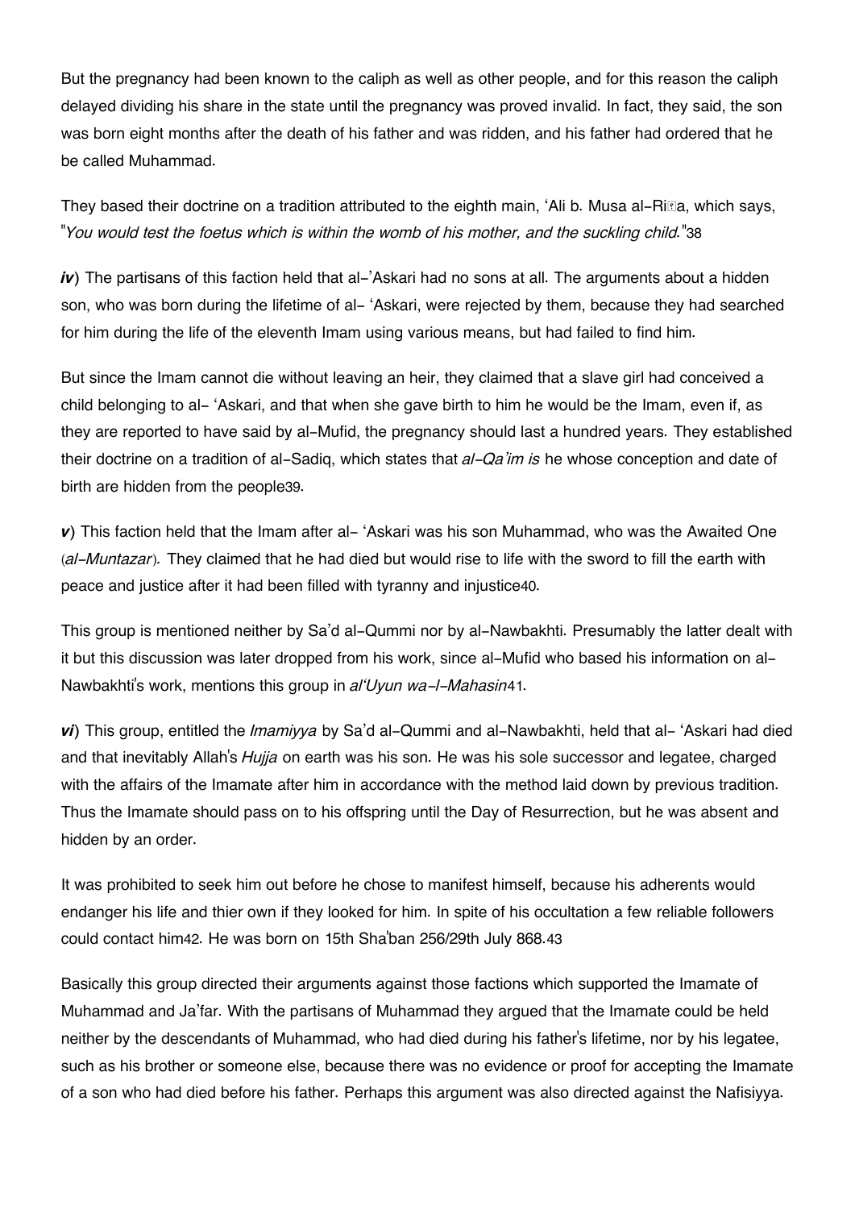But the pregnancy had been known to the caliph as well as other people, and for this reason the caliph delayed dividing his share in the state until the pregnancy was proved invalid. In fact, they said, the son was born eight months after the death of his father and was ridden, and his father had ordered that he be called Muhammad.

They based their doctrine on a tradition attributed to the eighth main, 'Ali b. Musa al-Riḍa, which says, "*You would test the foetus which is within the womb of his mother, and the suckling child.*"38

***iv***) The partisans of this faction held that al-'Askari had no sons at all. The arguments about a hidden son, who was born during the lifetime of al- 'Askari, were rejected by them, because they had searched for him during the life of the eleventh Imam using various means, but had failed to find him.

But since the Imam cannot die without leaving an heir, they claimed that a slave girl had conceived a child belonging to al- 'Askari, and that when she gave birth to him he would be the Imam, even if, as they are reported to have said by al-Mufid, the pregnancy should last a hundred years. They established their doctrine on a tradition of al-Sadiq, which states that *al-Qa'im is* he whose conception and date of birth are hidden from the people39.

***v***) This faction held that the Imam after al- 'Askari was his son Muhammad, who was the Awaited One (*al-Muntazar*). They claimed that he had died but would rise to life with the sword to fill the earth with peace and justice after it had been filled with tyranny and injustice40.

This group is mentioned neither by Sa'd al-Qummi nor by al-Nawbakhti. Presumably the latter dealt with it but this discussion was later dropped from his work, since al-Mufid who based his information on al-Nawbakhti's work, mentions this group in *al'Uyun wa-l-Mahasin*41.

***vi***) This group, entitled the *Imamiyya* by Sa'd al-Qummi and al-Nawbakhti, held that al- 'Askari had died and that inevitably Allah's *Hujja* on earth was his son. He was his sole successor and legatee, charged with the affairs of the Imamate after him in accordance with the method laid down by previous tradition. Thus the Imamate should pass on to his offspring until the Day of Resurrection, but he was absent and hidden by an order.

It was prohibited to seek him out before he chose to manifest himself, because his adherents would endanger his life and thier own if they looked for him. In spite of his occultation a few reliable followers could contact him42. He was born on 15th Sha'ban 256/29th July 868.43

Basically this group directed their arguments against those factions which supported the Imamate of Muhammad and Ja'far. With the partisans of Muhammad they argued that the Imamate could be held neither by the descendants of Muhammad, who had died during his father's lifetime, nor by his legatee, such as his brother or someone else, because there was no evidence or proof for accepting the Imamate of a son who had died before his father. Perhaps this argument was also directed against the Nafisiyya.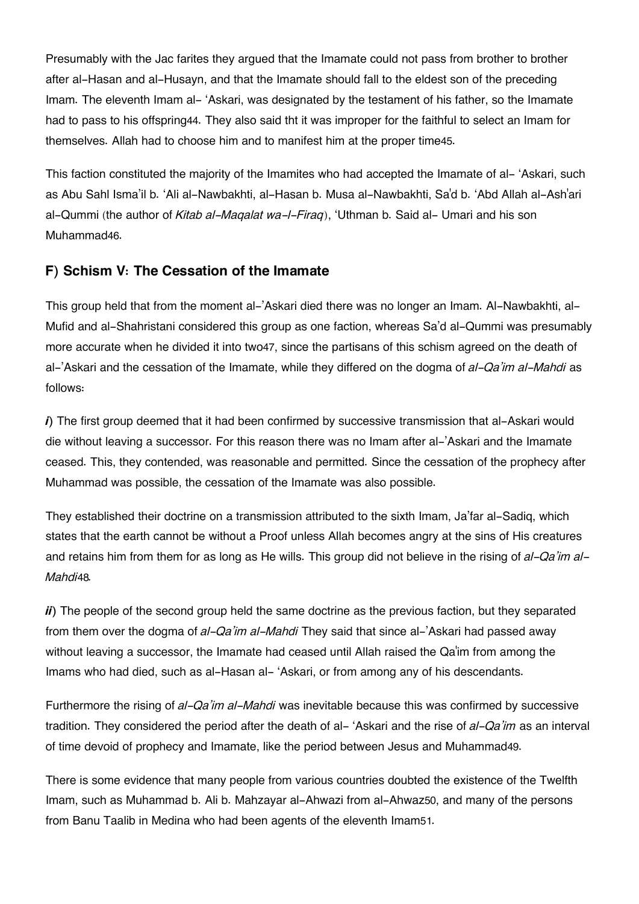Presumably with the Jac farites they argued that the Imamate could not pass from brother to brother after al-Hasan and al-Husayn, and that the Imamate should fall to the eldest son of the preceding Imam. The eleventh Imam al- 'Askari, was designated by the testament of his father, so the Imamate had to pass to his offspring[44]. They also said tht it was improper for the faithful to select an Imam for themselves. Allah had to choose him and to manifest him at the proper time[45].

This faction constituted the majority of the Imamites who had accepted the Imamate of al- 'Askari, such as Abu Sahl Isma'il b. 'Ali al-Nawbakhti, al-Hasan b. Musa al-Nawbakhti, Sa'd b. 'Abd Allah al-Ash'ari al-Qummi (the author of *Kitab al-Maqalat wa-l-Firaq*), 'Uthman b. Said al- Umari and his son Muhammad[46].

### F) Schism V: The Cessation of the Imamate

This group held that from the moment al-'Askari died there was no longer an Imam. Al-Nawbakhti, al-Mufid and al-Shahristani considered this group as one faction, whereas Sa'd al-Qummi was presumably more accurate when he divided it into two[47], since the partisans of this schism agreed on the death of al-'Askari and the cessation of the Imamate, while they differed on the dogma of *al-Qa'im al-Mahdi* as follows:

***i***) The first group deemed that it had been confirmed by successive transmission that al-Askari would die without leaving a successor. For this reason there was no Imam after al-'Askari and the Imamate ceased. This, they contended, was reasonable and permitted. Since the cessation of the prophecy after Muhammad was possible, the cessation of the Imamate was also possible.

They established their doctrine on a transmission attributed to the sixth Imam, Ja'far al-Sadiq, which states that the earth cannot be without a Proof unless Allah becomes angry at the sins of His creatures and retains him from them for as long as He wills. This group did not believe in the rising of *al-Qa'im al-Mahdi*[48].

***ii***) The people of the second group held the same doctrine as the previous faction, but they separated from them over the dogma of *al-Qa'im al-Mahdi* They said that since al-'Askari had passed away without leaving a successor, the Imamate had ceased until Allah raised the Qa'im from among the Imams who had died, such as al-Hasan al- 'Askari, or from among any of his descendants.

Furthermore the rising of *al-Qa'im al-Mahdi* was inevitable because this was confirmed by successive tradition. They considered the period after the death of al- 'Askari and the rise of *al-Qa'im* as an interval of time devoid of prophecy and Imamate, like the period between Jesus and Muhammad[49].

There is some evidence that many people from various countries doubted the existence of the Twelfth Imam, such as Muhammad b. Ali b. Mahzayar al-Ahwazi from al-Ahwaz[50], and many of the persons from Banu Taalib in Medina who had been agents of the eleventh Imam[51].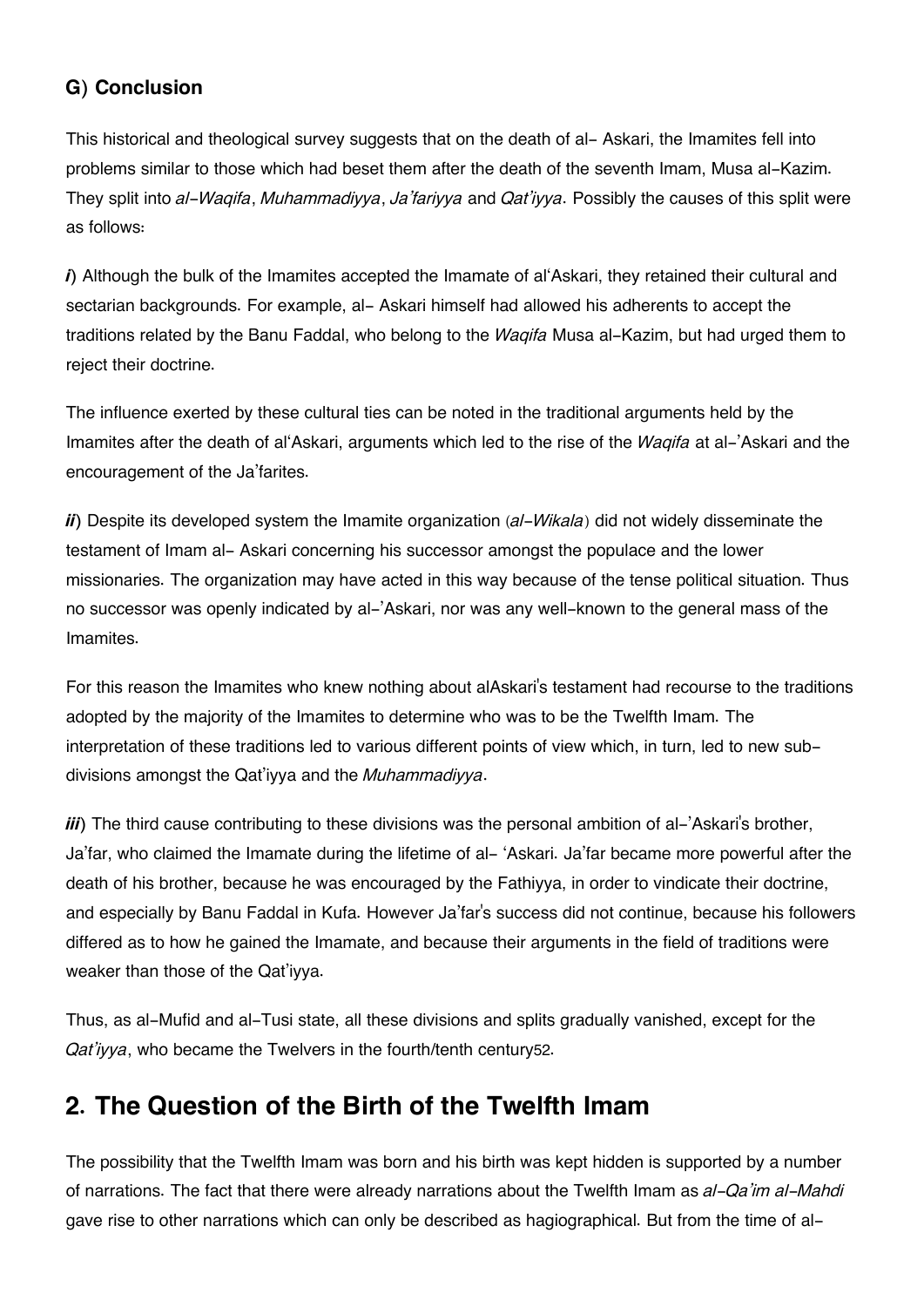### G) Conclusion

This historical and theological survey suggests that on the death of al- Askari, the Imamites fell into problems similar to those which had beset them after the death of the seventh Imam, Musa al-Kazim. They split into *al-Waqifa*, *Muhammadiyya*, *Ja'fariyya* and *Qat'iyya*. Possibly the causes of this split were as follows:

***i***) Although the bulk of the Imamites accepted the Imamate of al'Askari, they retained their cultural and sectarian backgrounds. For example, al- Askari himself had allowed his adherents to accept the traditions related by the Banu Faddal, who belong to the *Waqifa* Musa al-Kazim, but had urged them to reject their doctrine.

The influence exerted by these cultural ties can be noted in the traditional arguments held by the Imamites after the death of al'Askari, arguments which led to the rise of the *Waqifa* at al-'Askari and the encouragement of the Ja'farites.

***ii***) Despite its developed system the Imamite organization (*al-Wikala*) did not widely disseminate the testament of Imam al- Askari concerning his successor amongst the populace and the lower missionaries. The organization may have acted in this way because of the tense political situation. Thus no successor was openly indicated by al-'Askari, nor was any well-known to the general mass of the Imamites.

For this reason the Imamites who knew nothing about alAskari's testament had recourse to the traditions adopted by the majority of the Imamites to determine who was to be the Twelfth Imam. The interpretation of these traditions led to various different points of view which, in turn, led to new sub-divisions amongst the Qat'iyya and the *Muhammadiyya*.

***iii***) The third cause contributing to these divisions was the personal ambition of al-'Askari's brother, Ja'far, who claimed the Imamate during the lifetime of al- 'Askari. Ja'far became more powerful after the death of his brother, because he was encouraged by the Fathiyya, in order to vindicate their doctrine, and especially by Banu Faddal in Kufa. However Ja'far's success did not continue, because his followers differed as to how he gained the Imamate, and because their arguments in the field of traditions were weaker than those of the Qat'iyya.

Thus, as al-Mufid and al-Tusi state, all these divisions and splits gradually vanished, except for the *Qat'iyya*, who became the Twelvers in the fourth/tenth century[52].

## 2. The Question of the Birth of the Twelfth Imam

The possibility that the Twelfth Imam was born and his birth was kept hidden is supported by a number of narrations. The fact that there were already narrations about the Twelfth Imam as *al-Qa'im al-Mahdi* gave rise to other narrations which can only be described as hagiographical. But from the time of al-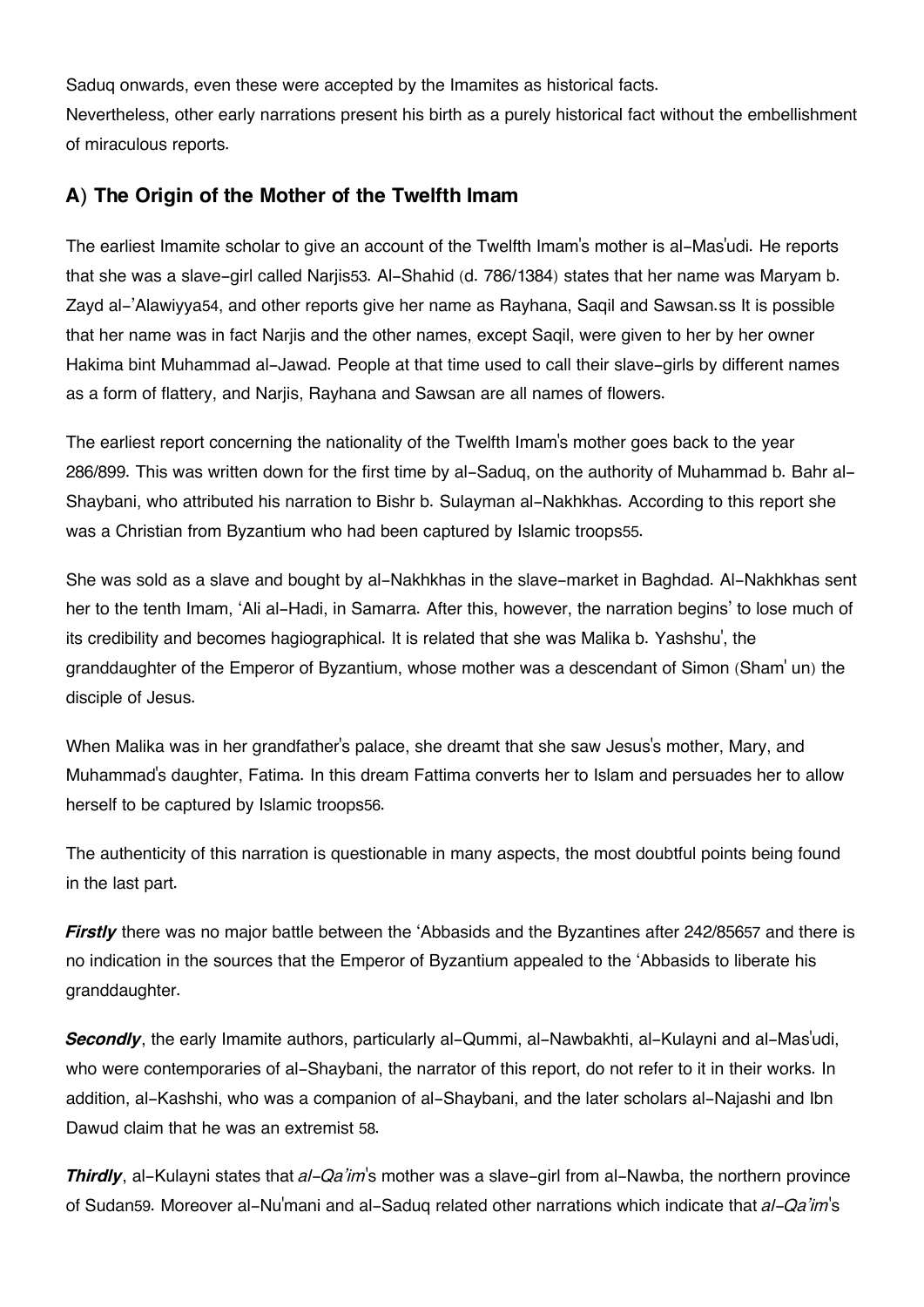Saduq onwards, even these were accepted by the Imamites as historical facts.
Nevertheless, other early narrations present his birth as a purely historical fact without the embellishment of miraculous reports.

### A) The Origin of the Mother of the Twelfth Imam

The earliest Imamite scholar to give an account of the Twelfth Imam's mother is al-Mas'udi. He reports that she was a slave-girl called Narjis[53]. Al-Shahid (d. 786/1384) states that her name was Maryam b. Zayd al-'Alawiyya[54], and other reports give her name as Rayhana, Saqil and Sawsan.ss It is possible that her name was in fact Narjis and the other names, except Saqil, were given to her by her owner Hakima bint Muhammad al-Jawad. People at that time used to call their slave-girls by different names as a form of flattery, and Narjis, Rayhana and Sawsan are all names of flowers.

The earliest report concerning the nationality of the Twelfth Imam's mother goes back to the year 286/899. This was written down for the first time by al-Saduq, on the authority of Muhammad b. Bahr al-Shaybani, who attributed his narration to Bishr b. Sulayman al-Nakhkhas. According to this report she was a Christian from Byzantium who had been captured by Islamic troops[55].

She was sold as a slave and bought by al-Nakhkhas in the slave-market in Baghdad. Al-Nakhkhas sent her to the tenth Imam, 'Ali al-Hadi, in Samarra. After this, however, the narration begins' to lose much of its credibility and becomes hagiographical. It is related that she was Malika b. Yashshu', the granddaughter of the Emperor of Byzantium, whose mother was a descendant of Simon (Sham' un) the disciple of Jesus.

When Malika was in her grandfather's palace, she dreamt that she saw Jesus's mother, Mary, and Muhammad's daughter, Fatima. In this dream Fattima converts her to Islam and persuades her to allow herself to be captured by Islamic troops[56].

The authenticity of this narration is questionable in many aspects, the most doubtful points being found in the last part.

***Firstly*** there was no major battle between the 'Abbasids and the Byzantines after 242/856[57] and there is no indication in the sources that the Emperor of Byzantium appealed to the 'Abbasids to liberate his granddaughter.

***Secondly***, the early Imamite authors, particularly al-Qummi, al-Nawbakhti, al-Kulayni and al-Mas'udi, who were contemporaries of al-Shaybani, the narrator of this report, do not refer to it in their works. In addition, al-Kashshi, who was a companion of al-Shaybani, and the later scholars al-Najashi and Ibn Dawud claim that he was an extremist [58].

***Thirdly***, al-Kulayni states that *al-Qa'im*'s mother was a slave-girl from al-Nawba, the northern province of Sudan[59]. Moreover al-Nu'mani and al-Saduq related other narrations which indicate that *al-Qa'im*'s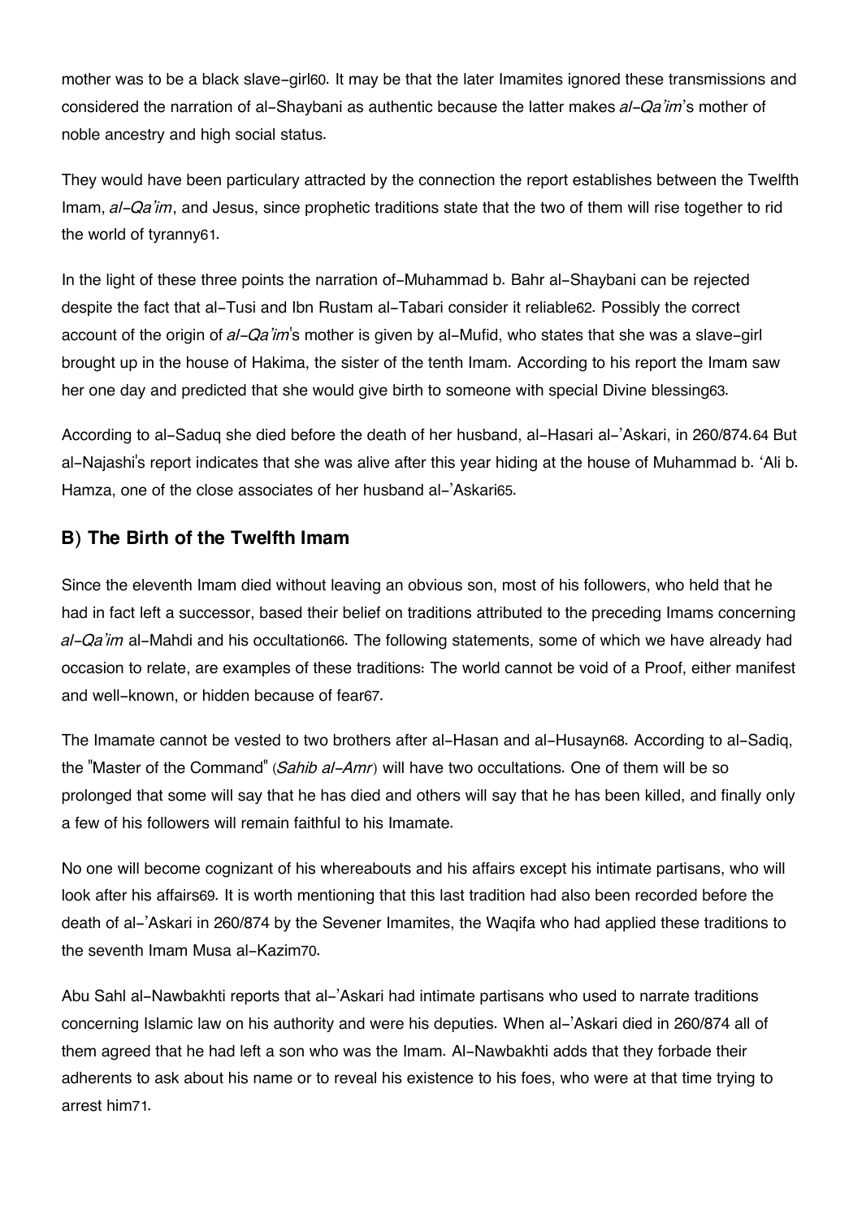mother was to be a black slave-girl[60]. It may be that the later Imamites ignored these transmissions and considered the narration of al-Shaybani as authentic because the latter makes *al-Qa'im*'s mother of noble ancestry and high social status.

They would have been particulary attracted by the connection the report establishes between the Twelfth Imam, *al-Qa'im*, and Jesus, since prophetic traditions state that the two of them will rise together to rid the world of tyranny[61].

In the light of these three points the narration of-Muhammad b. Bahr al-Shaybani can be rejected despite the fact that al-Tusi and Ibn Rustam al-Tabari consider it reliable[62]. Possibly the correct account of the origin of *al-Qa'im*'s mother is given by al-Mufid, who states that she was a slave-girl brought up in the house of Hakima, the sister of the tenth Imam. According to his report the Imam saw her one day and predicted that she would give birth to someone with special Divine blessing[63].

According to al-Saduq she died before the death of her husband, al-Hasari al-'Askari, in 260/874.[64] But al-Najashi's report indicates that she was alive after this year hiding at the house of Muhammad b. 'Ali b. Hamza, one of the close associates of her husband al-'Askari[65].

### B) The Birth of the Twelfth Imam

Since the eleventh Imam died without leaving an obvious son, most of his followers, who held that he had in fact left a successor, based their belief on traditions attributed to the preceding Imams concerning *al-Qa'im* al-Mahdi and his occultation[66]. The following statements, some of which we have already had occasion to relate, are examples of these traditions: The world cannot be void of a Proof, either manifest and well-known, or hidden because of fear[67].

The Imamate cannot be vested to two brothers after al-Hasan and al-Husayn[68]. According to al-Sadiq, the "Master of the Command" (*Sahib al-Amr*) will have two occultations. One of them will be so prolonged that some will say that he has died and others will say that he has been killed, and finally only a few of his followers will remain faithful to his Imamate.

No one will become cognizant of his whereabouts and his affairs except his intimate partisans, who will look after his affairs[69]. It is worth mentioning that this last tradition had also been recorded before the death of al-'Askari in 260/874 by the Sevener Imamites, the Waqifa who had applied these traditions to the seventh Imam Musa al-Kazim[70].

Abu Sahl al-Nawbakhti reports that al-'Askari had intimate partisans who used to narrate traditions concerning Islamic law on his authority and were his deputies. When al-'Askari died in 260/874 all of them agreed that he had left a son who was the Imam. Al-Nawbakhti adds that they forbade their adherents to ask about his name or to reveal his existence to his foes, who were at that time trying to arrest him[71].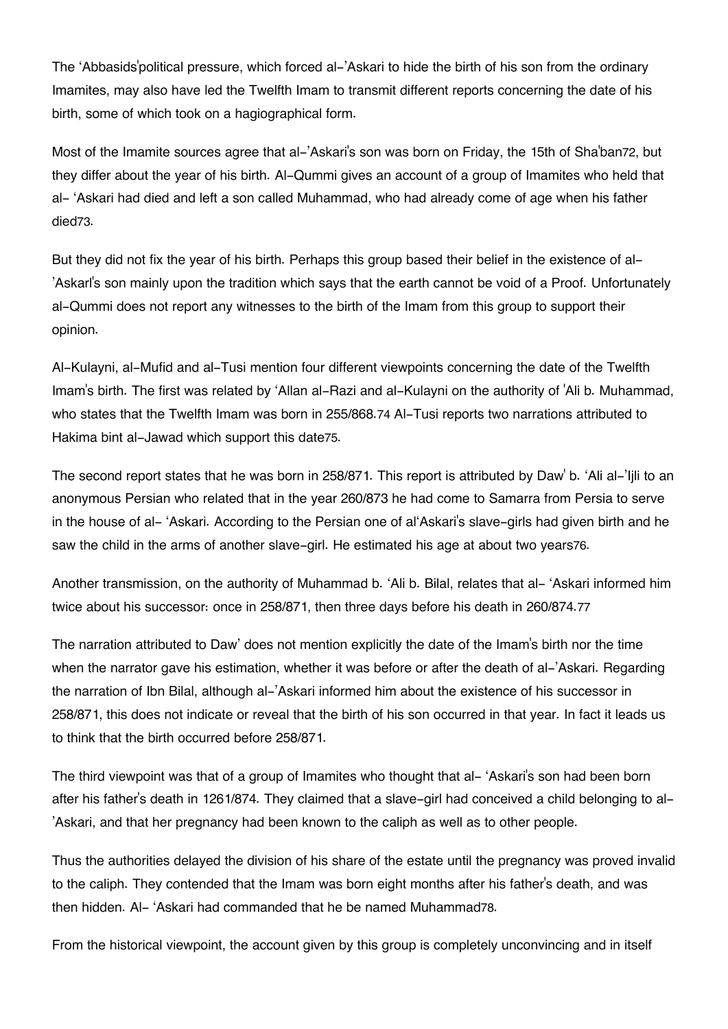The ʻAbbasids'political pressure, which forced al-'Askari to hide the birth of his son from the ordinary Imamites, may also have led the Twelfth Imam to transmit different reports concerning the date of his birth, some of which took on a hagiographical form.

Most of the Imamite sources agree that al-'Askari's son was born on Friday, the 15th of Sha'ban[72], but they differ about the year of his birth. Al-Qummi gives an account of a group of Imamites who held that al- ʻAskari had died and left a son called Muhammad, who had already come of age when his father died[73].

But they did not fix the year of his birth. Perhaps this group based their belief in the existence of al-'Askarl's son mainly upon the tradition which says that the earth cannot be void of a Proof. Unfortunately al-Qummi does not report any witnesses to the birth of the Imam from this group to support their opinion.

Al-Kulayni, al-Mufid and al-Tusi mention four different viewpoints concerning the date of the Twelfth Imam's birth. The first was related by ʻAllan al-Razi and al-Kulayni on the authority of 'Ali b. Muhammad, who states that the Twelfth Imam was born in 255/868.[74] Al-Tusi reports two narrations attributed to Hakima bint al-Jawad which support this date[75].

The second report states that he was born in 258/871. This report is attributed by Daw' b. ʻAli al-'Ijli to an anonymous Persian who related that in the year 260/873 he had come to Samarra from Persia to serve in the house of al- ʻAskari. According to the Persian one of alʻAskari's slave-girls had given birth and he saw the child in the arms of another slave-girl. He estimated his age at about two years[76].

Another transmission, on the authority of Muhammad b. ʻAli b. Bilal, relates that al- ʻAskari informed him twice about his successor: once in 258/871, then three days before his death in 260/874.[77]

The narration attributed to Daw' does not mention explicitly the date of the Imam's birth nor the time when the narrator gave his estimation, whether it was before or after the death of al-'Askari. Regarding the narration of Ibn Bilal, although al-'Askari informed him about the existence of his successor in 258/871, this does not indicate or reveal that the birth of his son occurred in that year. In fact it leads us to think that the birth occurred before 258/871.

The third viewpoint was that of a group of Imamites who thought that al- ʻAskari's son had been born after his father's death in 1261/874. They claimed that a slave-girl had conceived a child belonging to al-'Askari, and that her pregnancy had been known to the caliph as well as to other people.

Thus the authorities delayed the division of his share of the estate until the pregnancy was proved invalid to the caliph. They contended that the Imam was born eight months after his father's death, and was then hidden. Al- ʻAskari had commanded that he be named Muhammad[78].

From the historical viewpoint, the account given by this group is completely unconvincing and in itself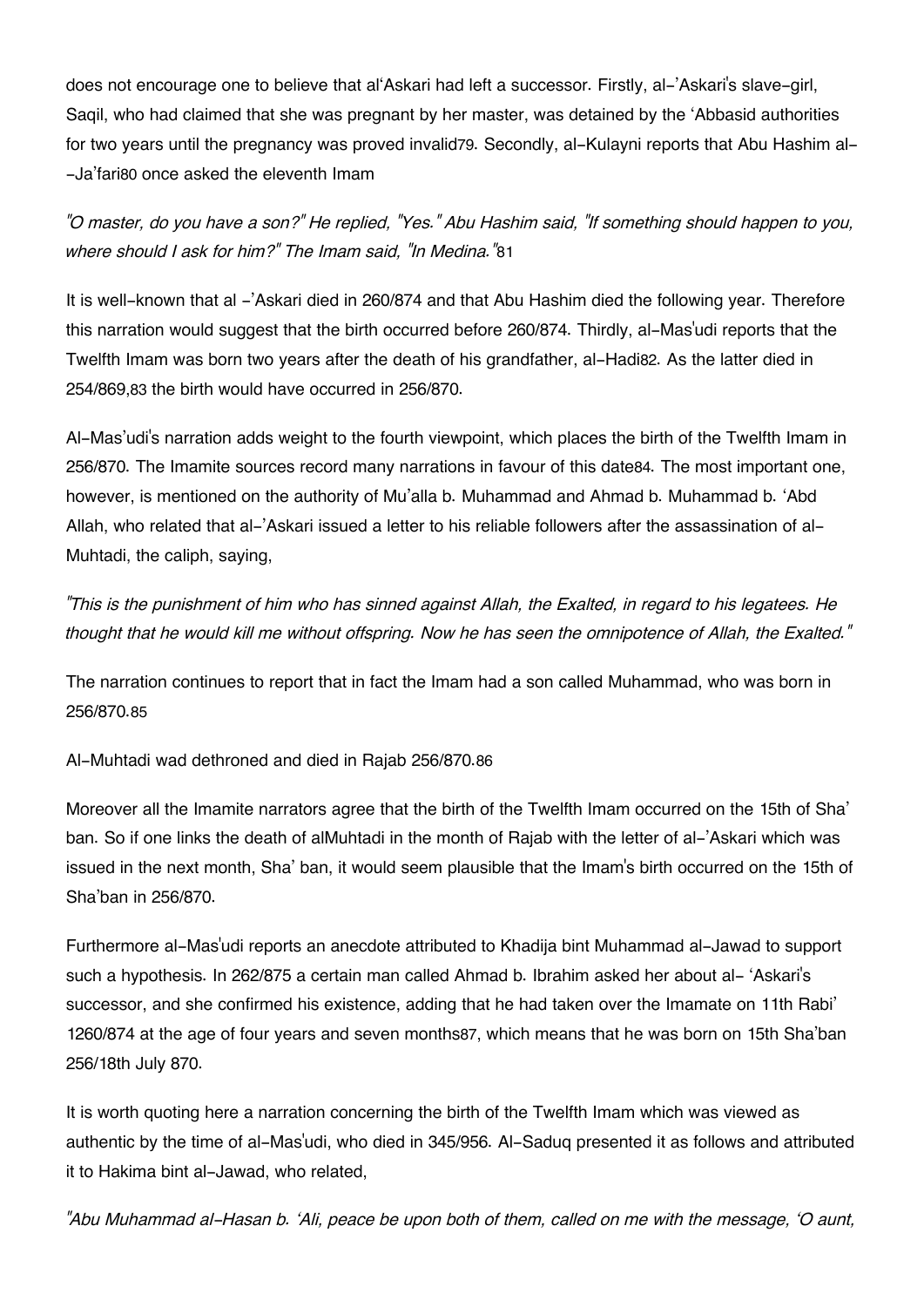does not encourage one to believe that al'Askari had left a successor. Firstly, al-'Askari's slave-girl, Saqil, who had claimed that she was pregnant by her master, was detained by the 'Abbasid authorities for two years until the pregnancy was proved invalid[79]. Secondly, al-Kulayni reports that Abu Hashim al--Ja'fari[80] once asked the eleventh Imam

*"O master, do you have a son?" He replied, "Yes." Abu Hashim said, "If something should happen to you, where should I ask for him?" The Imam said, "In Medina."*[81]

It is well-known that al -'Askari died in 260/874 and that Abu Hashim died the following year. Therefore this narration would suggest that the birth occurred before 260/874. Thirdly, al-Mas'udi reports that the Twelfth Imam was born two years after the death of his grandfather, al-Hadi[82]. As the latter died in 254/869,[83] the birth would have occurred in 256/870.

Al-Mas'udi's narration adds weight to the fourth viewpoint, which places the birth of the Twelfth Imam in 256/870. The Imamite sources record many narrations in favour of this date[84]. The most important one, however, is mentioned on the authority of Mu'alla b. Muhammad and Ahmad b. Muhammad b. 'Abd Allah, who related that al-'Askari issued a letter to his reliable followers after the assassination of al-Muhtadi, the caliph, saying,

*"This is the punishment of him who has sinned against Allah, the Exalted, in regard to his legatees. He thought that he would kill me without offspring. Now he has seen the omnipotence of Allah, the Exalted."*

The narration continues to report that in fact the Imam had a son called Muhammad, who was born in 256/870.[85]

Al-Muhtadi wad dethroned and died in Rajab 256/870.[86]

Moreover all the Imamite narrators agree that the birth of the Twelfth Imam occurred on the 15th of Sha' ban. So if one links the death of alMuhtadi in the month of Rajab with the letter of al-'Askari which was issued in the next month, Sha' ban, it would seem plausible that the Imam's birth occurred on the 15th of Sha'ban in 256/870.

Furthermore al-Mas'udi reports an anecdote attributed to Khadija bint Muhammad al-Jawad to support such a hypothesis. In 262/875 a certain man called Ahmad b. Ibrahim asked her about al- 'Askari's successor, and she confirmed his existence, adding that he had taken over the Imamate on 11th Rabi' 1260/874 at the age of four years and seven months[87], which means that he was born on 15th Sha'ban 256/18th July 870.

It is worth quoting here a narration concerning the birth of the Twelfth Imam which was viewed as authentic by the time of al-Mas'udi, who died in 345/956. Al-Saduq presented it as follows and attributed it to Hakima bint al-Jawad, who related,

*"Abu Muhammad al-Hasan b. 'Ali, peace be upon both of them, called on me with the message, 'O aunt,*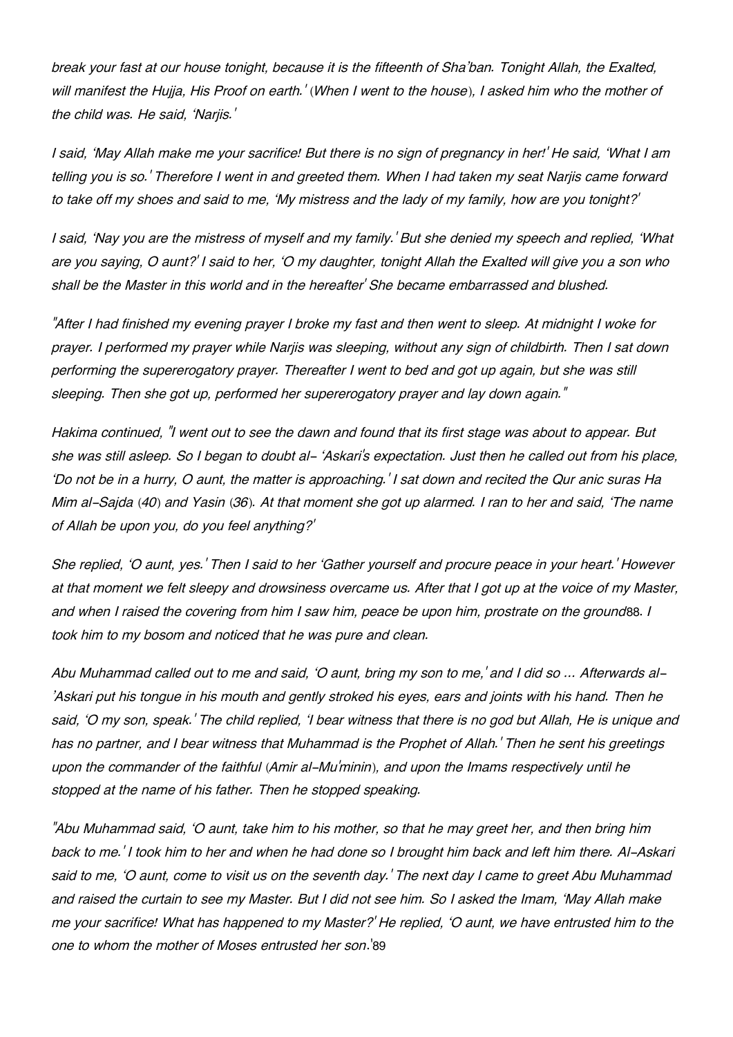*break your fast at our house tonight, because it is the fifteenth of Sha'ban. Tonight Allah, the Exalted, will manifest the Hujja, His Proof on earth.'* (*When I went to the house*), *I asked him who the mother of the child was. He said, 'Narjis.'*

*I said, 'May Allah make me your sacrifice! But there is no sign of pregnancy in her!' He said, 'What I am telling you is so.' Therefore I went in and greeted them. When I had taken my seat Narjis came forward to take off my shoes and said to me, 'My mistress and the lady of my family, how are you tonight?'*

*I said, 'Nay you are the mistress of myself and my family.' But she denied my speech and replied, 'What are you saying, O aunt?' I said to her, 'O my daughter, tonight Allah the Exalted will give you a son who shall be the Master in this world and in the hereafter' She became embarrassed and blushed.*

*"After I had finished my evening prayer I broke my fast and then went to sleep. At midnight I woke for prayer. I performed my prayer while Narjis was sleeping, without any sign of childbirth. Then I sat down performing the supererogatory prayer. Thereafter I went to bed and got up again, but she was still sleeping. Then she got up, performed her supererogatory prayer and lay down again."*

*Hakima continued, "I went out to see the dawn and found that its first stage was about to appear. But she was still asleep. So I began to doubt al- 'Askari's expectation. Just then he called out from his place, 'Do not be in a hurry, O aunt, the matter is approaching.' I sat down and recited the Qur anic suras Ha Mim al-Sajda* (*40*) *and Yasin* (*36*). *At that moment she got up alarmed. I ran to her and said, 'The name of Allah be upon you, do you feel anything?'*

*She replied, 'O aunt, yes.' Then I said to her 'Gather yourself and procure peace in your heart.' However at that moment we felt sleepy and drowsiness overcame us. After that I got up at the voice of my Master, and when I raised the covering from him I saw him, peace be upon him, prostrate on the ground*[88]. *I took him to my bosom and noticed that he was pure and clean.*

*Abu Muhammad called out to me and said, 'O aunt, bring my son to me,' and I did so ... Afterwards al-'Askari put his tongue in his mouth and gently stroked his eyes, ears and joints with his hand. Then he said, 'O my son, speak.' The child replied, 'I bear witness that there is no god but Allah, He is unique and has no partner, and I bear witness that Muhammad is the Prophet of Allah.' Then he sent his greetings upon the commander of the faithful* (*Amir al-Mu'minin*), *and upon the Imams respectively until he stopped at the name of his father. Then he stopped speaking.*

*"Abu Muhammad said, 'O aunt, take him to his mother, so that he may greet her, and then bring him back to me.' I took him to her and when he had done so I brought him back and left him there. Al-Askari said to me, 'O aunt, come to visit us on the seventh day.' The next day I came to greet Abu Muhammad and raised the curtain to see my Master. But I did not see him. So I asked the Imam, 'May Allah make me your sacrifice! What has happened to my Master?' He replied, 'O aunt, we have entrusted him to the one to whom the mother of Moses entrusted her son.'*[89]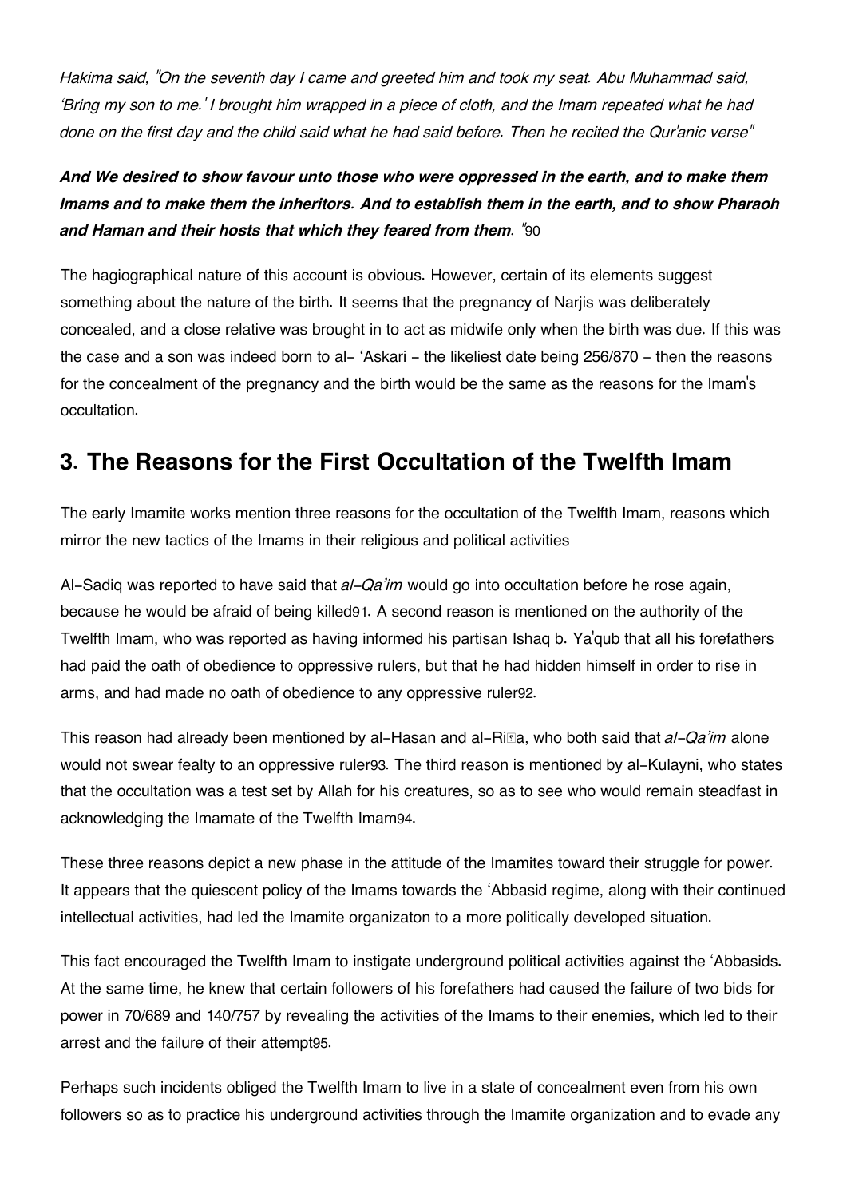*Hakima said, "On the seventh day I came and greeted him and took my seat. Abu Muhammad said, 'Bring my son to me.' I brought him wrapped in a piece of cloth, and the Imam repeated what he had done on the first day and the child said what he had said before. Then he recited the Qur'anic verse"*

***And We desired to show favour unto those who were oppressed in the earth, and to make them Imams and to make them the inheritors. And to establish them in the earth, and to show Pharaoh and Haman and their hosts that which they feared from them.*** "90

The hagiographical nature of this account is obvious. However, certain of its elements suggest something about the nature of the birth. It seems that the pregnancy of Narjis was deliberately concealed, and a close relative was brought in to act as midwife only when the birth was due. If this was the case and a son was indeed born to al- 'Askari - the likeliest date being 256/870 - then the reasons for the concealment of the pregnancy and the birth would be the same as the reasons for the Imam's occultation.

## 3. The Reasons for the First Occultation of the Twelfth Imam

The early Imamite works mention three reasons for the occultation of the Twelfth Imam, reasons which mirror the new tactics of the Imams in their religious and political activities

Al-Sadiq was reported to have said that *al-Qa'im* would go into occultation before he rose again, because he would be afraid of being killed91. A second reason is mentioned on the authority of the Twelfth Imam, who was reported as having informed his partisan Ishaq b. Ya'qub that all his forefathers had paid the oath of obedience to oppressive rulers, but that he had hidden himself in order to rise in arms, and had made no oath of obedience to any oppressive ruler92.

This reason had already been mentioned by al-Hasan and al-Riḍa, who both said that *al-Qa'im* alone would not swear fealty to an oppressive ruler93. The third reason is mentioned by al-Kulayni, who states that the occultation was a test set by Allah for his creatures, so as to see who would remain steadfast in acknowledging the Imamate of the Twelfth Imam94.

These three reasons depict a new phase in the attitude of the Imamites toward their struggle for power. It appears that the quiescent policy of the Imams towards the 'Abbasid regime, along with their continued intellectual activities, had led the Imamite organizaton to a more politically developed situation.

This fact encouraged the Twelfth Imam to instigate underground political activities against the 'Abbasids. At the same time, he knew that certain followers of his forefathers had caused the failure of two bids for power in 70/689 and 140/757 by revealing the activities of the Imams to their enemies, which led to their arrest and the failure of their attempt95.

Perhaps such incidents obliged the Twelfth Imam to live in a state of concealment even from his own followers so as to practice his underground activities through the Imamite organization and to evade any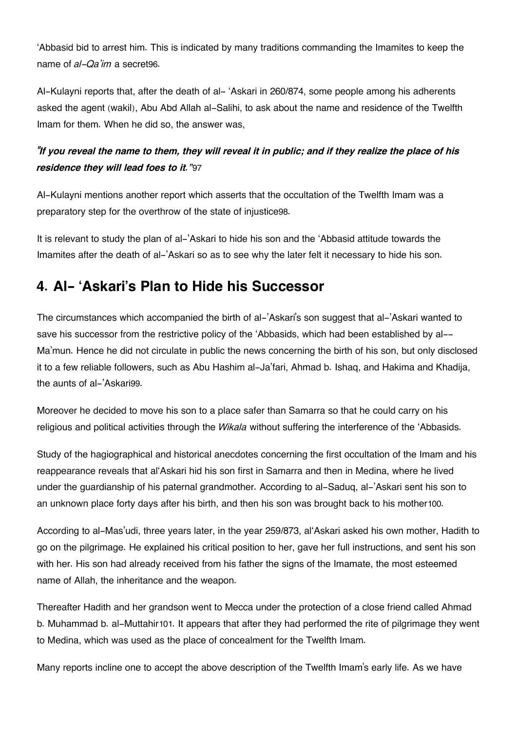'Abbasid bid to arrest him. This is indicated by many traditions commanding the Imamites to keep the name of *al-Qa'im* a secret[96].

Al-Kulayni reports that, after the death of al- 'Askari in 260/874, some people among his adherents asked the agent (wakil), Abu Abd Allah al-Salihi, to ask about the name and residence of the Twelfth Imam for them. When he did so, the answer was,

***"If you reveal the name to them, they will reveal it in public; and if they realize the place of his residence they will lead foes to it."***[97]

Al-Kulayni mentions another report which asserts that the occultation of the Twelfth Imam was a preparatory step for the overthrow of the state of injustice[98].

It is relevant to study the plan of al-'Askari to hide his son and the 'Abbasid attitude towards the Imamites after the death of al-'Askari so as to see why the later felt it necessary to hide his son.

## 4. Al- 'Askari's Plan to Hide his Successor

The circumstances which accompanied the birth of al-'Askari's son suggest that al-'Askari wanted to save his successor from the restrictive policy of the 'Abbasids, which had been established by al--Ma'mun. Hence he did not circulate in public the news concerning the birth of his son, but only disclosed it to a few reliable followers, such as Abu Hashim al-Ja'fari, Ahmad b. Ishaq, and Hakima and Khadija, the aunts of al-'Askari[99].

Moreover he decided to move his son to a place safer than Samarra so that he could carry on his religious and political activities through the *Wikala* without suffering the interference of the 'Abbasids.

Study of the hagiographical and historical anecdotes concerning the first occultation of the Imam and his reappearance reveals that al'Askari hid his son first in Samarra and then in Medina, where he lived under the guardianship of his paternal grandmother. According to al-Saduq, al-'Askari sent his son to an unknown place forty days after his birth, and then his son was brought back to his mother[100].

According to al-Mas'udi, three years later, in the year 259/873, al'Askari asked his own mother, Hadith to go on the pilgrimage. He explained his critical position to her, gave her full instructions, and sent his son with her. His son had already received from his father the signs of the Imamate, the most esteemed name of Allah, the inheritance and the weapon.

Thereafter Hadith and her grandson went to Mecca under the protection of a close friend called Ahmad b. Muhammad b. al-Muttahir[101]. It appears that after they had performed the rite of pilgrimage they went to Medina, which was used as the place of concealment for the Twelfth Imam.

Many reports incline one to accept the above description of the Twelfth Imam's early life. As we have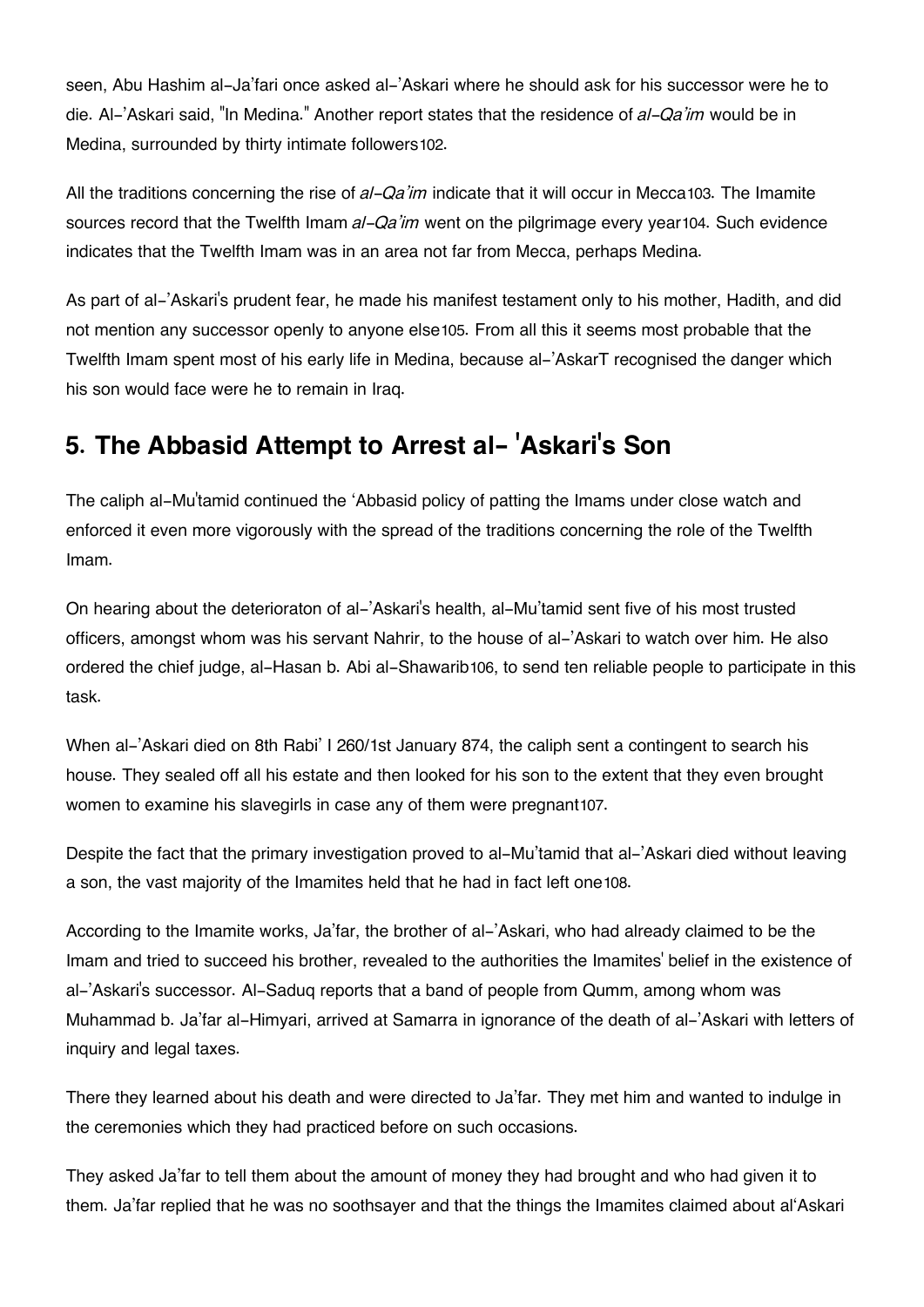seen, Abu Hashim al-Ja'fari once asked al-'Askari where he should ask for his successor were he to die. Al-'Askari said, "In Medina." Another report states that the residence of *al-Qa'im* would be in Medina, surrounded by thirty intimate followers[102].

All the traditions concerning the rise of *al-Qa'im* indicate that it will occur in Mecca[103]. The Imamite sources record that the Twelfth Imam *al-Qa'im* went on the pilgrimage every year[104]. Such evidence indicates that the Twelfth Imam was in an area not far from Mecca, perhaps Medina.

As part of al-'Askari's prudent fear, he made his manifest testament only to his mother, Hadith, and did not mention any successor openly to anyone else[105]. From all this it seems most probable that the Twelfth Imam spent most of his early life in Medina, because al-'AskarT recognised the danger which his son would face were he to remain in Iraq.

## 5. The Abbasid Attempt to Arrest al- 'Askari's Son

The caliph al-Mu'tamid continued the 'Abbasid policy of patting the Imams under close watch and enforced it even more vigorously with the spread of the traditions concerning the role of the Twelfth Imam.

On hearing about the deterioraton of al-'Askari's health, al-Mu'tamid sent five of his most trusted officers, amongst whom was his servant Nahrir, to the house of al-'Askari to watch over him. He also ordered the chief judge, al-Hasan b. Abi al-Shawarib[106], to send ten reliable people to participate in this task.

When al-'Askari died on 8th Rabi' I 260/1st January 874, the caliph sent a contingent to search his house. They sealed off all his estate and then looked for his son to the extent that they even brought women to examine his slavegirls in case any of them were pregnant[107].

Despite the fact that the primary investigation proved to al-Mu'tamid that al-'Askari died without leaving a son, the vast majority of the Imamites held that he had in fact left one[108].

According to the Imamite works, Ja'far, the brother of al-'Askari, who had already claimed to be the Imam and tried to succeed his brother, revealed to the authorities the Imamites' belief in the existence of al-'Askari's successor. Al-Saduq reports that a band of people from Qumm, among whom was Muhammad b. Ja'far al-Himyari, arrived at Samarra in ignorance of the death of al-'Askari with letters of inquiry and legal taxes.

There they learned about his death and were directed to Ja'far. They met him and wanted to indulge in the ceremonies which they had practiced before on such occasions.

They asked Ja'far to tell them about the amount of money they had brought and who had given it to them. Ja'far replied that he was no soothsayer and that the things the Imamites claimed about al'Askari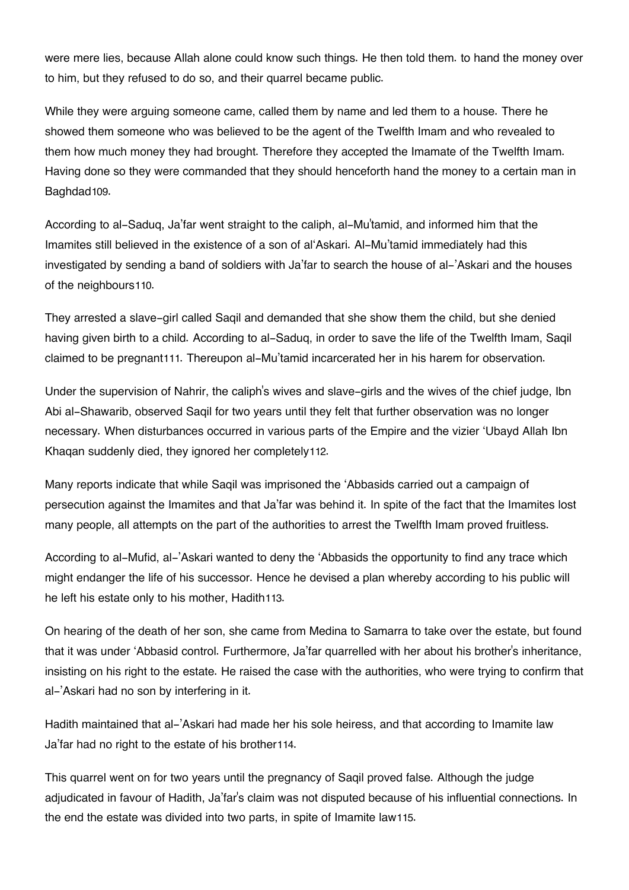were mere lies, because Allah alone could know such things. He then told them. to hand the money over to him, but they refused to do so, and their quarrel became public.

While they were arguing someone came, called them by name and led them to a house. There he showed them someone who was believed to be the agent of the Twelfth Imam and who revealed to them how much money they had brought. Therefore they accepted the Imamate of the Twelfth Imam. Having done so they were commanded that they should henceforth hand the money to a certain man in Baghdad[109].

According to al-Saduq, Ja'far went straight to the caliph, al-Mu'tamid, and informed him that the Imamites still believed in the existence of a son of al'Askari. Al-Mu'tamid immediately had this investigated by sending a band of soldiers with Ja'far to search the house of al-'Askari and the houses of the neighbours[110].

They arrested a slave-girl called Saqil and demanded that she show them the child, but she denied having given birth to a child. According to al-Saduq, in order to save the life of the Twelfth Imam, Saqil claimed to be pregnant[111]. Thereupon al-Mu'tamid incarcerated her in his harem for observation.

Under the supervision of Nahrir, the caliph's wives and slave-girls and the wives of the chief judge, Ibn Abi al-Shawarib, observed Saqil for two years until they felt that further observation was no longer necessary. When disturbances occurred in various parts of the Empire and the vizier 'Ubayd Allah Ibn Khaqan suddenly died, they ignored her completely[112].

Many reports indicate that while Saqil was imprisoned the 'Abbasids carried out a campaign of persecution against the Imamites and that Ja'far was behind it. In spite of the fact that the Imamites lost many people, all attempts on the part of the authorities to arrest the Twelfth Imam proved fruitless.

According to al-Mufid, al-'Askari wanted to deny the 'Abbasids the opportunity to find any trace which might endanger the life of his successor. Hence he devised a plan whereby according to his public will he left his estate only to his mother, Hadith[113].

On hearing of the death of her son, she came from Medina to Samarra to take over the estate, but found that it was under 'Abbasid control. Furthermore, Ja'far quarrelled with her about his brother's inheritance, insisting on his right to the estate. He raised the case with the authorities, who were trying to confirm that al-'Askari had no son by interfering in it.

Hadith maintained that al-'Askari had made her his sole heiress, and that according to Imamite law Ja'far had no right to the estate of his brother[114].

This quarrel went on for two years until the pregnancy of Saqil proved false. Although the judge adjudicated in favour of Hadith, Ja'far's claim was not disputed because of his influential connections. In the end the estate was divided into two parts, in spite of Imamite law[115].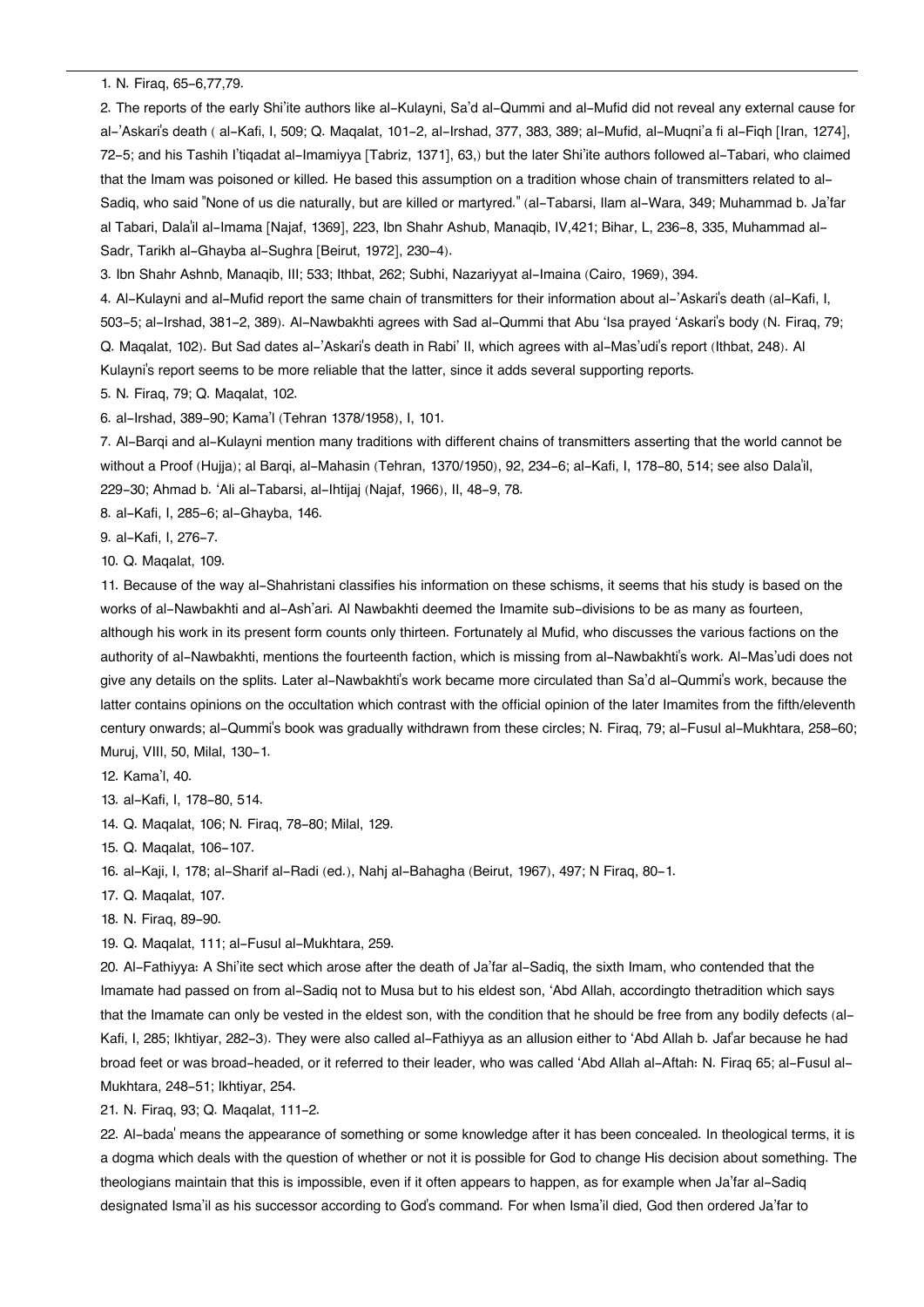1. N. Firaq, 65-6,77,79.

2. The reports of the early Shi'ite authors like al-Kulayni, Sa'd al-Qummi and al-Mufid did not reveal any external cause for al-'Askari's death ( al-Kafi, I, 509; Q. Maqalat, 101-2, al-Irshad, 377, 383, 389; al-Mufid, al-Muqni'a fi al-Fiqh [Iran, 1274], 72-5; and his Tashih I'tiqadat al-Imamiyya [Tabriz, 1371], 63,) but the later Shi'ite authors followed al-Tabari, who claimed that the Imam was poisoned or killed. He based this assumption on a tradition whose chain of transmitters related to al-Sadiq, who said "None of us die naturally, but are killed or martyred." (al-Tabarsi, Ilam al-Wara, 349; Muhammad b. Ja'far al Tabari, Dala'il al-Imama [Najaf, 1369], 223, Ibn Shahr Ashub, Manaqib, IV,421; Bihar, L, 236-8, 335, Muhammad al-Sadr, Tarikh al-Ghayba al-Sughra [Beirut, 1972], 230-4).

3. Ibn Shahr Ashnb, Manaqib, III; 533; Ithbat, 262; Subhi, Nazariyyat al-Imaina (Cairo, 1969), 394.

4. Al-Kulayni and al-Mufid report the same chain of transmitters for their information about al-'Askari's death (al-Kafi, I, 503-5; al-Irshad, 381-2, 389). Al-Nawbakhti agrees with Sad al-Qummi that Abu 'Isa prayed 'Askari's body (N. Firaq, 79; Q. Maqalat, 102). But Sad dates al-'Askari's death in Rabi' II, which agrees with al-Mas'udi's report (Ithbat, 248). Al Kulayni's report seems to be more reliable that the latter, since it adds several supporting reports.

5. N. Firaq, 79; Q. Maqalat, 102.

6. al-Irshad, 389-90; Kama'l (Tehran 1378/1958), I, 101.

7. Al-Barqi and al-Kulayni mention many traditions with different chains of transmitters asserting that the world cannot be without a Proof (Hujja); al Barqi, al-Mahasin (Tehran, 1370/1950), 92, 234-6; al-Kafi, I, 178-80, 514; see also Dala'il, 229-30; Ahmad b. 'Ali al-Tabarsi, al-Ihtijaj (Najaf, 1966), II, 48-9, 78.

8. al-Kafi, I, 285-6; al-Ghayba, 146.

9. al-Kafi, I, 276-7.

10. Q. Maqalat, 109.

11. Because of the way al-Shahristani classifies his information on these schisms, it seems that his study is based on the works of al-Nawbakhti and al-Ash'ari. Al Nawbakhti deemed the Imamite sub-divisions to be as many as fourteen, although his work in its present form counts only thirteen. Fortunately al Mufid, who discusses the various factions on the authority of al-Nawbakhti, mentions the fourteenth faction, which is missing from al-Nawbakhti's work. Al-Mas'udi does not give any details on the splits. Later al-Nawbakhti's work became more circulated than Sa'd al-Qummi's work, because the latter contains opinions on the occultation which contrast with the official opinion of the later Imamites from the fifth/eleventh century onwards; al-Qummi's book was gradually withdrawn from these circles; N. Firaq, 79; al-Fusul al-Mukhtara, 258-60; Muruj, VIII, 50, Milal, 130-1.

12. Kama'l, 40.

13. al-Kafi, I, 178-80, 514.

14. Q. Maqalat, 106; N. Firaq, 78-80; Milal, 129.

15. Q. Maqalat, 106-107.

16. al-Kaji, I, 178; al-Sharif al-Radi (ed.), Nahj al-Bahagha (Beirut, 1967), 497; N Firaq, 80-1.

17. Q. Maqalat, 107.

18. N. Firaq, 89-90.

19. Q. Maqalat, 111; al-Fusul al-Mukhtara, 259.

20. Al-Fathiyya: A Shi'ite sect which arose after the death of Ja'far al-Sadiq, the sixth Imam, who contended that the Imamate had passed on from al-Sadiq not to Musa but to his eldest son, 'Abd Allah, accordingto thetradition which says that the Imamate can only be vested in the eldest son, with the condition that he should be free from any bodily defects (al-Kafi, I, 285; Ikhtiyar, 282-3). They were also called al-Fathiyya as an allusion either to 'Abd Allah b. Jaf'ar because he had broad feet or was broad-headed, or it referred to their leader, who was called 'Abd Allah al-Aftah: N. Firaq 65; al-Fusul al-Mukhtara, 248-51; Ikhtiyar, 254.

21. N. Firaq, 93; Q. Maqalat, 111-2.

22. Al-bada' means the appearance of something or some knowledge after it has been concealed. In theological terms, it is a dogma which deals with the question of whether or not it is possible for God to change His decision about something. The theologians maintain that this is impossible, even if it often appears to happen, as for example when Ja'far al-Sadiq designated Isma'il as his successor according to God's command. For when Isma'il died, God then ordered Ja'far to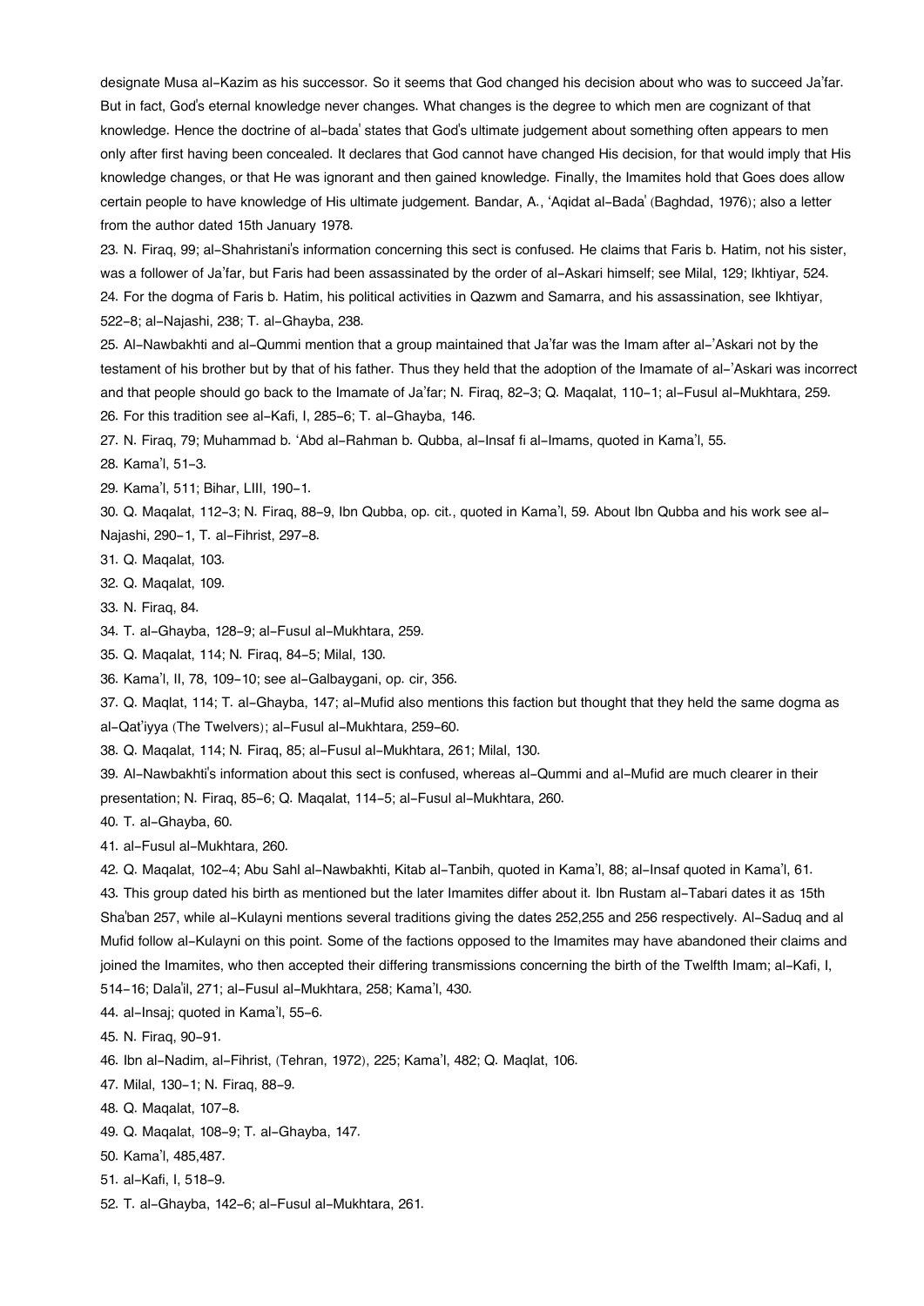designate Musa al-Kazim as his successor. So it seems that God changed his decision about who was to succeed Ja'far. But in fact, God's eternal knowledge never changes. What changes is the degree to which men are cognizant of that knowledge. Hence the doctrine of al-bada' states that God's ultimate judgement about something often appears to men only after first having been concealed. It declares that God cannot have changed His decision, for that would imply that His knowledge changes, or that He was ignorant and then gained knowledge. Finally, the Imamites hold that Goes does allow certain people to have knowledge of His ultimate judgement. Bandar, A., 'Aqidat al-Bada' (Baghdad, 1976); also a letter from the author dated 15th January 1978.

23. N. Firaq, 99; al-Shahristani's information concerning this sect is confused. He claims that Faris b. Hatim, not his sister, was a follower of Ja'far, but Faris had been assassinated by the order of al-Askari himself; see Milal, 129; Ikhtiyar, 524.

24. For the dogma of Faris b. Hatim, his political activities in Qazwm and Samarra, and his assassination, see Ikhtiyar, 522-8; al-Najashi, 238; T. al-Ghayba, 238.

25. Al-Nawbakhti and al-Qummi mention that a group maintained that Ja'far was the Imam after al-'Askari not by the testament of his brother but by that of his father. Thus they held that the adoption of the Imamate of al-'Askari was incorrect and that people should go back to the Imamate of Ja'far; N. Firaq, 82-3; Q. Maqalat, 110-1; al-Fusul al-Mukhtara, 259.

26. For this tradition see al-Kafi, I, 285-6; T. al-Ghayba, 146.

27. N. Firaq, 79; Muhammad b. 'Abd al-Rahman b. Qubba, al-Insaf fi al-Imams, quoted in Kama'l, 55.

28. Kama'l, 51-3.

29. Kama'l, 511; Bihar, LIII, 190-1.

30. Q. Maqalat, 112-3; N. Firaq, 88-9, Ibn Qubba, op. cit., quoted in Kama'l, 59. About Ibn Qubba and his work see al-Najashi, 290-1, T. al-Fihrist, 297-8.

31. Q. Maqalat, 103.

32. Q. Maqalat, 109.

33. N. Firaq, 84.

34. T. al-Ghayba, 128-9; al-Fusul al-Mukhtara, 259.

35. Q. Maqalat, 114; N. Firaq, 84-5; Milal, 130.

36. Kama'l, II, 78, 109-10; see al-Galbaygani, op. cir, 356.

37. Q. Maqlat, 114; T. al-Ghayba, 147; al-Mufid also mentions this faction but thought that they held the same dogma as al-Qat'iyya (The Twelvers); al-Fusul al-Mukhtara, 259-60.

38. Q. Maqalat, 114; N. Firaq, 85; al-Fusul al-Mukhtara, 261; Milal, 130.

39. Al-Nawbakhti's information about this sect is confused, whereas al-Qummi and al-Mufid are much clearer in their presentation; N. Firaq, 85-6; Q. Maqalat, 114-5; al-Fusul al-Mukhtara, 260.

40. T. al-Ghayba, 60.

41. al-Fusul al-Mukhtara, 260.

42. Q. Maqalat, 102-4; Abu Sahl al-Nawbakhti, Kitab al-Tanbih, quoted in Kama'l, 88; al-Insaf quoted in Kama'l, 61.

43. This group dated his birth as mentioned but the later Imamites differ about it. Ibn Rustam al-Tabari dates it as 15th Sha'ban 257, while al-Kulayni mentions several traditions giving the dates 252,255 and 256 respectively. Al-Saduq and al Mufid follow al-Kulayni on this point. Some of the factions opposed to the Imamites may have abandoned their claims and joined the Imamites, who then accepted their differing transmissions concerning the birth of the Twelfth Imam; al-Kafi, I, 514-16; Dala'il, 271; al-Fusul al-Mukhtara, 258; Kama'l, 430.

44. al-Insaj; quoted in Kama'l, 55-6.

45. N. Firaq, 90-91.

46. Ibn al-Nadim, al-Fihrist, (Tehran, 1972), 225; Kama'l, 482; Q. Maqlat, 106.

47. Milal, 130-1; N. Firaq, 88-9.

48. Q. Maqalat, 107-8.

49. Q. Maqalat, 108-9; T. al-Ghayba, 147.

50. Kama'l, 485,487.

51. al-Kafi, I, 518-9.

52. T. al-Ghayba, 142-6; al-Fusul al-Mukhtara, 261.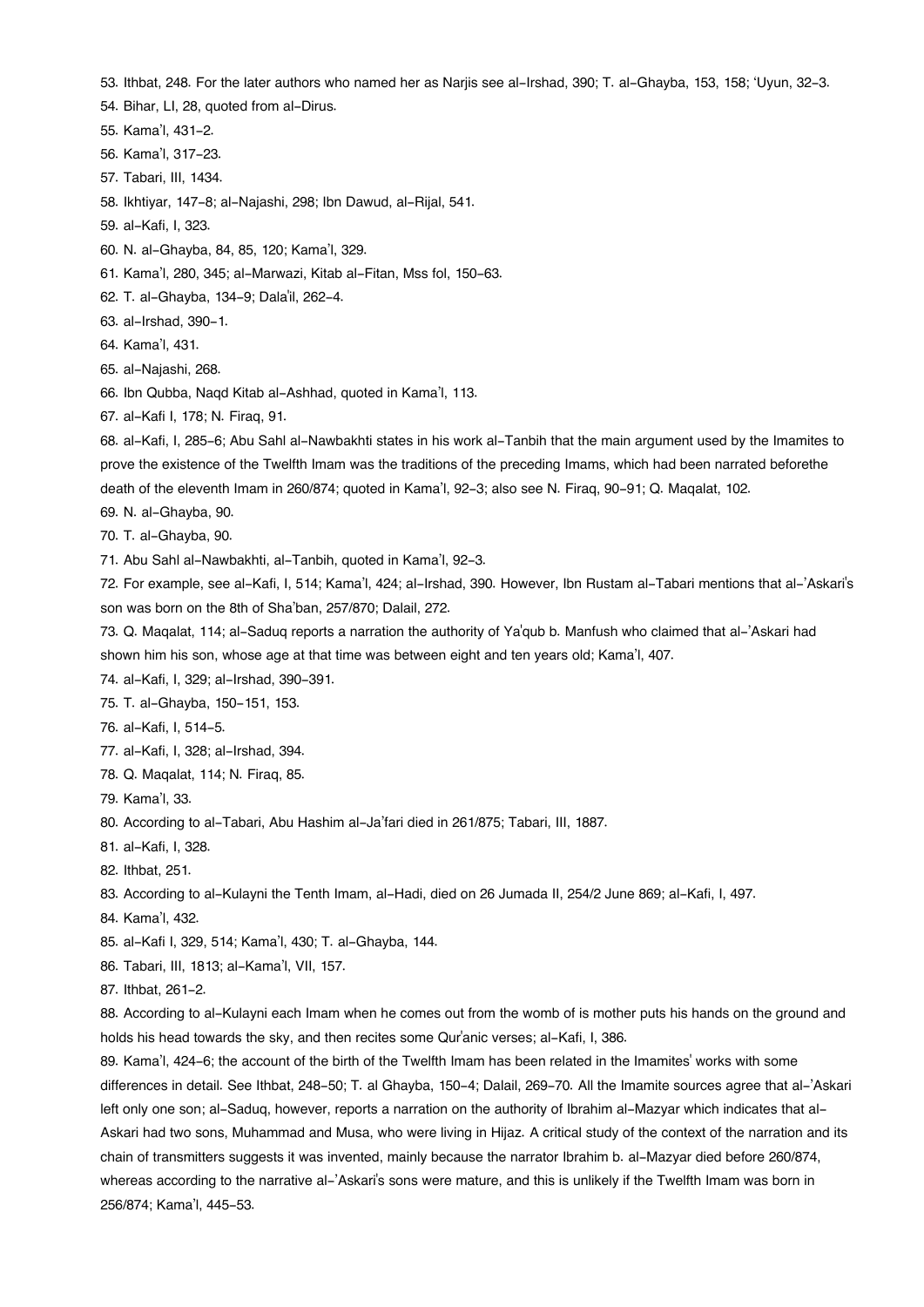53. Ithbat, 248. For the later authors who named her as Narjis see al-Irshad, 390; T. al-Ghayba, 153, 158; 'Uyun, 32-3.

54. Bihar, LI, 28, quoted from al-Dirus.

55. Kama'l, 431-2.

56. Kama'l, 317-23.

57. Tabari, III, 1434.

58. Ikhtiyar, 147-8; al-Najashi, 298; Ibn Dawud, al-Rijal, 541.

59. al-Kafi, I, 323.

60. N. al-Ghayba, 84, 85, 120; Kama'l, 329.

61. Kama'l, 280, 345; al-Marwazi, Kitab al-Fitan, Mss fol, 150-63.

62. T. al-Ghayba, 134-9; Dala'il, 262-4.

63. al-Irshad, 390-1.

64. Kama'l, 431.

65. al-Najashi, 268.

66. Ibn Qubba, Naqd Kitab al-Ashhad, quoted in Kama'l, 113.

67. al-Kafi I, 178; N. Firaq, 91.

68. al-Kafi, I, 285-6; Abu Sahl al-Nawbakhti states in his work al-Tanbih that the main argument used by the Imamites to prove the existence of the Twelfth Imam was the traditions of the preceding Imams, which had been narrated beforethe death of the eleventh Imam in 260/874; quoted in Kama'l, 92-3; also see N. Firaq, 90-91; Q. Maqalat, 102.

69. N. al-Ghayba, 90.

70. T. al-Ghayba, 90.

71. Abu Sahl al-Nawbakhti, al-Tanbih, quoted in Kama'l, 92-3.

72. For example, see al-Kafi, I, 514; Kama'l, 424; al-Irshad, 390. However, Ibn Rustam al-Tabari mentions that al-'Askari's son was born on the 8th of Sha'ban, 257/870; Dalail, 272.

73. Q. Maqalat, 114; al-Saduq reports a narration the authority of Ya'qub b. Manfush who claimed that al-'Askari had shown him his son, whose age at that time was between eight and ten years old; Kama'l, 407.

74. al-Kafi, I, 329; al-Irshad, 390-391.

75. T. al-Ghayba, 150-151, 153.

76. al-Kafi, I, 514-5.

77. al-Kafi, I, 328; al-Irshad, 394.

78. Q. Maqalat, 114; N. Firaq, 85.

79. Kama'l, 33.

80. According to al-Tabari, Abu Hashim al-Ja'fari died in 261/875; Tabari, III, 1887.

81. al-Kafi, I, 328.

82. Ithbat, 251.

83. According to al-Kulayni the Tenth Imam, al-Hadi, died on 26 Jumada II, 254/2 June 869; al-Kafi, I, 497.

84. Kama'l, 432.

85. al-Kafi I, 329, 514; Kama'l, 430; T. al-Ghayba, 144.

86. Tabari, III, 1813; al-Kama'l, VII, 157.

87. Ithbat, 261-2.

88. According to al-Kulayni each Imam when he comes out from the womb of is mother puts his hands on the ground and holds his head towards the sky, and then recites some Qur'anic verses; al-Kafi, I, 386.

89. Kama'l, 424-6; the account of the birth of the Twelfth Imam has been related in the Imamites' works with some differences in detail. See Ithbat, 248-50; T. al Ghayba, 150-4; Dalail, 269-70. All the Imamite sources agree that al-'Askari left only one son; al-Saduq, however, reports a narration on the authority of Ibrahim al-Mazyar which indicates that al-Askari had two sons, Muhammad and Musa, who were living in Hijaz. A critical study of the context of the narration and its chain of transmitters suggests it was invented, mainly because the narrator Ibrahim b. al-Mazyar died before 260/874, whereas according to the narrative al-'Askari's sons were mature, and this is unlikely if the Twelfth Imam was born in 256/874; Kama'l, 445-53.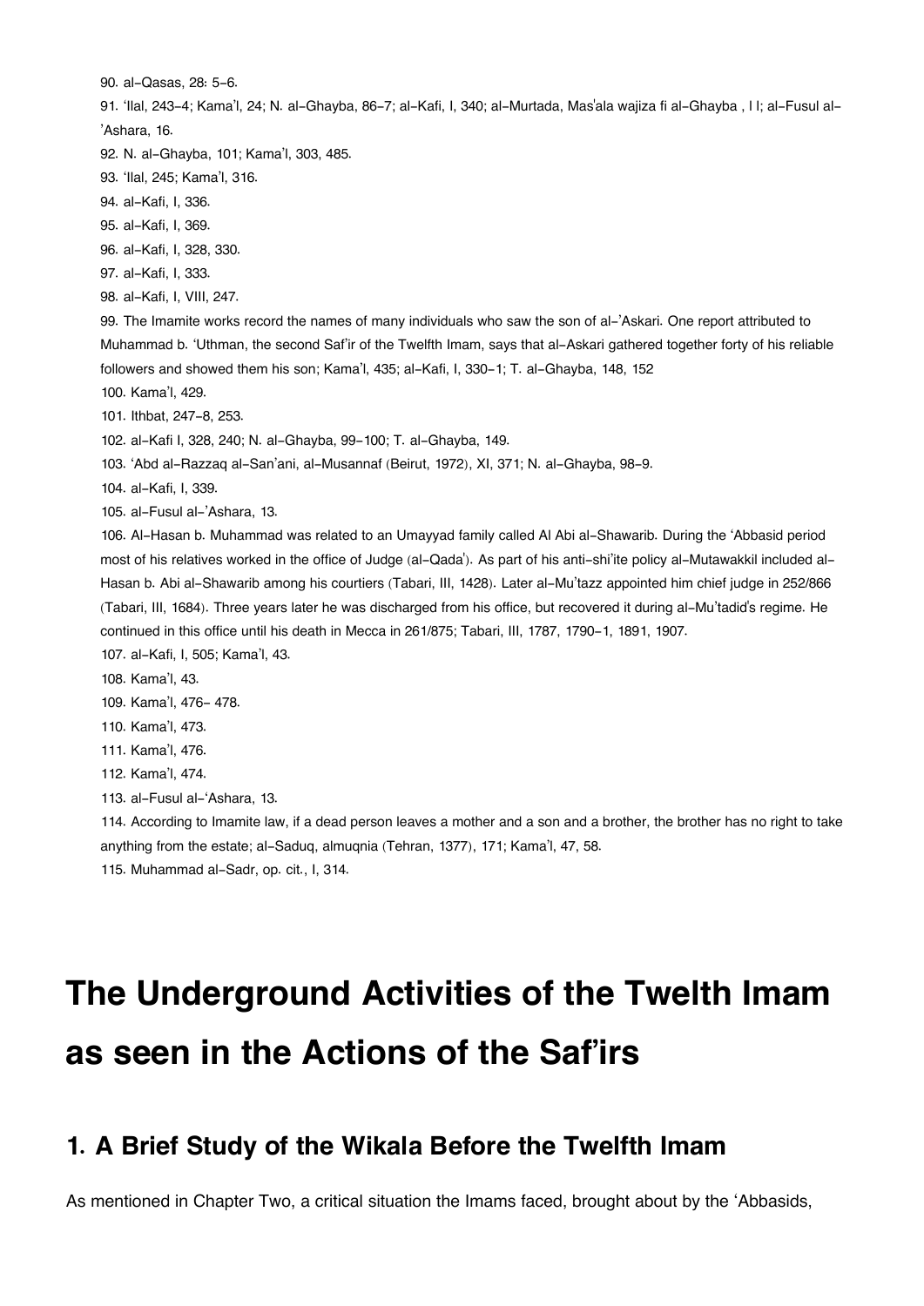90. al-Qasas, 28: 5-6.

91. 'Ilal, 243-4; Kama'l, 24; N. al-Ghayba, 86-7; al-Kafi, I, 340; al-Murtada, Mas'ala wajiza fi al-Ghayba , I I; al-Fusul al-'Ashara, 16.

92. N. al-Ghayba, 101; Kama'l, 303, 485.

93. 'Ilal, 245; Kama'l, 316.

94. al-Kafi, I, 336.

95. al-Kafi, I, 369.

96. al-Kafi, I, 328, 330.

97. al-Kafi, I, 333.

98. al-Kafi, I, VIII, 247.

99. The Imamite works record the names of many individuals who saw the son of al-'Askari. One report attributed to Muhammad b. 'Uthman, the second Saf'ir of the Twelfth Imam, says that al-Askari gathered together forty of his reliable followers and showed them his son; Kama'l, 435; al-Kafi, I, 330-1; T. al-Ghayba, 148, 152

100. Kama'l, 429.

101. Ithbat, 247-8, 253.

102. al-Kafi I, 328, 240; N. al-Ghayba, 99-100; T. al-Ghayba, 149.

103. 'Abd al-Razzaq al-San'ani, al-Musannaf (Beirut, 1972), XI, 371; N. al-Ghayba, 98-9.

104. al-Kafi, I, 339.

105. al-Fusul al-'Ashara, 13.

106. Al-Hasan b. Muhammad was related to an Umayyad family called Al Abi al-Shawarib. During the 'Abbasid period most of his relatives worked in the office of Judge (al-Qada'). As part of his anti-shi'ite policy al-Mutawakkil included al-Hasan b. Abi al-Shawarib among his courtiers (Tabari, III, 1428). Later al-Mu'tazz appointed him chief judge in 252/866 (Tabari, III, 1684). Three years later he was discharged from his office, but recovered it during al-Mu'tadid's regime. He continued in this office until his death in Mecca in 261/875; Tabari, III, 1787, 1790-1, 1891, 1907.

107. al-Kafi, I, 505; Kama'l, 43.

108. Kama'l, 43.

109. Kama'l, 476- 478.

110. Kama'l, 473.

111. Kama'l, 476.

112. Kama'l, 474.

113. al-Fusul al-'Ashara, 13.

114. According to Imamite law, if a dead person leaves a mother and a son and a brother, the brother has no right to take anything from the estate; al-Saduq, almuqnia (Tehran, 1377), 171; Kama'l, 47, 58.

115. Muhammad al-Sadr, op. cit., I, 314.

# The Underground Activities of the Twelth Imam as seen in the Actions of the Saf'irs

## 1. A Brief Study of the Wikala Before the Twelfth Imam

As mentioned in Chapter Two, a critical situation the Imams faced, brought about by the 'Abbasids,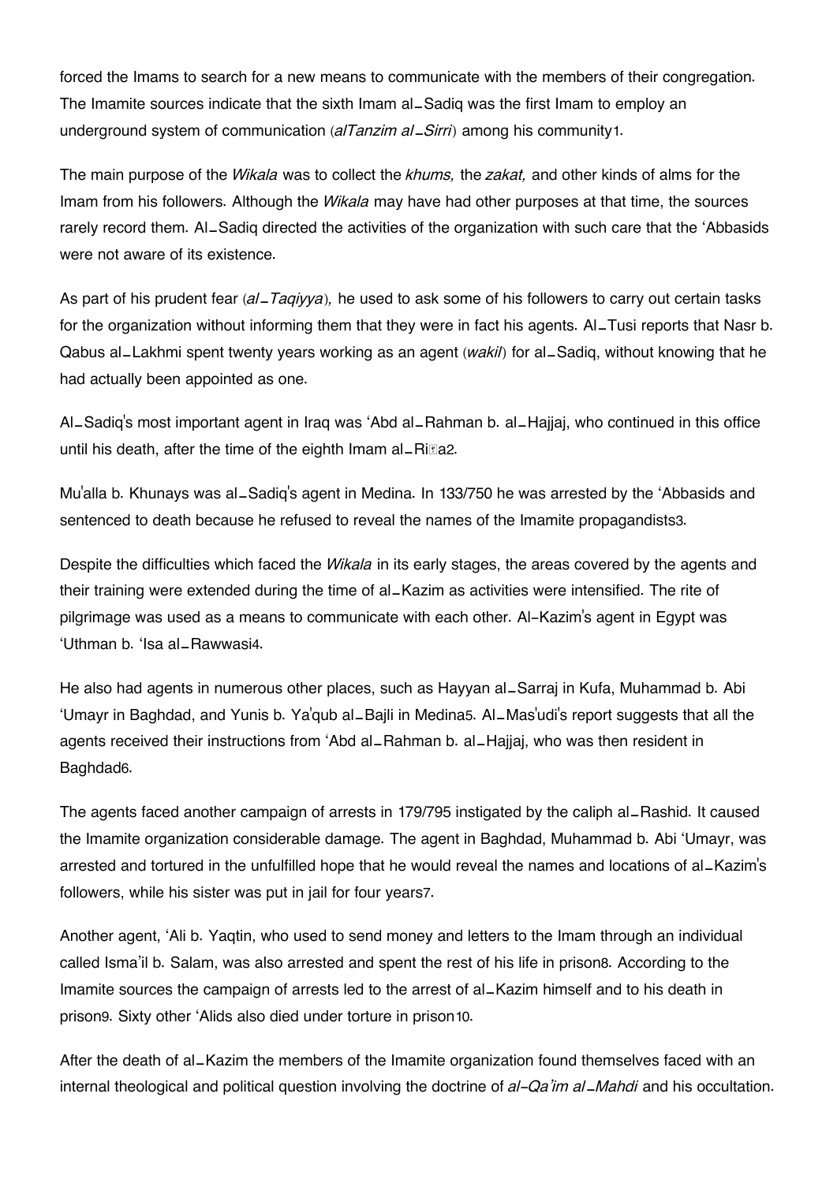forced the Imams to search for a new means to communicate with the members of their congregation. The Imamite sources indicate that the sixth Imam al_Sadiq was the first Imam to employ an underground system of communication (*alTanzim al_Sirri*) among his community[1].

The main purpose of the *Wikala* was to collect the *khums,* the *zakat,* and other kinds of alms for the Imam from his followers. Although the *Wikala* may have had other purposes at that time, the sources rarely record them. Al_Sadiq directed the activities of the organization with such care that the 'Abbasids were not aware of its existence.

As part of his prudent fear (*al_Taqiyya*), he used to ask some of his followers to carry out certain tasks for the organization without informing them that they were in fact his agents. Al_Tusi reports that Nasr b. Qabus al_Lakhmi spent twenty years working as an agent (*wakil*) for al_Sadiq, without knowing that he had actually been appointed as one.

Al_Sadiq's most important agent in Iraq was 'Abd al_Rahman b. al_Hajjaj, who continued in this office until his death, after the time of the eighth Imam al_Riḍa[2].

Mu'alla b. Khunays was al_Sadiq's agent in Medina. In 133/750 he was arrested by the 'Abbasids and sentenced to death because he refused to reveal the names of the Imamite propagandists[3].

Despite the difficulties which faced the *Wikala* in its early stages, the areas covered by the agents and their training were extended during the time of al_Kazim as activities were intensified. The rite of pilgrimage was used as a means to communicate with each other. Al-Kazim's agent in Egypt was 'Uthman b. 'Isa al_Rawwasi[4].

He also had agents in numerous other places, such as Hayyan al_Sarraj in Kufa, Muhammad b. Abi 'Umayr in Baghdad, and Yunis b. Ya'qub al_Bajli in Medina[5]. Al_Mas'udi's report suggests that all the agents received their instructions from 'Abd al_Rahman b. al_Hajjaj, who was then resident in Baghdad[6].

The agents faced another campaign of arrests in 179/795 instigated by the caliph al_Rashid. It caused the Imamite organization considerable damage. The agent in Baghdad, Muhammad b. Abi 'Umayr, was arrested and tortured in the unfulfilled hope that he would reveal the names and locations of al_Kazim's followers, while his sister was put in jail for four years[7].

Another agent, 'Ali b. Yaqtin, who used to send money and letters to the Imam through an individual called Isma'il b. Salam, was also arrested and spent the rest of his life in prison[8]. According to the Imamite sources the campaign of arrests led to the arrest of al_Kazim himself and to his death in prison[9]. Sixty other 'Alids also died under torture in prison[10].

After the death of al_Kazim the members of the Imamite organization found themselves faced with an internal theological and political question involving the doctrine of *al-Qa'im al_Mahdi* and his occultation.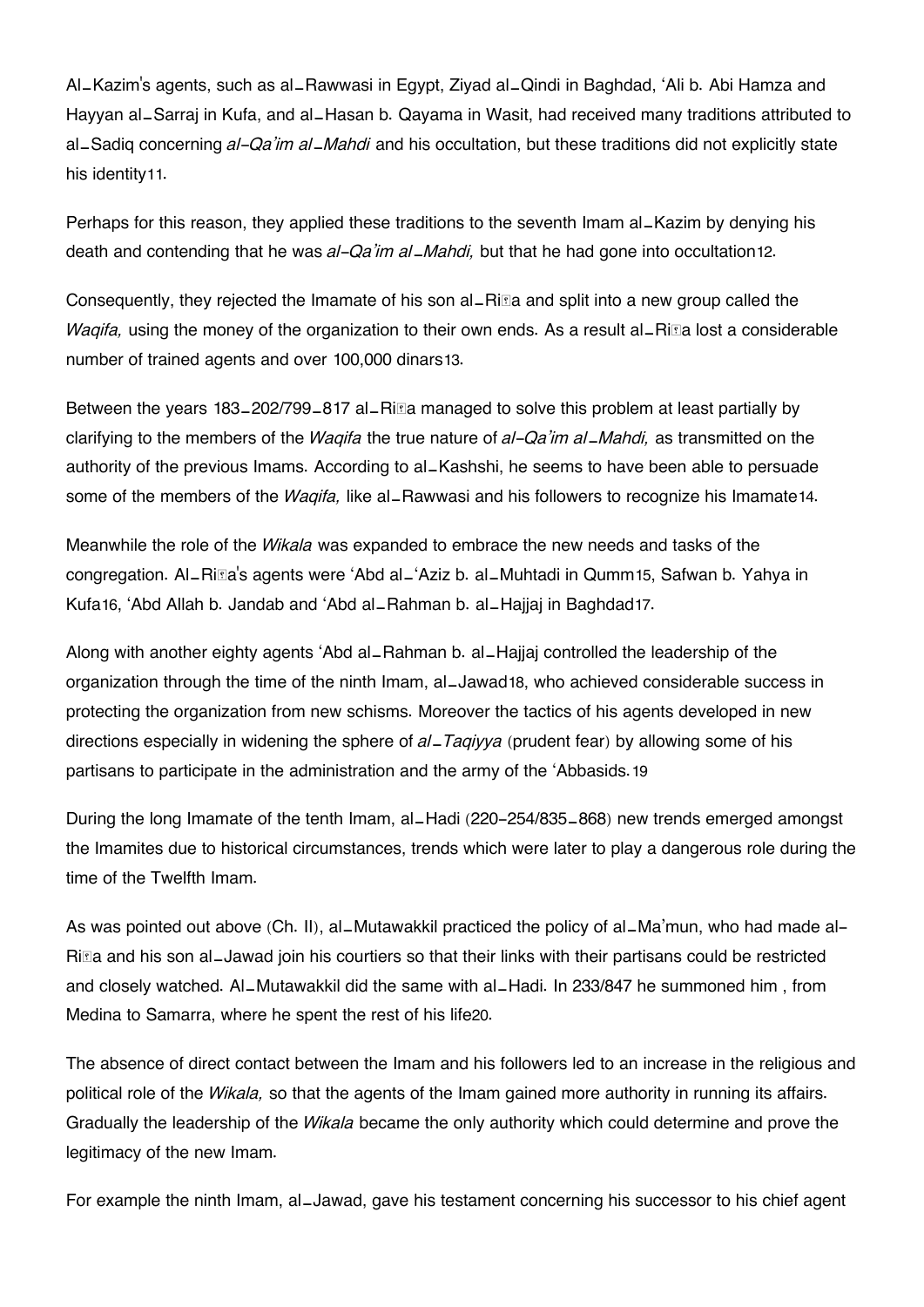Al_Kazim's agents, such as al_Rawwasi in Egypt, Ziyad al_Qindi in Baghdad, 'Ali b. Abi Hamza and Hayyan al_Sarraj in Kufa, and al_Hasan b. Qayama in Wasit, had received many traditions attributed to al_Sadiq concerning *al-Qa'im al_Mahdi* and his occultation, but these traditions did not explicitly state his identity[11].

Perhaps for this reason, they applied these traditions to the seventh Imam al_Kazim by denying his death and contending that he was *al-Qa'im al_Mahdi,* but that he had gone into occultation[12].

Consequently, they rejected the Imamate of his son al_Riḍa and split into a new group called the *Waqifa,* using the money of the organization to their own ends. As a result al_Riḍa lost a considerable number of trained agents and over 100,000 dinars[13].

Between the years 183_202/799_817 al_Riḍa managed to solve this problem at least partially by clarifying to the members of the *Waqifa* the true nature of *al-Qa'im al_Mahdi,* as transmitted on the authority of the previous Imams. According to al_Kashshi, he seems to have been able to persuade some of the members of the *Waqifa,* like al_Rawwasi and his followers to recognize his Imamate[14].

Meanwhile the role of the *Wikala* was expanded to embrace the new needs and tasks of the congregation. Al_Riḍa's agents were 'Abd al_'Aziz b. al_Muhtadi in Qumm[15], Safwan b. Yahya in Kufa[16], 'Abd Allah b. Jandab and 'Abd al_Rahman b. al_Hajjaj in Baghdad[17].

Along with another eighty agents 'Abd al_Rahman b. al_Hajjaj controlled the leadership of the organization through the time of the ninth Imam, al_Jawad[18], who achieved considerable success in protecting the organization from new schisms. Moreover the tactics of his agents developed in new directions especially in widening the sphere of *al_Taqiyya* (prudent fear) by allowing some of his partisans to participate in the administration and the army of the 'Abbasids.[19]

During the long Imamate of the tenth Imam, al_Hadi (220-254/835_868) new trends emerged amongst the Imamites due to historical circumstances, trends which were later to play a dangerous role during the time of the Twelfth Imam.

As was pointed out above (Ch. II), al_Mutawakkil practiced the policy of al_Ma'mun, who had made al-Riḍa and his son al_Jawad join his courtiers so that their links with their partisans could be restricted and closely watched. Al_Mutawakkil did the same with al_Hadi. In 233/847 he summoned him , from Medina to Samarra, where he spent the rest of his life[20].

The absence of direct contact between the Imam and his followers led to an increase in the religious and political role of the *Wikala,* so that the agents of the Imam gained more authority in running its affairs. Gradually the leadership of the *Wikala* became the only authority which could determine and prove the legitimacy of the new Imam.

For example the ninth Imam, al_Jawad, gave his testament concerning his successor to his chief agent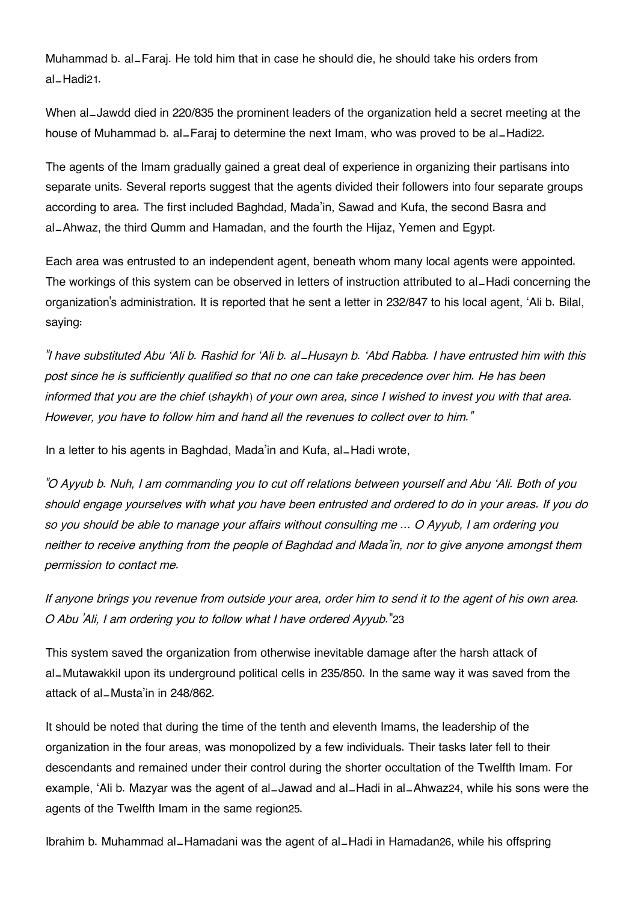Muhammad b. al_Faraj. He told him that in case he should die, he should take his orders from al_Hadi[21].

When al_Jawdd died in 220/835 the prominent leaders of the organization held a secret meeting at the house of Muhammad b. al_Faraj to determine the next Imam, who was proved to be al_Hadi[22].

The agents of the Imam gradually gained a great deal of experience in organizing their partisans into separate units. Several reports suggest that the agents divided their followers into four separate groups according to area. The first included Baghdad, Mada'in, Sawad and Kufa, the second Basra and al_Ahwaz, the third Qumm and Hamadan, and the fourth the Hijaz, Yemen and Egypt.

Each area was entrusted to an independent agent, beneath whom many local agents were appointed. The workings of this system can be observed in letters of instruction attributed to al_Hadi concerning the organization's administration. It is reported that he sent a letter in 232/847 to his local agent, 'Ali b. Bilal, saying:

*"I have substituted Abu 'Ali b. Rashid for 'Ali b. al_Husayn b. 'Abd Rabba. I have entrusted him with this post since he is sufficiently qualified so that no one can take precedence over him. He has been informed that you are the chief (shaykh) of your own area, since I wished to invest you with that area. However, you have to follow him and hand all the revenues to collect over to him."*

In a letter to his agents in Baghdad, Mada'in and Kufa, al_Hadi wrote,

*"O Ayyub b. Nuh, I am commanding you to cut off relations between yourself and Abu 'Ali. Both of you should engage yourselves with what you have been entrusted and ordered to do in your areas. If you do so you should be able to manage your affairs without consulting me ... O Ayyub, I am ordering you neither to receive anything from the people of Baghdad and Mada'in, nor to give anyone amongst them permission to contact me.*

*If anyone brings you revenue from outside your area, order him to send it to the agent of his own area. O Abu 'Ali, I am ordering you to follow what I have ordered Ayyub."*[23]

This system saved the organization from otherwise inevitable damage after the harsh attack of al_Mutawakkil upon its underground political cells in 235/850. In the same way it was saved from the attack of al_Musta'in in 248/862.

It should be noted that during the time of the tenth and eleventh Imams, the leadership of the organization in the four areas, was monopolized by a few individuals. Their tasks later fell to their descendants and remained under their control during the shorter occultation of the Twelfth Imam. For example, 'Ali b. Mazyar was the agent of al_Jawad and al_Hadi in al_Ahwaz[24], while his sons were the agents of the Twelfth Imam in the same region[25].

Ibrahim b. Muhammad al_Hamadani was the agent of al_Hadi in Hamadan[26], while his offspring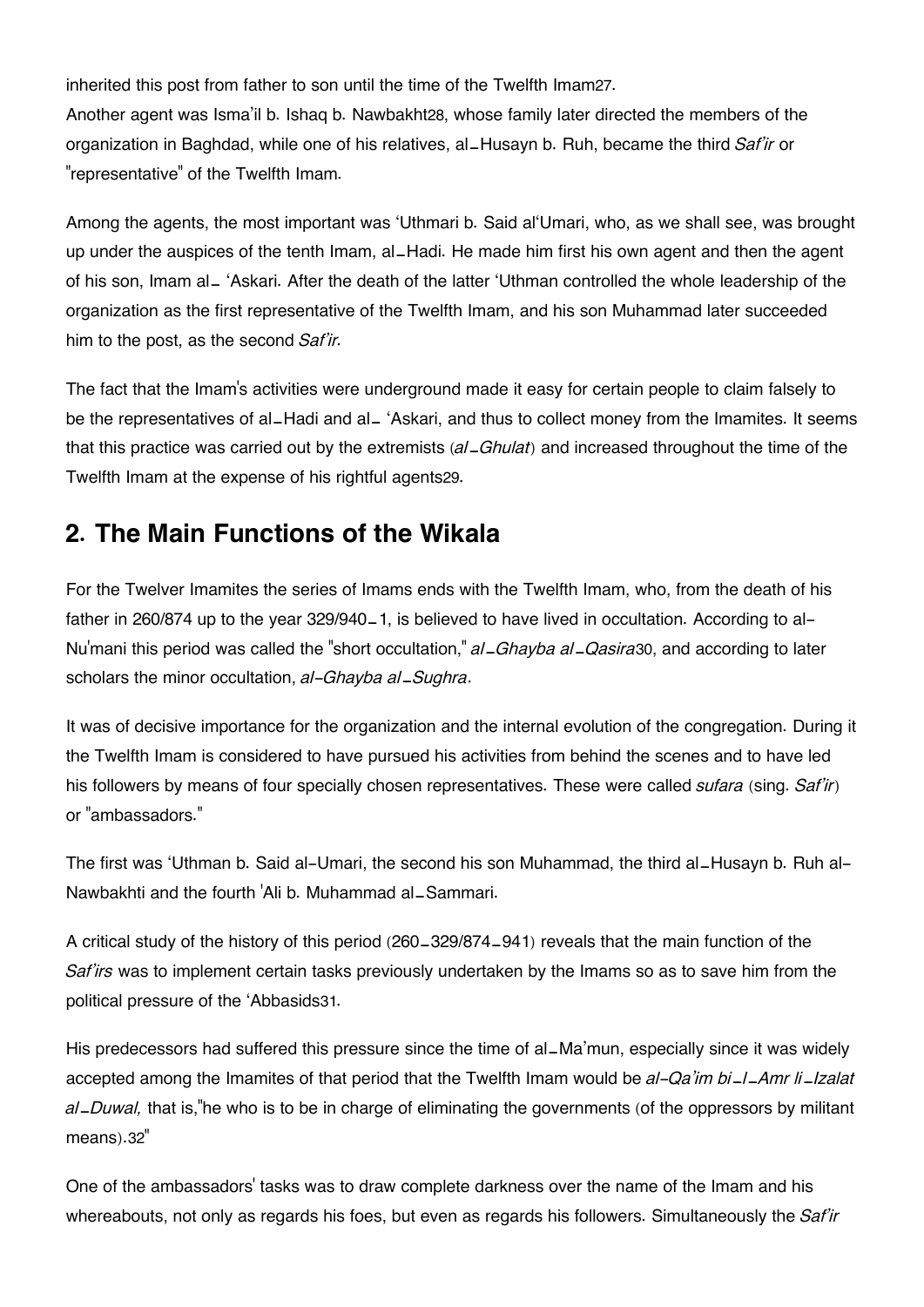inherited this post from father to son until the time of the Twelfth Imam[27].

Another agent was Isma'il b. Ishaq b. Nawbakht[28], whose family later directed the members of the organization in Baghdad, while one of his relatives, al_Husayn b. Ruh, became the third *Saf'ir* or "representative" of the Twelfth Imam.

Among the agents, the most important was 'Uthmari b. Said al'Umari, who, as we shall see, was brought up under the auspices of the tenth Imam, al_Hadi. He made him first his own agent and then the agent of his son, Imam al_ 'Askari. After the death of the latter 'Uthman controlled the whole leadership of the organization as the first representative of the Twelfth Imam, and his son Muhammad later succeeded him to the post, as the second *Saf'ir.*

The fact that the Imam's activities were underground made it easy for certain people to claim falsely to be the representatives of al_Hadi and al_ 'Askari, and thus to collect money from the Imamites. It seems that this practice was carried out by the extremists (*al_Ghulat*) and increased throughout the time of the Twelfth Imam at the expense of his rightful agents[29].

## 2. The Main Functions of the Wikala

For the Twelver Imamites the series of Imams ends with the Twelfth Imam, who, from the death of his father in 260/874 up to the year 329/940_1, is believed to have lived in occultation. According to al-Nu'mani this period was called the "short occultation," *al_Ghayba al_Qasira*[30], and according to later scholars the minor occultation, *al-Ghayba al_Sughra*.

It was of decisive importance for the organization and the internal evolution of the congregation. During it the Twelfth Imam is considered to have pursued his activities from behind the scenes and to have led his followers by means of four specially chosen representatives. These were called *sufara* (sing. *Saf'ir*) or "ambassadors."

The first was 'Uthman b. Said al-Umari, the second his son Muhammad, the third al_Husayn b. Ruh al-Nawbakhti and the fourth 'Ali b. Muhammad al_Sammari.

A critical study of the history of this period (260_329/874_941) reveals that the main function of the *Saf'irs* was to implement certain tasks previously undertaken by the Imams so as to save him from the political pressure of the 'Abbasids[31].

His predecessors had suffered this pressure since the time of al_Ma'mun, especially since it was widely accepted among the Imamites of that period that the Twelfth Imam would be *al-Qa'im bi_l_Amr li_Izalat al_Duwal,* that is,"he who is to be in charge of eliminating the governments (of the oppressors by militant means).[32]"

One of the ambassadors' tasks was to draw complete darkness over the name of the Imam and his whereabouts, not only as regards his foes, but even as regards his followers. Simultaneously the *Saf'ir*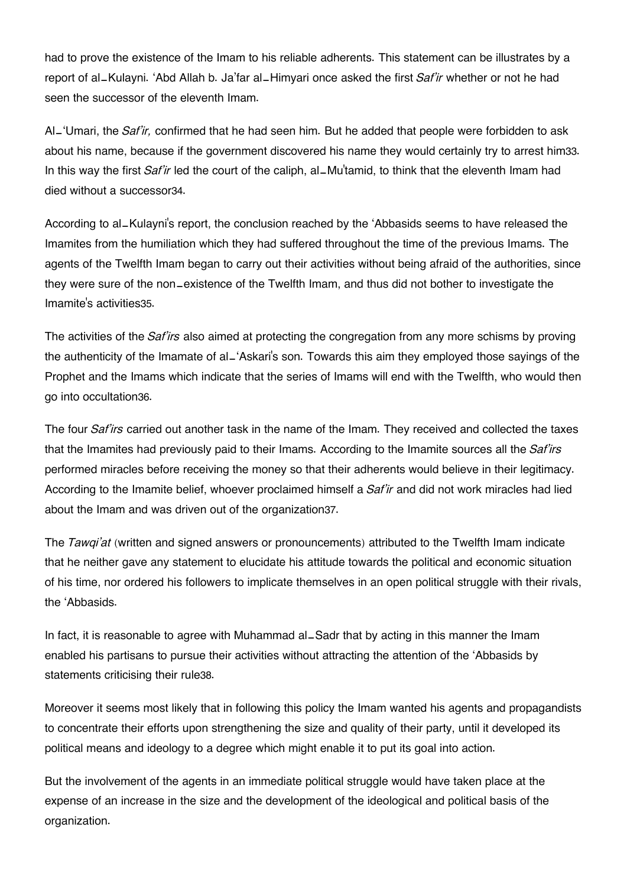had to prove the existence of the Imam to his reliable adherents. This statement can be illustrates by a report of al–Kulayni. 'Abd Allah b. Ja'far al–Himyari once asked the first *Saf'ir* whether or not he had seen the successor of the eleventh Imam.

Al–'Umari, the *Saf'ir,* confirmed that he had seen him. But he added that people were forbidden to ask about his name, because if the government discovered his name they would certainly try to arrest him[33]. In this way the first *Saf'ir* led the court of the caliph, al–Mu'tamid, to think that the eleventh Imam had died without a successor[34].

According to al–Kulayni's report, the conclusion reached by the 'Abbasids seems to have released the Imamites from the humiliation which they had suffered throughout the time of the previous Imams. The agents of the Twelfth Imam began to carry out their activities without being afraid of the authorities, since they were sure of the non–existence of the Twelfth Imam, and thus did not bother to investigate the Imamite's activities[35].

The activities of the *Saf'irs* also aimed at protecting the congregation from any more schisms by proving the authenticity of the Imamate of al–'Askari's son. Towards this aim they employed those sayings of the Prophet and the Imams which indicate that the series of Imams will end with the Twelfth, who would then go into occultation[36].

The four *Saf'irs* carried out another task in the name of the Imam. They received and collected the taxes that the Imamites had previously paid to their Imams. According to the Imamite sources all the *Saf'irs* performed miracles before receiving the money so that their adherents would believe in their legitimacy. According to the Imamite belief, whoever proclaimed himself a *Saf'ir* and did not work miracles had lied about the Imam and was driven out of the organization[37].

The *Tawqi'at* (written and signed answers or pronouncements) attributed to the Twelfth Imam indicate that he neither gave any statement to elucidate his attitude towards the political and economic situation of his time, nor ordered his followers to implicate themselves in an open political struggle with their rivals, the 'Abbasids.

In fact, it is reasonable to agree with Muhammad al–Sadr that by acting in this manner the Imam enabled his partisans to pursue their activities without attracting the attention of the 'Abbasids by statements criticising their rule[38].

Moreover it seems most likely that in following this policy the Imam wanted his agents and propagandists to concentrate their efforts upon strengthening the size and quality of their party, until it developed its political means and ideology to a degree which might enable it to put its goal into action.

But the involvement of the agents in an immediate political struggle would have taken place at the expense of an increase in the size and the development of the ideological and political basis of the organization.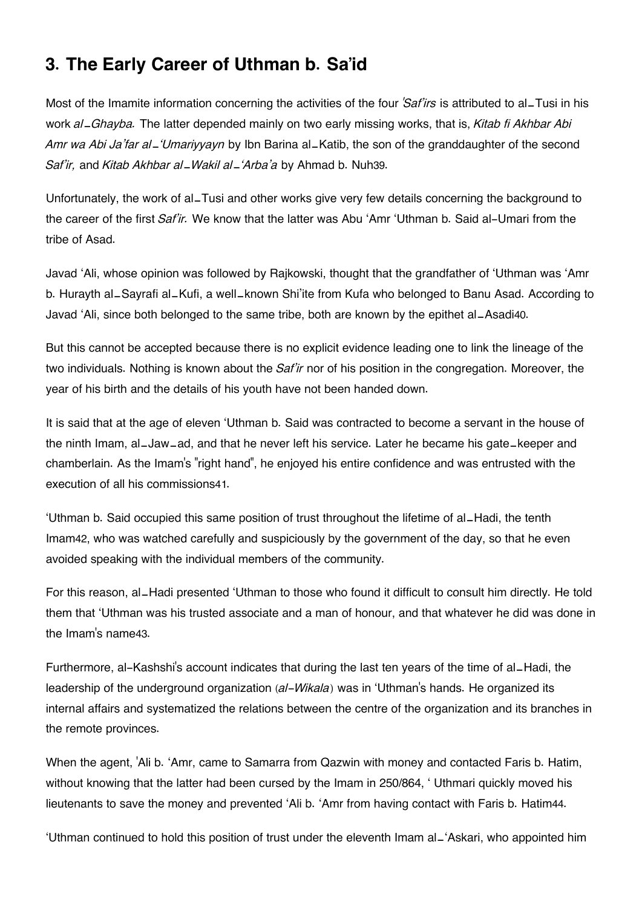## 3. The Early Career of Uthman b. Sa'id

Most of the Imamite information concerning the activities of the four *'Saf'irs* is attributed to al_Tusi in his work *al_Ghayba.* The latter depended mainly on two early missing works, that is, *Kitab fi Akhbar Abi Amr wa Abi Ja'far al_'Umariyyayn* by Ibn Barina al_Katib, the son of the granddaughter of the second *Saf'ir,* and *Kitab Akhbar al_Wakil al_'Arba'a* by Ahmad b. Nuh[39].

Unfortunately, the work of al_Tusi and other works give very few details concerning the background to the career of the first *Saf'ir.* We know that the latter was Abu 'Amr 'Uthman b. Said al-Umari from the tribe of Asad.

Javad 'Ali, whose opinion was followed by Rajkowski, thought that the grandfather of 'Uthman was 'Amr b. Hurayth al_Sayrafi al_Kufi, a well_known Shi'ite from Kufa who belonged to Banu Asad. According to Javad 'Ali, since both belonged to the same tribe, both are known by the epithet al_Asadi[40].

But this cannot be accepted because there is no explicit evidence leading one to link the lineage of the two individuals. Nothing is known about the *Saf'ir* nor of his position in the congregation. Moreover, the year of his birth and the details of his youth have not been handed down.

It is said that at the age of eleven 'Uthman b. Said was contracted to become a servant in the house of the ninth Imam, al_Jaw_ad, and that he never left his service. Later he became his gate_keeper and chamberlain. As the Imam's "right hand", he enjoyed his entire confidence and was entrusted with the execution of all his commissions[41].

'Uthman b. Said occupied this same position of trust throughout the lifetime of al_Hadi, the tenth Imam[42], who was watched carefully and suspiciously by the government of the day, so that he even avoided speaking with the individual members of the community.

For this reason, al_Hadi presented 'Uthman to those who found it difficult to consult him directly. He told them that 'Uthman was his trusted associate and a man of honour, and that whatever he did was done in the Imam's name[43].

Furthermore, al-Kashshi's account indicates that during the last ten years of the time of al_Hadi, the leadership of the underground organization (*al-Wikala*) was in 'Uthman's hands. He organized its internal affairs and systematized the relations between the centre of the organization and its branches in the remote provinces.

When the agent, 'Ali b. 'Amr, came to Samarra from Qazwin with money and contacted Faris b. Hatim, without knowing that the latter had been cursed by the Imam in 250/864, ' Uthmari quickly moved his lieutenants to save the money and prevented 'Ali b. 'Amr from having contact with Faris b. Hatim[44].

'Uthman continued to hold this position of trust under the eleventh Imam al_'Askari, who appointed him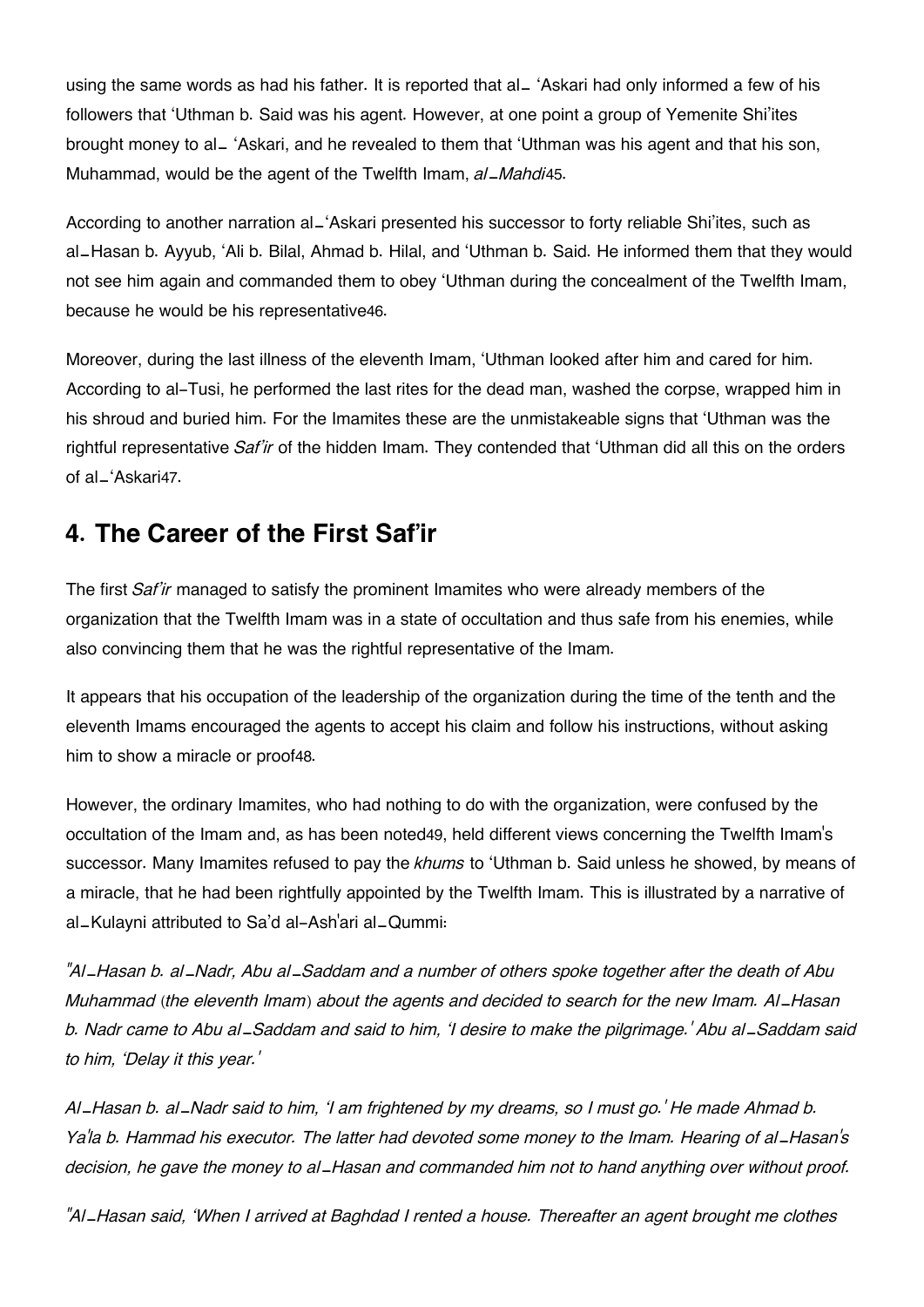using the same words as had his father. It is reported that al_ ‘Askari had only informed a few of his followers that ‘Uthman b. Said was his agent. However, at one point a group of Yemenite Shi’ites brought money to al_ ‘Askari, and he revealed to them that ‘Uthman was his agent and that his son, Muhammad, would be the agent of the Twelfth Imam, *al_Mahdi*[45].

According to another narration al_‘Askari presented his successor to forty reliable Shi’ites, such as al_Hasan b. Ayyub, ‘Ali b. Bilal, Ahmad b. Hilal, and ‘Uthman b. Said. He informed them that they would not see him again and commanded them to obey ‘Uthman during the concealment of the Twelfth Imam, because he would be his representative[46].

Moreover, during the last illness of the eleventh Imam, ‘Uthman looked after him and cared for him. According to al-Tusi, he performed the last rites for the dead man, washed the corpse, wrapped him in his shroud and buried him. For the Imamites these are the unmistakeable signs that ‘Uthman was the rightful representative *Saf’ir* of the hidden Imam. They contended that ‘Uthman did all this on the orders of al_‘Askari[47].

## 4. The Career of the First Saf’ir

The first *Saf’ir* managed to satisfy the prominent Imamites who were already members of the organization that the Twelfth Imam was in a state of occultation and thus safe from his enemies, while also convincing them that he was the rightful representative of the Imam.

It appears that his occupation of the leadership of the organization during the time of the tenth and the eleventh Imams encouraged the agents to accept his claim and follow his instructions, without asking him to show a miracle or proof[48].

However, the ordinary Imamites, who had nothing to do with the organization, were confused by the occultation of the Imam and, as has been noted[49], held different views concerning the Twelfth Imam's successor. Many Imamites refused to pay the *khums* to ‘Uthman b. Said unless he showed, by means of a miracle, that he had been rightfully appointed by the Twelfth Imam. This is illustrated by a narrative of al_Kulayni attributed to Sa’d al-Ash'ari al_Qummi:

*"Al_Hasan b. al_Nadr, Abu al_Saddam and a number of others spoke together after the death of Abu Muhammad (the eleventh Imam) about the agents and decided to search for the new Imam. Al_Hasan b. Nadr came to Abu al_Saddam and said to him, ‘I desire to make the pilgrimage.' Abu al_Saddam said to him, ‘Delay it this year.'*

*Al_Hasan b. al_Nadr said to him, ‘I am frightened by my dreams, so I must go.' He made Ahmad b. Ya'la b. Hammad his executor. The latter had devoted some money to the Imam. Hearing of al_Hasan's decision, he gave the money to al_Hasan and commanded him not to hand anything over without proof.*

*"Al_Hasan said, ‘When I arrived at Baghdad I rented a house. Thereafter an agent brought me clothes*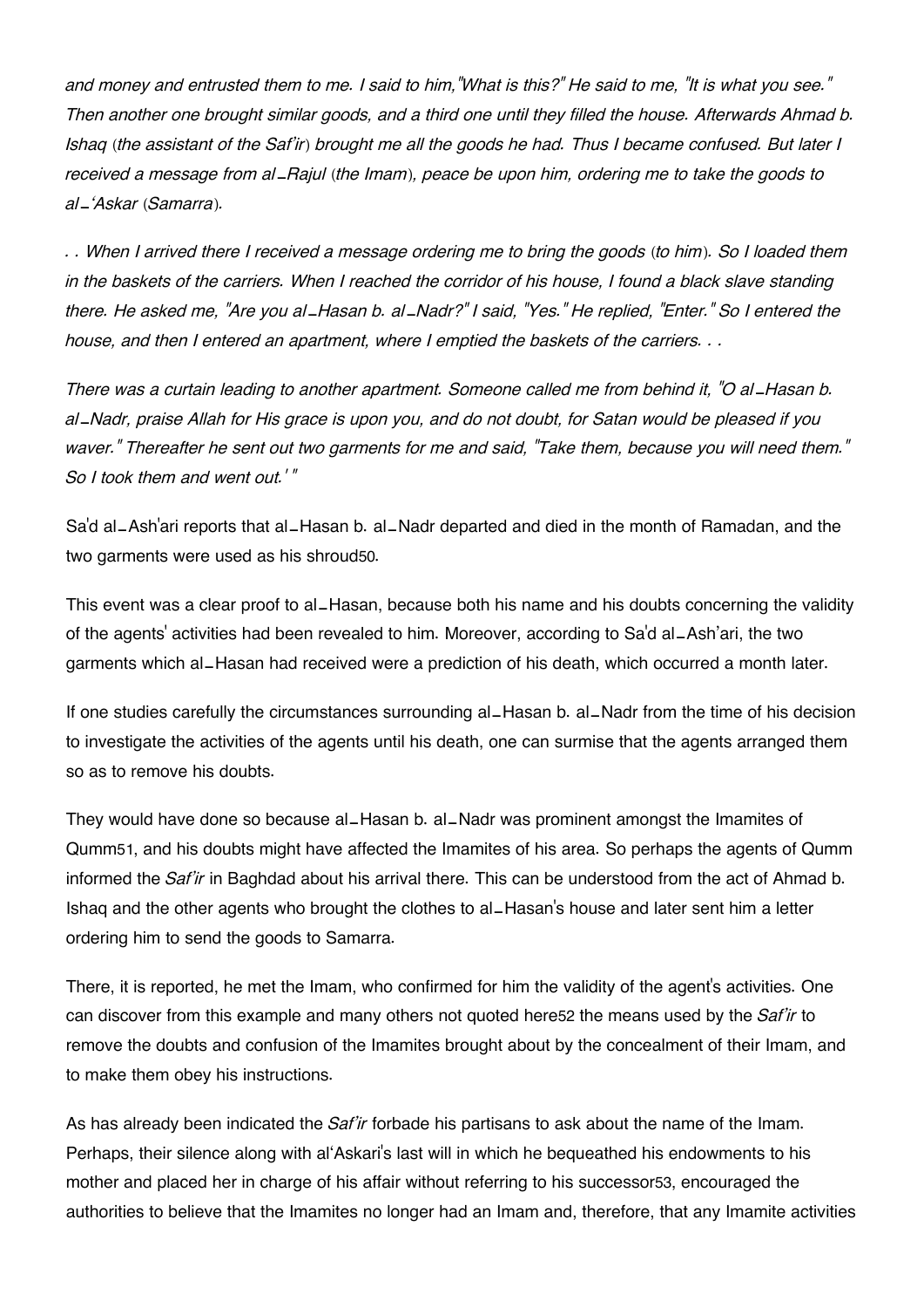*and money and entrusted them to me. I said to him,"What is this?" He said to me, "It is what you see." Then another one brought similar goods, and a third one until they filled the house. Afterwards Ahmad b. Ishaq* (*the assistant of the Saf'ir*) *brought me all the goods he had. Thus I became confused. But later I received a message from al_Rajul* (*the Imam*), *peace be upon him, ordering me to take the goods to al_'Askar* (*Samarra*).

*. . When I arrived there I received a message ordering me to bring the goods* (*to him*). *So I loaded them in the baskets of the carriers. When I reached the corridor of his house, I found a black slave standing there. He asked me, "Are you al_Hasan b. al_Nadr?" I said, "Yes." He replied, "Enter." So I entered the house, and then I entered an apartment, where I emptied the baskets of the carriers. . .*

*There was a curtain leading to another apartment. Someone called me from behind it, "O al_Hasan b. al_Nadr, praise Allah for His grace is upon you, and do not doubt, for Satan would be pleased if you waver." Thereafter he sent out two garments for me and said, "Take them, because you will need them." So I took them and went out.' "*

Sa'd al_Ash'ari reports that al_Hasan b. al_Nadr departed and died in the month of Ramadan, and the two garments were used as his shroud50.

This event was a clear proof to al_Hasan, because both his name and his doubts concerning the validity of the agents' activities had been revealed to him. Moreover, according to Sa'd al_Ash'ari, the two garments which al_Hasan had received were a prediction of his death, which occurred a month later.

If one studies carefully the circumstances surrounding al_Hasan b. al_Nadr from the time of his decision to investigate the activities of the agents until his death, one can surmise that the agents arranged them so as to remove his doubts.

They would have done so because al_Hasan b. al_Nadr was prominent amongst the Imamites of Qumm51, and his doubts might have affected the Imamites of his area. So perhaps the agents of Qumm informed the *Saf'ir* in Baghdad about his arrival there. This can be understood from the act of Ahmad b. Ishaq and the other agents who brought the clothes to al_Hasan's house and later sent him a letter ordering him to send the goods to Samarra.

There, it is reported, he met the Imam, who confirmed for him the validity of the agent's activities. One can discover from this example and many others not quoted here52 the means used by the *Saf'ir* to remove the doubts and confusion of the Imamites brought about by the concealment of their Imam, and to make them obey his instructions.

As has already been indicated the *Saf'ir* forbade his partisans to ask about the name of the Imam. Perhaps, their silence along with al'Askari's last will in which he bequeathed his endowments to his mother and placed her in charge of his affair without referring to his successor53, encouraged the authorities to believe that the Imamites no longer had an Imam and, therefore, that any Imamite activities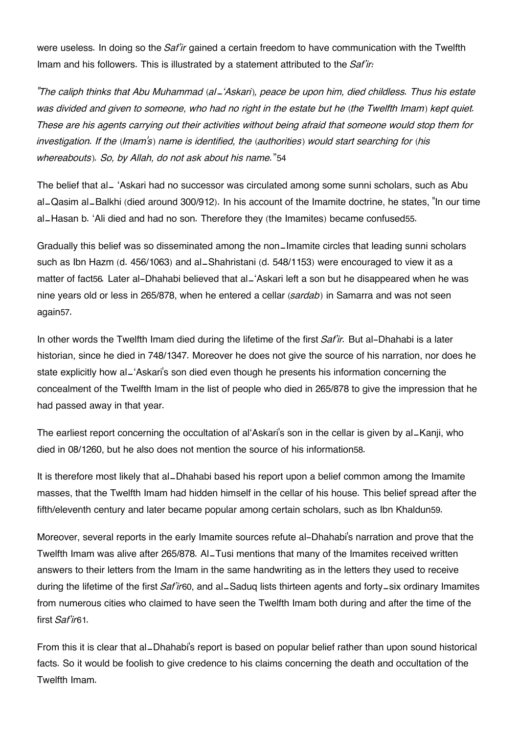were useless. In doing so the *Saf'ir* gained a certain freedom to have communication with the Twelfth Imam and his followers. This is illustrated by a statement attributed to the *Saf'ir:*

*"The caliph thinks that Abu Muhammad (al_'Askari), peace be upon him, died childless. Thus his estate was divided and given to someone, who had no right in the estate but he (the Twelfth Imam) kept quiet. These are his agents carrying out their activities without being afraid that someone would stop them for investigation. If the (Imam's) name is identified, the (authorities) would start searching for (his whereabouts). So, by Allah, do not ask about his name."*54

The belief that al_ 'Askari had no successor was circulated among some sunni scholars, such as Abu al_Qasim al_Balkhi (died around 300/912). In his account of the Imamite doctrine, he states, "In our time al_Hasan b. 'Ali died and had no son. Therefore they (the Imamites) became confused55.

Gradually this belief was so disseminated among the non_Imamite circles that leading sunni scholars such as Ibn Hazm (d. 456/1063) and al_Shahristani (d. 548/1153) were encouraged to view it as a matter of fact56. Later al-Dhahabi believed that al_'Askari left a son but he disappeared when he was nine years old or less in 265/878, when he entered a cellar (*sardab*) in Samarra and was not seen again57.

In other words the Twelfth Imam died during the lifetime of the first *Saf'ir.* But al-Dhahabi is a later historian, since he died in 748/1347. Moreover he does not give the source of his narration, nor does he state explicitly how al_'Askari's son died even though he presents his information concerning the concealment of the Twelfth Imam in the list of people who died in 265/878 to give the impression that he had passed away in that year.

The earliest report concerning the occultation of al'Askari's son in the cellar is given by al_Kanji, who died in 08/1260, but he also does not mention the source of his information58.

It is therefore most likely that al_Dhahabi based his report upon a belief common among the Imamite masses, that the Twelfth Imam had hidden himself in the cellar of his house. This belief spread after the fifth/eleventh century and later became popular among certain scholars, such as Ibn Khaldun59.

Moreover, several reports in the early Imamite sources refute al-Dhahabi's narration and prove that the Twelfth Imam was alive after 265/878. Al_Tusi mentions that many of the Imamites received written answers to their letters from the Imam in the same handwriting as in the letters they used to receive during the lifetime of the first *Saf'ir*60, and al_Saduq lists thirteen agents and forty_six ordinary Imamites from numerous cities who claimed to have seen the Twelfth Imam both during and after the time of the first *Saf'ir*61.

From this it is clear that al_Dhahabi's report is based on popular belief rather than upon sound historical facts. So it would be foolish to give credence to his claims concerning the death and occultation of the Twelfth Imam.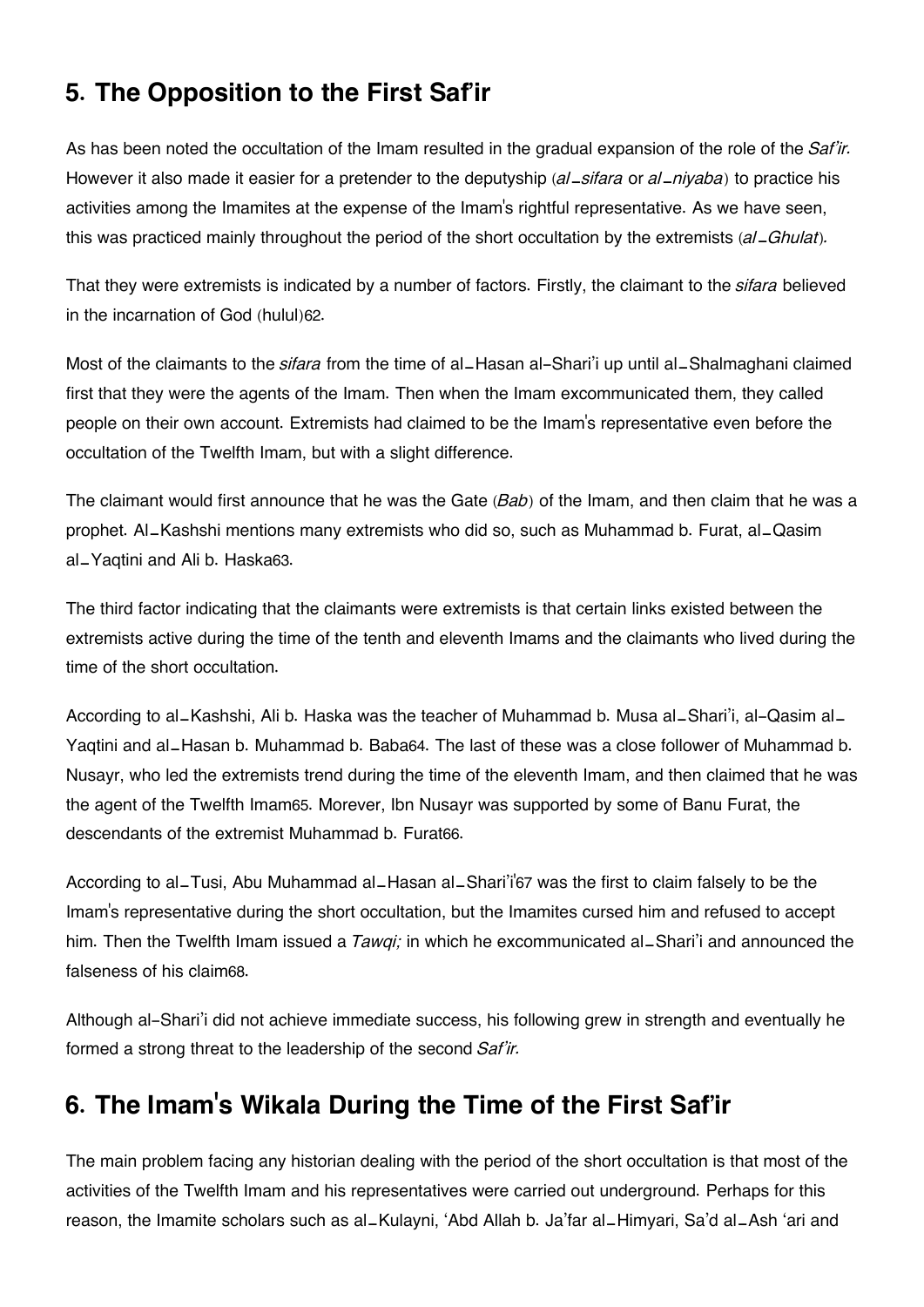## 5. The Opposition to the First Saf'ir

As has been noted the occultation of the Imam resulted in the gradual expansion of the role of the *Saf'ir.* However it also made it easier for a pretender to the deputyship (*al_sifara* or *al_niyaba*) to practice his activities among the Imamites at the expense of the Imam's rightful representative. As we have seen, this was practiced mainly throughout the period of the short occultation by the extremists (*al_Ghulat*).

That they were extremists is indicated by a number of factors. Firstly, the claimant to the *sifara* believed in the incarnation of God (hulul)[62].

Most of the claimants to the *sifara* from the time of al_Hasan al-Shari'i up until al_Shalmaghani claimed first that they were the agents of the Imam. Then when the Imam excommunicated them, they called people on their own account. Extremists had claimed to be the Imam's representative even before the occultation of the Twelfth Imam, but with a slight difference.

The claimant would first announce that he was the Gate (*Bab*) of the Imam, and then claim that he was a prophet. Al_Kashshi mentions many extremists who did so, such as Muhammad b. Furat, al_Qasim al_Yaqtini and Ali b. Haska[63].

The third factor indicating that the claimants were extremists is that certain links existed between the extremists active during the time of the tenth and eleventh Imams and the claimants who lived during the time of the short occultation.

According to al_Kashshi, Ali b. Haska was the teacher of Muhammad b. Musa al_Shari'i, al-Qasim al_Yaqtini and al_Hasan b. Muhammad b. Baba[64]. The last of these was a close follower of Muhammad b. Nusayr, who led the extremists trend during the time of the eleventh Imam, and then claimed that he was the agent of the Twelfth Imam[65]. Morever, Ibn Nusayr was supported by some of Banu Furat, the descendants of the extremist Muhammad b. Furat[66].

According to al_Tusi, Abu Muhammad al_Hasan al_Shari'i[67] was the first to claim falsely to be the Imam's representative during the short occultation, but the Imamites cursed him and refused to accept him. Then the Twelfth Imam issued a *Tawqi;* in which he excommunicated al_Shari'i and announced the falseness of his claim[68].

Although al-Shari'i did not achieve immediate success, his following grew in strength and eventually he formed a strong threat to the leadership of the second *Saf'ir.*

## 6. The Imam's Wikala During the Time of the First Saf'ir

The main problem facing any historian dealing with the period of the short occultation is that most of the activities of the Twelfth Imam and his representatives were carried out underground. Perhaps for this reason, the Imamite scholars such as al_Kulayni, 'Abd Allah b. Ja'far al_Himyari, Sa'd al_Ash 'ari and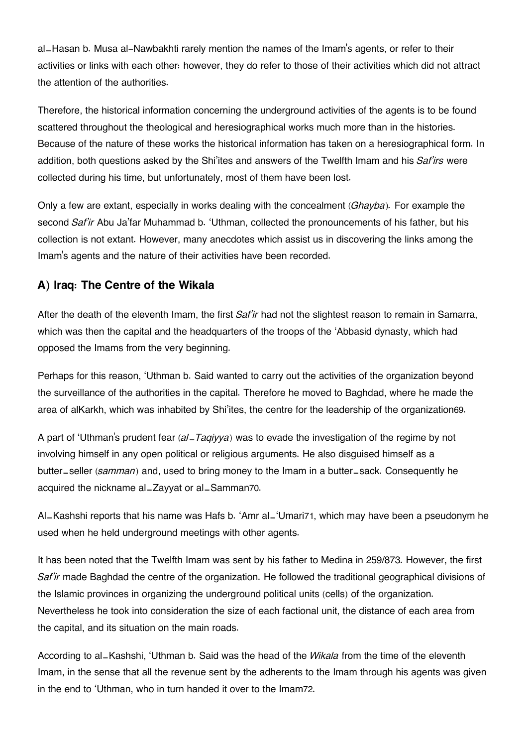al–Hasan b. Musa al-Nawbakhti rarely mention the names of the Imam's agents, or refer to their activities or links with each other: however, they do refer to those of their activities which did not attract the attention of the authorities.

Therefore, the historical information concerning the underground activities of the agents is to be found scattered throughout the theological and heresiographical works much more than in the histories. Because of the nature of these works the historical information has taken on a heresiographical form. In addition, both questions asked by the Shi'ites and answers of the Twelfth Imam and his *Saf'irs* were collected during his time, but unfortunately, most of them have been lost.

Only a few are extant, especially in works dealing with the concealment (*Ghayba*). For example the second *Saf'ir* Abu Ja'far Muhammad b. 'Uthman, collected the pronouncements of his father, but his collection is not extant. However, many anecdotes which assist us in discovering the links among the Imam's agents and the nature of their activities have been recorded.

## A) Iraq: The Centre of the Wikala

After the death of the eleventh Imam, the first *Saf'ir* had not the slightest reason to remain in Samarra, which was then the capital and the headquarters of the troops of the 'Abbasid dynasty, which had opposed the Imams from the very beginning.

Perhaps for this reason, 'Uthman b. Said wanted to carry out the activities of the organization beyond the surveillance of the authorities in the capital. Therefore he moved to Baghdad, where he made the area of alKarkh, which was inhabited by Shi'ites, the centre for the leadership of the organization[69].

A part of 'Uthman's prudent fear (*al–Taqiyya*) was to evade the investigation of the regime by not involving himself in any open political or religious arguments. He also disguised himself as a butter–seller (*samman*) and, used to bring money to the Imam in a butter–sack. Consequently he acquired the nickname al–Zayyat or al–Samman[70].

Al–Kashshi reports that his name was Hafs b. 'Amr al–'Umari[71], which may have been a pseudonym he used when he held underground meetings with other agents.

It has been noted that the Twelfth Imam was sent by his father to Medina in 259/873. However, the first *Saf'ir* made Baghdad the centre of the organization. He followed the traditional geographical divisions of the Islamic provinces in organizing the underground political units (cells) of the organization. Nevertheless he took into consideration the size of each factional unit, the distance of each area from the capital, and its situation on the main roads.

According to al–Kashshi, 'Uthman b. Said was the head of the *Wikala* from the time of the eleventh Imam, in the sense that all the revenue sent by the adherents to the Imam through his agents was given in the end to 'Uthman, who in turn handed it over to the Imam[72].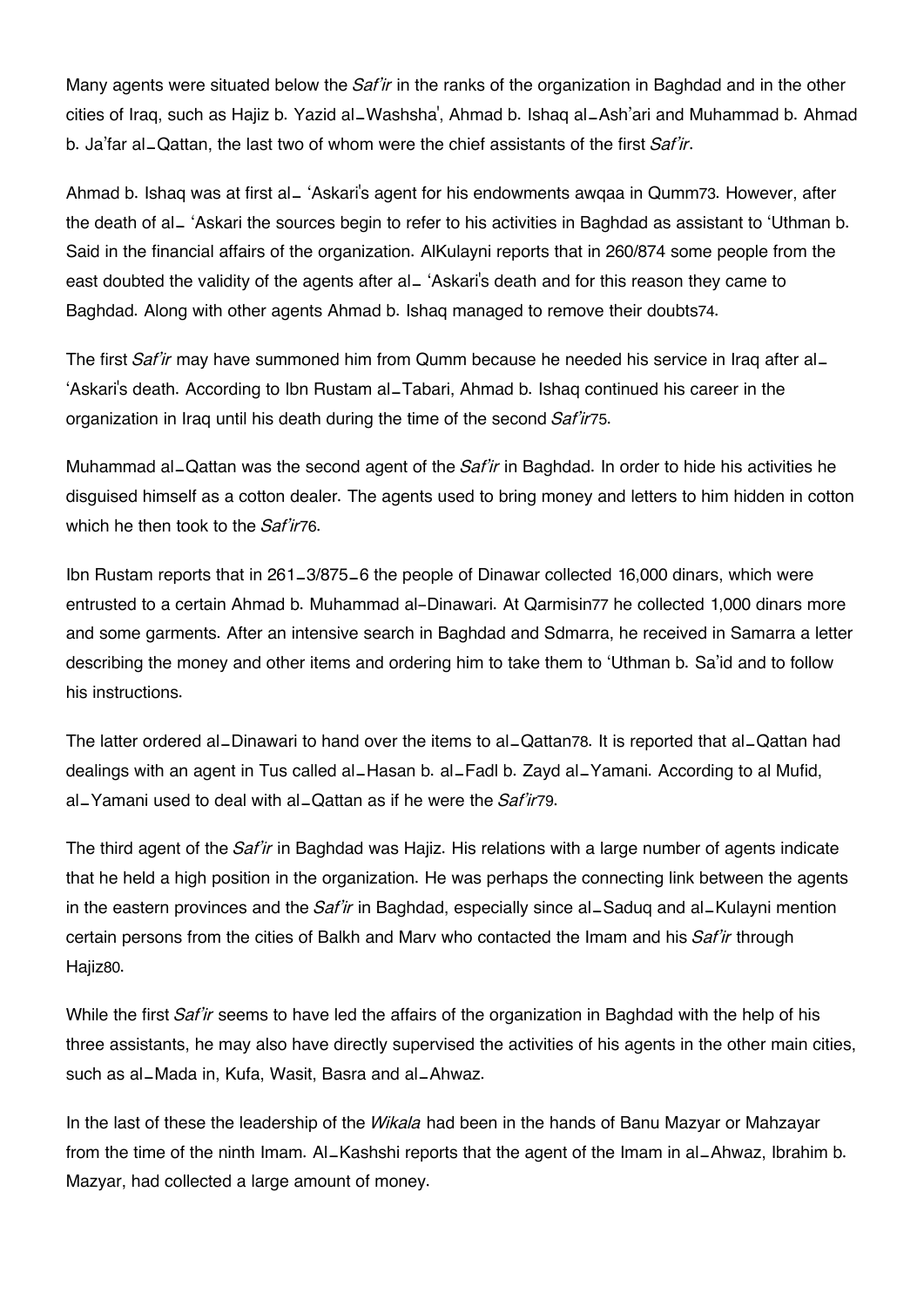Many agents were situated below the *Saf'ir* in the ranks of the organization in Baghdad and in the other cities of Iraq, such as Hajiz b. Yazid al_Washsha', Ahmad b. Ishaq al_Ash'ari and Muhammad b. Ahmad b. Ja'far al_Qattan, the last two of whom were the chief assistants of the first *Saf'ir*.

Ahmad b. Ishaq was at first al_ 'Askari's agent for his endowments awqaa in Qumm[73]. However, after the death of al_ 'Askari the sources begin to refer to his activities in Baghdad as assistant to 'Uthman b. Said in the financial affairs of the organization. AlKulayni reports that in 260/874 some people from the east doubted the validity of the agents after al_ 'Askari's death and for this reason they came to Baghdad. Along with other agents Ahmad b. Ishaq managed to remove their doubts[74].

The first *Saf'ir* may have summoned him from Qumm because he needed his service in Iraq after al_ 'Askari's death. According to Ibn Rustam al_Tabari, Ahmad b. Ishaq continued his career in the organization in Iraq until his death during the time of the second *Saf'ir*[75].

Muhammad al_Qattan was the second agent of the *Saf'ir* in Baghdad. In order to hide his activities he disguised himself as a cotton dealer. The agents used to bring money and letters to him hidden in cotton which he then took to the *Saf'ir*[76].

Ibn Rustam reports that in 261_3/875_6 the people of Dinawar collected 16,000 dinars, which were entrusted to a certain Ahmad b. Muhammad al-Dinawari. At Qarmisin[77] he collected 1,000 dinars more and some garments. After an intensive search in Baghdad and Sdmarra, he received in Samarra a letter describing the money and other items and ordering him to take them to 'Uthman b. Sa'id and to follow his instructions.

The latter ordered al_Dinawari to hand over the items to al_Qattan[78]. It is reported that al_Qattan had dealings with an agent in Tus called al_Hasan b. al_Fadl b. Zayd al_Yamani. According to al Mufid, al_Yamani used to deal with al_Qattan as if he were the *Saf'ir*[79].

The third agent of the *Saf'ir* in Baghdad was Hajiz. His relations with a large number of agents indicate that he held a high position in the organization. He was perhaps the connecting link between the agents in the eastern provinces and the *Saf'ir* in Baghdad, especially since al_Saduq and al_Kulayni mention certain persons from the cities of Balkh and Marv who contacted the Imam and his *Saf'ir* through Hajiz[80].

While the first *Saf'ir* seems to have led the affairs of the organization in Baghdad with the help of his three assistants, he may also have directly supervised the activities of his agents in the other main cities, such as al_Mada in, Kufa, Wasit, Basra and al_Ahwaz.

In the last of these the leadership of the *Wikala* had been in the hands of Banu Mazyar or Mahzayar from the time of the ninth Imam. Al_Kashshi reports that the agent of the Imam in al_Ahwaz, Ibrahim b. Mazyar, had collected a large amount of money.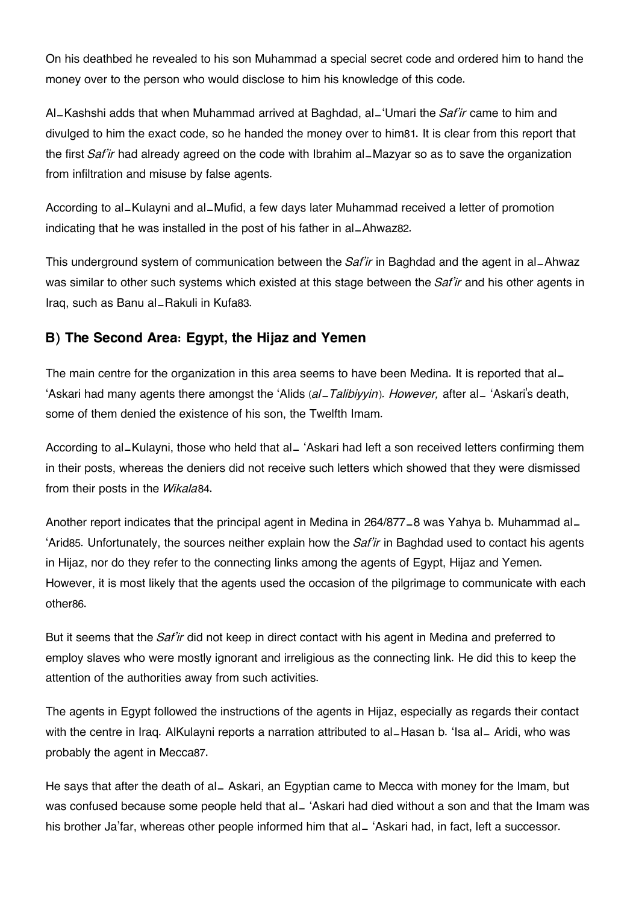On his deathbed he revealed to his son Muhammad a special secret code and ordered him to hand the money over to the person who would disclose to him his knowledge of this code.

Al_Kashshi adds that when Muhammad arrived at Baghdad, al_'Umari the *Saf'ir* came to him and divulged to him the exact code, so he handed the money over to him[81]. It is clear from this report that the first *Saf'ir* had already agreed on the code with Ibrahim al_Mazyar so as to save the organization from infiltration and misuse by false agents.

According to al_Kulayni and al_Mufid, a few days later Muhammad received a letter of promotion indicating that he was installed in the post of his father in al_Ahwaz[82].

This underground system of communication between the *Saf'ir* in Baghdad and the agent in al_Ahwaz was similar to other such systems which existed at this stage between the *Saf'ir* and his other agents in Iraq, such as Banu al_Rakuli in Kufa[83].

## B) The Second Area: Egypt, the Hijaz and Yemen

The main centre for the organization in this area seems to have been Medina. It is reported that al_ 'Askari had many agents there amongst the 'Alids (*al_Talibiyyin*). *However,* after al_ 'Askari's death, some of them denied the existence of his son, the Twelfth Imam.

According to al_Kulayni, those who held that al_ 'Askari had left a son received letters confirming them in their posts, whereas the deniers did not receive such letters which showed that they were dismissed from their posts in the *Wikala*[84].

Another report indicates that the principal agent in Medina in 264/877_8 was Yahya b. Muhammad al_ 'Arid[85]. Unfortunately, the sources neither explain how the *Saf'ir* in Baghdad used to contact his agents in Hijaz, nor do they refer to the connecting links among the agents of Egypt, Hijaz and Yemen. However, it is most likely that the agents used the occasion of the pilgrimage to communicate with each other[86].

But it seems that the *Saf'ir* did not keep in direct contact with his agent in Medina and preferred to employ slaves who were mostly ignorant and irreligious as the connecting link. He did this to keep the attention of the authorities away from such activities.

The agents in Egypt followed the instructions of the agents in Hijaz, especially as regards their contact with the centre in Iraq. AlKulayni reports a narration attributed to al_Hasan b. 'Isa al_ Aridi, who was probably the agent in Mecca[87].

He says that after the death of al_ Askari, an Egyptian came to Mecca with money for the Imam, but was confused because some people held that al_ 'Askari had died without a son and that the Imam was his brother Ja'far, whereas other people informed him that al_ 'Askari had, in fact, left a successor.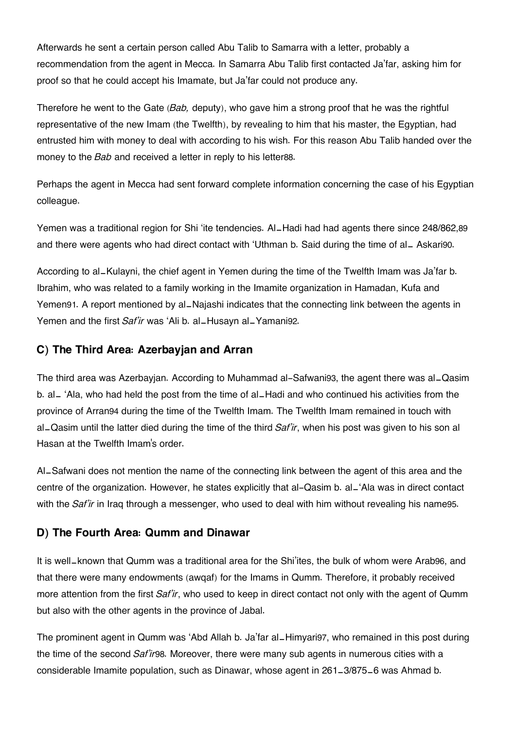Afterwards he sent a certain person called Abu Talib to Samarra with a letter, probably a recommendation from the agent in Mecca. In Samarra Abu Talib first contacted Ja'far, asking him for proof so that he could accept his Imamate, but Ja'far could not produce any.

Therefore he went to the Gate (*Bab,* deputy), who gave him a strong proof that he was the rightful representative of the new Imam (the Twelfth), by revealing to him that his master, the Egyptian, had entrusted him with money to deal with according to his wish. For this reason Abu Talib handed over the money to the *Bab* and received a letter in reply to his letter[88].

Perhaps the agent in Mecca had sent forward complete information concerning the case of his Egyptian colleague.

Yemen was a traditional region for Shi 'ite tendencies. Al_Hadi had had agents there since 248/862,[89] and there were agents who had direct contact with 'Uthman b. Said during the time of al_ Askari[90].

According to al_Kulayni, the chief agent in Yemen during the time of the Twelfth Imam was Ja'far b. Ibrahim, who was related to a family working in the Imamite organization in Hamadan, Kufa and Yemen[91]. A report mentioned by al_Najashi indicates that the connecting link between the agents in Yemen and the first *Saf'ir* was 'Ali b. al_Husayn al_Yamani[92].

## C) The Third Area: Azerbayjan and Arran

The third area was Azerbayjan. According to Muhammad al-Safwani[93], the agent there was al_Qasim b. al_ 'Ala, who had held the post from the time of al_Hadi and who continued his activities from the province of Arran[94] during the time of the Twelfth Imam. The Twelfth Imam remained in touch with al_Qasim until the latter died during the time of the third *Saf'ir*, when his post was given to his son al Hasan at the Twelfth Imam's order.

Al_Safwani does not mention the name of the connecting link between the agent of this area and the centre of the organization. However, he states explicitly that al-Qasim b. al_'Ala was in direct contact with the *Saf'ir* in Iraq through a messenger, who used to deal with him without revealing his name[95].

## D) The Fourth Area: Qumm and Dinawar

It is well_known that Qumm was a traditional area for the Shi'ites, the bulk of whom were Arab[96], and that there were many endowments (awqaf) for the Imams in Qumm. Therefore, it probably received more attention from the first *Saf'ir*, who used to keep in direct contact not only with the agent of Qumm but also with the other agents in the province of Jabal.

The prominent agent in Qumm was 'Abd Allah b. Ja'far al_Himyari[97], who remained in this post during the time of the second *Saf'ir*[98]. Moreover, there were many sub agents in numerous cities with a considerable Imamite population, such as Dinawar, whose agent in 261_3/875_6 was Ahmad b.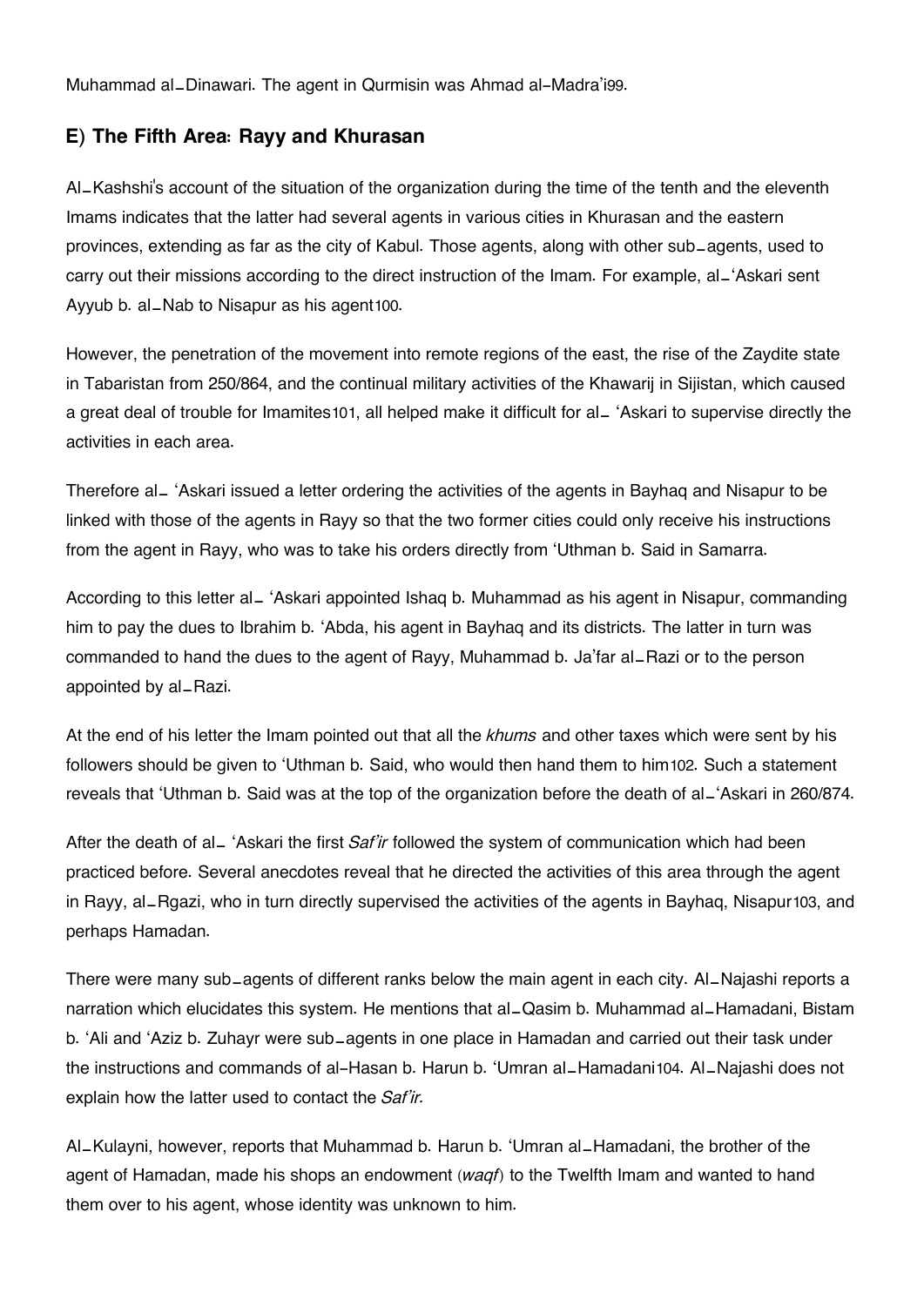Muhammad al\_Dinawari. The agent in Qurmisin was Ahmad al-Madra'i[99].

## E) The Fifth Area: Rayy and Khurasan

Al\_Kashshi's account of the situation of the organization during the time of the tenth and the eleventh Imams indicates that the latter had several agents in various cities in Khurasan and the eastern provinces, extending as far as the city of Kabul. Those agents, along with other sub\_agents, used to carry out their missions according to the direct instruction of the Imam. For example, al\_'Askari sent Ayyub b. al\_Nab to Nisapur as his agent[100].

However, the penetration of the movement into remote regions of the east, the rise of the Zaydite state in Tabaristan from 250/864, and the continual military activities of the Khawarij in Sijistan, which caused a great deal of trouble for Imamites[101], all helped make it difficult for al\_ 'Askari to supervise directly the activities in each area.

Therefore al\_ 'Askari issued a letter ordering the activities of the agents in Bayhaq and Nisapur to be linked with those of the agents in Rayy so that the two former cities could only receive his instructions from the agent in Rayy, who was to take his orders directly from 'Uthman b. Said in Samarra.

According to this letter al\_ 'Askari appointed Ishaq b. Muhammad as his agent in Nisapur, commanding him to pay the dues to Ibrahim b. 'Abda, his agent in Bayhaq and its districts. The latter in turn was commanded to hand the dues to the agent of Rayy, Muhammad b. Ja'far al\_Razi or to the person appointed by al\_Razi.

At the end of his letter the Imam pointed out that all the *khums* and other taxes which were sent by his followers should be given to 'Uthman b. Said, who would then hand them to him[102]. Such a statement reveals that 'Uthman b. Said was at the top of the organization before the death of al\_'Askari in 260/874.

After the death of al\_ 'Askari the first *Saf'ir* followed the system of communication which had been practiced before. Several anecdotes reveal that he directed the activities of this area through the agent in Rayy, al\_Rgazi, who in turn directly supervised the activities of the agents in Bayhaq, Nisapur[103], and perhaps Hamadan.

There were many sub\_agents of different ranks below the main agent in each city. Al\_Najashi reports a narration which elucidates this system. He mentions that al\_Qasim b. Muhammad al\_Hamadani, Bistam b. 'Ali and 'Aziz b. Zuhayr were sub\_agents in one place in Hamadan and carried out their task under the instructions and commands of al-Hasan b. Harun b. 'Umran al\_Hamadani[104]. Al\_Najashi does not explain how the latter used to contact the *Saf'ir.*

Al\_Kulayni, however, reports that Muhammad b. Harun b. 'Umran al\_Hamadani, the brother of the agent of Hamadan, made his shops an endowment (*waqf*) to the Twelfth Imam and wanted to hand them over to his agent, whose identity was unknown to him.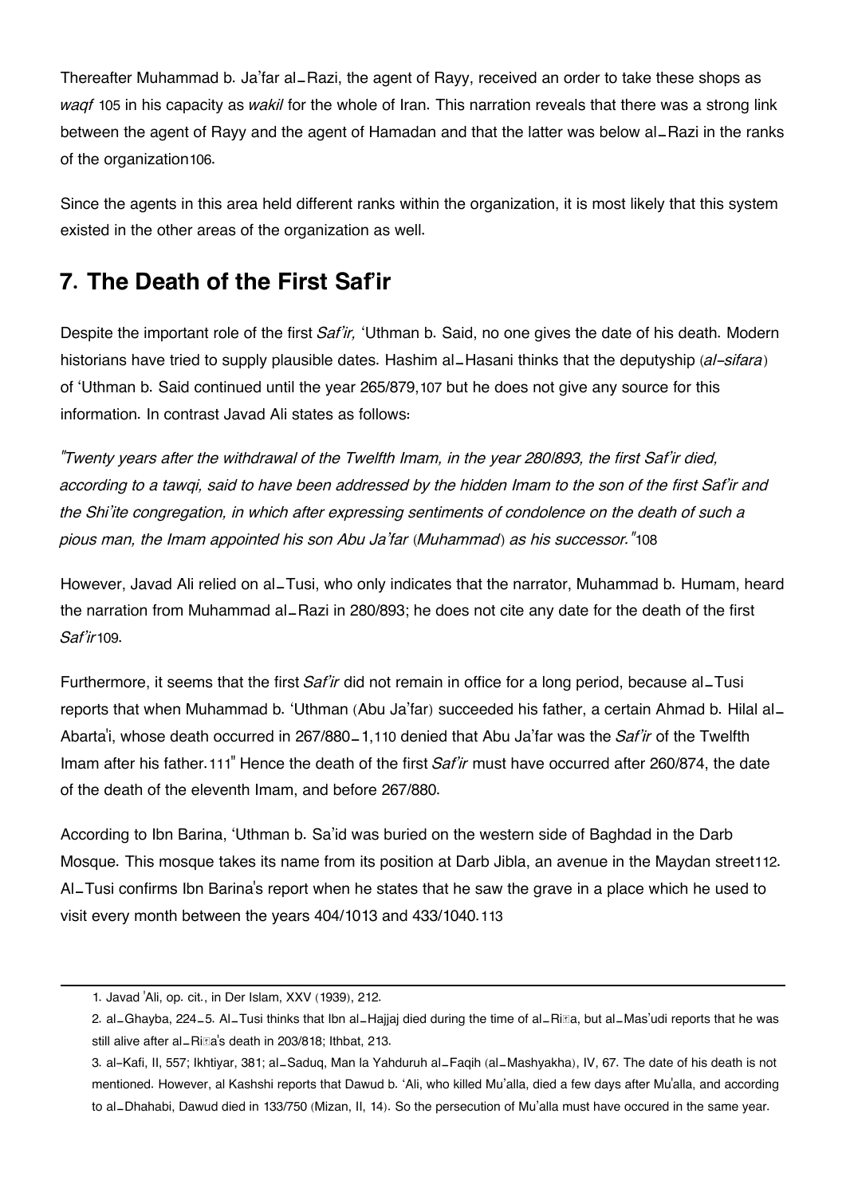Thereafter Muhammad b. Ja'far al-Razi, the agent of Rayy, received an order to take these shops as *waqf* 105 in his capacity as *wakil* for the whole of Iran. This narration reveals that there was a strong link between the agent of Rayy and the agent of Hamadan and that the latter was below al-Razi in the ranks of the organization106.

Since the agents in this area held different ranks within the organization, it is most likely that this system existed in the other areas of the organization as well.

## 7. The Death of the First Saf'ir

Despite the important role of the first *Saf'ir,* 'Uthman b. Said, no one gives the date of his death. Modern historians have tried to supply plausible dates. Hashim al-Hasani thinks that the deputyship (*al-sifara*) of 'Uthman b. Said continued until the year 265/879,107 but he does not give any source for this information. In contrast Javad Ali states as follows:

*"Twenty years after the withdrawal of the Twelfth Imam, in the year 280/893, the first Saf'ir died, according to a tawqi, said to have been addressed by the hidden Imam to the son of the first Saf'ir and the Shi'ite congregation, in which after expressing sentiments of condolence on the death of such a pious man, the Imam appointed his son Abu Ja'far (Muhammad) as his successor."*108

However, Javad Ali relied on al-Tusi, who only indicates that the narrator, Muhammad b. Humam, heard the narration from Muhammad al-Razi in 280/893; he does not cite any date for the death of the first *Saf'ir*109.

Furthermore, it seems that the first *Saf'ir* did not remain in office for a long period, because al-Tusi reports that when Muhammad b. 'Uthman (Abu Ja'far) succeeded his father, a certain Ahmad b. Hilal al-Abarta'i, whose death occurred in 267/880-1,110 denied that Abu Ja'far was the *Saf'ir* of the Twelfth Imam after his father.111" Hence the death of the first *Saf'ir* must have occurred after 260/874, the date of the death of the eleventh Imam, and before 267/880.

According to Ibn Barina, 'Uthman b. Sa'id was buried on the western side of Baghdad in the Darb Mosque. This mosque takes its name from its position at Darb Jibla, an avenue in the Maydan street112. Al-Tusi confirms Ibn Barina's report when he states that he saw the grave in a place which he used to visit every month between the years 404/1013 and 433/1040.113

---

1. Javad 'Ali, op. cit., in Der Islam, XXV (1939), 212.
2. al-Ghayba, 224-5. Al-Tusi thinks that Ibn al-Hajjaj died during the time of al-Riḍa, but al-Mas'udi reports that he was still alive after al-Riḍa's death in 203/818; Ithbat, 213.
3. al-Kafi, II, 557; Ikhtiyar, 381; al-Saduq, Man la Yahduruh al-Faqih (al-Mashyakha), IV, 67. The date of his death is not mentioned. However, al Kashshi reports that Dawud b. 'Ali, who killed Mu'alla, died a few days after Mu'alla, and according to al-Dhahabi, Dawud died in 133/750 (Mizan, II, 14). So the persecution of Mu'alla must have occured in the same year.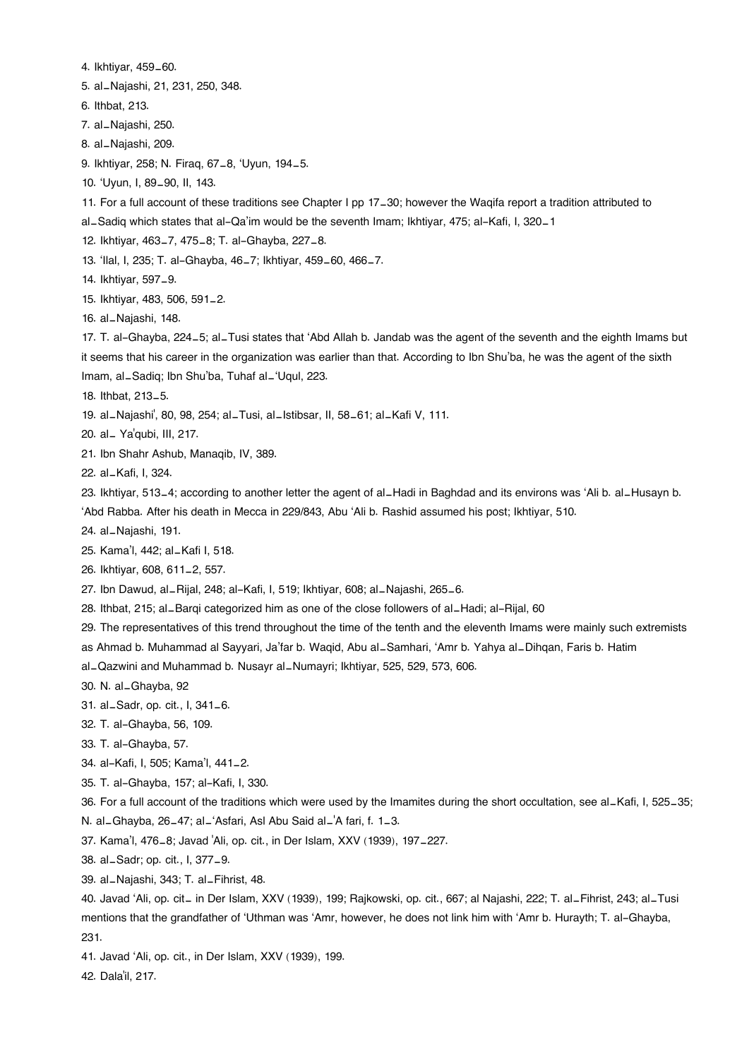4. Ikhtiyar, 459–60.

5. al–Najashi, 21, 231, 250, 348.

6. Ithbat, 213.

7. al–Najashi, 250.

8. al–Najashi, 209.

9. Ikhtiyar, 258; N. Firaq, 67–8, 'Uyun, 194–5.

10. 'Uyun, I, 89–90, II, 143.

11. For a full account of these traditions see Chapter I pp 17–30; however the Waqifa report a tradition attributed to al–Sadiq which states that al-Qa'im would be the seventh Imam; Ikhtiyar, 475; al-Kafi, I, 320–1

12. Ikhtiyar, 463–7, 475–8; T. al-Ghayba, 227–8.

13. 'Ilal, I, 235; T. al-Ghayba, 46–7; Ikhtiyar, 459–60, 466–7.

14. Ikhtiyar, 597–9.

15. Ikhtiyar, 483, 506, 591–2.

16. al–Najashi, 148.

17. T. al-Ghayba, 224–5; al–Tusi states that 'Abd Allah b. Jandab was the agent of the seventh and the eighth Imams but it seems that his career in the organization was earlier than that. According to Ibn Shu'ba, he was the agent of the sixth Imam, al–Sadiq; Ibn Shu'ba, Tuhaf al–'Uqul, 223.

18. Ithbat, 213–5.

19. al–Najashi', 80, 98, 254; al–Tusi, al–Istibsar, II, 58–61; al–Kafi V, 111.

20. al– Ya'qubi, III, 217.

21. Ibn Shahr Ashub, Manaqib, IV, 389.

22. al–Kafi, I, 324.

23. Ikhtiyar, 513–4; according to another letter the agent of al–Hadi in Baghdad and its environs was 'Ali b. al–Husayn b. 'Abd Rabba. After his death in Mecca in 229/843, Abu 'Ali b. Rashid assumed his post; Ikhtiyar, 510.

24. al–Najashi, 191.

25. Kama'l, 442; al–Kafi I, 518.

26. Ikhtiyar, 608, 611–2, 557.

27. Ibn Dawud, al–Rijal, 248; al-Kafi, I, 519; Ikhtiyar, 608; al–Najashi, 265–6.

28. Ithbat, 215; al–Barqi categorized him as one of the close followers of al–Hadi; al-Rijal, 60

29. The representatives of this trend throughout the time of the tenth and the eleventh Imams were mainly such extremists as Ahmad b. Muhammad al Sayyari, Ja'far b. Waqid, Abu al–Samhari, 'Amr b. Yahya al–Dihqan, Faris b. Hatim al–Qazwini and Muhammad b. Nusayr al–Numayri; Ikhtiyar, 525, 529, 573, 606.

30. N. al–Ghayba, 92

31. al–Sadr, op. cit., I, 341–6.

32. T. al-Ghayba, 56, 109.

33. T. al-Ghayba, 57.

34. al-Kafi, I, 505; Kama'l, 441–2.

35. T. al-Ghayba, 157; al-Kafi, I, 330.

36. For a full account of the traditions which were used by the Imamites during the short occultation, see al–Kafi, I, 525–35; N. al–Ghayba, 26–47; al–'Asfari, Asl Abu Said al–'A fari, f. 1–3.

37. Kama'l, 476–8; Javad 'Ali, op. cit., in Der Islam, XXV (1939), 197–227.

38. al–Sadr; op. cit., I, 377–9.

39. al–Najashi, 343; T. al–Fihrist, 48.

40. Javad 'Ali, op. cit– in Der Islam, XXV (1939), 199; Rajkowski, op. cit., 667; al Najashi, 222; T. al–Fihrist, 243; al–Tusi mentions that the grandfather of 'Uthman was 'Amr, however, he does not link him with 'Amr b. Hurayth; T. al-Ghayba, 231.

41. Javad 'Ali, op. cit., in Der Islam, XXV (1939), 199.

42. Dala'il, 217.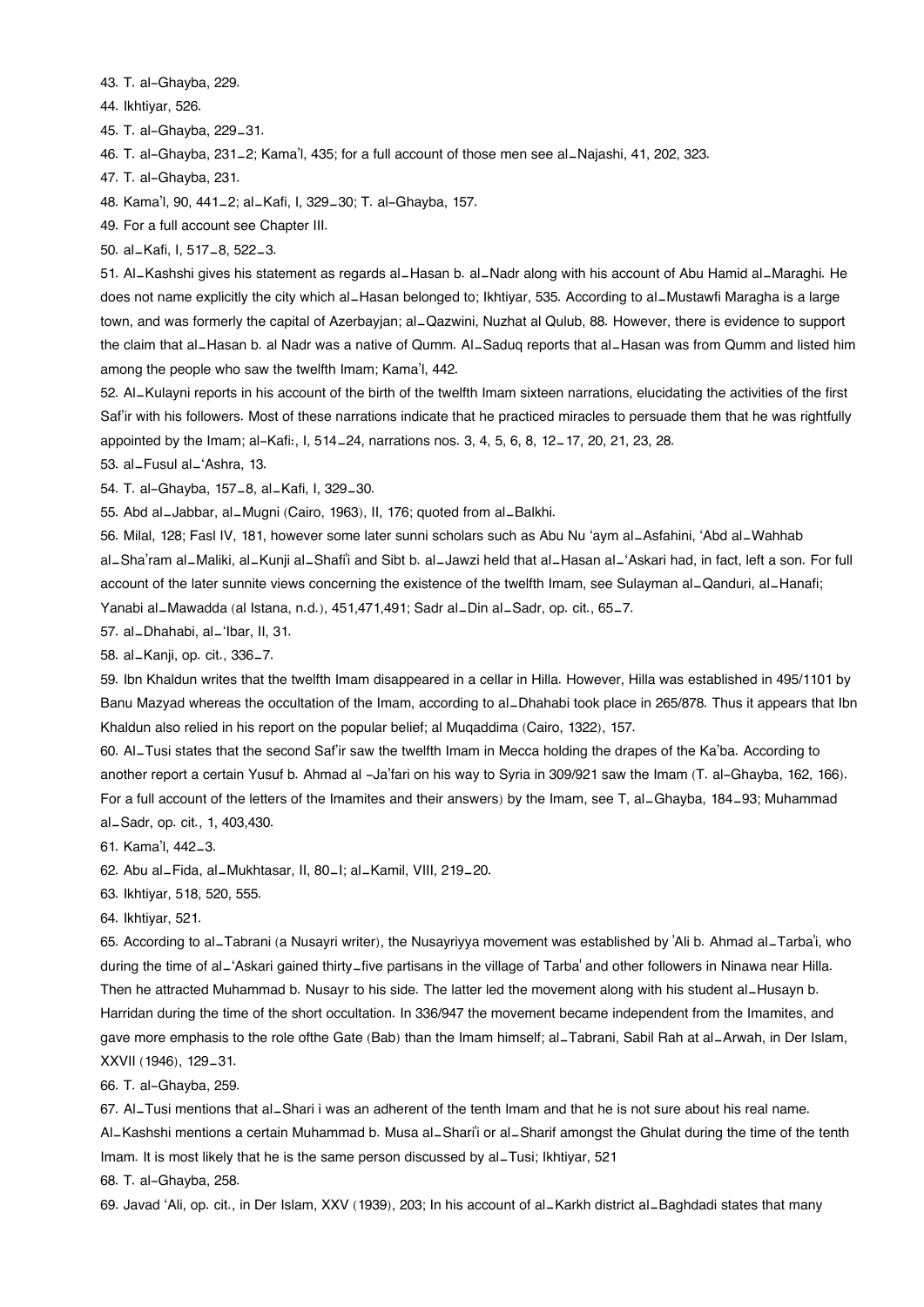43. T. al-Ghayba, 229.

44. Ikhtiyar, 526.

45. T. al-Ghayba, 229_31.

46. T. al-Ghayba, 231_2; Kama'l, 435; for a full account of those men see al_Najashi, 41, 202, 323.

47. T. al-Ghayba, 231.

48. Kama'l, 90, 441_2; al_Kafi, I, 329_30; T. al-Ghayba, 157.

49. For a full account see Chapter III.

50. al_Kafi, I, 517_8, 522_3.

51. Al_Kashshi gives his statement as regards al_Hasan b. al_Nadr along with his account of Abu Hamid al_Maraghi. He does not name explicitly the city which al_Hasan belonged to; Ikhtiyar, 535. According to al_Mustawfi Maragha is a large town, and was formerly the capital of Azerbayjan; al_Qazwini, Nuzhat al Qulub, 88. However, there is evidence to support the claim that al_Hasan b. al Nadr was a native of Qumm. Al_Saduq reports that al_Hasan was from Qumm and listed him among the people who saw the twelfth Imam; Kama'l, 442.

52. Al_Kulayni reports in his account of the birth of the twelfth Imam sixteen narrations, elucidating the activities of the first Saf'ir with his followers. Most of these narrations indicate that he practiced miracles to persuade them that he was rightfully appointed by the Imam; al-Kafi:, I, 514_24, narrations nos. 3, 4, 5, 6, 8, 12_17, 20, 21, 23, 28.

53. al_Fusul al_'Ashra, 13.

54. T. al-Ghayba, 157_8, al_Kafi, I, 329_30.

55. Abd al_Jabbar, al_Mugni (Cairo, 1963), II, 176; quoted from al_Balkhi.

56. Milal, 128; Fasl IV, 181, however some later sunni scholars such as Abu Nu 'aym al_Asfahini, 'Abd al_Wahhab al_Sha'ram al_Maliki, al_Kunji al_Shafi'i and Sibt b. al_Jawzi held that al_Hasan al_'Askari had, in fact, left a son. For full account of the later sunnite views concerning the existence of the twelfth Imam, see Sulayman al_Qanduri, al_Hanafi; Yanabi al_Mawadda (al Istana, n.d.), 451,471,491; Sadr al_Din al_Sadr, op. cit., 65_7.

57. al_Dhahabi, al_'Ibar, II, 31.

58. al_Kanji, op. cit., 336_7.

59. Ibn Khaldun writes that the twelfth Imam disappeared in a cellar in Hilla. However, Hilla was established in 495/1101 by Banu Mazyad whereas the occultation of the Imam, according to al_Dhahabi took place in 265/878. Thus it appears that Ibn Khaldun also relied in his report on the popular belief; al Muqaddima (Cairo, 1322), 157.

60. Al_Tusi states that the second Saf'ir saw the twelfth Imam in Mecca holding the drapes of the Ka'ba. According to another report a certain Yusuf b. Ahmad al -Ja'fari on his way to Syria in 309/921 saw the Imam (T. al-Ghayba, 162, 166). For a full account of the letters of the Imamites and their answers) by the Imam, see T, al_Ghayba, 184_93; Muhammad al_Sadr, op. cit., 1, 403,430.

61. Kama'l, 442_3.

62. Abu al_Fida, al_Mukhtasar, II, 80_I; al_Kamil, VIII, 219_20.

63. Ikhtiyar, 518, 520, 555.

64. Ikhtiyar, 521.

65. According to al_Tabrani (a Nusayri writer), the Nusayriyya movement was established by 'Ali b. Ahmad al_Tarba'i, who during the time of al_'Askari gained thirty_five partisans in the village of Tarba' and other followers in Ninawa near Hilla. Then he attracted Muhammad b. Nusayr to his side. The latter led the movement along with his student al_Husayn b. Harridan during the time of the short occultation. In 336/947 the movement became independent from the Imamites, and gave more emphasis to the role ofthe Gate (Bab) than the Imam himself; al_Tabrani, Sabil Rah at al_Arwah, in Der Islam, XXVII (1946), 129_31.

66. T. al-Ghayba, 259.

67. Al_Tusi mentions that al_Shari i was an adherent of the tenth Imam and that he is not sure about his real name. Al_Kashshi mentions a certain Muhammad b. Musa al_Shari'i or al_Sharif amongst the Ghulat during the time of the tenth Imam. It is most likely that he is the same person discussed by al_Tusi; Ikhtiyar, 521

68. T. al-Ghayba, 258.

69. Javad 'Ali, op. cit., in Der Islam, XXV (1939), 203; In his account of al_Karkh district al_Baghdadi states that many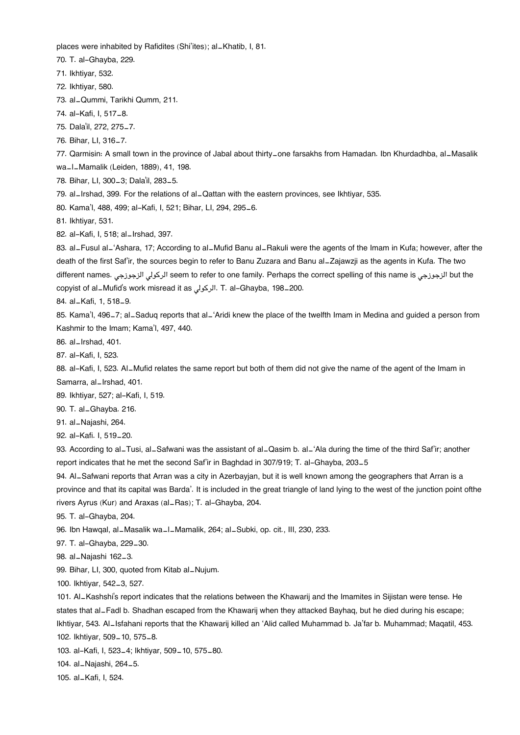places were inhabited by Rafidites (Shi'ites); al_Khatib, I, 81.

70. T. al-Ghayba, 229.

71. Ikhtiyar, 532.

72. Ikhtiyar, 580.

73. al_Qummi, Tarikhi Qumm, 211.

74. al-Kafi, I, 517_8.

75. Dala'il, 272, 275_7.

76. Bihar, LI, 316_7.

77. Qarmisin: A small town in the province of Jabal about thirty_one farsakhs from Hamadan. Ibn Khurdadhba, al_Masalik wa_l_Mamalik (Leiden, 1889), 41, 198.

78. Bihar, LI, 300_3; Dala'il, 283_5.

79. al_Irshad, 399. For the relations of al_Qattan with the eastern provinces, see Ikhtiyar, 535.

80. Kama'l, 488, 499; al-Kafi, I, 521; Bihar, LI, 294, 295_6.

81. Ikhtiyar, 531.

82. al-Kafi, I, 518; al_Irshad, 397.

83. al_Fusul al_'Ashara, 17; According to al_Mufid Banu al_Rakuli were the agents of the Imam in Kufa; however, after the death of the first Saf'ir, the sources begin to refer to Banu Zuzara and Banu al_Zajawzji as the agents in Kufa. The two different names. الركولي الزجوزجي seem to refer to one family. Perhaps the correct spelling of this name is الزجوزجي but the copyist of al_Mufid's work misread it as الركولي. T. al-Ghayba, 198_200.

84. al-Kafi, 1, 518_9.

85. Kama'l, 496_7; al_Saduq reports that al_'Aridi knew the place of the twelfth Imam in Medina and guided a person from Kashmir to the Imam; Kama'l, 497, 440.

86. al_Irshad, 401.

87. al-Kafi, I, 523.

88. al-Kafi, I, 523. Al_Mufid relates the same report but both of them did not give the name of the agent of the Imam in Samarra, al_Irshad, 401.

89. Ikhtiyar, 527; al-Kafi, I, 519.

90. T. al_Ghayba. 216.

91. al_Najashi, 264.

92. al-Kafi. I, 519_20.

93. According to al_Tusi, al_Safwani was the assistant of al_Qasim b. al_'Ala during the time of the third Saf'ir; another report indicates that he met the second Saf'ir in Baghdad in 307/919; T. al-Ghayba, 203_5

94. Al_Safwani reports that Arran was a city in Azerbayjan, but it is well known among the geographers that Arran is a province and that its capital was Barda'. It is included in the great triangle of land lying to the west of the junction point ofthe rivers Ayrus (Kur) and Araxas (al_Ras); T. al-Ghayba, 204.

95. T. al-Ghayba, 204.

96. Ibn Hawqal, al_Masalik wa_l_Mamalik, 264; al_Subki, op. cit., III, 230, 233.

97. T. al-Ghayba, 229_30.

98. al_Najashi 162_3.

99. Bihar, LI, 300, quoted from Kitab al_Nujum.

100. Ikhtiyar, 542_3, 527.

101. Al_Kashshi's report indicates that the relations between the Khawarij and the Imamites in Sijistan were tense. He states that al_Fadl b. Shadhan escaped from the Khawarij when they attacked Bayhaq, but he died during his escape; Ikhtiyar, 543. Al_Isfahani reports that the Khawarij killed an 'Alid called Muhammad b. Ja'far b. Muhammad; Maqatil, 453.

102. Ikhtiyar, 509_10, 575_8.

103. al-Kafi, I, 523_4; Ikhtiyar, 509_10, 575_80.

104. al_Najashi, 264_5.

105. al_Kafi, I, 524.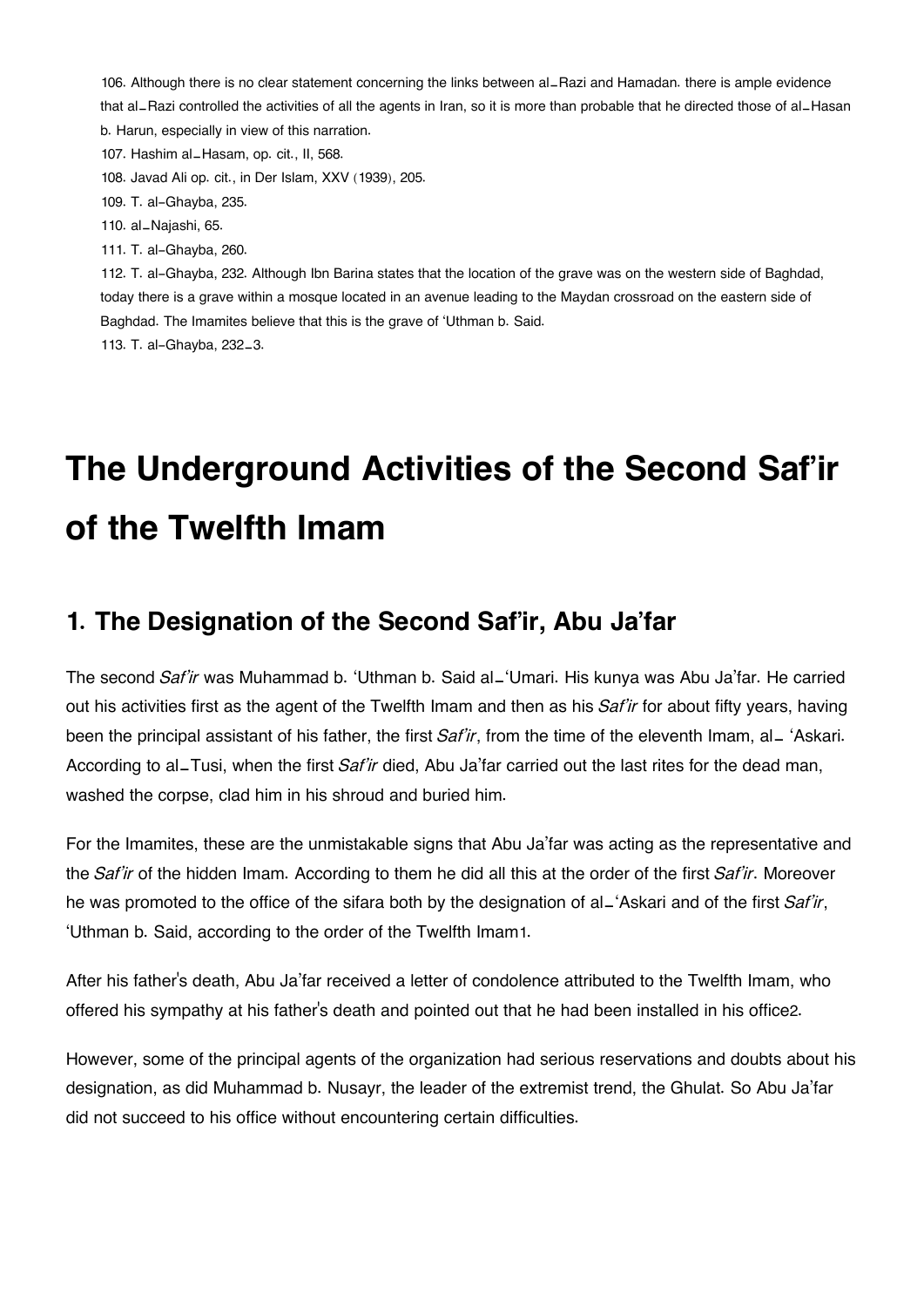106. Although there is no clear statement concerning the links between al–Razi and Hamadan. there is ample evidence that al–Razi controlled the activities of all the agents in Iran, so it is more than probable that he directed those of al–Hasan b. Harun, especially in view of this narration.

107. Hashim al–Hasam, op. cit., II, 568.

108. Javad Ali op. cit., in Der Islam, XXV (1939), 205.

109. T. al-Ghayba, 235.

110. al–Najashi, 65.

111. T. al-Ghayba, 260.

112. T. al-Ghayba, 232. Although Ibn Barina states that the location of the grave was on the western side of Baghdad, today there is a grave within a mosque located in an avenue leading to the Maydan crossroad on the eastern side of Baghdad. The Imamites believe that this is the grave of 'Uthman b. Said.

113. T. al-Ghayba, 232–3.

# The Underground Activities of the Second Saf'ir of the Twelfth Imam

## 1. The Designation of the Second Saf'ir, Abu Ja'far

The second *Saf'ir* was Muhammad b. 'Uthman b. Said al–'Umari. His kunya was Abu Ja'far. He carried out his activities first as the agent of the Twelfth Imam and then as his *Saf'ir* for about fifty years, having been the principal assistant of his father, the first *Saf'ir*, from the time of the eleventh Imam, al– 'Askari. According to al–Tusi, when the first *Saf'ir* died, Abu Ja'far carried out the last rites for the dead man, washed the corpse, clad him in his shroud and buried him.

For the Imamites, these are the unmistakable signs that Abu Ja'far was acting as the representative and the *Saf'ir* of the hidden Imam. According to them he did all this at the order of the first *Saf'ir*. Moreover he was promoted to the office of the sifara both by the designation of al–'Askari and of the first *Saf'ir*, 'Uthman b. Said, according to the order of the Twelfth Imam[1].

After his father's death, Abu Ja'far received a letter of condolence attributed to the Twelfth Imam, who offered his sympathy at his father's death and pointed out that he had been installed in his office[2].

However, some of the principal agents of the organization had serious reservations and doubts about his designation, as did Muhammad b. Nusayr, the leader of the extremist trend, the Ghulat. So Abu Ja'far did not succeed to his office without encountering certain difficulties.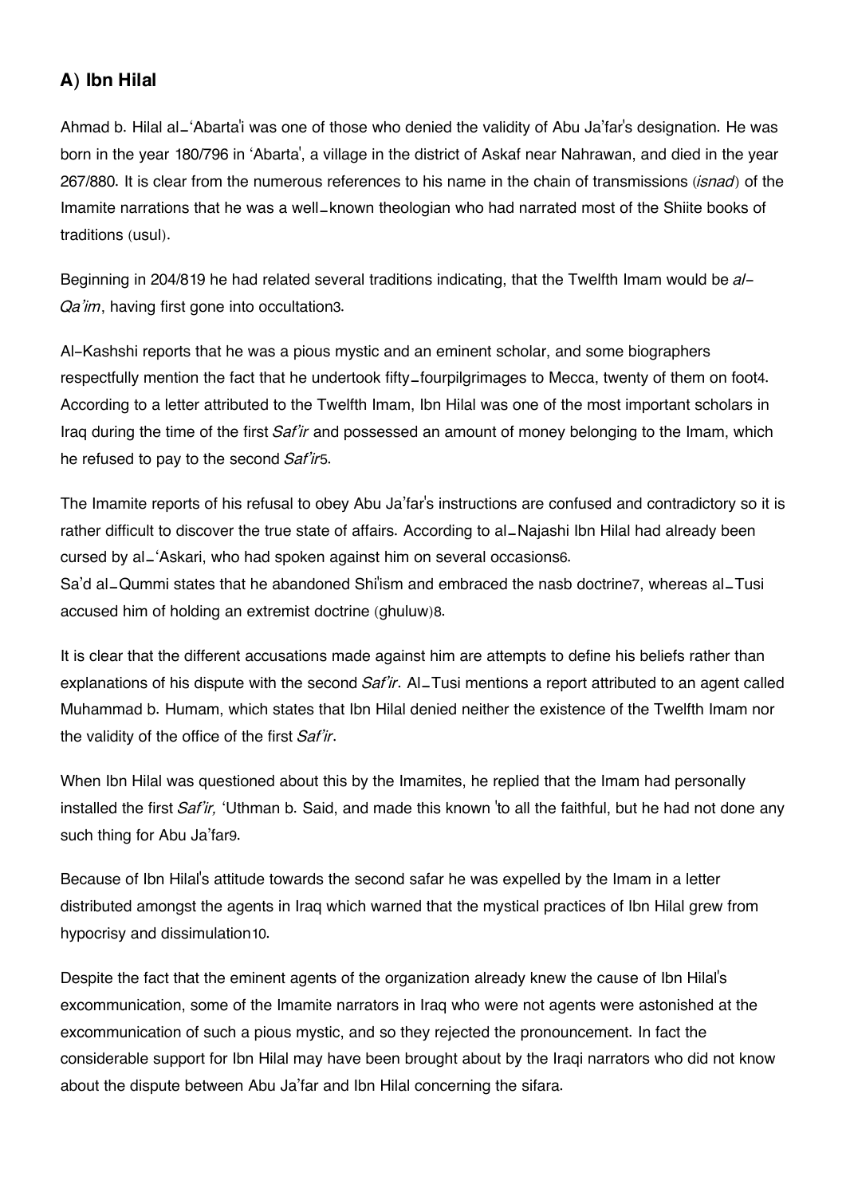### A) Ibn Hilal

Ahmad b. Hilal al–'Abarta'i was one of those who denied the validity of Abu Ja'far's designation. He was born in the year 180/796 in 'Abarta', a village in the district of Askaf near Nahrawan, and died in the year 267/880. It is clear from the numerous references to his name in the chain of transmissions (*isnad*) of the Imamite narrations that he was a well–known theologian who had narrated most of the Shiite books of traditions (usul).

Beginning in 204/819 he had related several traditions indicating, that the Twelfth Imam would be *al-Qa'im*, having first gone into occultation[3].

Al-Kashshi reports that he was a pious mystic and an eminent scholar, and some biographers respectfully mention the fact that he undertook fifty–fourpilgrimages to Mecca, twenty of them on foot[4]. According to a letter attributed to the Twelfth Imam, Ibn Hilal was one of the most important scholars in Iraq during the time of the first *Saf'ir* and possessed an amount of money belonging to the Imam, which he refused to pay to the second *Saf'ir*[5].

The Imamite reports of his refusal to obey Abu Ja'far's instructions are confused and contradictory so it is rather difficult to discover the true state of affairs. According to al–Najashi Ibn Hilal had already been cursed by al–'Askari, who had spoken against him on several occasions[6].
Sa'd al–Qummi states that he abandoned Shi'ism and embraced the nasb doctrine[7], whereas al–Tusi accused him of holding an extremist doctrine (ghuluw)[8].

It is clear that the different accusations made against him are attempts to define his beliefs rather than explanations of his dispute with the second *Saf'ir*. Al–Tusi mentions a report attributed to an agent called Muhammad b. Humam, which states that Ibn Hilal denied neither the existence of the Twelfth Imam nor the validity of the office of the first *Saf'ir*.

When Ibn Hilal was questioned about this by the Imamites, he replied that the Imam had personally installed the first *Saf'ir,* 'Uthman b. Said, and made this known 'to all the faithful, but he had not done any such thing for Abu Ja'far[9].

Because of Ibn Hilal's attitude towards the second safar he was expelled by the Imam in a letter distributed amongst the agents in Iraq which warned that the mystical practices of Ibn Hilal grew from hypocrisy and dissimulation[10].

Despite the fact that the eminent agents of the organization already knew the cause of Ibn Hilal's excommunication, some of the Imamite narrators in Iraq who were not agents were astonished at the excommunication of such a pious mystic, and so they rejected the pronouncement. In fact the considerable support for Ibn Hilal may have been brought about by the Iraqi narrators who did not know about the dispute between Abu Ja'far and Ibn Hilal concerning the sifara.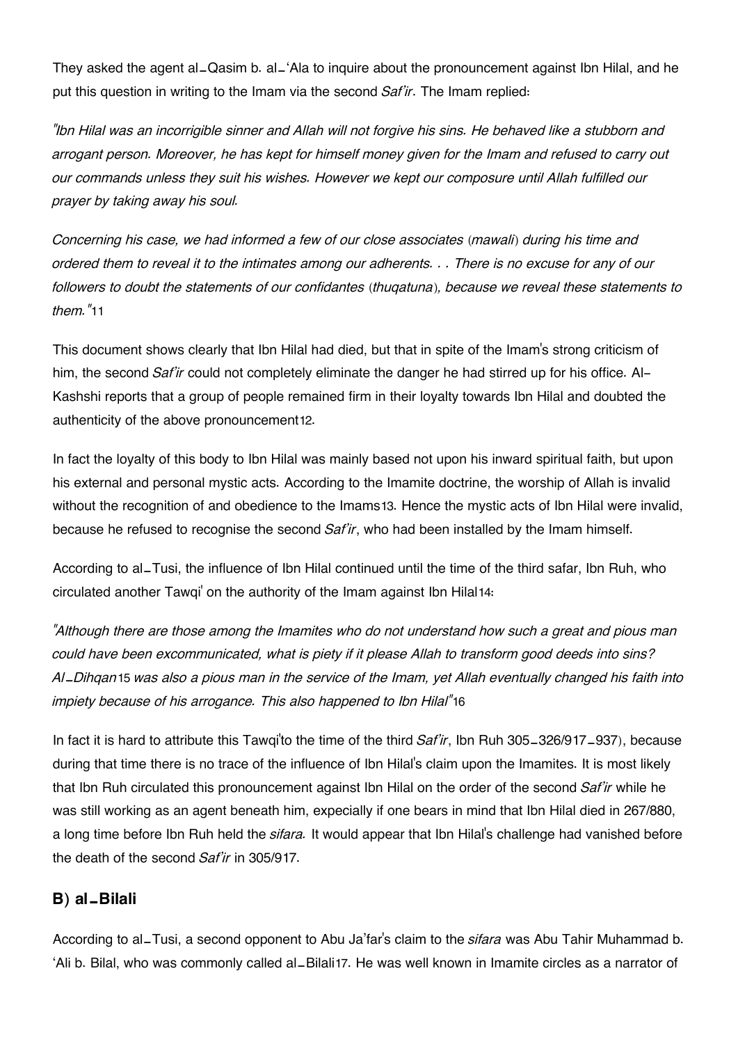They asked the agent al\_Qasim b. al\_'Ala to inquire about the pronouncement against Ibn Hilal, and he put this question in writing to the Imam via the second *Saf'ir*. The Imam replied:

*"Ibn Hilal was an incorrigible sinner and Allah will not forgive his sins. He behaved like a stubborn and arrogant person. Moreover, he has kept for himself money given for the Imam and refused to carry out our commands unless they suit his wishes. However we kept our composure until Allah fulfilled our prayer by taking away his soul.*

*Concerning his case, we had informed a few of our close associates (mawali) during his time and ordered them to reveal it to the intimates among our adherents. . . There is no excuse for any of our followers to doubt the statements of our confidantes (thuqatuna), because we reveal these statements to them."*[11]

This document shows clearly that Ibn Hilal had died, but that in spite of the Imam's strong criticism of him, the second *Saf'ir* could not completely eliminate the danger he had stirred up for his office. Al-Kashshi reports that a group of people remained firm in their loyalty towards Ibn Hilal and doubted the authenticity of the above pronouncement[12].

In fact the loyalty of this body to Ibn Hilal was mainly based not upon his inward spiritual faith, but upon his external and personal mystic acts. According to the Imamite doctrine, the worship of Allah is invalid without the recognition of and obedience to the Imams[13]. Hence the mystic acts of Ibn Hilal were invalid, because he refused to recognise the second *Saf'ir*, who had been installed by the Imam himself.

According to al\_Tusi, the influence of Ibn Hilal continued until the time of the third safar, Ibn Ruh, who circulated another Tawqi' on the authority of the Imam against Ibn Hilal[14]:

*"Although there are those among the Imamites who do not understand how such a great and pious man could have been excommunicated, what is piety if it please Allah to transform good deeds into sins? Al\_Dihqan*[15] *was also a pious man in the service of the Imam, yet Allah eventually changed his faith into impiety because of his arrogance. This also happened to Ibn Hilal"*[16]

In fact it is hard to attribute this Tawqi'to the time of the third *Saf'ir*, Ibn Ruh 305\_326/917\_937), because during that time there is no trace of the influence of Ibn Hilal's claim upon the Imamites. It is most likely that Ibn Ruh circulated this pronouncement against Ibn Hilal on the order of the second *Saf'ir* while he was still working as an agent beneath him, expecially if one bears in mind that Ibn Hilal died in 267/880, a long time before Ibn Ruh held the *sifara.* It would appear that Ibn Hilal's challenge had vanished before the death of the second *Saf'ir* in 305/917.

## B) al\_Bilali

According to al\_Tusi, a second opponent to Abu Ja'far's claim to the *sifara* was Abu Tahir Muhammad b. 'Ali b. Bilal, who was commonly called al\_Bilali[17]. He was well known in Imamite circles as a narrator of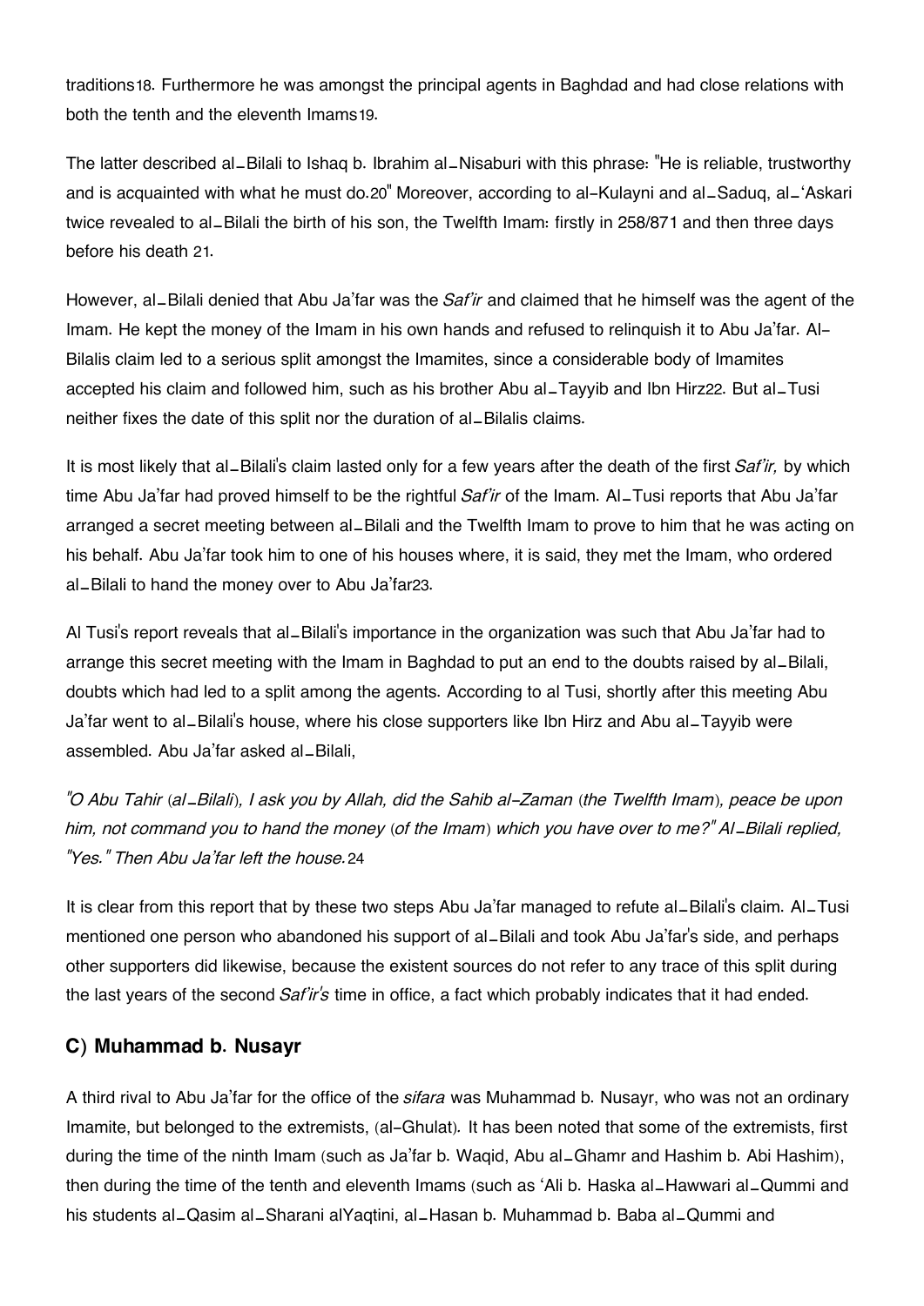traditions[18]. Furthermore he was amongst the principal agents in Baghdad and had close relations with both the tenth and the eleventh Imams[19].

The latter described al_Bilali to Ishaq b. Ibrahim al_Nisaburi with this phrase: "He is reliable, trustworthy and is acquainted with what he must do.[20]" Moreover, according to al-Kulayni and al_Saduq, al_'Askari twice revealed to al_Bilali the birth of his son, the Twelfth Imam: firstly in 258/871 and then three days before his death [21].

However, al_Bilali denied that Abu Ja'far was the *Saf'ir* and claimed that he himself was the agent of the Imam. He kept the money of the Imam in his own hands and refused to relinquish it to Abu Ja'far. Al-Bilalis claim led to a serious split amongst the Imamites, since a considerable body of Imamites accepted his claim and followed him, such as his brother Abu al_Tayyib and Ibn Hirz[22]. But al_Tusi neither fixes the date of this split nor the duration of al_Bilalis claims.

It is most likely that al_Bilali's claim lasted only for a few years after the death of the first *Saf'ir,* by which time Abu Ja'far had proved himself to be the rightful *Saf'ir* of the Imam. Al_Tusi reports that Abu Ja'far arranged a secret meeting between al_Bilali and the Twelfth Imam to prove to him that he was acting on his behalf. Abu Ja'far took him to one of his houses where, it is said, they met the Imam, who ordered al_Bilali to hand the money over to Abu Ja'far[23].

Al Tusi's report reveals that al_Bilali's importance in the organization was such that Abu Ja'far had to arrange this secret meeting with the Imam in Baghdad to put an end to the doubts raised by al_Bilali, doubts which had led to a split among the agents. According to al Tusi, shortly after this meeting Abu Ja'far went to al_Bilali's house, where his close supporters like Ibn Hirz and Abu al_Tayyib were assembled. Abu Ja'far asked al_Bilali,

*"O Abu Tahir (al_Bilali), I ask you by Allah, did the Sahib al-Zaman (the Twelfth Imam), peace be upon him, not command you to hand the money (of the Imam) which you have over to me?" Al_Bilali replied, "Yes." Then Abu Ja'far left the house.*[24]

It is clear from this report that by these two steps Abu Ja'far managed to refute al_Bilali's claim. Al_Tusi mentioned one person who abandoned his support of al_Bilali and took Abu Ja'far's side, and perhaps other supporters did likewise, because the existent sources do not refer to any trace of this split during the last years of the second *Saf'ir's* time in office, a fact which probably indicates that it had ended.

### C) Muhammad b. Nusayr

A third rival to Abu Ja'far for the office of the *sifara* was Muhammad b. Nusayr, who was not an ordinary Imamite, but belonged to the extremists, (al-Ghulat). It has been noted that some of the extremists, first during the time of the ninth Imam (such as Ja'far b. Waqid, Abu al_Ghamr and Hashim b. Abi Hashim), then during the time of the tenth and eleventh Imams (such as 'Ali b. Haska al_Hawwari al_Qummi and his students al_Qasim al_Sharani alYaqtini, al_Hasan b. Muhammad b. Baba al_Qummi and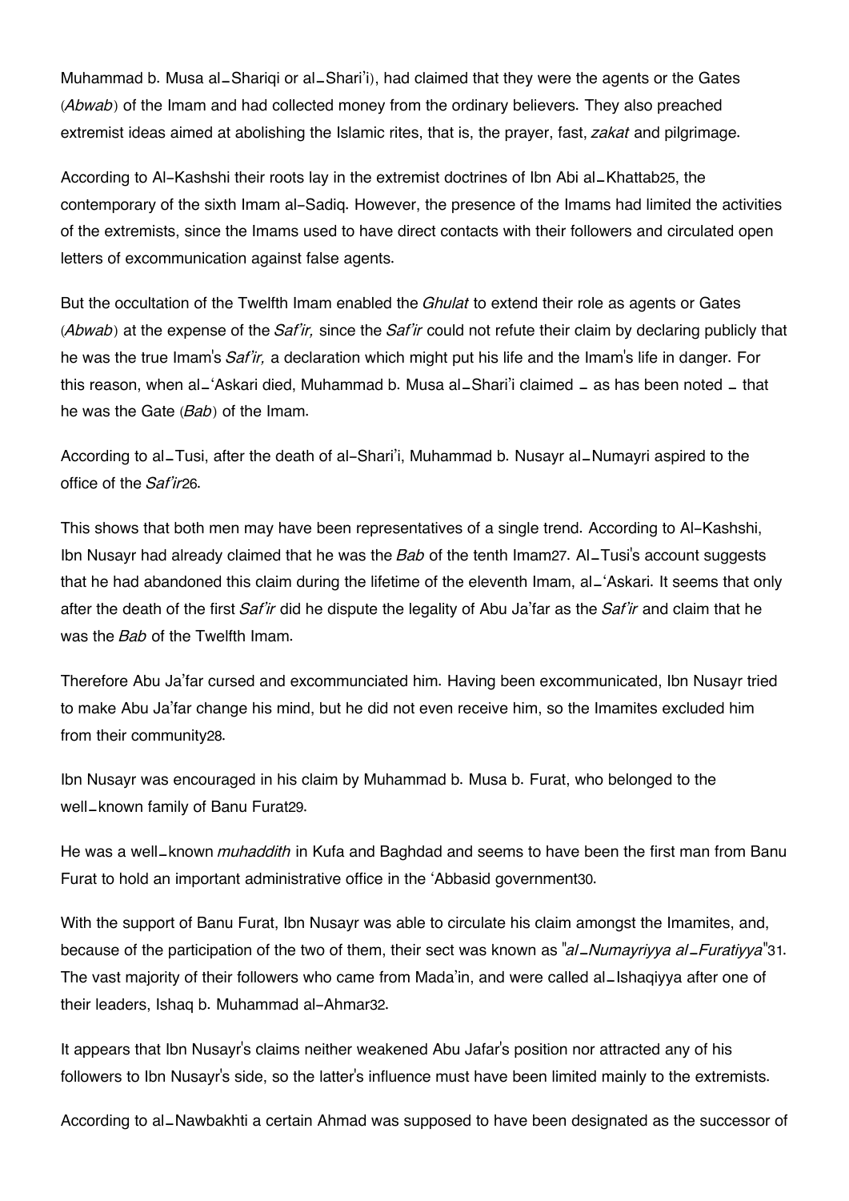Muhammad b. Musa al_Shariqi or al_Shari'i), had claimed that they were the agents or the Gates (*Abwab*) of the Imam and had collected money from the ordinary believers. They also preached extremist ideas aimed at abolishing the Islamic rites, that is, the prayer, fast, *zakat* and pilgrimage.

According to Al-Kashshi their roots lay in the extremist doctrines of Ibn Abi al_Khattab[25], the contemporary of the sixth Imam al-Sadiq. However, the presence of the Imams had limited the activities of the extremists, since the Imams used to have direct contacts with their followers and circulated open letters of excommunication against false agents.

But the occultation of the Twelfth Imam enabled the *Ghulat* to extend their role as agents or Gates (*Abwab*) at the expense of the *Saf'ir,* since the *Saf'ir* could not refute their claim by declaring publicly that he was the true Imam's *Saf'ir,* a declaration which might put his life and the Imam's life in danger. For this reason, when al_'Askari died, Muhammad b. Musa al_Shari'i claimed _ as has been noted _ that he was the Gate (*Bab*) of the Imam.

According to al_Tusi, after the death of al-Shari'i, Muhammad b. Nusayr al_Numayri aspired to the office of the *Saf'ir*[26].

This shows that both men may have been representatives of a single trend. According to Al-Kashshi, Ibn Nusayr had already claimed that he was the *Bab* of the tenth Imam[27]. Al_Tusi's account suggests that he had abandoned this claim during the lifetime of the eleventh Imam, al_'Askari. It seems that only after the death of the first *Saf'ir* did he dispute the legality of Abu Ja'far as the *Saf'ir* and claim that he was the *Bab* of the Twelfth Imam.

Therefore Abu Ja'far cursed and excommunciated him. Having been excommunicated, Ibn Nusayr tried to make Abu Ja'far change his mind, but he did not even receive him, so the Imamites excluded him from their community[28].

Ibn Nusayr was encouraged in his claim by Muhammad b. Musa b. Furat, who belonged to the well_known family of Banu Furat[29].

He was a well_known *muhaddith* in Kufa and Baghdad and seems to have been the first man from Banu Furat to hold an important administrative office in the 'Abbasid government[30].

With the support of Banu Furat, Ibn Nusayr was able to circulate his claim amongst the Imamites, and, because of the participation of the two of them, their sect was known as "*al_Numayriyya al_Furatiyya*"[31]. The vast majority of their followers who came from Mada'in, and were called al_Ishaqiyya after one of their leaders, Ishaq b. Muhammad al-Ahmar[32].

It appears that Ibn Nusayr's claims neither weakened Abu Jafar's position nor attracted any of his followers to Ibn Nusayr's side, so the latter's influence must have been limited mainly to the extremists.

According to al_Nawbakhti a certain Ahmad was supposed to have been designated as the successor of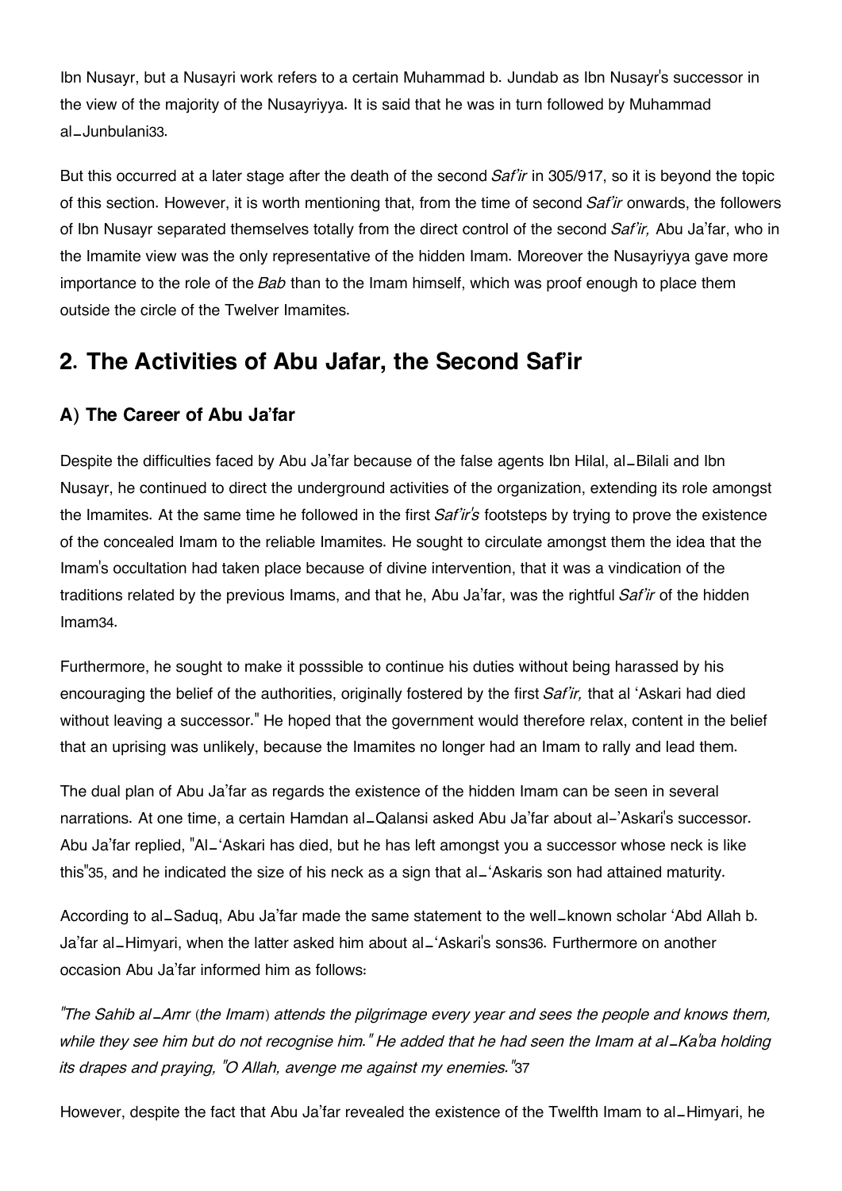Ibn Nusayr, but a Nusayri work refers to a certain Muhammad b. Jundab as Ibn Nusayr's successor in the view of the majority of the Nusayriyya. It is said that he was in turn followed by Muhammad al_Junbulani33.

But this occurred at a later stage after the death of the second *Saf'ir* in 305/917, so it is beyond the topic of this section. However, it is worth mentioning that, from the time of second *Saf'ir* onwards, the followers of Ibn Nusayr separated themselves totally from the direct control of the second *Saf'ir,* Abu Ja'far, who in the Imamite view was the only representative of the hidden Imam. Moreover the Nusayriyya gave more importance to the role of the *Bab* than to the Imam himself, which was proof enough to place them outside the circle of the Twelver Imamites.

## 2. The Activities of Abu Jafar, the Second Saf'ir

### A) The Career of Abu Ja'far

Despite the difficulties faced by Abu Ja'far because of the false agents Ibn Hilal, al_Bilali and Ibn Nusayr, he continued to direct the underground activities of the organization, extending its role amongst the Imamites. At the same time he followed in the first *Saf'ir's* footsteps by trying to prove the existence of the concealed Imam to the reliable Imamites. He sought to circulate amongst them the idea that the Imam's occultation had taken place because of divine intervention, that it was a vindication of the traditions related by the previous Imams, and that he, Abu Ja'far, was the rightful *Saf'ir* of the hidden Imam34.

Furthermore, he sought to make it posssible to continue his duties without being harassed by his encouraging the belief of the authorities, originally fostered by the first *Saf'ir,* that al 'Askari had died without leaving a successor." He hoped that the government would therefore relax, content in the belief that an uprising was unlikely, because the Imamites no longer had an Imam to rally and lead them.

The dual plan of Abu Ja'far as regards the existence of the hidden Imam can be seen in several narrations. At one time, a certain Hamdan al_Qalansi asked Abu Ja'far about al-'Askari's successor. Abu Ja'far replied, "Al_'Askari has died, but he has left amongst you a successor whose neck is like this"35, and he indicated the size of his neck as a sign that al_'Askaris son had attained maturity.

According to al_Saduq, Abu Ja'far made the same statement to the well_known scholar 'Abd Allah b. Ja'far al_Himyari, when the latter asked him about al_'Askari's sons36. Furthermore on another occasion Abu Ja'far informed him as follows:

*"The Sahib al_Amr (the Imam) attends the pilgrimage every year and sees the people and knows them, while they see him but do not recognise him." He added that he had seen the Imam at al_Ka'ba holding its drapes and praying, "O Allah, avenge me against my enemies."*37

However, despite the fact that Abu Ja'far revealed the existence of the Twelfth Imam to al_Himyari, he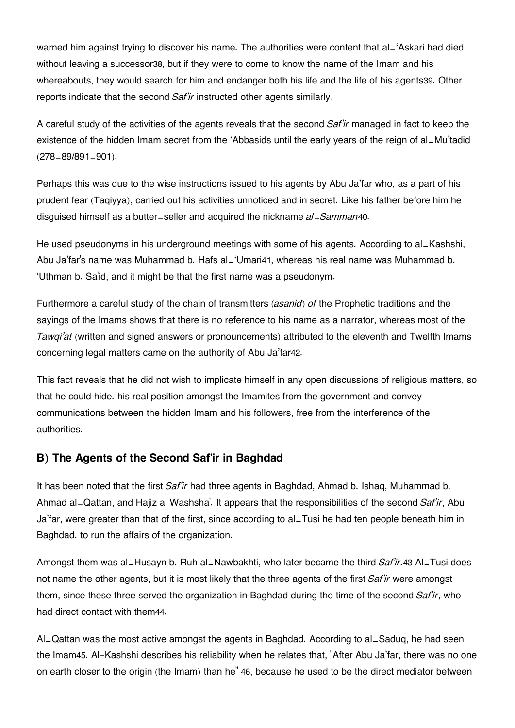warned him against trying to discover his name. The authorities were content that al–'Askari had died without leaving a successor[38], but if they were to come to know the name of the Imam and his whereabouts, they would search for him and endanger both his life and the life of his agents[39]. Other reports indicate that the second *Saf'ir* instructed other agents similarly.

A careful study of the activities of the agents reveals that the second *Saf'ir* managed in fact to keep the existence of the hidden Imam secret from the 'Abbasids until the early years of the reign of al–Mu'tadid (278–89/891–901).

Perhaps this was due to the wise instructions issued to his agents by Abu Ja'far who, as a part of his prudent fear (Taqiyya), carried out his activities unnoticed and in secret. Like his father before him he disguised himself as a butter–seller and acquired the nickname *al–Samman*[40].

He used pseudonyms in his underground meetings with some of his agents. According to al–Kashshi, Abu Ja'far's name was Muhammad b. Hafs al–'Umari[41], whereas his real name was Muhammad b. 'Uthman b. Sa'id, and it might be that the first name was a pseudonym.

Furthermore a careful study of the chain of transmitters (*asanid*) *of* the Prophetic traditions and the sayings of the Imams shows that there is no reference to his name as a narrator, whereas most of the *Tawqi'at* (written and signed answers or pronouncements) attributed to the eleventh and Twelfth Imams concerning legal matters came on the authority of Abu Ja'far[42].

This fact reveals that he did not wish to implicate himself in any open discussions of religious matters, so that he could hide. his real position amongst the Imamites from the government and convey communications between the hidden Imam and his followers, free from the interference of the authorities.

## B) The Agents of the Second Saf'ir in Baghdad

It has been noted that the first *Saf'ir* had three agents in Baghdad, Ahmad b. Ishaq, Muhammad b. Ahmad al–Qattan, and Hajiz al Washsha'. It appears that the responsibilities of the second *Saf'ir*, Abu Ja'far, were greater than that of the first, since according to al–Tusi he had ten people beneath him in Baghdad. to run the affairs of the organization.

Amongst them was al–Husayn b. Ruh al–Nawbakhti, who later became the third *Saf'ir*.[43] Al–Tusi does not name the other agents, but it is most likely that the three agents of the first *Saf'ir* were amongst them, since these three served the organization in Baghdad during the time of the second *Saf'ir*, who had direct contact with them[44].

Al–Qattan was the most active amongst the agents in Baghdad. According to al–Saduq, he had seen the Imam[45]. Al-Kashshi describes his reliability when he relates that, "After Abu Ja'far, there was no one on earth closer to the origin (the Imam) than he" [46], because he used to be the direct mediator between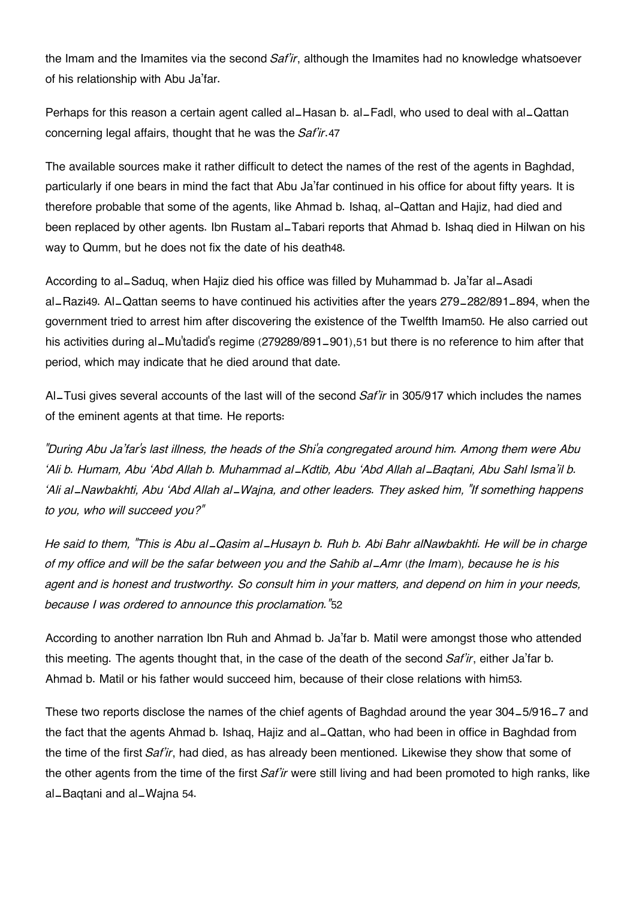the Imam and the Imamites via the second *Saf'ir*, although the Imamites had no knowledge whatsoever of his relationship with Abu Ja'far.

Perhaps for this reason a certain agent called al_Hasan b. al_Fadl, who used to deal with al_Qattan concerning legal affairs, thought that he was the *Saf'ir*.[47]

The available sources make it rather difficult to detect the names of the rest of the agents in Baghdad, particularly if one bears in mind the fact that Abu Ja'far continued in his office for about fifty years. It is therefore probable that some of the agents, like Ahmad b. Ishaq, al-Qattan and Hajiz, had died and been replaced by other agents. Ibn Rustam al_Tabari reports that Ahmad b. Ishaq died in Hilwan on his way to Qumm, but he does not fix the date of his death[48].

According to al_Saduq, when Hajiz died his office was filled by Muhammad b. Ja'far al_Asadi al_Razi[49]. Al_Qattan seems to have continued his activities after the years 279_282/891_894, when the government tried to arrest him after discovering the existence of the Twelfth Imam[50]. He also carried out his activities during al_Mu'tadid's regime (279289/891_901),[51] but there is no reference to him after that period, which may indicate that he died around that date.

Al_Tusi gives several accounts of the last will of the second *Saf'ir* in 305/917 which includes the names of the eminent agents at that time. He reports:

*"During Abu Ja'far's last illness, the heads of the Shi'a congregated around him. Among them were Abu 'Ali b. Humam, Abu 'Abd Allah b. Muhammad al_Kdtib, Abu 'Abd Allah al_Baqtani, Abu Sahl Isma'il b. 'Ali al_Nawbakhti, Abu 'Abd Allah al_Wajna, and other leaders. They asked him, "If something happens to you, who will succeed you?"*

*He said to them, "This is Abu al_Qasim al_Husayn b. Ruh b. Abi Bahr alNawbakhti. He will be in charge of my office and will be the safar between you and the Sahib al_Amr (the Imam), because he is his agent and is honest and trustworthy. So consult him in your matters, and depend on him in your needs, because I was ordered to announce this proclamation."*[52]

According to another narration Ibn Ruh and Ahmad b. Ja'far b. Matil were amongst those who attended this meeting. The agents thought that, in the case of the death of the second *Saf'ir*, either Ja'far b. Ahmad b. Matil or his father would succeed him, because of their close relations with him[53].

These two reports disclose the names of the chief agents of Baghdad around the year 304_5/916_7 and the fact that the agents Ahmad b. Ishaq, Hajiz and al_Qattan, who had been in office in Baghdad from the time of the first *Saf'ir*, had died, as has already been mentioned. Likewise they show that some of the other agents from the time of the first *Saf'ir* were still living and had been promoted to high ranks, like al_Baqtani and al_Wajna [54].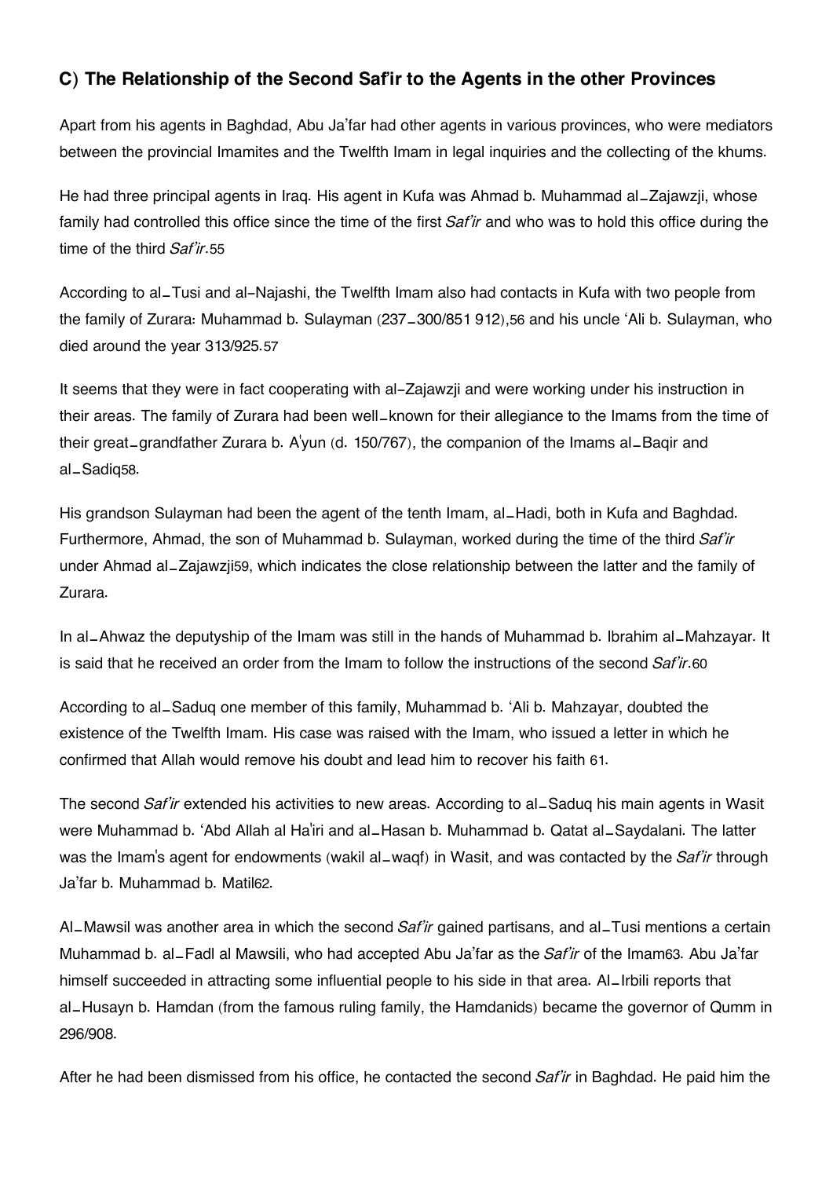### C) The Relationship of the Second Saf'ir to the Agents in the other Provinces

Apart from his agents in Baghdad, Abu Ja'far had other agents in various provinces, who were mediators between the provincial Imamites and the Twelfth Imam in legal inquiries and the collecting of the khums.

He had three principal agents in Iraq. His agent in Kufa was Ahmad b. Muhammad al–Zajawzji, whose family had controlled this office since the time of the first *Saf'ir* and who was to hold this office during the time of the third *Saf'ir*.[55]

According to al–Tusi and al–Najashi, the Twelfth Imam also had contacts in Kufa with two people from the family of Zurara: Muhammad b. Sulayman (237–300/851 912),[56] and his uncle 'Ali b. Sulayman, who died around the year 313/925.[57]

It seems that they were in fact cooperating with al–Zajawzji and were working under his instruction in their areas. The family of Zurara had been well–known for their allegiance to the Imams from the time of their great–grandfather Zurara b. A'yun (d. 150/767), the companion of the Imams al–Baqir and al–Sadiq[58].

His grandson Sulayman had been the agent of the tenth Imam, al–Hadi, both in Kufa and Baghdad. Furthermore, Ahmad, the son of Muhammad b. Sulayman, worked during the time of the third *Saf'ir* under Ahmad al–Zajawzji[59], which indicates the close relationship between the latter and the family of Zurara.

In al–Ahwaz the deputyship of the Imam was still in the hands of Muhammad b. Ibrahim al–Mahzayar. It is said that he received an order from the Imam to follow the instructions of the second *Saf'ir*.[60]

According to al–Saduq one member of this family, Muhammad b. 'Ali b. Mahzayar, doubted the existence of the Twelfth Imam. His case was raised with the Imam, who issued a letter in which he confirmed that Allah would remove his doubt and lead him to recover his faith [61].

The second *Saf'ir* extended his activities to new areas. According to al–Saduq his main agents in Wasit were Muhammad b. 'Abd Allah al Ha'iri and al–Hasan b. Muhammad b. Qatat al–Saydalani. The latter was the Imam's agent for endowments (wakil al–waqf) in Wasit, and was contacted by the *Saf'ir* through Ja'far b. Muhammad b. Matil[62].

Al–Mawsil was another area in which the second *Saf'ir* gained partisans, and al–Tusi mentions a certain Muhammad b. al–Fadl al Mawsili, who had accepted Abu Ja'far as the *Saf'ir* of the Imam[63]. Abu Ja'far himself succeeded in attracting some influential people to his side in that area. Al–Irbili reports that al–Husayn b. Hamdan (from the famous ruling family, the Hamdanids) became the governor of Qumm in 296/908.

After he had been dismissed from his office, he contacted the second *Saf'ir* in Baghdad. He paid him the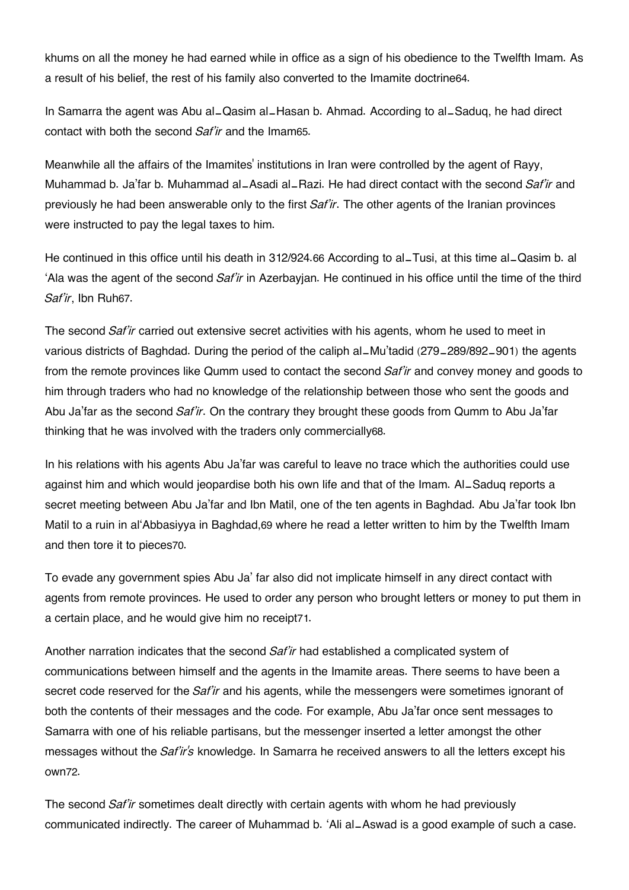khums on all the money he had earned while in office as a sign of his obedience to the Twelfth Imam. As a result of his belief, the rest of his family also converted to the Imamite doctrine[64].

In Samarra the agent was Abu al_Qasim al_Hasan b. Ahmad. According to al_Saduq, he had direct contact with both the second *Saf'ir* and the Imam[65].

Meanwhile all the affairs of the Imamites' institutions in Iran were controlled by the agent of Rayy, Muhammad b. Ja'far b. Muhammad al_Asadi al_Razi. He had direct contact with the second *Saf'ir* and previously he had been answerable only to the first *Saf'ir*. The other agents of the Iranian provinces were instructed to pay the legal taxes to him.

He continued in this office until his death in 312/924.[66] According to al_Tusi, at this time al_Qasim b. al 'Ala was the agent of the second *Saf'ir* in Azerbayjan. He continued in his office until the time of the third *Saf'ir*, Ibn Ruh[67].

The second *Saf'ir* carried out extensive secret activities with his agents, whom he used to meet in various districts of Baghdad. During the period of the caliph al_Mu'tadid (279_289/892_901) the agents from the remote provinces like Qumm used to contact the second *Saf'ir* and convey money and goods to him through traders who had no knowledge of the relationship between those who sent the goods and Abu Ja'far as the second *Saf'ir*. On the contrary they brought these goods from Qumm to Abu Ja'far thinking that he was involved with the traders only commercially[68].

In his relations with his agents Abu Ja'far was careful to leave no trace which the authorities could use against him and which would jeopardise both his own life and that of the Imam. Al_Saduq reports a secret meeting between Abu Ja'far and Ibn Matil, one of the ten agents in Baghdad. Abu Ja'far took Ibn Matil to a ruin in al'Abbasiyya in Baghdad,[69] where he read a letter written to him by the Twelfth Imam and then tore it to pieces[70].

To evade any government spies Abu Ja' far also did not implicate himself in any direct contact with agents from remote provinces. He used to order any person who brought letters or money to put them in a certain place, and he would give him no receipt[71].

Another narration indicates that the second *Saf'ir* had established a complicated system of communications between himself and the agents in the Imamite areas. There seems to have been a secret code reserved for the *Saf'ir* and his agents, while the messengers were sometimes ignorant of both the contents of their messages and the code. For example, Abu Ja'far once sent messages to Samarra with one of his reliable partisans, but the messenger inserted a letter amongst the other messages without the *Saf'ir's* knowledge. In Samarra he received answers to all the letters except his own[72].

The second *Saf'ir* sometimes dealt directly with certain agents with whom he had previously communicated indirectly. The career of Muhammad b. 'Ali al_Aswad is a good example of such a case.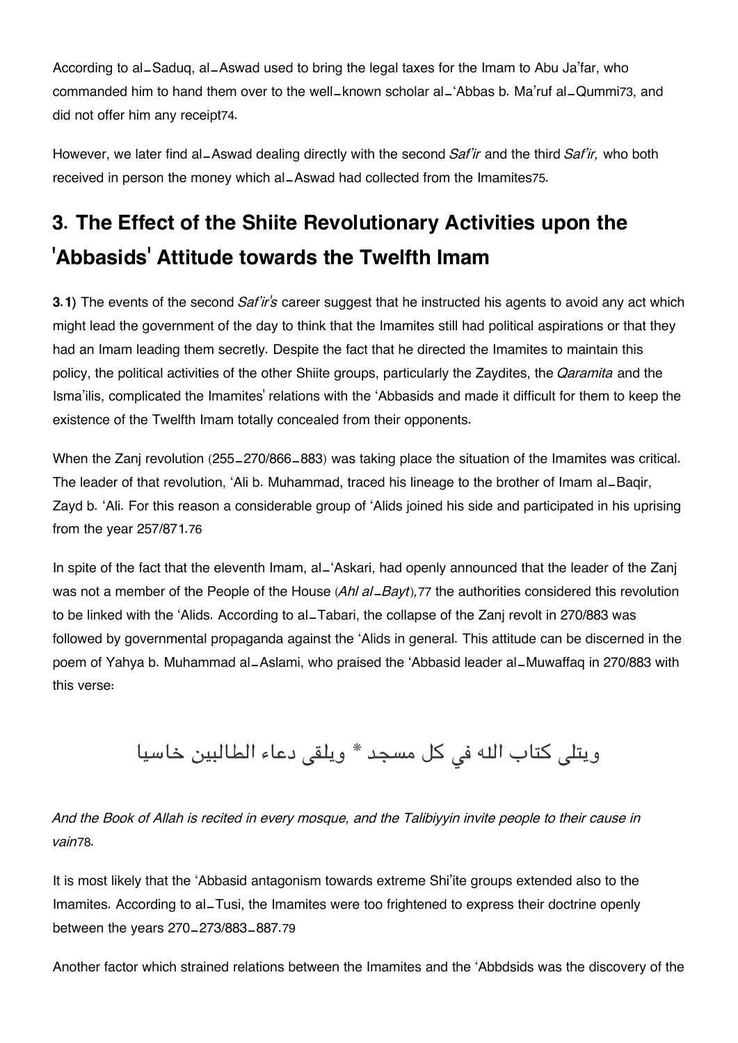According to al_Saduq, al_Aswad used to bring the legal taxes for the Imam to Abu Ja'far, who commanded him to hand them over to the well_known scholar al_'Abbas b. Ma'ruf al_Qummi[73], and did not offer him any receipt[74].

However, we later find al_Aswad dealing directly with the second *Saf'ir* and the third *Saf'ir,* who both received in person the money which al_Aswad had collected from the Imamites[75].

## 3. The Effect of the Shiite Revolutionary Activities upon the 'Abbasids' Attitude towards the Twelfth Imam

**3.1)** The events of the second *Saf'ir's* career suggest that he instructed his agents to avoid any act which might lead the government of the day to think that the Imamites still had political aspirations or that they had an Imam leading them secretly. Despite the fact that he directed the Imamites to maintain this policy, the political activities of the other Shiite groups, particularly the Zaydites, the *Qaramita* and the Isma'ilis, complicated the Imamites' relations with the 'Abbasids and made it difficult for them to keep the existence of the Twelfth Imam totally concealed from their opponents.

When the Zanj revolution (255_270/866_883) was taking place the situation of the Imamites was critical. The leader of that revolution, 'Ali b. Muhammad, traced his lineage to the brother of Imam al_Baqir, Zayd b. 'Ali. For this reason a considerable group of 'Alids joined his side and participated in his uprising from the year 257/871.[76]

In spite of the fact that the eleventh Imam, al_'Askari, had openly announced that the leader of the Zanj was not a member of the People of the House (*Ahl al_Bayt*),[77] the authorities considered this revolution to be linked with the 'Alids. According to al_Tabari, the collapse of the Zanj revolt in 270/883 was followed by governmental propaganda against the 'Alids in general. This attitude can be discerned in the poem of Yahya b. Muhammad al_Aslami, who praised the 'Abbasid leader al_Muwaffaq in 270/883 with this verse:

ويتلى كتاب الله في كل مسجد * ويلقى دعاء الطالبين خاسيا

*And the Book of Allah is recited in every mosque, and the Talibiyyin invite people to their cause in vain*[78].

It is most likely that the 'Abbasid antagonism towards extreme Shi'ite groups extended also to the Imamites. According to al_Tusi, the Imamites were too frightened to express their doctrine openly between the years 270_273/883_887.[79]

Another factor which strained relations between the Imamites and the 'Abbdsids was the discovery of the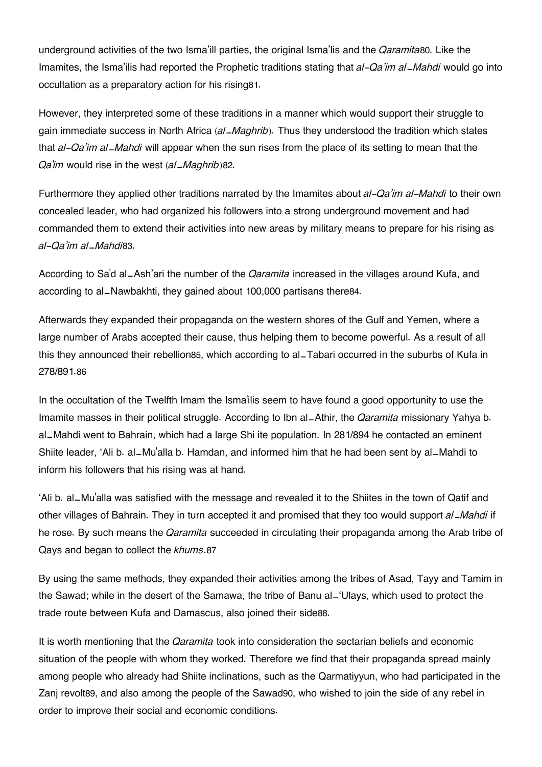underground activities of the two Isma'ill parties, the original Isma'lis and the *Qaramita*[80]. Like the Imamites, the Isma'ilis had reported the Prophetic traditions stating that *al-Qa'im al_Mahdi* would go into occultation as a preparatory action for his rising[81].

However, they interpreted some of these traditions in a manner which would support their struggle to gain immediate success in North Africa (*al_Maghrib*). Thus they understood the tradition which states that *al-Qa'im al_Mahdi* will appear when the sun rises from the place of its setting to mean that the *Qa'im* would rise in the west (*al_Maghrib*)[82].

Furthermore they applied other traditions narrated by the Imamites about *al-Qa'im al-Mahdi* to their own concealed leader, who had organized his followers into a strong underground movement and had commanded them to extend their activities into new areas by military means to prepare for his rising as *al-Qa'im al_Mahdi*[83].

According to Sa'd al_Ash'ari the number of the *Qaramita* increased in the villages around Kufa, and according to al_Nawbakhti, they gained about 100,000 partisans there[84].

Afterwards they expanded their propaganda on the western shores of the Gulf and Yemen, where a large number of Arabs accepted their cause, thus helping them to become powerful. As a result of all this they announced their rebellion[85], which according to al_Tabari occurred in the suburbs of Kufa in 278/891.[86]

In the occultation of the Twelfth Imam the Isma'ilis seem to have found a good opportunity to use the Imamite masses in their political struggle. According to Ibn al_Athir, the *Qaramita* missionary Yahya b. al_Mahdi went to Bahrain, which had a large Shi ite population. In 281/894 he contacted an eminent Shiite leader, 'Ali b. al_Mu'alla b. Hamdan, and informed him that he had been sent by al_Mahdi to inform his followers that his rising was at hand.

'Ali b. al_Mu'alla was satisfied with the message and revealed it to the Shiites in the town of Qatif and other villages of Bahrain. They in turn accepted it and promised that they too would support *al_Mahdi* if he rose. By such means the *Qaramita* succeeded in circulating their propaganda among the Arab tribe of Qays and began to collect the *khums*.[87]

By using the same methods, they expanded their activities among the tribes of Asad, Tayy and Tamim in the Sawad; while in the desert of the Samawa, the tribe of Banu al_'Ulays, which used to protect the trade route between Kufa and Damascus, also joined their side[88].

It is worth mentioning that the *Qaramita* took into consideration the sectarian beliefs and economic situation of the people with whom they worked. Therefore we find that their propaganda spread mainly among people who already had Shiite inclinations, such as the Qarmatiyyun, who had participated in the Zanj revolt[89], and also among the people of the Sawad[90], who wished to join the side of any rebel in order to improve their social and economic conditions.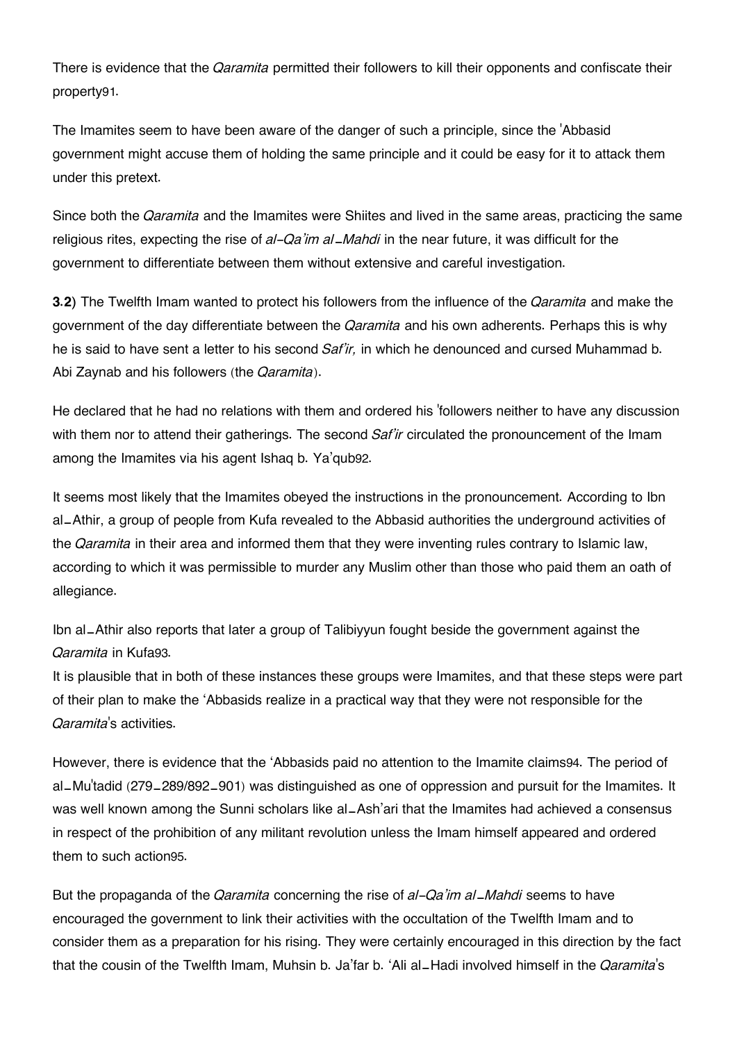There is evidence that the *Qaramita* permitted their followers to kill their opponents and confiscate their property[91].

The Imamites seem to have been aware of the danger of such a principle, since the 'Abbasid government might accuse them of holding the same principle and it could be easy for it to attack them under this pretext.

Since both the *Qaramita* and the Imamites were Shiites and lived in the same areas, practicing the same religious rites, expecting the rise of *al-Qa'im al-Mahdi* in the near future, it was difficult for the government to differentiate between them without extensive and careful investigation.

**3.2**) The Twelfth Imam wanted to protect his followers from the influence of the *Qaramita* and make the government of the day differentiate between the *Qaramita* and his own adherents. Perhaps this is why he is said to have sent a letter to his second *Saf'ir,* in which he denounced and cursed Muhammad b. Abi Zaynab and his followers (the *Qaramita*).

He declared that he had no relations with them and ordered his 'followers neither to have any discussion with them nor to attend their gatherings. The second *Saf'ir* circulated the pronouncement of the Imam among the Imamites via his agent Ishaq b. Ya'qub[92].

It seems most likely that the Imamites obeyed the instructions in the pronouncement. According to Ibn al-Athir, a group of people from Kufa revealed to the Abbasid authorities the underground activities of the *Qaramita* in their area and informed them that they were inventing rules contrary to Islamic law, according to which it was permissible to murder any Muslim other than those who paid them an oath of allegiance.

Ibn al-Athir also reports that later a group of Talibiyyun fought beside the government against the *Qaramita* in Kufa[93].
It is plausible that in both of these instances these groups were Imamites, and that these steps were part of their plan to make the 'Abbasids realize in a practical way that they were not responsible for the *Qaramita*'s activities.

However, there is evidence that the 'Abbasids paid no attention to the Imamite claims[94]. The period of al-Mu'tadid (279-289/892-901) was distinguished as one of oppression and pursuit for the Imamites. It was well known among the Sunni scholars like al-Ash'ari that the Imamites had achieved a consensus in respect of the prohibition of any militant revolution unless the Imam himself appeared and ordered them to such action[95].

But the propaganda of the *Qaramita* concerning the rise of *al-Qa'im al-Mahdi* seems to have encouraged the government to link their activities with the occultation of the Twelfth Imam and to consider them as a preparation for his rising. They were certainly encouraged in this direction by the fact that the cousin of the Twelfth Imam, Muhsin b. Ja'far b. 'Ali al-Hadi involved himself in the *Qaramita*'s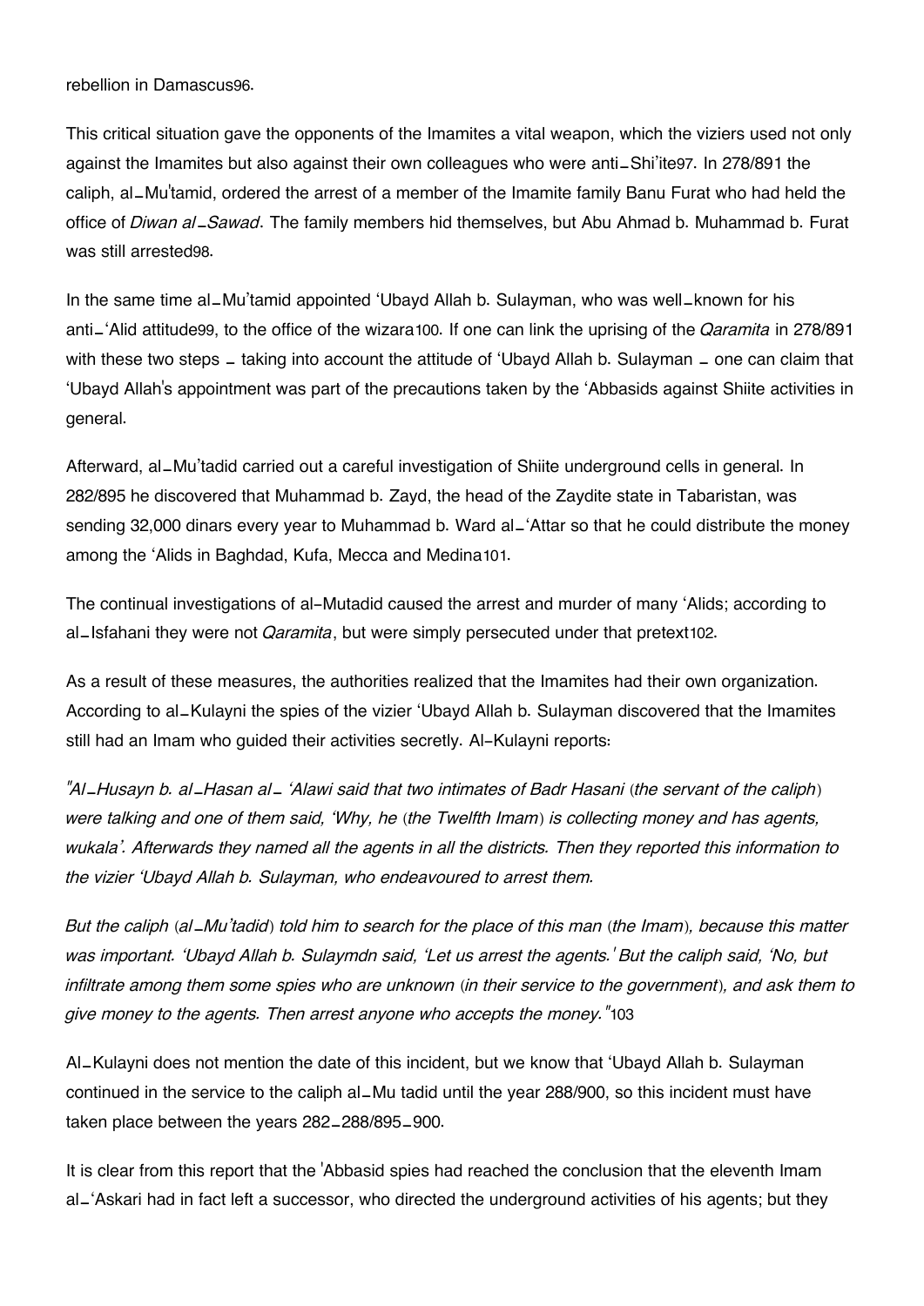rebellion in Damascus[96].

This critical situation gave the opponents of the Imamites a vital weapon, which the viziers used not only against the Imamites but also against their own colleagues who were anti–Shi'ite[97]. In 278/891 the caliph, al–Mu'tamid, ordered the arrest of a member of the Imamite family Banu Furat who had held the office of *Diwan al–Sawad*. The family members hid themselves, but Abu Ahmad b. Muhammad b. Furat was still arrested[98].

In the same time al–Mu'tamid appointed 'Ubayd Allah b. Sulayman, who was well–known for his anti–'Alid attitude[99], to the office of the wizara[100]. If one can link the uprising of the *Qaramita* in 278/891 with these two steps – taking into account the attitude of 'Ubayd Allah b. Sulayman – one can claim that 'Ubayd Allah's appointment was part of the precautions taken by the 'Abbasids against Shiite activities in general.

Afterward, al–Mu'tadid carried out a careful investigation of Shiite underground cells in general. In 282/895 he discovered that Muhammad b. Zayd, the head of the Zaydite state in Tabaristan, was sending 32,000 dinars every year to Muhammad b. Ward al–'Attar so that he could distribute the money among the 'Alids in Baghdad, Kufa, Mecca and Medina[101].

The continual investigations of al-Mutadid caused the arrest and murder of many 'Alids; according to al–Isfahani they were not *Qaramita*, but were simply persecuted under that pretext[102].

As a result of these measures, the authorities realized that the Imamites had their own organization. According to al–Kulayni the spies of the vizier 'Ubayd Allah b. Sulayman discovered that the Imamites still had an Imam who guided their activities secretly. Al-Kulayni reports:

*"Al–Husayn b. al–Hasan al– 'Alawi said that two intimates of Badr Hasani (the servant of the caliph) were talking and one of them said, 'Why, he (the Twelfth Imam) is collecting money and has agents, wukala'. Afterwards they named all the agents in all the districts. Then they reported this information to the vizier 'Ubayd Allah b. Sulayman, who endeavoured to arrest them.*

*But the caliph (al–Mu'tadid) told him to search for the place of this man (the Imam), because this matter was important. 'Ubayd Allah b. Sulaymdn said, 'Let us arrest the agents.' But the caliph said, 'No, but infiltrate among them some spies who are unknown (in their service to the government), and ask them to give money to the agents. Then arrest anyone who accepts the money."*[103]

Al–Kulayni does not mention the date of this incident, but we know that 'Ubayd Allah b. Sulayman continued in the service to the caliph al–Mu tadid until the year 288/900, so this incident must have taken place between the years 282–288/895–900.

It is clear from this report that the 'Abbasid spies had reached the conclusion that the eleventh Imam al–'Askari had in fact left a successor, who directed the underground activities of his agents; but they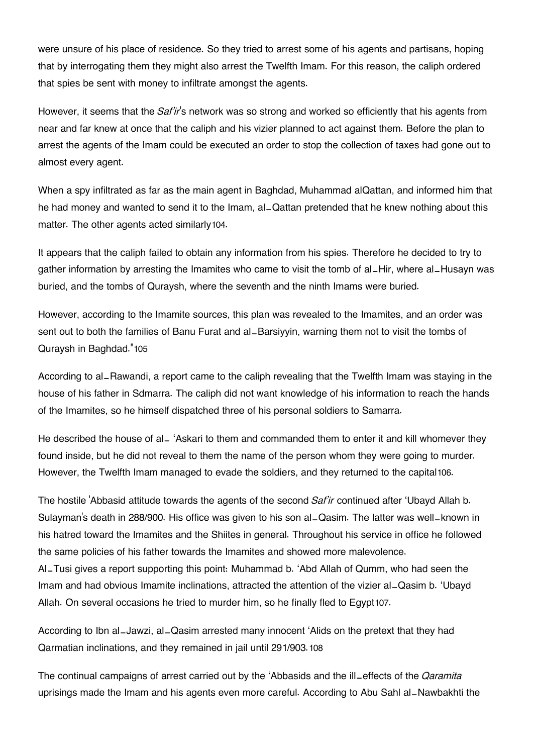were unsure of his place of residence. So they tried to arrest some of his agents and partisans, hoping that by interrogating them they might also arrest the Twelfth Imam. For this reason, the caliph ordered that spies be sent with money to infiltrate amongst the agents.

However, it seems that the *Saf'ir*'s network was so strong and worked so efficiently that his agents from near and far knew at once that the caliph and his vizier planned to act against them. Before the plan to arrest the agents of the Imam could be executed an order to stop the collection of taxes had gone out to almost every agent.

When a spy infiltrated as far as the main agent in Baghdad, Muhammad alQattan, and informed him that he had money and wanted to send it to the Imam, al\_Qattan pretended that he knew nothing about this matter. The other agents acted similarly[104].

It appears that the caliph failed to obtain any information from his spies. Therefore he decided to try to gather information by arresting the Imamites who came to visit the tomb of al\_Hir, where al\_Husayn was buried, and the tombs of Quraysh, where the seventh and the ninth Imams were buried.

However, according to the Imamite sources, this plan was revealed to the Imamites, and an order was sent out to both the families of Banu Furat and al\_Barsiyyin, warning them not to visit the tombs of Quraysh in Baghdad."[105]

According to al\_Rawandi, a report came to the caliph revealing that the Twelfth Imam was staying in the house of his father in Sdmarra. The caliph did not want knowledge of his information to reach the hands of the Imamites, so he himself dispatched three of his personal soldiers to Samarra.

He described the house of al\_ 'Askari to them and commanded them to enter it and kill whomever they found inside, but he did not reveal to them the name of the person whom they were going to murder. However, the Twelfth Imam managed to evade the soldiers, and they returned to the capital[106].

The hostile 'Abbasid attitude towards the agents of the second *Saf'ir* continued after 'Ubayd Allah b. Sulayman's death in 288/900. His office was given to his son al\_Qasim. The latter was well\_known in his hatred toward the Imamites and the Shiites in general. Throughout his service in office he followed the same policies of his father towards the Imamites and showed more malevolence. Al\_Tusi gives a report supporting this point: Muhammad b. 'Abd Allah of Qumm, who had seen the Imam and had obvious Imamite inclinations, attracted the attention of the vizier al\_Qasim b. 'Ubayd Allah. On several occasions he tried to murder him, so he finally fled to Egypt[107].

According to Ibn al\_Jawzi, al\_Qasim arrested many innocent 'Alids on the pretext that they had Qarmatian inclinations, and they remained in jail until 291/903.[108]

The continual campaigns of arrest carried out by the 'Abbasids and the ill\_effects of the *Qaramita* uprisings made the Imam and his agents even more careful. According to Abu Sahl al\_Nawbakhti the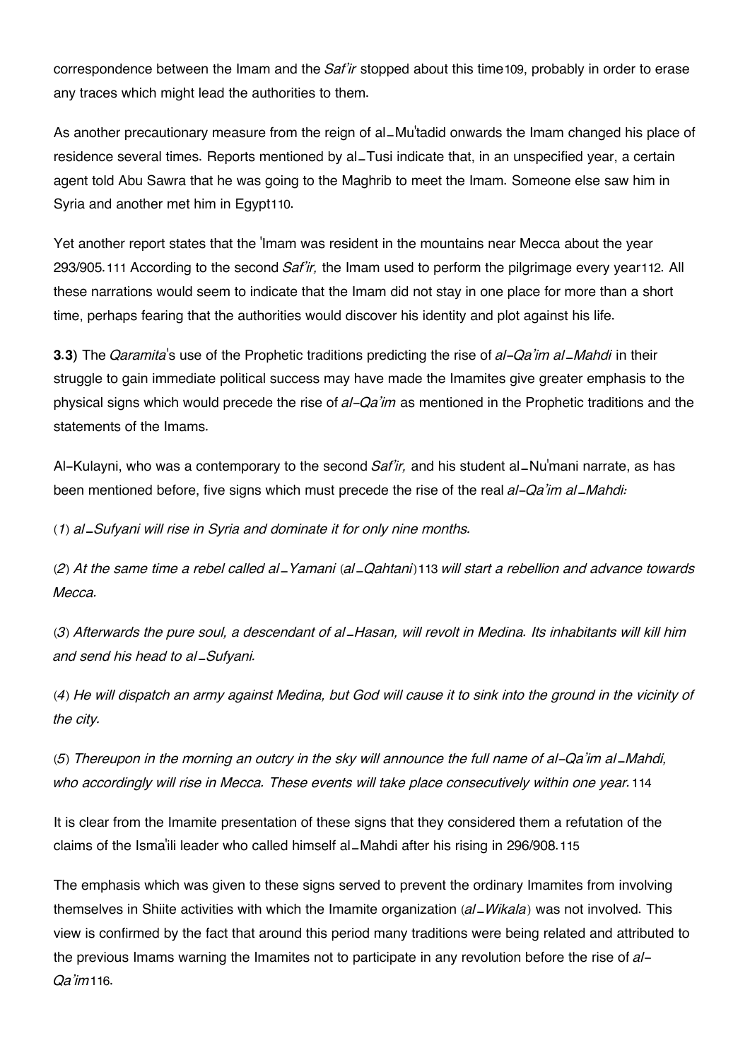correspondence between the Imam and the *Saf'ir* stopped about this time[109], probably in order to erase any traces which might lead the authorities to them.

As another precautionary measure from the reign of al_Mu'tadid onwards the Imam changed his place of residence several times. Reports mentioned by al_Tusi indicate that, in an unspecified year, a certain agent told Abu Sawra that he was going to the Maghrib to meet the Imam. Someone else saw him in Syria and another met him in Egypt[110].

Yet another report states that the 'Imam was resident in the mountains near Mecca about the year 293/905.[111] According to the second *Saf'ir,* the Imam used to perform the pilgrimage every year[112]. All these narrations would seem to indicate that the Imam did not stay in one place for more than a short time, perhaps fearing that the authorities would discover his identity and plot against his life.

**3.3)** The *Qaramita*'s use of the Prophetic traditions predicting the rise of *al-Qa'im al_Mahdi* in their struggle to gain immediate political success may have made the Imamites give greater emphasis to the physical signs which would precede the rise of *al-Qa'im* as mentioned in the Prophetic traditions and the statements of the Imams.

Al-Kulayni, who was a contemporary to the second *Saf'ir,* and his student al_Nu'mani narrate, as has been mentioned before, five signs which must precede the rise of the real *al-Qa'im al_Mahdi:*

(*1*) *al_Sufyani will rise in Syria and dominate it for only nine months.*

(*2*) *At the same time a rebel called al_Yamani* (*al_Qahtani*)[113] *will start a rebellion and advance towards Mecca.*

(*3*) *Afterwards the pure soul, a descendant of al_Hasan, will revolt in Medina. Its inhabitants will kill him and send his head to al_Sufyani.*

(*4*) *He will dispatch an army against Medina, but God will cause it to sink into the ground in the vicinity of the city.*

(*5*) *Thereupon in the morning an outcry in the sky will announce the full name of al-Qa'im al_Mahdi, who accordingly will rise in Mecca. These events will take place consecutively within one year.*[114]

It is clear from the Imamite presentation of these signs that they considered them a refutation of the claims of the Isma'ili leader who called himself al_Mahdi after his rising in 296/908.[115]

The emphasis which was given to these signs served to prevent the ordinary Imamites from involving themselves in Shiite activities with which the Imamite organization (*al_Wikala*) was not involved. This view is confirmed by the fact that around this period many traditions were being related and attributed to the previous Imams warning the Imamites not to participate in any revolution before the rise of *al-Qa'im*[116].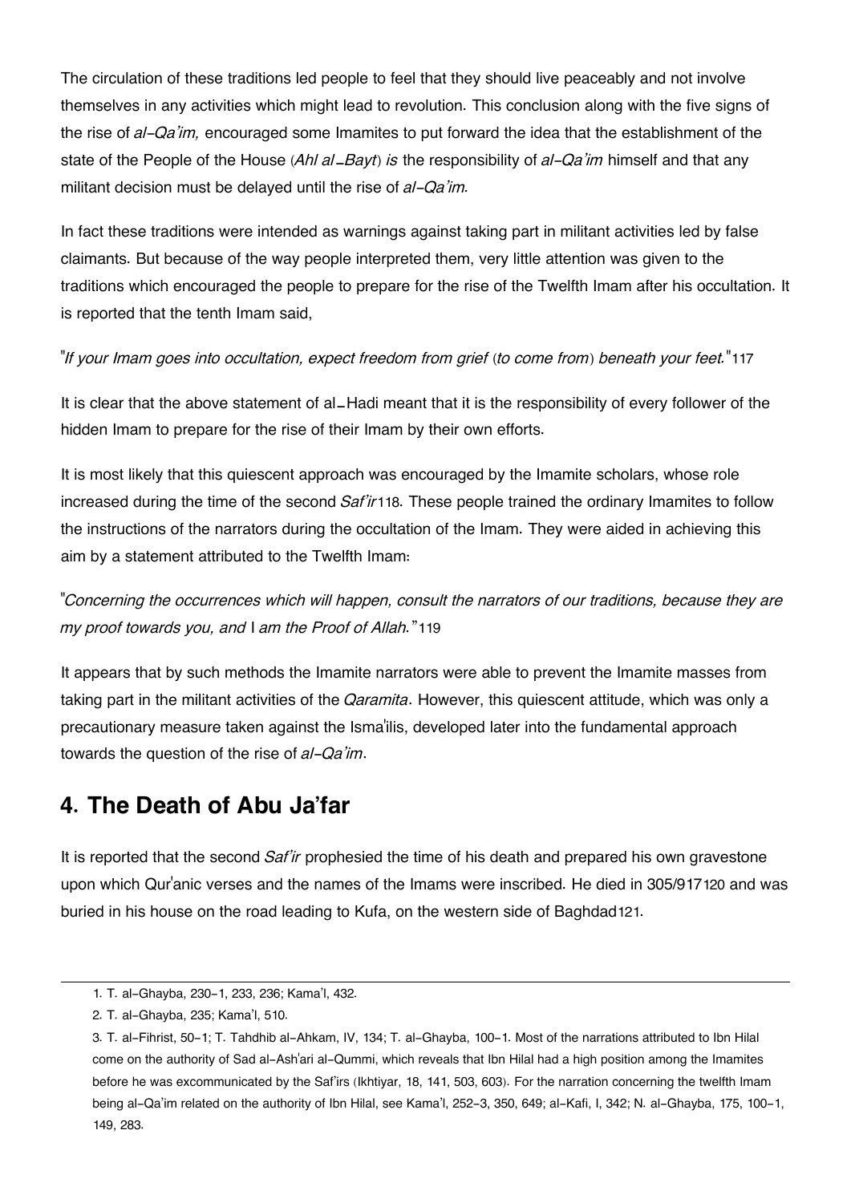The circulation of these traditions led people to feel that they should live peaceably and not involve themselves in any activities which might lead to revolution. This conclusion along with the five signs of the rise of *al-Qa'im,* encouraged some Imamites to put forward the idea that the establishment of the state of the People of the House (*Ahl al_Bayt*) *is* the responsibility of *al-Qa'im* himself and that any militant decision must be delayed until the rise of *al-Qa'im.*

In fact these traditions were intended as warnings against taking part in militant activities led by false claimants. But because of the way people interpreted them, very little attention was given to the traditions which encouraged the people to prepare for the rise of the Twelfth Imam after his occultation. It is reported that the tenth Imam said,

"*If your Imam goes into occultation, expect freedom from grief* (*to come from*) *beneath your feet.*"117

It is clear that the above statement of al_Hadi meant that it is the responsibility of every follower of the hidden Imam to prepare for the rise of their Imam by their own efforts.

It is most likely that this quiescent approach was encouraged by the Imamite scholars, whose role increased during the time of the second *Saf'ir*118. These people trained the ordinary Imamites to follow the instructions of the narrators during the occultation of the Imam. They were aided in achieving this aim by a statement attributed to the Twelfth Imam:

"*Concerning the occurrences which will happen, consult the narrators of our traditions, because they are my proof towards you, and* I *am the Proof of Allah.*"119

It appears that by such methods the Imamite narrators were able to prevent the Imamite masses from taking part in the militant activities of the *Qaramita*. However, this quiescent attitude, which was only a precautionary measure taken against the Isma'ilis, developed later into the fundamental approach towards the question of the rise of *al-Qa'im*.

## 4. The Death of Abu Ja'far

It is reported that the second *Saf'ir* prophesied the time of his death and prepared his own gravestone upon which Qur'anic verses and the names of the Imams were inscribed. He died in 305/917120 and was buried in his house on the road leading to Kufa, on the western side of Baghdad121.

---

1. T. al-Ghayba, 230-1, 233, 236; Kama'l, 432.
2. T. al-Ghayba, 235; Kama'l, 510.
3. T. al-Fihrist, 50-1; T. Tahdhib al-Ahkam, IV, 134; T. al-Ghayba, 100-1. Most of the narrations attributed to Ibn Hilal come on the authority of Sad al-Ash'ari al-Qummi, which reveals that Ibn Hilal had a high position among the Imamites before he was excommunicated by the Saf'irs (Ikhtiyar, 18, 141, 503, 603). For the narration concerning the twelfth Imam being al-Qa'im related on the authority of Ibn Hilal, see Kama'l, 252-3, 350, 649; al-Kafi, I, 342; N. al-Ghayba, 175, 100-1, 149, 283.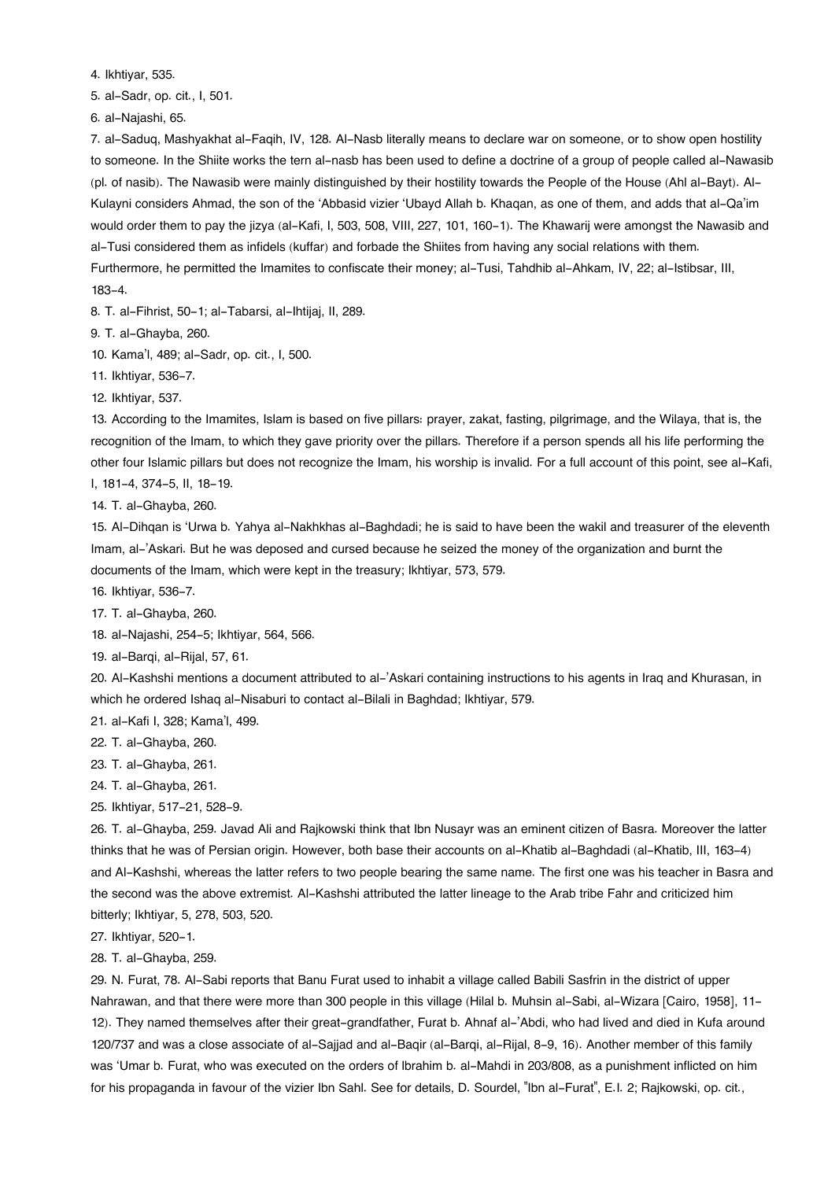4. Ikhtiyar, 535.

5. al-Sadr, op. cit., I, 501.

6. al-Najashi, 65.

7. al-Saduq, Mashyakhat al-Faqih, IV, 128. Al-Nasb literally means to declare war on someone, or to show open hostility to someone. In the Shiite works the tern al-nasb has been used to define a doctrine of a group of people called al-Nawasib (pl. of nasib). The Nawasib were mainly distinguished by their hostility towards the People of the House (Ahl al-Bayt). Al-Kulayni considers Ahmad, the son of the 'Abbasid vizier 'Ubayd Allah b. Khaqan, as one of them, and adds that al-Qa'im would order them to pay the jizya (al-Kafi, I, 503, 508, VIII, 227, 101, 160-1). The Khawarij were amongst the Nawasib and al-Tusi considered them as infidels (kuffar) and forbade the Shiites from having any social relations with them. Furthermore, he permitted the Imamites to confiscate their money; al-Tusi, Tahdhib al-Ahkam, IV, 22; al-Istibsar, III, 183-4.

8. T. al-Fihrist, 50-1; al-Tabarsi, al-Ihtijaj, II, 289.

9. T. al-Ghayba, 260.

10. Kama'l, 489; al-Sadr, op. cit., I, 500.

11. Ikhtiyar, 536-7.

12. Ikhtiyar, 537.

13. According to the Imamites, Islam is based on five pillars: prayer, zakat, fasting, pilgrimage, and the Wilaya, that is, the recognition of the Imam, to which they gave priority over the pillars. Therefore if a person spends all his life performing the other four Islamic pillars but does not recognize the Imam, his worship is invalid. For a full account of this point, see al-Kafi, I, 181-4, 374-5, II, 18-19.

14. T. al-Ghayba, 260.

15. Al-Dihqan is 'Urwa b. Yahya al-Nakhkhas al-Baghdadi; he is said to have been the wakil and treasurer of the eleventh Imam, al-'Askari. But he was deposed and cursed because he seized the money of the organization and burnt the documents of the Imam, which were kept in the treasury; Ikhtiyar, 573, 579.

16. Ikhtiyar, 536-7.

17. T. al-Ghayba, 260.

18. al-Najashi, 254-5; Ikhtiyar, 564, 566.

19. al-Barqi, al-Rijal, 57, 61.

20. Al-Kashshi mentions a document attributed to al-'Askari containing instructions to his agents in Iraq and Khurasan, in which he ordered Ishaq al-Nisaburi to contact al-Bilali in Baghdad; Ikhtiyar, 579.

21. al-Kafi I, 328; Kama'l, 499.

22. T. al-Ghayba, 260.

23. T. al-Ghayba, 261.

24. T. al-Ghayba, 261.

25. Ikhtiyar, 517-21, 528-9.

26. T. al-Ghayba, 259. Javad Ali and Rajkowski think that Ibn Nusayr was an eminent citizen of Basra. Moreover the latter thinks that he was of Persian origin. However, both base their accounts on al-Khatib al-Baghdadi (al-Khatib, III, 163-4) and Al-Kashshi, whereas the latter refers to two people bearing the same name. The first one was his teacher in Basra and the second was the above extremist. Al-Kashshi attributed the latter lineage to the Arab tribe Fahr and criticized him bitterly; Ikhtiyar, 5, 278, 503, 520.

27. Ikhtiyar, 520-1.

28. T. al-Ghayba, 259.

29. N. Furat, 78. Al-Sabi reports that Banu Furat used to inhabit a village called Babili Sasfrin in the district of upper Nahrawan, and that there were more than 300 people in this village (Hilal b. Muhsin al-Sabi, al-Wizara [Cairo, 1958], 11-12). They named themselves after their great-grandfather, Furat b. Ahnaf al-'Abdi, who had lived and died in Kufa around 120/737 and was a close associate of al-Sajjad and al-Baqir (al-Barqi, al-Rijal, 8-9, 16). Another member of this family was 'Umar b. Furat, who was executed on the orders of Ibrahim b. al-Mahdi in 203/808, as a punishment inflicted on him for his propaganda in favour of the vizier Ibn Sahl. See for details, D. Sourdel, "Ibn al-Furat", E.I. 2; Rajkowski, op. cit.,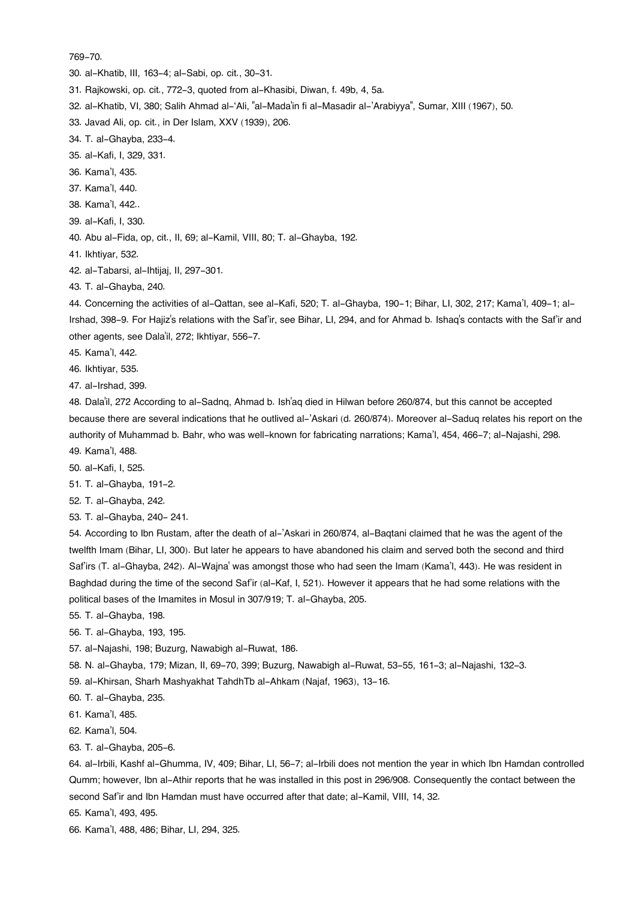769-70.

30. al-Khatib, III, 163-4; al-Sabi, op. cit., 30-31.

31. Rajkowski, op. cit., 772-3, quoted from al-Khasibi, Diwan, f. 49b, 4, 5a.

32. al-Khatib, VI, 380; Salih Ahmad al-'Ali, "al-Mada'in fi al-Masadir al-'Arabiyya", Sumar, XIII (1967), 50.

33. Javad Ali, op. cit., in Der Islam, XXV (1939), 206.

34. T. al-Ghayba, 233-4.

35. al-Kafi, I, 329, 331.

36. Kama'l, 435.

37. Kama'l, 440.

38. Kama'l, 442..

39. al-Kafi, I, 330.

40. Abu al-Fida, op, cit., II, 69; al-Kamil, VIII, 80; T. al-Ghayba, 192.

41. Ikhtiyar, 532.

42. al-Tabarsi, al-Ihtijaj, II, 297-301.

43. T. al-Ghayba, 240.

44. Concerning the activities of al-Qattan, see al-Kafi, 520; T. al-Ghayba, 190-1; Bihar, LI, 302, 217; Kama'l, 409-1; al-Irshad, 398-9. For Hajiz's relations with the Saf'ir, see Bihar, LI, 294, and for Ahmad b. Ishaq's contacts with the Saf'ir and other agents, see Dala'il, 272; Ikhtiyar, 556-7.

45. Kama'l, 442.

46. Ikhtiyar, 535.

47. al-Irshad, 399.

48. Dala'il, 272 According to al-Sadnq, Ahmad b. Ish'aq died in Hilwan before 260/874, but this cannot be accepted because there are several indications that he outlived al-'Askari (d. 260/874). Moreover al-Saduq relates his report on the authority of Muhammad b. Bahr, who was well-known for fabricating narrations; Kama'l, 454, 466-7; al-Najashi, 298.

49. Kama'l, 488.

50. al-Kafi, I, 525.

51. T. al-Ghayba, 191-2.

52. T. al-Ghayba, 242.

53. T. al-Ghayba, 240- 241.

54. According to Ibn Rustam, after the death of al-'Askari in 260/874, al-Baqtani claimed that he was the agent of the twelfth Imam (Bihar, LI, 300). But later he appears to have abandoned his claim and served both the second and third Saf'irs (T. al-Ghayba, 242). Al-Wajna' was amongst those who had seen the Imam (Kama'l, 443). He was resident in Baghdad during the time of the second Saf'ir (al-Kaf, I, 521). However it appears that he had some relations with the political bases of the Imamites in Mosul in 307/919; T. al-Ghayba, 205.

55. T. al-Ghayba, 198.

56. T. al-Ghayba, 193, 195.

57. al-Najashi, 198; Buzurg, Nawabigh al-Ruwat, 186.

58. N. al-Ghayba, 179; Mizan, II, 69-70, 399; Buzurg, Nawabigh al-Ruwat, 53-55, 161-3; al-Najashi, 132-3.

59. al-Khirsan, Sharh Mashyakhat TahdhTb al-Ahkam (Najaf, 1963), 13-16.

60. T. al-Ghayba, 235.

61. Kama'l, 485.

62. Kama'l, 504.

63. T. al-Ghayba, 205-6.

64. al-Irbili, Kashf al-Ghumma, IV, 409; Bihar, LI, 56-7; al-Irbili does not mention the year in which Ibn Hamdan controlled Qumm; however, Ibn al-Athir reports that he was installed in this post in 296/908. Consequently the contact between the second Saf'ir and Ibn Hamdan must have occurred after that date; al-Kamil, VIII, 14, 32.

65. Kama'l, 493, 495.

66. Kama'l, 488, 486; Bihar, LI, 294, 325.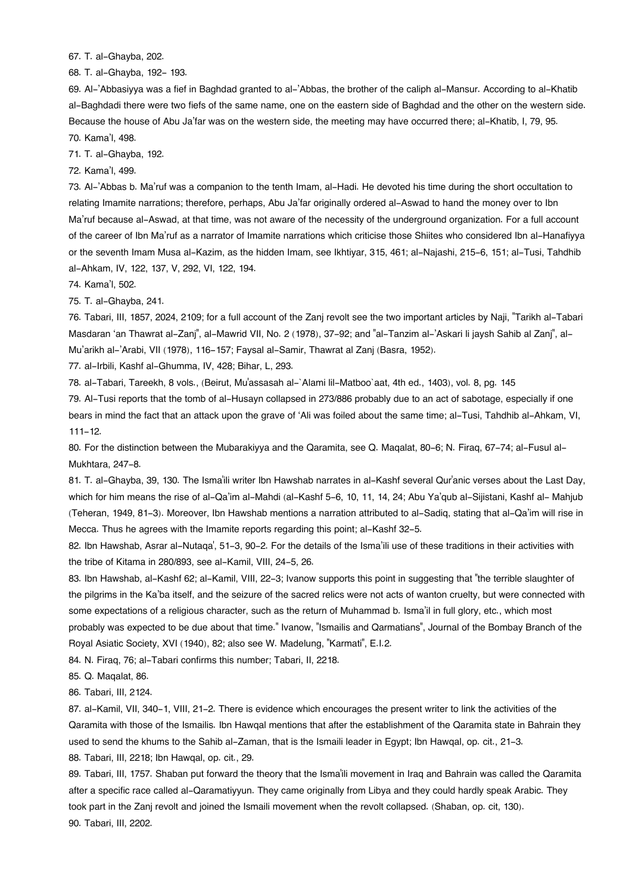67. T. al-Ghayba, 202.

68. T. al-Ghayba, 192- 193.

69. Al-'Abbasiyya was a fief in Baghdad granted to al-'Abbas, the brother of the caliph al-Mansur. According to al-Khatib al-Baghdadi there were two fiefs of the same name, one on the eastern side of Baghdad and the other on the western side. Because the house of Abu Ja'far was on the western side, the meeting may have occurred there; al-Khatib, I, 79, 95.

70. Kama'l, 498.

71. T. al-Ghayba, 192.

72. Kama'l, 499.

73. Al-'Abbas b. Ma'ruf was a companion to the tenth Imam, al-Hadi. He devoted his time during the short occultation to relating Imamite narrations; therefore, perhaps, Abu Ja'far originally ordered al-Aswad to hand the money over to Ibn Ma'ruf because al-Aswad, at that time, was not aware of the necessity of the underground organization. For a full account of the career of Ibn Ma'ruf as a narrator of Imamite narrations which criticise those Shiites who considered Ibn al-Hanafiyya or the seventh Imam Musa al-Kazim, as the hidden Imam, see Ikhtiyar, 315, 461; al-Najashi, 215-6, 151; al-Tusi, Tahdhib al-Ahkam, IV, 122, 137, V, 292, VI, 122, 194.

74. Kama'l, 502.

75. T. al-Ghayba, 241.

76. Tabari, III, 1857, 2024, 2109; for a full account of the Zanj revolt see the two important articles by Naji, "Tarikh al-Tabari Masdaran 'an Thawrat al-Zanj", al-Mawrid VII, No. 2 (1978), 37-92; and "al-Tanzim al-'Askari li jaysh Sahib al Zanj", al-Mu'arikh al-'Arabi, VII (1978), 116-157; Faysal al-Samir, Thawrat al Zanj (Basra, 1952).

77. al-Irbili, Kashf al-Ghumma, IV, 428; Bihar, L, 293.

78. al-Tabari, Tareekh, 8 vols., (Beirut, Mu'assasah al-`Alami lil-Matboo`aat, 4th ed., 1403), vol. 8, pg. 145

79. Al-Tusi reports that the tomb of al-Husayn collapsed in 273/886 probably due to an act of sabotage, especially if one bears in mind the fact that an attack upon the grave of 'Ali was foiled about the same time; al-Tusi, Tahdhib al-Ahkam, VI, 111-12.

80. For the distinction between the Mubarakiyya and the Qaramita, see Q. Maqalat, 80-6; N. Firaq, 67-74; al-Fusul al-Mukhtara, 247-8.

81. T. al-Ghayba, 39, 130. The Isma'ili writer Ibn Hawshab narrates in al-Kashf several Qur'anic verses about the Last Day, which for him means the rise of al-Qa'im al-Mahdi (al-Kashf 5-6, 10, 11, 14, 24; Abu Ya'qub al-Sijistani, Kashf al- Mahjub (Teheran, 1949, 81-3). Moreover, Ibn Hawshab mentions a narration attributed to al-Sadiq, stating that al-Qa'im will rise in Mecca. Thus he agrees with the Imamite reports regarding this point; al-Kashf 32-5.

82. Ibn Hawshab, Asrar al-Nutaqa', 51-3, 90-2. For the details of the Isma'ili use of these traditions in their activities with the tribe of Kitama in 280/893, see al-Kamil, VIII, 24-5, 26.

83. Ibn Hawshab, al-Kashf 62; al-Kamil, VIII, 22-3; Ivanow supports this point in suggesting that "the terrible slaughter of the pilgrims in the Ka'ba itself, and the seizure of the sacred relics were not acts of wanton cruelty, but were connected with some expectations of a religious character, such as the return of Muhammad b. Isma'il in full glory, etc., which most probably was expected to be due about that time." Ivanow, "Ismailis and Qarmatians", Journal of the Bombay Branch of the Royal Asiatic Society, XVI (1940), 82; also see W. Madelung, "Karmati", E.I.2.

84. N. Firaq, 76; al-Tabari confirms this number; Tabari, II, 2218.

85. Q. Maqalat, 86.

86. Tabari, III, 2124.

87. al-Kamil, VII, 340-1, VIII, 21-2. There is evidence which encourages the present writer to link the activities of the Qaramita with those of the Ismailis. Ibn Hawqal mentions that after the establishment of the Qaramita state in Bahrain they used to send the khums to the Sahib al-Zaman, that is the Ismaili leader in Egypt; Ibn Hawqal, op. cit., 21-3.

88. Tabari, III, 2218; Ibn Hawqal, op. cit., 29.

89. Tabari, III, 1757. Shaban put forward the theory that the Isma'ili movement in Iraq and Bahrain was called the Qaramita after a specific race called al-Qaramatiyyun. They came originally from Libya and they could hardly speak Arabic. They took part in the Zanj revolt and joined the Ismaili movement when the revolt collapsed. (Shaban, op. cit, 130).

90. Tabari, III, 2202.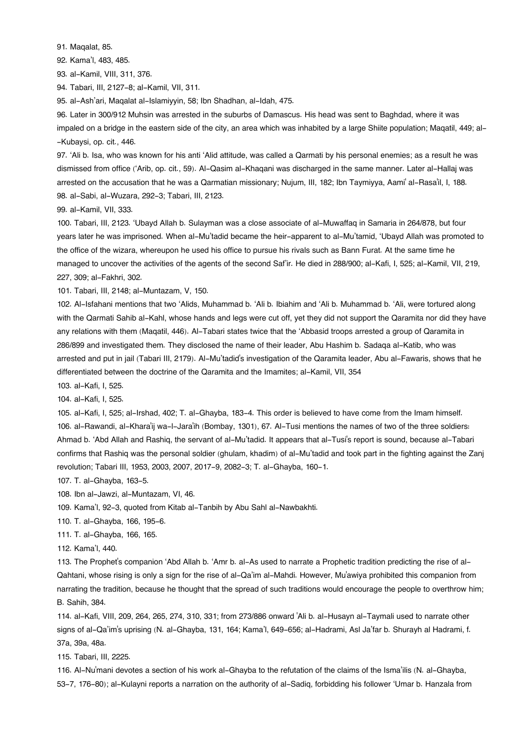91. Maqalat, 85.

92. Kama'l, 483, 485.

93. al-Kamil, VIII, 311, 376.

94. Tabari, III, 2127-8; al-Kamil, VII, 311.

95. al-Ash'ari, Maqalat al-Islamiyyin, 58; Ibn Shadhan, al-Idah, 475.

96. Later in 300/912 Muhsin was arrested in the suburbs of Damascus. His head was sent to Baghdad, where it was impaled on a bridge in the eastern side of the city, an area which was inhabited by a large Shiite population; Maqatil, 449; al--Kubaysi, op. cit., 446.

97. 'Ali b. Isa, who was known for his anti 'Alid attitude, was called a Qarmati by his personal enemies; as a result he was dismissed from office ('Arib, op. cit., 59). Al-Qasim al-Khaqani was discharged in the same manner. Later al-Hallaj was arrested on the accusation that he was a Qarmatian missionary; Nujum, III, 182; Ibn Taymiyya, Aami' al-Rasa'il, I, 188.

98. al-Sabi, al-Wuzara, 292-3; Tabari, III, 2123.

99. al-Kamil, VII, 333.

100. Tabari, III, 2123. 'Ubayd Allah b. Sulayman was a close associate of al-Muwaffaq in Samaria in 264/878, but four years later he was imprisoned. When al-Mu'tadid became the heir-apparent to al-Mu'tamid, 'Ubayd Allah was promoted to the office of the wizara, whereupon he used his office to pursue his rivals such as Bann Furat. At the same time he managed to uncover the activities of the agents of the second Saf'ir. He died in 288/900; al-Kafi, I, 525; al-Kamil, VII, 219, 227, 309; al-Fakhri, 302.

101. Tabari, III, 2148; al-Muntazam, V, 150.

102. Al-Isfahani mentions that two 'Alids, Muhammad b. 'Ali b. Ibiahim and 'Ali b. Muhammad b. 'Ali, were tortured along with the Qarmati Sahib al-Kahl, whose hands and legs were cut off, yet they did not support the Qaramita nor did they have any relations with them (Maqatil, 446). Al-Tabari states twice that the 'Abbasid troops arrested a group of Qaramita in 286/899 and investigated them. They disclosed the name of their leader, Abu Hashim b. Sadaqa al-Katib, who was arrested and put in jail (Tabari III, 2179). Al-Mu'tadid's investigation of the Qaramita leader, Abu al-Fawaris, shows that he differentiated between the doctrine of the Qaramita and the Imamites; al-Kamil, VII, 354

103. al-Kafi, I, 525.

104. al-Kafi, I, 525.

105. al-Kafi, I, 525; al-Irshad, 402; T. al-Ghayba, 183-4. This order is believed to have come from the Imam himself.

106. al-Rawandi, al-Khara'ij wa-l-Jara'ih (Bombay, 1301), 67. Al-Tusi mentions the names of two of the three soldiers: Ahmad b. 'Abd Allah and Rashiq, the servant of al-Mu'tadid. It appears that al-Tusi's report is sound, because al-Tabari confirms that Rashiq was the personal soldier (ghulam, khadim) of al-Mu'tadid and took part in the fighting against the Zanj revolution; Tabari III, 1953, 2003, 2007, 2017-9, 2082-3; T. al-Ghayba, 160-1.

107. T. al-Ghayba, 163-5.

108. Ibn al-Jawzi, al-Muntazam, VI, 46.

109. Kama'l, 92-3, quoted from Kitab al-Tanbih by Abu Sahl al-Nawbakhti.

110. T. al-Ghayba, 166, 195-6.

111. T. al-Ghayba, 166, 165.

112. Kama'l, 440.

113. The Prophet's companion 'Abd Allah b. 'Amr b. al-As used to narrate a Prophetic tradition predicting the rise of al-Qahtani, whose rising is only a sign for the rise of al-Qa'im al-Mahdi. However, Mu'awiya prohibited this companion from narrating the tradition, because he thought that the spread of such traditions would encourage the people to overthrow him; B. Sahih, 384.

114. al-Kafi, VIII, 209, 264, 265, 274, 310, 331; from 273/886 onward 'Ali b. al-Husayn al-Taymali used to narrate other signs of al-Qa'im's uprising (N. al-Ghayba, 131, 164; Kama'l, 649-656; al-Hadrami, Asl Ja'far b. Shurayh al Hadrami, f. 37a, 39a, 48a.

115. Tabari, III, 2225.

116. Al-Nu'mani devotes a section of his work al-Ghayba to the refutation of the claims of the Isma'ilis (N. al-Ghayba, 53-7, 176-80); al-Kulayni reports a narration on the authority of al-Sadiq, forbidding his follower 'Umar b. Hanzala from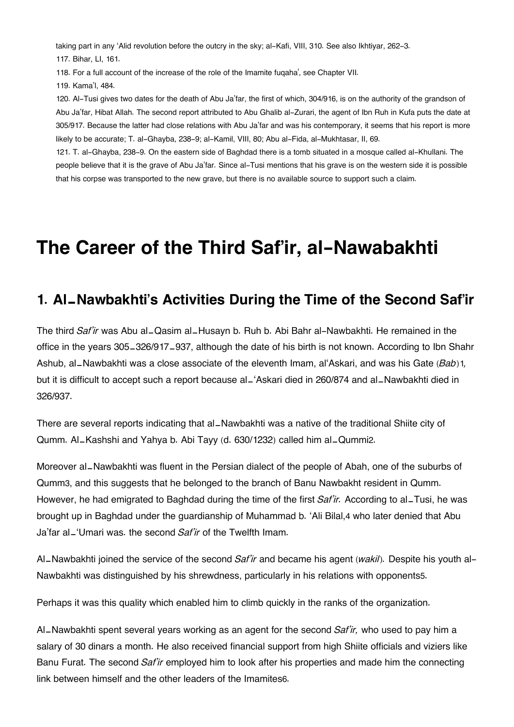taking part in any 'Alid revolution before the outcry in the sky; al-Kafi, VIII, 310. See also Ikhtiyar, 262-3.

117. Bihar, LI, 161.

118. For a full account of the increase of the role of the Imamite fuqaha', see Chapter VII.

119. Kama'l, 484.

120. Al-Tusi gives two dates for the death of Abu Ja'far, the first of which, 304/916, is on the authority of the grandson of Abu Ja'far, Hibat Allah. The second report attributed to Abu Ghalib al-Zurari, the agent of Ibn Ruh in Kufa puts the date at 305/917. Because the latter had close relations with Abu Ja'far and was his contemporary, it seems that his report is more likely to be accurate; T. al-Ghayba, 238-9; al-Kamil, VIII, 80; Abu al-Fida, al-Mukhtasar, II, 69.

121. T. al-Ghayba, 238-9. On the eastern side of Baghdad there is a tomb situated in a mosque called al-Khullani. The people believe that it is the grave of Abu Ja'far. Since al-Tusi mentions that his grave is on the western side it is possible that his corpse was transported to the new grave, but there is no available source to support such a claim.

# The Career of the Third Saf'ir, al-Nawabakhti

## 1. Al_Nawbakhti's Activities During the Time of the Second Saf'ir

The third *Saf'ir* was Abu al_Qasim al_Husayn b. Ruh b. Abi Bahr al-Nawbakhti. He remained in the office in the years 305_326/917_937, although the date of his birth is not known. According to Ibn Shahr Ashub, al_Nawbakhti was a close associate of the eleventh Imam, al'Askari, and was his Gate (*Bab*)1, but it is difficult to accept such a report because al_'Askari died in 260/874 and al_Nawbakhti died in 326/937.

There are several reports indicating that al_Nawbakhti was a native of the traditional Shiite city of Qumm. Al_Kashshi and Yahya b. Abi Tayy (d. 630/1232) called him al_Qummi2.

Moreover al_Nawbakhti was fluent in the Persian dialect of the people of Abah, one of the suburbs of Qumm3, and this suggests that he belonged to the branch of Banu Nawbakht resident in Qumm. However, he had emigrated to Baghdad during the time of the first *Saf'ir.* According to al_Tusi, he was brought up in Baghdad under the guardianship of Muhammad b. 'Ali Bilal,4 who later denied that Abu Ja'far al_'Umari was. the second *Saf'ir* of the Twelfth Imam.

Al_Nawbakhti joined the service of the second *Saf'ir* and became his agent (*wakil*). Despite his youth al-Nawbakhti was distinguished by his shrewdness, particularly in his relations with opponents5.

Perhaps it was this quality which enabled him to climb quickly in the ranks of the organization.

Al_Nawbakhti spent several years working as an agent for the second *Saf'ir,* who used to pay him a salary of 30 dinars a month. He also received financial support from high Shiite officials and viziers like Banu Furat. The second *Saf'ir* employed him to look after his properties and made him the connecting link between himself and the other leaders of the Imamites6.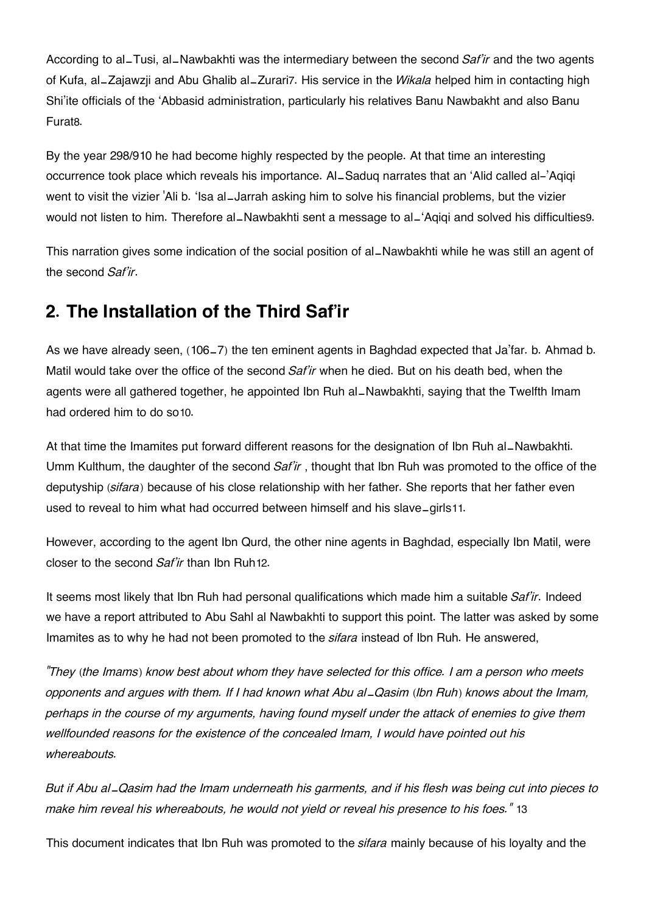According to al_Tusi, al_Nawbakhti was the intermediary between the second *Saf'ir* and the two agents of Kufa, al_Zajawzji and Abu Ghalib al_Zurari[7]. His service in the *Wikala* helped him in contacting high Shi'ite officials of the 'Abbasid administration, particularly his relatives Banu Nawbakht and also Banu Furat[8].

By the year 298/910 he had become highly respected by the people. At that time an interesting occurrence took place which reveals his importance. Al_Saduq narrates that an 'Alid called al-'Aqiqi went to visit the vizier 'Ali b. 'Isa al_Jarrah asking him to solve his financial problems, but the vizier would not listen to him. Therefore al_Nawbakhti sent a message to al_'Aqiqi and solved his difficulties[9].

This narration gives some indication of the social position of al_Nawbakhti while he was still an agent of the second *Saf'ir*.

## 2. The Installation of the Third Saf'ir

As we have already seen, (106_7) the ten eminent agents in Baghdad expected that Ja'far. b. Ahmad b. Matil would take over the office of the second *Saf'ir* when he died. But on his death bed, when the agents were all gathered together, he appointed Ibn Ruh al_Nawbakhti, saying that the Twelfth Imam had ordered him to do so[10].

At that time the Imamites put forward different reasons for the designation of Ibn Ruh al_Nawbakhti. Umm Kulthum, the daughter of the second *Saf'ir* , thought that Ibn Ruh was promoted to the office of the deputyship (*sifara*) because of his close relationship with her father. She reports that her father even used to reveal to him what had occurred between himself and his slave_girls[11].

However, according to the agent Ibn Qurd, the other nine agents in Baghdad, especially Ibn Matil, were closer to the second *Saf'ir* than Ibn Ruh[12].

It seems most likely that Ibn Ruh had personal qualifications which made him a suitable *Saf'ir*. Indeed we have a report attributed to Abu Sahl al Nawbakhti to support this point. The latter was asked by some Imamites as to why he had not been promoted to the *sifara* instead of Ibn Ruh. He answered,

*"They (the Imams) know best about whom they have selected for this office. I am a person who meets opponents and argues with them. If I had known what Abu al_Qasim (Ibn Ruh) knows about the Imam, perhaps in the course of my arguments, having found myself under the attack of enemies to give them wellfounded reasons for the existence of the concealed Imam, I would have pointed out his whereabouts.*

*But if Abu al_Qasim had the Imam underneath his garments, and if his flesh was being cut into pieces to make him reveal his whereabouts, he would not yield or reveal his presence to his foes."* [13]

This document indicates that Ibn Ruh was promoted to the *sifara* mainly because of his loyalty and the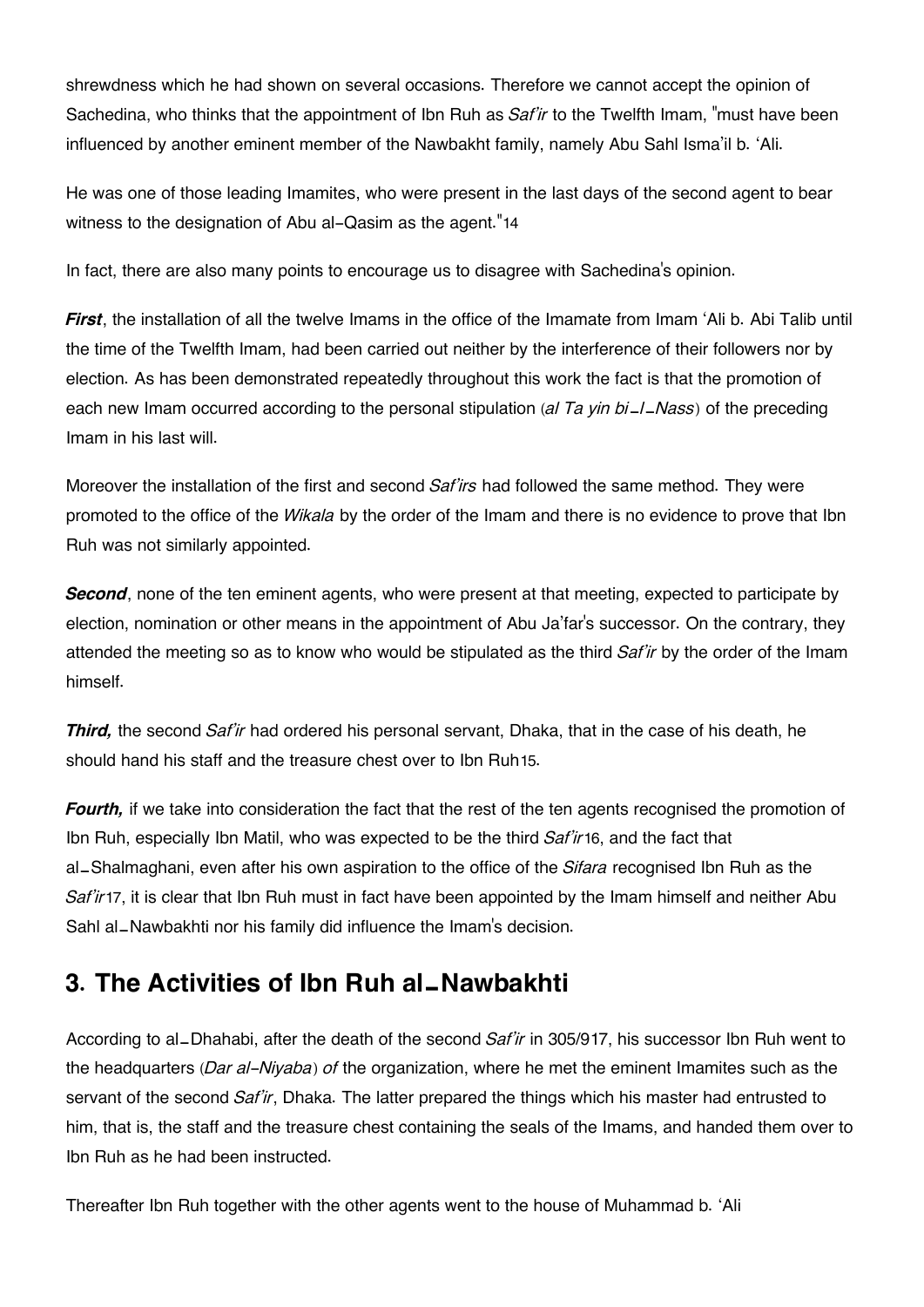shrewdness which he had shown on several occasions. Therefore we cannot accept the opinion of Sachedina, who thinks that the appointment of Ibn Ruh as *Saf'ir* to the Twelfth Imam, "must have been influenced by another eminent member of the Nawbakht family, namely Abu Sahl Isma'il b. 'Ali.

He was one of those leading Imamites, who were present in the last days of the second agent to bear witness to the designation of Abu al-Qasim as the agent."14

In fact, there are also many points to encourage us to disagree with Sachedina's opinion.

***First***, the installation of all the twelve Imams in the office of the Imamate from Imam 'Ali b. Abi Talib until the time of the Twelfth Imam, had been carried out neither by the interference of their followers nor by election. As has been demonstrated repeatedly throughout this work the fact is that the promotion of each new Imam occurred according to the personal stipulation (*al Ta yin bi_l_Nass*) of the preceding Imam in his last will.

Moreover the installation of the first and second *Saf'irs* had followed the same method. They were promoted to the office of the *Wikala* by the order of the Imam and there is no evidence to prove that Ibn Ruh was not similarly appointed.

***Second***, none of the ten eminent agents, who were present at that meeting, expected to participate by election, nomination or other means in the appointment of Abu Ja'far's successor. On the contrary, they attended the meeting so as to know who would be stipulated as the third *Saf'ir* by the order of the Imam himself.

***Third,*** the second *Saf'ir* had ordered his personal servant, Dhaka, that in the case of his death, he should hand his staff and the treasure chest over to Ibn Ruh15.

***Fourth,*** if we take into consideration the fact that the rest of the ten agents recognised the promotion of Ibn Ruh, especially Ibn Matil, who was expected to be the third *Saf'ir*16, and the fact that al_Shalmaghani, even after his own aspiration to the office of the *Sifara* recognised Ibn Ruh as the *Saf'ir*17, it is clear that Ibn Ruh must in fact have been appointed by the Imam himself and neither Abu Sahl al_Nawbakhti nor his family did influence the Imam's decision.

## 3. The Activities of Ibn Ruh al_Nawbakhti

According to al_Dhahabi, after the death of the second *Saf'ir* in 305/917, his successor Ibn Ruh went to the headquarters (*Dar al-Niyaba*) *of* the organization, where he met the eminent Imamites such as the servant of the second *Saf'ir*, Dhaka. The latter prepared the things which his master had entrusted to him, that is, the staff and the treasure chest containing the seals of the Imams, and handed them over to Ibn Ruh as he had been instructed.

Thereafter Ibn Ruh together with the other agents went to the house of Muhammad b. 'Ali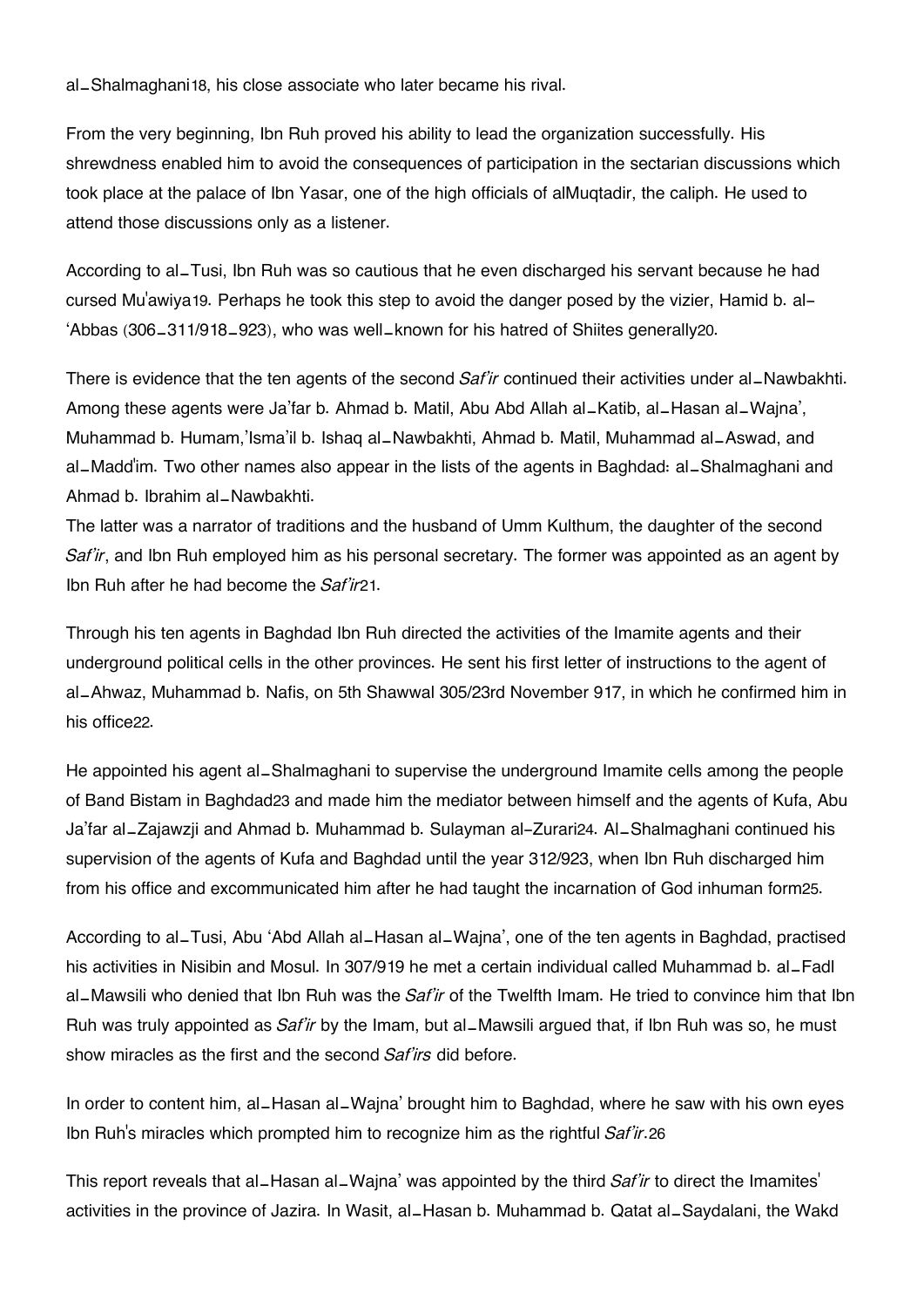al_Shalmaghani18, his close associate who later became his rival.

From the very beginning, Ibn Ruh proved his ability to lead the organization successfully. His shrewdness enabled him to avoid the consequences of participation in the sectarian discussions which took place at the palace of Ibn Yasar, one of the high officials of alMuqtadir, the caliph. He used to attend those discussions only as a listener.

According to al_Tusi, Ibn Ruh was so cautious that he even discharged his servant because he had cursed Mu'awiya19. Perhaps he took this step to avoid the danger posed by the vizier, Hamid b. al-'Abbas (306_311/918_923), who was well_known for his hatred of Shiites generally20.

There is evidence that the ten agents of the second *Saf'ir* continued their activities under al_Nawbakhti. Among these agents were Ja'far b. Ahmad b. Matil, Abu Abd Allah al_Katib, al_Hasan al_Wajna', Muhammad b. Humam,'Isma'il b. Ishaq al_Nawbakhti, Ahmad b. Matil, Muhammad al_Aswad, and al_Madd'im. Two other names also appear in the lists of the agents in Baghdad: al_Shalmaghani and Ahmad b. Ibrahim al_Nawbakhti.
The latter was a narrator of traditions and the husband of Umm Kulthum, the daughter of the second *Saf'ir*, and Ibn Ruh employed him as his personal secretary. The former was appointed as an agent by Ibn Ruh after he had become the *Saf'ir*21.

Through his ten agents in Baghdad Ibn Ruh directed the activities of the Imamite agents and their underground political cells in the other provinces. He sent his first letter of instructions to the agent of al_Ahwaz, Muhammad b. Nafis, on 5th Shawwal 305/23rd November 917, in which he confirmed him in his office22.

He appointed his agent al_Shalmaghani to supervise the underground Imamite cells among the people of Band Bistam in Baghdad23 and made him the mediator between himself and the agents of Kufa, Abu Ja'far al_Zajawzji and Ahmad b. Muhammad b. Sulayman al-Zurari24. Al_Shalmaghani continued his supervision of the agents of Kufa and Baghdad until the year 312/923, when Ibn Ruh discharged him from his office and excommunicated him after he had taught the incarnation of God inhuman form25.

According to al_Tusi, Abu 'Abd Allah al_Hasan al_Wajna', one of the ten agents in Baghdad, practised his activities in Nisibin and Mosul. In 307/919 he met a certain individual called Muhammad b. al_Fadl al_Mawsili who denied that Ibn Ruh was the *Saf'ir* of the Twelfth Imam. He tried to convince him that Ibn Ruh was truly appointed as *Saf'ir* by the Imam, but al_Mawsili argued that, if Ibn Ruh was so, he must show miracles as the first and the second *Saf'irs* did before.

In order to content him, al_Hasan al_Wajna' brought him to Baghdad, where he saw with his own eyes Ibn Ruh's miracles which prompted him to recognize him as the rightful *Saf'ir*.26

This report reveals that al_Hasan al_Wajna' was appointed by the third *Saf'ir* to direct the Imamites' activities in the province of Jazira. In Wasit, al_Hasan b. Muhammad b. Qatat al_Saydalani, the Wakd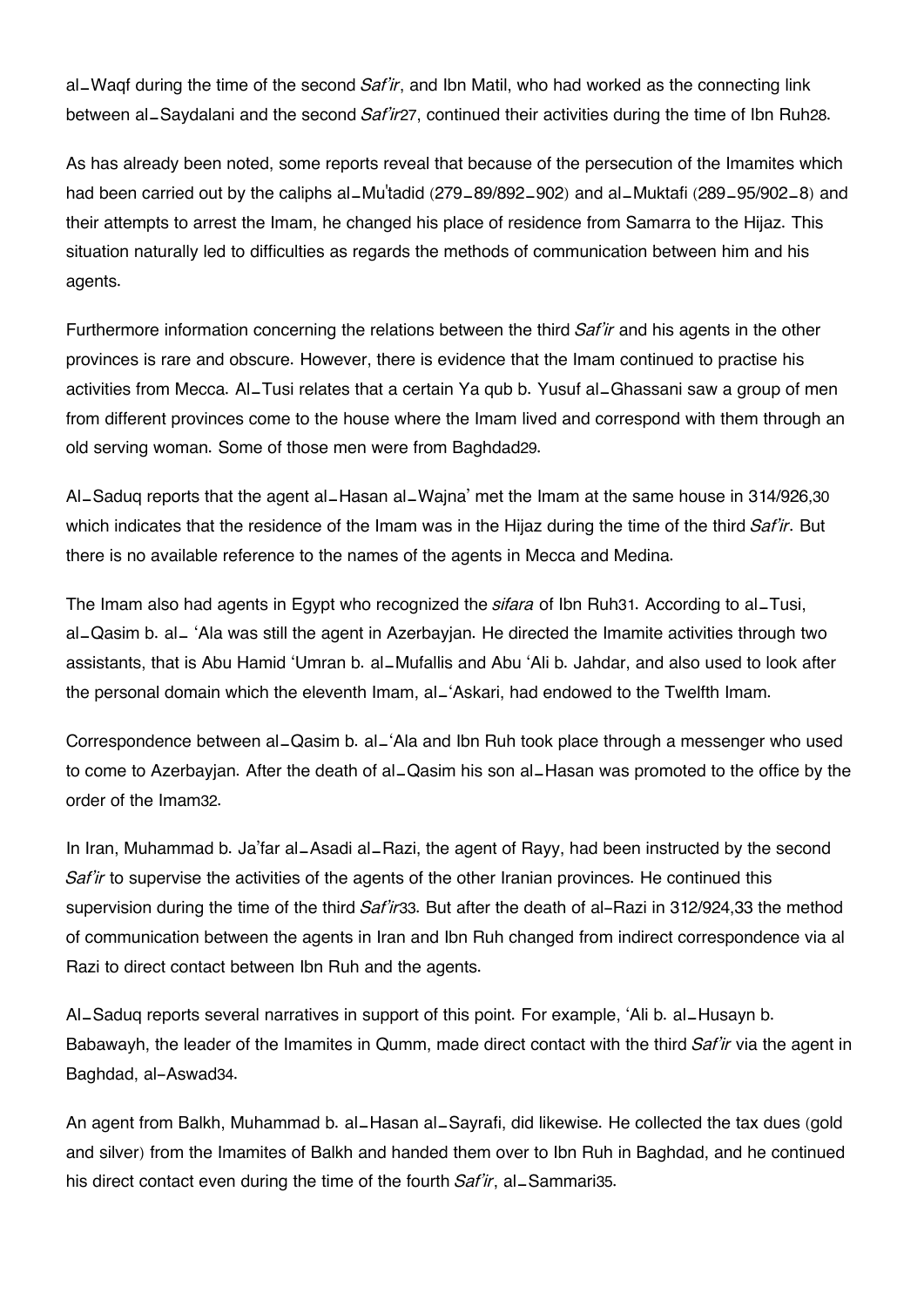al–Waqf during the time of the second *Saf'ir*, and Ibn Matil, who had worked as the connecting link between al–Saydalani and the second *Saf'ir*[27], continued their activities during the time of Ibn Ruh[28].

As has already been noted, some reports reveal that because of the persecution of the Imamites which had been carried out by the caliphs al–Mu'tadid (279–89/892–902) and al–Muktafi (289–95/902–8) and their attempts to arrest the Imam, he changed his place of residence from Samarra to the Hijaz. This situation naturally led to difficulties as regards the methods of communication between him and his agents.

Furthermore information concerning the relations between the third *Saf'ir* and his agents in the other provinces is rare and obscure. However, there is evidence that the Imam continued to practise his activities from Mecca. Al–Tusi relates that a certain Ya qub b. Yusuf al–Ghassani saw a group of men from different provinces come to the house where the Imam lived and correspond with them through an old serving woman. Some of those men were from Baghdad[29].

Al–Saduq reports that the agent al–Hasan al–Wajna' met the Imam at the same house in 314/926,[30] which indicates that the residence of the Imam was in the Hijaz during the time of the third *Saf'ir*. But there is no available reference to the names of the agents in Mecca and Medina.

The Imam also had agents in Egypt who recognized the *sifara* of Ibn Ruh[31]. According to al–Tusi, al–Qasim b. al– 'Ala was still the agent in Azerbayjan. He directed the Imamite activities through two assistants, that is Abu Hamid 'Umran b. al–Mufallis and Abu 'Ali b. Jahdar, and also used to look after the personal domain which the eleventh Imam, al–'Askari, had endowed to the Twelfth Imam.

Correspondence between al–Qasim b. al–'Ala and Ibn Ruh took place through a messenger who used to come to Azerbayjan. After the death of al–Qasim his son al–Hasan was promoted to the office by the order of the Imam[32].

In Iran, Muhammad b. Ja'far al–Asadi al–Razi, the agent of Rayy, had been instructed by the second *Saf'ir* to supervise the activities of the agents of the other Iranian provinces. He continued this supervision during the time of the third *Saf'ir*[33]. But after the death of al-Razi in 312/924,[33] the method of communication between the agents in Iran and Ibn Ruh changed from indirect correspondence via al Razi to direct contact between Ibn Ruh and the agents.

Al–Saduq reports several narratives in support of this point. For example, 'Ali b. al–Husayn b. Babawayh, the leader of the Imamites in Qumm, made direct contact with the third *Saf'ir* via the agent in Baghdad, al-Aswad[34].

An agent from Balkh, Muhammad b. al–Hasan al–Sayrafi, did likewise. He collected the tax dues (gold and silver) from the Imamites of Balkh and handed them over to Ibn Ruh in Baghdad, and he continued his direct contact even during the time of the fourth *Saf'ir*, al–Sammari[35].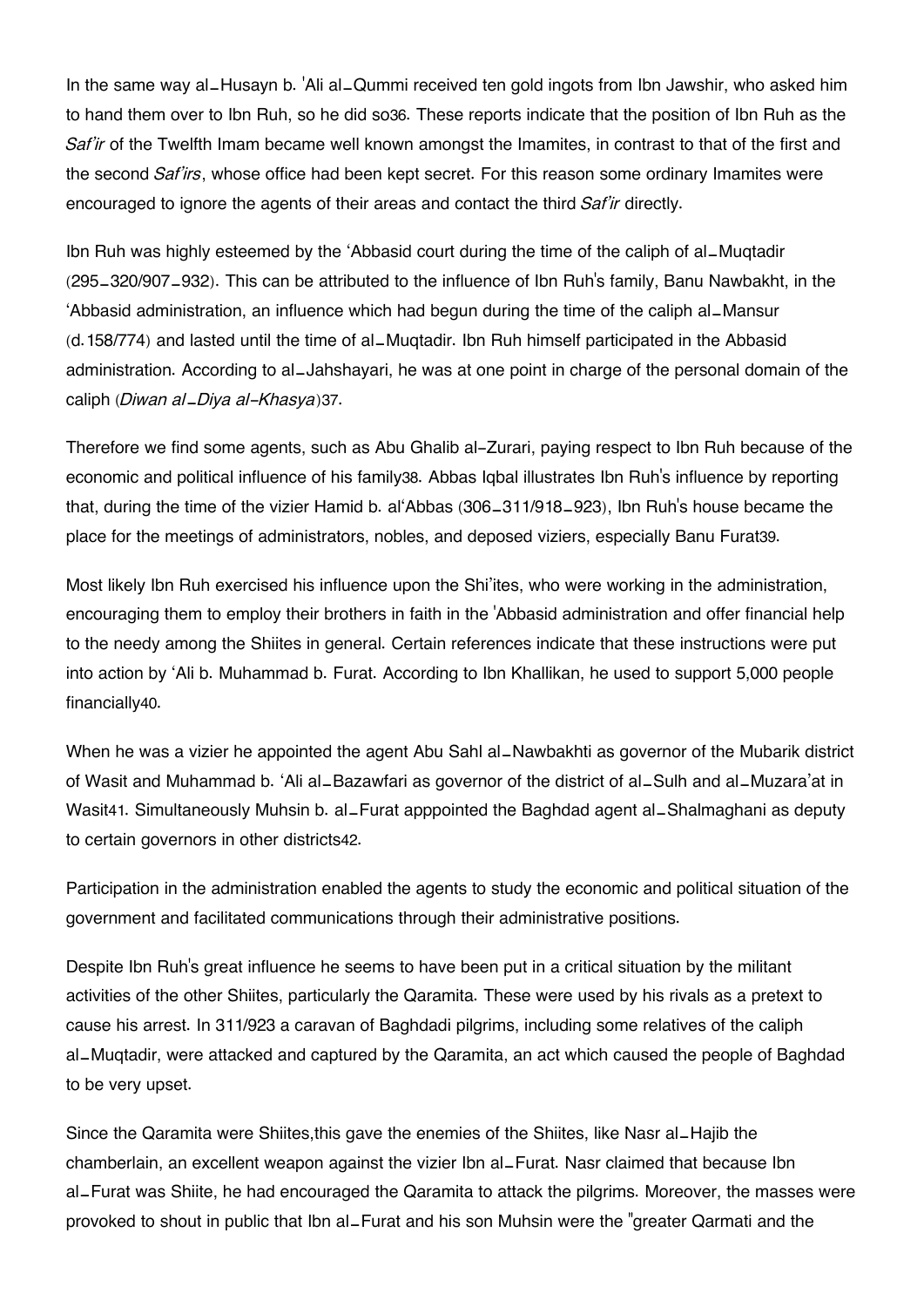In the same way al_Husayn b. 'Ali al_Qummi received ten gold ingots from Ibn Jawshir, who asked him to hand them over to Ibn Ruh, so he did so[36]. These reports indicate that the position of Ibn Ruh as the *Saf'ir* of the Twelfth Imam became well known amongst the Imamites, in contrast to that of the first and the second *Saf'irs*, whose office had been kept secret. For this reason some ordinary Imamites were encouraged to ignore the agents of their areas and contact the third *Saf'ir* directly.

Ibn Ruh was highly esteemed by the 'Abbasid court during the time of the caliph of al_Muqtadir (295_320/907_932). This can be attributed to the influence of Ibn Ruh's family, Banu Nawbakht, in the 'Abbasid administration, an influence which had begun during the time of the caliph al_Mansur (d.158/774) and lasted until the time of al_Muqtadir. Ibn Ruh himself participated in the Abbasid administration. According to al_Jahshayari, he was at one point in charge of the personal domain of the caliph (*Diwan al_Diya al-Khasya*)[37].

Therefore we find some agents, such as Abu Ghalib al-Zurari, paying respect to Ibn Ruh because of the economic and political influence of his family[38]. Abbas Iqbal illustrates Ibn Ruh's influence by reporting that, during the time of the vizier Hamid b. al'Abbas (306_311/918_923), Ibn Ruh's house became the place for the meetings of administrators, nobles, and deposed viziers, especially Banu Furat[39].

Most likely Ibn Ruh exercised his influence upon the Shi'ites, who were working in the administration, encouraging them to employ their brothers in faith in the 'Abbasid administration and offer financial help to the needy among the Shiites in general. Certain references indicate that these instructions were put into action by 'Ali b. Muhammad b. Furat. According to Ibn Khallikan, he used to support 5,000 people financially[40].

When he was a vizier he appointed the agent Abu Sahl al_Nawbakhti as governor of the Mubarik district of Wasit and Muhammad b. 'Ali al_Bazawfari as governor of the district of al_Sulh and al_Muzara'at in Wasit[41]. Simultaneously Muhsin b. al_Furat apppointed the Baghdad agent al_Shalmaghani as deputy to certain governors in other districts[42].

Participation in the administration enabled the agents to study the economic and political situation of the government and facilitated communications through their administrative positions.

Despite Ibn Ruh's great influence he seems to have been put in a critical situation by the militant activities of the other Shiites, particularly the Qaramita. These were used by his rivals as a pretext to cause his arrest. In 311/923 a caravan of Baghdadi pilgrims, including some relatives of the caliph al_Muqtadir, were attacked and captured by the Qaramita, an act which caused the people of Baghdad to be very upset.

Since the Qaramita were Shiites,this gave the enemies of the Shiites, like Nasr al_Hajib the chamberlain, an excellent weapon against the vizier Ibn al_Furat. Nasr claimed that because Ibn al_Furat was Shiite, he had encouraged the Qaramita to attack the pilgrims. Moreover, the masses were provoked to shout in public that Ibn al_Furat and his son Muhsin were the "greater Qarmati and the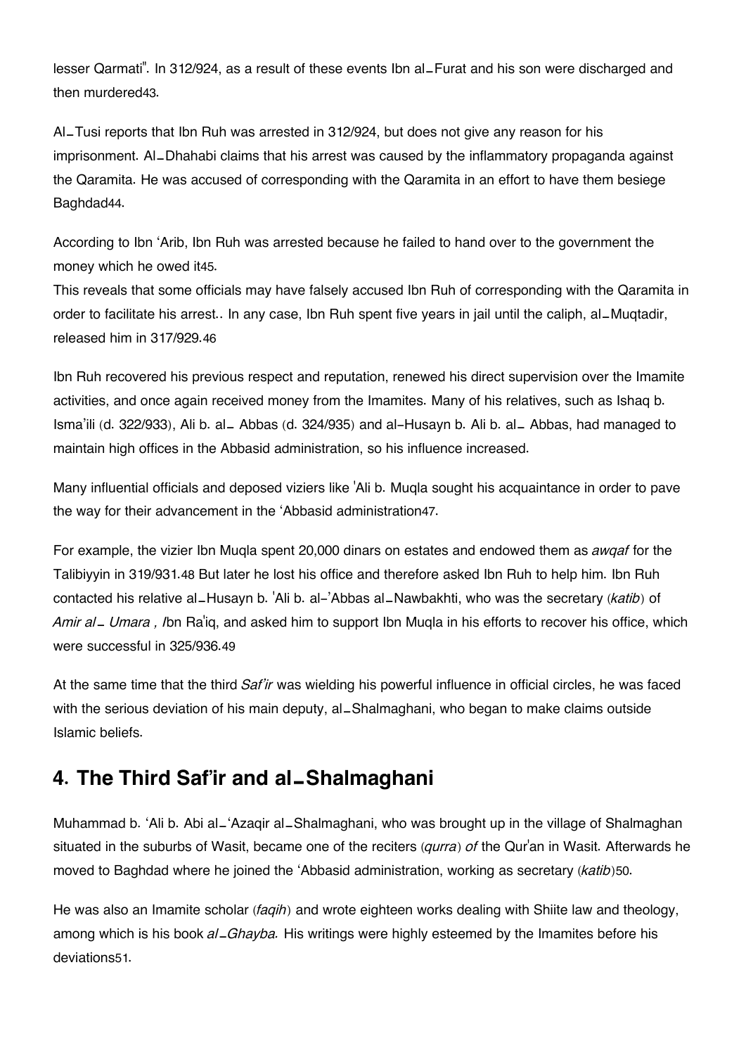lesser Qarmati". In 312/924, as a result of these events Ibn al_Furat and his son were discharged and then murdered43.

Al_Tusi reports that Ibn Ruh was arrested in 312/924, but does not give any reason for his imprisonment. Al_Dhahabi claims that his arrest was caused by the inflammatory propaganda against the Qaramita. He was accused of corresponding with the Qaramita in an effort to have them besiege Baghdad44.

According to Ibn 'Arib, Ibn Ruh was arrested because he failed to hand over to the government the money which he owed it45.

This reveals that some officials may have falsely accused Ibn Ruh of corresponding with the Qaramita in order to facilitate his arrest.. In any case, Ibn Ruh spent five years in jail until the caliph, al_Muqtadir, released him in 317/929.46

Ibn Ruh recovered his previous respect and reputation, renewed his direct supervision over the Imamite activities, and once again received money from the Imamites. Many of his relatives, such as Ishaq b. Isma'ili (d. 322/933), Ali b. al_ Abbas (d. 324/935) and al-Husayn b. Ali b. al_ Abbas, had managed to maintain high offices in the Abbasid administration, so his influence increased.

Many influential officials and deposed viziers like 'Ali b. Muqla sought his acquaintance in order to pave the way for their advancement in the 'Abbasid administration47.

For example, the vizier Ibn Muqla spent 20,000 dinars on estates and endowed them as *awqaf* for the Talibiyyin in 319/931.48 But later he lost his office and therefore asked Ibn Ruh to help him. Ibn Ruh contacted his relative al_Husayn b. 'Ali b. al-'Abbas al_Nawbakhti, who was the secretary (*katib*) of *Amir al_ Umara , I*bn Ra'iq, and asked him to support Ibn Muqla in his efforts to recover his office, which were successful in 325/936.49

At the same time that the third *Saf'ir* was wielding his powerful influence in official circles, he was faced with the serious deviation of his main deputy, al_Shalmaghani, who began to make claims outside Islamic beliefs.

## 4. The Third Saf'ir and al_Shalmaghani

Muhammad b. 'Ali b. Abi al_'Azaqir al_Shalmaghani, who was brought up in the village of Shalmaghan situated in the suburbs of Wasit, became one of the reciters (*qurra*) *of* the Qur'an in Wasit. Afterwards he moved to Baghdad where he joined the 'Abbasid administration, working as secretary (*katib*)50.

He was also an Imamite scholar (*faqih*) and wrote eighteen works dealing with Shiite law and theology, among which is his book *al_Ghayba.* His writings were highly esteemed by the Imamites before his deviations51.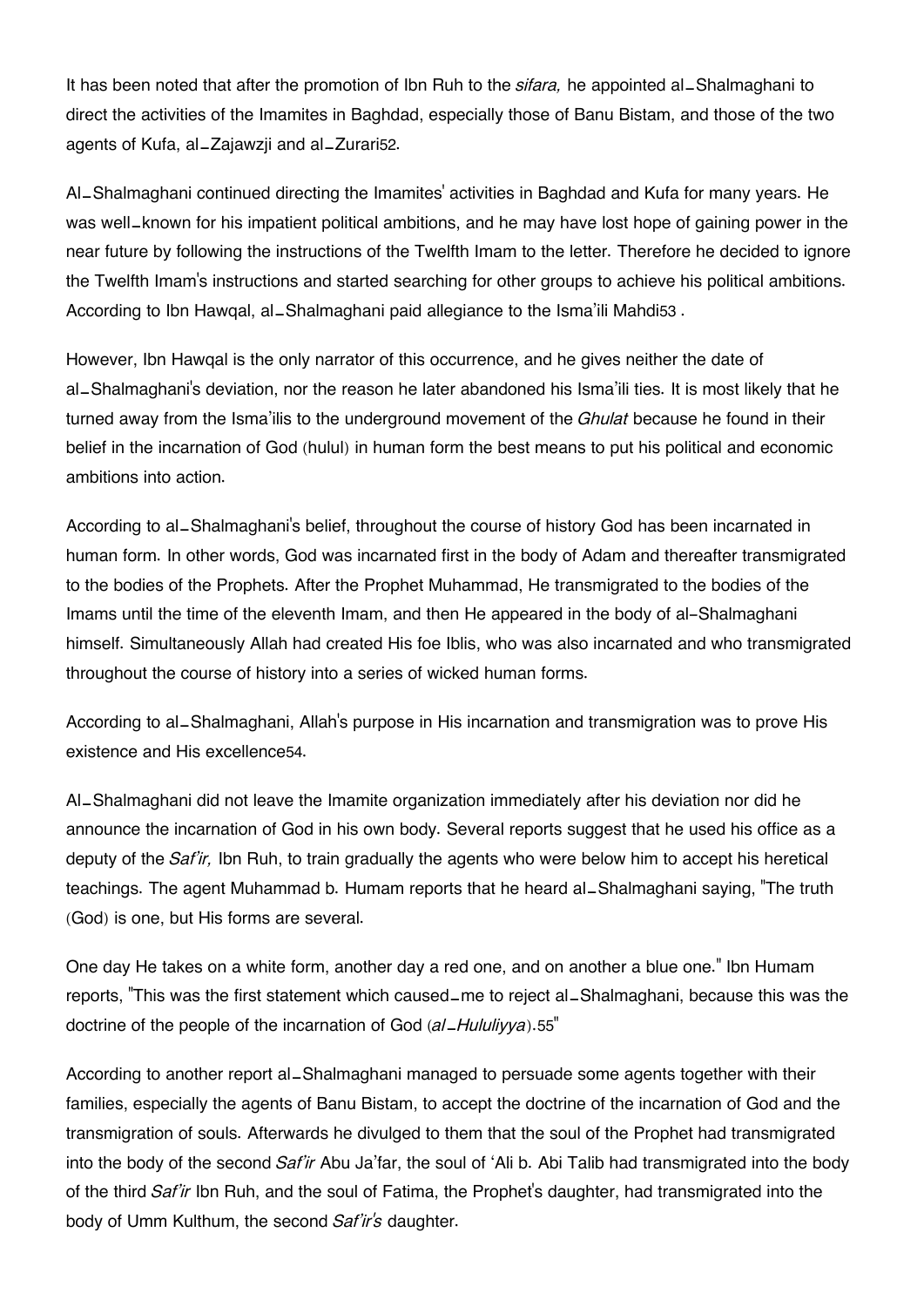It has been noted that after the promotion of Ibn Ruh to the *sifara,* he appointed al_Shalmaghani to direct the activities of the Imamites in Baghdad, especially those of Banu Bistam, and those of the two agents of Kufa, al_Zajawzji and al_Zurari[52].

Al_Shalmaghani continued directing the Imamites' activities in Baghdad and Kufa for many years. He was well_known for his impatient political ambitions, and he may have lost hope of gaining power in the near future by following the instructions of the Twelfth Imam to the letter. Therefore he decided to ignore the Twelfth Imam's instructions and started searching for other groups to achieve his political ambitions. According to Ibn Hawqal, al_Shalmaghani paid allegiance to the Isma'ili Mahdi[53] .

However, Ibn Hawqal is the only narrator of this occurrence, and he gives neither the date of al_Shalmaghani's deviation, nor the reason he later abandoned his Isma'ili ties. It is most likely that he turned away from the Isma'ilis to the underground movement of the *Ghulat* because he found in their belief in the incarnation of God (hulul) in human form the best means to put his political and economic ambitions into action.

According to al_Shalmaghani's belief, throughout the course of history God has been incarnated in human form. In other words, God was incarnated first in the body of Adam and thereafter transmigrated to the bodies of the Prophets. After the Prophet Muhammad, He transmigrated to the bodies of the Imams until the time of the eleventh Imam, and then He appeared in the body of al-Shalmaghani himself. Simultaneously Allah had created His foe Iblis, who was also incarnated and who transmigrated throughout the course of history into a series of wicked human forms.

According to al_Shalmaghani, Allah's purpose in His incarnation and transmigration was to prove His existence and His excellence[54].

Al_Shalmaghani did not leave the Imamite organization immediately after his deviation nor did he announce the incarnation of God in his own body. Several reports suggest that he used his office as a deputy of the *Saf'ir,* Ibn Ruh, to train gradually the agents who were below him to accept his heretical teachings. The agent Muhammad b. Humam reports that he heard al_Shalmaghani saying, "The truth (God) is one, but His forms are several.

One day He takes on a white form, another day a red one, and on another a blue one." Ibn Humam reports, "This was the first statement which caused_me to reject al_Shalmaghani, because this was the doctrine of the people of the incarnation of God (*al_Hululiyya*).[55]"

According to another report al_Shalmaghani managed to persuade some agents together with their families, especially the agents of Banu Bistam, to accept the doctrine of the incarnation of God and the transmigration of souls. Afterwards he divulged to them that the soul of the Prophet had transmigrated into the body of the second *Saf'ir* Abu Ja'far, the soul of 'Ali b. Abi Talib had transmigrated into the body of the third *Saf'ir* Ibn Ruh, and the soul of Fatima, the Prophet's daughter, had transmigrated into the body of Umm Kulthum, the second *Saf'ir's* daughter.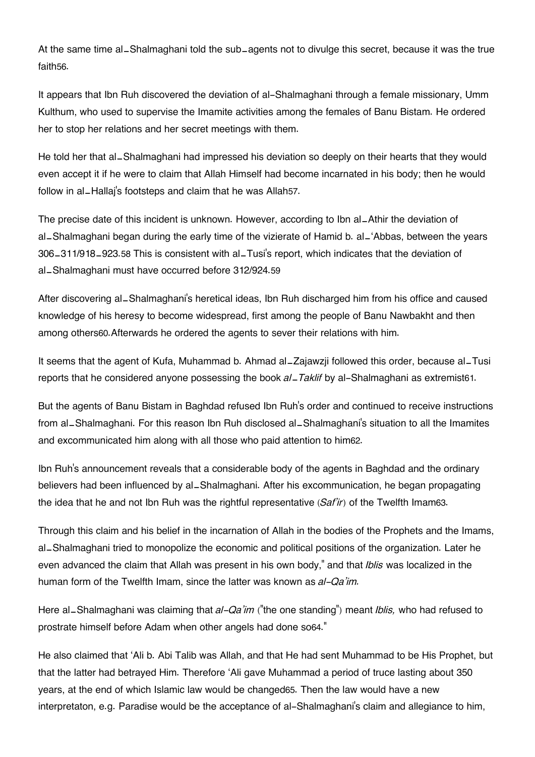At the same time al_Shalmaghani told the sub_agents not to divulge this secret, because it was the true faith[56].

It appears that Ibn Ruh discovered the deviation of al-Shalmaghani through a female missionary, Umm Kulthum, who used to supervise the Imamite activities among the females of Banu Bistam. He ordered her to stop her relations and her secret meetings with them.

He told her that al_Shalmaghani had impressed his deviation so deeply on their hearts that they would even accept it if he were to claim that Allah Himself had become incarnated in his body; then he would follow in al_Hallaj's footsteps and claim that he was Allah[57].

The precise date of this incident is unknown. However, according to Ibn al_Athir the deviation of al_Shalmaghani began during the early time of the vizierate of Hamid b. al_'Abbas, between the years 306_311/918_923.[58] This is consistent with al_Tusi's report, which indicates that the deviation of al_Shalmaghani must have occurred before 312/924.[59]

After discovering al_Shalmaghani's heretical ideas, Ibn Ruh discharged him from his office and caused knowledge of his heresy to become widespread, first among the people of Banu Nawbakht and then among others[60].Afterwards he ordered the agents to sever their relations with him.

It seems that the agent of Kufa, Muhammad b. Ahmad al_Zajawzji followed this order, because al_Tusi reports that he considered anyone possessing the book *al_Taklif* by al-Shalmaghani as extremist[61].

But the agents of Banu Bistam in Baghdad refused Ibn Ruh's order and continued to receive instructions from al_Shalmaghani. For this reason Ibn Ruh disclosed al_Shalmaghani's situation to all the Imamites and excommunicated him along with all those who paid attention to him[62].

Ibn Ruh's announcement reveals that a considerable body of the agents in Baghdad and the ordinary believers had been influenced by al_Shalmaghani. After his excommunication, he began propagating the idea that he and not Ibn Ruh was the rightful representative (*Saf'ir*) of the Twelfth Imam[63].

Through this claim and his belief in the incarnation of Allah in the bodies of the Prophets and the Imams, al_Shalmaghani tried to monopolize the economic and political positions of the organization. Later he even advanced the claim that Allah was present in his own body," and that *Iblis* was localized in the human form of the Twelfth Imam, since the latter was known as *al-Qa'im.*

Here al_Shalmaghani was claiming that *al-Qa'im* ("the one standing") meant *Iblis,* who had refused to prostrate himself before Adam when other angels had done so[64]."

He also claimed that 'Ali b. Abi Talib was Allah, and that He had sent Muhammad to be His Prophet, but that the latter had betrayed Him. Therefore 'Ali gave Muhammad a period of truce lasting about 350 years, at the end of which Islamic law would be changed[65]. Then the law would have a new interpretaton, e.g. Paradise would be the acceptance of al_Shalmaghani's claim and allegiance to him,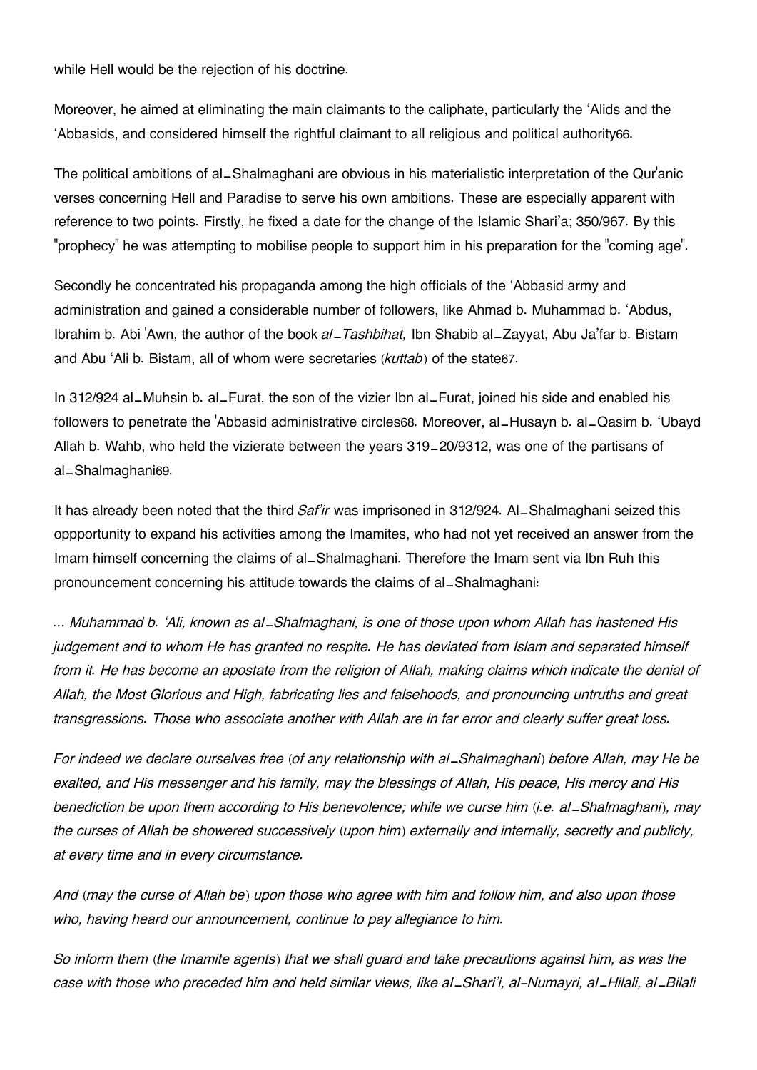while Hell would be the rejection of his doctrine.

Moreover, he aimed at eliminating the main claimants to the caliphate, particularly the ʻAlids and the ʻAbbasids, and considered himself the rightful claimant to all religious and political authority[66].

The political ambitions of al_Shalmaghani are obvious in his materialistic interpretation of the Qur'anic verses concerning Hell and Paradise to serve his own ambitions. These are especially apparent with reference to two points. Firstly, he fixed a date for the change of the Islamic Shari'a; 350/967. By this "prophecy" he was attempting to mobilise people to support him in his preparation for the "coming age".

Secondly he concentrated his propaganda among the high officials of the ʻAbbasid army and administration and gained a considerable number of followers, like Ahmad b. Muhammad b. ʻAbdus, Ibrahim b. Abi 'Awn, the author of the book *al_Tashbihat,* Ibn Shabib al_Zayyat, Abu Ja'far b. Bistam and Abu ʻAli b. Bistam, all of whom were secretaries (*kuttab*) of the state[67].

In 312/924 al_Muhsin b. al_Furat, the son of the vizier Ibn al_Furat, joined his side and enabled his followers to penetrate the 'Abbasid administrative circles[68]. Moreover, al_Husayn b. al_Qasim b. ʻUbayd Allah b. Wahb, who held the vizierate between the years 319_20/9312, was one of the partisans of al_Shalmaghani[69].

It has already been noted that the third *Saf'ir* was imprisoned in 312/924. Al_Shalmaghani seized this oppportunity to expand his activities among the Imamites, who had not yet received an answer from the Imam himself concerning the claims of al_Shalmaghani. Therefore the Imam sent via Ibn Ruh this pronouncement concerning his attitude towards the claims of al_Shalmaghani:

*... Muhammad b. ʻAli, known as al_Shalmaghani, is one of those upon whom Allah has hastened His judgement and to whom He has granted no respite. He has deviated from Islam and separated himself from it. He has become an apostate from the religion of Allah, making claims which indicate the denial of Allah, the Most Glorious and High, fabricating lies and falsehoods, and pronouncing untruths and great transgressions. Those who associate another with Allah are in far error and clearly suffer great loss.*

*For indeed we declare ourselves free (of any relationship with al_Shalmaghani) before Allah, may He be exalted, and His messenger and his family, may the blessings of Allah, His peace, His mercy and His benediction be upon them according to His benevolence; while we curse him (i.e. al_Shalmaghani), may the curses of Allah be showered successively (upon him) externally and internally, secretly and publicly, at every time and in every circumstance.*

*And (may the curse of Allah be) upon those who agree with him and follow him, and also upon those who, having heard our announcement, continue to pay allegiance to him.*

*So inform them (the Imamite agents) that we shall guard and take precautions against him, as was the case with those who preceded him and held similar views, like al_Shari'i, al-Numayri, al_Hilali, al_Bilali*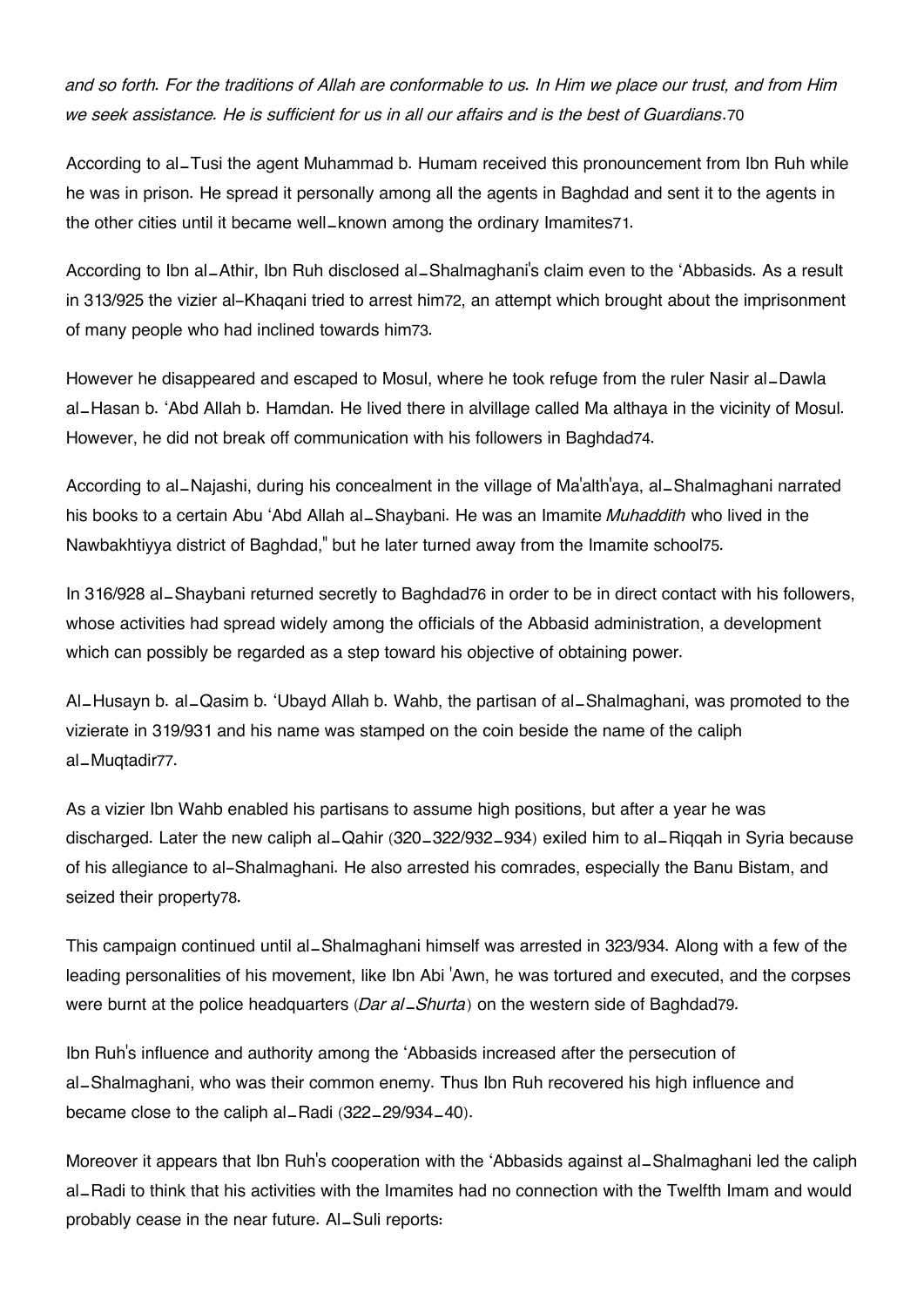*and so forth. For the traditions of Allah are conformable to us. In Him we place our trust, and from Him we seek assistance. He is sufficient for us in all our affairs and is the best of Guardians*.[70]

According to al_Tusi the agent Muhammad b. Humam received this pronouncement from Ibn Ruh while he was in prison. He spread it personally among all the agents in Baghdad and sent it to the agents in the other cities until it became well_known among the ordinary Imamites[71].

According to Ibn al_Athir, Ibn Ruh disclosed al_Shalmaghani's claim even to the 'Abbasids. As a result in 313/925 the vizier al-Khaqani tried to arrest him[72], an attempt which brought about the imprisonment of many people who had inclined towards him[73].

However he disappeared and escaped to Mosul, where he took refuge from the ruler Nasir al_Dawla al_Hasan b. 'Abd Allah b. Hamdan. He lived there in alvillage called Ma althaya in the vicinity of Mosul. However, he did not break off communication with his followers in Baghdad[74].

According to al_Najashi, during his concealment in the village of Ma'alth'aya, al_Shalmaghani narrated his books to a certain Abu 'Abd Allah al_Shaybani. He was an Imamite *Muhaddith* who lived in the Nawbakhtiyya district of Baghdad," but he later turned away from the Imamite school[75].

In 316/928 al_Shaybani returned secretly to Baghdad[76] in order to be in direct contact with his followers, whose activities had spread widely among the officials of the Abbasid administration, a development which can possibly be regarded as a step toward his objective of obtaining power.

Al_Husayn b. al_Qasim b. 'Ubayd Allah b. Wahb, the partisan of al_Shalmaghani, was promoted to the vizierate in 319/931 and his name was stamped on the coin beside the name of the caliph al_Muqtadir[77].

As a vizier Ibn Wahb enabled his partisans to assume high positions, but after a year he was discharged. Later the new caliph al_Qahir (320_322/932_934) exiled him to al_Riqqah in Syria because of his allegiance to al-Shalmaghani. He also arrested his comrades, especially the Banu Bistam, and seized their property[78].

This campaign continued until al_Shalmaghani himself was arrested in 323/934. Along with a few of the leading personalities of his movement, like Ibn Abi 'Awn, he was tortured and executed, and the corpses were burnt at the police headquarters (*Dar al_Shurta*) on the western side of Baghdad[79].

Ibn Ruh's influence and authority among the 'Abbasids increased after the persecution of al_Shalmaghani, who was their common enemy. Thus Ibn Ruh recovered his high influence and became close to the caliph al_Radi (322_29/934_40).

Moreover it appears that Ibn Ruh's cooperation with the 'Abbasids against al_Shalmaghani led the caliph al_Radi to think that his activities with the Imamites had no connection with the Twelfth Imam and would probably cease in the near future. Al_Suli reports: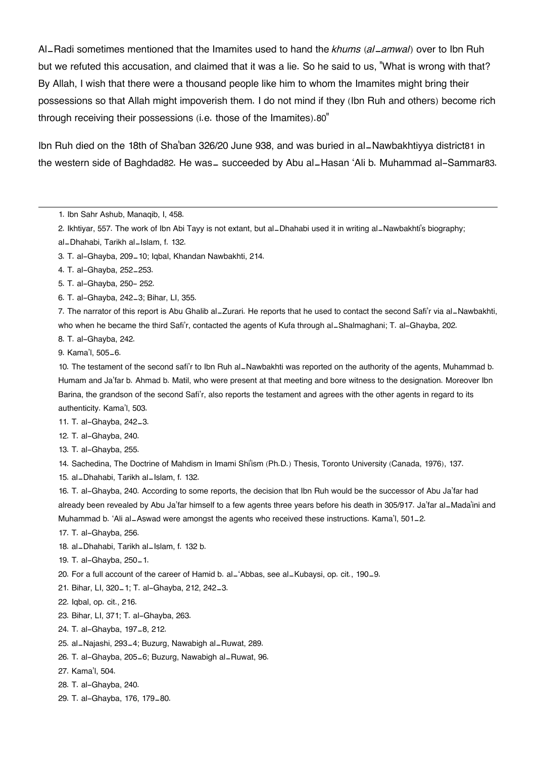Al_Radi sometimes mentioned that the Imamites used to hand the *khums* (*al_amwal*) over to Ibn Ruh but we refuted this accusation, and claimed that it was a lie. So he said to us, "What is wrong with that? By Allah, I wish that there were a thousand people like him to whom the Imamites might bring their possessions so that Allah might impoverish them. I do not mind if they (Ibn Ruh and others) become rich through receiving their possessions (i.e. those of the Imamites).[80]"

Ibn Ruh died on the 18th of Sha'ban 326/20 June 938, and was buried in al_Nawbakhtiyya district[81] in the western side of Baghdad[82]. He was_ succeeded by Abu al_Hasan 'Ali b. Muhammad al-Sammar[83].

---

1. Ibn Sahr Ashub, Manaqib, I, 458.
2. Ikhtiyar, 557. The work of Ibn Abi Tayy is not extant, but al_Dhahabi used it in writing al_Nawbakhti's biography; al_Dhahabi, Tarikh al_Islam, f. 132.
3. T. al-Ghayba, 209_10; Iqbal, Khandan Nawbakhti, 214.
4. T. al-Ghayba, 252_253.
5. T. al-Ghayba, 250- 252.
6. T. al-Ghayba, 242_3; Bihar, LI, 355.
7. The narrator of this report is Abu Ghalib al_Zurari. He reports that he used to contact the second Safi'r via al_Nawbakhti, who when he became the third Safi'r, contacted the agents of Kufa through al_Shalmaghani; T. al-Ghayba, 202.
8. T. al-Ghayba, 242.
9. Kama'l, 505_6.
10. The testament of the second safi'r to Ibn Ruh al_Nawbakhti was reported on the authority of the agents, Muhammad b. Humam and Ja'far b. Ahmad b. Matil, who were present at that meeting and bore witness to the designation. Moreover Ibn Barina, the grandson of the second Safi'r, also reports the testament and agrees with the other agents in regard to its authenticity. Kama'l, 503.
11. T. al-Ghayba, 242_3.
12. T. al-Ghayba, 240.
13. T. al-Ghayba, 255.
14. Sachedina, The Doctrine of Mahdism in Imami Shi'ism (Ph.D.) Thesis, Toronto University (Canada, 1976), 137.
15. al_Dhahabi, Tarikh al_Islam, f. 132.
16. T. al-Ghayba, 240. According to some reports, the decision that Ibn Ruh would be the successor of Abu Ja'far had already been revealed by Abu Ja'far himself to a few agents three years before his death in 305/917. Ja'far al_Mada'ini and Muhammad b. 'Ali al_Aswad were amongst the agents who received these instructions. Kama'l, 501_2.
17. T. al-Ghayba, 256.
18. al_Dhahabi, Tarikh al_Islam, f. 132 b.
19. T. al-Ghayba, 250_1.
20. For a full account of the career of Hamid b. al_'Abbas, see al_Kubaysi, op. cit., 190_9.
21. Bihar, LI, 320_1; T. al-Ghayba, 212, 242_3.
22. Iqbal, op. cit., 216.
23. Bihar, LI, 371; T. al-Ghayba, 263.
24. T. al-Ghayba, 197_8, 212.
25. al_Najashi, 293_4; Buzurg, Nawabigh al_Ruwat, 289.
26. T. al-Ghayba, 205_6; Buzurg, Nawabigh al_Ruwat, 96.
27. Kama'l, 504.
28. T. al-Ghayba, 240.
29. T. al-Ghayba, 176, 179_80.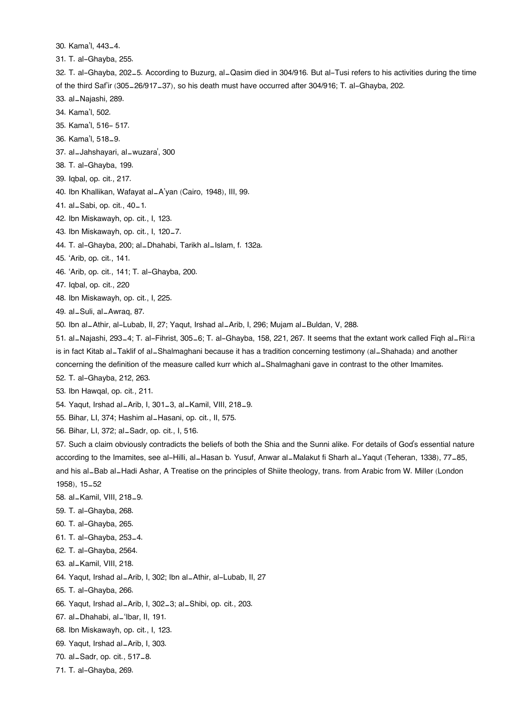30. Kama'l, 443_4.

31. T. al-Ghayba, 255.

32. T. al-Ghayba, 202_5. According to Buzurg, al_Qasim died in 304/916. But al-Tusi refers to his activities during the time of the third Saf'ir (305_26/917_37), so his death must have occurred after 304/916; T. al-Ghayba, 202.

33. al_Najashi, 289.

34. Kama'l, 502.

35. Kama'l, 516- 517.

36. Kama'l, 518_9.

37. al_Jahshayari, al_wuzara', 300

38. T. al-Ghayba, 199.

39. Iqbal, op. cit., 217.

40. Ibn Khallikan, Wafayat al_A'yan (Cairo, 1948), III, 99.

41. al_Sabi, op. cit., 40_1.

42. Ibn Miskawayh, op. cit., I, 123.

43. Ibn Miskawayh, op. cit., I, 120_7.

44. T. al-Ghayba, 200; al_Dhahabi, Tarikh al_Islam, f. 132a.

45. 'Arib, op. cit., 141.

46. 'Arib, op. cit., 141; T. al-Ghayba, 200.

47. Iqbal, op. cit., 220

48. Ibn Miskawayh, op. cit., I, 225.

49. al_Suli, al_Awraq, 87.

50. Ibn al_Athir, al-Lubab, II, 27; Yaqut, Irshad al_Arib, I, 296; Mujam al_Buldan, V, 288.

51. al_Najashi, 293_4; T. al-Fihrist, 305_6; T. al-Ghayba, 158, 221, 267. It seems that the extant work called Fiqh al_Riḍa is in fact Kitab al_Taklif of al_Shalmaghani because it has a tradition concerning testimony (al_Shahada) and another concerning the definition of the measure called kurr which al_Shalmaghani gave in contrast to the other Imamites.

52. T. al-Ghayba, 212, 263.

53. Ibn Hawqal, op. cit., 211.

54. Yaqut, Irshad al_Arib, I, 301_3, al_Kamil, VIII, 218_9.

55. Bihar, LI, 374; Hashim al_Hasani, op. cit., II, 575.

56. Bihar, LI, 372; al_Sadr, op. cit., I, 516.

57. Such a claim obviously contradicts the beliefs of both the Shia and the Sunni alike. For details of God's essential nature according to the Imamites, see al-Hilli, al_Hasan b. Yusuf, Anwar al_Malakut fi Sharh al_Yaqut (Teheran, 1338), 77_85, and his al_Bab al_Hadi Ashar, A Treatise on the principles of Shiite theology, trans. from Arabic from W. Miller (London 1958), 15_52

58. al_Kamil, VIII, 218_9.

59. T. al-Ghayba, 268.

60. T. al-Ghayba, 265.

61. T. al-Ghayba, 253_4.

62. T. al-Ghayba, 2564.

63. al_Kamil, VIII, 218.

64. Yaqut, Irshad al_Arib, I, 302; Ibn al_Athir, al-Lubab, II, 27

65. T. al-Ghayba, 266.

66. Yaqut, Irshad al_Arib, I, 302_3; al_Shibi, op. cit., 203.

67. al_Dhahabi, al_'Ibar, II, 191.

68. Ibn Miskawayh, op. cit., I, 123.

69. Yaqut, Irshad al_Arib, I, 303.

70. al_Sadr, op. cit., 517_8.

71. T. al-Ghayba, 269.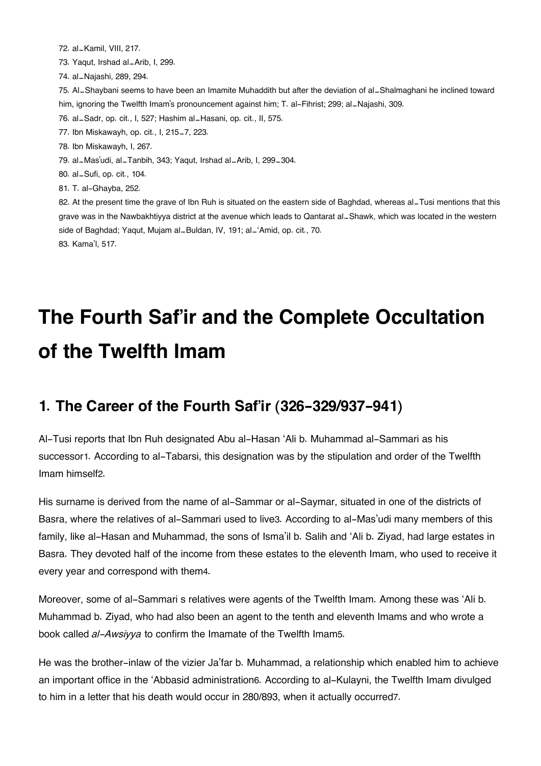72. al_Kamil, VIII, 217.

73. Yaqut, Irshad al_Arib, I, 299.

74. al_Najashi, 289, 294.

75. Al_Shaybani seems to have been an Imamite Muhaddith but after the deviation of al_Shalmaghani he inclined toward him, ignoring the Twelfth Imam's pronouncement against him; T. al-Fihrist; 299; al_Najashi, 309.

76. al_Sadr, op. cit., I, 527; Hashim al_Hasani, op. cit., II, 575.

77. Ibn Miskawayh, op. cit., I, 215_7, 223.

78. Ibn Miskawayh, I, 267.

79. al_Mas'udi, al_Tanbih, 343; Yaqut, Irshad al_Arib, I, 299_304.

80. al_Sufi, op. cit., 104.

81. T. al-Ghayba, 252.

82. At the present time the grave of Ibn Ruh is situated on the eastern side of Baghdad, whereas al_Tusi mentions that this grave was in the Nawbakhtiyya district at the avenue which leads to Qantarat al_Shawk, which was located in the western side of Baghdad; Yaqut, Mujam al_Buldan, IV, 191; al_'Amid, op. cit., 70.

83. Kama'l, 517.

# The Fourth Saf'ir and the Complete Occultation of the Twelfth Imam

## 1. The Career of the Fourth Saf'ir (326-329/937-941)

Al-Tusi reports that Ibn Ruh designated Abu al-Hasan 'Ali b. Muhammad al-Sammari as his successor1. According to al-Tabarsi, this designation was by the stipulation and order of the Twelfth Imam himself2.

His surname is derived from the name of al-Sammar or al-Saymar, situated in one of the districts of Basra, where the relatives of al-Sammari used to live3. According to al-Mas'udi many members of this family, like al-Hasan and Muhammad, the sons of Isma'il b. Salih and 'Ali b. Ziyad, had large estates in Basra. They devoted half of the income from these estates to the eleventh Imam, who used to receive it every year and correspond with them4.

Moreover, some of al-Sammari s relatives were agents of the Twelfth Imam. Among these was 'Ali b. Muhammad b. Ziyad, who had also been an agent to the tenth and eleventh Imams and who wrote a book called *al-Awsiyya* to confirm the Imamate of the Twelfth Imam5.

He was the brother-inlaw of the vizier Ja'far b. Muhammad, a relationship which enabled him to achieve an important office in the 'Abbasid administration6. According to al-Kulayni, the Twelfth Imam divulged to him in a letter that his death would occur in 280/893, when it actually occurred7.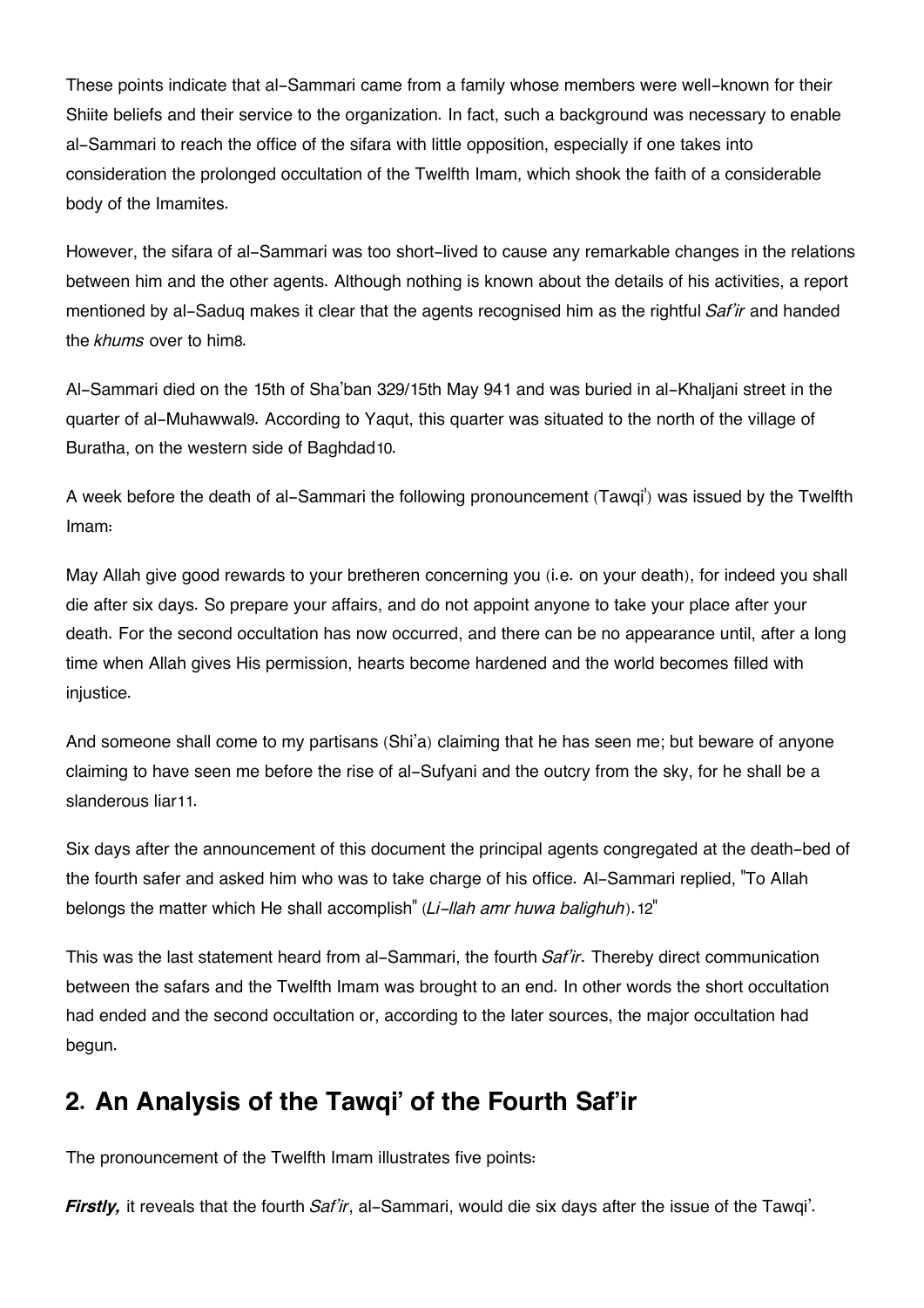These points indicate that al-Sammari came from a family whose members were well-known for their Shiite beliefs and their service to the organization. In fact, such a background was necessary to enable al-Sammari to reach the office of the sifara with little opposition, especially if one takes into consideration the prolonged occultation of the Twelfth Imam, which shook the faith of a considerable body of the Imamites.

However, the sifara of al-Sammari was too short-lived to cause any remarkable changes in the relations between him and the other agents. Although nothing is known about the details of his activities, a report mentioned by al-Saduq makes it clear that the agents recognised him as the rightful *Saf'ir* and handed the *khums* over to him[8].

Al-Sammari died on the 15th of Sha'ban 329/15th May 941 and was buried in al-Khaljani street in the quarter of al-Muhawwal[9]. According to Yaqut, this quarter was situated to the north of the village of Buratha, on the western side of Baghdad[10].

A week before the death of al-Sammari the following pronouncement (Tawqi') was issued by the Twelfth Imam:

May Allah give good rewards to your bretheren concerning you (i.e. on your death), for indeed you shall die after six days. So prepare your affairs, and do not appoint anyone to take your place after your death. For the second occultation has now occurred, and there can be no appearance until, after a long time when Allah gives His permission, hearts become hardened and the world becomes filled with injustice.

And someone shall come to my partisans (Shi'a) claiming that he has seen me; but beware of anyone claiming to have seen me before the rise of al-Sufyani and the outcry from the sky, for he shall be a slanderous liar[11].

Six days after the announcement of this document the principal agents congregated at the death-bed of the fourth safer and asked him who was to take charge of his office. Al-Sammari replied, "To Allah belongs the matter which He shall accomplish" (*Li-llah amr huwa balighuh*).[12]"

This was the last statement heard from al-Sammari, the fourth *Saf'ir*. Thereby direct communication between the safars and the Twelfth Imam was brought to an end. In other words the short occultation had ended and the second occultation or, according to the later sources, the major occultation had begun.

## 2. An Analysis of the Tawqi' of the Fourth Saf'ir

The pronouncement of the Twelfth Imam illustrates five points:

***Firstly,*** it reveals that the fourth *Saf'ir*, al-Sammari, would die six days after the issue of the Tawqi'.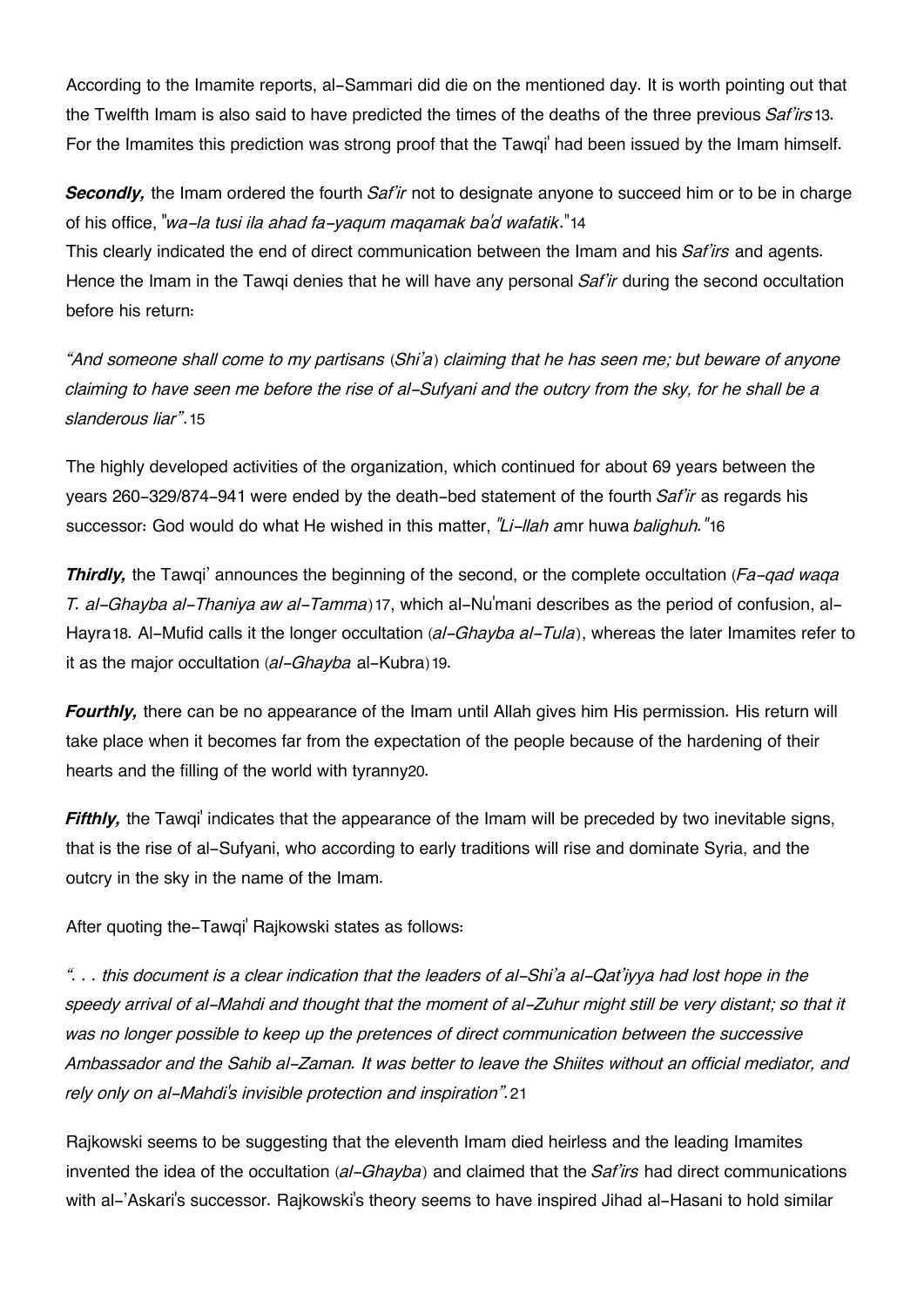According to the Imamite reports, al-Sammari did die on the mentioned day. It is worth pointing out that the Twelfth Imam is also said to have predicted the times of the deaths of the three previous *Saf'irs*[13]. For the Imamites this prediction was strong proof that the Tawqi' had been issued by the Imam himself.

***Secondly,*** the Imam ordered the fourth *Saf'ir* not to designate anyone to succeed him or to be in charge of his office, "*wa-la tusi ila ahad fa-yaqum maqamak ba'd wafatik.*"[14]

This clearly indicated the end of direct communication between the Imam and his *Saf'irs* and agents. Hence the Imam in the Tawqi denies that he will have any personal *Saf'ir* during the second occultation before his return:

*"And someone shall come to my partisans (Shi'a) claiming that he has seen me; but beware of anyone claiming to have seen me before the rise of al-Sufyani and the outcry from the sky, for he shall be a slanderous liar".*[15]

The highly developed activities of the organization, which continued for about 69 years between the years 260-329/874-941 were ended by the death-bed statement of the fourth *Saf'ir* as regards his successor: God would do what He wished in this matter, *"Li-llah a*mr huwa *baligHuh."*[16]

***Thirdly,*** the Tawqi' announces the beginning of the second, or the complete occultation (*Fa-qad waqa T. al-Ghayba al-Thaniya aw al-Tamma*)[17], which al-Nu'mani describes as the period of confusion, al-Hayra[18]. Al-Mufid calls it the longer occultation (*al-Ghayba al-Tula*), whereas the later Imamites refer to it as the major occultation (*al-Ghayba* al-Kubra)[19].

***Fourthly,*** there can be no appearance of the Imam until Allah gives him His permission. His return will take place when it becomes far from the expectation of the people because of the hardening of their hearts and the filling of the world with tyranny[20].

***Fifthly,*** the Tawqi' indicates that the appearance of the Imam will be preceded by two inevitable signs, that is the rise of al-Sufyani, who according to early traditions will rise and dominate Syria, and the outcry in the sky in the name of the Imam.

After quoting the-Tawqi' Rajkowski states as follows:

*". . . this document is a clear indication that the leaders of al-Shi'a al-Qat'iyya had lost hope in the speedy arrival of al-Mahdi and thought that the moment of al-Zuhur might still be very distant; so that it was no longer possible to keep up the pretences of direct communication between the successive Ambassador and the Sahib al-Zaman. It was better to leave the Shiites without an official mediator, and rely only on al-Mahdi's invisible protection and inspiration".*[21]

Rajkowski seems to be suggesting that the eleventh Imam died heirless and the leading Imamites invented the idea of the occultation (*al-Ghayba*) and claimed that the *Saf'irs* had direct communications with al-'Askari's successor. Rajkowski's theory seems to have inspired Jihad al-Hasani to hold similar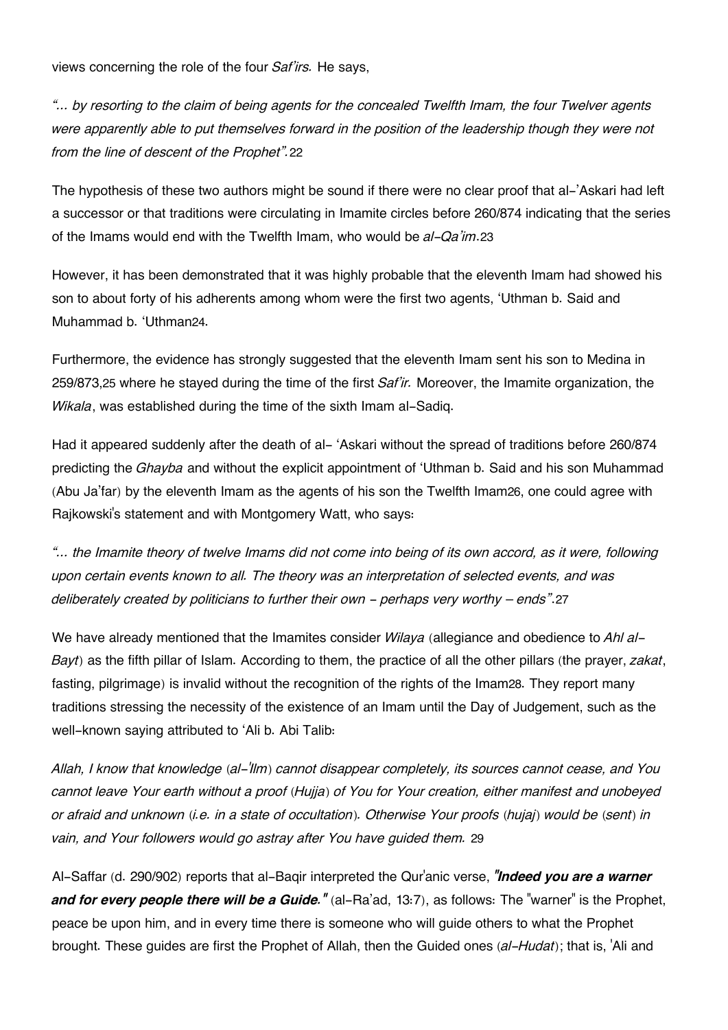views concerning the role of the four *Saf'irs.* He says,

*"... by resorting to the claim of being agents for the concealed Twelfth Imam, the four Twelver agents were apparently able to put themselves forward in the position of the leadership though they were not from the line of descent of the Prophet".*[22]

The hypothesis of these two authors might be sound if there were no clear proof that al-'Askari had left a successor or that traditions were circulating in Imamite circles before 260/874 indicating that the series of the Imams would end with the Twelfth Imam, who would be *al-Qa'im*.[23]

However, it has been demonstrated that it was highly probable that the eleventh Imam had showed his son to about forty of his adherents among whom were the first two agents, 'Uthman b. Said and Muhammad b. 'Uthman[24].

Furthermore, the evidence has strongly suggested that the eleventh Imam sent his son to Medina in 259/873,[25] where he stayed during the time of the first *Saf'ir.* Moreover, the Imamite organization, the *Wikala*, was established during the time of the sixth Imam al-Sadiq.

Had it appeared suddenly after the death of al- 'Askari without the spread of traditions before 260/874 predicting the *Ghayba* and without the explicit appointment of 'Uthman b. Said and his son Muhammad (Abu Ja'far) by the eleventh Imam as the agents of his son the Twelfth Imam[26], one could agree with Rajkowski's statement and with Montgomery Watt, who says:

*"... the Imamite theory of twelve Imams did not come into being of its own accord, as it were, following upon certain events known to all. The theory was an interpretation of selected events, and was deliberately created by politicians to further their own - perhaps very worthy – ends".*[27]

We have already mentioned that the Imamites consider *Wilaya* (allegiance and obedience to *Ahl al-Bayt*) as the fifth pillar of Islam. According to them, the practice of all the other pillars (the prayer, *zakat*, fasting, pilgrimage) is invalid without the recognition of the rights of the Imam[28]. They report many traditions stressing the necessity of the existence of an Imam until the Day of Judgement, such as the well-known saying attributed to 'Ali b. Abi Talib:

*Allah, I know that knowledge (al-'Ilm) cannot disappear completely, its sources cannot cease, and You cannot leave Your earth without a proof (Hujja) of You for Your creation, either manifest and unobeyed or afraid and unknown (i.e. in a state of occultation). Otherwise Your proofs (hujaj) would be (sent) in vain, and Your followers would go astray after You have guided them.* [29]

Al-Saffar (d. 290/902) reports that al-Baqir interpreted the Qur'anic verse, ***"Indeed you are a warner and for every people there will be a Guide."*** (al-Ra'ad, 13:7), as follows: The "warner" is the Prophet, peace be upon him, and in every time there is someone who will guide others to what the Prophet brought. These guides are first the Prophet of Allah, then the Guided ones (*al-Hudat*); that is, 'Ali and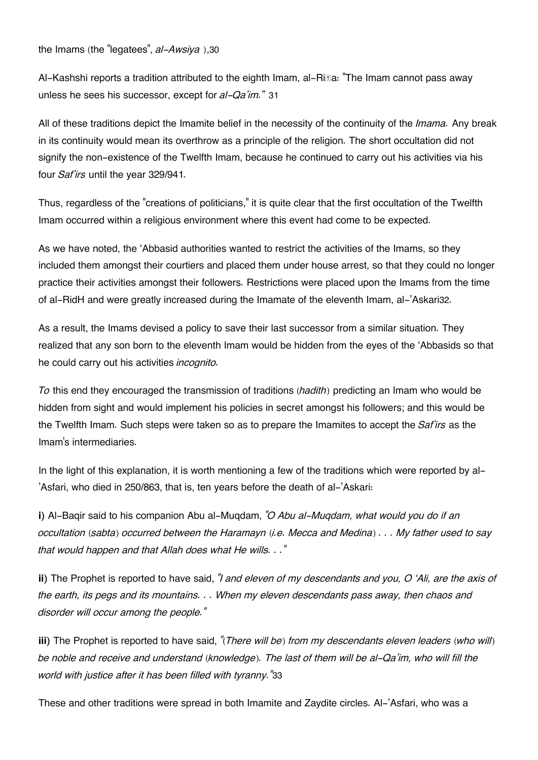the Imams (the "legatees", *al-Awsiya* ),30

Al-Kashshi reports a tradition attributed to the eighth Imam, al-Riḍa: "The Imam cannot pass away unless he sees his successor, except for *al-Qa'im.*" 31

All of these traditions depict the Imamite belief in the necessity of the continuity of the *Imama.* Any break in its continuity would mean its overthrow as a principle of the religion. The short occultation did not signify the non-existence of the Twelfth Imam, because he continued to carry out his activities via his four *Saf'irs* until the year 329/941.

Thus, regardless of the "creations of politicians," it is quite clear that the first occultation of the Twelfth Imam occurred within a religious environment where this event had come to be expected.

As we have noted, the 'Abbasid authorities wanted to restrict the activities of the Imams, so they included them amongst their courtiers and placed them under house arrest, so that they could no longer practice their activities amongst their followers. Restrictions were placed upon the Imams from the time of al-RidH and were greatly increased during the Imamate of the eleventh Imam, al-'Askari32.

As a result, the Imams devised a policy to save their last successor from a similar situation. They realized that any son born to the eleventh Imam would be hidden from the eyes of the 'Abbasids so that he could carry out his activities *incognito.*

*To* this end they encouraged the transmission of traditions (*hadith*) predicting an Imam who would be hidden from sight and would implement his policies in secret amongst his followers; and this would be the Twelfth Imam. Such steps were taken so as to prepare the Imamites to accept the *Saf'irs* as the Imam's intermediaries.

In the light of this explanation, it is worth mentioning a few of the traditions which were reported by al-'Asfari, who died in 250/863, that is, ten years before the death of al-'Askari:

**i)** Al-Baqir said to his companion Abu al-Muqdam, *"O Abu al-Muqdam, what would you do if an occultation (sabta) occurred between the Haramayn (i.e. Mecca and Medina) . . . My father used to say that would happen and that Allah does what He wills. . ."*

**ii)** The Prophet is reported to have said, *"I and eleven of my descendants and you, O 'Ali, are the axis of the earth, its pegs and its mountains. . . When my eleven descendants pass away, then chaos and disorder will occur among the people."*

**iii)** The Prophet is reported to have said, *"(There will be) from my descendants eleven leaders (who will) be noble and receive and understand (knowledge). The last of them will be al-Qa'im, who will fill the world with justice after it has been filled with tyranny."*33

These and other traditions were spread in both Imamite and Zaydite circles. Al-'Asfari, who was a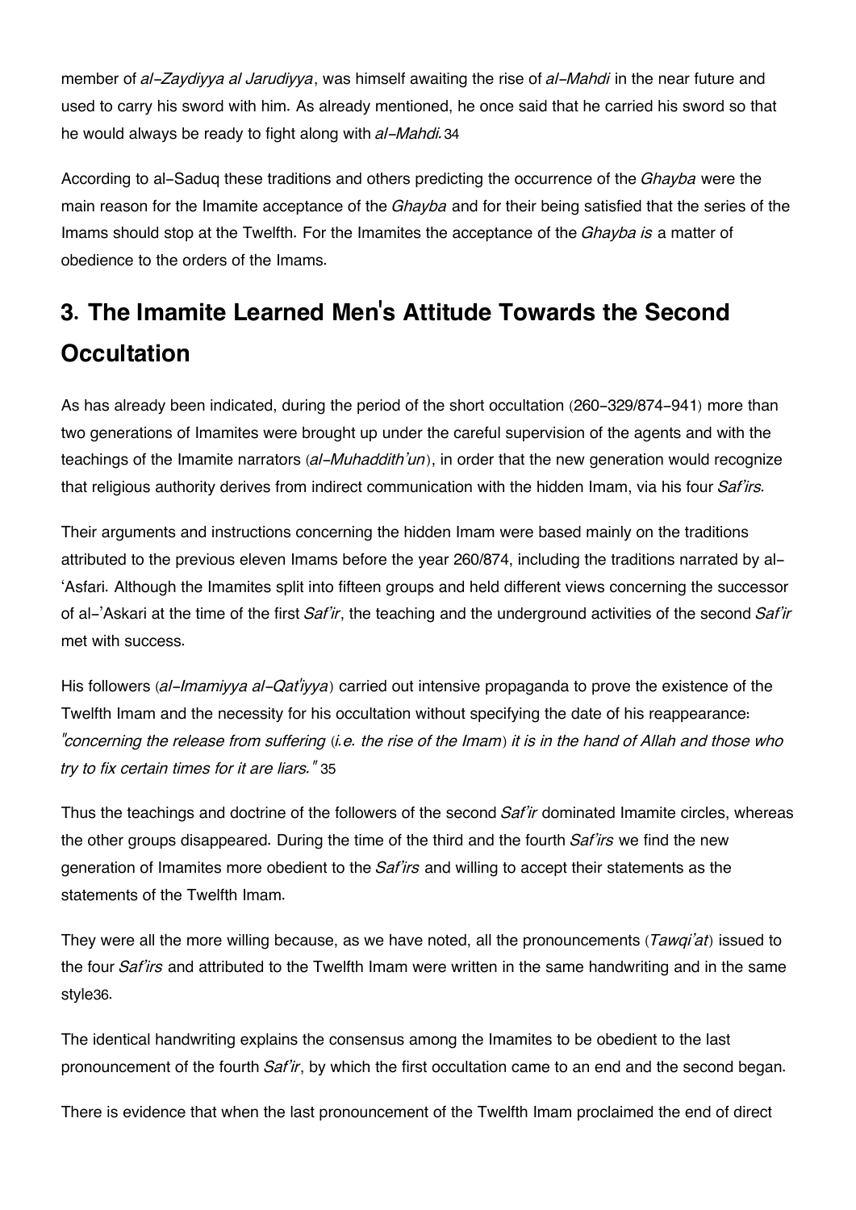member of *al-Zaydiyya al Jarudiyya*, was himself awaiting the rise of *al-Mahdi* in the near future and used to carry his sword with him. As already mentioned, he once said that he carried his sword so that he would always be ready to fight along with *al-Mahdi.*[34]

According to al-Saduq these traditions and others predicting the occurrence of the *Ghayba* were the main reason for the Imamite acceptance of the *Ghayba* and for their being satisfied that the series of the Imams should stop at the Twelfth. For the Imamites the acceptance of the *Ghayba is* a matter of obedience to the orders of the Imams.

## 3. The Imamite Learned Men's Attitude Towards the Second Occultation

As has already been indicated, during the period of the short occultation (260-329/874-941) more than two generations of Imamites were brought up under the careful supervision of the agents and with the teachings of the Imamite narrators (*al-Muhaddith'un*), in order that the new generation would recognize that religious authority derives from indirect communication with the hidden Imam, via his four *Saf'irs*.

Their arguments and instructions concerning the hidden Imam were based mainly on the traditions attributed to the previous eleven Imams before the year 260/874, including the traditions narrated by al-'Asfari. Although the Imamites split into fifteen groups and held different views concerning the successor of al-'Askari at the time of the first *Saf'ir*, the teaching and the underground activities of the second *Saf'ir* met with success.

His followers (*al-Imamiyya al-Qat'iyya*) carried out intensive propaganda to prove the existence of the Twelfth Imam and the necessity for his occultation without specifying the date of his reappearance: *"concerning the release from suffering (i.e. the rise of the Imam) it is in the hand of Allah and those who try to fix certain times for it are liars."* [35]

Thus the teachings and doctrine of the followers of the second *Saf'ir* dominated Imamite circles, whereas the other groups disappeared. During the time of the third and the fourth *Saf'irs* we find the new generation of Imamites more obedient to the *Saf'irs* and willing to accept their statements as the statements of the Twelfth Imam.

They were all the more willing because, as we have noted, all the pronouncements (*Tawqi'at*) issued to the four *Saf'irs* and attributed to the Twelfth Imam were written in the same handwriting and in the same style[36].

The identical handwriting explains the consensus among the Imamites to be obedient to the last pronouncement of the fourth *Saf'ir*, by which the first occultation came to an end and the second began.

There is evidence that when the last pronouncement of the Twelfth Imam proclaimed the end of direct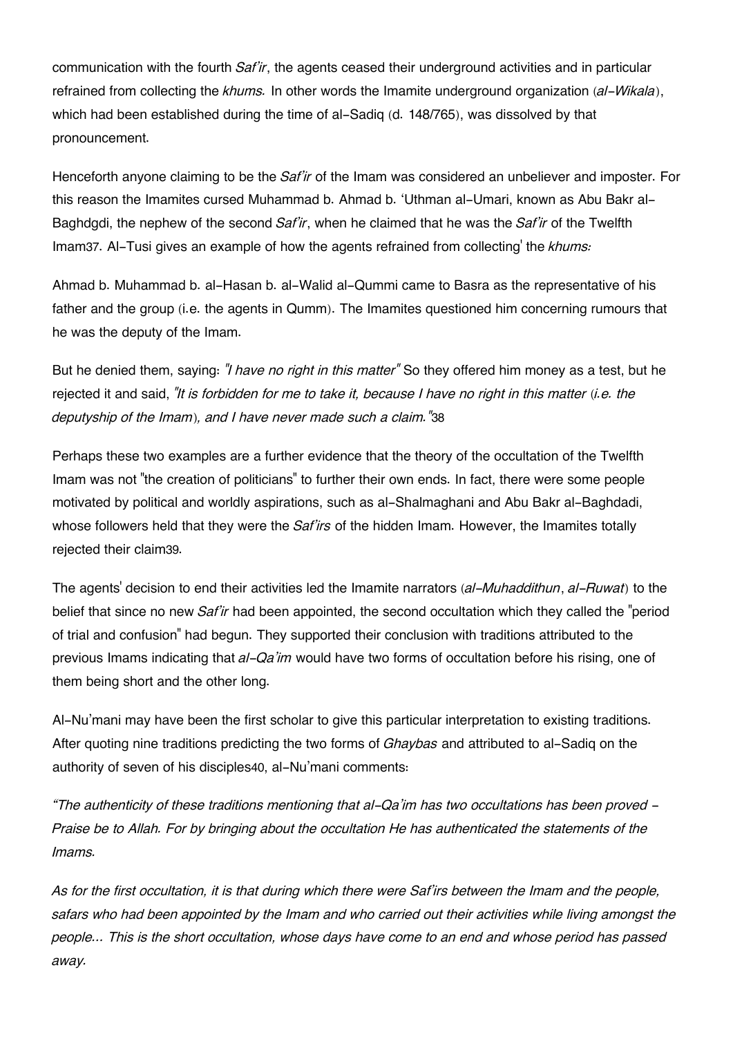communication with the fourth *Saf'ir*, the agents ceased their underground activities and in particular refrained from collecting the *khums.* In other words the Imamite underground organization (*al-Wikala*), which had been established during the time of al-Sadiq (d. 148/765), was dissolved by that pronouncement.

Henceforth anyone claiming to be the *Saf'ir* of the Imam was considered an unbeliever and imposter. For this reason the Imamites cursed Muhammad b. Ahmad b. 'Uthman al-Umari, known as Abu Bakr al-Baghdgdi, the nephew of the second *Saf'ir*, when he claimed that he was the *Saf'ir* of the Twelfth Imam[37]. Al-Tusi gives an example of how the agents refrained from collecting' the *khums:*

Ahmad b. Muhammad b. al-Hasan b. al-Walid al-Qummi came to Basra as the representative of his father and the group (i.e. the agents in Qumm). The Imamites questioned him concerning rumours that he was the deputy of the Imam.

But he denied them, saying: *"I have no right in this matter"* So they offered him money as a test, but he rejected it and said, *"It is forbidden for me to take it, because I have no right in this matter (i.e. the deputyship of the Imam), and I have never made such a claim."*[38]

Perhaps these two examples are a further evidence that the theory of the occultation of the Twelfth Imam was not "the creation of politicians" to further their own ends. In fact, there were some people motivated by political and worldly aspirations, such as al-Shalmaghani and Abu Bakr al-Baghdadi, whose followers held that they were the *Saf'irs* of the hidden Imam. However, the Imamites totally rejected their claim[39].

The agents' decision to end their activities led the Imamite narrators (*al-Muhaddithun*, *al-Ruwat*) to the belief that since no new *Saf'ir* had been appointed, the second occultation which they called the "period of trial and confusion" had begun. They supported their conclusion with traditions attributed to the previous Imams indicating that *al-Qa'im* would have two forms of occultation before his rising, one of them being short and the other long.

Al-Nu'mani may have been the first scholar to give this particular interpretation to existing traditions. After quoting nine traditions predicting the two forms of *Ghaybas* and attributed to al-Sadiq on the authority of seven of his disciples[40], al-Nu'mani comments:

*"The authenticity of these traditions mentioning that al-Qa'im has two occultations has been proved - Praise be to Allah. For by bringing about the occultation He has authenticated the statements of the Imams.*

*As for the first occultation, it is that during which there were Saf'irs between the Imam and the people, safars who had been appointed by the Imam and who carried out their activities while living amongst the people... This is the short occultation, whose days have come to an end and whose period has passed away.*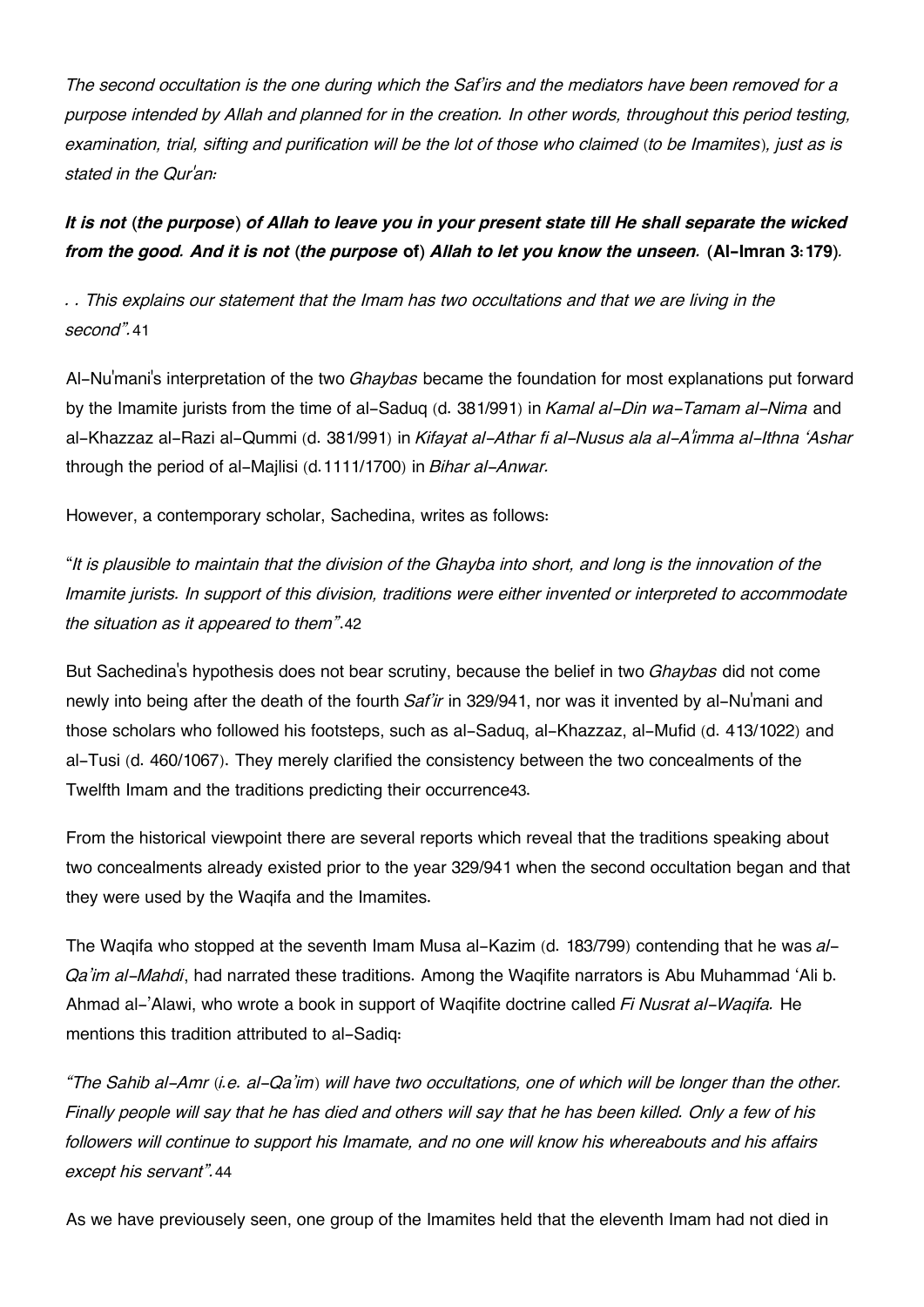*The second occultation is the one during which the Saf'irs and the mediators have been removed for a purpose intended by Allah and planned for in the creation. In other words, throughout this period testing, examination, trial, sifting and purification will be the lot of those who claimed (to be Imamites), just as is stated in the Qur'an:*

***It is not (the purpose) of Allah to leave you in your present state till He shall separate the wicked from the good. And it is not (the purpose* of*) Allah to let you know the unseen.* (Al-Imran 3:179).**

*. . This explains our statement that the Imam has two occultations and that we are living in the second".* 41

Al-Nu'mani's interpretation of the two *Ghaybas* became the foundation for most explanations put forward by the Imamite jurists from the time of al-Saduq (d. 381/991) in *Kamal al-Din wa-Tamam al-Nima* and al-Khazzaz al-Razi al-Qummi (d. 381/991) in *Kifayat al-Athar fi al-Nusus ala al-A'imma al-Ithna 'Ashar* through the period of al-Majlisi (d.1111/1700) in *Bihar al-Anwar.*

However, a contemporary scholar, Sachedina, writes as follows:

"*It is plausible to maintain that the division of the Ghayba into short, and long is the innovation of the Imamite jurists. In support of this division, traditions were either invented or interpreted to accommodate the situation as it appeared to them"*.42

But Sachedina's hypothesis does not bear scrutiny, because the belief in two *Ghaybas* did not come newly into being after the death of the fourth *Saf'ir* in 329/941, nor was it invented by al-Nu'mani and those scholars who followed his footsteps, such as al-Saduq, al-Khazzaz, al-Mufid (d. 413/1022) and al-Tusi (d. 460/1067). They merely clarified the consistency between the two concealments of the Twelfth Imam and the traditions predicting their occurrence43.

From the historical viewpoint there are several reports which reveal that the traditions speaking about two concealments already existed prior to the year 329/941 when the second occultation began and that they were used by the Waqifa and the Imamites.

The Waqifa who stopped at the seventh Imam Musa al-Kazim (d. 183/799) contending that he was *al-Qa'im al-Mahdi*, had narrated these traditions. Among the Waqifite narrators is Abu Muhammad 'Ali b. Ahmad al-'Alawi, who wrote a book in support of Waqifite doctrine called *Fi Nusrat al-Waqifa.* He mentions this tradition attributed to al-Sadiq:

*"The Sahib al-Amr (i.e. al-Qa'im) will have two occultations, one of which will be longer than the other. Finally people will say that he has died and others will say that he has been killed. Only a few of his followers will continue to support his Imamate, and no one will know his whereabouts and his affairs except his servant".* 44

As we have previousely seen, one group of the Imamites held that the eleventh Imam had not died in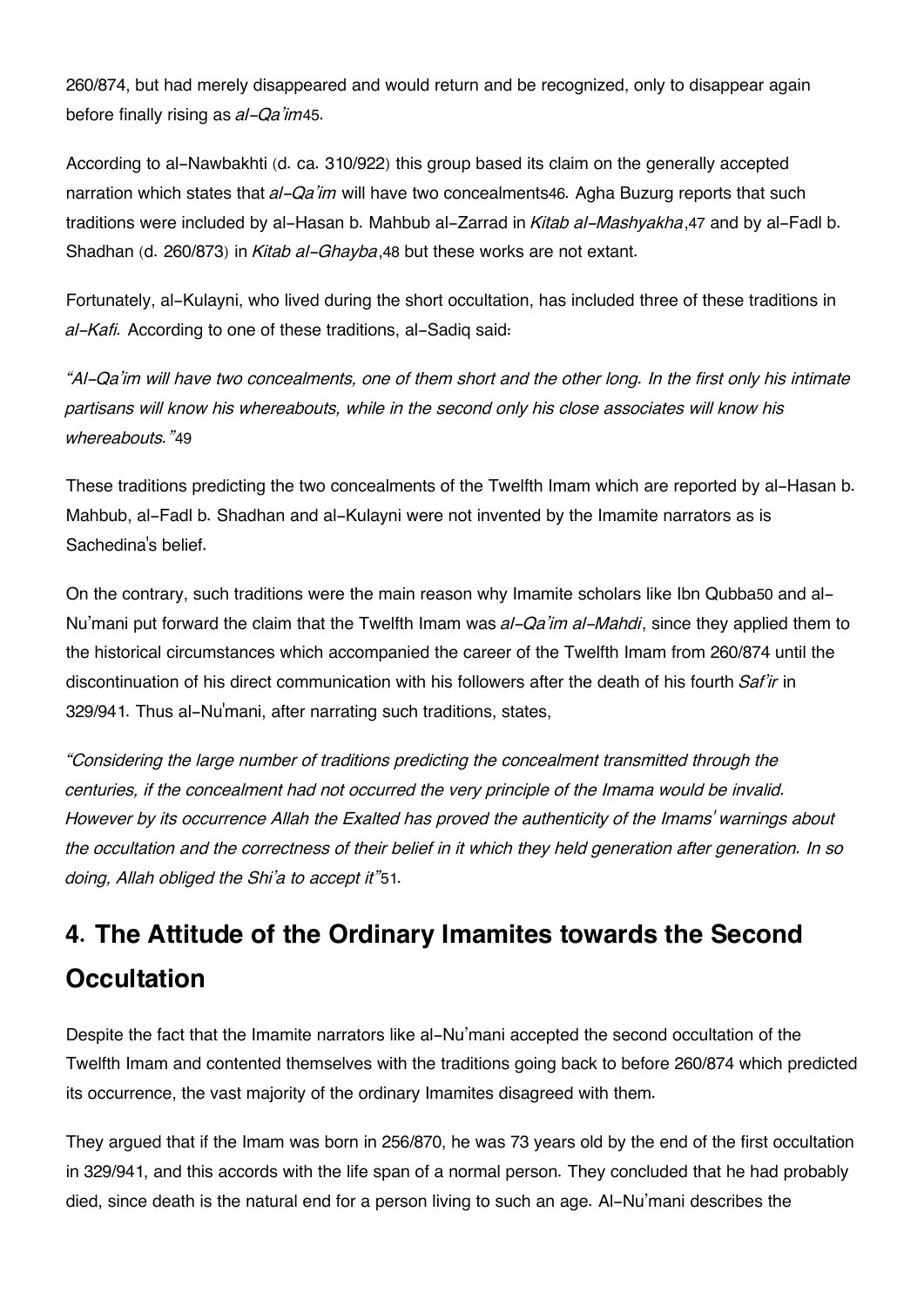260/874, but had merely disappeared and would return and be recognized, only to disappear again before finally rising as *al-Qa'im*[45].

According to al-Nawbakhti (d. ca. 310/922) this group based its claim on the generally accepted narration which states that *al-Qa'im* will have two concealments[46]. Agha Buzurg reports that such traditions were included by al-Hasan b. Mahbub al-Zarrad in *Kitab al-Mashyakha*,[47] and by al-Fadl b. Shadhan (d. 260/873) in *Kitab al-Ghayba*,[48] but these works are not extant.

Fortunately, al-Kulayni, who lived during the short occultation, has included three of these traditions in *al-Kafi.* According to one of these traditions, al-Sadiq said:

*"Al-Qa'im will have two concealments, one of them short and the other long. In the first only his intimate partisans will know his whereabouts, while in the second only his close associates will know his whereabouts."*[49]

These traditions predicting the two concealments of the Twelfth Imam which are reported by al-Hasan b. Mahbub, al-Fadl b. Shadhan and al-Kulayni were not invented by the Imamite narrators as is Sachedina's belief.

On the contrary, such traditions were the main reason why Imamite scholars like Ibn Qubba[50] and al-Nu'mani put forward the claim that the Twelfth Imam was *al-Qa'im al-Mahdi*, since they applied them to the historical circumstances which accompanied the career of the Twelfth Imam from 260/874 until the discontinuation of his direct communication with his followers after the death of his fourth *Saf'ir* in 329/941. Thus al-Nu'mani, after narrating such traditions, states,

*"Considering the large number of traditions predicting the concealment transmitted through the centuries, if the concealment had not occurred the very principle of the Imama would be invalid. However by its occurrence Allah the Exalted has proved the authenticity of the Imams' warnings about the occultation and the correctness of their belief in it which they held generation after generation. In so doing, Allah obliged the Shi'a to accept it"*[51].

## 4. The Attitude of the Ordinary Imamites towards the Second Occultation

Despite the fact that the Imamite narrators like al-Nu'mani accepted the second occultation of the Twelfth Imam and contented themselves with the traditions going back to before 260/874 which predicted its occurrence, the vast majority of the ordinary Imamites disagreed with them.

They argued that if the Imam was born in 256/870, he was 73 years old by the end of the first occultation in 329/941, and this accords with the life span of a normal person. They concluded that he had probably died, since death is the natural end for a person living to such an age. Al-Nu'mani describes the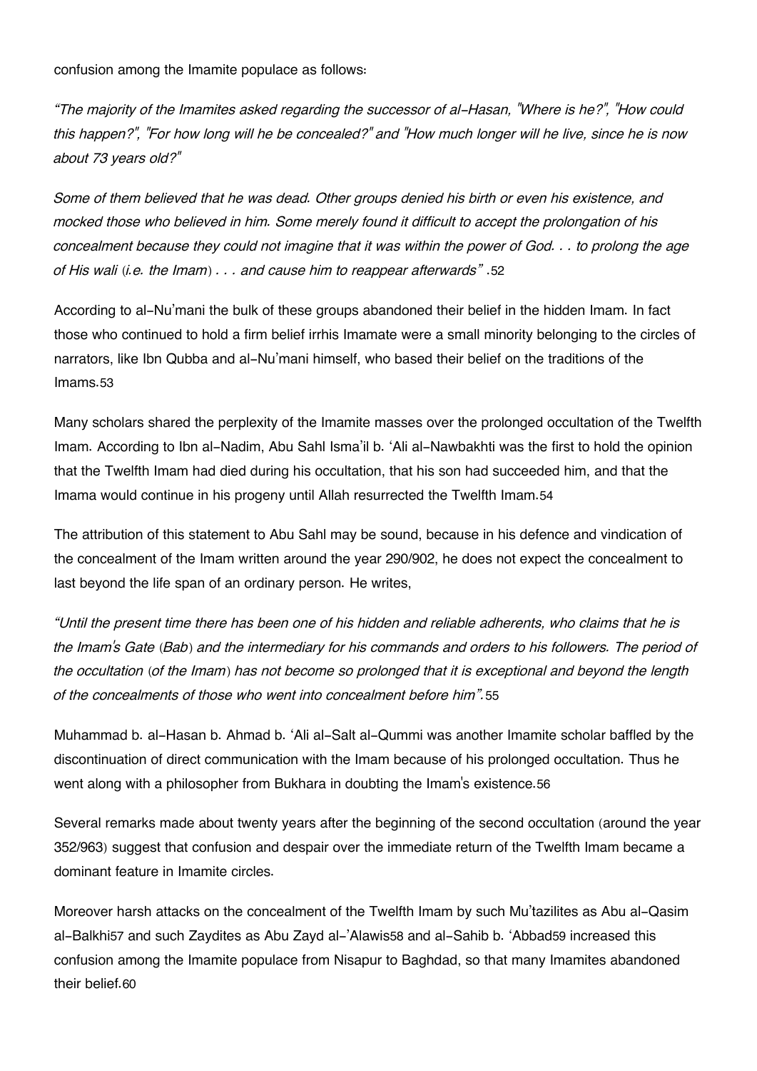confusion among the Imamite populace as follows:

*"The majority of the Imamites asked regarding the successor of al-Hasan, "Where is he?", "How could this happen?", "For how long will he be concealed?" and "How much longer will he live, since he is now about 73 years old?"*

*Some of them believed that he was dead. Other groups denied his birth or even his existence, and mocked those who believed in him. Some merely found it difficult to accept the prolongation of his concealment because they could not imagine that it was within the power of God. . . to prolong the age of His wali (i.e. the Imam) . . . and cause him to reappear afterwards"* .52

According to al-Nu'mani the bulk of these groups abandoned their belief in the hidden Imam. In fact those who continued to hold a firm belief irrhis Imamate were a small minority belonging to the circles of narrators, like Ibn Qubba and al-Nu'mani himself, who based their belief on the traditions of the Imams.53

Many scholars shared the perplexity of the Imamite masses over the prolonged occultation of the Twelfth Imam. According to Ibn al-Nadim, Abu Sahl Isma'il b. 'Ali al-Nawbakhti was the first to hold the opinion that the Twelfth Imam had died during his occultation, that his son had succeeded him, and that the Imama would continue in his progeny until Allah resurrected the Twelfth Imam.54

The attribution of this statement to Abu Sahl may be sound, because in his defence and vindication of the concealment of the Imam written around the year 290/902, he does not expect the concealment to last beyond the life span of an ordinary person. He writes,

*"Until the present time there has been one of his hidden and reliable adherents, who claims that he is the Imam's Gate (Bab) and the intermediary for his commands and orders to his followers. The period of the occultation (of the Imam) has not become so prolonged that it is exceptional and beyond the length of the concealments of those who went into concealment before him".*55

Muhammad b. al-Hasan b. Ahmad b. 'Ali al-Salt al-Qummi was another Imamite scholar baffled by the discontinuation of direct communication with the Imam because of his prolonged occultation. Thus he went along with a philosopher from Bukhara in doubting the Imam's existence.56

Several remarks made about twenty years after the beginning of the second occultation (around the year 352/963) suggest that confusion and despair over the immediate return of the Twelfth Imam became a dominant feature in Imamite circles.

Moreover harsh attacks on the concealment of the Twelfth Imam by such Mu'tazilites as Abu al-Qasim al-Balkhi57 and such Zaydites as Abu Zayd al-'Alawis58 and al-Sahib b. 'Abbad59 increased this confusion among the Imamite populace from Nisapur to Baghdad, so that many Imamites abandoned their belief.60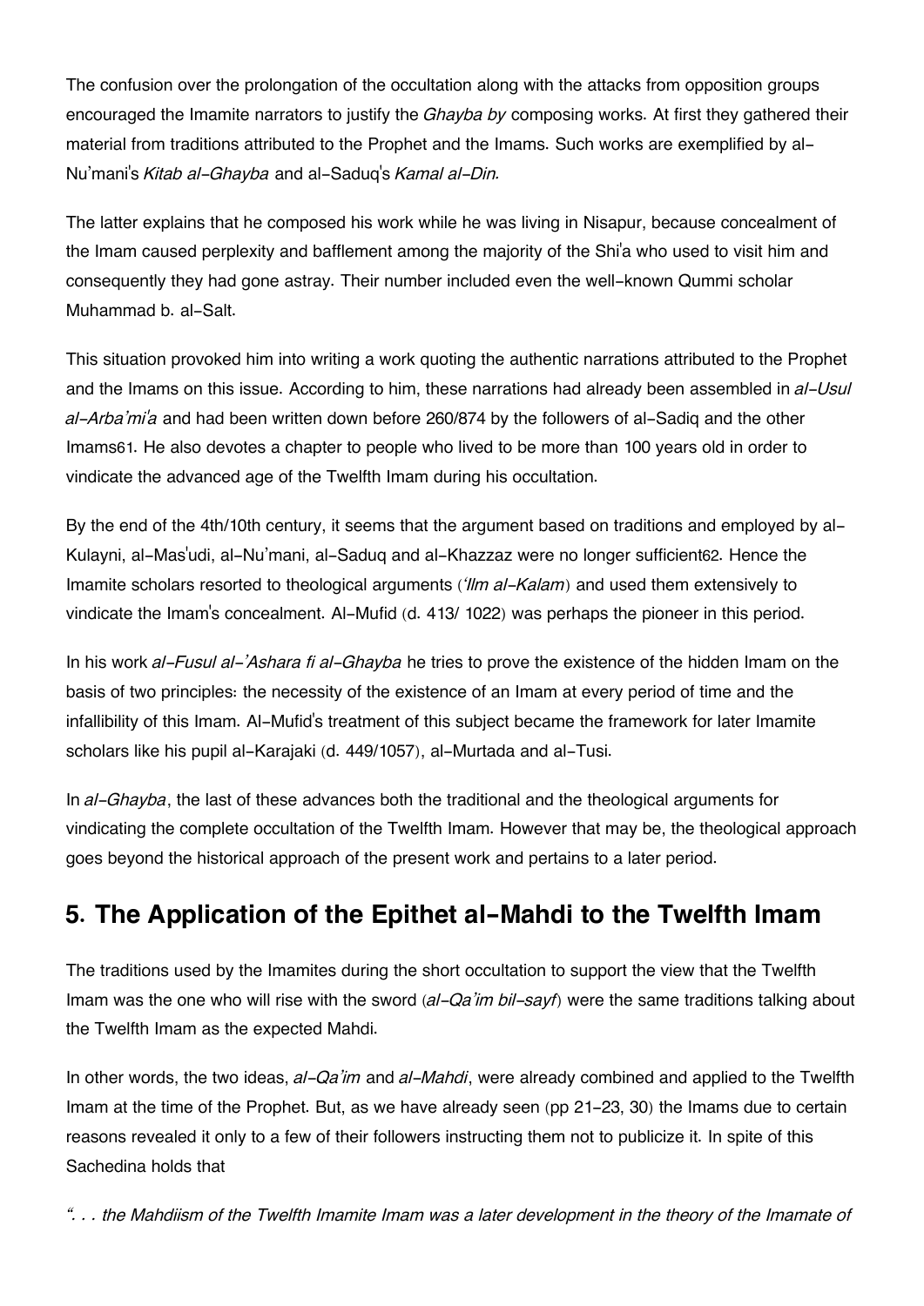The confusion over the prolongation of the occultation along with the attacks from opposition groups encouraged the Imamite narrators to justify the *Ghayba by* composing works. At first they gathered their material from traditions attributed to the Prophet and the Imams. Such works are exemplified by al-Nu'mani's *Kitab al-Ghayba* and al-Saduq's *Kamal al-Din.*

The latter explains that he composed his work while he was living in Nisapur, because concealment of the Imam caused perplexity and bafflement among the majority of the Shi'a who used to visit him and consequently they had gone astray. Their number included even the well-known Qummi scholar Muhammad b. al-Salt.

This situation provoked him into writing a work quoting the authentic narrations attributed to the Prophet and the Imams on this issue. According to him, these narrations had already been assembled in *al-Usul al-Arba'mi'a* and had been written down before 260/874 by the followers of al-Sadiq and the other Imams[61]. He also devotes a chapter to people who lived to be more than 100 years old in order to vindicate the advanced age of the Twelfth Imam during his occultation.

By the end of the 4th/10th century, it seems that the argument based on traditions and employed by al-Kulayni, al-Mas'udi, al-Nu'mani, al-Saduq and al-Khazzaz were no longer sufficient[62]. Hence the Imamite scholars resorted to theological arguments (*'Ilm al-Kalam*) and used them extensively to vindicate the Imam's concealment. Al-Mufid (d. 413/ 1022) was perhaps the pioneer in this period.

In his work *al-Fusul al-'Ashara fi al-Ghayba* he tries to prove the existence of the hidden Imam on the basis of two principles: the necessity of the existence of an Imam at every period of time and the infallibility of this Imam. Al-Mufid's treatment of this subject became the framework for later Imamite scholars like his pupil al-Karajaki (d. 449/1057), al-Murtada and al-Tusi.

In *al-Ghayba*, the last of these advances both the traditional and the theological arguments for vindicating the complete occultation of the Twelfth Imam. However that may be, the theological approach goes beyond the historical approach of the present work and pertains to a later period.

## 5. The Application of the Epithet al-Mahdi to the Twelfth Imam

The traditions used by the Imamites during the short occultation to support the view that the Twelfth Imam was the one who will rise with the sword (*al-Qa'im bil-sayf*) were the same traditions talking about the Twelfth Imam as the expected Mahdi.

In other words, the two ideas, *al-Qa'im* and *al-Mahdi*, were already combined and applied to the Twelfth Imam at the time of the Prophet. But, as we have already seen (pp 21-23, 30) the Imams due to certain reasons revealed it only to a few of their followers instructing them not to publicize it. In spite of this Sachedina holds that

*". . . the Mahdiism of the Twelfth Imamite Imam was a later development in the theory of the Imamate of*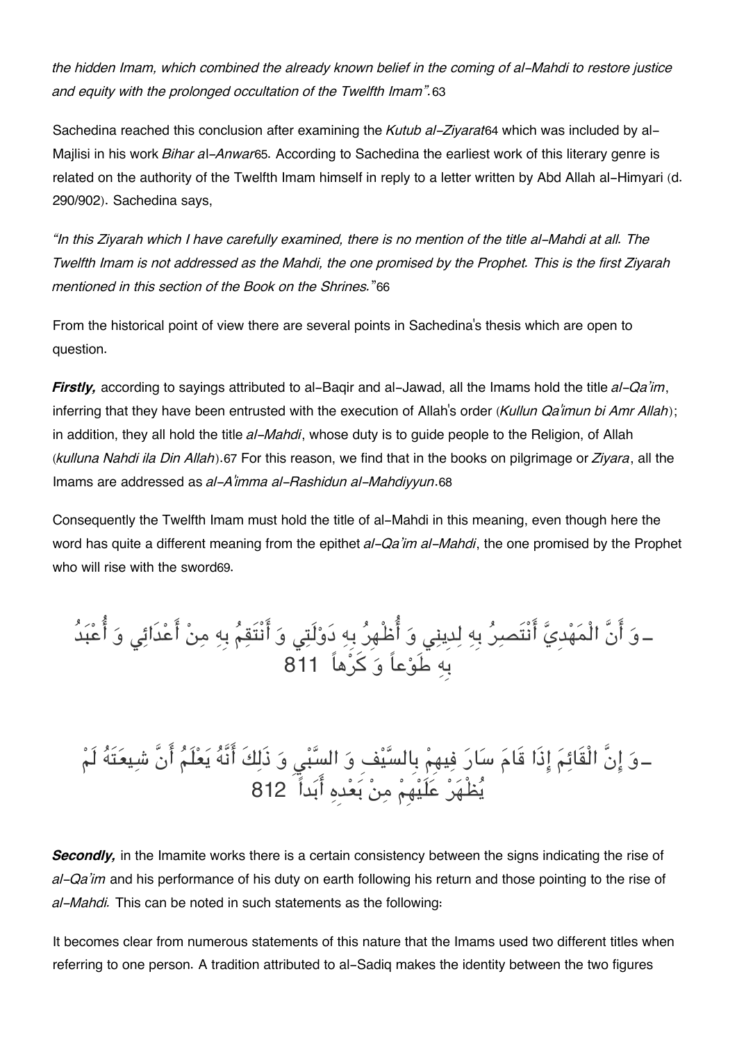*the hidden Imam, which combined the already known belief in the coming of al-Mahdi to restore justice and equity with the prolonged occultation of the Twelfth Imam".*[63]

Sachedina reached this conclusion after examining the *Kutub al-Ziyarat*[64] which was included by al-Majlisi in his work *Bihar al-Anwar*[65]. According to Sachedina the earliest work of this literary genre is related on the authority of the Twelfth Imam himself in reply to a letter written by Abd Allah al-Himyari (d. 290/902). Sachedina says,

*"In this Ziyarah which I have carefully examined, there is no mention of the title al-Mahdi at all. The Twelfth Imam is not addressed as the Mahdi, the one promised by the Prophet. This is the first Ziyarah mentioned in this section of the Book on the Shrines."*[66]

From the historical point of view there are several points in Sachedina's thesis which are open to question.

***Firstly,*** according to sayings attributed to al-Baqir and al-Jawad, all the Imams hold the title *al-Qa'im*, inferring that they have been entrusted with the execution of Allah's order (*Kullun Qa'imun bi Amr Allah*); in addition, they all hold the title *al-Mahdi*, whose duty is to guide people to the Religion, of Allah (*kulluna Nahdi ila Din Allah*).[67] For this reason, we find that in the books on pilgrimage or *Ziyara*, all the Imams are addressed as *al-A'imma al-Rashidun al-Mahdiyyun*.[68]

Consequently the Twelfth Imam must hold the title of al-Mahdi in this meaning, even though here the word has quite a different meaning from the epithet *al-Qa'im al-Mahdi*, the one promised by the Prophet who will rise with the sword[69].

ـ وَ أَنَّ الْمَهْدِيَّ أَنْتَصِرُ بِهِ لِدِينِي وَ أُظْهِرُ بِهِ دَوْلَتِي وَ أَنْتَقِمُ بِهِ مِنْ أَعْدَائِي وَ أُعْبَدُ بِهِ طَوْعاً وَ كَرْهاً 811

ـ وَ إِنَّ الْقَائِمَ إِذَا قَامَ سَارَ فِيهِمْ بِالسَّيْفِ وَ السَّبْيِ وَ ذَلِكَ أَنَّهُ يَعْلَمُ أَنَّ شِيعَتَهُ لَمْ يُظْهَرْ عَلَيْهِمْ مِنْ بَعْدِهِ أَبَداً 812

***Secondly,*** in the Imamite works there is a certain consistency between the signs indicating the rise of *al-Qa'im* and his performance of his duty on earth following his return and those pointing to the rise of *al-Mahdi.* This can be noted in such statements as the following:

It becomes clear from numerous statements of this nature that the Imams used two different titles when referring to one person. A tradition attributed to al-Sadiq makes the identity between the two figures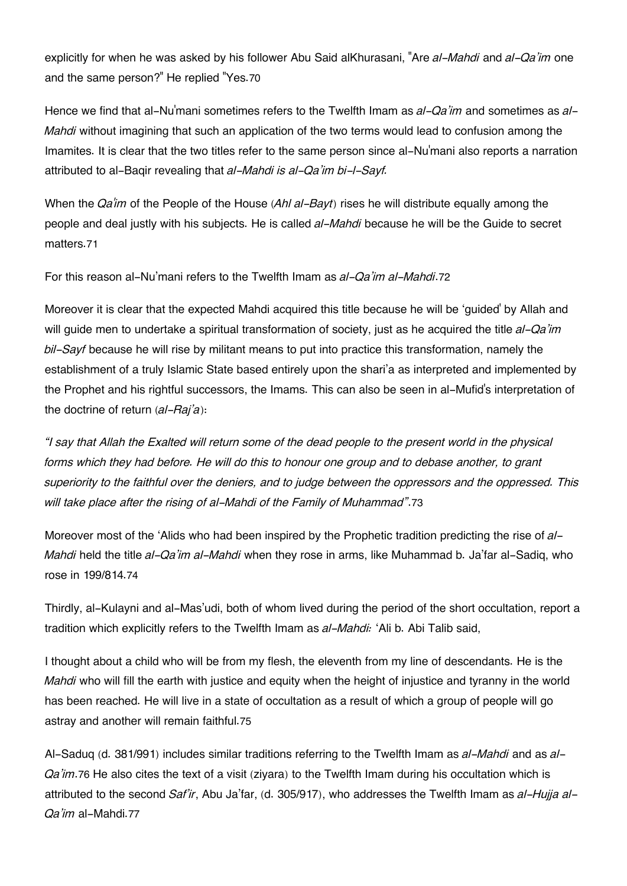explicitly for when he was asked by his follower Abu Said alKhurasani, "Are *al-Mahdi* and *al-Qa'im* one and the same person?" He replied "Yes.[70]

Hence we find that al-Nu'mani sometimes refers to the Twelfth Imam as *al-Qa'im* and sometimes as *al-Mahdi* without imagining that such an application of the two terms would lead to confusion among the Imamites. It is clear that the two titles refer to the same person since al-Nu'mani also reports a narration attributed to al-Baqir revealing that *al-Mahdi is al-Qa'im bi-l-Sayf.*

When the *Qa'im* of the People of the House (*Ahl al-Bayt*) rises he will distribute equally among the people and deal justly with his subjects. He is called *al-Mahdi* because he will be the Guide to secret matters.[71]

For this reason al-Nu'mani refers to the Twelfth Imam as *al-Qa'im al-Mahdi*.[72]

Moreover it is clear that the expected Mahdi acquired this title because he will be 'guided' by Allah and will guide men to undertake a spiritual transformation of society, just as he acquired the title *al-Qa'im bil-Sayf* because he will rise by militant means to put into practice this transformation, namely the establishment of a truly Islamic State based entirely upon the shari'a as interpreted and implemented by the Prophet and his rightful successors, the Imams. This can also be seen in al-Mufid's interpretation of the doctrine of return (*al-Raj'a*):

*"I say that Allah the Exalted will return some of the dead people to the present world in the physical forms which they had before. He will do this to honour one group and to debase another, to grant superiority to the faithful over the deniers, and to judge between the oppressors and the oppressed. This will take place after the rising of al-Mahdi of the Family of Muhammad"*.[73]

Moreover most of the 'Alids who had been inspired by the Prophetic tradition predicting the rise of *al-Mahdi* held the title *al-Qa'im al-Mahdi* when they rose in arms, like Muhammad b. Ja'far al-Sadiq, who rose in 199/814.[74]

Thirdly, al-Kulayni and al-Mas'udi, both of whom lived during the period of the short occultation, report a tradition which explicitly refers to the Twelfth Imam as *al-Mahdi:* 'Ali b. Abi Talib said,

I thought about a child who will be from my flesh, the eleventh from my line of descendants. He is the *Mahdi* who will fill the earth with justice and equity when the height of injustice and tyranny in the world has been reached. He will live in a state of occultation as a result of which a group of people will go astray and another will remain faithful.[75]

Al-Saduq (d. 381/991) includes similar traditions referring to the Twelfth Imam as *al-Mahdi* and as *al-Qa'im*.[76] He also cites the text of a visit (ziyara) to the Twelfth Imam during his occultation which is attributed to the second *Saf'ir*, Abu Ja'far, (d. 305/917), who addresses the Twelfth Imam as *al-Hujja al-Qa'im* al-Mahdi.[77]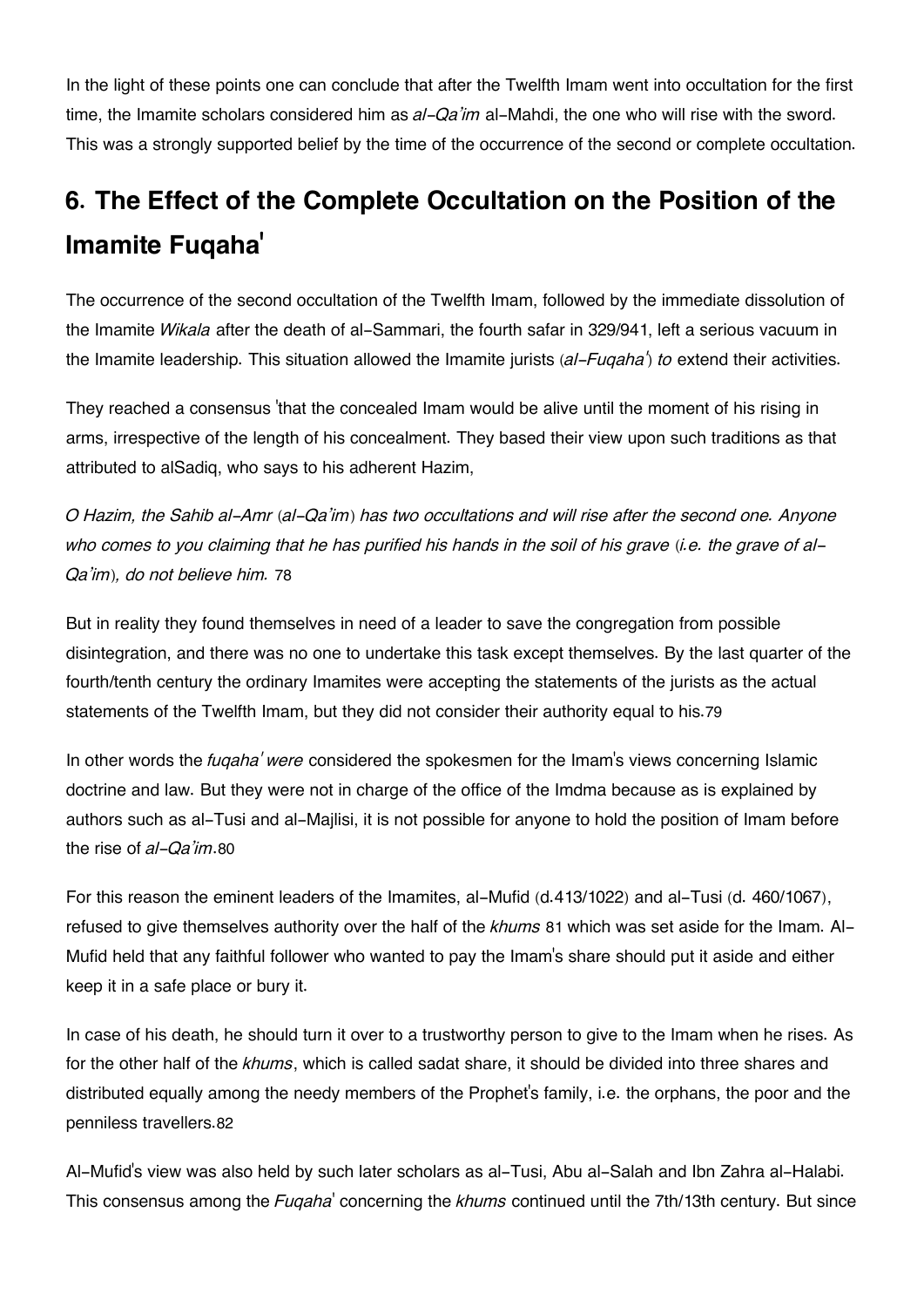In the light of these points one can conclude that after the Twelfth Imam went into occultation for the first time, the Imamite scholars considered him as *al-Qa'im* al-Mahdi, the one who will rise with the sword. This was a strongly supported belief by the time of the occurrence of the second or complete occultation.

## 6. The Effect of the Complete Occultation on the Position of the Imamite Fuqaha'

The occurrence of the second occultation of the Twelfth Imam, followed by the immediate dissolution of the Imamite *Wikala* after the death of al-Sammari, the fourth safar in 329/941, left a serious vacuum in the Imamite leadership. This situation allowed the Imamite jurists (*al-Fuqaha'*) *to* extend their activities.

They reached a consensus 'that the concealed Imam would be alive until the moment of his rising in arms, irrespective of the length of his concealment. They based their view upon such traditions as that attributed to alSadiq, who says to his adherent Hazim,

*O Hazim, the Sahib al-Amr (al-Qa'im) has two occultations and will rise after the second one. Anyone who comes to you claiming that he has purified his hands in the soil of his grave (i.e. the grave of al-Qa'im), do not believe him.* 78

But in reality they found themselves in need of a leader to save the congregation from possible disintegration, and there was no one to undertake this task except themselves. By the last quarter of the fourth/tenth century the ordinary Imamites were accepting the statements of the jurists as the actual statements of the Twelfth Imam, but they did not consider their authority equal to his.79

In other words the *fuqaha' were* considered the spokesmen for the Imam's views concerning Islamic doctrine and law. But they were not in charge of the office of the Imdma because as is explained by authors such as al-Tusi and al-Majlisi, it is not possible for anyone to hold the position of Imam before the rise of *al-Qa'im*.80

For this reason the eminent leaders of the Imamites, al-Mufid (d.413/1022) and al-Tusi (d. 460/1067), refused to give themselves authority over the half of the *khums* 81 which was set aside for the Imam. Al-Mufid held that any faithful follower who wanted to pay the Imam's share should put it aside and either keep it in a safe place or bury it.

In case of his death, he should turn it over to a trustworthy person to give to the Imam when he rises. As for the other half of the *khums*, which is called sadat share, it should be divided into three shares and distributed equally among the needy members of the Prophet's family, i.e. the orphans, the poor and the penniless travellers.82

Al-Mufid's view was also held by such later scholars as al-Tusi, Abu al-Salah and Ibn Zahra al-Halabi. This consensus among the *Fuqaha'* concerning the *khums* continued until the 7th/13th century. But since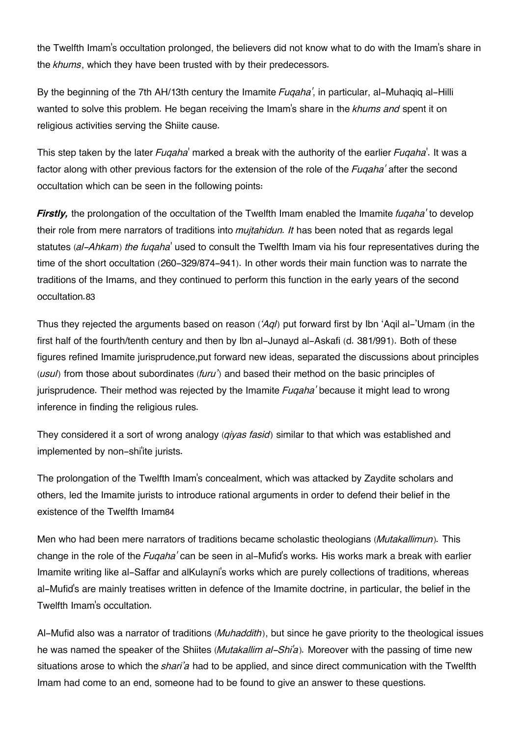the Twelfth Imam's occultation prolonged, the believers did not know what to do with the Imam's share in the *khums*, which they have been trusted with by their predecessors.

By the beginning of the 7th AH/13th century the Imamite *Fuqaha'*, in particular, al-Muhaqiq al-Hilli wanted to solve this problem. He began receiving the Imam's share in the *khums and* spent it on religious activities serving the Shiite cause.

This step taken by the later *Fuqaha*' marked a break with the authority of the earlier *Fuqaha*'. It was a factor along with other previous factors for the extension of the role of the *Fuqaha'* after the second occultation which can be seen in the following points:

***Firstly,*** the prolongation of the occultation of the Twelfth Imam enabled the Imamite *fuqaha'* to develop their role from mere narrators of traditions into *mujtahidun. It* has been noted that as regards legal statutes (*al-Ahkam*) *the fuqaha*' used to consult the Twelfth Imam via his four representatives during the time of the short occultation (260-329/874-941). In other words their main function was to narrate the traditions of the Imams, and they continued to perform this function in the early years of the second occultation.83

Thus they rejected the arguments based on reason (*'Aql*) put forward first by Ibn 'Aqil al-'Umam (in the first half of the fourth/tenth century and then by Ibn al-Junayd al-Askafi (d. 381/991). Both of these figures refined Imamite jurisprudence,put forward new ideas, separated the discussions about principles (*usul*) from those about subordinates (*furu'*) and based their method on the basic principles of jurisprudence. Their method was rejected by the Imamite *Fuqaha'* because it might lead to wrong inference in finding the religious rules.

They considered it a sort of wrong analogy (*qiyas fasid*) similar to that which was established and implemented by non-shi'ite jurists.

The prolongation of the Twelfth Imam's concealment, which was attacked by Zaydite scholars and others, led the Imamite jurists to introduce rational arguments in order to defend their belief in the existence of the Twelfth Imam84

Men who had been mere narrators of traditions became scholastic theologians (*Mutakallimun*). This change in the role of the *Fuqaha'* can be seen in al-Mufid's works. His works mark a break with earlier Imamite writing like al-Saffar and alKulayni's works which are purely collections of traditions, whereas al-Mufid's are mainly treatises written in defence of the Imamite doctrine, in particular, the belief in the Twelfth Imam's occultation.

Al-Mufid also was a narrator of traditions (*Muhaddith*), but since he gave priority to the theological issues he was named the speaker of the Shiites (*Mutakallim al-Shi'a*). Moreover with the passing of time new situations arose to which the *shari'a* had to be applied, and since direct communication with the Twelfth Imam had come to an end, someone had to be found to give an answer to these questions.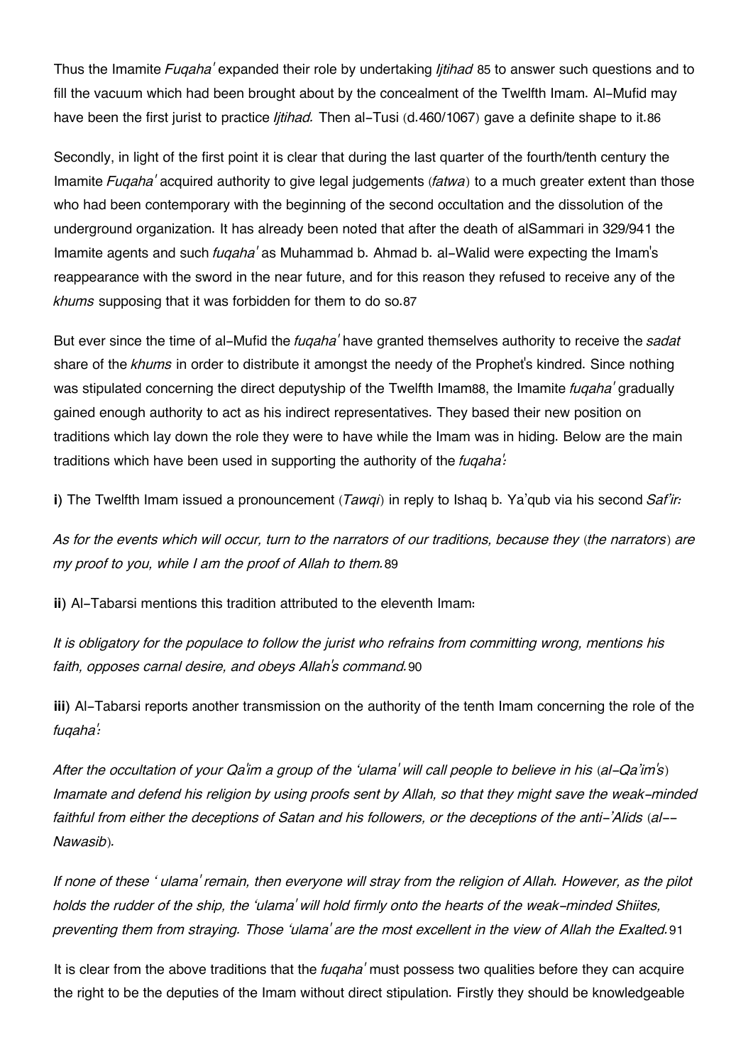Thus the Imamite *Fuqaha'* expanded their role by undertaking *Ijtihad* 85 to answer such questions and to fill the vacuum which had been brought about by the concealment of the Twelfth Imam. Al-Mufid may have been the first jurist to practice *Ijtihad.* Then al-Tusi (d.460/1067) gave a definite shape to it.86

Secondly, in light of the first point it is clear that during the last quarter of the fourth/tenth century the Imamite *Fuqaha'* acquired authority to give legal judgements (*fatwa*) to a much greater extent than those who had been contemporary with the beginning of the second occultation and the dissolution of the underground organization. It has already been noted that after the death of alSammari in 329/941 the Imamite agents and such *fuqaha'* as Muhammad b. Ahmad b. al-Walid were expecting the Imam's reappearance with the sword in the near future, and for this reason they refused to receive any of the *khums* supposing that it was forbidden for them to do so.87

But ever since the time of al-Mufid the *fuqaha'* have granted themselves authority to receive the *sadat* share of the *khums* in order to distribute it amongst the needy of the Prophet's kindred. Since nothing was stipulated concerning the direct deputyship of the Twelfth Imam88, the Imamite *fuqaha'* gradually gained enough authority to act as his indirect representatives. They based their new position on traditions which lay down the role they were to have while the Imam was in hiding. Below are the main traditions which have been used in supporting the authority of the *fuqaha':*

**i)** The Twelfth Imam issued a pronouncement (*Tawqi*) in reply to Ishaq b. Ya'qub via his second *Saf'ir:*

*As for the events which will occur, turn to the narrators of our traditions, because they (the narrators) are my proof to you, while I am the proof of Allah to them.*89

**ii)** Al-Tabarsi mentions this tradition attributed to the eleventh Imam:

*It is obligatory for the populace to follow the jurist who refrains from committing wrong, mentions his faith, opposes carnal desire, and obeys Allah's command.*90

**iii)** Al-Tabarsi reports another transmission on the authority of the tenth Imam concerning the role of the *fuqaha':*

*After the occultation of your Qa'im a group of the 'ulama' will call people to believe in his (al-Qa'im's) Imamate and defend his religion by using proofs sent by Allah, so that they might save the weak-minded faithful from either the deceptions of Satan and his followers, or the deceptions of the anti-'Alids (al--Nawasib).*

*If none of these ' ulama' remain, then everyone will stray from the religion of Allah. However, as the pilot holds the rudder of the ship, the 'ulama' will hold firmly onto the hearts of the weak-minded Shiites, preventing them from straying. Those 'ulama' are the most excellent in the view of Allah the Exalted.*91

It is clear from the above traditions that the *fuqaha'* must possess two qualities before they can acquire the right to be the deputies of the Imam without direct stipulation. Firstly they should be knowledgeable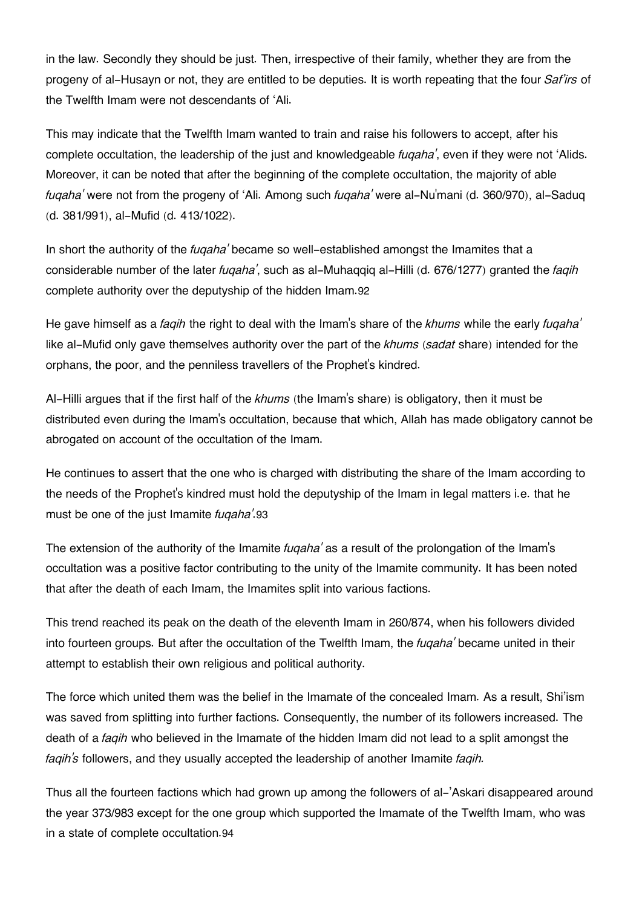in the law. Secondly they should be just. Then, irrespective of their family, whether they are from the progeny of al-Husayn or not, they are entitled to be deputies. It is worth repeating that the four *Saf'irs* of the Twelfth Imam were not descendants of 'Ali.

This may indicate that the Twelfth Imam wanted to train and raise his followers to accept, after his complete occultation, the leadership of the just and knowledgeable *fuqaha'*, even if they were not 'Alids. Moreover, it can be noted that after the beginning of the complete occultation, the majority of able *fuqaha'* were not from the progeny of 'Ali. Among such *fuqaha'* were al-Nu'mani (d. 360/970), al-Saduq (d. 381/991), al-Mufid (d. 413/1022).

In short the authority of the *fuqaha'* became so well-established amongst the Imamites that a considerable number of the later *fuqaha'*, such as al-Muhaqqiq al-Hilli (d. 676/1277) granted the *faqih* complete authority over the deputyship of the hidden Imam.92

He gave himself as a *faqih* the right to deal with the Imam's share of the *khums* while the early *fuqaha'* like al-Mufid only gave themselves authority over the part of the *khums* (*sadat* share) intended for the orphans, the poor, and the penniless travellers of the Prophet's kindred.

Al-Hilli argues that if the first half of the *khums* (the Imam's share) is obligatory, then it must be distributed even during the Imam's occultation, because that which, Allah has made obligatory cannot be abrogated on account of the occultation of the Imam.

He continues to assert that the one who is charged with distributing the share of the Imam according to the needs of the Prophet's kindred must hold the deputyship of the Imam in legal matters i.e. that he must be one of the just Imamite *fuqaha'*.93

The extension of the authority of the Imamite *fuqaha'* as a result of the prolongation of the Imam's occultation was a positive factor contributing to the unity of the Imamite community. It has been noted that after the death of each Imam, the Imamites split into various factions.

This trend reached its peak on the death of the eleventh Imam in 260/874, when his followers divided into fourteen groups. But after the occultation of the Twelfth Imam, the *fuqaha'* became united in their attempt to establish their own religious and political authority.

The force which united them was the belief in the Imamate of the concealed Imam. As a result, Shi'ism was saved from splitting into further factions. Consequently, the number of its followers increased. The death of a *faqih* who believed in the Imamate of the hidden Imam did not lead to a split amongst the *faqih's* followers, and they usually accepted the leadership of another Imamite *faqih.*

Thus all the fourteen factions which had grown up among the followers of al-'Askari disappeared around the year 373/983 except for the one group which supported the Imamate of the Twelfth Imam, who was in a state of complete occultation.94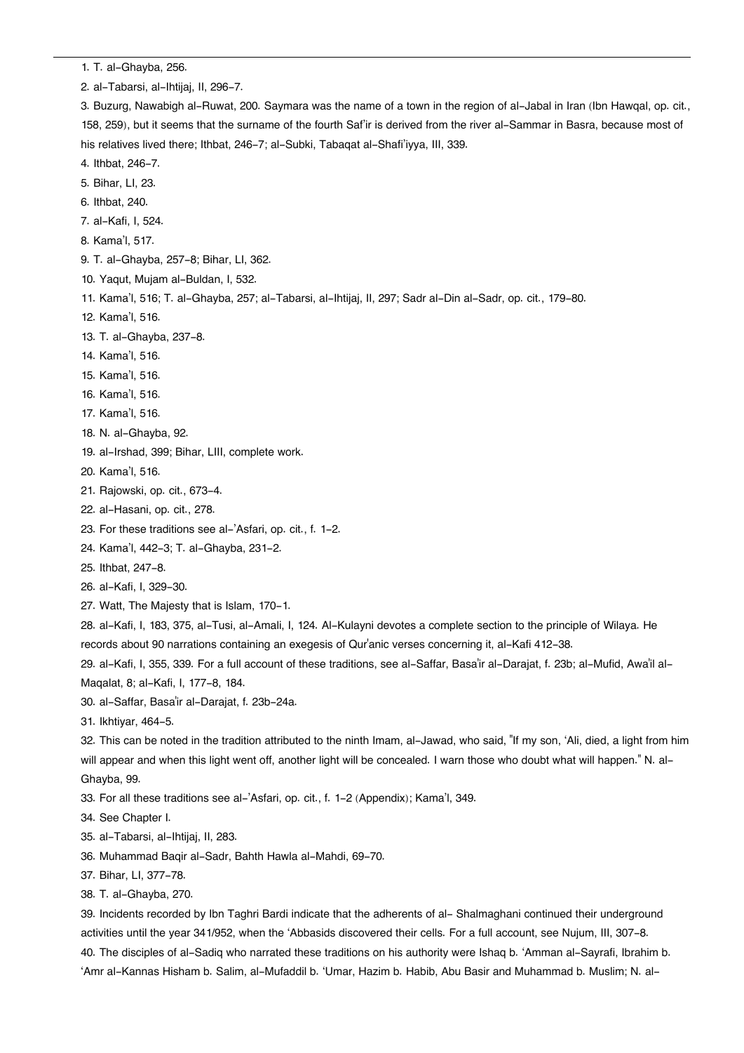1. T. al-Ghayba, 256.

2. al-Tabarsi, al-Ihtijaj, II, 296-7.

3. Buzurg, Nawabigh al-Ruwat, 200. Saymara was the name of a town in the region of al-Jabal in Iran (Ibn Hawqal, op. cit., 158, 259), but it seems that the surname of the fourth Saf'ir is derived from the river al-Sammar in Basra, because most of his relatives lived there; Ithbat, 246-7; al-Subki, Tabaqat al-Shafi'iyya, III, 339.

4. Ithbat, 246-7.

5. Bihar, LI, 23.

6. Ithbat, 240.

7. al-Kafi, I, 524.

8. Kama'l, 517.

9. T. al-Ghayba, 257-8; Bihar, LI, 362.

10. Yaqut, Mujam al-Buldan, I, 532.

11. Kama'l, 516; T. al-Ghayba, 257; al-Tabarsi, al-Ihtijaj, II, 297; Sadr al-Din al-Sadr, op. cit., 179-80.

12. Kama'l, 516.

13. T. al-Ghayba, 237-8.

14. Kama'l, 516.

15. Kama'l, 516.

16. Kama'l, 516.

17. Kama'l, 516.

18. N. al-Ghayba, 92.

19. al-Irshad, 399; Bihar, LIII, complete work.

20. Kama'l, 516.

21. Rajowski, op. cit., 673-4.

22. al-Hasani, op. cit., 278.

23. For these traditions see al-'Asfari, op. cit., f. 1-2.

24. Kama'l, 442-3; T. al-Ghayba, 231-2.

25. Ithbat, 247-8.

26. al-Kafi, I, 329-30.

27. Watt, The Majesty that is Islam, 170-1.

28. al-Kafi, I, 183, 375, al-Tusi, al-Amali, I, 124. Al-Kulayni devotes a complete section to the principle of Wilaya. He records about 90 narrations containing an exegesis of Qur'anic verses concerning it, al-Kafi 412-38.

29. al-Kafi, I, 355, 339. For a full account of these traditions, see al-Saffar, Basa'ir al-Darajat, f. 23b; al-Mufid, Awa'il al-Maqalat, 8; al-Kafi, I, 177-8, 184.

30. al-Saffar, Basa'ir al-Darajat, f. 23b-24a.

31. Ikhtiyar, 464-5.

32. This can be noted in the tradition attributed to the ninth Imam, al-Jawad, who said, "If my son, 'Ali, died, a light from him will appear and when this light went off, another light will be concealed. I warn those who doubt what will happen." N. al-Ghayba, 99.

33. For all these traditions see al-'Asfari, op. cit., f. 1-2 (Appendix); Kama'l, 349.

34. See Chapter I.

35. al-Tabarsi, al-Ihtijaj, II, 283.

36. Muhammad Baqir al-Sadr, Bahth Hawla al-Mahdi, 69-70.

37. Bihar, LI, 377-78.

38. T. al-Ghayba, 270.

39. Incidents recorded by Ibn Taghri Bardi indicate that the adherents of al- Shalmaghani continued their underground activities until the year 341/952, when the 'Abbasids discovered their cells. For a full account, see Nujum, III, 307-8.

40. The disciples of al-Sadiq who narrated these traditions on his authority were Ishaq b. 'Amman al-Sayrafi, Ibrahim b. 'Amr al-Kannas Hisham b. Salim, al-Mufaddil b. 'Umar, Hazim b. Habib, Abu Basir and Muhammad b. Muslim; N. al-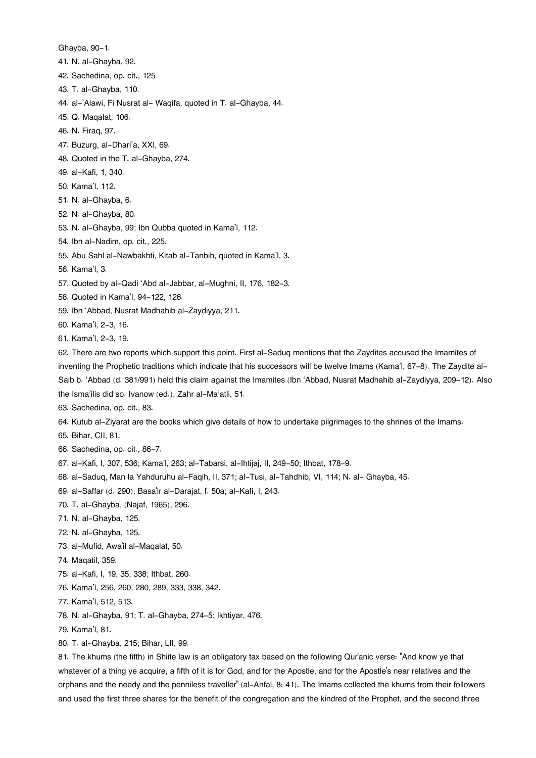Ghayba, 90-1.

41. N. al-Ghayba, 92.
42. Sachedina, op. cit., 125
43. T. al-Ghayba, 110.
44. al-'Alawi, Fi Nusrat al- Waqifa, quoted in T. al-Ghayba, 44.
45. Q. Maqalat, 106.
46. N. Firaq, 97.
47. Buzurg, al-Dhari'a, XXI, 69.
48. Quoted in the T. al-Ghayba, 274.
49. al-Kafi, 1, 340.
50. Kama'l, 112.
51. N. al-Ghayba, 6.
52. N. al-Ghayba, 80.
53. N. al-Ghayba, 99; Ibn Qubba quoted in Kama'l, 112.
54. Ibn al-Nadim, op. cit., 225.
55. Abu Sahl al-Nawbakhti, Kitab al-Tanbih, quoted in Kama'l, 3.
56. Kama'l, 3.
57. Quoted by al-Qadi 'Abd al-Jabbar, al-Mughni, II, 176, 182-3.
58. Quoted in Kama'l, 94-122, 126.
59. Ibn 'Abbad, Nusrat Madhahib al-Zaydiyya, 211.
60. Kama'l, 2-3, 16.
61. Kama'l, 2-3, 19.
62. There are two reports which support this point. First al-Saduq mentions that the Zaydites accused the Imamites of inventing the Prophetic traditions which indicate that his successors will be twelve Imams (Kama'l, 67-8). The Zaydite al-Saib b. 'Abbad (d. 381/991) held this claim against the Imamites (Ibn 'Abbad, Nusrat Madhahib al-Zaydiyya, 209-12). Also the Isma'ilis did so. Ivanow (ed.), Zahr al-Ma'atli, 51.
63. Sachedina, op. cit., 83.
64. Kutub al-Ziyarat are the books which give details of how to undertake pilgrimages to the shrines of the Imams.
65. Bihar, CII, 81.
66. Sachedina, op. cit., 86-7.
67. al-Kafi, I, 307, 536; Kama'l, 263; al-Tabarsi, al-Ihtijaj, II, 249-50; Ithbat, 178-9.
68. al-Saduq, Man la Yahduruhu al-Faqih, II, 371; al-Tusi, al-Tahdhib, VI, 114; N. al- Ghayba, 45.
69. al-Saffar (d. 290), Basa'ir al-Darajat, f. 50a; al-Kafi, I, 243.
70. T. al-Ghayba, (Najaf, 1965), 296.
71. N. al-Ghayba, 125.
72. N. al-Ghayba, 125.
73. al-Mufid, Awa'il al-Maqalat, 50.
74. Maqatil, 359.
75. al-Kafi, I, 19, 35, 338; Ithbat, 260.
76. Kama'l, 256, 260, 280, 289, 333, 338, 342.
77. Kama'l, 512, 513.
78. N. al-Ghayba, 91; T. al-Ghayba, 274-5; Ikhtiyar, 476.
79. Kama'l, 81.
80. T. al-Ghayba, 215; Bihar, LII, 99.
81. The khums (the fifth) in Shiite law is an obligatory tax based on the following Qur'anic verse: "And know ye that whatever of a thing ye acquire, a fifth of it is for God, and for the Apostle, and for the Apostle's near relatives and the orphans and the needy and the penniless traveller" (al-Anfal, 8: 41). The Imams collected the khums from their followers and used the first three shares for the benefit of the congregation and the kindred of the Prophet, and the second three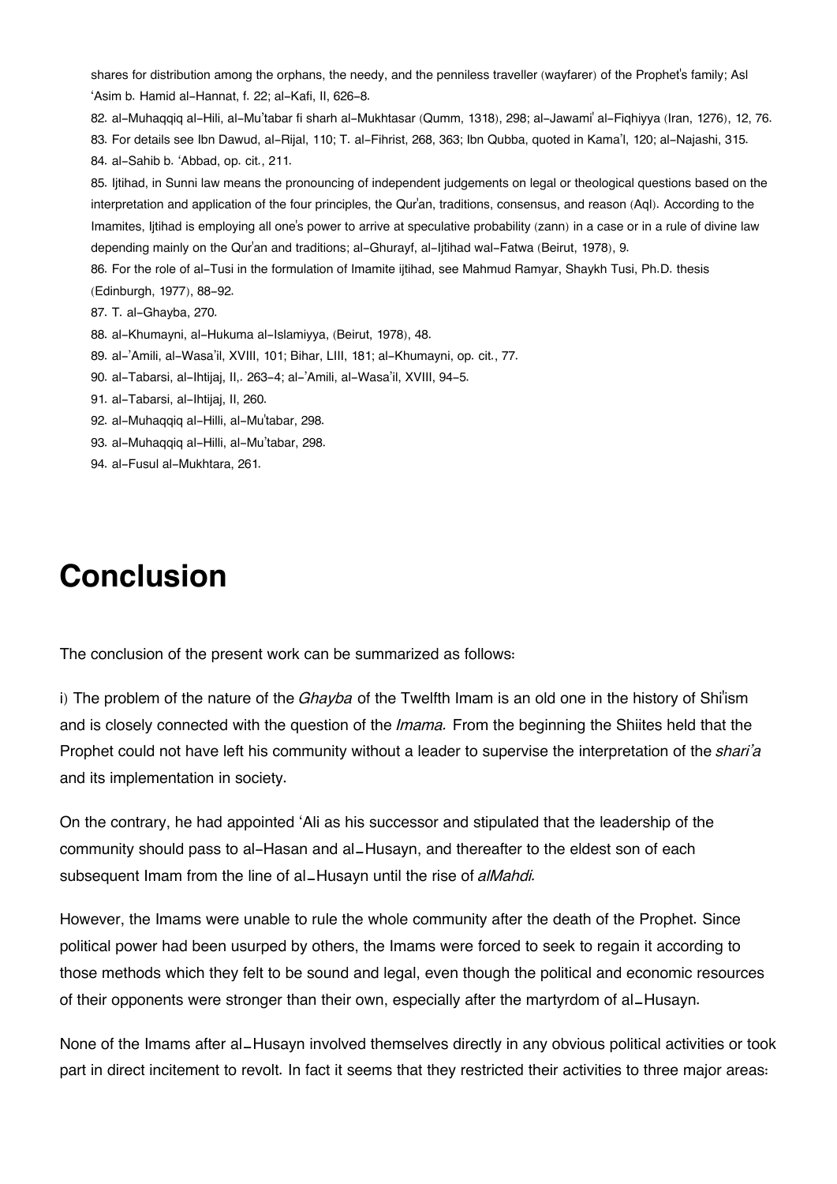shares for distribution among the orphans, the needy, and the penniless traveller (wayfarer) of the Prophet's family; Asl 'Asim b. Hamid al-Hannat, f. 22; al-Kafi, II, 626-8.

82. al-Muhaqqiq al-Hili, al-Mu'tabar fi sharh al-Mukhtasar (Qumm, 1318), 298; al-Jawami' al-Fiqhiyya (Iran, 1276), 12, 76.

83. For details see Ibn Dawud, al-Rijal, 110; T. al-Fihrist, 268, 363; Ibn Qubba, quoted in Kama'l, 120; al-Najashi, 315.

84. al-Sahib b. 'Abbad, op. cit., 211.

85. Ijtihad, in Sunni law means the pronouncing of independent judgements on legal or theological questions based on the interpretation and application of the four principles, the Qur'an, traditions, consensus, and reason (Aql). According to the Imamites, Ijtihad is employing all one's power to arrive at speculative probability (zann) in a case or in a rule of divine law depending mainly on the Qur'an and traditions; al-Ghurayf, al-Ijtihad wal-Fatwa (Beirut, 1978), 9.

86. For the role of al-Tusi in the formulation of Imamite ijtihad, see Mahmud Ramyar, Shaykh Tusi, Ph.D. thesis (Edinburgh, 1977), 88-92.

87. T. al-Ghayba, 270.

88. al-Khumayni, al-Hukuma al-Islamiyya, (Beirut, 1978), 48.

89. al-'Amili, al-Wasa'il, XVIII, 101; Bihar, LIII, 181; al-Khumayni, op. cit., 77.

90. al-Tabarsi, al-Ihtijaj, II,. 263-4; al-'Amili, al-Wasa'il, XVIII, 94-5.

91. al-Tabarsi, al-Ihtijaj, II, 260.

92. al-Muhaqqiq al-Hilli, al-Mu'tabar, 298.

93. al-Muhaqqiq al-Hilli, al-Mu'tabar, 298.

94. al-Fusul al-Mukhtara, 261.

# Conclusion

The conclusion of the present work can be summarized as follows:

i) The problem of the nature of the *Ghayba* of the Twelfth Imam is an old one in the history of Shi'ism and is closely connected with the question of the *Imama.* From the beginning the Shiites held that the Prophet could not have left his community without a leader to supervise the interpretation of the *shari'a* and its implementation in society.

On the contrary, he had appointed 'Ali as his successor and stipulated that the leadership of the community should pass to al-Hasan and al_Husayn, and thereafter to the eldest son of each subsequent Imam from the line of al_Husayn until the rise of *alMahdi.*

However, the Imams were unable to rule the whole community after the death of the Prophet. Since political power had been usurped by others, the Imams were forced to seek to regain it according to those methods which they felt to be sound and legal, even though the political and economic resources of their opponents were stronger than their own, especially after the martyrdom of al_Husayn.

None of the Imams after al_Husayn involved themselves directly in any obvious political activities or took part in direct incitement to revolt. In fact it seems that they restricted their activities to three major areas: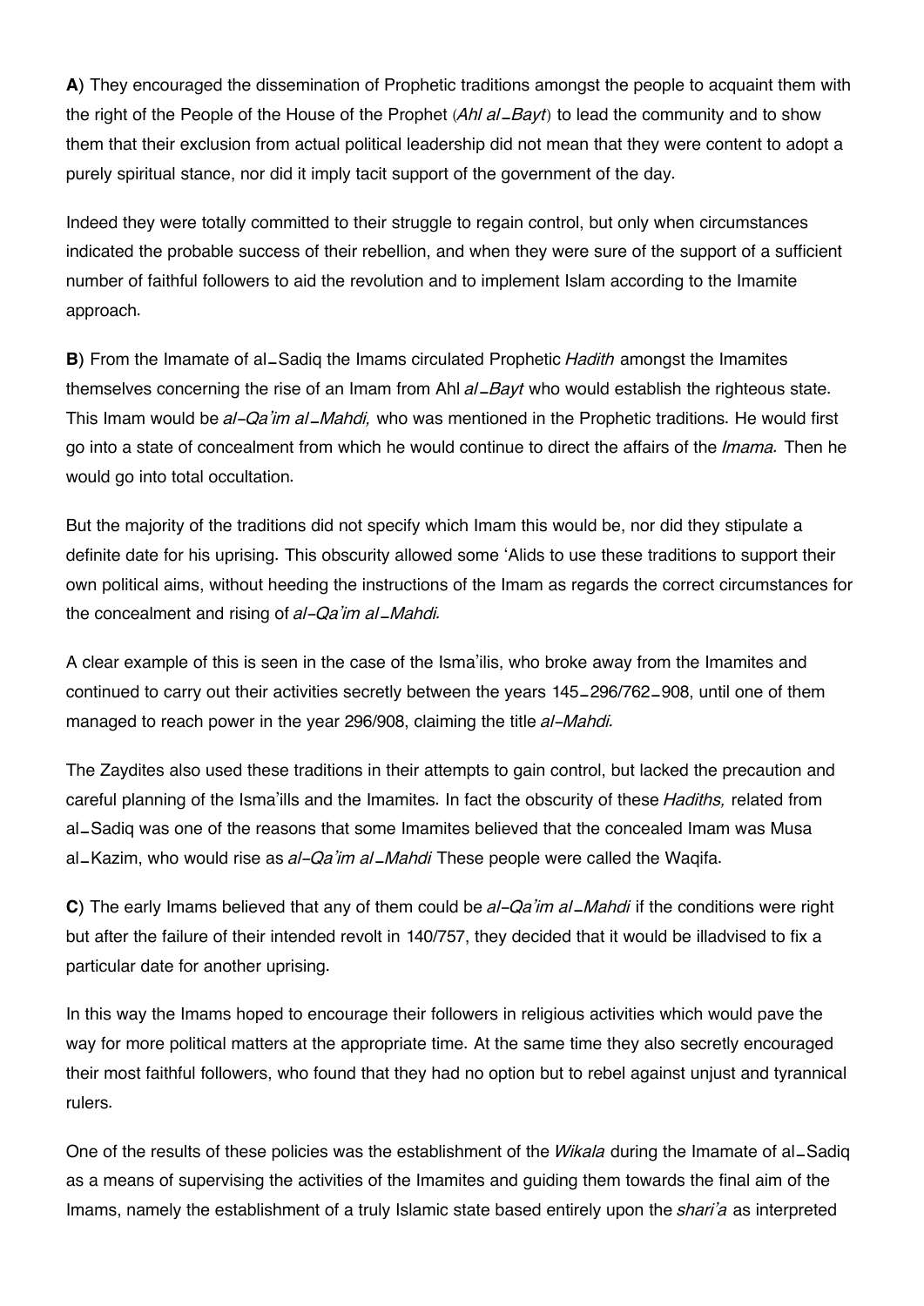**A**) They encouraged the dissemination of Prophetic traditions amongst the people to acquaint them with the right of the People of the House of the Prophet (*Ahl al_Bayt*) to lead the community and to show them that their exclusion from actual political leadership did not mean that they were content to adopt a purely spiritual stance, nor did it imply tacit support of the government of the day.

Indeed they were totally committed to their struggle to regain control, but only when circumstances indicated the probable success of their rebellion, and when they were sure of the support of a sufficient number of faithful followers to aid the revolution and to implement Islam according to the Imamite approach.

**B**) From the Imamate of al_Sadiq the Imams circulated Prophetic *Hadith* amongst the Imamites themselves concerning the rise of an Imam from Ahl *al_Bayt* who would establish the righteous state. This Imam would be *al-Qa'im al_Mahdi,* who was mentioned in the Prophetic traditions. He would first go into a state of concealment from which he would continue to direct the affairs of the *Imama.* Then he would go into total occultation.

But the majority of the traditions did not specify which Imam this would be, nor did they stipulate a definite date for his uprising. This obscurity allowed some 'Alids to use these traditions to support their own political aims, without heeding the instructions of the Imam as regards the correct circumstances for the concealment and rising of *al-Qa'im al_Mahdi.*

A clear example of this is seen in the case of the Isma'ilis, who broke away from the Imamites and continued to carry out their activities secretly between the years 145_296/762_908, until one of them managed to reach power in the year 296/908, claiming the title *al-Mahdi.*

The Zaydites also used these traditions in their attempts to gain control, but lacked the precaution and careful planning of the Isma'ills and the Imamites. In fact the obscurity of these *Hadiths,* related from al_Sadiq was one of the reasons that some Imamites believed that the concealed Imam was Musa al_Kazim, who would rise as *al-Qa'im al_Mahdi* These people were called the Waqifa.

**C**) The early Imams believed that any of them could be *al-Qa'im al_Mahdi* if the conditions were right but after the failure of their intended revolt in 140/757, they decided that it would be illadvised to fix a particular date for another uprising.

In this way the Imams hoped to encourage their followers in religious activities which would pave the way for more political matters at the appropriate time. At the same time they also secretly encouraged their most faithful followers, who found that they had no option but to rebel against unjust and tyrannical rulers.

One of the results of these policies was the establishment of the *Wikala* during the Imamate of al_Sadiq as a means of supervising the activities of the Imamites and guiding them towards the final aim of the Imams, namely the establishment of a truly Islamic state based entirely upon the *shari'a* as interpreted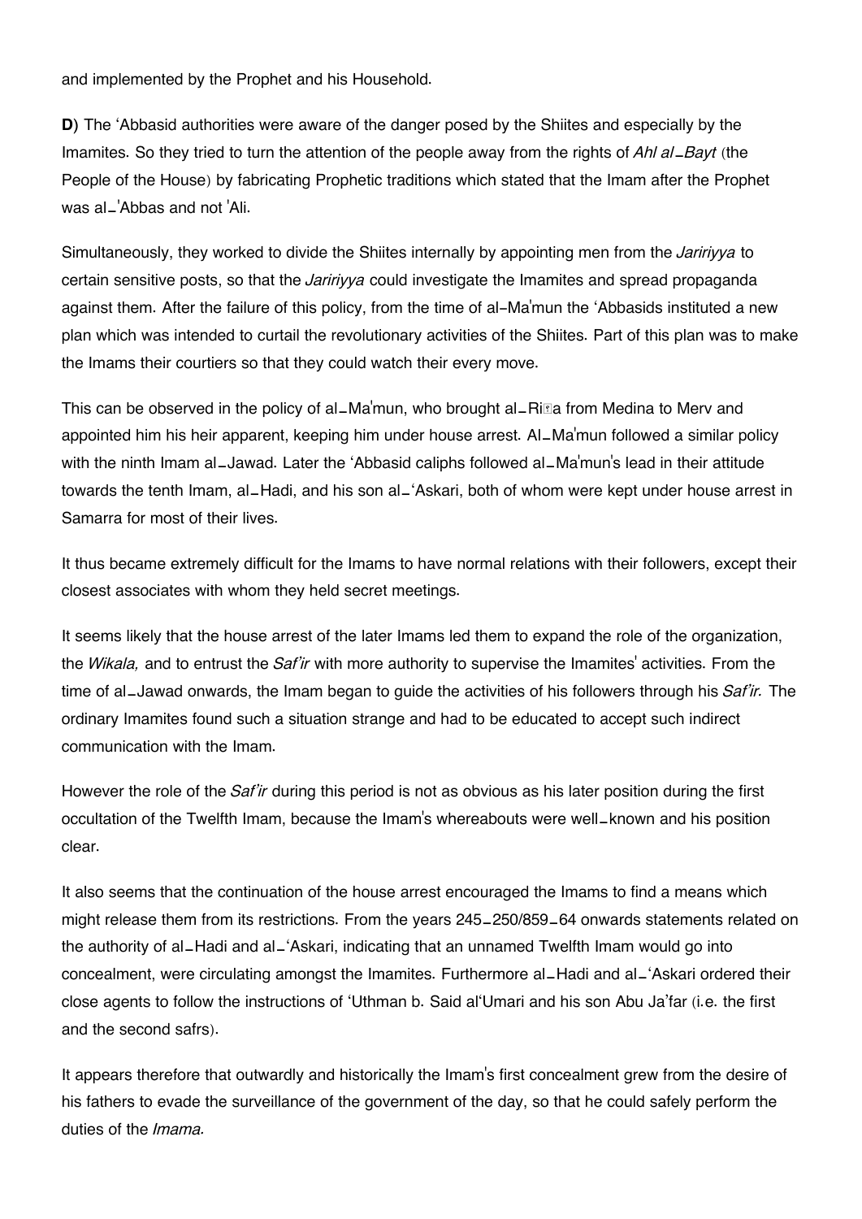and implemented by the Prophet and his Household.

**D**) The ʻAbbasid authorities were aware of the danger posed by the Shiites and especially by the Imamites. So they tried to turn the attention of the people away from the rights of *Ahl al‑Bayt* (the People of the House) by fabricating Prophetic traditions which stated that the Imam after the Prophet was al‑'Abbas and not 'Ali.

Simultaneously, they worked to divide the Shiites internally by appointing men from the *Jaririyya* to certain sensitive posts, so that the *Jaririyya* could investigate the Imamites and spread propaganda against them. After the failure of this policy, from the time of al-Ma'mun the ʻAbbasids instituted a new plan which was intended to curtail the revolutionary activities of the Shiites. Part of this plan was to make the Imams their courtiers so that they could watch their every move.

This can be observed in the policy of al‑Ma'mun, who brought al‑Riḍa from Medina to Merv and appointed him his heir apparent, keeping him under house arrest. Al‑Ma'mun followed a similar policy with the ninth Imam al‑Jawad. Later the ʻAbbasid caliphs followed al‑Ma'mun's lead in their attitude towards the tenth Imam, al‑Hadi, and his son al‑ʻAskari, both of whom were kept under house arrest in Samarra for most of their lives.

It thus became extremely difficult for the Imams to have normal relations with their followers, except their closest associates with whom they held secret meetings.

It seems likely that the house arrest of the later Imams led them to expand the role of the organization, the *Wikala,* and to entrust the *Saf'ir* with more authority to supervise the Imamites' activities. From the time of al‑Jawad onwards, the Imam began to guide the activities of his followers through his *Saf'ir.* The ordinary Imamites found such a situation strange and had to be educated to accept such indirect communication with the Imam.

However the role of the *Saf'ir* during this period is not as obvious as his later position during the first occultation of the Twelfth Imam, because the Imam's whereabouts were well‑known and his position clear.

It also seems that the continuation of the house arrest encouraged the Imams to find a means which might release them from its restrictions. From the years 245‑250/859‑64 onwards statements related on the authority of al‑Hadi and al‑ʻAskari, indicating that an unnamed Twelfth Imam would go into concealment, were circulating amongst the Imamites. Furthermore al‑Hadi and al‑ʻAskari ordered their close agents to follow the instructions of ʻUthman b. Said alʻUmari and his son Abu Ja'far (i.e. the first and the second safrs).

It appears therefore that outwardly and historically the Imam's first concealment grew from the desire of his fathers to evade the surveillance of the government of the day, so that he could safely perform the duties of the *Imama.*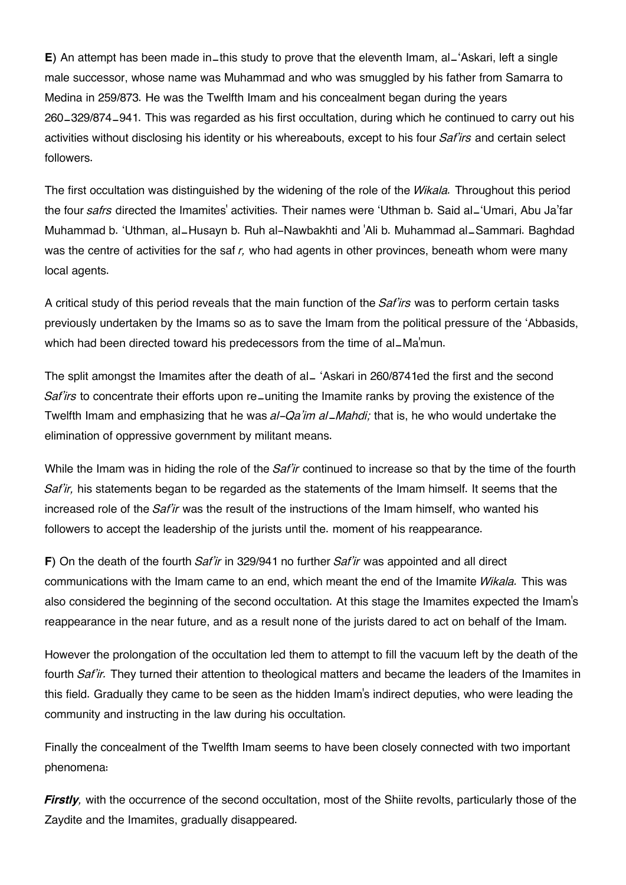**E**) An attempt has been made in–this study to prove that the eleventh Imam, al–'Askari, left a single male successor, whose name was Muhammad and who was smuggled by his father from Samarra to Medina in 259/873. He was the Twelfth Imam and his concealment began during the years 260–329/874–941. This was regarded as his first occultation, during which he continued to carry out his activities without disclosing his identity or his whereabouts, except to his four *Saf'irs* and certain select followers.

The first occultation was distinguished by the widening of the role of the *Wikala.* Throughout this period the four *safrs* directed the Imamites' activities. Their names were 'Uthman b. Said al–'Umari, Abu Ja'far Muhammad b. 'Uthman, al–Husayn b. Ruh al-Nawbakhti and 'Ali b. Muhammad al–Sammari. Baghdad was the centre of activities for the saf *r,* who had agents in other provinces, beneath whom were many local agents.

A critical study of this period reveals that the main function of the *Saf'irs* was to perform certain tasks previously undertaken by the Imams so as to save the Imam from the political pressure of the 'Abbasids, which had been directed toward his predecessors from the time of al–Ma'mun.

The split amongst the Imamites after the death of al– 'Askari in 260/8741ed the first and the second *Saf'irs* to concentrate their efforts upon re–uniting the Imamite ranks by proving the existence of the Twelfth Imam and emphasizing that he was *al-Qa'im al–Mahdi;* that is, he who would undertake the elimination of oppressive government by militant means.

While the Imam was in hiding the role of the *Saf'ir* continued to increase so that by the time of the fourth *Saf'ir,* his statements began to be regarded as the statements of the Imam himself. It seems that the increased role of the *Saf'ir* was the result of the instructions of the Imam himself, who wanted his followers to accept the leadership of the jurists until the. moment of his reappearance.

**F**) On the death of the fourth *Saf'ir* in 329/941 no further *Saf'ir* was appointed and all direct communications with the Imam came to an end, which meant the end of the Imamite *Wikala.* This was also considered the beginning of the second occultation. At this stage the Imamites expected the Imam's reappearance in the near future, and as a result none of the jurists dared to act on behalf of the Imam.

However the prolongation of the occultation led them to attempt to fill the vacuum left by the death of the fourth *Saf'ir.* They turned their attention to theological matters and became the leaders of the Imamites in this field. Gradually they came to be seen as the hidden Imam's indirect deputies, who were leading the community and instructing in the law during his occultation.

Finally the concealment of the Twelfth Imam seems to have been closely connected with two important phenomena:

***Firstly,*** with the occurrence of the second occultation, most of the Shiite revolts, particularly those of the Zaydite and the Imamites, gradually disappeared.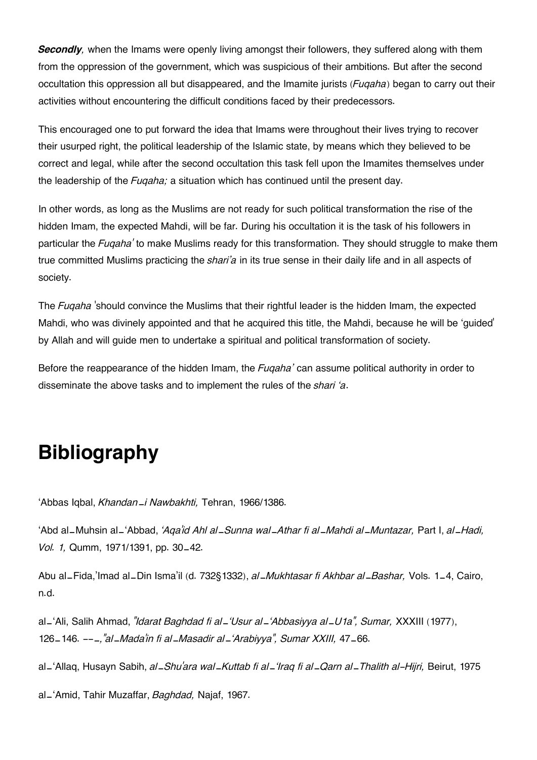***Secondly,*** when the Imams were openly living amongst their followers, they suffered along with them from the oppression of the government, which was suspicious of their ambitions. But after the second occultation this oppression all but disappeared, and the Imamite jurists (*Fuqaha*) began to carry out their activities without encountering the difficult conditions faced by their predecessors.

This encouraged one to put forward the idea that Imams were throughout their lives trying to recover their usurped right, the political leadership of the Islamic state, by means which they believed to be correct and legal, while after the second occultation this task fell upon the Imamites themselves under the leadership of the *Fuqaha;* a situation which has continued until the present day.

In other words, as long as the Muslims are not ready for such political transformation the rise of the hidden Imam, the expected Mahdi, will be far. During his occultation it is the task of his followers in particular the *Fuqaha'* to make Muslims ready for this transformation. They should struggle to make them true committed Muslims practicing the *shari'a* in its true sense in their daily life and in all aspects of society.

The *Fuqaha* 'should convince the Muslims that their rightful leader is the hidden Imam, the expected Mahdi, who was divinely appointed and that he acquired this title, the Mahdi, because he will be 'guided' by Allah and will guide men to undertake a spiritual and political transformation of society.

Before the reappearance of the hidden Imam, the *Fuqaha'* can assume political authority in order to disseminate the above tasks and to implement the rules of the *shari 'a*.

# Bibliography

'Abbas Iqbal, *Khandan-i Nawbakhti,* Tehran, 1966/1386.

'Abd al-Muhsin al-'Abbad, *'Aqa'id Ahl al-Sunna wal-Athar fi al-Mahdi al-Muntazar,* Part I, *al-Hadi, Vol. 1,* Qumm, 1971/1391, pp. 30-42.

Abu al-Fida,'Imad al-Din Isma'il (d. 732§1332), *al-Mukhtasar fi Akhbar al-Bashar,* Vols. 1-4, Cairo, n.d.

al-'Ali, Salih Ahmad, *"Idarat Baghdad fi al-'Usur al-'Abbasiyya al-U1a", Sumar,* XXXIII (1977), 126-146. ---*,"al-Mada'in fi al-Masadir al-'Arabiyya", Sumar XXIII,* 47-66.

al-'Allaq, Husayn Sabih, *al-Shu'ara wal-Kuttab fi al-'Iraq fi al-Qarn al-Thalith al-Hijri,* Beirut, 1975

al-'Amid, Tahir Muzaffar, *Baghdad,* Najaf, 1967.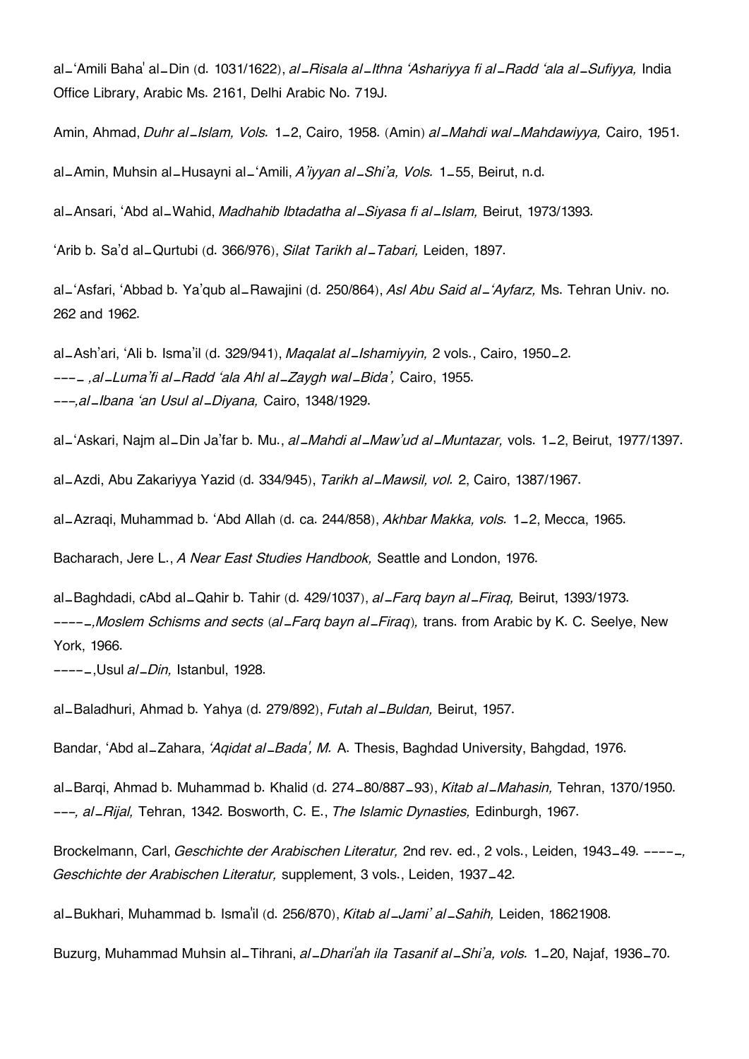al_'Amili Baha' al_Din (d. 1031/1622), *al_Risala al_Ithna 'Ashariyya fi al_Radd 'ala al_Sufiyya,* India Office Library, Arabic Ms. 2161, Delhi Arabic No. 719J.

Amin, Ahmad, *Duhr al_Islam, Vols.* 1_2, Cairo, 1958. (Amin) *al_Mahdi wal_Mahdawiyya,* Cairo, 1951.

al_Amin, Muhsin al_Husayni al_'Amili, *A'iyyan al_Shi'a, Vols.* 1_55, Beirut, n.d.

al_Ansari, 'Abd al_Wahid, *Madhahib Ibtadatha al_Siyasa fi al_Islam,* Beirut, 1973/1393.

'Arib b. Sa'd al_Qurtubi (d. 366/976), *Silat Tarikh al_Tabari,* Leiden, 1897.

al_'Asfari, 'Abbad b. Ya'qub al_Rawajini (d. 250/864), *Asl Abu Said al_'Ayfarz,* Ms. Tehran Univ. no. 262 and 1962.

al_Ash'ari, 'Ali b. Isma'il (d. 329/941), *Maqalat al_Ishamiyyin,* 2 vols., Cairo, 1950_2.
---_ *,al_Luma'fi al_Radd 'ala Ahl al_Zaygh wal_Bida',* Cairo, 1955.
---*,al_Ibana 'an Usul al_Diyana,* Cairo, 1348/1929.

al_'Askari, Najm al_Din Ja'far b. Mu., *al_Mahdi al_Maw'ud al_Muntazar,* vols. 1_2, Beirut, 1977/1397.

al_Azdi, Abu Zakariyya Yazid (d. 334/945), *Tarikh al_Mawsil, vol.* 2, Cairo, 1387/1967.

al_Azraqi, Muhammad b. 'Abd Allah (d. ca. 244/858), *Akhbar Makka, vols.* 1_2, Mecca, 1965.

Bacharach, Jere L., *A Near East Studies Handbook,* Seattle and London, 1976.

al_Baghdadi, cAbd al_Qahir b. Tahir (d. 429/1037), *al_Farq bayn al_Firaq,* Beirut, 1393/1973.
----_*,Moslem Schisms and sects* (*al_Farq bayn al_Firaq*)*,* trans. from Arabic by K. C. Seelye, New York, 1966.
----_,Usul *al_Din,* Istanbul, 1928.

al_Baladhuri, Ahmad b. Yahya (d. 279/892), *Futah al_Buldan,* Beirut, 1957.

Bandar, 'Abd al_Zahara, *'Aqidat al_Bada', M.* A. Thesis, Baghdad University, Bahgdad, 1976.

al_Barqi, Ahmad b. Muhammad b. Khalid (d. 274_80/887_93), *Kitab al_Mahasin,* Tehran, 1370/1950.
---*, al_Rijal,* Tehran, 1342. Bosworth, C. E., *The Islamic Dynasties,* Edinburgh, 1967.

Brockelmann, Carl, *Geschichte der Arabischen Literatur,* 2nd rev. ed., 2 vols., Leiden, 1943_49. ----_*, Geschichte der Arabischen Literatur,* supplement, 3 vols., Leiden, 1937_42.

al_Bukhari, Muhammad b. Isma'il (d. 256/870), *Kitab al_Jami' al_Sahih,* Leiden, 18621908.

Buzurg, Muhammad Muhsin al_Tihrani, *al_Dhari'ah ila Tasanif al_Shi'a, vols.* 1_20, Najaf, 1936_70.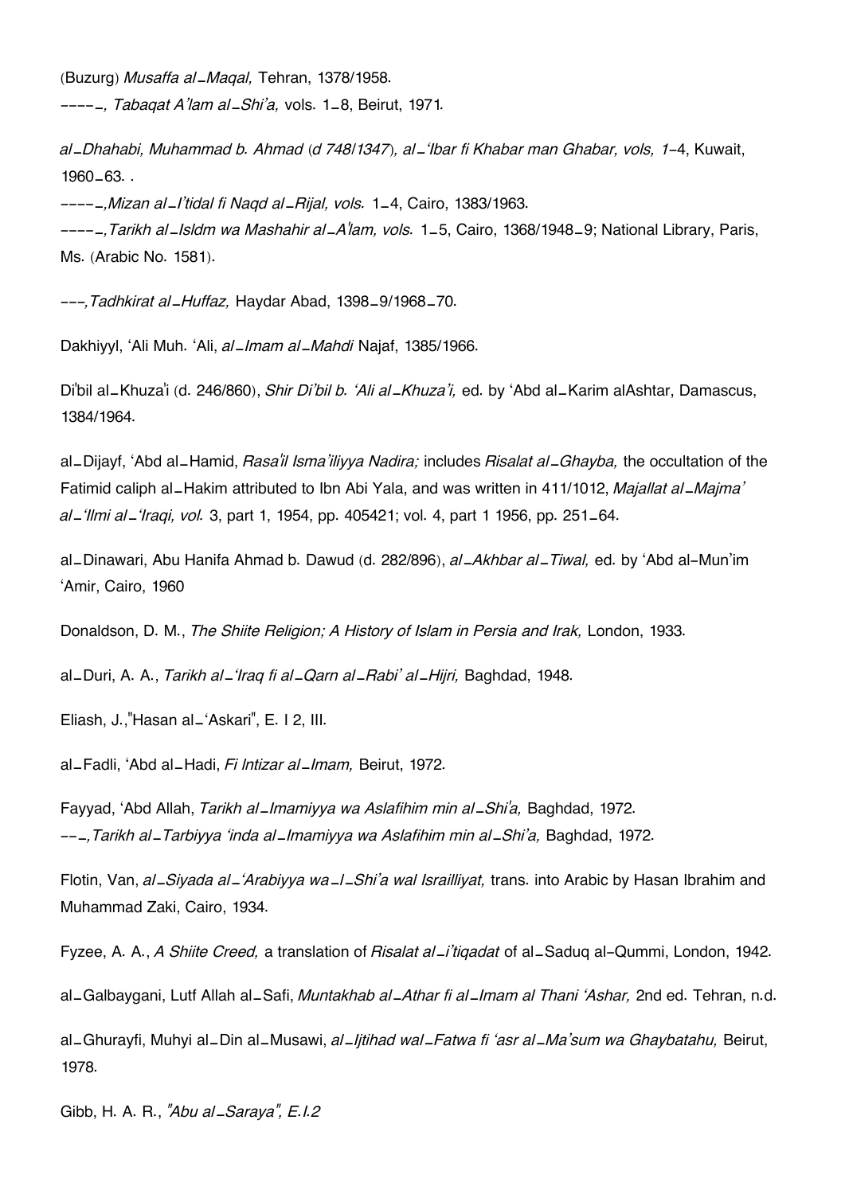(Buzurg) *Musaffa al_Maqal,* Tehran, 1378/1958.
----_, *Tabaqat A'lam al_Shi'a,* vols. 1_8, Beirut, 1971.

*al_Dhahabi, Muhammad b. Ahmad (d 748/1347), al_'Ibar fi Khabar man Ghabar, vols, 1*-4, Kuwait, 1960_63. .
----_,*Mizan al_I'tidal fi Naqd al_Rijal, vols.* 1_4, Cairo, 1383/1963.
----_,*Tarikh al_Isldm wa Mashahir al_A'lam, vols.* 1_5, Cairo, 1368/1948_9; National Library, Paris, Ms. (Arabic No. 1581).

---,*Tadhkirat al_Huffaz,* Haydar Abad, 1398_9/1968_70.

Dakhiyyl, 'Ali Muh. 'Ali, *al_Imam al_Mahdi* Najaf, 1385/1966.

Di'bil al_Khuza'i (d. 246/860), *Shir Di'bil b. 'Ali al_Khuza'i,* ed. by 'Abd al_Karim alAshtar, Damascus, 1384/1964.

al_Dijayf, 'Abd al_Hamid, *Rasa'il Isma'iliyya Nadira;* includes *Risalat al_Ghayba,* the occultation of the Fatimid caliph al_Hakim attributed to Ibn Abi Yala, and was written in 411/1012, *Majallat al_Majma' al_'Ilmi al_'Iraqi, vol.* 3, part 1, 1954, pp. 405421; vol. 4, part 1 1956, pp. 251_64.

al_Dinawari, Abu Hanifa Ahmad b. Dawud (d. 282/896), *al_Akhbar al_Tiwal,* ed. by 'Abd al-Mun'im 'Amir, Cairo, 1960

Donaldson, D. M., *The Shiite Religion; A History of Islam in Persia and Irak,* London, 1933.

al_Duri, A. A., *Tarikh al_'Iraq fi al_Qarn al_Rabi' al_Hijri,* Baghdad, 1948.

Eliash, J.,"Hasan al_'Askari", E. I 2, III.

al_Fadli, 'Abd al_Hadi, *Fi Intizar al_Imam,* Beirut, 1972.

Fayyad, 'Abd Allah, *Tarikh al_Imamiyya wa Aslafihim min al_Shi'a,* Baghdad, 1972.
--_,*Tarikh al_Tarbiyya 'inda al_Imamiyya wa Aslafihim min al_Shi'a,* Baghdad, 1972.

Flotin, Van, *al_Siyada al_'Arabiyya wa_l_Shi'a wal Israilliyat,* trans. into Arabic by Hasan Ibrahim and Muhammad Zaki, Cairo, 1934.

Fyzee, A. A., *A Shiite Creed,* a translation of *Risalat al_i'tiqadat* of al_Saduq al-Qummi, London, 1942.

al_Galbaygani, Lutf Allah al_Safi, *Muntakhab al_Athar fi al_Imam al Thani 'Ashar,* 2nd ed. Tehran, n.d.

al_Ghurayfi, Muhyi al_Din al_Musawi, *al_Ijtihad wal_Fatwa fi 'asr al_Ma'sum wa Ghaybatahu,* Beirut, 1978.

Gibb, H. A. R., *"Abu al_Saraya", E.I.2*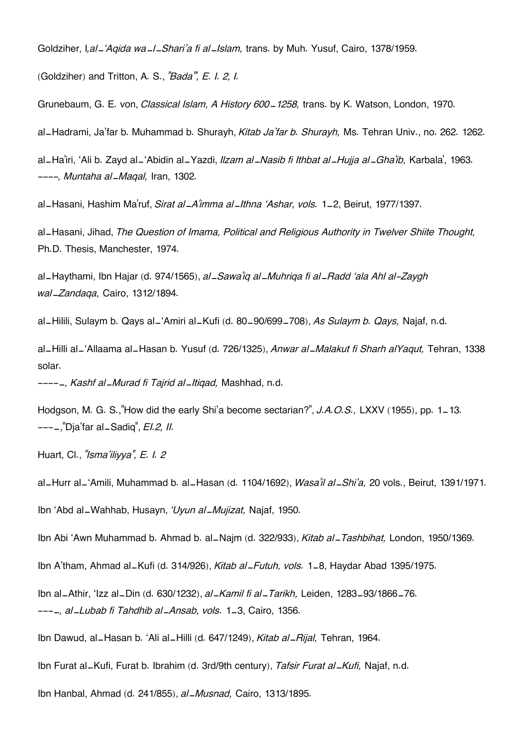Goldziher, I,*al_'Aqida wa_l_Shari'a fi al_Islam,* trans. by Muh. Yusuf, Cairo, 1378/1959.

(Goldziher) and Tritton, A. S., *"Bada'", E. I. 2, I.*

Grunebaum, G. E. von, *Classical Islam, A History 600_1258,* trans. by K. Watson, London, 1970.

al_Hadrami, Ja'far b. Muhammad b. Shurayh, *Kitab Ja'far b. Shurayh,* Ms. Tehran Univ., no. 262. 1262.

al_Ha'iri, 'Ali b. Zayd al_'Abidin al_Yazdi, *Ilzam al_Nasib fi Ithbat al_Hujja al_Gha'ib,* Karbala', 1963.
----, *Muntaha al_Maqal,* Iran, 1302.

al_Hasani, Hashim Ma'ruf, *Sirat al_A'imma al_Ithna 'Ashar, vols.* 1_2, Beirut, 1977/1397.

al_Hasani, Jihad, *The Question of Imama, Political and Religious Authority in Twelver Shiite Thought,* Ph.D. Thesis, Manchester, 1974.

al_Haythami, Ibn Hajar (d. 974/1565), *al_Sawa'iq al_Muhriqa fi al_Radd 'ala Ahl al-Zaygh wal_Zandaqa,* Cairo, 1312/1894.

al_Hilili, Sulaym b. Qays al_'Amiri al_Kufi (d. 80_90/699_708), *As Sulaym b. Qays,* Najaf, n.d.

al_Hilli al_'Allaama al_Hasan b. Yusuf (d. 726/1325), *Anwar al_Malakut fi Sharh alYaqut,* Tehran, 1338 solar.
----_, *Kashf al_Murad fi Tajrid al_Itiqad,* Mashhad, n.d.

Hodgson, M. G. S.,"How did the early Shi'a become sectarian?", *J.A.O.S.,* LXXV (1955), pp. 1_13.
---_,"Dja'far al_Sadiq", *EI.2, II.*

Huart, Cl., *"Isma'iliyya", E. I. 2*

al_Hurr al_'Amili, Muhammad b. al_Hasan (d. 1104/1692), *Wasa'il al_Shi'a,* 20 vols., Beirut, 1391/1971.

Ibn 'Abd al_Wahhab, Husayn, *'Uyun al_Mujizat,* Najaf, 1950.

Ibn Abi 'Awn Muhammad b. Ahmad b. al_Najm (d. 322/933), *Kitab al_Tashbihat,* London, 1950/1369.

Ibn A'tham, Ahmad al_Kufi (d. 314/926), *Kitab al_Futuh, vols.* 1_8, Haydar Abad 1395/1975.

Ibn al_Athir, 'Izz al_Din (d. 630/1232), *al_Kamil fi al_Tarikh,* Leiden, 1283_93/1866_76.
---_, *al_Lubab fi Tahdhib al_Ansab, vols.* 1_3, Cairo, 1356.

Ibn Dawud, al_Hasan b. 'Ali al_Hilli (d. 647/1249), *Kitab al_Rijal,* Tehran, 1964.

Ibn Furat al_Kufi, Furat b. Ibrahim (d. 3rd/9th century), *Tafsir Furat al_Kufi,* Najaf, n.d.

Ibn Hanbal, Ahmad (d. 241/855), *al_Musnad,* Cairo, 1313/1895.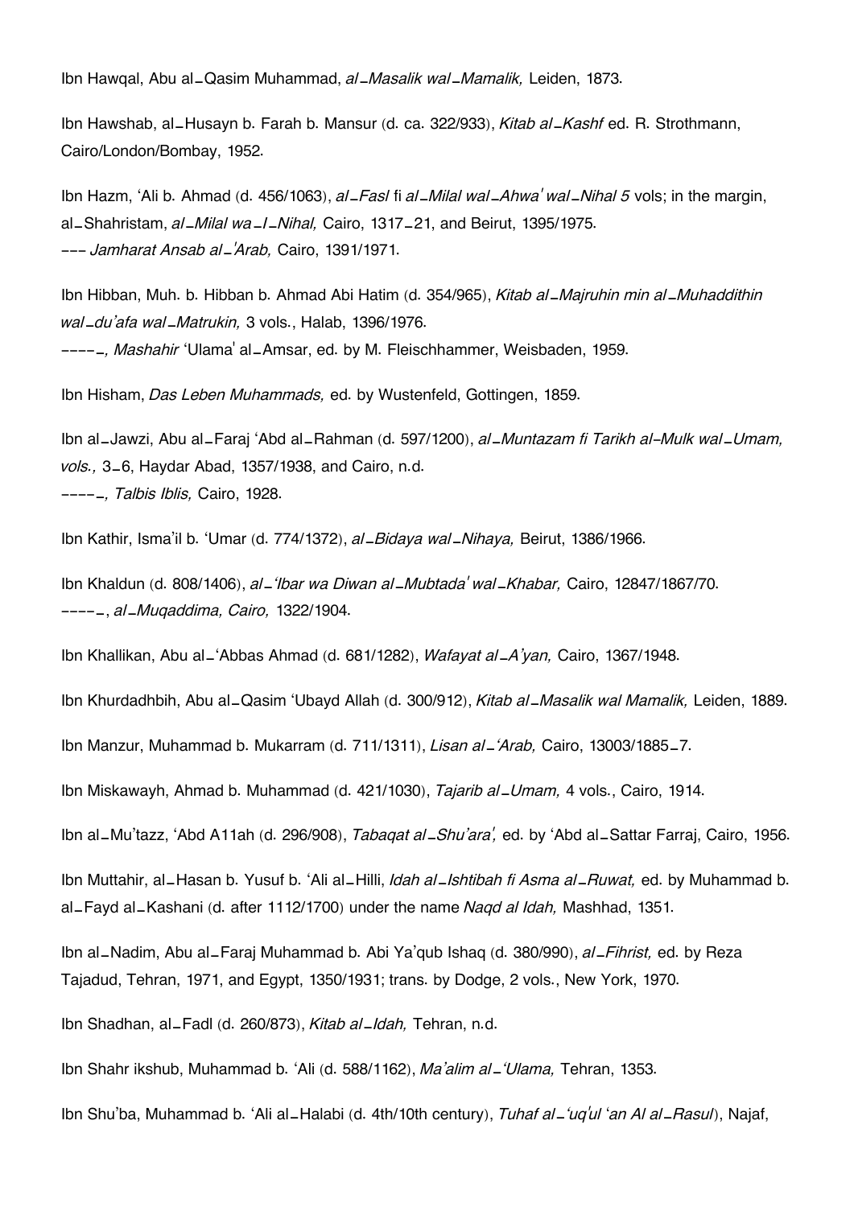Ibn Hawqal, Abu al_Qasim Muhammad, *al_Masalik wal_Mamalik,* Leiden, 1873.

Ibn Hawshab, al_Husayn b. Farah b. Mansur (d. ca. 322/933), *Kitab al_Kashf* ed. R. Strothmann, Cairo/London/Bombay, 1952.

Ibn Hazm, ʻAli b. Ahmad (d. 456/1063), *al_Fasl* fi *al_Milal wal_Ahwaˈ wal_Nihal 5* vols; in the margin, al_Shahristam, *al_Milal wa_l_Nihal,* Cairo, 1317_21, and Beirut, 1395/1975.
––– *Jamharat Ansab al_ˈArab,* Cairo, 1391/1971.

Ibn Hibban, Muh. b. Hibban b. Ahmad Abi Hatim (d. 354/965), *Kitab al_Majruhin min al_Muhaddithin wal_du'afa wal_Matrukin,* 3 vols., Halab, 1396/1976.
––––*, Mashahir* ʻUlamaˈ al_Amsar, ed. by M. Fleischhammer, Weisbaden, 1959.

Ibn Hisham, *Das Leben Muhammads,* ed. by Wustenfeld, Gottingen, 1859.

Ibn al_Jawzi, Abu al_Faraj ʻAbd al_Rahman (d. 597/1200), *al_Muntazam fi Tarikh al-Mulk wal_Umam, vols.,* 3_6, Haydar Abad, 1357/1938, and Cairo, n.d.
––––*, Talbis Iblis,* Cairo, 1928.

Ibn Kathir, Isma'il b. ʻUmar (d. 774/1372), *al_Bidaya wal_Nihaya,* Beirut, 1386/1966.

Ibn Khaldun (d. 808/1406), *al_ʻIbar wa Diwan al_Mubtadaˈ wal_Khabar,* Cairo, 12847/1867/70.
––––, *al_Muqaddima, Cairo,* 1322/1904.

Ibn Khallikan, Abu al_ʻAbbas Ahmad (d. 681/1282), *Wafayat al_A'yan,* Cairo, 1367/1948.

Ibn Khurdadhbih, Abu al_Qasim ʻUbayd Allah (d. 300/912), *Kitab al_Masalik wal Mamalik,* Leiden, 1889.

Ibn Manzur, Muhammad b. Mukarram (d. 711/1311), *Lisan al_ʻArab,* Cairo, 13003/1885_7.

Ibn Miskawayh, Ahmad b. Muhammad (d. 421/1030), *Tajarib al_Umam,* 4 vols., Cairo, 1914.

Ibn al_Mu'tazz, ʻAbd A11ah (d. 296/908), *Tabaqat al_Shu'ara',* ed. by ʻAbd al_Sattar Farraj, Cairo, 1956.

Ibn Muttahir, al_Hasan b. Yusuf b. ʻAli al_Hilli, *Idah al_Ishtibah fi Asma al_Ruwat,* ed. by Muhammad b. al_Fayd al_Kashani (d. after 1112/1700) under the name *Naqd al Idah,* Mashhad, 1351.

Ibn al_Nadim, Abu al_Faraj Muhammad b. Abi Ya'qub Ishaq (d. 380/990), *al_Fihrist,* ed. by Reza Tajadud, Tehran, 1971, and Egypt, 1350/1931; trans. by Dodge, 2 vols., New York, 1970.

Ibn Shadhan, al_Fadl (d. 260/873), *Kitab al_Idah,* Tehran, n.d.

Ibn Shahr ikshub, Muhammad b. ʻAli (d. 588/1162), *Ma'alim al_ʻUlama,* Tehran, 1353.

Ibn Shu'ba, Muhammad b. ʻAli al_Halabi (d. 4th/10th century), *Tuhaf al_ʻuqˈul* ʻ*an Al al_Rasul*), Najaf,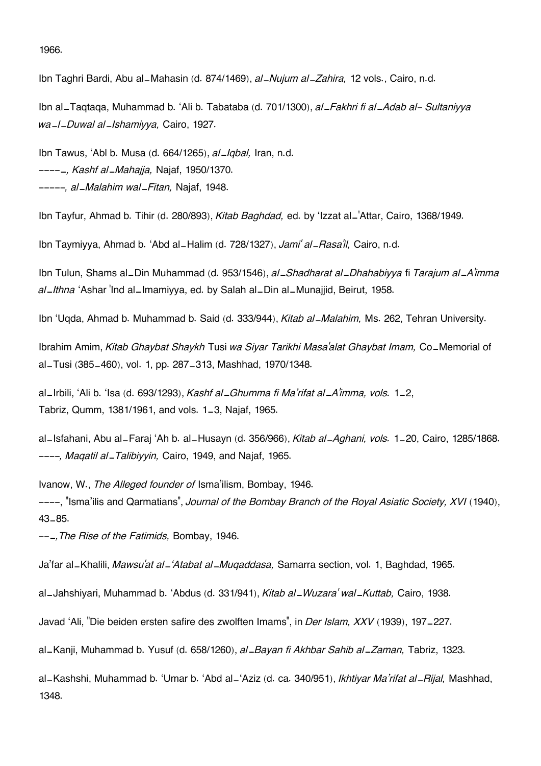1966.

Ibn Taghri Bardi, Abu al_Mahasin (d. 874/1469), *al_Nujum al_Zahira,* 12 vols., Cairo, n.d.

Ibn al_Taqtaqa, Muhammad b. 'Ali b. Tabataba (d. 701/1300), *al_Fakhri fi al_Adab al- Sultaniyya wa_l_Duwal al_Ishamiyya,* Cairo, 1927.

Ibn Tawus, 'Abl b. Musa (d. 664/1265), *al_Iqbal,* Iran, n.d.
----_*, Kashf al_Mahajja,* Najaf, 1950/1370.
-----*, al_Malahim wal_Fitan,* Najaf, 1948.

Ibn Tayfur, Ahmad b. Tihir (d. 280/893), *Kitab Baghdad,* ed. by 'Izzat al_'Attar, Cairo, 1368/1949.

Ibn Taymiyya, Ahmad b. 'Abd al_Halim (d. 728/1327), *Jami' al_Rasa'il,* Cairo, n.d.

Ibn Tulun, Shams al_Din Muhammad (d. 953/1546), *al_Shadharat al_Dhahabiyya* fi *Tarajum al_A'imma al_Ithna* 'Ashar 'Ind al_Imamiyya, ed. by Salah al_Din al_Munajjid, Beirut, 1958.

Ibn 'Uqda, Ahmad b. Muhammad b. Said (d. 333/944), *Kitab al_Malahim,* Ms. 262, Tehran University.

Ibrahim Amim, *Kitab Ghaybat Shaykh* Tusi *wa Siyar Tarikhi Masa'alat Ghaybat Imam,* Co_Memorial of al_Tusi (385_460), vol. 1, pp. 287_313, Mashhad, 1970/1348.

al_Irbili, 'Ali b. 'Isa (d. 693/1293), *Kashf al_Ghumma fi Ma'rifat al_A'imma, vols.* 1_2, Tabriz, Qumm, 1381/1961, and vols. 1_3, Najaf, 1965.

al_Isfahani, Abu al_Faraj 'Ah b. al_Husayn (d. 356/966), *Kitab al_Aghani, vols.* 1_20, Cairo, 1285/1868.
----*, Maqatil al_Talibiyyin,* Cairo, 1949, and Najaf, 1965.

Ivanow, W., *The Alleged founder of* Isma'ilism, Bombay, 1946.
----, "Isma'ilis and Qarmatians", *Journal of the Bombay Branch of the Royal Asiatic Society, XVI* (1940), 43_85.
--_*,The Rise of the Fatimids,* Bombay, 1946.

Ja'far al_Khalili, *Mawsu'at al_'Atabat al_Muqaddasa,* Samarra section, vol. 1, Baghdad, 1965.

al_Jahshiyari, Muhammad b. 'Abdus (d. 331/941), *Kitab al_Wuzara' wal_Kuttab,* Cairo, 1938.

Javad 'Ali, "Die beiden ersten safire des zwolften Imams", in *Der Islam, XXV* (1939), 197_227.

al_Kanji, Muhammad b. Yusuf (d. 658/1260), *al_Bayan fi Akhbar Sahib al_Zaman,* Tabriz, 1323.

al_Kashshi, Muhammad b. 'Umar b. 'Abd al_'Aziz (d. ca. 340/951), *Ikhtiyar Ma'rifat al_Rijal,* Mashhad, 1348.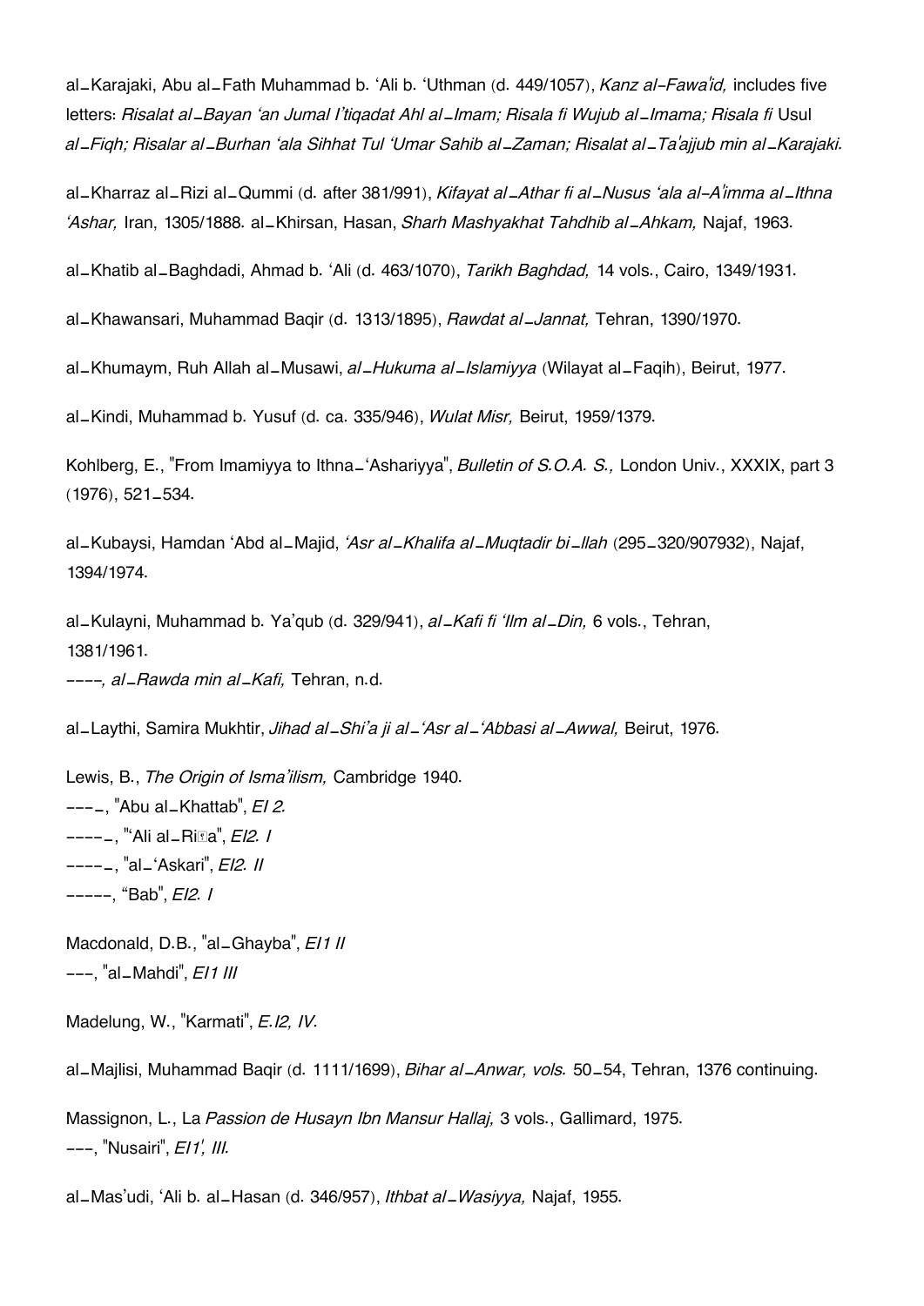al_Karajaki, Abu al_Fath Muhammad b. 'Ali b. 'Uthman (d. 449/1057), *Kanz al-Fawa'id,* includes five letters: *Risalat al_Bayan 'an Jumal I'tiqadat Ahl al_Imam; Risala fi Wujub al_Imama; Risala fi* Usul *al_Fiqh; Risalar al_Burhan 'ala Sihhat Tul 'Umar Sahib al_Zaman; Risalat al_Ta'ajjub min al_Karajaki.*

al_Kharraz al_Rizi al_Qummi (d. after 381/991), *Kifayat al_Athar fi al_Nusus 'ala al-A'imma al_Ithna 'Ashar,* Iran, 1305/1888. al_Khirsan, Hasan, *Sharh Mashyakhat Tahdhib al_Ahkam,* Najaf, 1963.

al_Khatib al_Baghdadi, Ahmad b. 'Ali (d. 463/1070), *Tarikh Baghdad,* 14 vols., Cairo, 1349/1931.

al_Khawansari, Muhammad Baqir (d. 1313/1895), *Rawdat al_Jannat,* Tehran, 1390/1970.

al_Khumaym, Ruh Allah al_Musawi, *al_Hukuma al_Islamiyya* (Wilayat al_Faqih), Beirut, 1977.

al_Kindi, Muhammad b. Yusuf (d. ca. 335/946), *Wulat Misr,* Beirut, 1959/1379.

Kohlberg, E., "From Imamiyya to Ithna_'Ashariyya", *Bulletin of S.O.A. S.,* London Univ., XXXIX, part 3 (1976), 521_534.

al_Kubaysi, Hamdan 'Abd al_Majid, *'Asr al_Khalifa al_Muqtadir bi_llah* (295_320/907932), Najaf, 1394/1974.

al_Kulayni, Muhammad b. Ya'qub (d. 329/941), *al_Kafi fi 'Ilm al_Din,* 6 vols., Tehran, 1381/1961.
----*, al_Rawda min al_Kafi,* Tehran, n.d.

al_Laythi, Samira Mukhtir, *Jihad al_Shi'a ji al_'Asr al_'Abbasi al_Awwal,* Beirut, 1976.

Lewis, B., *The Origin of Isma'ilism,* Cambridge 1940.
---_, "Abu al_Khattab", *EI 2.*
----_, "'Ali al_Ri�a", *EI2. I*
----_, "al_'Askari", *EI2. II*
-----, "Bab", *EI2. I*

Macdonald, D.B., "al_Ghayba", *EI1 II*
---, "al_Mahdi", *EI1 III*

Madelung, W., "Karmati", *E.I2, IV.*

al_Majlisi, Muhammad Baqir (d. 1111/1699), *Bihar al_Anwar, vols.* 50_54, Tehran, 1376 continuing.

Massignon, L., La *Passion de Husayn Ibn Mansur Hallaj,* 3 vols., Gallimard, 1975.
---, "Nusairi", *EI1', III.*

al_Mas'udi, 'Ali b. al_Hasan (d. 346/957), *Ithbat al_Wasiyya,* Najaf, 1955.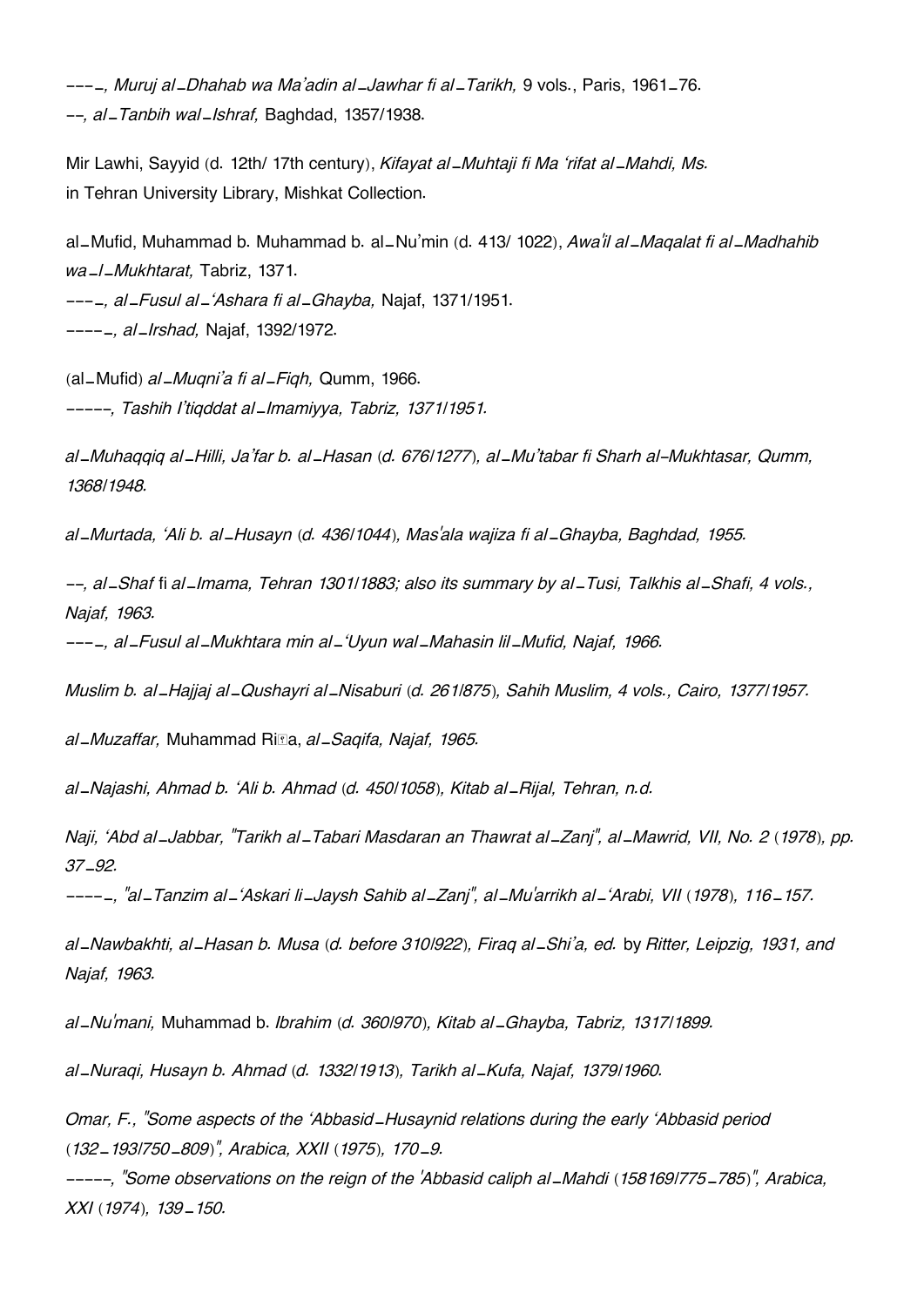---_, *Muruj al_Dhahab wa Ma'adin al_Jawhar fi al_Tarikh,* 9 vols., Paris, 1961_76.

--, *al_Tanbih wal_Ishraf,* Baghdad, 1357/1938.

Mir Lawhi, Sayyid (d. 12th/ 17th century), *Kifayat al_Muhtaji fi Ma 'rifat al_Mahdi, Ms.* in Tehran University Library, Mishkat Collection.

al_Mufid, Muhammad b. Muhammad b. al_Nu'min (d. 413/ 1022), *Awa'il al_Maqalat fi al_Madhahib wa_l_Mukhtarat,* Tabriz, 1371.

---_, *al_Fusul al_'Ashara fi al_Ghayba,* Najaf, 1371/1951.

----_, *al_Irshad,* Najaf, 1392/1972.

(al_Mufid) *al_Muqni'a fi al_Fiqh,* Qumm, 1966.

*-----, Tashih I'tiqddat al_Imamiyya, Tabriz, 1371/1951.*

*al_Muhaqqiq al_Hilli, Ja'far b. al_Hasan (d. 676/1277), al_Mu'tabar fi Sharh al-Mukhtasar, Qumm, 1368/1948.*

*al_Murtada, 'Ali b. al_Husayn (d. 436/1044), Mas'ala wajiza fi al_Ghayba, Baghdad, 1955.*

*--, al_Shaf* fi *al_Imama, Tehran 1301/1883; also its summary by al_Tusi, Talkhis al_Shafi, 4 vols., Najaf, 1963.*

*---_, al_Fusul al_Mukhtara min al_'Uyun wal_Mahasin lil_Mufid, Najaf, 1966.*

*Muslim b. al_Hajjaj al_Qushayri al_Nisaburi (d. 261/875), Sahih Muslim, 4 vols., Cairo, 1377/1957.*

*al_Muzaffar,* Muhammad Riḍa, *al_Saqifa, Najaf, 1965.*

*al_Najashi, Ahmad b. 'Ali b. Ahmad (d. 450/1058), Kitab al_Rijal, Tehran, n.d.*

*Naji, 'Abd al_Jabbar, "Tarikh al_Tabari Masdaran an Thawrat al_Zanj", al_Mawrid, VII, No. 2 (1978), pp. 37_92.*

*----_, "al_Tanzim al_'Askari li_Jaysh Sahib al_Zanj", al_Mu'arrikh al_'Arabi, VII (1978), 116_157.*

*al_Nawbakhti, al_Hasan b. Musa (d. before 310/922), Firaq al_Shi'a, ed.* by *Ritter, Leipzig, 1931, and Najaf, 1963.*

*al_Nu'mani,* Muhammad b. *Ibrahim (d. 360/970), Kitab al_Ghayba, Tabriz, 1317/1899.*

*al_Nuraqi, Husayn b. Ahmad (d. 1332/1913), Tarikh al_Kufa, Najaf, 1379/1960.*

*Omar, F., "Some aspects of the 'Abbasid_Husaynid relations during the early 'Abbasid period (132_193/750_809)", Arabica, XXII (1975), 170_9.*

*-----, "Some observations on the reign of the 'Abbasid caliph al_Mahdi (158169/775_785)", Arabica, XXI (1974), 139_150.*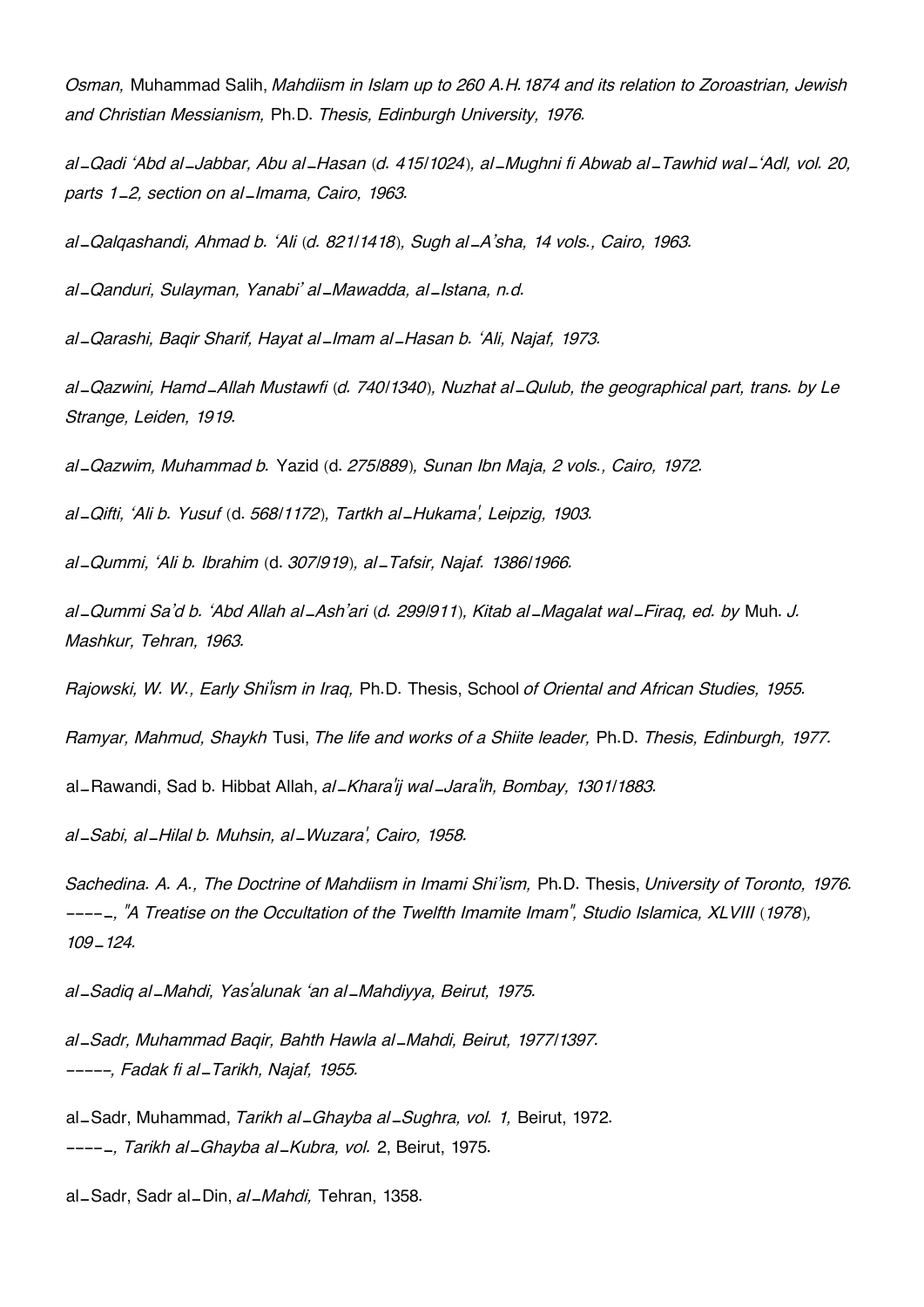*Osman,* Muhammad Salih, *Mahdiism in Islam up to 260 A.H.1874 and its relation to Zoroastrian, Jewish and Christian Messianism,* Ph.D. *Thesis, Edinburgh University, 1976.*

*al_Qadi 'Abd al_Jabbar, Abu al_Hasan* (*d. 415/1024*)*, al_Mughni fi Abwab al_Tawhid wal_'Adl, vol. 20, parts 1_2, section on al_Imama, Cairo, 1963.*

*al_Qalqashandi, Ahmad b. 'Ali* (*d. 821/1418*)*, Sugh al_A'sha, 14 vols., Cairo, 1963.*

*al_Qanduri, Sulayman, Yanabi' al_Mawadda, al_Istana, n.d.*

*al_Qarashi, Baqir Sharif, Hayat al_Imam al_Hasan b. 'Ali, Najaf, 1973.*

*al_Qazwini, Hamd_Allah Mustawfi* (*d. 740/1340*)*, Nuzhat al_Qulub, the geographical part, trans. by Le Strange, Leiden, 1919.*

*al_Qazwim, Muhammad b.* Yazid (d. *275/889*)*, Sunan Ibn Maja, 2 vols., Cairo, 1972.*

*al_Qifti, 'Ali b. Yusuf* (d. *568/1172*)*, Tartkh al_Hukama', Leipzig, 1903.*

*al_Qummi, 'Ali b. Ibrahim* (d. *307/919*)*, al_Tafsir, Najaf. 1386/1966.*

*al_Qummi Sa'd b. 'Abd Allah al_Ash'ari* (*d. 299/911*)*, Kitab al_Magalat wal_Firaq, ed. by* Muh. *J. Mashkur, Tehran, 1963.*

*Rajowski, W. W., Early Shi'ism in Iraq,* Ph.D. Thesis, School *of Oriental and African Studies, 1955.*

*Ramyar, Mahmud, Shaykh* Tusi, *The life and works of a Shiite leader,* Ph.D. *Thesis, Edinburgh, 1977.*

al_Rawandi, Sad b. Hibbat Allah, *al_Khara'ij wal_Jara'ih, Bombay, 1301/1883.*

*al_Sabi, al_Hilal b. Muhsin, al_Wuzara', Cairo, 1958.*

*Sachedina. A. A., The Doctrine of Mahdiism in Imami Shi'ism,* Ph.D. Thesis, *University of Toronto, 1976.*
*----_, "A Treatise on the Occultation of the Twelfth Imamite Imam", Studio Islamica, XLVIII* (*1978*)*, 109_124.*

*al_Sadiq al_Mahdi, Yas'alunak 'an al_Mahdiyya, Beirut, 1975.*

*al_Sadr, Muhammad Baqir, Bahth Hawla al_Mahdi, Beirut, 1977/1397.*
*-----, Fadak fi al_Tarikh, Najaf, 1955.*

al_Sadr, Muhammad, *Tarikh al_Ghayba al_Sughra, vol. 1,* Beirut, 1972.
*----_, Tarikh al_Ghayba al_Kubra, vol.* 2, Beirut, 1975.

al_Sadr, Sadr al_Din, *al_Mahdi,* Tehran, 1358.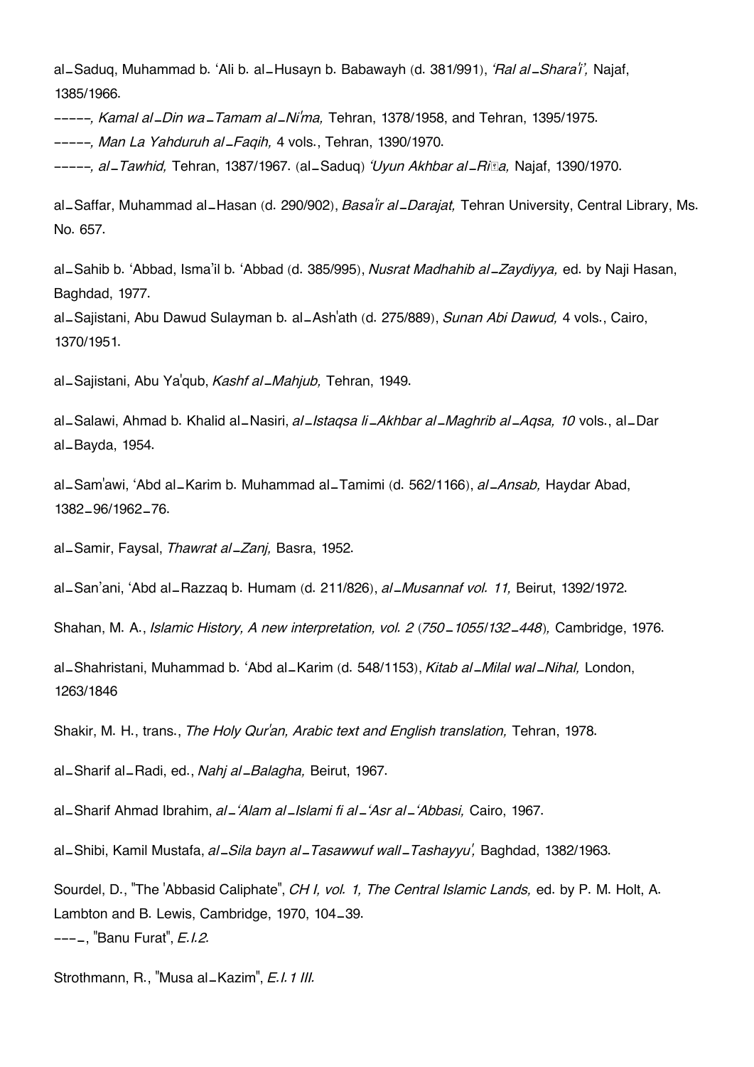al_Saduq, Muhammad b. 'Ali b. al_Husayn b. Babawayh (d. 381/991), *'Ral al_Shara'i',* Najaf, 1385/1966.

-----*, Kamal al_Din wa_Tamam al_Ni'ma,* Tehran, 1378/1958, and Tehran, 1395/1975.

-----*, Man La Yahduruh al_Faqih,* 4 vols., Tehran, 1390/1970.

-----*, al_Tawhid,* Tehran, 1387/1967. (al_Saduq) *'Uyun Akhbar al_Riḍa,* Najaf, 1390/1970.

al_Saffar, Muhammad al_Hasan (d. 290/902), *Basa'ir al_Darajat,* Tehran University, Central Library, Ms. No. 657.

al_Sahib b. 'Abbad, Isma'il b. 'Abbad (d. 385/995), *Nusrat Madhahib al_Zaydiyya,* ed. by Naji Hasan, Baghdad, 1977.

al_Sajistani, Abu Dawud Sulayman b. al_Ash'ath (d. 275/889), *Sunan Abi Dawud,* 4 vols., Cairo, 1370/1951.

al_Sajistani, Abu Ya'qub, *Kashf al_Mahjub,* Tehran, 1949.

al_Salawi, Ahmad b. Khalid al_Nasiri, *al_Istaqsa li_Akhbar al_Maghrib al_Aqsa, 10* vols., al_Dar al_Bayda, 1954.

al_Sam'awi, 'Abd al_Karim b. Muhammad al_Tamimi (d. 562/1166), *al_Ansab,* Haydar Abad, 1382_96/1962_76.

al_Samir, Faysal, *Thawrat al_Zanj,* Basra, 1952.

al_San'ani, 'Abd al_Razzaq b. Humam (d. 211/826), *al_Musannaf vol. 11,* Beirut, 1392/1972.

Shahan, M. A., *Islamic History, A new interpretation, vol. 2 (750_1055/132_448),* Cambridge, 1976.

al_Shahristani, Muhammad b. 'Abd al_Karim (d. 548/1153), *Kitab al_Milal wal_Nihal,* London, 1263/1846

Shakir, M. H., trans., *The Holy Qur'an, Arabic text and English translation,* Tehran, 1978.

al_Sharif al_Radi, ed., *Nahj al_Balagha,* Beirut, 1967.

al_Sharif Ahmad Ibrahim, *al_'Alam al_Islami fi al_'Asr al_'Abbasi,* Cairo, 1967.

al_Shibi, Kamil Mustafa, *al_Sila bayn al_Tasawwuf wall_Tashayyu',* Baghdad, 1382/1963.

Sourdel, D., "The 'Abbasid Caliphate", *CH I, vol. 1, The Central Islamic Lands,* ed. by P. M. Holt, A. Lambton and B. Lewis, Cambridge, 1970, 104_39.

---_, "Banu Furat", *E.I.2.*

Strothmann, R., "Musa al_Kazim", *E.I.1 III.*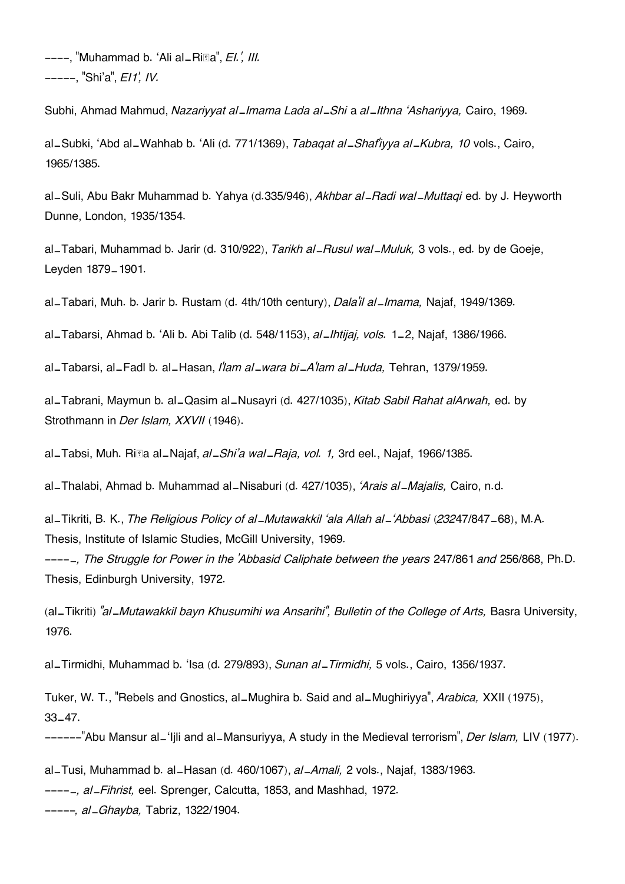----, "Muhammad b. 'Ali al_Ri⍰a", *EI.', III.*
-----, "Shi'a", *EI1', IV.*

Subhi, Ahmad Mahmud, *Nazariyyat al_Imama Lada al_Shi* a *al_Ithna 'Ashariyya,* Cairo, 1969.

al_Subki, 'Abd al_Wahhab b. 'Ali (d. 771/1369), *Tabaqat al_Shaf'iyya al_Kubra, 10* vols., Cairo, 1965/1385.

al_Suli, Abu Bakr Muhammad b. Yahya (d.335/946), *Akhbar al_Radi wal_Muttaqi* ed. by J. Heyworth Dunne, London, 1935/1354.

al_Tabari, Muhammad b. Jarir (d. 310/922), *Tarikh al_Rusul wal_Muluk,* 3 vols., ed. by de Goeje, Leyden 1879_1901.

al_Tabari, Muh. b. Jarir b. Rustam (d. 4th/10th century), *Dala'il al_Imama,* Najaf, 1949/1369.

al_Tabarsi, Ahmad b. 'Ali b. Abi Talib (d. 548/1153), *al_Ihtijaj, vols.* 1_2, Najaf, 1386/1966.

al_Tabarsi, al_Fadl b. al_Hasan, *I'lam al_wara bi_A'lam al_Huda,* Tehran, 1379/1959.

al_Tabrani, Maymun b. al_Qasim al_Nusayri (d. 427/1035), *Kitab Sabil Rahat alArwah,* ed. by Strothmann in *Der Islam, XXVII* (1946).

al_Tabsi, Muh. Ri⍰a al_Najaf, *al_Shi'a wal_Raja, vol. 1,* 3rd eel., Najaf, 1966/1385.

al_Thalabi, Ahmad b. Muhammad al_Nisaburi (d. 427/1035), *'Arais al_Majalis,* Cairo, n.d.

al_Tikriti, B. K., *The Religious Policy of al_Mutawakkil 'ala Allah al_'Abbasi (232*47/847_68), M.A. Thesis, Institute of Islamic Studies, McGill University, 1969.
----_*, The Struggle for Power in the 'Abbasid Caliphate between the years* 247/861 *and* 256/868, Ph.D. Thesis, Edinburgh University, 1972.

(al_Tikriti) *"al_Mutawakkil bayn Khusumihi wa Ansarihi", Bulletin of the College of Arts,* Basra University, 1976.

al_Tirmidhi, Muhammad b. 'Isa (d. 279/893), *Sunan al_Tirmidhi,* 5 vols., Cairo, 1356/1937.

Tuker, W. T., "Rebels and Gnostics, al_Mughira b. Said and al_Mughiriyya", *Arabica,* XXII (1975), 33_47.
------"Abu Mansur al_'Ijli and al_Mansuriyya, A study in the Medieval terrorism", *Der Islam,* LIV (1977).

al_Tusi, Muhammad b. al_Hasan (d. 460/1067), *al_Amali,* 2 vols., Najaf, 1383/1963.
----_*, al_Fihrist,* eel. Sprenger, Calcutta, 1853, and Mashhad, 1972.
-----*, al_Ghayba,* Tabriz, 1322/1904.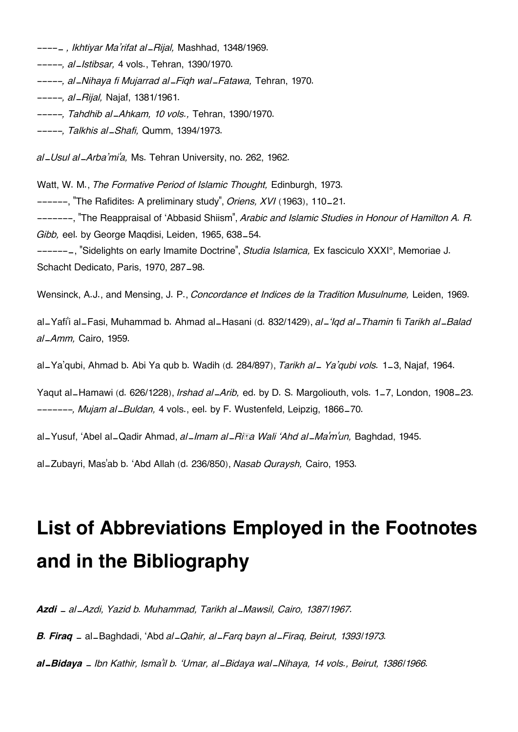----– , *Ikhtiyar Ma'rifat al–Rijal,* Mashhad, 1348/1969.
-----, *al–Istibsar,* 4 vols., Tehran, 1390/1970.
-----, *al–Nihaya fi Mujarrad al–Fiqh wal–Fatawa,* Tehran, 1970.
-----, *al–Rijal,* Najaf, 1381/1961.
-----, *Tahdhib al–Ahkam, 10 vols.,* Tehran, 1390/1970.
-----, *Talkhis al–Shafi,* Qumm, 1394/1973.

*al–Usul al–Arba'mi'a,* Ms. Tehran University, no. 262, 1962.

Watt, W. M., *The Formative Period of Islamic Thought,* Edinburgh, 1973.
------, "The Rafidites: A preliminary study", *Oriens, XVI* (1963), 110–21.
-------, "The Reappraisal of 'Abbasid Shiism", *Arabic and Islamic Studies in Honour of Hamilton A. R. Gibb,* eel. by George Maqdisi, Leiden, 1965, 638–54.
------–, "Sidelights on early Imamite Doctrine", *Studia Islamica,* Ex fasciculo XXXI°, Memoriae J. Schacht Dedicato, Paris, 1970, 287–98.

Wensinck, A.J., and Mensing, J. P., *Concordance et Indices de la Tradition Musulnume,* Leiden, 1969.

al–Yafi'i al–Fasi, Muhammad b. Ahmad al–Hasani (d. 832/1429), *al–'Iqd al–Thamin* fi *Tarikh al–Balad al–Amm,* Cairo, 1959.

al–Ya'qubi, Ahmad b. Abi Ya qub b. Wadih (d. 284/897), *Tarikh al– Ya'qubi vols.* 1–3, Najaf, 1964.

Yaqut al–Hamawi (d. 626/1228), *Irshad al–Arib,* ed. by D. S. Margoliouth, vols. 1–7, London, 1908–23.
-------, *Mujam al–Buldan,* 4 vols., eel. by F. Wustenfeld, Leipzig, 1866–70.

al–Yusuf, 'Abel al–Qadir Ahmad, *al–Imam al–Riḍa Wali 'Ahd al–Ma'm'un,* Baghdad, 1945.

al–Zubayri, Mas'ab b. 'Abd Allah (d. 236/850), *Nasab Quraysh,* Cairo, 1953.

# List of Abbreviations Employed in the Footnotes and in the Bibliography

***Azdi*** *– al–Azdi, Yazid b. Muhammad, Tarikh al–Mawsil, Cairo, 1387/1967.*

***B. Firaq*** – al–Baghdadi, 'Abd *al–Qahir, al–Farq bayn al–Firaq, Beirut, 1393/1973.*

***al–Bidaya*** *– Ibn Kathir, Isma'il b. 'Umar, al–Bidaya wal–Nihaya, 14 vols., Beirut, 1386/1966.*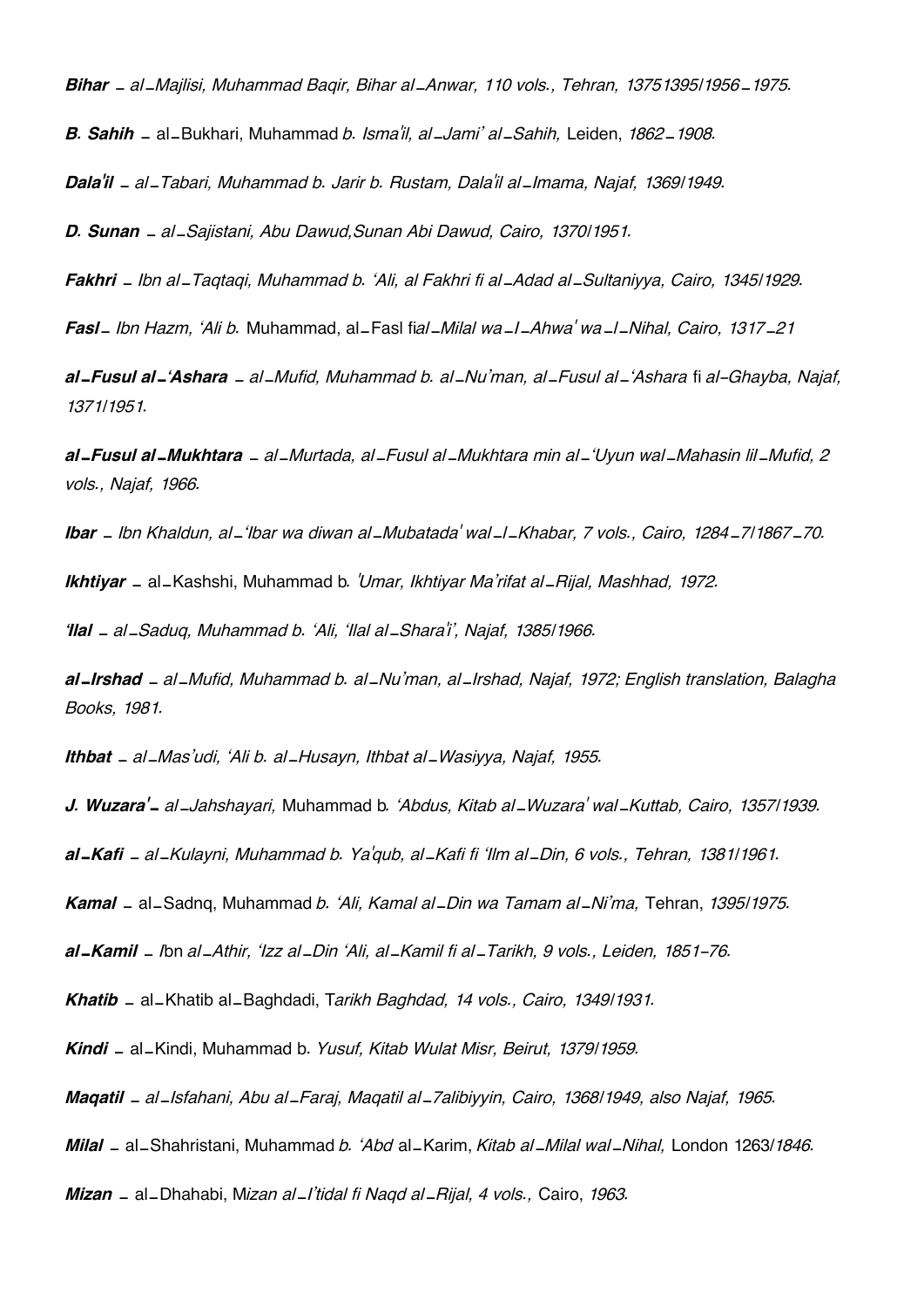***Bihar*** *– al–Majlisi, Muhammad Baqir, Bihar al–Anwar, 110 vols., Tehran, 13751395/1956–1975.*

***B. Sahih*** – al–Bukhari, Muhammad *b. Isma'il, al–Jami' al–Sahih,* Leiden, *1862–1908.*

***Dala'il*** *– al–Tabari, Muhammad b. Jarir b. Rustam, Dala'il al–Imama, Najaf, 1369/1949.*

***D. Sunan*** *– al–Sajistani, Abu Dawud,Sunan Abi Dawud, Cairo, 1370/1951.*

***Fakhri*** *– Ibn al–Taqtaqi, Muhammad b. 'Ali, al Fakhri fi al–Adad al–Sultaniyya, Cairo, 1345/1929.*

***Fasl*** *– Ibn Hazm, 'Ali b.* Muhammad, al–Fasl fi*al–Milal wa–l–Ahwa' wa–l–Nihal, Cairo, 1317–21*

***al–Fusul al–'Ashara*** *– al–Mufid, Muhammad b. al–Nu'man, al–Fusul al–'Ashara* fi *al-Ghayba, Najaf, 1371/1951.*

***al–Fusul al–Mukhtara*** *– al–Murtada, al–Fusul al–Mukhtara min al–'Uyun wal–Mahasin lil–Mufid, 2 vols., Najaf, 1966.*

***Ibar*** *– Ibn Khaldun, al–'Ibar wa diwan al–Mubatada' wal–l–Khabar, 7 vols., Cairo, 1284–7/1867–70.*

***Ikhtiyar*** – al–Kashshi, Muhammad b*. 'Umar, Ikhtiyar Ma'rifat al–Rijal, Mashhad, 1972.*

***'Ilal*** *– al–Saduq, Muhammad b. 'Ali, 'Ilal al–Shara'i', Najaf, 1385/1966.*

***al–Irshad*** *– al–Mufid, Muhammad b. al–Nu'man, al–Irshad, Najaf, 1972; English translation, Balagha Books, 1981.*

***Ithbat*** *– al–Mas'udi, 'Ali b. al–Husayn, Ithbat al–Wasiyya, Najaf, 1955.*

***J. Wuzara'*** *– al–Jahshayari,* Muhammad b*. 'Abdus, Kitab al–Wuzara' wal–Kuttab, Cairo, 1357/1939.*

***al–Kafi*** *– al–Kulayni, Muhammad b. Ya'qub, al–Kafi fi 'Ilm al–Din, 6 vols., Tehran, 1381/1961.*

***Kamal*** – al–Sadnq, Muhammad *b. 'Ali, Kamal al–Din wa Tamam al–Ni'ma,* Tehran, *1395/1975.*

***al–Kamil*** *– I*bn *al–Athir, 'Izz al–Din 'Ali, al–Kamil fi al–Tarikh, 9 vols., Leiden, 1851-76.*

***Khatib*** – al–Khatib al–Baghdadi, T*arikh Baghdad, 14 vols., Cairo, 1349/1931.*

***Kindi*** – al–Kindi, Muhammad b. *Yusuf, Kitab Wulat Misr, Beirut, 1379/1959.*

***Maqatil*** *– al–Isfahani, Abu al–Faraj, Maqatil al–7alibiyyin, Cairo, 1368/1949, also Najaf, 1965.*

***Milal*** – al–Shahristani, Muhammad *b. 'Abd* al–Karim, *Kitab al–Milal wal–Nihal,* London 1263/*1846.*

***Mizan*** – al–Dhahabi, M*izan al–I'tidal fi Naqd al–Rijal, 4 vols.,* Cairo, *1963.*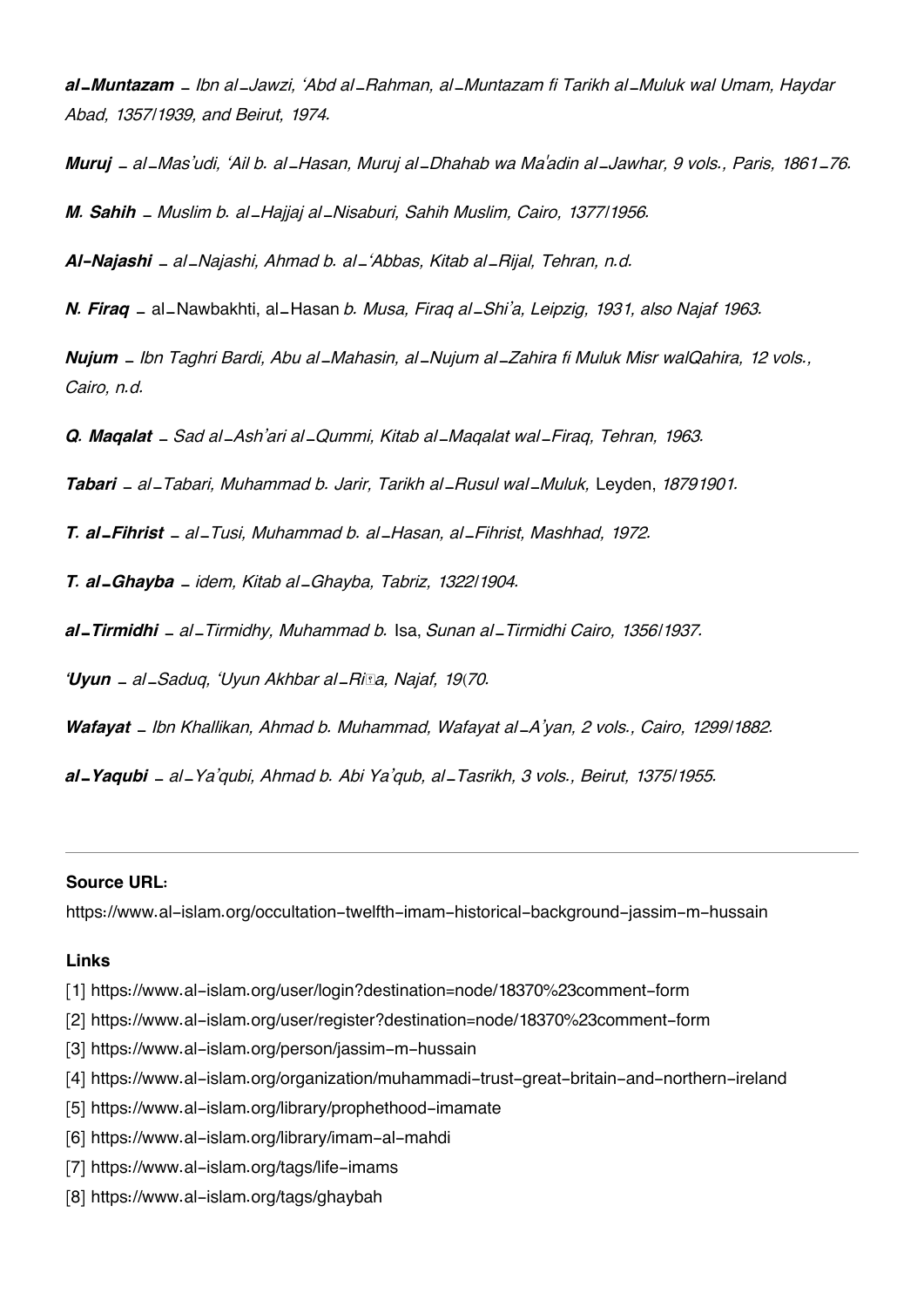***al-Muntazam*** *- Ibn al-Jawzi, 'Abd al-Rahman, al-Muntazam fi Tarikh al-Muluk wal Umam, Haydar Abad, 1357/1939, and Beirut, 1974.*

***Muruj*** *- al-Mas'udi, 'Ail b. al-Hasan, Muruj al-Dhahab wa Ma'adin al-Jawhar, 9 vols., Paris, 1861-76.*

***M. Sahih*** *- Muslim b. al-Hajjaj al-Nisaburi, Sahih Muslim, Cairo, 1377/1956.*

***Al-Najashi*** *- al-Najashi, Ahmad b. al-'Abbas, Kitab al-Rijal, Tehran, n.d.*

***N. Firaq*** - al-Nawbakhti, al-Hasan *b. Musa, Firaq al-Shi'a, Leipzig, 1931, also Najaf 1963.*

***Nujum*** *- Ibn Taghri Bardi, Abu al-Mahasin, al-Nujum al-Zahira fi Muluk Misr walQahira, 12 vols., Cairo, n.d.*

***Q. Maqalat*** *- Sad al-Ash'ari al-Qummi, Kitab al-Maqalat wal-Firaq, Tehran, 1963.*

***Tabari*** *- al-Tabari, Muhammad b. Jarir, Tarikh al-Rusul wal-Muluk,* Leyden, *18791901.*

***T. al-Fihrist*** *- al-Tusi, Muhammad b. al-Hasan, al-Fihrist, Mashhad, 1972.*

***T. al-Ghayba*** *- idem, Kitab al-Ghayba, Tabriz, 1322/1904.*

***al-Tirmidhi*** *- al-Tirmidhy, Muhammad b.* Isa, *Sunan al-Tirmidhi Cairo, 1356/1937.*

***'Uyun*** *- al-Saduq, 'Uyun Akhbar al-Ri�a, Najaf, 19(70.*

***Wafayat*** *- Ibn Khallikan, Ahmad b. Muhammad, Wafayat al-A'yan, 2 vols., Cairo, 1299/1882.*

***al-Yaqubi*** *- al-Ya'qubi, Ahmad b. Abi Ya'qub, al-Tasrikh, 3 vols., Beirut, 1375/1955.*

---

**Source URL:**
https://www.al-islam.org/occultation-twelfth-imam-historical-background-jassim-m-hussain

**Links**

[1] https://www.al-islam.org/user/login?destination=node/18370%23comment-form
[2] https://www.al-islam.org/user/register?destination=node/18370%23comment-form
[3] https://www.al-islam.org/person/jassim-m-hussain
[4] https://www.al-islam.org/organization/muhammadi-trust-great-britain-and-northern-ireland
[5] https://www.al-islam.org/library/prophethood-imamate
[6] https://www.al-islam.org/library/imam-al-mahdi
[7] https://www.al-islam.org/tags/life-imams
[8] https://www.al-islam.org/tags/ghaybah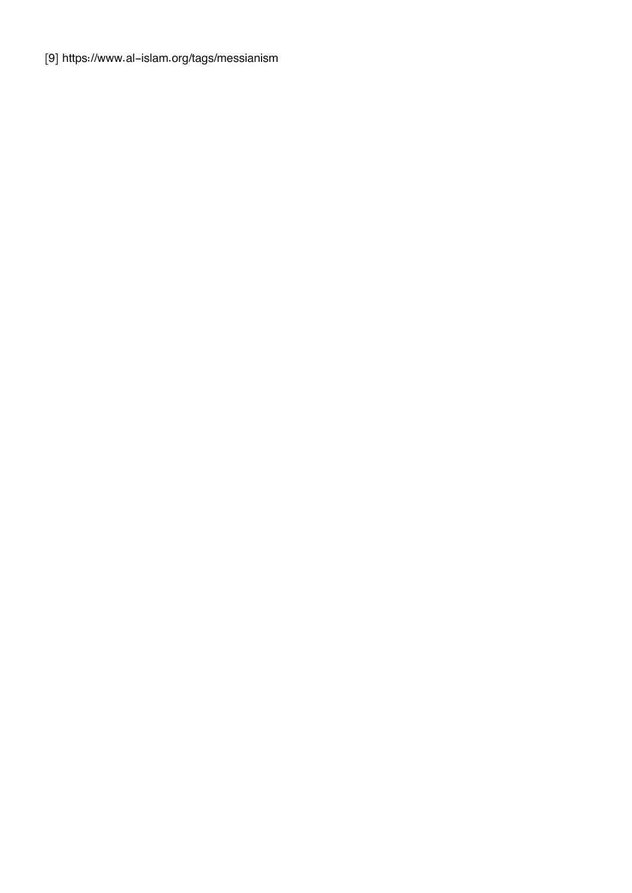[9] https://www.al-islam.org/tags/messianism